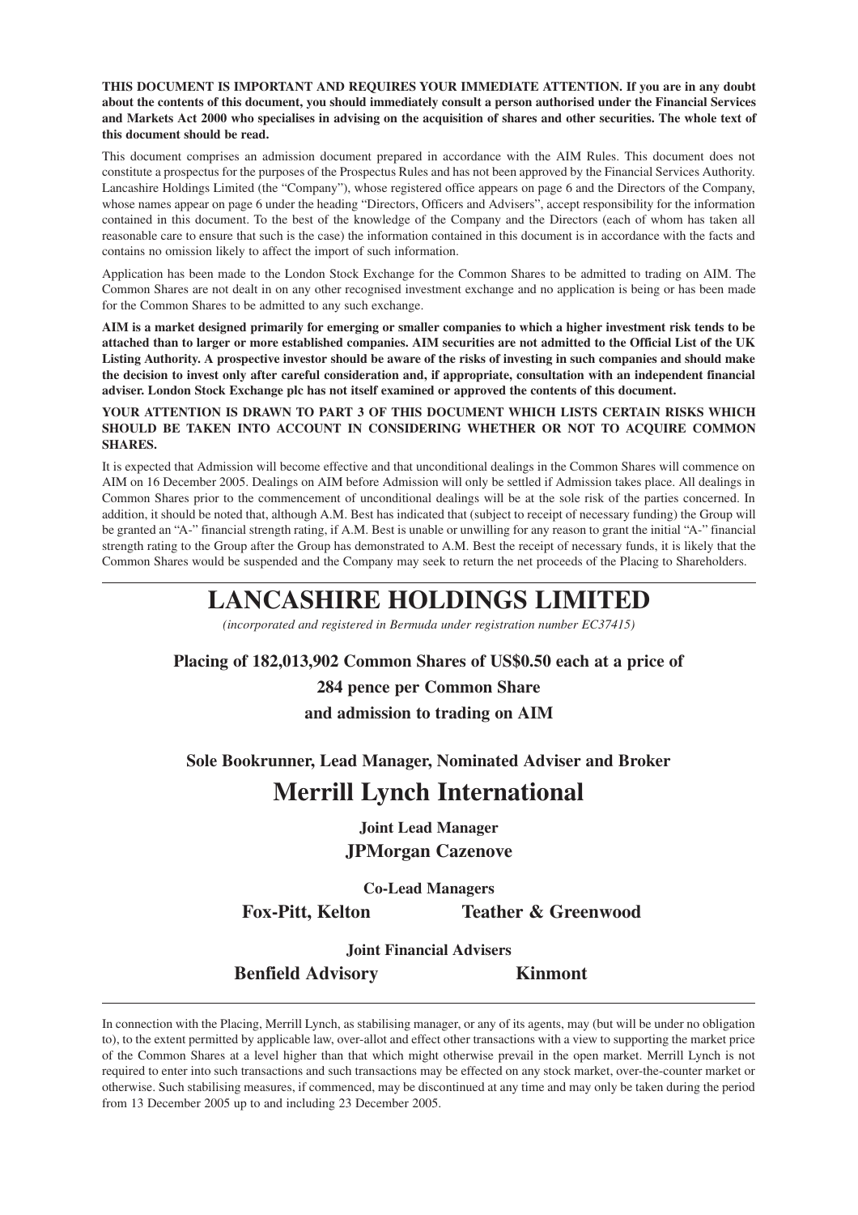**THIS DOCUMENT IS IMPORTANT AND REQUIRES YOUR IMMEDIATE ATTENTION. If you are in any doubt about the contents of this document, you should immediately consult a person authorised under the Financial Services and Markets Act 2000 who specialises in advising on the acquisition of shares and other securities. The whole text of this document should be read.**

This document comprises an admission document prepared in accordance with the AIM Rules. This document does not constitute a prospectus for the purposes of the Prospectus Rules and has not been approved by the Financial Services Authority. Lancashire Holdings Limited (the "Company"), whose registered office appears on page 6 and the Directors of the Company, whose names appear on page 6 under the heading "Directors, Officers and Advisers", accept responsibility for the information contained in this document. To the best of the knowledge of the Company and the Directors (each of whom has taken all reasonable care to ensure that such is the case) the information contained in this document is in accordance with the facts and contains no omission likely to affect the import of such information.

Application has been made to the London Stock Exchange for the Common Shares to be admitted to trading on AIM. The Common Shares are not dealt in on any other recognised investment exchange and no application is being or has been made for the Common Shares to be admitted to any such exchange.

**AIM is a market designed primarily for emerging or smaller companies to which a higher investment risk tends to be attached than to larger or more established companies. AIM securities are not admitted to the Official List of the UK Listing Authority. A prospective investor should be aware of the risks of investing in such companies and should make the decision to invest only after careful consideration and, if appropriate, consultation with an independent financial adviser. London Stock Exchange plc has not itself examined or approved the contents of this document.**

**YOUR ATTENTION IS DRAWN TO PART 3 OF THIS DOCUMENT WHICH LISTS CERTAIN RISKS WHICH SHOULD BE TAKEN INTO ACCOUNT IN CONSIDERING WHETHER OR NOT TO ACQUIRE COMMON SHARES.**

It is expected that Admission will become effective and that unconditional dealings in the Common Shares will commence on AIM on 16 December 2005. Dealings on AIM before Admission will only be settled if Admission takes place. All dealings in Common Shares prior to the commencement of unconditional dealings will be at the sole risk of the parties concerned. In addition, it should be noted that, although A.M. Best has indicated that (subject to receipt of necessary funding) the Group will be granted an "A-" financial strength rating, if A.M. Best is unable or unwilling for any reason to grant the initial "A-" financial strength rating to the Group after the Group has demonstrated to A.M. Best the receipt of necessary funds, it is likely that the Common Shares would be suspended and the Company may seek to return the net proceeds of the Placing to Shareholders.

# LANCASHIRE HOLDINGS LIMITED

*(incorporated and registered in Bermuda under registration number EC37415)*

**Placing of 182,013,902 Common Shares of US$0.50 each at a price of**

**284 pence per Common Share**

**and admission to trading on AIM**

**Sole Bookrunner, Lead Manager, Nominated Adviser and Broker**

## Merrill Lynch International

**Joint Lead Manager**

**JPMorgan Cazenove**

**Co-Lead Managers**

**Fox-Pitt, Kelton** **Teather & Greenwood**

**Joint Financial Advisers**

**Benfield Advisory** **Kinmont**

In connection with the Placing, Merrill Lynch, as stabilising manager, or any of its agents, may (but will be under no obligation to), to the extent permitted by applicable law, over-allot and effect other transactions with a view to supporting the market price of the Common Shares at a level higher than that which might otherwise prevail in the open market. Merrill Lynch is not required to enter into such transactions and such transactions may be effected on any stock market, over-the-counter market or otherwise. Such stabilising measures, if commenced, may be discontinued at any time and may only be taken during the period from 13 December 2005 up to and including 23 December 2005.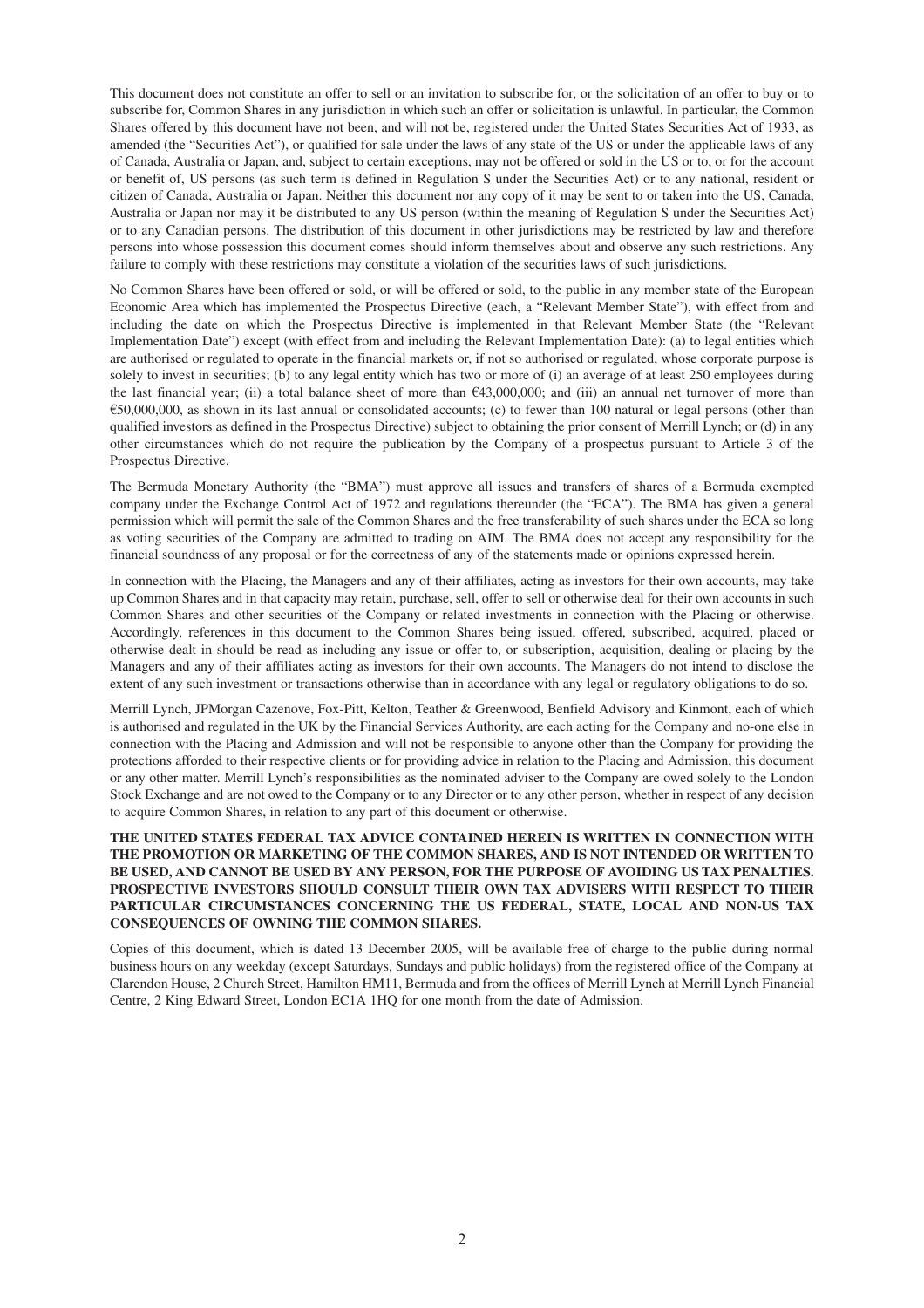This document does not constitute an offer to sell or an invitation to subscribe for, or the solicitation of an offer to buy or to subscribe for, Common Shares in any jurisdiction in which such an offer or solicitation is unlawful. In particular, the Common Shares offered by this document have not been, and will not be, registered under the United States Securities Act of 1933, as amended (the "Securities Act"), or qualified for sale under the laws of any state of the US or under the applicable laws of any of Canada, Australia or Japan, and, subject to certain exceptions, may not be offered or sold in the US or to, or for the account or benefit of, US persons (as such term is defined in Regulation S under the Securities Act) or to any national, resident or citizen of Canada, Australia or Japan. Neither this document nor any copy of it may be sent to or taken into the US, Canada, Australia or Japan nor may it be distributed to any US person (within the meaning of Regulation S under the Securities Act) or to any Canadian persons. The distribution of this document in other jurisdictions may be restricted by law and therefore persons into whose possession this document comes should inform themselves about and observe any such restrictions. Any failure to comply with these restrictions may constitute a violation of the securities laws of such jurisdictions.

No Common Shares have been offered or sold, or will be offered or sold, to the public in any member state of the European Economic Area which has implemented the Prospectus Directive (each, a "Relevant Member State"), with effect from and including the date on which the Prospectus Directive is implemented in that Relevant Member State (the "Relevant Implementation Date") except (with effect from and including the Relevant Implementation Date): (a) to legal entities which are authorised or regulated to operate in the financial markets or, if not so authorised or regulated, whose corporate purpose is solely to invest in securities; (b) to any legal entity which has two or more of (i) an average of at least 250 employees during the last financial year; (ii) a total balance sheet of more than €43,000,000; and (iii) an annual net turnover of more than €50,000,000, as shown in its last annual or consolidated accounts; (c) to fewer than 100 natural or legal persons (other than qualified investors as defined in the Prospectus Directive) subject to obtaining the prior consent of Merrill Lynch; or (d) in any other circumstances which do not require the publication by the Company of a prospectus pursuant to Article 3 of the Prospectus Directive.

The Bermuda Monetary Authority (the "BMA") must approve all issues and transfers of shares of a Bermuda exempted company under the Exchange Control Act of 1972 and regulations thereunder (the "ECA"). The BMA has given a general permission which will permit the sale of the Common Shares and the free transferability of such shares under the ECA so long as voting securities of the Company are admitted to trading on AIM. The BMA does not accept any responsibility for the financial soundness of any proposal or for the correctness of any of the statements made or opinions expressed herein.

In connection with the Placing, the Managers and any of their affiliates, acting as investors for their own accounts, may take up Common Shares and in that capacity may retain, purchase, sell, offer to sell or otherwise deal for their own accounts in such Common Shares and other securities of the Company or related investments in connection with the Placing or otherwise. Accordingly, references in this document to the Common Shares being issued, offered, subscribed, acquired, placed or otherwise dealt in should be read as including any issue or offer to, or subscription, acquisition, dealing or placing by the Managers and any of their affiliates acting as investors for their own accounts. The Managers do not intend to disclose the extent of any such investment or transactions otherwise than in accordance with any legal or regulatory obligations to do so.

Merrill Lynch, JPMorgan Cazenove, Fox-Pitt, Kelton, Teather & Greenwood, Benfield Advisory and Kinmont, each of which is authorised and regulated in the UK by the Financial Services Authority, are each acting for the Company and no-one else in connection with the Placing and Admission and will not be responsible to anyone other than the Company for providing the protections afforded to their respective clients or for providing advice in relation to the Placing and Admission, this document or any other matter. Merrill Lynch's responsibilities as the nominated adviser to the Company are owed solely to the London Stock Exchange and are not owed to the Company or to any Director or to any other person, whether in respect of any decision to acquire Common Shares, in relation to any part of this document or otherwise.

**THE UNITED STATES FEDERAL TAX ADVICE CONTAINED HEREIN IS WRITTEN IN CONNECTION WITH THE PROMOTION OR MARKETING OF THE COMMON SHARES, AND IS NOT INTENDED OR WRITTEN TO BE USED, AND CANNOT BE USED BY ANY PERSON, FOR THE PURPOSE OF AVOIDING US TAX PENALTIES. PROSPECTIVE INVESTORS SHOULD CONSULT THEIR OWN TAX ADVISERS WITH RESPECT TO THEIR PARTICULAR CIRCUMSTANCES CONCERNING THE US FEDERAL, STATE, LOCAL AND NON-US TAX CONSEQUENCES OF OWNING THE COMMON SHARES.**

Copies of this document, which is dated 13 December 2005, will be available free of charge to the public during normal business hours on any weekday (except Saturdays, Sundays and public holidays) from the registered office of the Company at Clarendon House, 2 Church Street, Hamilton HM11, Bermuda and from the offices of Merrill Lynch at Merrill Lynch Financial Centre, 2 King Edward Street, London EC1A 1HQ for one month from the date of Admission.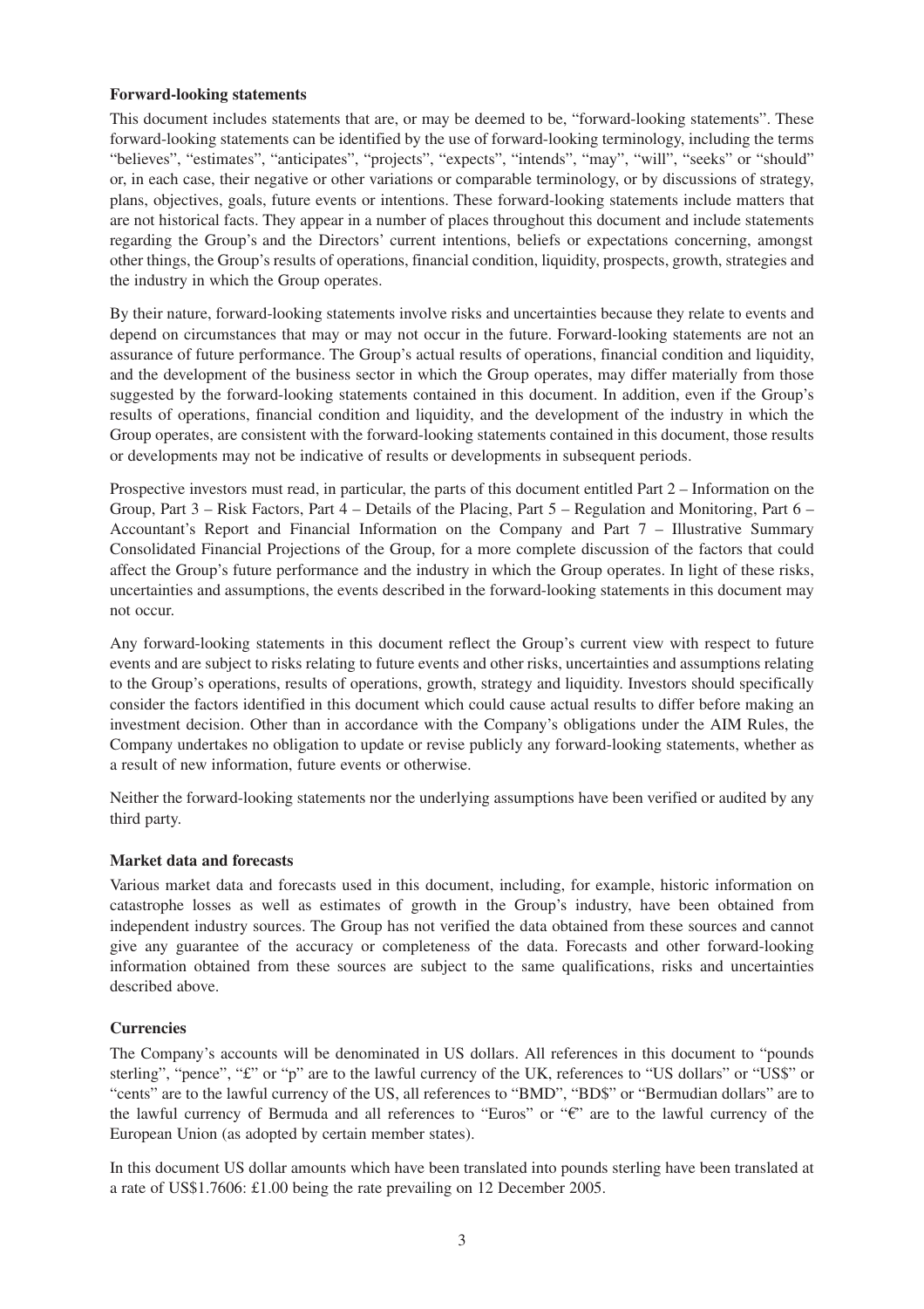**Forward-looking statements**

This document includes statements that are, or may be deemed to be, "forward-looking statements". These forward-looking statements can be identified by the use of forward-looking terminology, including the terms "believes", "estimates", "anticipates", "projects", "expects", "intends", "may", "will", "seeks" or "should" or, in each case, their negative or other variations or comparable terminology, or by discussions of strategy, plans, objectives, goals, future events or intentions. These forward-looking statements include matters that are not historical facts. They appear in a number of places throughout this document and include statements regarding the Group's and the Directors' current intentions, beliefs or expectations concerning, amongst other things, the Group's results of operations, financial condition, liquidity, prospects, growth, strategies and the industry in which the Group operates.

By their nature, forward-looking statements involve risks and uncertainties because they relate to events and depend on circumstances that may or may not occur in the future. Forward-looking statements are not an assurance of future performance. The Group's actual results of operations, financial condition and liquidity, and the development of the business sector in which the Group operates, may differ materially from those suggested by the forward-looking statements contained in this document. In addition, even if the Group's results of operations, financial condition and liquidity, and the development of the industry in which the Group operates, are consistent with the forward-looking statements contained in this document, those results or developments may not be indicative of results or developments in subsequent periods.

Prospective investors must read, in particular, the parts of this document entitled Part 2 – Information on the Group, Part 3 – Risk Factors, Part 4 – Details of the Placing, Part 5 – Regulation and Monitoring, Part 6 – Accountant's Report and Financial Information on the Company and Part 7 – Illustrative Summary Consolidated Financial Projections of the Group, for a more complete discussion of the factors that could affect the Group's future performance and the industry in which the Group operates. In light of these risks, uncertainties and assumptions, the events described in the forward-looking statements in this document may not occur.

Any forward-looking statements in this document reflect the Group's current view with respect to future events and are subject to risks relating to future events and other risks, uncertainties and assumptions relating to the Group's operations, results of operations, growth, strategy and liquidity. Investors should specifically consider the factors identified in this document which could cause actual results to differ before making an investment decision. Other than in accordance with the Company's obligations under the AIM Rules, the Company undertakes no obligation to update or revise publicly any forward-looking statements, whether as a result of new information, future events or otherwise.

Neither the forward-looking statements nor the underlying assumptions have been verified or audited by any third party.

**Market data and forecasts**

Various market data and forecasts used in this document, including, for example, historic information on catastrophe losses as well as estimates of growth in the Group's industry, have been obtained from independent industry sources. The Group has not verified the data obtained from these sources and cannot give any guarantee of the accuracy or completeness of the data. Forecasts and other forward-looking information obtained from these sources are subject to the same qualifications, risks and uncertainties described above.

**Currencies**

The Company's accounts will be denominated in US dollars. All references in this document to "pounds sterling", "pence", "£" or "p" are to the lawful currency of the UK, references to "US dollars" or "US$" or "cents" are to the lawful currency of the US, all references to "BMD", "BD$" or "Bermudian dollars" are to the lawful currency of Bermuda and all references to "Euros" or "€" are to the lawful currency of the European Union (as adopted by certain member states).

In this document US dollar amounts which have been translated into pounds sterling have been translated at a rate of US$1.7606: £1.00 being the rate prevailing on 12 December 2005.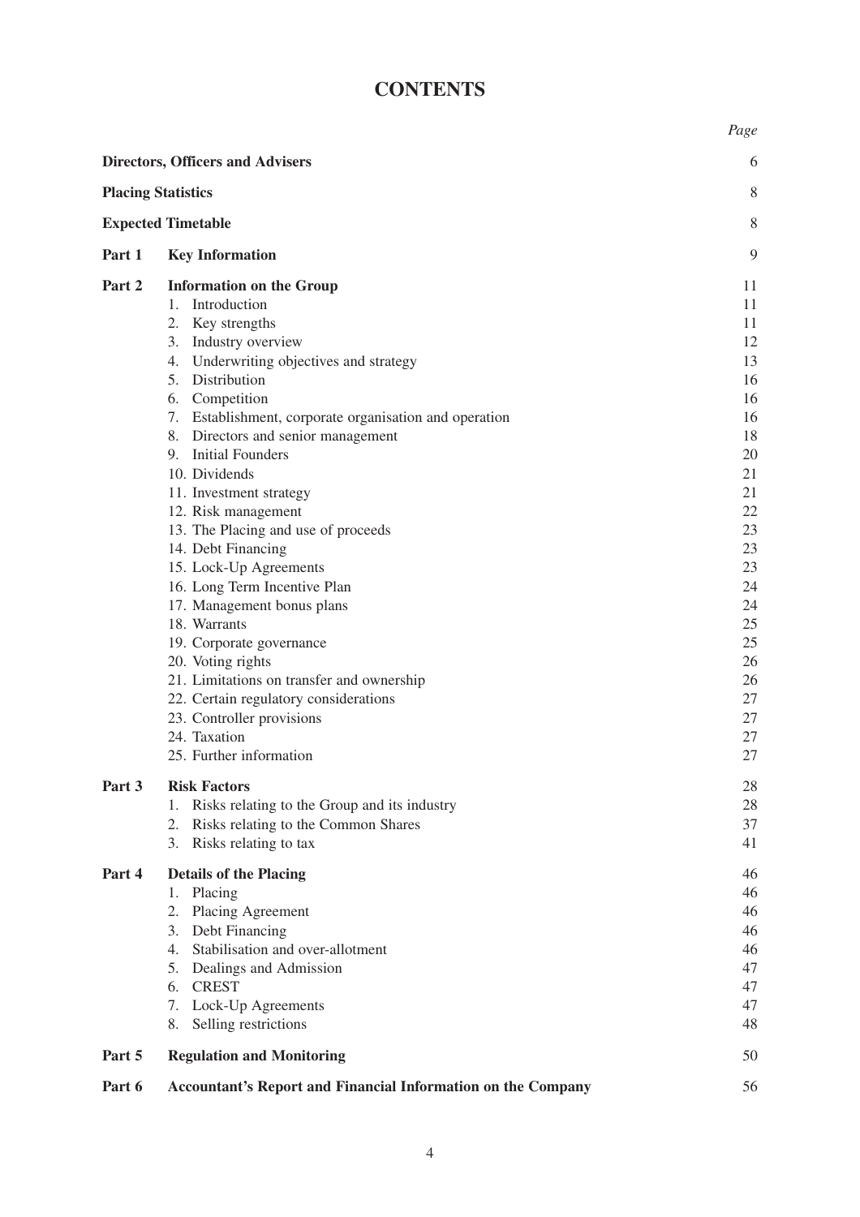# CONTENTS

| | | Page |
|---|---|---|
| **Directors, Officers and Advisers** | | 6 |
| **Placing Statistics** | | 8 |
| **Expected Timetable** | | 8 |
| **Part 1** | **Key Information** | 9 |
| **Part 2** | **Information on the Group** | 11 |
| | 1. Introduction | 11 |
| | 2. Key strengths | 11 |
| | 3. Industry overview | 12 |
| | 4. Underwriting objectives and strategy | 13 |
| | 5. Distribution | 16 |
| | 6. Competition | 16 |
| | 7. Establishment, corporate organisation and operation | 16 |
| | 8. Directors and senior management | 18 |
| | 9. Initial Founders | 20 |
| | 10. Dividends | 21 |
| | 11. Investment strategy | 21 |
| | 12. Risk management | 22 |
| | 13. The Placing and use of proceeds | 23 |
| | 14. Debt Financing | 23 |
| | 15. Lock-Up Agreements | 23 |
| | 16. Long Term Incentive Plan | 24 |
| | 17. Management bonus plans | 24 |
| | 18. Warrants | 25 |
| | 19. Corporate governance | 25 |
| | 20. Voting rights | 26 |
| | 21. Limitations on transfer and ownership | 26 |
| | 22. Certain regulatory considerations | 27 |
| | 23. Controller provisions | 27 |
| | 24. Taxation | 27 |
| | 25. Further information | 27 |
| **Part 3** | **Risk Factors** | 28 |
| | 1. Risks relating to the Group and its industry | 28 |
| | 2. Risks relating to the Common Shares | 37 |
| | 3. Risks relating to tax | 41 |
| **Part 4** | **Details of the Placing** | 46 |
| | 1. Placing | 46 |
| | 2. Placing Agreement | 46 |
| | 3. Debt Financing | 46 |
| | 4. Stabilisation and over-allotment | 46 |
| | 5. Dealings and Admission | 47 |
| | 6. CREST | 47 |
| | 7. Lock-Up Agreements | 47 |
| | 8. Selling restrictions | 48 |
| **Part 5** | **Regulation and Monitoring** | 50 |
| **Part 6** | **Accountant's Report and Financial Information on the Company** | 56 |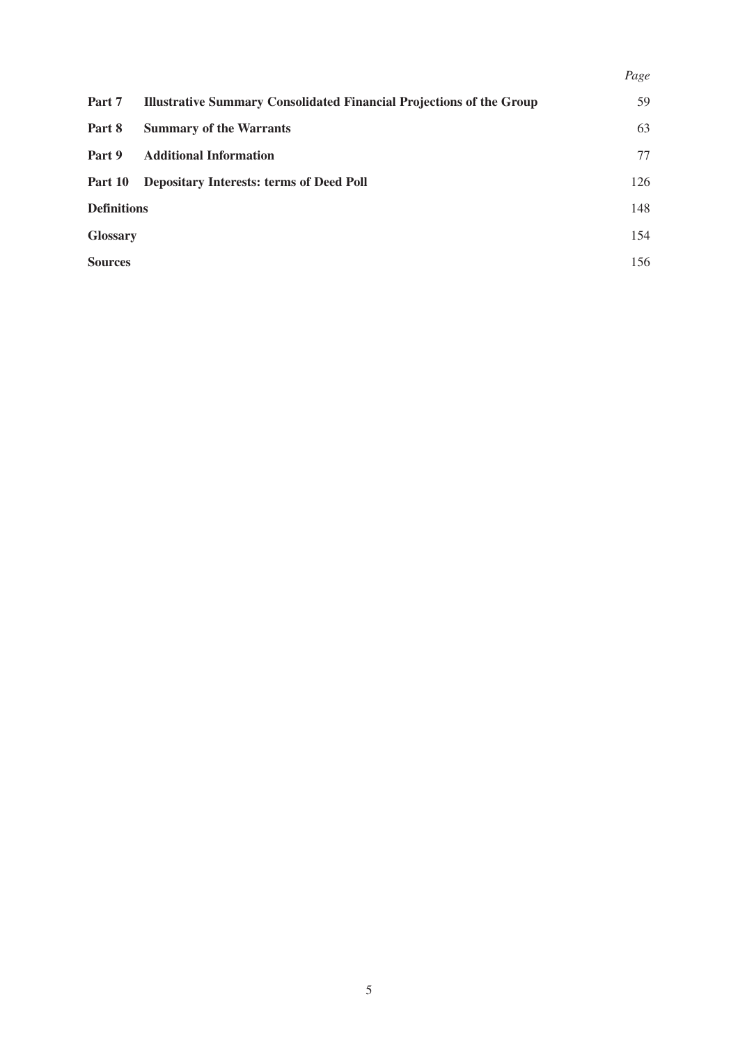| | | *Page* |
|---|---|---|
| **Part 7** | **Illustrative Summary Consolidated Financial Projections of the Group** | 59 |
| **Part 8** | **Summary of the Warrants** | 63 |
| **Part 9** | **Additional Information** | 77 |
| **Part 10** | **Depositary Interests: terms of Deed Poll** | 126 |
| **Definitions** | | 148 |
| **Glossary** | | 154 |
| **Sources** | | 156 |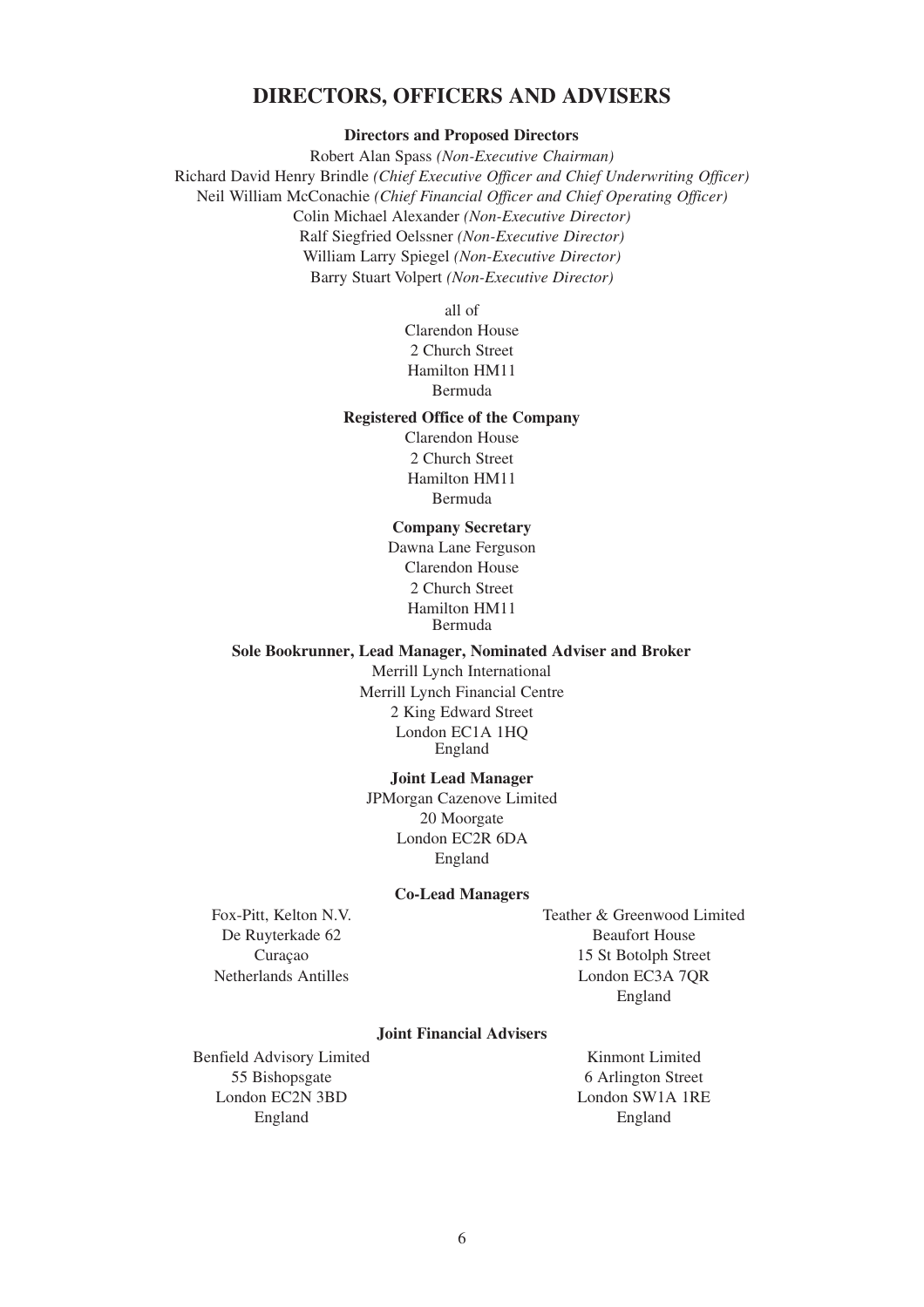# DIRECTORS, OFFICERS AND ADVISERS

**Directors and Proposed Directors**

Robert Alan Spass *(Non-Executive Chairman)*
Richard David Henry Brindle *(Chief Executive Officer and Chief Underwriting Officer)*
Neil William McConachie *(Chief Financial Officer and Chief Operating Officer)*
Colin Michael Alexander *(Non-Executive Director)*
Ralf Siegfried Oelssner *(Non-Executive Director)*
William Larry Spiegel *(Non-Executive Director)*
Barry Stuart Volpert *(Non-Executive Director)*

all of
Clarendon House
2 Church Street
Hamilton HM11
Bermuda

**Registered Office of the Company**

Clarendon House
2 Church Street
Hamilton HM11
Bermuda

**Company Secretary**

Dawna Lane Ferguson
Clarendon House
2 Church Street
Hamilton HM11
Bermuda

**Sole Bookrunner, Lead Manager, Nominated Adviser and Broker**

Merrill Lynch International
Merrill Lynch Financial Centre
2 King Edward Street
London EC1A 1HQ
England

**Joint Lead Manager**

JPMorgan Cazenove Limited
20 Moorgate
London EC2R 6DA
England

**Co-Lead Managers**

Fox-Pitt, Kelton N.V.
De Ruyterkade 62
Curaçao
Netherlands Antilles

Teather & Greenwood Limited
Beaufort House
15 St Botolph Street
London EC3A 7QR
England

**Joint Financial Advisers**

Benfield Advisory Limited
55 Bishopsgate
London EC2N 3BD
England

Kinmont Limited
6 Arlington Street
London SW1A 1RE
England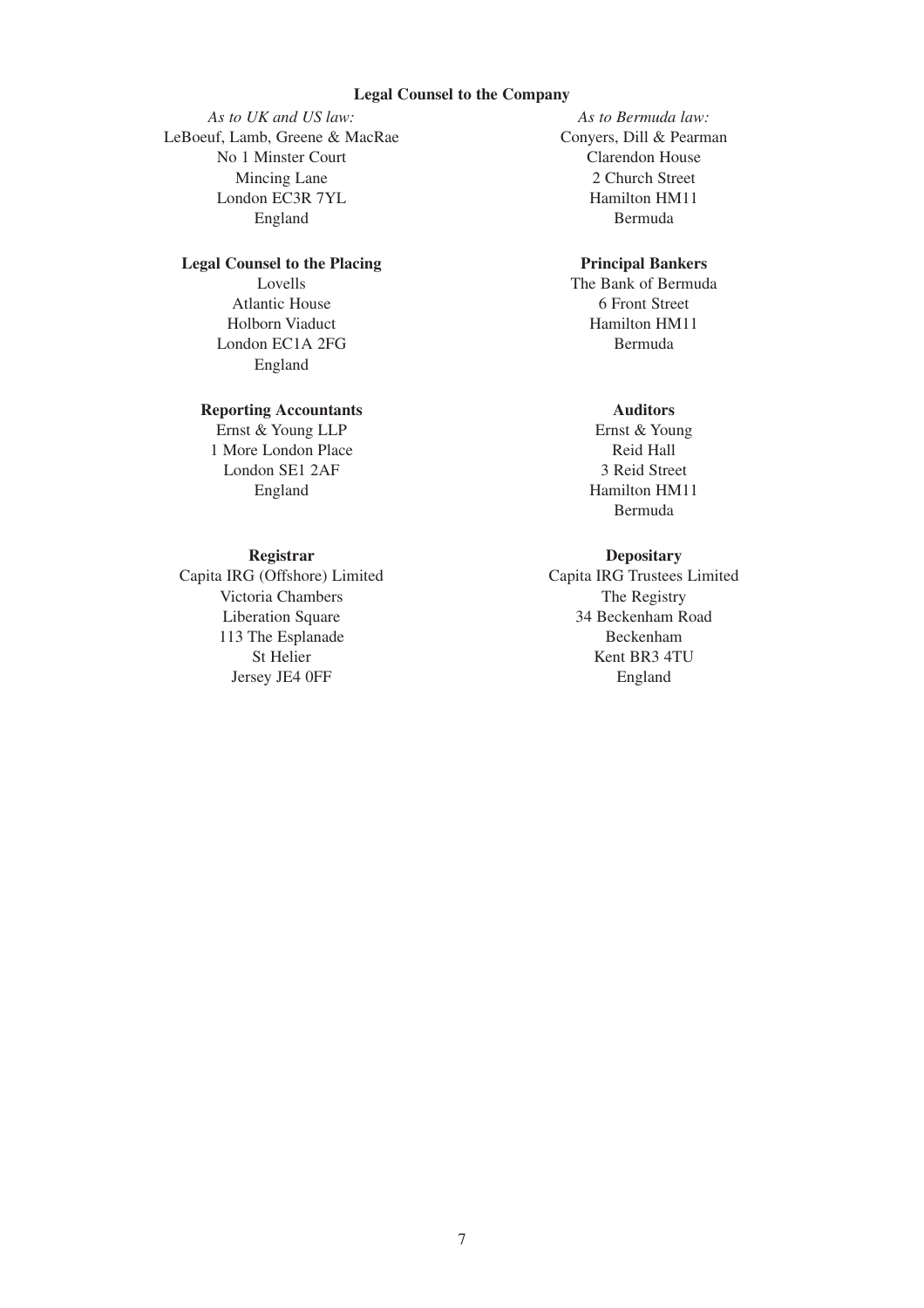**Legal Counsel to the Company**

*As to UK and US law:*
LeBoeuf, Lamb, Greene & MacRae
No 1 Minster Court
Mincing Lane
London EC3R 7YL
England

*As to Bermuda law:*
Conyers, Dill & Pearman
Clarendon House
2 Church Street
Hamilton HM11
Bermuda

**Legal Counsel to the Placing**
Lovells
Atlantic House
Holborn Viaduct
London EC1A 2FG
England

**Principal Bankers**
The Bank of Bermuda
6 Front Street
Hamilton HM11
Bermuda

**Reporting Accountants**
Ernst & Young LLP
1 More London Place
London SE1 2AF
England

**Auditors**
Ernst & Young
Reid Hall
3 Reid Street
Hamilton HM11
Bermuda

**Registrar**
Capita IRG (Offshore) Limited
Victoria Chambers
Liberation Square
113 The Esplanade
St Helier
Jersey JE4 0FF

**Depositary**
Capita IRG Trustees Limited
The Registry
34 Beckenham Road
Beckenham
Kent BR3 4TU
England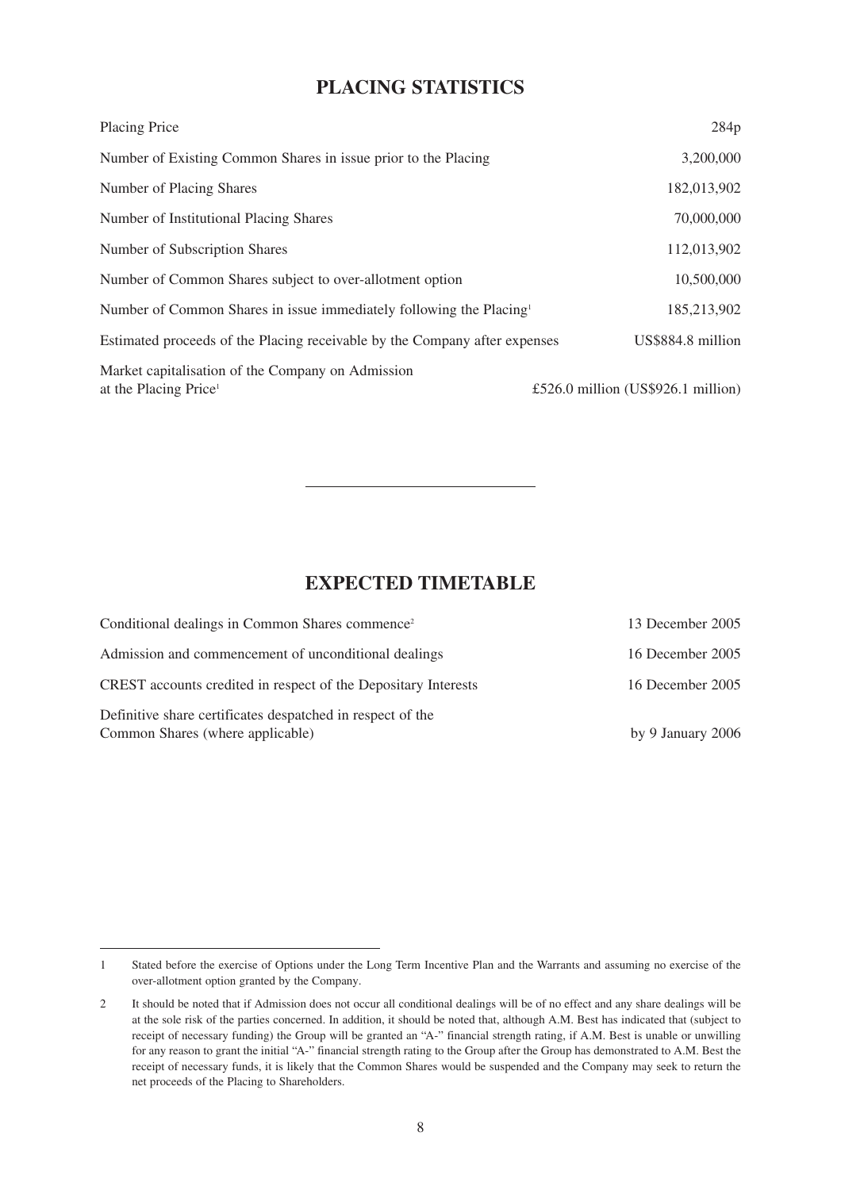## PLACING STATISTICS

| | |
|---|---|
| Placing Price | 284p |
| Number of Existing Common Shares in issue prior to the Placing | 3,200,000 |
| Number of Placing Shares | 182,013,902 |
| Number of Institutional Placing Shares | 70,000,000 |
| Number of Subscription Shares | 112,013,902 |
| Number of Common Shares subject to over-allotment option | 10,500,000 |
| Number of Common Shares in issue immediately following the Placing[1] | 185,213,902 |
| Estimated proceeds of the Placing receivable by the Company after expenses | US$884.8 million |
| Market capitalisation of the Company on Admission at the Placing Price[1] | £526.0 million (US$926.1 million) |

---

## EXPECTED TIMETABLE

| | |
|---|---|
| Conditional dealings in Common Shares commence[2] | 13 December 2005 |
| Admission and commencement of unconditional dealings | 16 December 2005 |
| CREST accounts credited in respect of the Depositary Interests | 16 December 2005 |
| Definitive share certificates despatched in respect of the Common Shares (where applicable) | by 9 January 2006 |

---

1 Stated before the exercise of Options under the Long Term Incentive Plan and the Warrants and assuming no exercise of the over-allotment option granted by the Company.

2 It should be noted that if Admission does not occur all conditional dealings will be of no effect and any share dealings will be at the sole risk of the parties concerned. In addition, it should be noted that, although A.M. Best has indicated that (subject to receipt of necessary funding) the Group will be granted an "A-" financial strength rating, if A.M. Best is unable or unwilling for any reason to grant the initial "A-" financial strength rating to the Group after the Group has demonstrated to A.M. Best the receipt of necessary funds, it is likely that the Common Shares would be suspended and the Company may seek to return the net proceeds of the Placing to Shareholders.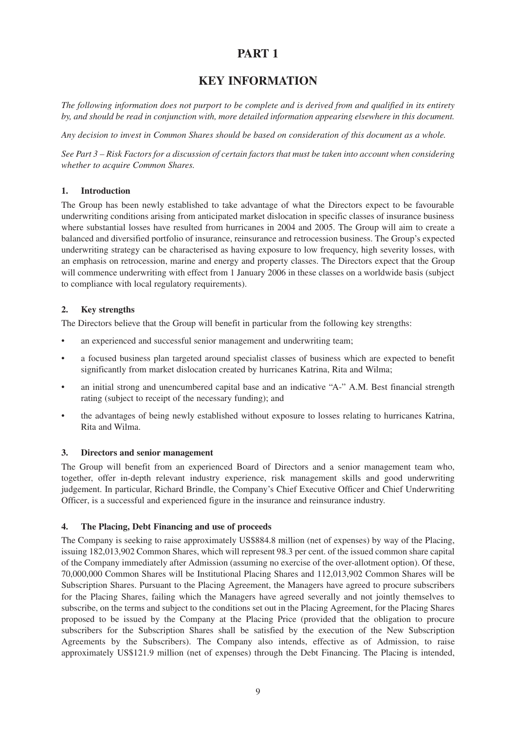# PART 1

# KEY INFORMATION

*The following information does not purport to be complete and is derived from and qualified in its entirety by, and should be read in conjunction with, more detailed information appearing elsewhere in this document.*

*Any decision to invest in Common Shares should be based on consideration of this document as a whole.*

*See Part 3 – Risk Factors for a discussion of certain factors that must be taken into account when considering whether to acquire Common Shares.*

### 1. Introduction

The Group has been newly established to take advantage of what the Directors expect to be favourable underwriting conditions arising from anticipated market dislocation in specific classes of insurance business where substantial losses have resulted from hurricanes in 2004 and 2005. The Group will aim to create a balanced and diversified portfolio of insurance, reinsurance and retrocession business. The Group's expected underwriting strategy can be characterised as having exposure to low frequency, high severity losses, with an emphasis on retrocession, marine and energy and property classes. The Directors expect that the Group will commence underwriting with effect from 1 January 2006 in these classes on a worldwide basis (subject to compliance with local regulatory requirements).

### 2. Key strengths

The Directors believe that the Group will benefit in particular from the following key strengths:

- an experienced and successful senior management and underwriting team;
- a focused business plan targeted around specialist classes of business which are expected to benefit significantly from market dislocation created by hurricanes Katrina, Rita and Wilma;
- an initial strong and unencumbered capital base and an indicative "A-" A.M. Best financial strength rating (subject to receipt of the necessary funding); and
- the advantages of being newly established without exposure to losses relating to hurricanes Katrina, Rita and Wilma.

### 3. Directors and senior management

The Group will benefit from an experienced Board of Directors and a senior management team who, together, offer in-depth relevant industry experience, risk management skills and good underwriting judgement. In particular, Richard Brindle, the Company's Chief Executive Officer and Chief Underwriting Officer, is a successful and experienced figure in the insurance and reinsurance industry.

### 4. The Placing, Debt Financing and use of proceeds

The Company is seeking to raise approximately US$884.8 million (net of expenses) by way of the Placing, issuing 182,013,902 Common Shares, which will represent 98.3 per cent. of the issued common share capital of the Company immediately after Admission (assuming no exercise of the over-allotment option). Of these, 70,000,000 Common Shares will be Institutional Placing Shares and 112,013,902 Common Shares will be Subscription Shares. Pursuant to the Placing Agreement, the Managers have agreed to procure subscribers for the Placing Shares, failing which the Managers have agreed severally and not jointly themselves to subscribe, on the terms and subject to the conditions set out in the Placing Agreement, for the Placing Shares proposed to be issued by the Company at the Placing Price (provided that the obligation to procure subscribers for the Subscription Shares shall be satisfied by the execution of the New Subscription Agreements by the Subscribers). The Company also intends, effective as of Admission, to raise approximately US$121.9 million (net of expenses) through the Debt Financing. The Placing is intended,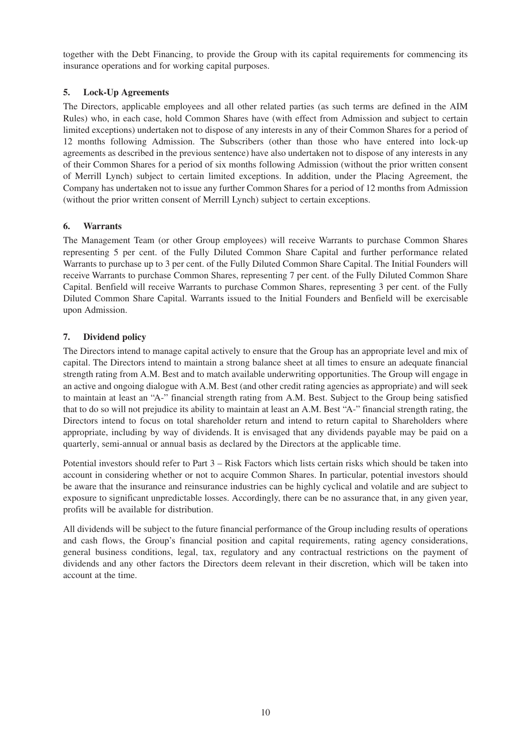together with the Debt Financing, to provide the Group with its capital requirements for commencing its insurance operations and for working capital purposes.

## 5. Lock-Up Agreements

The Directors, applicable employees and all other related parties (as such terms are defined in the AIM Rules) who, in each case, hold Common Shares have (with effect from Admission and subject to certain limited exceptions) undertaken not to dispose of any interests in any of their Common Shares for a period of 12 months following Admission. The Subscribers (other than those who have entered into lock-up agreements as described in the previous sentence) have also undertaken not to dispose of any interests in any of their Common Shares for a period of six months following Admission (without the prior written consent of Merrill Lynch) subject to certain limited exceptions. In addition, under the Placing Agreement, the Company has undertaken not to issue any further Common Shares for a period of 12 months from Admission (without the prior written consent of Merrill Lynch) subject to certain exceptions.

## 6. Warrants

The Management Team (or other Group employees) will receive Warrants to purchase Common Shares representing 5 per cent. of the Fully Diluted Common Share Capital and further performance related Warrants to purchase up to 3 per cent. of the Fully Diluted Common Share Capital. The Initial Founders will receive Warrants to purchase Common Shares, representing 7 per cent. of the Fully Diluted Common Share Capital. Benfield will receive Warrants to purchase Common Shares, representing 3 per cent. of the Fully Diluted Common Share Capital. Warrants issued to the Initial Founders and Benfield will be exercisable upon Admission.

## 7. Dividend policy

The Directors intend to manage capital actively to ensure that the Group has an appropriate level and mix of capital. The Directors intend to maintain a strong balance sheet at all times to ensure an adequate financial strength rating from A.M. Best and to match available underwriting opportunities. The Group will engage in an active and ongoing dialogue with A.M. Best (and other credit rating agencies as appropriate) and will seek to maintain at least an "A-" financial strength rating from A.M. Best. Subject to the Group being satisfied that to do so will not prejudice its ability to maintain at least an A.M. Best "A-" financial strength rating, the Directors intend to focus on total shareholder return and intend to return capital to Shareholders where appropriate, including by way of dividends. It is envisaged that any dividends payable may be paid on a quarterly, semi-annual or annual basis as declared by the Directors at the applicable time.

Potential investors should refer to Part 3 – Risk Factors which lists certain risks which should be taken into account in considering whether or not to acquire Common Shares. In particular, potential investors should be aware that the insurance and reinsurance industries can be highly cyclical and volatile and are subject to exposure to significant unpredictable losses. Accordingly, there can be no assurance that, in any given year, profits will be available for distribution.

All dividends will be subject to the future financial performance of the Group including results of operations and cash flows, the Group's financial position and capital requirements, rating agency considerations, general business conditions, legal, tax, regulatory and any contractual restrictions on the payment of dividends and any other factors the Directors deem relevant in their discretion, which will be taken into account at the time.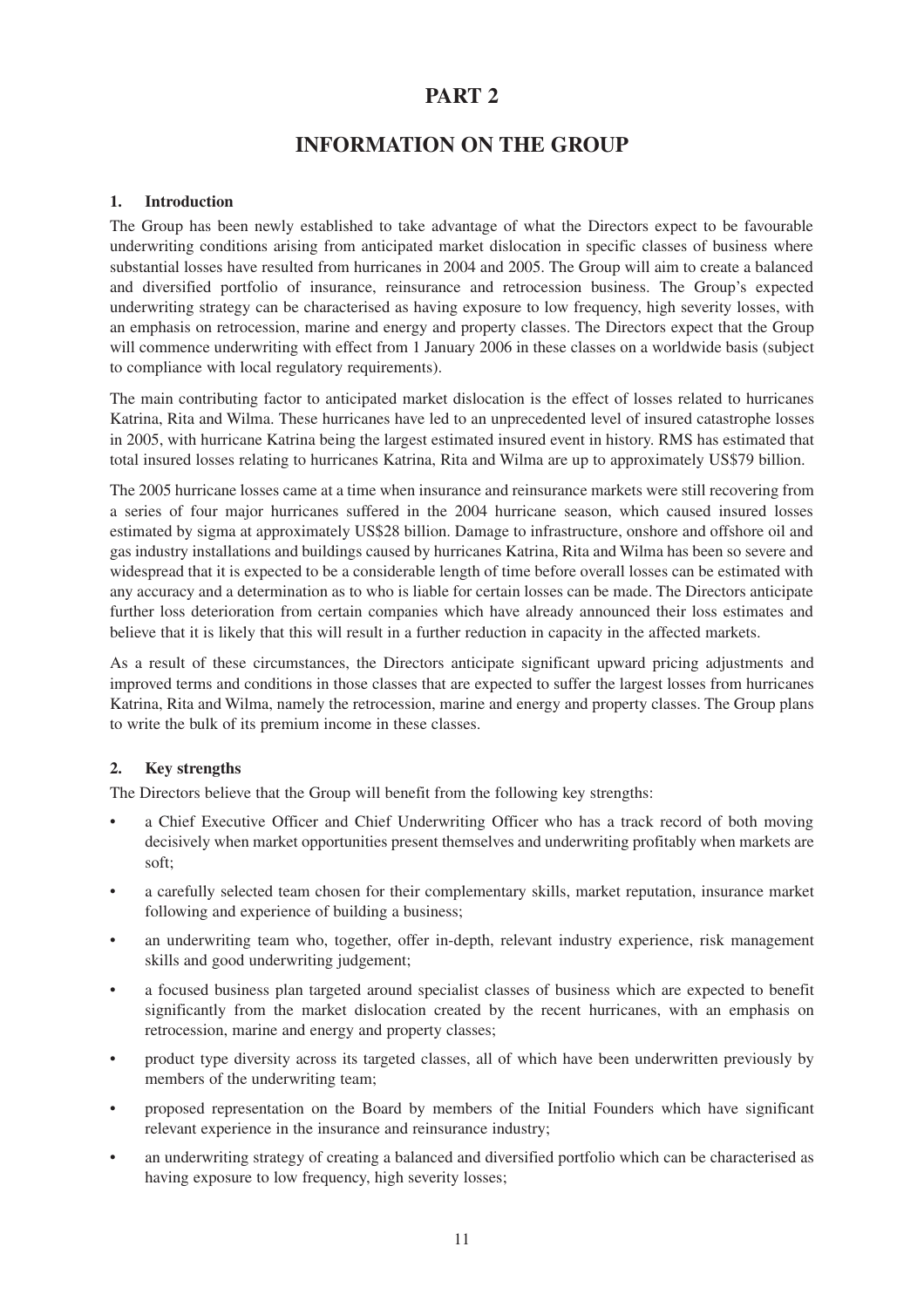# PART 2

## INFORMATION ON THE GROUP

### 1. Introduction

The Group has been newly established to take advantage of what the Directors expect to be favourable underwriting conditions arising from anticipated market dislocation in specific classes of business where substantial losses have resulted from hurricanes in 2004 and 2005. The Group will aim to create a balanced and diversified portfolio of insurance, reinsurance and retrocession business. The Group's expected underwriting strategy can be characterised as having exposure to low frequency, high severity losses, with an emphasis on retrocession, marine and energy and property classes. The Directors expect that the Group will commence underwriting with effect from 1 January 2006 in these classes on a worldwide basis (subject to compliance with local regulatory requirements).

The main contributing factor to anticipated market dislocation is the effect of losses related to hurricanes Katrina, Rita and Wilma. These hurricanes have led to an unprecedented level of insured catastrophe losses in 2005, with hurricane Katrina being the largest estimated insured event in history. RMS has estimated that total insured losses relating to hurricanes Katrina, Rita and Wilma are up to approximately US$79 billion.

The 2005 hurricane losses came at a time when insurance and reinsurance markets were still recovering from a series of four major hurricanes suffered in the 2004 hurricane season, which caused insured losses estimated by sigma at approximately US$28 billion. Damage to infrastructure, onshore and offshore oil and gas industry installations and buildings caused by hurricanes Katrina, Rita and Wilma has been so severe and widespread that it is expected to be a considerable length of time before overall losses can be estimated with any accuracy and a determination as to who is liable for certain losses can be made. The Directors anticipate further loss deterioration from certain companies which have already announced their loss estimates and believe that it is likely that this will result in a further reduction in capacity in the affected markets.

As a result of these circumstances, the Directors anticipate significant upward pricing adjustments and improved terms and conditions in those classes that are expected to suffer the largest losses from hurricanes Katrina, Rita and Wilma, namely the retrocession, marine and energy and property classes. The Group plans to write the bulk of its premium income in these classes.

### 2. Key strengths

The Directors believe that the Group will benefit from the following key strengths:

- a Chief Executive Officer and Chief Underwriting Officer who has a track record of both moving decisively when market opportunities present themselves and underwriting profitably when markets are soft;
- a carefully selected team chosen for their complementary skills, market reputation, insurance market following and experience of building a business;
- an underwriting team who, together, offer in-depth, relevant industry experience, risk management skills and good underwriting judgement;
- a focused business plan targeted around specialist classes of business which are expected to benefit significantly from the market dislocation created by the recent hurricanes, with an emphasis on retrocession, marine and energy and property classes;
- product type diversity across its targeted classes, all of which have been underwritten previously by members of the underwriting team;
- proposed representation on the Board by members of the Initial Founders which have significant relevant experience in the insurance and reinsurance industry;
- an underwriting strategy of creating a balanced and diversified portfolio which can be characterised as having exposure to low frequency, high severity losses;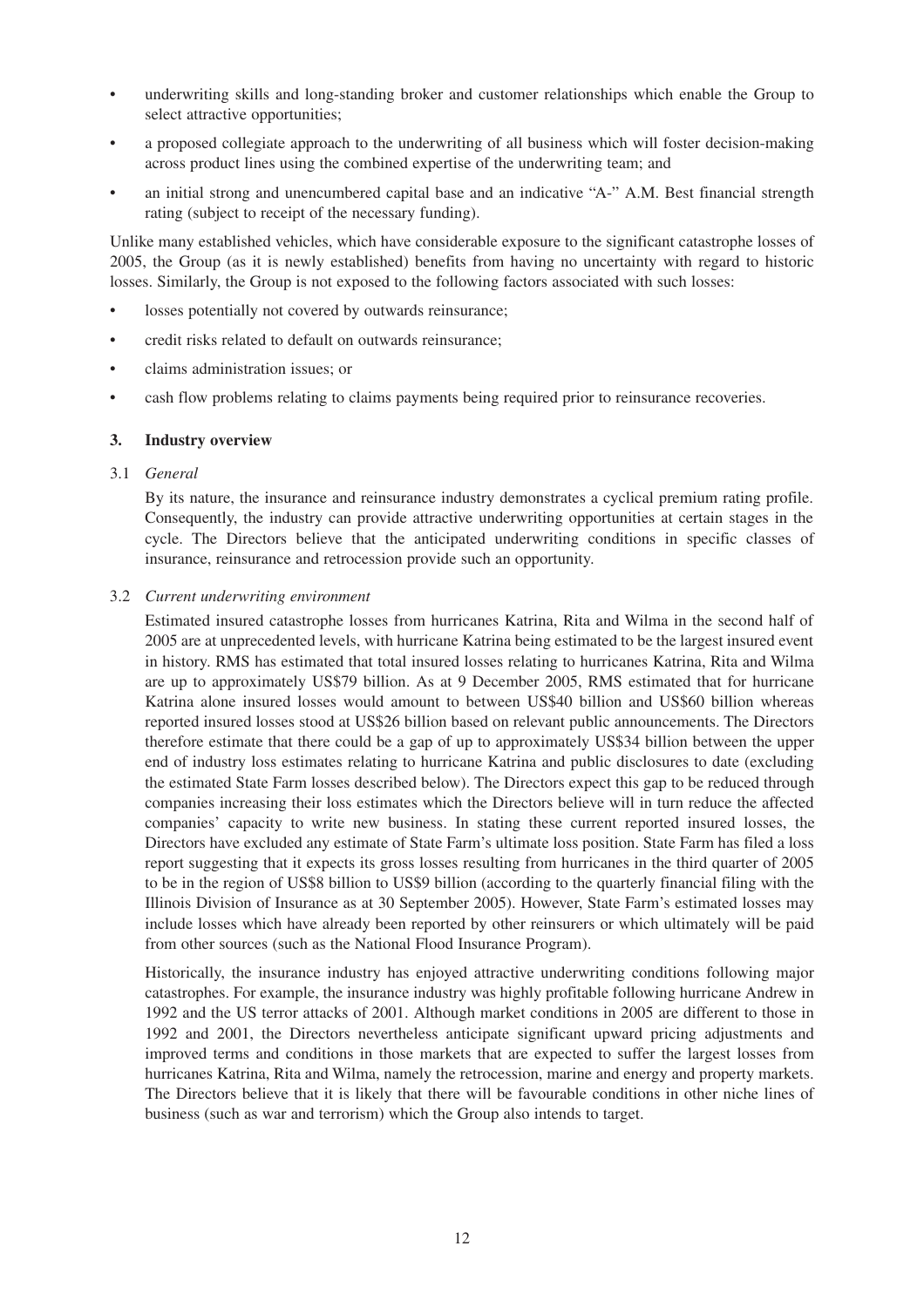- underwriting skills and long-standing broker and customer relationships which enable the Group to select attractive opportunities;
- a proposed collegiate approach to the underwriting of all business which will foster decision-making across product lines using the combined expertise of the underwriting team; and
- an initial strong and unencumbered capital base and an indicative "A-" A.M. Best financial strength rating (subject to receipt of the necessary funding).

Unlike many established vehicles, which have considerable exposure to the significant catastrophe losses of 2005, the Group (as it is newly established) benefits from having no uncertainty with regard to historic losses. Similarly, the Group is not exposed to the following factors associated with such losses:

- losses potentially not covered by outwards reinsurance;
- credit risks related to default on outwards reinsurance;
- claims administration issues; or
- cash flow problems relating to claims payments being required prior to reinsurance recoveries.

## 3. Industry overview

3.1 *General*

By its nature, the insurance and reinsurance industry demonstrates a cyclical premium rating profile. Consequently, the industry can provide attractive underwriting opportunities at certain stages in the cycle. The Directors believe that the anticipated underwriting conditions in specific classes of insurance, reinsurance and retrocession provide such an opportunity.

3.2 *Current underwriting environment*

Estimated insured catastrophe losses from hurricanes Katrina, Rita and Wilma in the second half of 2005 are at unprecedented levels, with hurricane Katrina being estimated to be the largest insured event in history. RMS has estimated that total insured losses relating to hurricanes Katrina, Rita and Wilma are up to approximately US$79 billion. As at 9 December 2005, RMS estimated that for hurricane Katrina alone insured losses would amount to between US$40 billion and US$60 billion whereas reported insured losses stood at US$26 billion based on relevant public announcements. The Directors therefore estimate that there could be a gap of up to approximately US$34 billion between the upper end of industry loss estimates relating to hurricane Katrina and public disclosures to date (excluding the estimated State Farm losses described below). The Directors expect this gap to be reduced through companies increasing their loss estimates which the Directors believe will in turn reduce the affected companies' capacity to write new business. In stating these current reported insured losses, the Directors have excluded any estimate of State Farm's ultimate loss position. State Farm has filed a loss report suggesting that it expects its gross losses resulting from hurricanes in the third quarter of 2005 to be in the region of US$8 billion to US$9 billion (according to the quarterly financial filing with the Illinois Division of Insurance as at 30 September 2005). However, State Farm's estimated losses may include losses which have already been reported by other reinsurers or which ultimately will be paid from other sources (such as the National Flood Insurance Program).

Historically, the insurance industry has enjoyed attractive underwriting conditions following major catastrophes. For example, the insurance industry was highly profitable following hurricane Andrew in 1992 and the US terror attacks of 2001. Although market conditions in 2005 are different to those in 1992 and 2001, the Directors nevertheless anticipate significant upward pricing adjustments and improved terms and conditions in those markets that are expected to suffer the largest losses from hurricanes Katrina, Rita and Wilma, namely the retrocession, marine and energy and property markets. The Directors believe that it is likely that there will be favourable conditions in other niche lines of business (such as war and terrorism) which the Group also intends to target.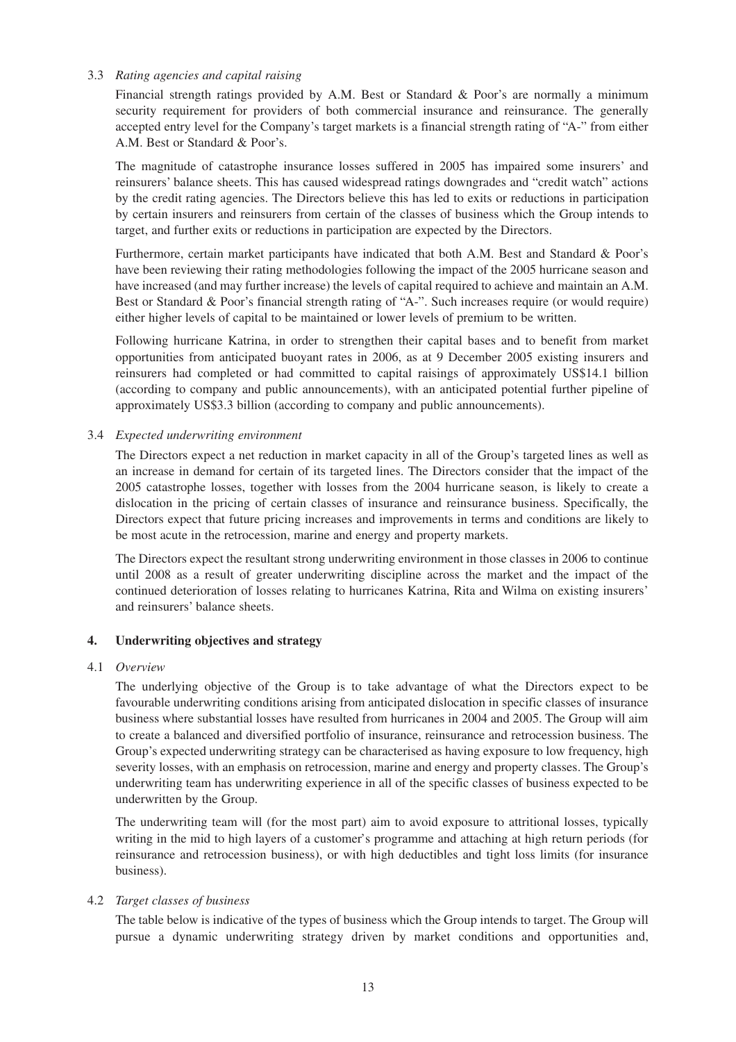### 3.3 *Rating agencies and capital raising*

Financial strength ratings provided by A.M. Best or Standard & Poor's are normally a minimum security requirement for providers of both commercial insurance and reinsurance. The generally accepted entry level for the Company's target markets is a financial strength rating of "A-" from either A.M. Best or Standard & Poor's.

The magnitude of catastrophe insurance losses suffered in 2005 has impaired some insurers' and reinsurers' balance sheets. This has caused widespread ratings downgrades and "credit watch" actions by the credit rating agencies. The Directors believe this has led to exits or reductions in participation by certain insurers and reinsurers from certain of the classes of business which the Group intends to target, and further exits or reductions in participation are expected by the Directors.

Furthermore, certain market participants have indicated that both A.M. Best and Standard & Poor's have been reviewing their rating methodologies following the impact of the 2005 hurricane season and have increased (and may further increase) the levels of capital required to achieve and maintain an A.M. Best or Standard & Poor's financial strength rating of "A-". Such increases require (or would require) either higher levels of capital to be maintained or lower levels of premium to be written.

Following hurricane Katrina, in order to strengthen their capital bases and to benefit from market opportunities from anticipated buoyant rates in 2006, as at 9 December 2005 existing insurers and reinsurers had completed or had committed to capital raisings of approximately US$14.1 billion (according to company and public announcements), with an anticipated potential further pipeline of approximately US$3.3 billion (according to company and public announcements).

### 3.4 *Expected underwriting environment*

The Directors expect a net reduction in market capacity in all of the Group's targeted lines as well as an increase in demand for certain of its targeted lines. The Directors consider that the impact of the 2005 catastrophe losses, together with losses from the 2004 hurricane season, is likely to create a dislocation in the pricing of certain classes of insurance and reinsurance business. Specifically, the Directors expect that future pricing increases and improvements in terms and conditions are likely to be most acute in the retrocession, marine and energy and property markets.

The Directors expect the resultant strong underwriting environment in those classes in 2006 to continue until 2008 as a result of greater underwriting discipline across the market and the impact of the continued deterioration of losses relating to hurricanes Katrina, Rita and Wilma on existing insurers' and reinsurers' balance sheets.

## 4. Underwriting objectives and strategy

### 4.1 *Overview*

The underlying objective of the Group is to take advantage of what the Directors expect to be favourable underwriting conditions arising from anticipated dislocation in specific classes of insurance business where substantial losses have resulted from hurricanes in 2004 and 2005. The Group will aim to create a balanced and diversified portfolio of insurance, reinsurance and retrocession business. The Group's expected underwriting strategy can be characterised as having exposure to low frequency, high severity losses, with an emphasis on retrocession, marine and energy and property classes. The Group's underwriting team has underwriting experience in all of the specific classes of business expected to be underwritten by the Group.

The underwriting team will (for the most part) aim to avoid exposure to attritional losses, typically writing in the mid to high layers of a customer's programme and attaching at high return periods (for reinsurance and retrocession business), or with high deductibles and tight loss limits (for insurance business).

### 4.2 *Target classes of business*

The table below is indicative of the types of business which the Group intends to target. The Group will pursue a dynamic underwriting strategy driven by market conditions and opportunities and,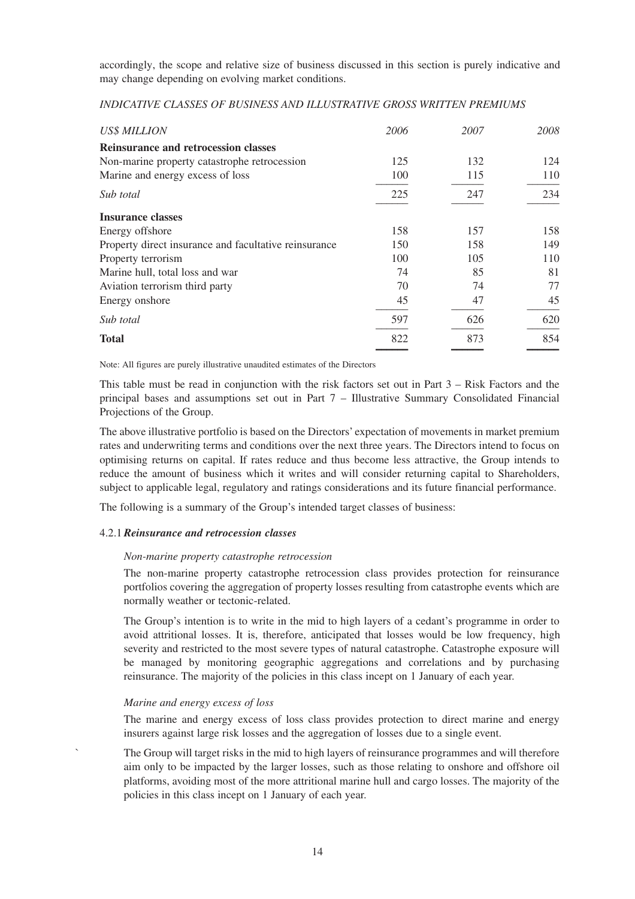accordingly, the scope and relative size of business discussed in this section is purely indicative and may change depending on evolving market conditions.

*INDICATIVE CLASSES OF BUSINESS AND ILLUSTRATIVE GROSS WRITTEN PREMIUMS*

| *US$ MILLION* | *2006* | *2007* | *2008* |
|---|---|---|---|
| **Reinsurance and retrocession classes** | | | |
| Non-marine property catastrophe retrocession | 125 | 132 | 124 |
| Marine and energy excess of loss | 100 | 115 | 110 |
| *Sub total* | 225 | 247 | 234 |
| **Insurance classes** | | | |
| Energy offshore | 158 | 157 | 158 |
| Property direct insurance and facultative reinsurance | 150 | 158 | 149 |
| Property terrorism | 100 | 105 | 110 |
| Marine hull, total loss and war | 74 | 85 | 81 |
| Aviation terrorism third party | 70 | 74 | 77 |
| Energy onshore | 45 | 47 | 45 |
| *Sub total* | 597 | 626 | 620 |
| **Total** | 822 | 873 | 854 |

Note: All figures are purely illustrative unaudited estimates of the Directors

This table must be read in conjunction with the risk factors set out in Part 3 – Risk Factors and the principal bases and assumptions set out in Part 7 – Illustrative Summary Consolidated Financial Projections of the Group.

The above illustrative portfolio is based on the Directors' expectation of movements in market premium rates and underwriting terms and conditions over the next three years. The Directors intend to focus on optimising returns on capital. If rates reduce and thus become less attractive, the Group intends to reduce the amount of business which it writes and will consider returning capital to Shareholders, subject to applicable legal, regulatory and ratings considerations and its future financial performance.

The following is a summary of the Group's intended target classes of business:

#### 4.2.1 *Reinsurance and retrocession classes*

*Non-marine property catastrophe retrocession*

The non-marine property catastrophe retrocession class provides protection for reinsurance portfolios covering the aggregation of property losses resulting from catastrophe events which are normally weather or tectonic-related.

The Group's intention is to write in the mid to high layers of a cedant's programme in order to avoid attritional losses. It is, therefore, anticipated that losses would be low frequency, high severity and restricted to the most severe types of natural catastrophe. Catastrophe exposure will be managed by monitoring geographic aggregations and correlations and by purchasing reinsurance. The majority of the policies in this class incept on 1 January of each year.

*Marine and energy excess of loss*

The marine and energy excess of loss class provides protection to direct marine and energy insurers against large risk losses and the aggregation of losses due to a single event.

The Group will target risks in the mid to high layers of reinsurance programmes and will therefore aim only to be impacted by the larger losses, such as those relating to onshore and offshore oil platforms, avoiding most of the more attritional marine hull and cargo losses. The majority of the policies in this class incept on 1 January of each year.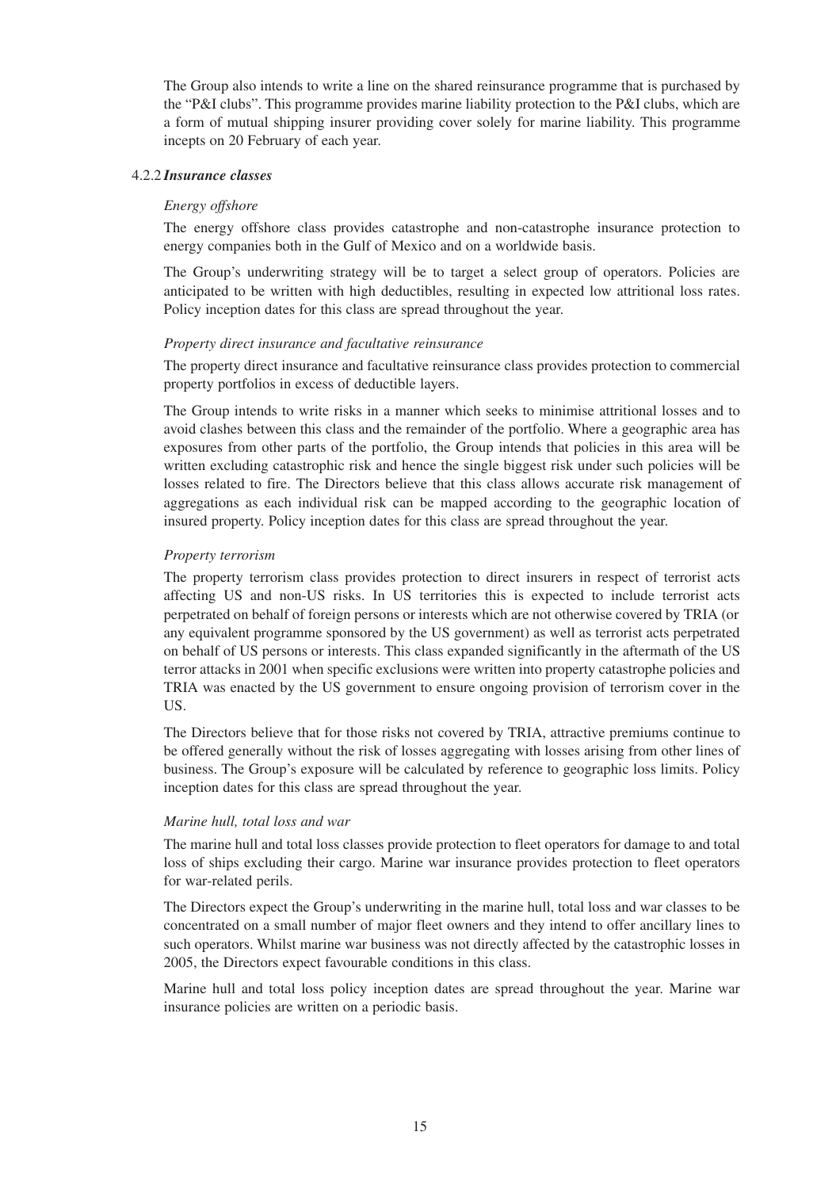The Group also intends to write a line on the shared reinsurance programme that is purchased by the "P&I clubs". This programme provides marine liability protection to the P&I clubs, which are a form of mutual shipping insurer providing cover solely for marine liability. This programme incepts on 20 February of each year.

#### 4.2.2 *Insurance classes*

*Energy offshore*

The energy offshore class provides catastrophe and non-catastrophe insurance protection to energy companies both in the Gulf of Mexico and on a worldwide basis.

The Group's underwriting strategy will be to target a select group of operators. Policies are anticipated to be written with high deductibles, resulting in expected low attritional loss rates. Policy inception dates for this class are spread throughout the year.

*Property direct insurance and facultative reinsurance*

The property direct insurance and facultative reinsurance class provides protection to commercial property portfolios in excess of deductible layers.

The Group intends to write risks in a manner which seeks to minimise attritional losses and to avoid clashes between this class and the remainder of the portfolio. Where a geographic area has exposures from other parts of the portfolio, the Group intends that policies in this area will be written excluding catastrophic risk and hence the single biggest risk under such policies will be losses related to fire. The Directors believe that this class allows accurate risk management of aggregations as each individual risk can be mapped according to the geographic location of insured property. Policy inception dates for this class are spread throughout the year.

*Property terrorism*

The property terrorism class provides protection to direct insurers in respect of terrorist acts affecting US and non-US risks. In US territories this is expected to include terrorist acts perpetrated on behalf of foreign persons or interests which are not otherwise covered by TRIA (or any equivalent programme sponsored by the US government) as well as terrorist acts perpetrated on behalf of US persons or interests. This class expanded significantly in the aftermath of the US terror attacks in 2001 when specific exclusions were written into property catastrophe policies and TRIA was enacted by the US government to ensure ongoing provision of terrorism cover in the US.

The Directors believe that for those risks not covered by TRIA, attractive premiums continue to be offered generally without the risk of losses aggregating with losses arising from other lines of business. The Group's exposure will be calculated by reference to geographic loss limits. Policy inception dates for this class are spread throughout the year.

*Marine hull, total loss and war*

The marine hull and total loss classes provide protection to fleet operators for damage to and total loss of ships excluding their cargo. Marine war insurance provides protection to fleet operators for war-related perils.

The Directors expect the Group's underwriting in the marine hull, total loss and war classes to be concentrated on a small number of major fleet owners and they intend to offer ancillary lines to such operators. Whilst marine war business was not directly affected by the catastrophic losses in 2005, the Directors expect favourable conditions in this class.

Marine hull and total loss policy inception dates are spread throughout the year. Marine war insurance policies are written on a periodic basis.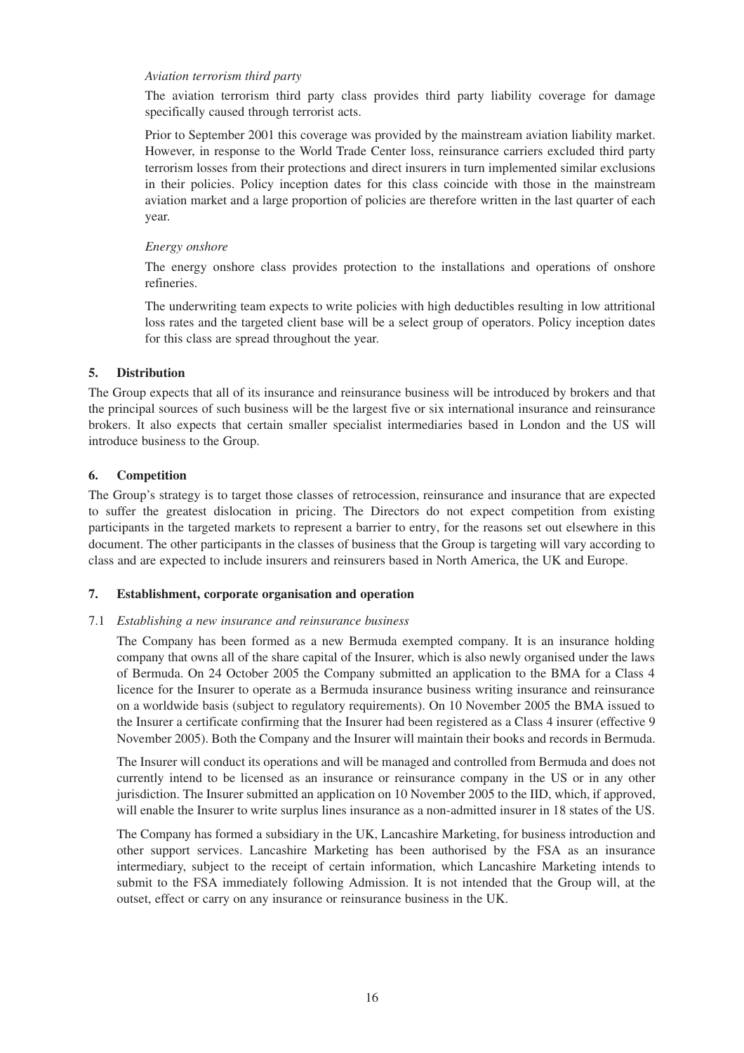*Aviation terrorism third party*

The aviation terrorism third party class provides third party liability coverage for damage specifically caused through terrorist acts.

Prior to September 2001 this coverage was provided by the mainstream aviation liability market. However, in response to the World Trade Center loss, reinsurance carriers excluded third party terrorism losses from their protections and direct insurers in turn implemented similar exclusions in their policies. Policy inception dates for this class coincide with those in the mainstream aviation market and a large proportion of policies are therefore written in the last quarter of each year.

*Energy onshore*

The energy onshore class provides protection to the installations and operations of onshore refineries.

The underwriting team expects to write policies with high deductibles resulting in low attritional loss rates and the targeted client base will be a select group of operators. Policy inception dates for this class are spread throughout the year.

## 5. Distribution

The Group expects that all of its insurance and reinsurance business will be introduced by brokers and that the principal sources of such business will be the largest five or six international insurance and reinsurance brokers. It also expects that certain smaller specialist intermediaries based in London and the US will introduce business to the Group.

## 6. Competition

The Group's strategy is to target those classes of retrocession, reinsurance and insurance that are expected to suffer the greatest dislocation in pricing. The Directors do not expect competition from existing participants in the targeted markets to represent a barrier to entry, for the reasons set out elsewhere in this document. The other participants in the classes of business that the Group is targeting will vary according to class and are expected to include insurers and reinsurers based in North America, the UK and Europe.

## 7. Establishment, corporate organisation and operation

7.1 *Establishing a new insurance and reinsurance business*

The Company has been formed as a new Bermuda exempted company. It is an insurance holding company that owns all of the share capital of the Insurer, which is also newly organised under the laws of Bermuda. On 24 October 2005 the Company submitted an application to the BMA for a Class 4 licence for the Insurer to operate as a Bermuda insurance business writing insurance and reinsurance on a worldwide basis (subject to regulatory requirements). On 10 November 2005 the BMA issued to the Insurer a certificate confirming that the Insurer had been registered as a Class 4 insurer (effective 9 November 2005). Both the Company and the Insurer will maintain their books and records in Bermuda.

The Insurer will conduct its operations and will be managed and controlled from Bermuda and does not currently intend to be licensed as an insurance or reinsurance company in the US or in any other jurisdiction. The Insurer submitted an application on 10 November 2005 to the IID, which, if approved, will enable the Insurer to write surplus lines insurance as a non-admitted insurer in 18 states of the US.

The Company has formed a subsidiary in the UK, Lancashire Marketing, for business introduction and other support services. Lancashire Marketing has been authorised by the FSA as an insurance intermediary, subject to the receipt of certain information, which Lancashire Marketing intends to submit to the FSA immediately following Admission. It is not intended that the Group will, at the outset, effect or carry on any insurance or reinsurance business in the UK.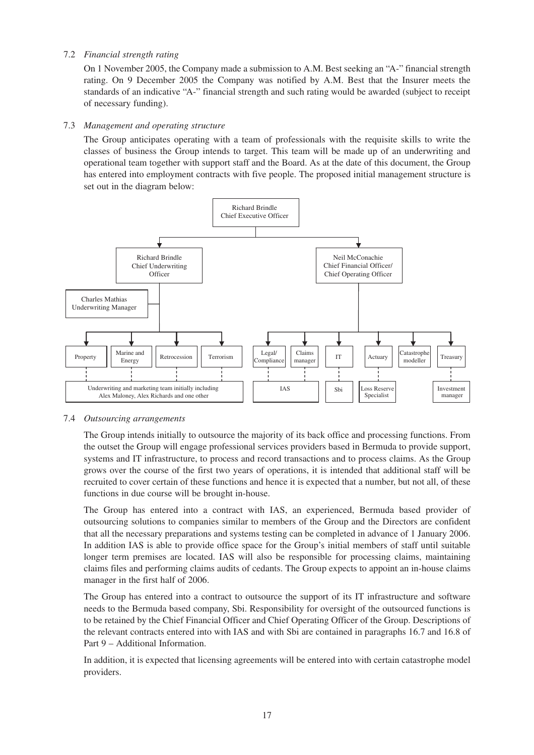7.2 *Financial strength rating*

On 1 November 2005, the Company made a submission to A.M. Best seeking an "A-" financial strength rating. On 9 December 2005 the Company was notified by A.M. Best that the Insurer meets the standards of an indicative "A-" financial strength and such rating would be awarded (subject to receipt of necessary funding).

7.3 *Management and operating structure*

The Group anticipates operating with a team of professionals with the requisite skills to write the classes of business the Group intends to target. This team will be made up of an underwriting and operational team together with support staff and the Board. As at the date of this document, the Group has entered into employment contracts with five people. The proposed initial management structure is set out in the diagram below:

- Richard Brindle, Chief Executive Officer
  - Richard Brindle, Chief Underwriting Officer
    - Charles Mathias, Underwriting Manager
    - Property
    - Marine and Energy
    - Retrocession
    - Terrorism
    - Underwriting and marketing team initially including Alex Maloney, Alex Richards and one other
  - Neil McConachie, Chief Financial Officer/ Chief Operating Officer
    - Legal/ Compliance
    - Claims manager
    - IAS
    - IT
    - Sbi
    - Actuary
    - Loss Reserve Specialist
    - Catastrophe modeller
    - Treasury
    - Investment manager

7.4 *Outsourcing arrangements*

The Group intends initially to outsource the majority of its back office and processing functions. From the outset the Group will engage professional services providers based in Bermuda to provide support, systems and IT infrastructure, to process and record transactions and to process claims. As the Group grows over the course of the first two years of operations, it is intended that additional staff will be recruited to cover certain of these functions and hence it is expected that a number, but not all, of these functions in due course will be brought in-house.

The Group has entered into a contract with IAS, an experienced, Bermuda based provider of outsourcing solutions to companies similar to members of the Group and the Directors are confident that all the necessary preparations and systems testing can be completed in advance of 1 January 2006. In addition IAS is able to provide office space for the Group's initial members of staff until suitable longer term premises are located. IAS will also be responsible for processing claims, maintaining claims files and performing claims audits of cedants. The Group expects to appoint an in-house claims manager in the first half of 2006.

The Group has entered into a contract to outsource the support of its IT infrastructure and software needs to the Bermuda based company, Sbi. Responsibility for oversight of the outsourced functions is to be retained by the Chief Financial Officer and Chief Operating Officer of the Group. Descriptions of the relevant contracts entered into with IAS and with Sbi are contained in paragraphs 16.7 and 16.8 of Part 9 – Additional Information.

In addition, it is expected that licensing agreements will be entered into with certain catastrophe model providers.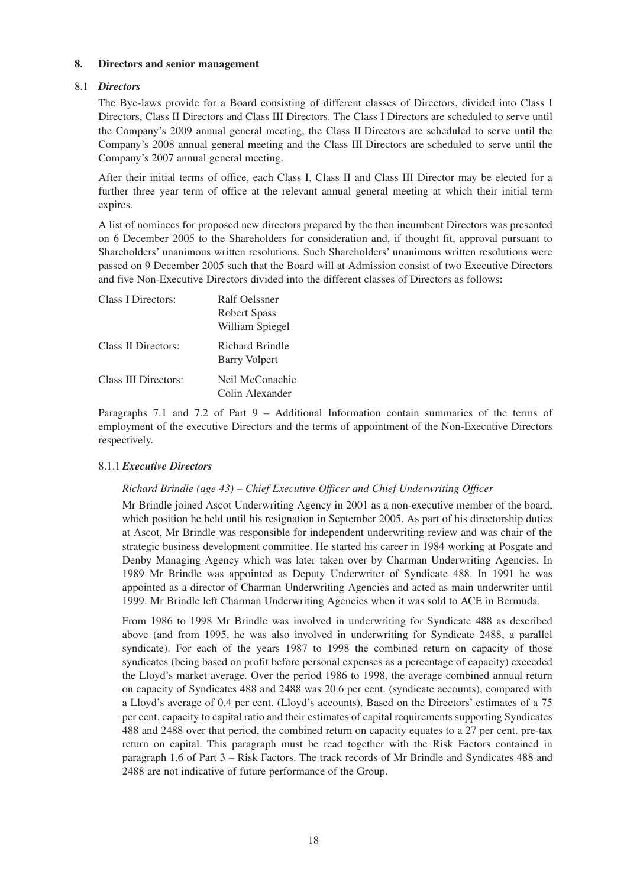## 8. Directors and senior management

### 8.1 *Directors*

The Bye-laws provide for a Board consisting of different classes of Directors, divided into Class I Directors, Class II Directors and Class III Directors. The Class I Directors are scheduled to serve until the Company's 2009 annual general meeting, the Class II Directors are scheduled to serve until the Company's 2008 annual general meeting and the Class III Directors are scheduled to serve until the Company's 2007 annual general meeting.

After their initial terms of office, each Class I, Class II and Class III Director may be elected for a further three year term of office at the relevant annual general meeting at which their initial term expires.

A list of nominees for proposed new directors prepared by the then incumbent Directors was presented on 6 December 2005 to the Shareholders for consideration and, if thought fit, approval pursuant to Shareholders' unanimous written resolutions. Such Shareholders' unanimous written resolutions were passed on 9 December 2005 such that the Board will at Admission consist of two Executive Directors and five Non-Executive Directors divided into the different classes of Directors as follows:

| | |
|---|---|
| Class I Directors: | Ralf Oelssner<br>Robert Spass<br>William Spiegel |
| Class II Directors: | Richard Brindle<br>Barry Volpert |
| Class III Directors: | Neil McConachie<br>Colin Alexander |

Paragraphs 7.1 and 7.2 of Part 9 – Additional Information contain summaries of the terms of employment of the executive Directors and the terms of appointment of the Non-Executive Directors respectively.

#### 8.1.1 *Executive Directors*

*Richard Brindle (age 43) – Chief Executive Officer and Chief Underwriting Officer*

Mr Brindle joined Ascot Underwriting Agency in 2001 as a non-executive member of the board, which position he held until his resignation in September 2005. As part of his directorship duties at Ascot, Mr Brindle was responsible for independent underwriting review and was chair of the strategic business development committee. He started his career in 1984 working at Posgate and Denby Managing Agency which was later taken over by Charman Underwriting Agencies. In 1989 Mr Brindle was appointed as Deputy Underwriter of Syndicate 488. In 1991 he was appointed as a director of Charman Underwriting Agencies and acted as main underwriter until 1999. Mr Brindle left Charman Underwriting Agencies when it was sold to ACE in Bermuda.

From 1986 to 1998 Mr Brindle was involved in underwriting for Syndicate 488 as described above (and from 1995, he was also involved in underwriting for Syndicate 2488, a parallel syndicate). For each of the years 1987 to 1998 the combined return on capacity of those syndicates (being based on profit before personal expenses as a percentage of capacity) exceeded the Lloyd's market average. Over the period 1986 to 1998, the average combined annual return on capacity of Syndicates 488 and 2488 was 20.6 per cent. (syndicate accounts), compared with a Lloyd's average of 0.4 per cent. (Lloyd's accounts). Based on the Directors' estimates of a 75 per cent. capacity to capital ratio and their estimates of capital requirements supporting Syndicates 488 and 2488 over that period, the combined return on capacity equates to a 27 per cent. pre-tax return on capital. This paragraph must be read together with the Risk Factors contained in paragraph 1.6 of Part 3 – Risk Factors. The track records of Mr Brindle and Syndicates 488 and 2488 are not indicative of future performance of the Group.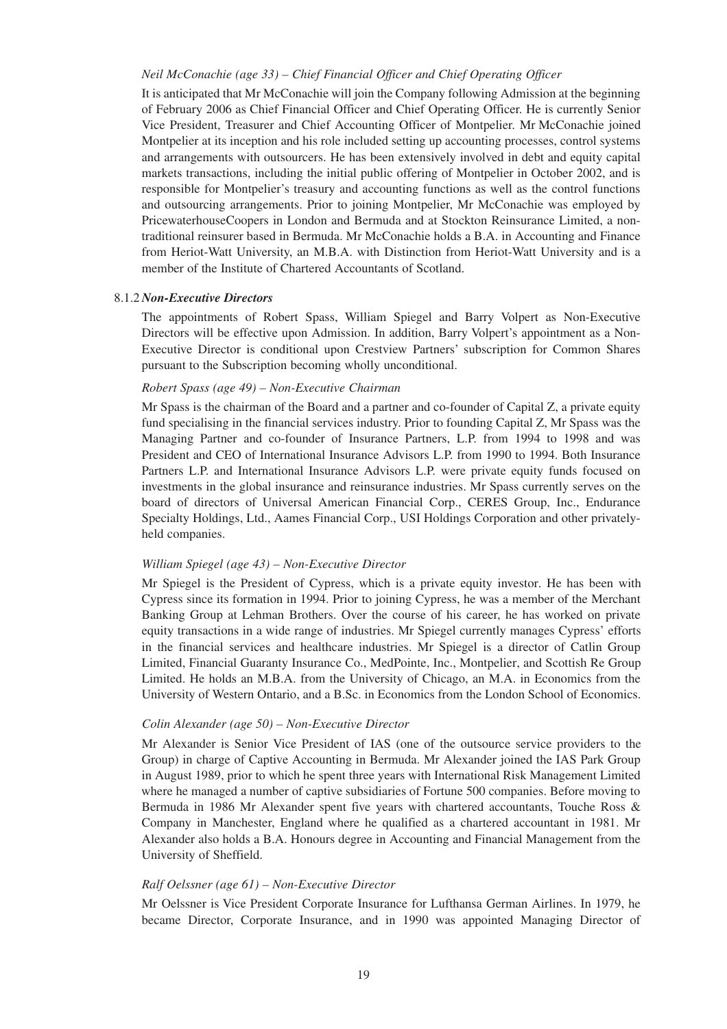*Neil McConachie (age 33) – Chief Financial Officer and Chief Operating Officer*

It is anticipated that Mr McConachie will join the Company following Admission at the beginning of February 2006 as Chief Financial Officer and Chief Operating Officer. He is currently Senior Vice President, Treasurer and Chief Accounting Officer of Montpelier. Mr McConachie joined Montpelier at its inception and his role included setting up accounting processes, control systems and arrangements with outsourcers. He has been extensively involved in debt and equity capital markets transactions, including the initial public offering of Montpelier in October 2002, and is responsible for Montpelier's treasury and accounting functions as well as the control functions and outsourcing arrangements. Prior to joining Montpelier, Mr McConachie was employed by PricewaterhouseCoopers in London and Bermuda and at Stockton Reinsurance Limited, a non-traditional reinsurer based in Bermuda. Mr McConachie holds a B.A. in Accounting and Finance from Heriot-Watt University, an M.B.A. with Distinction from Heriot-Watt University and is a member of the Institute of Chartered Accountants of Scotland.

8.1.2 ***Non-Executive Directors***

The appointments of Robert Spass, William Spiegel and Barry Volpert as Non-Executive Directors will be effective upon Admission. In addition, Barry Volpert's appointment as a Non-Executive Director is conditional upon Crestview Partners' subscription for Common Shares pursuant to the Subscription becoming wholly unconditional.

*Robert Spass (age 49) – Non-Executive Chairman*

Mr Spass is the chairman of the Board and a partner and co-founder of Capital Z, a private equity fund specialising in the financial services industry. Prior to founding Capital Z, Mr Spass was the Managing Partner and co-founder of Insurance Partners, L.P. from 1994 to 1998 and was President and CEO of International Insurance Advisors L.P. from 1990 to 1994. Both Insurance Partners L.P. and International Insurance Advisors L.P. were private equity funds focused on investments in the global insurance and reinsurance industries. Mr Spass currently serves on the board of directors of Universal American Financial Corp., CERES Group, Inc., Endurance Specialty Holdings, Ltd., Aames Financial Corp., USI Holdings Corporation and other privately-held companies.

*William Spiegel (age 43) – Non-Executive Director*

Mr Spiegel is the President of Cypress, which is a private equity investor. He has been with Cypress since its formation in 1994. Prior to joining Cypress, he was a member of the Merchant Banking Group at Lehman Brothers. Over the course of his career, he has worked on private equity transactions in a wide range of industries. Mr Spiegel currently manages Cypress' efforts in the financial services and healthcare industries. Mr Spiegel is a director of Catlin Group Limited, Financial Guaranty Insurance Co., MedPointe, Inc., Montpelier, and Scottish Re Group Limited. He holds an M.B.A. from the University of Chicago, an M.A. in Economics from the University of Western Ontario, and a B.Sc. in Economics from the London School of Economics.

*Colin Alexander (age 50) – Non-Executive Director*

Mr Alexander is Senior Vice President of IAS (one of the outsource service providers to the Group) in charge of Captive Accounting in Bermuda. Mr Alexander joined the IAS Park Group in August 1989, prior to which he spent three years with International Risk Management Limited where he managed a number of captive subsidiaries of Fortune 500 companies. Before moving to Bermuda in 1986 Mr Alexander spent five years with chartered accountants, Touche Ross & Company in Manchester, England where he qualified as a chartered accountant in 1981. Mr Alexander also holds a B.A. Honours degree in Accounting and Financial Management from the University of Sheffield.

*Ralf Oelssner (age 61) – Non-Executive Director*

Mr Oelssner is Vice President Corporate Insurance for Lufthansa German Airlines. In 1979, he became Director, Corporate Insurance, and in 1990 was appointed Managing Director of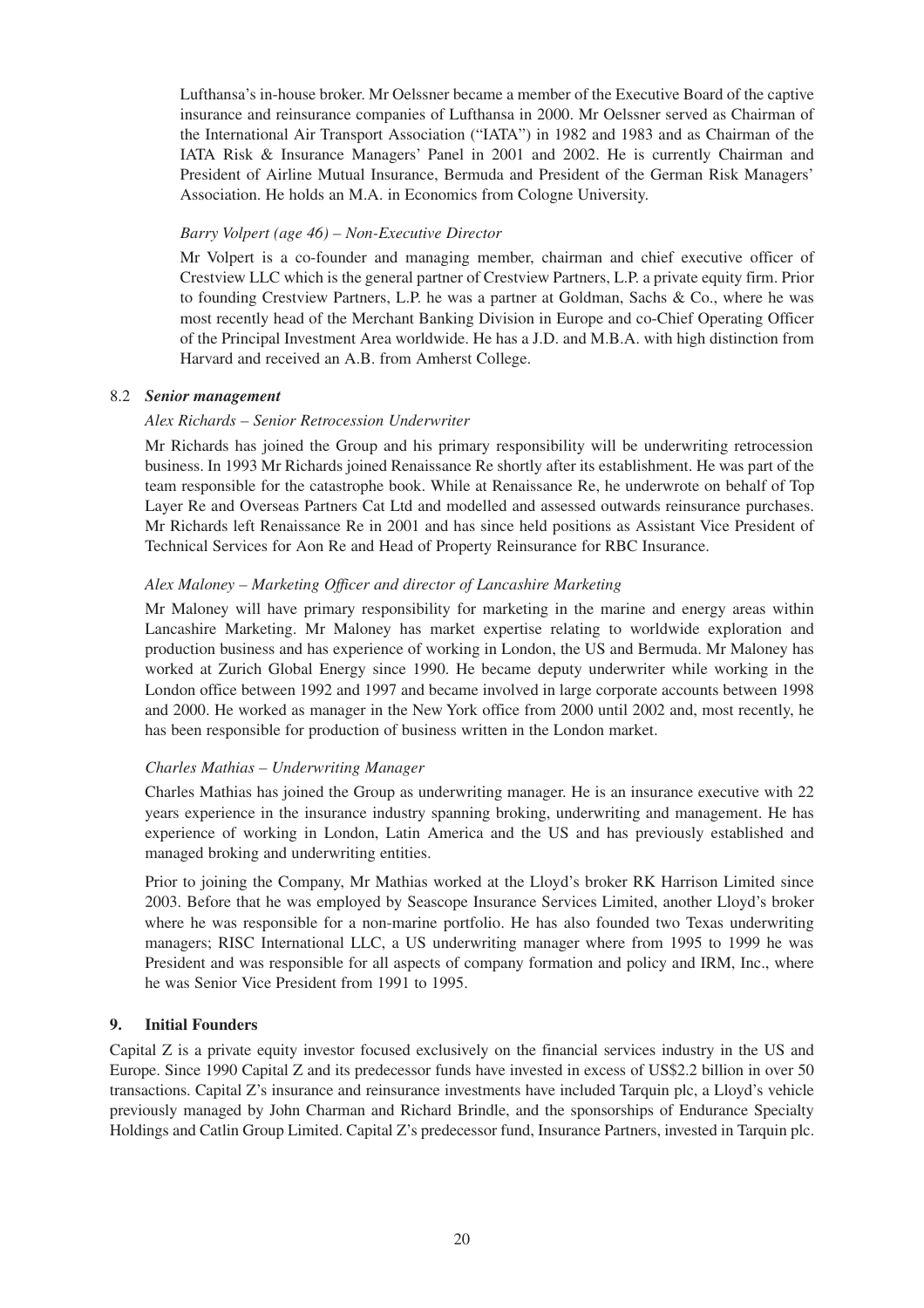Lufthansa's in-house broker. Mr Oelssner became a member of the Executive Board of the captive insurance and reinsurance companies of Lufthansa in 2000. Mr Oelssner served as Chairman of the International Air Transport Association ("IATA") in 1982 and 1983 and as Chairman of the IATA Risk & Insurance Managers' Panel in 2001 and 2002. He is currently Chairman and President of Airline Mutual Insurance, Bermuda and President of the German Risk Managers' Association. He holds an M.A. in Economics from Cologne University.

*Barry Volpert (age 46) – Non-Executive Director*

Mr Volpert is a co-founder and managing member, chairman and chief executive officer of Crestview LLC which is the general partner of Crestview Partners, L.P. a private equity firm. Prior to founding Crestview Partners, L.P. he was a partner at Goldman, Sachs & Co., where he was most recently head of the Merchant Banking Division in Europe and co-Chief Operating Officer of the Principal Investment Area worldwide. He has a J.D. and M.B.A. with high distinction from Harvard and received an A.B. from Amherst College.

### 8.2 *Senior management*

*Alex Richards – Senior Retrocession Underwriter*

Mr Richards has joined the Group and his primary responsibility will be underwriting retrocession business. In 1993 Mr Richards joined Renaissance Re shortly after its establishment. He was part of the team responsible for the catastrophe book. While at Renaissance Re, he underwrote on behalf of Top Layer Re and Overseas Partners Cat Ltd and modelled and assessed outwards reinsurance purchases. Mr Richards left Renaissance Re in 2001 and has since held positions as Assistant Vice President of Technical Services for Aon Re and Head of Property Reinsurance for RBC Insurance.

*Alex Maloney – Marketing Officer and director of Lancashire Marketing*

Mr Maloney will have primary responsibility for marketing in the marine and energy areas within Lancashire Marketing. Mr Maloney has market expertise relating to worldwide exploration and production business and has experience of working in London, the US and Bermuda. Mr Maloney has worked at Zurich Global Energy since 1990. He became deputy underwriter while working in the London office between 1992 and 1997 and became involved in large corporate accounts between 1998 and 2000. He worked as manager in the New York office from 2000 until 2002 and, most recently, he has been responsible for production of business written in the London market.

*Charles Mathias – Underwriting Manager*

Charles Mathias has joined the Group as underwriting manager. He is an insurance executive with 22 years experience in the insurance industry spanning broking, underwriting and management. He has experience of working in London, Latin America and the US and has previously established and managed broking and underwriting entities.

Prior to joining the Company, Mr Mathias worked at the Lloyd's broker RK Harrison Limited since 2003. Before that he was employed by Seascope Insurance Services Limited, another Lloyd's broker where he was responsible for a non-marine portfolio. He has also founded two Texas underwriting managers; RISC International LLC, a US underwriting manager where from 1995 to 1999 he was President and was responsible for all aspects of company formation and policy and IRM, Inc., where he was Senior Vice President from 1991 to 1995.

## 9. Initial Founders

Capital Z is a private equity investor focused exclusively on the financial services industry in the US and Europe. Since 1990 Capital Z and its predecessor funds have invested in excess of US$2.2 billion in over 50 transactions. Capital Z's insurance and reinsurance investments have included Tarquin plc, a Lloyd's vehicle previously managed by John Charman and Richard Brindle, and the sponsorships of Endurance Specialty Holdings and Catlin Group Limited. Capital Z's predecessor fund, Insurance Partners, invested in Tarquin plc.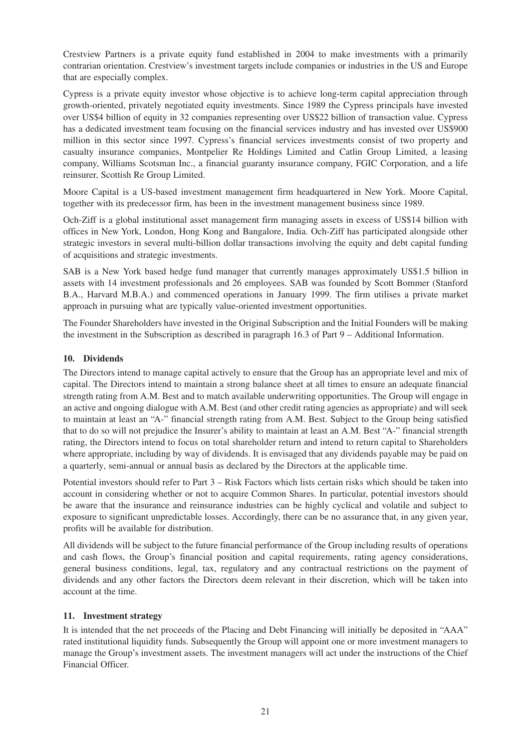Crestview Partners is a private equity fund established in 2004 to make investments with a primarily contrarian orientation. Crestview's investment targets include companies or industries in the US and Europe that are especially complex.

Cypress is a private equity investor whose objective is to achieve long-term capital appreciation through growth-oriented, privately negotiated equity investments. Since 1989 the Cypress principals have invested over US$4 billion of equity in 32 companies representing over US$22 billion of transaction value. Cypress has a dedicated investment team focusing on the financial services industry and has invested over US$900 million in this sector since 1997. Cypress's financial services investments consist of two property and casualty insurance companies, Montpelier Re Holdings Limited and Catlin Group Limited, a leasing company, Williams Scotsman Inc., a financial guaranty insurance company, FGIC Corporation, and a life reinsurer, Scottish Re Group Limited.

Moore Capital is a US-based investment management firm headquartered in New York. Moore Capital, together with its predecessor firm, has been in the investment management business since 1989.

Och-Ziff is a global institutional asset management firm managing assets in excess of US$14 billion with offices in New York, London, Hong Kong and Bangalore, India. Och-Ziff has participated alongside other strategic investors in several multi-billion dollar transactions involving the equity and debt capital funding of acquisitions and strategic investments.

SAB is a New York based hedge fund manager that currently manages approximately US$1.5 billion in assets with 14 investment professionals and 26 employees. SAB was founded by Scott Bommer (Stanford B.A., Harvard M.B.A.) and commenced operations in January 1999. The firm utilises a private market approach in pursuing what are typically value-oriented investment opportunities.

The Founder Shareholders have invested in the Original Subscription and the Initial Founders will be making the investment in the Subscription as described in paragraph 16.3 of Part 9 – Additional Information.

## 10. Dividends

The Directors intend to manage capital actively to ensure that the Group has an appropriate level and mix of capital. The Directors intend to maintain a strong balance sheet at all times to ensure an adequate financial strength rating from A.M. Best and to match available underwriting opportunities. The Group will engage in an active and ongoing dialogue with A.M. Best (and other credit rating agencies as appropriate) and will seek to maintain at least an "A-" financial strength rating from A.M. Best. Subject to the Group being satisfied that to do so will not prejudice the Insurer's ability to maintain at least an A.M. Best "A-" financial strength rating, the Directors intend to focus on total shareholder return and intend to return capital to Shareholders where appropriate, including by way of dividends. It is envisaged that any dividends payable may be paid on a quarterly, semi-annual or annual basis as declared by the Directors at the applicable time.

Potential investors should refer to Part 3 – Risk Factors which lists certain risks which should be taken into account in considering whether or not to acquire Common Shares. In particular, potential investors should be aware that the insurance and reinsurance industries can be highly cyclical and volatile and subject to exposure to significant unpredictable losses. Accordingly, there can be no assurance that, in any given year, profits will be available for distribution.

All dividends will be subject to the future financial performance of the Group including results of operations and cash flows, the Group's financial position and capital requirements, rating agency considerations, general business conditions, legal, tax, regulatory and any contractual restrictions on the payment of dividends and any other factors the Directors deem relevant in their discretion, which will be taken into account at the time.

## 11. Investment strategy

It is intended that the net proceeds of the Placing and Debt Financing will initially be deposited in "AAA" rated institutional liquidity funds. Subsequently the Group will appoint one or more investment managers to manage the Group's investment assets. The investment managers will act under the instructions of the Chief Financial Officer.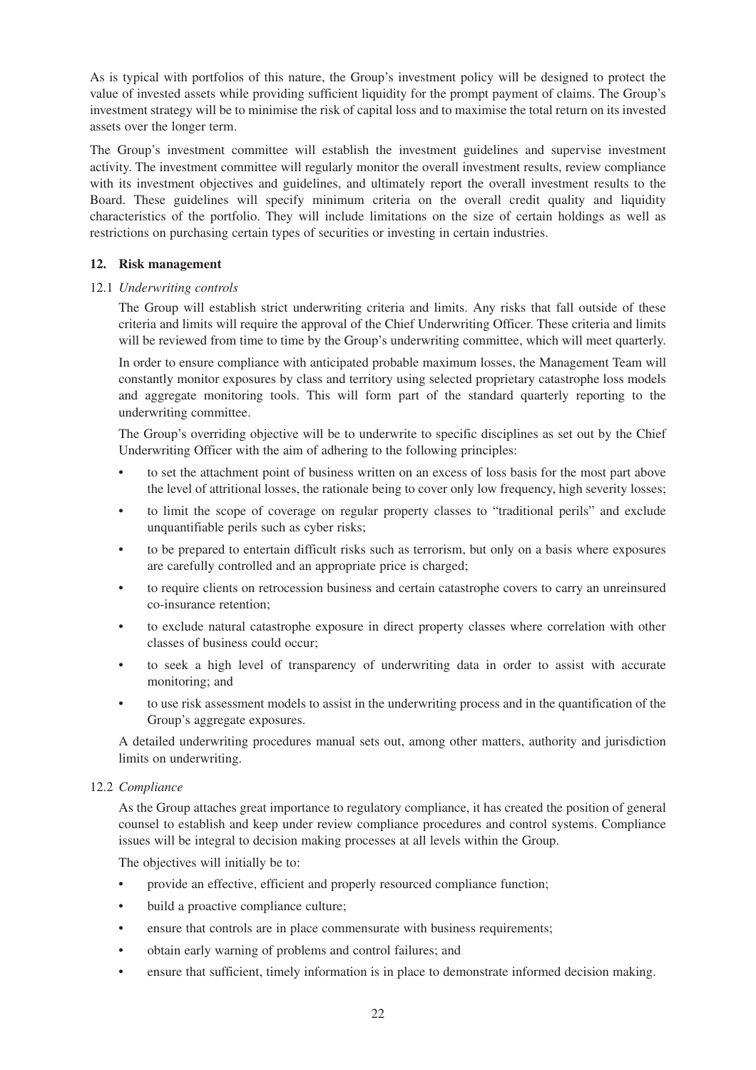As is typical with portfolios of this nature, the Group's investment policy will be designed to protect the value of invested assets while providing sufficient liquidity for the prompt payment of claims. The Group's investment strategy will be to minimise the risk of capital loss and to maximise the total return on its invested assets over the longer term.

The Group's investment committee will establish the investment guidelines and supervise investment activity. The investment committee will regularly monitor the overall investment results, review compliance with its investment objectives and guidelines, and ultimately report the overall investment results to the Board. These guidelines will specify minimum criteria on the overall credit quality and liquidity characteristics of the portfolio. They will include limitations on the size of certain holdings as well as restrictions on purchasing certain types of securities or investing in certain industries.

## 12. Risk management

### 12.1 *Underwriting controls*

The Group will establish strict underwriting criteria and limits. Any risks that fall outside of these criteria and limits will require the approval of the Chief Underwriting Officer. These criteria and limits will be reviewed from time to time by the Group's underwriting committee, which will meet quarterly.

In order to ensure compliance with anticipated probable maximum losses, the Management Team will constantly monitor exposures by class and territory using selected proprietary catastrophe loss models and aggregate monitoring tools. This will form part of the standard quarterly reporting to the underwriting committee.

The Group's overriding objective will be to underwrite to specific disciplines as set out by the Chief Underwriting Officer with the aim of adhering to the following principles:

- to set the attachment point of business written on an excess of loss basis for the most part above the level of attritional losses, the rationale being to cover only low frequency, high severity losses;
- to limit the scope of coverage on regular property classes to "traditional perils" and exclude unquantifiable perils such as cyber risks;
- to be prepared to entertain difficult risks such as terrorism, but only on a basis where exposures are carefully controlled and an appropriate price is charged;
- to require clients on retrocession business and certain catastrophe covers to carry an unreinsured co-insurance retention;
- to exclude natural catastrophe exposure in direct property classes where correlation with other classes of business could occur;
- to seek a high level of transparency of underwriting data in order to assist with accurate monitoring; and
- to use risk assessment models to assist in the underwriting process and in the quantification of the Group's aggregate exposures.

A detailed underwriting procedures manual sets out, among other matters, authority and jurisdiction limits on underwriting.

### 12.2 *Compliance*

As the Group attaches great importance to regulatory compliance, it has created the position of general counsel to establish and keep under review compliance procedures and control systems. Compliance issues will be integral to decision making processes at all levels within the Group.

The objectives will initially be to:

- provide an effective, efficient and properly resourced compliance function;
- build a proactive compliance culture;
- ensure that controls are in place commensurate with business requirements;
- obtain early warning of problems and control failures; and
- ensure that sufficient, timely information is in place to demonstrate informed decision making.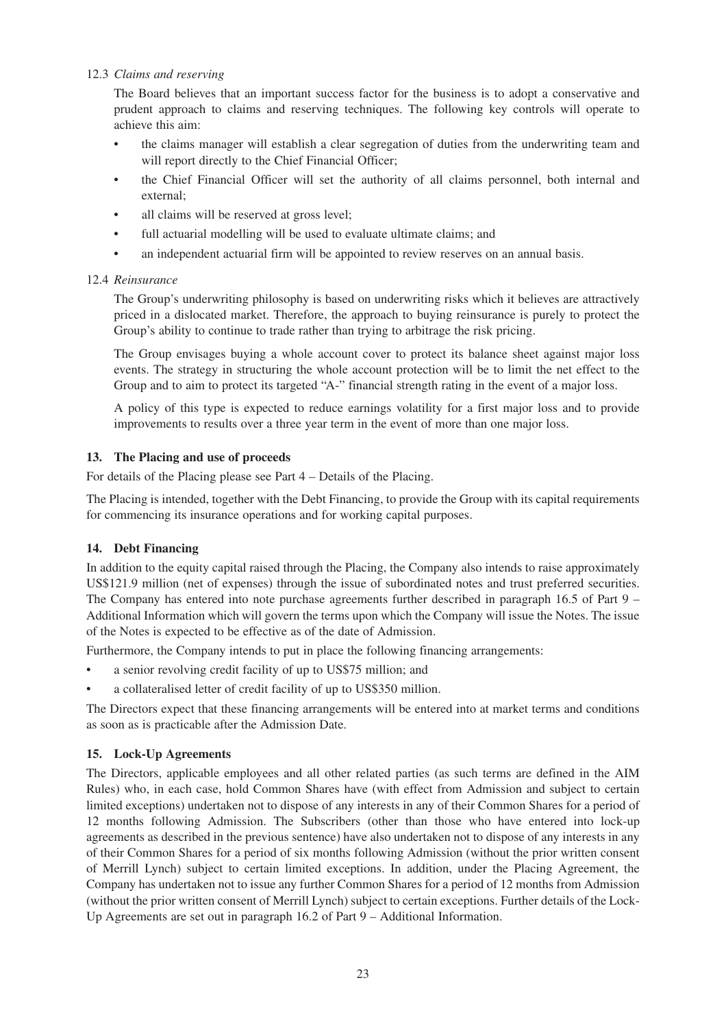12.3 *Claims and reserving*

The Board believes that an important success factor for the business is to adopt a conservative and prudent approach to claims and reserving techniques. The following key controls will operate to achieve this aim:

- the claims manager will establish a clear segregation of duties from the underwriting team and will report directly to the Chief Financial Officer;
- the Chief Financial Officer will set the authority of all claims personnel, both internal and external;
- all claims will be reserved at gross level;
- full actuarial modelling will be used to evaluate ultimate claims; and
- an independent actuarial firm will be appointed to review reserves on an annual basis.

12.4 *Reinsurance*

The Group's underwriting philosophy is based on underwriting risks which it believes are attractively priced in a dislocated market. Therefore, the approach to buying reinsurance is purely to protect the Group's ability to continue to trade rather than trying to arbitrage the risk pricing.

The Group envisages buying a whole account cover to protect its balance sheet against major loss events. The strategy in structuring the whole account protection will be to limit the net effect to the Group and to aim to protect its targeted "A-" financial strength rating in the event of a major loss.

A policy of this type is expected to reduce earnings volatility for a first major loss and to provide improvements to results over a three year term in the event of more than one major loss.

### 13. The Placing and use of proceeds

For details of the Placing please see Part 4 – Details of the Placing.

The Placing is intended, together with the Debt Financing, to provide the Group with its capital requirements for commencing its insurance operations and for working capital purposes.

### 14. Debt Financing

In addition to the equity capital raised through the Placing, the Company also intends to raise approximately US$121.9 million (net of expenses) through the issue of subordinated notes and trust preferred securities. The Company has entered into note purchase agreements further described in paragraph 16.5 of Part 9 – Additional Information which will govern the terms upon which the Company will issue the Notes. The issue of the Notes is expected to be effective as of the date of Admission.

Furthermore, the Company intends to put in place the following financing arrangements:

- a senior revolving credit facility of up to US$75 million; and
- a collateralised letter of credit facility of up to US$350 million.

The Directors expect that these financing arrangements will be entered into at market terms and conditions as soon as is practicable after the Admission Date.

### 15. Lock-Up Agreements

The Directors, applicable employees and all other related parties (as such terms are defined in the AIM Rules) who, in each case, hold Common Shares have (with effect from Admission and subject to certain limited exceptions) undertaken not to dispose of any interests in any of their Common Shares for a period of 12 months following Admission. The Subscribers (other than those who have entered into lock-up agreements as described in the previous sentence) have also undertaken not to dispose of any interests in any of their Common Shares for a period of six months following Admission (without the prior written consent of Merrill Lynch) subject to certain limited exceptions. In addition, under the Placing Agreement, the Company has undertaken not to issue any further Common Shares for a period of 12 months from Admission (without the prior written consent of Merrill Lynch) subject to certain exceptions. Further details of the Lock-Up Agreements are set out in paragraph 16.2 of Part 9 – Additional Information.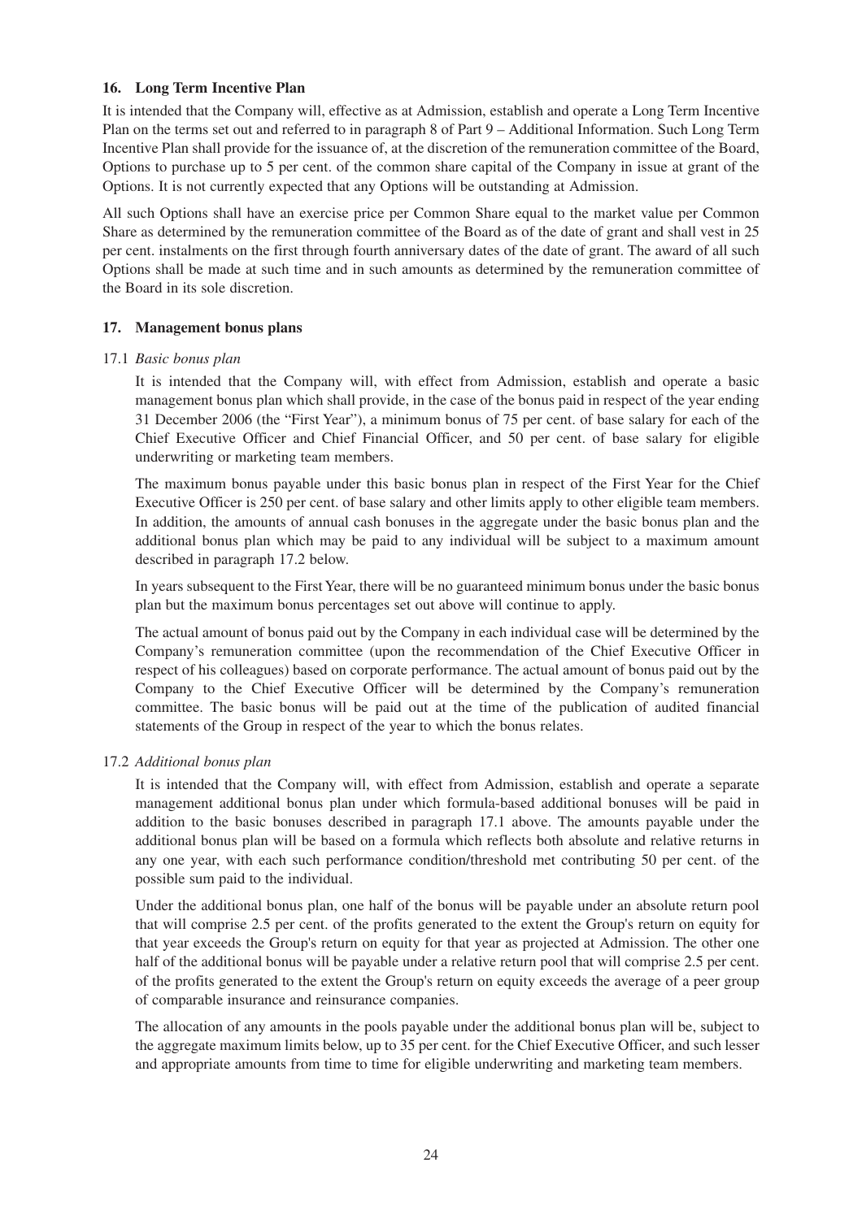### 16. Long Term Incentive Plan

It is intended that the Company will, effective as at Admission, establish and operate a Long Term Incentive Plan on the terms set out and referred to in paragraph 8 of Part 9 – Additional Information. Such Long Term Incentive Plan shall provide for the issuance of, at the discretion of the remuneration committee of the Board, Options to purchase up to 5 per cent. of the common share capital of the Company in issue at grant of the Options. It is not currently expected that any Options will be outstanding at Admission.

All such Options shall have an exercise price per Common Share equal to the market value per Common Share as determined by the remuneration committee of the Board as of the date of grant and shall vest in 25 per cent. instalments on the first through fourth anniversary dates of the date of grant. The award of all such Options shall be made at such time and in such amounts as determined by the remuneration committee of the Board in its sole discretion.

### 17. Management bonus plans

17.1 *Basic bonus plan*

It is intended that the Company will, with effect from Admission, establish and operate a basic management bonus plan which shall provide, in the case of the bonus paid in respect of the year ending 31 December 2006 (the "First Year"), a minimum bonus of 75 per cent. of base salary for each of the Chief Executive Officer and Chief Financial Officer, and 50 per cent. of base salary for eligible underwriting or marketing team members.

The maximum bonus payable under this basic bonus plan in respect of the First Year for the Chief Executive Officer is 250 per cent. of base salary and other limits apply to other eligible team members. In addition, the amounts of annual cash bonuses in the aggregate under the basic bonus plan and the additional bonus plan which may be paid to any individual will be subject to a maximum amount described in paragraph 17.2 below.

In years subsequent to the First Year, there will be no guaranteed minimum bonus under the basic bonus plan but the maximum bonus percentages set out above will continue to apply.

The actual amount of bonus paid out by the Company in each individual case will be determined by the Company's remuneration committee (upon the recommendation of the Chief Executive Officer in respect of his colleagues) based on corporate performance. The actual amount of bonus paid out by the Company to the Chief Executive Officer will be determined by the Company's remuneration committee. The basic bonus will be paid out at the time of the publication of audited financial statements of the Group in respect of the year to which the bonus relates.

17.2 *Additional bonus plan*

It is intended that the Company will, with effect from Admission, establish and operate a separate management additional bonus plan under which formula-based additional bonuses will be paid in addition to the basic bonuses described in paragraph 17.1 above. The amounts payable under the additional bonus plan will be based on a formula which reflects both absolute and relative returns in any one year, with each such performance condition/threshold met contributing 50 per cent. of the possible sum paid to the individual.

Under the additional bonus plan, one half of the bonus will be payable under an absolute return pool that will comprise 2.5 per cent. of the profits generated to the extent the Group's return on equity for that year exceeds the Group's return on equity for that year as projected at Admission. The other one half of the additional bonus will be payable under a relative return pool that will comprise 2.5 per cent. of the profits generated to the extent the Group's return on equity exceeds the average of a peer group of comparable insurance and reinsurance companies.

The allocation of any amounts in the pools payable under the additional bonus plan will be, subject to the aggregate maximum limits below, up to 35 per cent. for the Chief Executive Officer, and such lesser and appropriate amounts from time to time for eligible underwriting and marketing team members.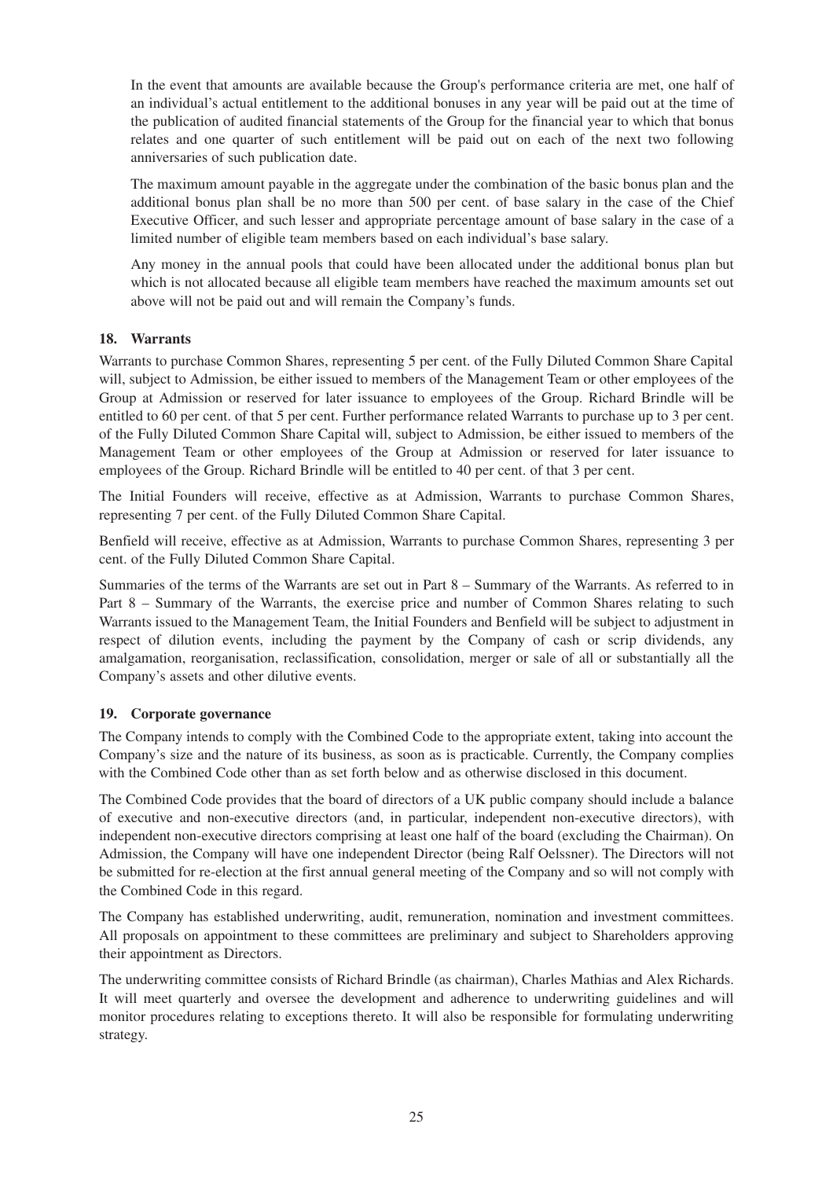In the event that amounts are available because the Group's performance criteria are met, one half of an individual's actual entitlement to the additional bonuses in any year will be paid out at the time of the publication of audited financial statements of the Group for the financial year to which that bonus relates and one quarter of such entitlement will be paid out on each of the next two following anniversaries of such publication date.

The maximum amount payable in the aggregate under the combination of the basic bonus plan and the additional bonus plan shall be no more than 500 per cent. of base salary in the case of the Chief Executive Officer, and such lesser and appropriate percentage amount of base salary in the case of a limited number of eligible team members based on each individual's base salary.

Any money in the annual pools that could have been allocated under the additional bonus plan but which is not allocated because all eligible team members have reached the maximum amounts set out above will not be paid out and will remain the Company's funds.

### 18. Warrants

Warrants to purchase Common Shares, representing 5 per cent. of the Fully Diluted Common Share Capital will, subject to Admission, be either issued to members of the Management Team or other employees of the Group at Admission or reserved for later issuance to employees of the Group. Richard Brindle will be entitled to 60 per cent. of that 5 per cent. Further performance related Warrants to purchase up to 3 per cent. of the Fully Diluted Common Share Capital will, subject to Admission, be either issued to members of the Management Team or other employees of the Group at Admission or reserved for later issuance to employees of the Group. Richard Brindle will be entitled to 40 per cent. of that 3 per cent.

The Initial Founders will receive, effective as at Admission, Warrants to purchase Common Shares, representing 7 per cent. of the Fully Diluted Common Share Capital.

Benfield will receive, effective as at Admission, Warrants to purchase Common Shares, representing 3 per cent. of the Fully Diluted Common Share Capital.

Summaries of the terms of the Warrants are set out in Part 8 – Summary of the Warrants. As referred to in Part 8 – Summary of the Warrants, the exercise price and number of Common Shares relating to such Warrants issued to the Management Team, the Initial Founders and Benfield will be subject to adjustment in respect of dilution events, including the payment by the Company of cash or scrip dividends, any amalgamation, reorganisation, reclassification, consolidation, merger or sale of all or substantially all the Company's assets and other dilutive events.

### 19. Corporate governance

The Company intends to comply with the Combined Code to the appropriate extent, taking into account the Company's size and the nature of its business, as soon as is practicable. Currently, the Company complies with the Combined Code other than as set forth below and as otherwise disclosed in this document.

The Combined Code provides that the board of directors of a UK public company should include a balance of executive and non-executive directors (and, in particular, independent non-executive directors), with independent non-executive directors comprising at least one half of the board (excluding the Chairman). On Admission, the Company will have one independent Director (being Ralf Oelssner). The Directors will not be submitted for re-election at the first annual general meeting of the Company and so will not comply with the Combined Code in this regard.

The Company has established underwriting, audit, remuneration, nomination and investment committees. All proposals on appointment to these committees are preliminary and subject to Shareholders approving their appointment as Directors.

The underwriting committee consists of Richard Brindle (as chairman), Charles Mathias and Alex Richards. It will meet quarterly and oversee the development and adherence to underwriting guidelines and will monitor procedures relating to exceptions thereto. It will also be responsible for formulating underwriting strategy.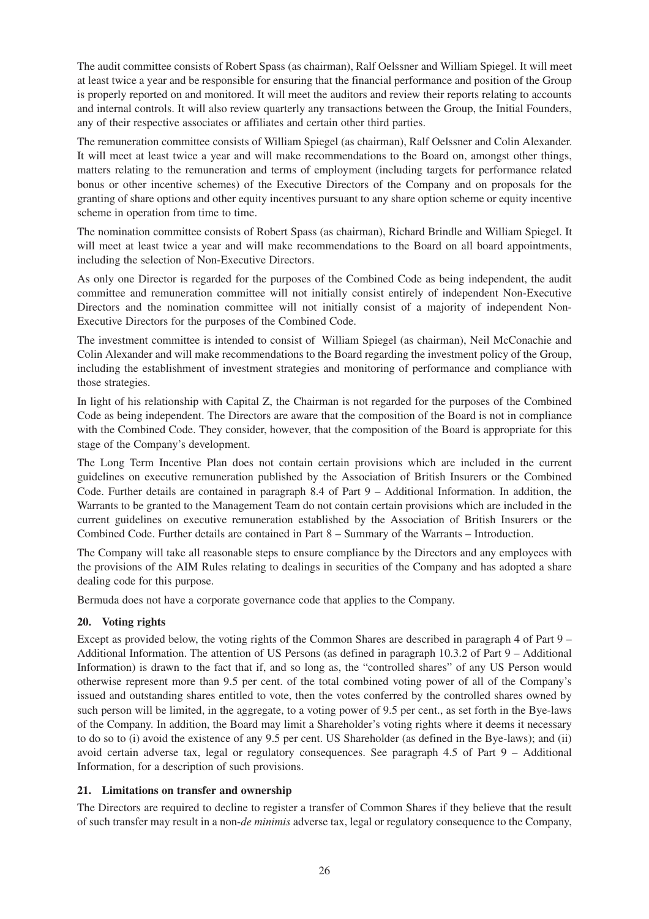The audit committee consists of Robert Spass (as chairman), Ralf Oelssner and William Spiegel. It will meet at least twice a year and be responsible for ensuring that the financial performance and position of the Group is properly reported on and monitored. It will meet the auditors and review their reports relating to accounts and internal controls. It will also review quarterly any transactions between the Group, the Initial Founders, any of their respective associates or affiliates and certain other third parties.

The remuneration committee consists of William Spiegel (as chairman), Ralf Oelssner and Colin Alexander. It will meet at least twice a year and will make recommendations to the Board on, amongst other things, matters relating to the remuneration and terms of employment (including targets for performance related bonus or other incentive schemes) of the Executive Directors of the Company and on proposals for the granting of share options and other equity incentives pursuant to any share option scheme or equity incentive scheme in operation from time to time.

The nomination committee consists of Robert Spass (as chairman), Richard Brindle and William Spiegel. It will meet at least twice a year and will make recommendations to the Board on all board appointments, including the selection of Non-Executive Directors.

As only one Director is regarded for the purposes of the Combined Code as being independent, the audit committee and remuneration committee will not initially consist entirely of independent Non-Executive Directors and the nomination committee will not initially consist of a majority of independent Non-Executive Directors for the purposes of the Combined Code.

The investment committee is intended to consist of William Spiegel (as chairman), Neil McConachie and Colin Alexander and will make recommendations to the Board regarding the investment policy of the Group, including the establishment of investment strategies and monitoring of performance and compliance with those strategies.

In light of his relationship with Capital Z, the Chairman is not regarded for the purposes of the Combined Code as being independent. The Directors are aware that the composition of the Board is not in compliance with the Combined Code. They consider, however, that the composition of the Board is appropriate for this stage of the Company's development.

The Long Term Incentive Plan does not contain certain provisions which are included in the current guidelines on executive remuneration published by the Association of British Insurers or the Combined Code. Further details are contained in paragraph 8.4 of Part 9 – Additional Information. In addition, the Warrants to be granted to the Management Team do not contain certain provisions which are included in the current guidelines on executive remuneration established by the Association of British Insurers or the Combined Code. Further details are contained in Part 8 – Summary of the Warrants – Introduction.

The Company will take all reasonable steps to ensure compliance by the Directors and any employees with the provisions of the AIM Rules relating to dealings in securities of the Company and has adopted a share dealing code for this purpose.

Bermuda does not have a corporate governance code that applies to the Company.

## 20. Voting rights

Except as provided below, the voting rights of the Common Shares are described in paragraph 4 of Part 9 – Additional Information. The attention of US Persons (as defined in paragraph 10.3.2 of Part 9 – Additional Information) is drawn to the fact that if, and so long as, the "controlled shares" of any US Person would otherwise represent more than 9.5 per cent. of the total combined voting power of all of the Company's issued and outstanding shares entitled to vote, then the votes conferred by the controlled shares owned by such person will be limited, in the aggregate, to a voting power of 9.5 per cent., as set forth in the Bye-laws of the Company. In addition, the Board may limit a Shareholder's voting rights where it deems it necessary to do so to (i) avoid the existence of any 9.5 per cent. US Shareholder (as defined in the Bye-laws); and (ii) avoid certain adverse tax, legal or regulatory consequences. See paragraph 4.5 of Part 9 – Additional Information, for a description of such provisions.

## 21. Limitations on transfer and ownership

The Directors are required to decline to register a transfer of Common Shares if they believe that the result of such transfer may result in a non-*de minimis* adverse tax, legal or regulatory consequence to the Company,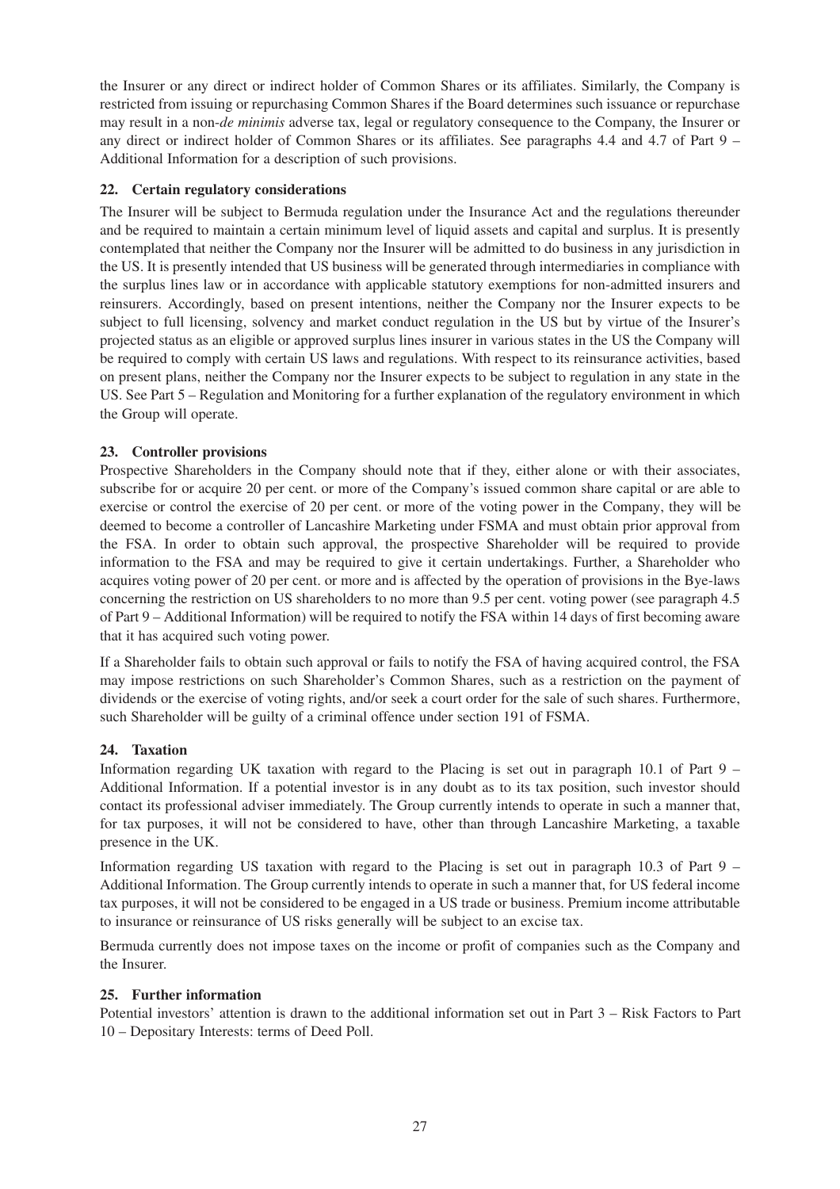the Insurer or any direct or indirect holder of Common Shares or its affiliates. Similarly, the Company is restricted from issuing or repurchasing Common Shares if the Board determines such issuance or repurchase may result in a non-*de minimis* adverse tax, legal or regulatory consequence to the Company, the Insurer or any direct or indirect holder of Common Shares or its affiliates. See paragraphs 4.4 and 4.7 of Part 9 – Additional Information for a description of such provisions.

## 22. Certain regulatory considerations

The Insurer will be subject to Bermuda regulation under the Insurance Act and the regulations thereunder and be required to maintain a certain minimum level of liquid assets and capital and surplus. It is presently contemplated that neither the Company nor the Insurer will be admitted to do business in any jurisdiction in the US. It is presently intended that US business will be generated through intermediaries in compliance with the surplus lines law or in accordance with applicable statutory exemptions for non-admitted insurers and reinsurers. Accordingly, based on present intentions, neither the Company nor the Insurer expects to be subject to full licensing, solvency and market conduct regulation in the US but by virtue of the Insurer's projected status as an eligible or approved surplus lines insurer in various states in the US the Company will be required to comply with certain US laws and regulations. With respect to its reinsurance activities, based on present plans, neither the Company nor the Insurer expects to be subject to regulation in any state in the US. See Part 5 – Regulation and Monitoring for a further explanation of the regulatory environment in which the Group will operate.

## 23. Controller provisions

Prospective Shareholders in the Company should note that if they, either alone or with their associates, subscribe for or acquire 20 per cent. or more of the Company's issued common share capital or are able to exercise or control the exercise of 20 per cent. or more of the voting power in the Company, they will be deemed to become a controller of Lancashire Marketing under FSMA and must obtain prior approval from the FSA. In order to obtain such approval, the prospective Shareholder will be required to provide information to the FSA and may be required to give it certain undertakings. Further, a Shareholder who acquires voting power of 20 per cent. or more and is affected by the operation of provisions in the Bye-laws concerning the restriction on US shareholders to no more than 9.5 per cent. voting power (see paragraph 4.5 of Part 9 – Additional Information) will be required to notify the FSA within 14 days of first becoming aware that it has acquired such voting power.

If a Shareholder fails to obtain such approval or fails to notify the FSA of having acquired control, the FSA may impose restrictions on such Shareholder's Common Shares, such as a restriction on the payment of dividends or the exercise of voting rights, and/or seek a court order for the sale of such shares. Furthermore, such Shareholder will be guilty of a criminal offence under section 191 of FSMA.

## 24. Taxation

Information regarding UK taxation with regard to the Placing is set out in paragraph 10.1 of Part 9 – Additional Information. If a potential investor is in any doubt as to its tax position, such investor should contact its professional adviser immediately. The Group currently intends to operate in such a manner that, for tax purposes, it will not be considered to have, other than through Lancashire Marketing, a taxable presence in the UK.

Information regarding US taxation with regard to the Placing is set out in paragraph 10.3 of Part 9 – Additional Information. The Group currently intends to operate in such a manner that, for US federal income tax purposes, it will not be considered to be engaged in a US trade or business. Premium income attributable to insurance or reinsurance of US risks generally will be subject to an excise tax.

Bermuda currently does not impose taxes on the income or profit of companies such as the Company and the Insurer.

## 25. Further information

Potential investors' attention is drawn to the additional information set out in Part 3 – Risk Factors to Part 10 – Depositary Interests: terms of Deed Poll.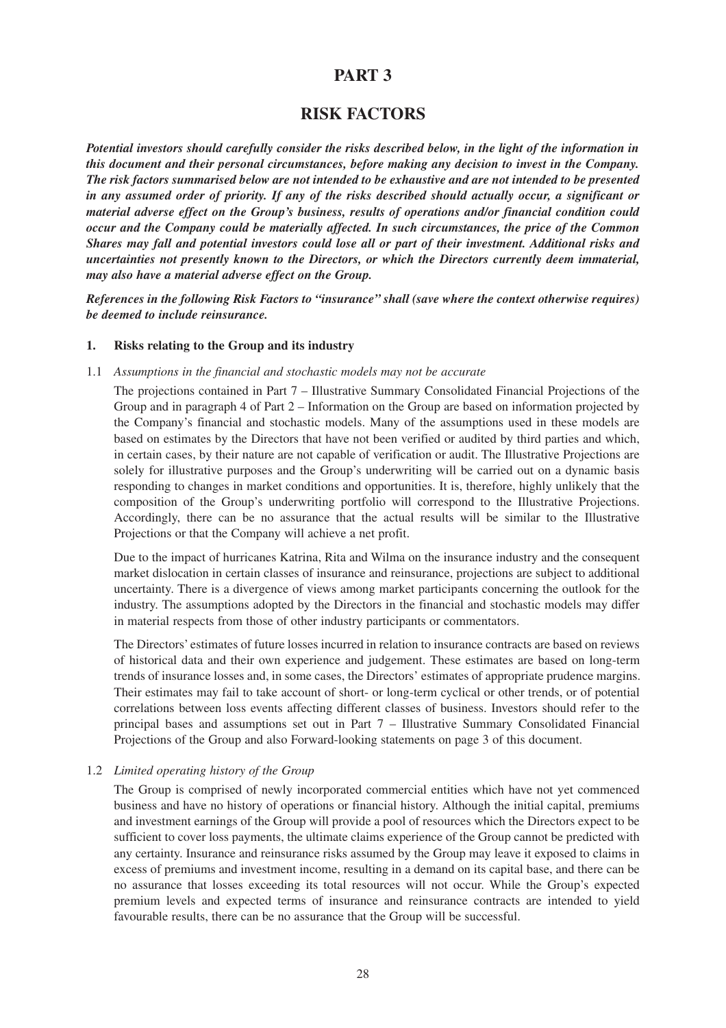# PART 3

## RISK FACTORS

***Potential investors should carefully consider the risks described below, in the light of the information in this document and their personal circumstances, before making any decision to invest in the Company. The risk factors summarised below are not intended to be exhaustive and are not intended to be presented in any assumed order of priority. If any of the risks described should actually occur, a significant or material adverse effect on the Group's business, results of operations and/or financial condition could occur and the Company could be materially affected. In such circumstances, the price of the Common Shares may fall and potential investors could lose all or part of their investment. Additional risks and uncertainties not presently known to the Directors, or which the Directors currently deem immaterial, may also have a material adverse effect on the Group.***

***References in the following Risk Factors to "insurance" shall (save where the context otherwise requires) be deemed to include reinsurance.***

### 1. Risks relating to the Group and its industry

1.1 *Assumptions in the financial and stochastic models may not be accurate*

The projections contained in Part 7 – Illustrative Summary Consolidated Financial Projections of the Group and in paragraph 4 of Part 2 – Information on the Group are based on information projected by the Company's financial and stochastic models. Many of the assumptions used in these models are based on estimates by the Directors that have not been verified or audited by third parties and which, in certain cases, by their nature are not capable of verification or audit. The Illustrative Projections are solely for illustrative purposes and the Group's underwriting will be carried out on a dynamic basis responding to changes in market conditions and opportunities. It is, therefore, highly unlikely that the composition of the Group's underwriting portfolio will correspond to the Illustrative Projections. Accordingly, there can be no assurance that the actual results will be similar to the Illustrative Projections or that the Company will achieve a net profit.

Due to the impact of hurricanes Katrina, Rita and Wilma on the insurance industry and the consequent market dislocation in certain classes of insurance and reinsurance, projections are subject to additional uncertainty. There is a divergence of views among market participants concerning the outlook for the industry. The assumptions adopted by the Directors in the financial and stochastic models may differ in material respects from those of other industry participants or commentators.

The Directors' estimates of future losses incurred in relation to insurance contracts are based on reviews of historical data and their own experience and judgement. These estimates are based on long-term trends of insurance losses and, in some cases, the Directors' estimates of appropriate prudence margins. Their estimates may fail to take account of short- or long-term cyclical or other trends, or of potential correlations between loss events affecting different classes of business. Investors should refer to the principal bases and assumptions set out in Part 7 – Illustrative Summary Consolidated Financial Projections of the Group and also Forward-looking statements on page 3 of this document.

1.2 *Limited operating history of the Group*

The Group is comprised of newly incorporated commercial entities which have not yet commenced business and have no history of operations or financial history. Although the initial capital, premiums and investment earnings of the Group will provide a pool of resources which the Directors expect to be sufficient to cover loss payments, the ultimate claims experience of the Group cannot be predicted with any certainty. Insurance and reinsurance risks assumed by the Group may leave it exposed to claims in excess of premiums and investment income, resulting in a demand on its capital base, and there can be no assurance that losses exceeding its total resources will not occur. While the Group's expected premium levels and expected terms of insurance and reinsurance contracts are intended to yield favourable results, there can be no assurance that the Group will be successful.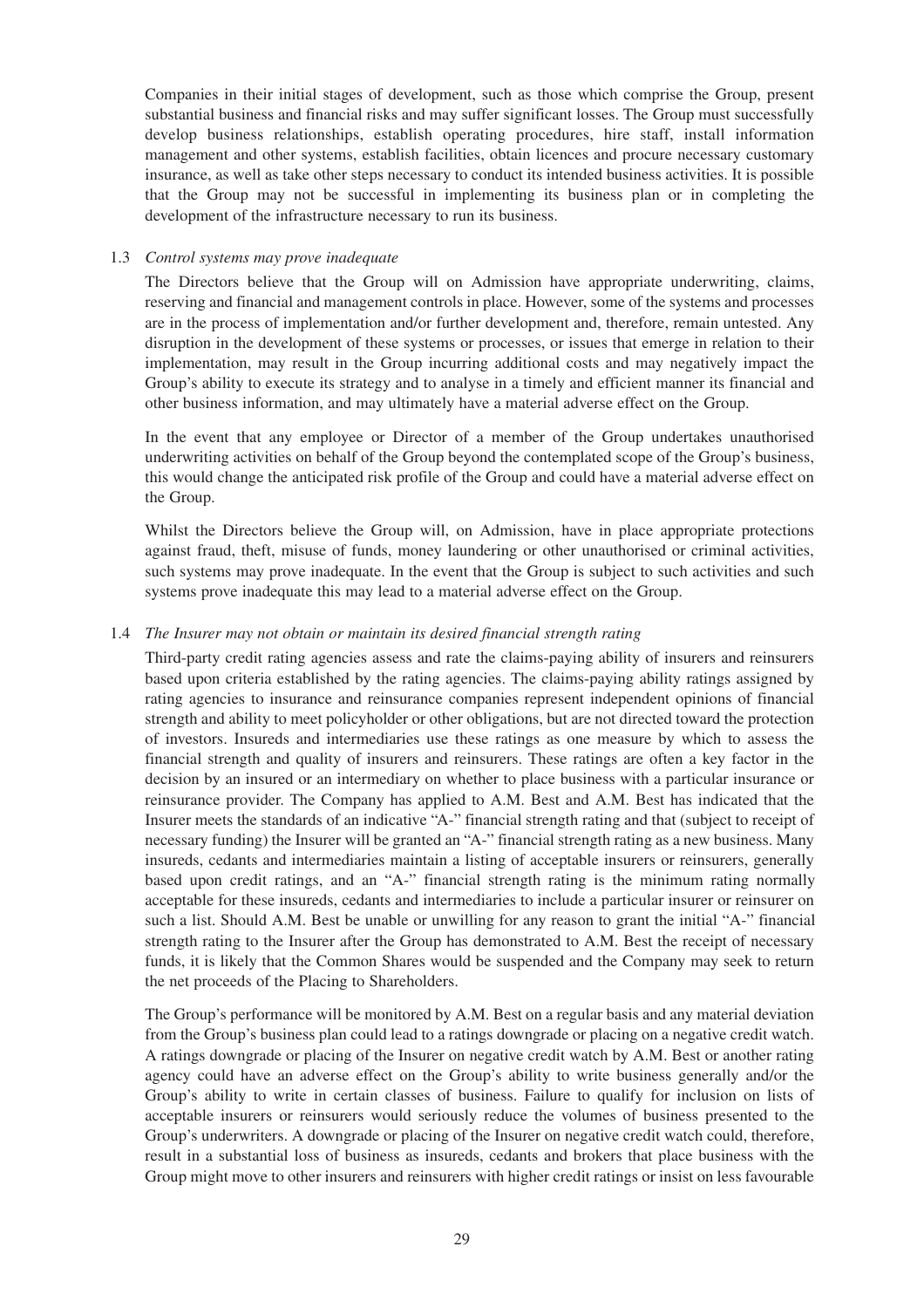Companies in their initial stages of development, such as those which comprise the Group, present substantial business and financial risks and may suffer significant losses. The Group must successfully develop business relationships, establish operating procedures, hire staff, install information management and other systems, establish facilities, obtain licences and procure necessary customary insurance, as well as take other steps necessary to conduct its intended business activities. It is possible that the Group may not be successful in implementing its business plan or in completing the development of the infrastructure necessary to run its business.

1.3 *Control systems may prove inadequate*

The Directors believe that the Group will on Admission have appropriate underwriting, claims, reserving and financial and management controls in place. However, some of the systems and processes are in the process of implementation and/or further development and, therefore, remain untested. Any disruption in the development of these systems or processes, or issues that emerge in relation to their implementation, may result in the Group incurring additional costs and may negatively impact the Group's ability to execute its strategy and to analyse in a timely and efficient manner its financial and other business information, and may ultimately have a material adverse effect on the Group.

In the event that any employee or Director of a member of the Group undertakes unauthorised underwriting activities on behalf of the Group beyond the contemplated scope of the Group's business, this would change the anticipated risk profile of the Group and could have a material adverse effect on the Group.

Whilst the Directors believe the Group will, on Admission, have in place appropriate protections against fraud, theft, misuse of funds, money laundering or other unauthorised or criminal activities, such systems may prove inadequate. In the event that the Group is subject to such activities and such systems prove inadequate this may lead to a material adverse effect on the Group.

1.4 *The Insurer may not obtain or maintain its desired financial strength rating*

Third-party credit rating agencies assess and rate the claims-paying ability of insurers and reinsurers based upon criteria established by the rating agencies. The claims-paying ability ratings assigned by rating agencies to insurance and reinsurance companies represent independent opinions of financial strength and ability to meet policyholder or other obligations, but are not directed toward the protection of investors. Insureds and intermediaries use these ratings as one measure by which to assess the financial strength and quality of insurers and reinsurers. These ratings are often a key factor in the decision by an insured or an intermediary on whether to place business with a particular insurance or reinsurance provider. The Company has applied to A.M. Best and A.M. Best has indicated that the Insurer meets the standards of an indicative "A-" financial strength rating and that (subject to receipt of necessary funding) the Insurer will be granted an "A-" financial strength rating as a new business. Many insureds, cedants and intermediaries maintain a listing of acceptable insurers or reinsurers, generally based upon credit ratings, and an "A-" financial strength rating is the minimum rating normally acceptable for these insureds, cedants and intermediaries to include a particular insurer or reinsurer on such a list. Should A.M. Best be unable or unwilling for any reason to grant the initial "A-" financial strength rating to the Insurer after the Group has demonstrated to A.M. Best the receipt of necessary funds, it is likely that the Common Shares would be suspended and the Company may seek to return the net proceeds of the Placing to Shareholders.

The Group's performance will be monitored by A.M. Best on a regular basis and any material deviation from the Group's business plan could lead to a ratings downgrade or placing on a negative credit watch. A ratings downgrade or placing of the Insurer on negative credit watch by A.M. Best or another rating agency could have an adverse effect on the Group's ability to write business generally and/or the Group's ability to write in certain classes of business. Failure to qualify for inclusion on lists of acceptable insurers or reinsurers would seriously reduce the volumes of business presented to the Group's underwriters. A downgrade or placing of the Insurer on negative credit watch could, therefore, result in a substantial loss of business as insureds, cedants and brokers that place business with the Group might move to other insurers and reinsurers with higher credit ratings or insist on less favourable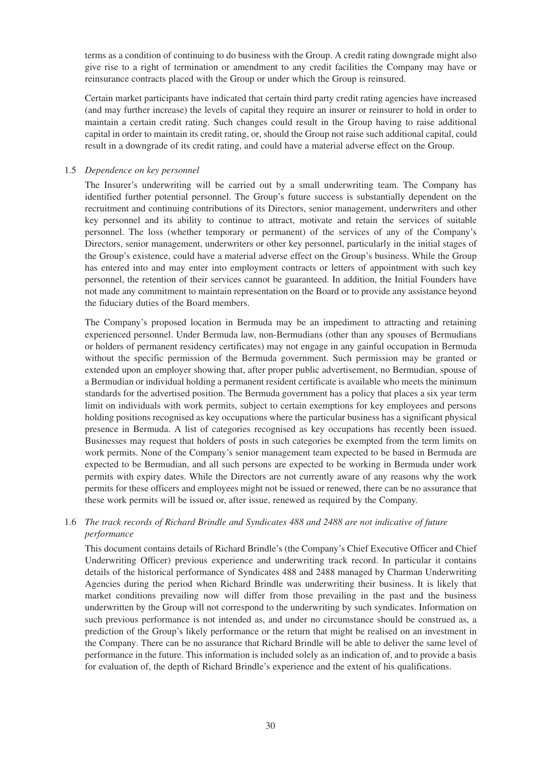terms as a condition of continuing to do business with the Group. A credit rating downgrade might also give rise to a right of termination or amendment to any credit facilities the Company may have or reinsurance contracts placed with the Group or under which the Group is reinsured.

Certain market participants have indicated that certain third party credit rating agencies have increased (and may further increase) the levels of capital they require an insurer or reinsurer to hold in order to maintain a certain credit rating. Such changes could result in the Group having to raise additional capital in order to maintain its credit rating, or, should the Group not raise such additional capital, could result in a downgrade of its credit rating, and could have a material adverse effect on the Group.

1.5 *Dependence on key personnel*

The Insurer's underwriting will be carried out by a small underwriting team. The Company has identified further potential personnel. The Group's future success is substantially dependent on the recruitment and continuing contributions of its Directors, senior management, underwriters and other key personnel and its ability to continue to attract, motivate and retain the services of suitable personnel. The loss (whether temporary or permanent) of the services of any of the Company's Directors, senior management, underwriters or other key personnel, particularly in the initial stages of the Group's existence, could have a material adverse effect on the Group's business. While the Group has entered into and may enter into employment contracts or letters of appointment with such key personnel, the retention of their services cannot be guaranteed. In addition, the Initial Founders have not made any commitment to maintain representation on the Board or to provide any assistance beyond the fiduciary duties of the Board members.

The Company's proposed location in Bermuda may be an impediment to attracting and retaining experienced personnel. Under Bermuda law, non-Bermudians (other than any spouses of Bermudians or holders of permanent residency certificates) may not engage in any gainful occupation in Bermuda without the specific permission of the Bermuda government. Such permission may be granted or extended upon an employer showing that, after proper public advertisement, no Bermudian, spouse of a Bermudian or individual holding a permanent resident certificate is available who meets the minimum standards for the advertised position. The Bermuda government has a policy that places a six year term limit on individuals with work permits, subject to certain exemptions for key employees and persons holding positions recognised as key occupations where the particular business has a significant physical presence in Bermuda. A list of categories recognised as key occupations has recently been issued. Businesses may request that holders of posts in such categories be exempted from the term limits on work permits. None of the Company's senior management team expected to be based in Bermuda are expected to be Bermudian, and all such persons are expected to be working in Bermuda under work permits with expiry dates. While the Directors are not currently aware of any reasons why the work permits for these officers and employees might not be issued or renewed, there can be no assurance that these work permits will be issued or, after issue, renewed as required by the Company.

1.6 *The track records of Richard Brindle and Syndicates 488 and 2488 are not indicative of future performance*

This document contains details of Richard Brindle's (the Company's Chief Executive Officer and Chief Underwriting Officer) previous experience and underwriting track record. In particular it contains details of the historical performance of Syndicates 488 and 2488 managed by Charman Underwriting Agencies during the period when Richard Brindle was underwriting their business. It is likely that market conditions prevailing now will differ from those prevailing in the past and the business underwritten by the Group will not correspond to the underwriting by such syndicates. Information on such previous performance is not intended as, and under no circumstance should be construed as, a prediction of the Group's likely performance or the return that might be realised on an investment in the Company. There can be no assurance that Richard Brindle will be able to deliver the same level of performance in the future. This information is included solely as an indication of, and to provide a basis for evaluation of, the depth of Richard Brindle's experience and the extent of his qualifications.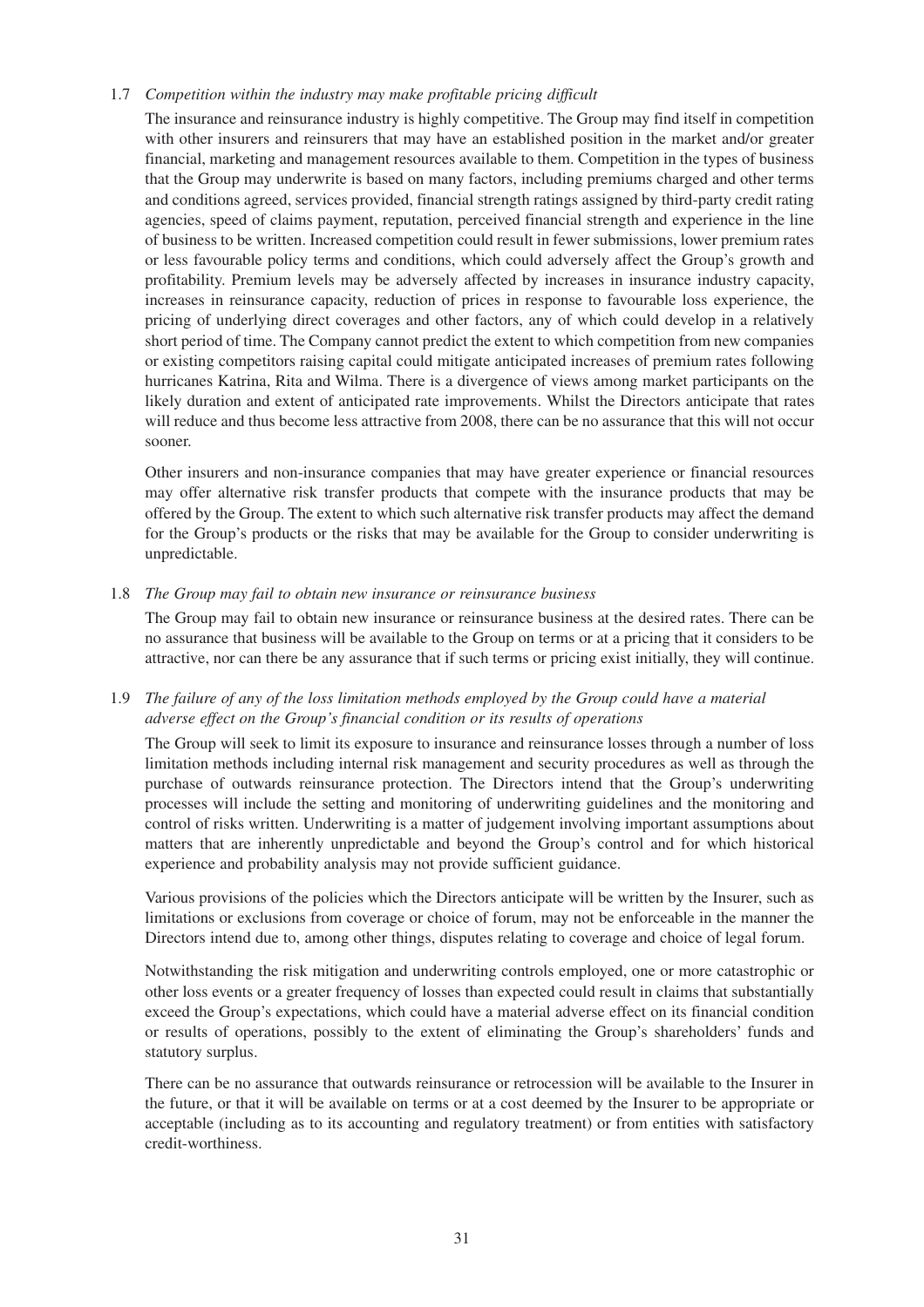1.7 *Competition within the industry may make profitable pricing difficult*

The insurance and reinsurance industry is highly competitive. The Group may find itself in competition with other insurers and reinsurers that may have an established position in the market and/or greater financial, marketing and management resources available to them. Competition in the types of business that the Group may underwrite is based on many factors, including premiums charged and other terms and conditions agreed, services provided, financial strength ratings assigned by third-party credit rating agencies, speed of claims payment, reputation, perceived financial strength and experience in the line of business to be written. Increased competition could result in fewer submissions, lower premium rates or less favourable policy terms and conditions, which could adversely affect the Group's growth and profitability. Premium levels may be adversely affected by increases in insurance industry capacity, increases in reinsurance capacity, reduction of prices in response to favourable loss experience, the pricing of underlying direct coverages and other factors, any of which could develop in a relatively short period of time. The Company cannot predict the extent to which competition from new companies or existing competitors raising capital could mitigate anticipated increases of premium rates following hurricanes Katrina, Rita and Wilma. There is a divergence of views among market participants on the likely duration and extent of anticipated rate improvements. Whilst the Directors anticipate that rates will reduce and thus become less attractive from 2008, there can be no assurance that this will not occur sooner.

Other insurers and non-insurance companies that may have greater experience or financial resources may offer alternative risk transfer products that compete with the insurance products that may be offered by the Group. The extent to which such alternative risk transfer products may affect the demand for the Group's products or the risks that may be available for the Group to consider underwriting is unpredictable.

1.8 *The Group may fail to obtain new insurance or reinsurance business*

The Group may fail to obtain new insurance or reinsurance business at the desired rates. There can be no assurance that business will be available to the Group on terms or at a pricing that it considers to be attractive, nor can there be any assurance that if such terms or pricing exist initially, they will continue.

1.9 *The failure of any of the loss limitation methods employed by the Group could have a material adverse effect on the Group's financial condition or its results of operations*

The Group will seek to limit its exposure to insurance and reinsurance losses through a number of loss limitation methods including internal risk management and security procedures as well as through the purchase of outwards reinsurance protection. The Directors intend that the Group's underwriting processes will include the setting and monitoring of underwriting guidelines and the monitoring and control of risks written. Underwriting is a matter of judgement involving important assumptions about matters that are inherently unpredictable and beyond the Group's control and for which historical experience and probability analysis may not provide sufficient guidance.

Various provisions of the policies which the Directors anticipate will be written by the Insurer, such as limitations or exclusions from coverage or choice of forum, may not be enforceable in the manner the Directors intend due to, among other things, disputes relating to coverage and choice of legal forum.

Notwithstanding the risk mitigation and underwriting controls employed, one or more catastrophic or other loss events or a greater frequency of losses than expected could result in claims that substantially exceed the Group's expectations, which could have a material adverse effect on its financial condition or results of operations, possibly to the extent of eliminating the Group's shareholders' funds and statutory surplus.

There can be no assurance that outwards reinsurance or retrocession will be available to the Insurer in the future, or that it will be available on terms or at a cost deemed by the Insurer to be appropriate or acceptable (including as to its accounting and regulatory treatment) or from entities with satisfactory credit-worthiness.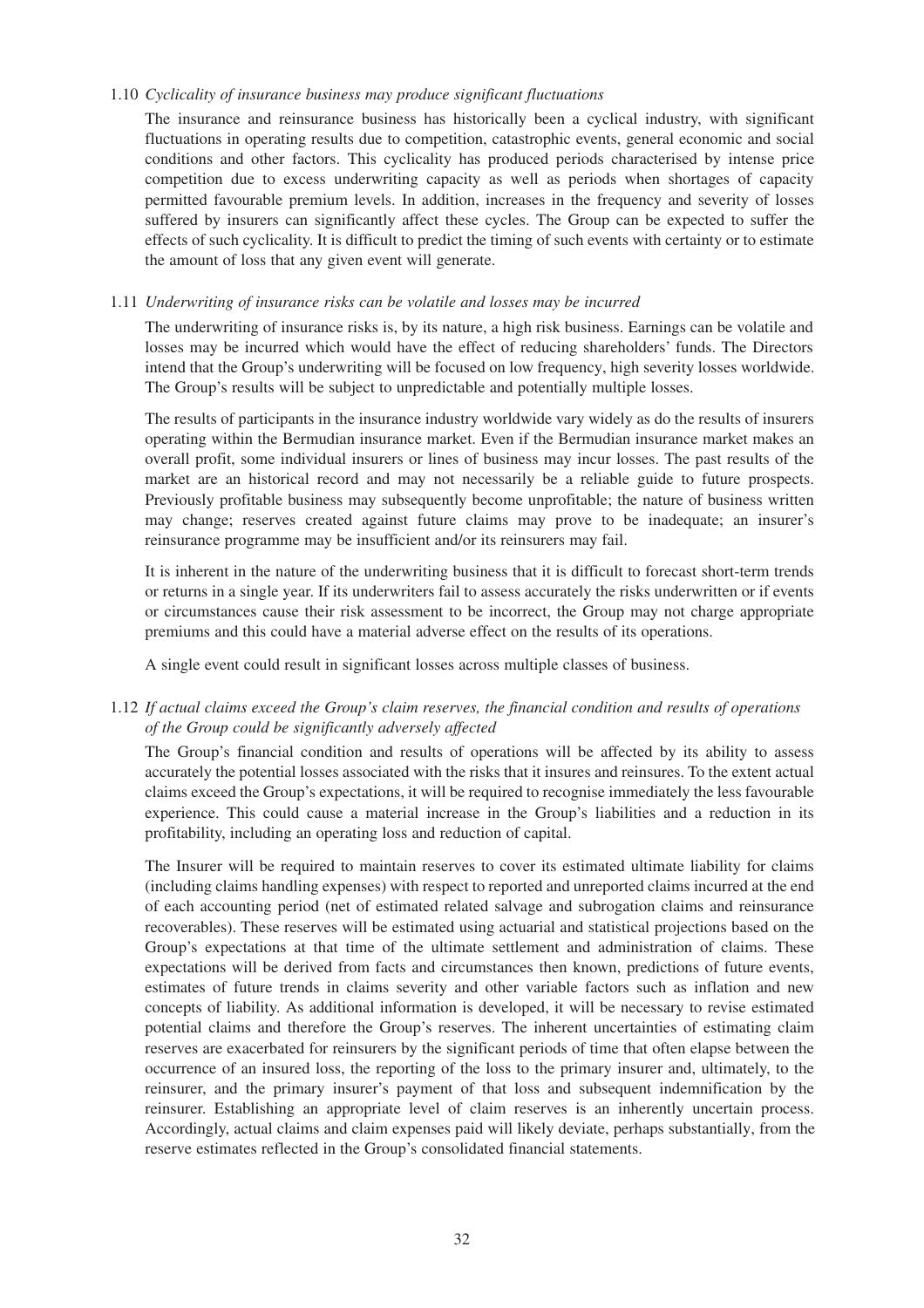### 1.10 *Cyclicality of insurance business may produce significant fluctuations*

The insurance and reinsurance business has historically been a cyclical industry, with significant fluctuations in operating results due to competition, catastrophic events, general economic and social conditions and other factors. This cyclicality has produced periods characterised by intense price competition due to excess underwriting capacity as well as periods when shortages of capacity permitted favourable premium levels. In addition, increases in the frequency and severity of losses suffered by insurers can significantly affect these cycles. The Group can be expected to suffer the effects of such cyclicality. It is difficult to predict the timing of such events with certainty or to estimate the amount of loss that any given event will generate.

### 1.11 *Underwriting of insurance risks can be volatile and losses may be incurred*

The underwriting of insurance risks is, by its nature, a high risk business. Earnings can be volatile and losses may be incurred which would have the effect of reducing shareholders' funds. The Directors intend that the Group's underwriting will be focused on low frequency, high severity losses worldwide. The Group's results will be subject to unpredictable and potentially multiple losses.

The results of participants in the insurance industry worldwide vary widely as do the results of insurers operating within the Bermudian insurance market. Even if the Bermudian insurance market makes an overall profit, some individual insurers or lines of business may incur losses. The past results of the market are an historical record and may not necessarily be a reliable guide to future prospects. Previously profitable business may subsequently become unprofitable; the nature of business written may change; reserves created against future claims may prove to be inadequate; an insurer's reinsurance programme may be insufficient and/or its reinsurers may fail.

It is inherent in the nature of the underwriting business that it is difficult to forecast short-term trends or returns in a single year. If its underwriters fail to assess accurately the risks underwritten or if events or circumstances cause their risk assessment to be incorrect, the Group may not charge appropriate premiums and this could have a material adverse effect on the results of its operations.

A single event could result in significant losses across multiple classes of business.

### 1.12 *If actual claims exceed the Group's claim reserves, the financial condition and results of operations of the Group could be significantly adversely affected*

The Group's financial condition and results of operations will be affected by its ability to assess accurately the potential losses associated with the risks that it insures and reinsures. To the extent actual claims exceed the Group's expectations, it will be required to recognise immediately the less favourable experience. This could cause a material increase in the Group's liabilities and a reduction in its profitability, including an operating loss and reduction of capital.

The Insurer will be required to maintain reserves to cover its estimated ultimate liability for claims (including claims handling expenses) with respect to reported and unreported claims incurred at the end of each accounting period (net of estimated related salvage and subrogation claims and reinsurance recoverables). These reserves will be estimated using actuarial and statistical projections based on the Group's expectations at that time of the ultimate settlement and administration of claims. These expectations will be derived from facts and circumstances then known, predictions of future events, estimates of future trends in claims severity and other variable factors such as inflation and new concepts of liability. As additional information is developed, it will be necessary to revise estimated potential claims and therefore the Group's reserves. The inherent uncertainties of estimating claim reserves are exacerbated for reinsurers by the significant periods of time that often elapse between the occurrence of an insured loss, the reporting of the loss to the primary insurer and, ultimately, to the reinsurer, and the primary insurer's payment of that loss and subsequent indemnification by the reinsurer. Establishing an appropriate level of claim reserves is an inherently uncertain process. Accordingly, actual claims and claim expenses paid will likely deviate, perhaps substantially, from the reserve estimates reflected in the Group's consolidated financial statements.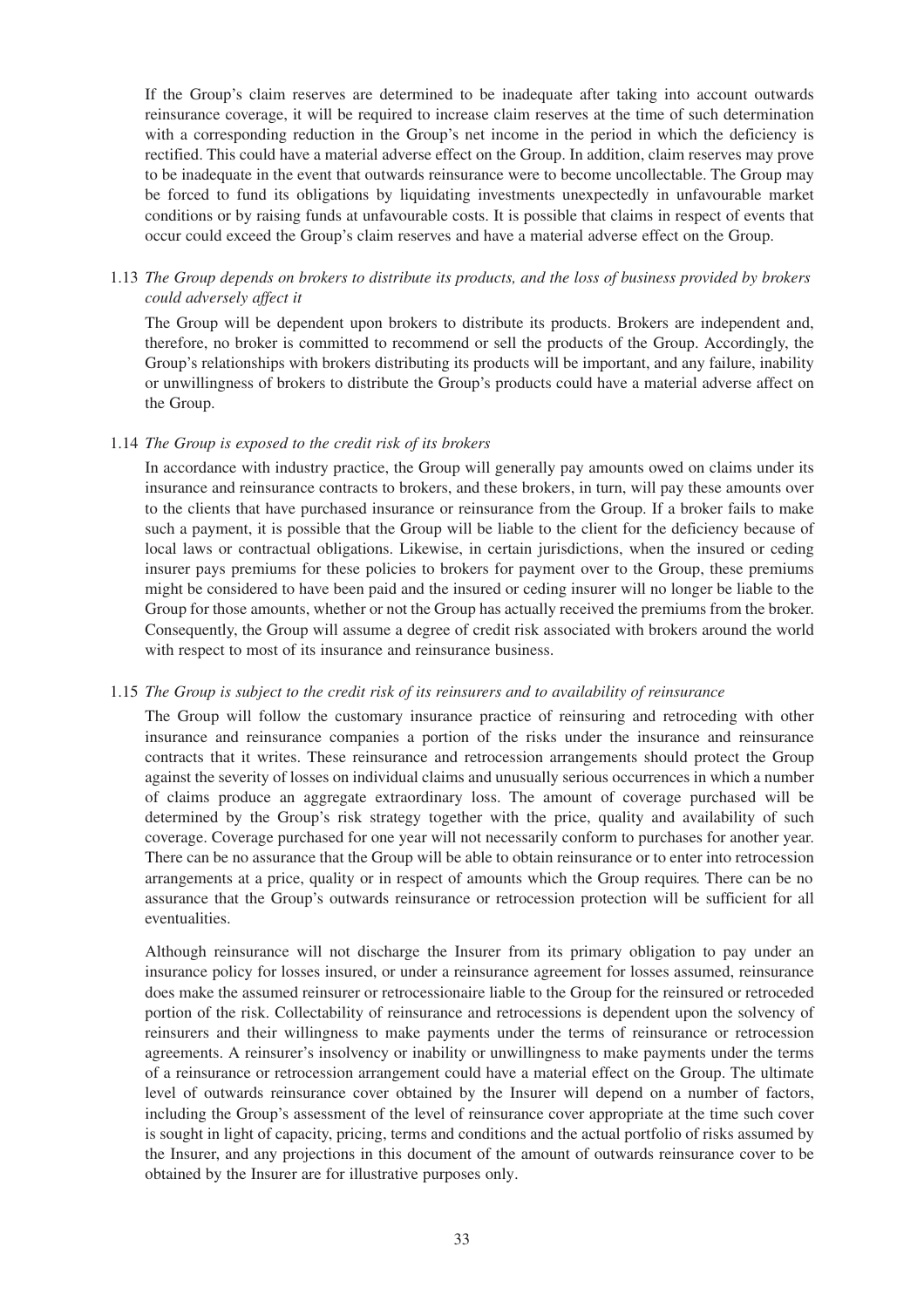If the Group's claim reserves are determined to be inadequate after taking into account outwards reinsurance coverage, it will be required to increase claim reserves at the time of such determination with a corresponding reduction in the Group's net income in the period in which the deficiency is rectified. This could have a material adverse effect on the Group. In addition, claim reserves may prove to be inadequate in the event that outwards reinsurance were to become uncollectable. The Group may be forced to fund its obligations by liquidating investments unexpectedly in unfavourable market conditions or by raising funds at unfavourable costs. It is possible that claims in respect of events that occur could exceed the Group's claim reserves and have a material adverse effect on the Group.

1.13 *The Group depends on brokers to distribute its products, and the loss of business provided by brokers could adversely affect it*

The Group will be dependent upon brokers to distribute its products. Brokers are independent and, therefore, no broker is committed to recommend or sell the products of the Group. Accordingly, the Group's relationships with brokers distributing its products will be important, and any failure, inability or unwillingness of brokers to distribute the Group's products could have a material adverse affect on the Group.

1.14 *The Group is exposed to the credit risk of its brokers*

In accordance with industry practice, the Group will generally pay amounts owed on claims under its insurance and reinsurance contracts to brokers, and these brokers, in turn, will pay these amounts over to the clients that have purchased insurance or reinsurance from the Group. If a broker fails to make such a payment, it is possible that the Group will be liable to the client for the deficiency because of local laws or contractual obligations. Likewise, in certain jurisdictions, when the insured or ceding insurer pays premiums for these policies to brokers for payment over to the Group, these premiums might be considered to have been paid and the insured or ceding insurer will no longer be liable to the Group for those amounts, whether or not the Group has actually received the premiums from the broker. Consequently, the Group will assume a degree of credit risk associated with brokers around the world with respect to most of its insurance and reinsurance business.

1.15 *The Group is subject to the credit risk of its reinsurers and to availability of reinsurance*

The Group will follow the customary insurance practice of reinsuring and retroceding with other insurance and reinsurance companies a portion of the risks under the insurance and reinsurance contracts that it writes. These reinsurance and retrocession arrangements should protect the Group against the severity of losses on individual claims and unusually serious occurrences in which a number of claims produce an aggregate extraordinary loss. The amount of coverage purchased will be determined by the Group's risk strategy together with the price, quality and availability of such coverage. Coverage purchased for one year will not necessarily conform to purchases for another year. There can be no assurance that the Group will be able to obtain reinsurance or to enter into retrocession arrangements at a price, quality or in respect of amounts which the Group requires. There can be no assurance that the Group's outwards reinsurance or retrocession protection will be sufficient for all eventualities.

Although reinsurance will not discharge the Insurer from its primary obligation to pay under an insurance policy for losses insured, or under a reinsurance agreement for losses assumed, reinsurance does make the assumed reinsurer or retrocessionaire liable to the Group for the reinsured or retroceded portion of the risk. Collectability of reinsurance and retrocessions is dependent upon the solvency of reinsurers and their willingness to make payments under the terms of reinsurance or retrocession agreements. A reinsurer's insolvency or inability or unwillingness to make payments under the terms of a reinsurance or retrocession arrangement could have a material effect on the Group. The ultimate level of outwards reinsurance cover obtained by the Insurer will depend on a number of factors, including the Group's assessment of the level of reinsurance cover appropriate at the time such cover is sought in light of capacity, pricing, terms and conditions and the actual portfolio of risks assumed by the Insurer, and any projections in this document of the amount of outwards reinsurance cover to be obtained by the Insurer are for illustrative purposes only.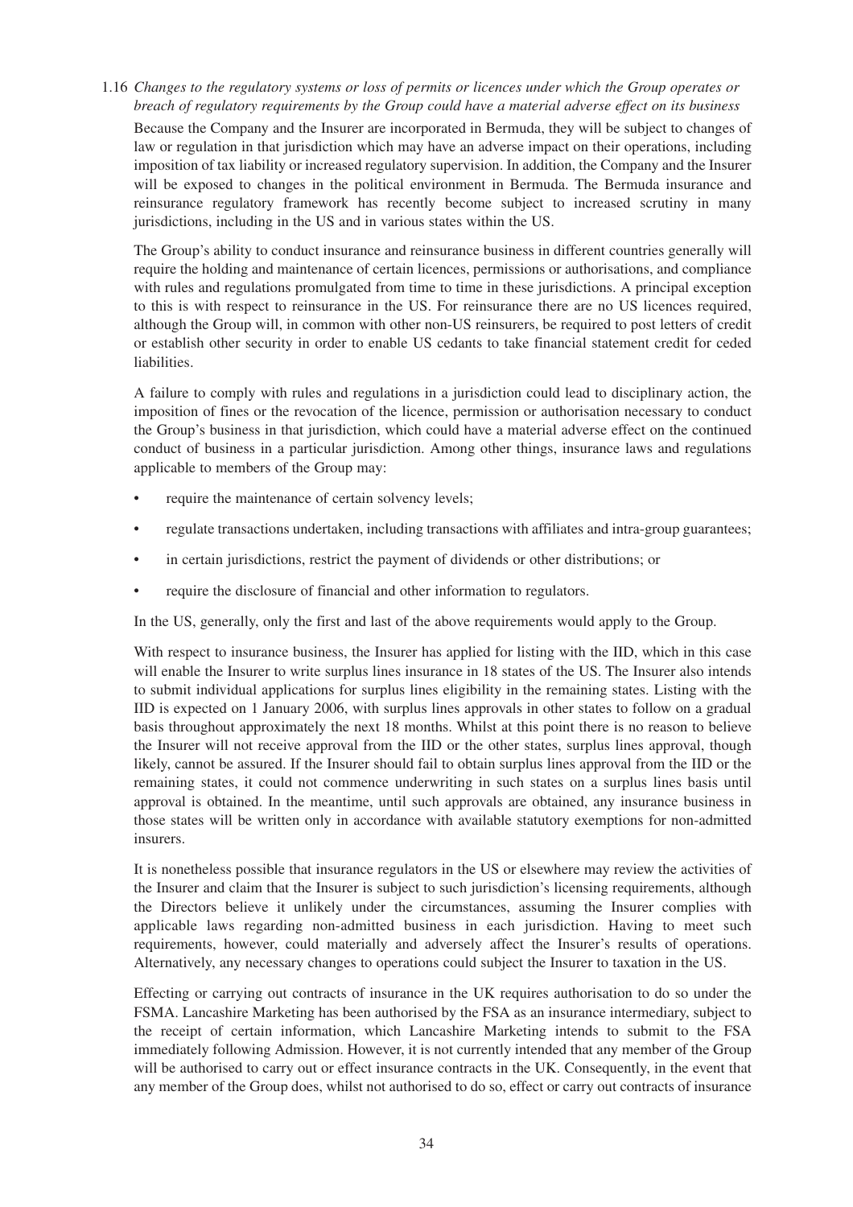### 1.16 *Changes to the regulatory systems or loss of permits or licences under which the Group operates or breach of regulatory requirements by the Group could have a material adverse effect on its business*

Because the Company and the Insurer are incorporated in Bermuda, they will be subject to changes of law or regulation in that jurisdiction which may have an adverse impact on their operations, including imposition of tax liability or increased regulatory supervision. In addition, the Company and the Insurer will be exposed to changes in the political environment in Bermuda. The Bermuda insurance and reinsurance regulatory framework has recently become subject to increased scrutiny in many jurisdictions, including in the US and in various states within the US.

The Group's ability to conduct insurance and reinsurance business in different countries generally will require the holding and maintenance of certain licences, permissions or authorisations, and compliance with rules and regulations promulgated from time to time in these jurisdictions. A principal exception to this is with respect to reinsurance in the US. For reinsurance there are no US licences required, although the Group will, in common with other non-US reinsurers, be required to post letters of credit or establish other security in order to enable US cedants to take financial statement credit for ceded liabilities.

A failure to comply with rules and regulations in a jurisdiction could lead to disciplinary action, the imposition of fines or the revocation of the licence, permission or authorisation necessary to conduct the Group's business in that jurisdiction, which could have a material adverse effect on the continued conduct of business in a particular jurisdiction. Among other things, insurance laws and regulations applicable to members of the Group may:

- require the maintenance of certain solvency levels;
- regulate transactions undertaken, including transactions with affiliates and intra-group guarantees;
- in certain jurisdictions, restrict the payment of dividends or other distributions; or
- require the disclosure of financial and other information to regulators.

In the US, generally, only the first and last of the above requirements would apply to the Group.

With respect to insurance business, the Insurer has applied for listing with the IID, which in this case will enable the Insurer to write surplus lines insurance in 18 states of the US. The Insurer also intends to submit individual applications for surplus lines eligibility in the remaining states. Listing with the IID is expected on 1 January 2006, with surplus lines approvals in other states to follow on a gradual basis throughout approximately the next 18 months. Whilst at this point there is no reason to believe the Insurer will not receive approval from the IID or the other states, surplus lines approval, though likely, cannot be assured. If the Insurer should fail to obtain surplus lines approval from the IID or the remaining states, it could not commence underwriting in such states on a surplus lines basis until approval is obtained. In the meantime, until such approvals are obtained, any insurance business in those states will be written only in accordance with available statutory exemptions for non-admitted insurers.

It is nonetheless possible that insurance regulators in the US or elsewhere may review the activities of the Insurer and claim that the Insurer is subject to such jurisdiction's licensing requirements, although the Directors believe it unlikely under the circumstances, assuming the Insurer complies with applicable laws regarding non-admitted business in each jurisdiction. Having to meet such requirements, however, could materially and adversely affect the Insurer's results of operations. Alternatively, any necessary changes to operations could subject the Insurer to taxation in the US.

Effecting or carrying out contracts of insurance in the UK requires authorisation to do so under the FSMA. Lancashire Marketing has been authorised by the FSA as an insurance intermediary, subject to the receipt of certain information, which Lancashire Marketing intends to submit to the FSA immediately following Admission. However, it is not currently intended that any member of the Group will be authorised to carry out or effect insurance contracts in the UK. Consequently, in the event that any member of the Group does, whilst not authorised to do so, effect or carry out contracts of insurance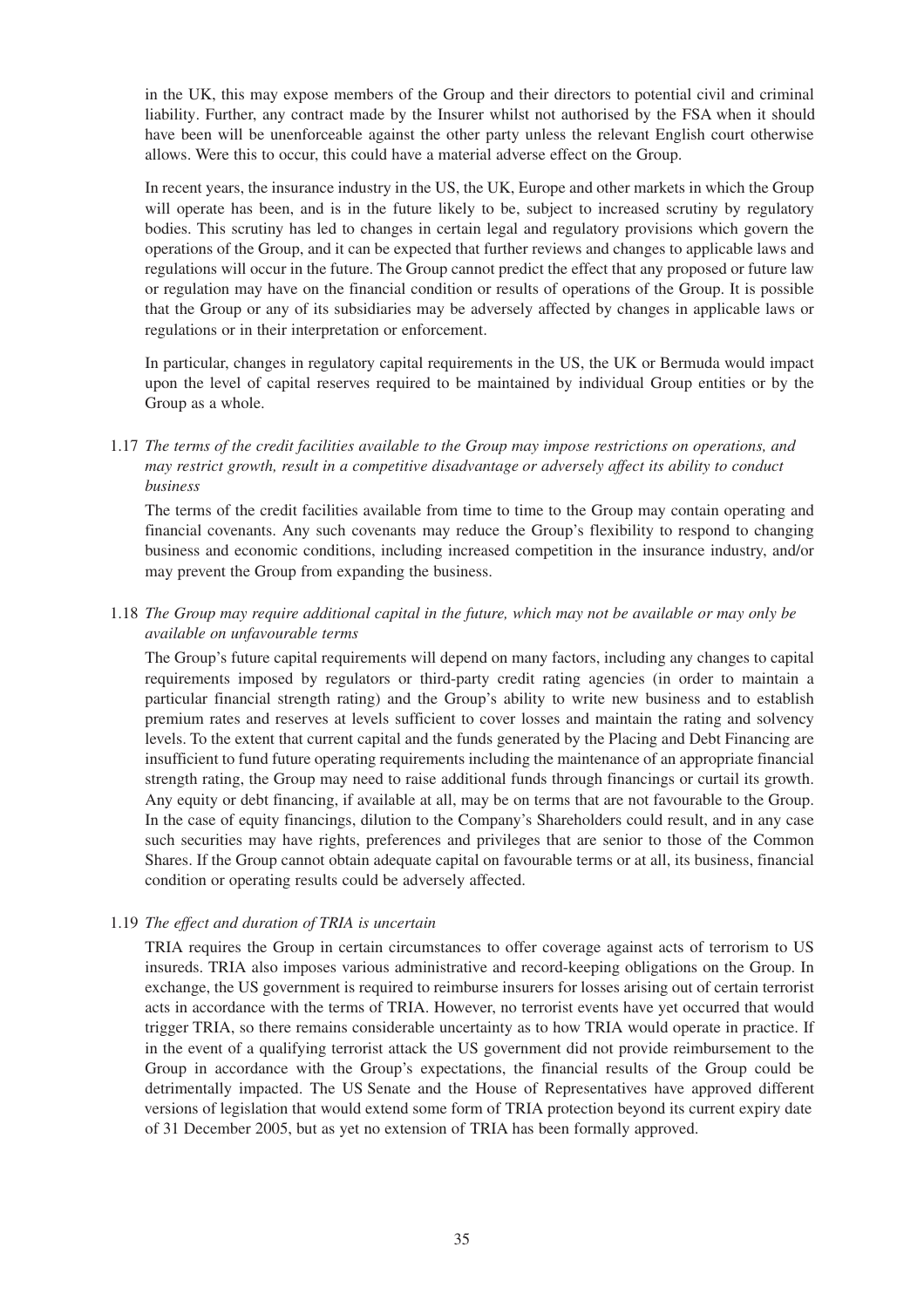in the UK, this may expose members of the Group and their directors to potential civil and criminal liability. Further, any contract made by the Insurer whilst not authorised by the FSA when it should have been will be unenforceable against the other party unless the relevant English court otherwise allows. Were this to occur, this could have a material adverse effect on the Group.

In recent years, the insurance industry in the US, the UK, Europe and other markets in which the Group will operate has been, and is in the future likely to be, subject to increased scrutiny by regulatory bodies. This scrutiny has led to changes in certain legal and regulatory provisions which govern the operations of the Group, and it can be expected that further reviews and changes to applicable laws and regulations will occur in the future. The Group cannot predict the effect that any proposed or future law or regulation may have on the financial condition or results of operations of the Group. It is possible that the Group or any of its subsidiaries may be adversely affected by changes in applicable laws or regulations or in their interpretation or enforcement.

In particular, changes in regulatory capital requirements in the US, the UK or Bermuda would impact upon the level of capital reserves required to be maintained by individual Group entities or by the Group as a whole.

1.17 *The terms of the credit facilities available to the Group may impose restrictions on operations, and may restrict growth, result in a competitive disadvantage or adversely affect its ability to conduct business*

The terms of the credit facilities available from time to time to the Group may contain operating and financial covenants. Any such covenants may reduce the Group's flexibility to respond to changing business and economic conditions, including increased competition in the insurance industry, and/or may prevent the Group from expanding the business.

1.18 *The Group may require additional capital in the future, which may not be available or may only be available on unfavourable terms*

The Group's future capital requirements will depend on many factors, including any changes to capital requirements imposed by regulators or third-party credit rating agencies (in order to maintain a particular financial strength rating) and the Group's ability to write new business and to establish premium rates and reserves at levels sufficient to cover losses and maintain the rating and solvency levels. To the extent that current capital and the funds generated by the Placing and Debt Financing are insufficient to fund future operating requirements including the maintenance of an appropriate financial strength rating, the Group may need to raise additional funds through financings or curtail its growth. Any equity or debt financing, if available at all, may be on terms that are not favourable to the Group. In the case of equity financings, dilution to the Company's Shareholders could result, and in any case such securities may have rights, preferences and privileges that are senior to those of the Common Shares. If the Group cannot obtain adequate capital on favourable terms or at all, its business, financial condition or operating results could be adversely affected.

1.19 *The effect and duration of TRIA is uncertain*

TRIA requires the Group in certain circumstances to offer coverage against acts of terrorism to US insureds. TRIA also imposes various administrative and record-keeping obligations on the Group. In exchange, the US government is required to reimburse insurers for losses arising out of certain terrorist acts in accordance with the terms of TRIA. However, no terrorist events have yet occurred that would trigger TRIA, so there remains considerable uncertainty as to how TRIA would operate in practice. If in the event of a qualifying terrorist attack the US government did not provide reimbursement to the Group in accordance with the Group's expectations, the financial results of the Group could be detrimentally impacted. The US Senate and the House of Representatives have approved different versions of legislation that would extend some form of TRIA protection beyond its current expiry date of 31 December 2005, but as yet no extension of TRIA has been formally approved.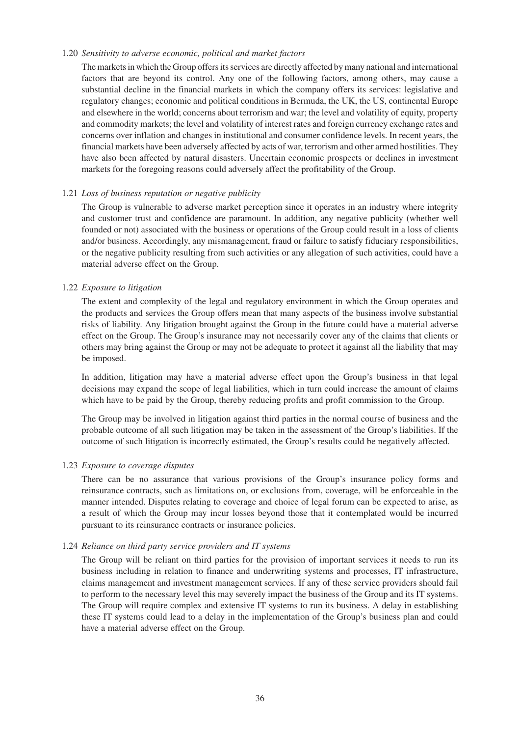1.20 *Sensitivity to adverse economic, political and market factors*

The markets in which the Group offers its services are directly affected by many national and international factors that are beyond its control. Any one of the following factors, among others, may cause a substantial decline in the financial markets in which the company offers its services: legislative and regulatory changes; economic and political conditions in Bermuda, the UK, the US, continental Europe and elsewhere in the world; concerns about terrorism and war; the level and volatility of equity, property and commodity markets; the level and volatility of interest rates and foreign currency exchange rates and concerns over inflation and changes in institutional and consumer confidence levels. In recent years, the financial markets have been adversely affected by acts of war, terrorism and other armed hostilities. They have also been affected by natural disasters. Uncertain economic prospects or declines in investment markets for the foregoing reasons could adversely affect the profitability of the Group.

1.21 *Loss of business reputation or negative publicity*

The Group is vulnerable to adverse market perception since it operates in an industry where integrity and customer trust and confidence are paramount. In addition, any negative publicity (whether well founded or not) associated with the business or operations of the Group could result in a loss of clients and/or business. Accordingly, any mismanagement, fraud or failure to satisfy fiduciary responsibilities, or the negative publicity resulting from such activities or any allegation of such activities, could have a material adverse effect on the Group.

1.22 *Exposure to litigation*

The extent and complexity of the legal and regulatory environment in which the Group operates and the products and services the Group offers mean that many aspects of the business involve substantial risks of liability. Any litigation brought against the Group in the future could have a material adverse effect on the Group. The Group's insurance may not necessarily cover any of the claims that clients or others may bring against the Group or may not be adequate to protect it against all the liability that may be imposed.

In addition, litigation may have a material adverse effect upon the Group's business in that legal decisions may expand the scope of legal liabilities, which in turn could increase the amount of claims which have to be paid by the Group, thereby reducing profits and profit commission to the Group.

The Group may be involved in litigation against third parties in the normal course of business and the probable outcome of all such litigation may be taken in the assessment of the Group's liabilities. If the outcome of such litigation is incorrectly estimated, the Group's results could be negatively affected.

1.23 *Exposure to coverage disputes*

There can be no assurance that various provisions of the Group's insurance policy forms and reinsurance contracts, such as limitations on, or exclusions from, coverage, will be enforceable in the manner intended. Disputes relating to coverage and choice of legal forum can be expected to arise, as a result of which the Group may incur losses beyond those that it contemplated would be incurred pursuant to its reinsurance contracts or insurance policies.

1.24 *Reliance on third party service providers and IT systems*

The Group will be reliant on third parties for the provision of important services it needs to run its business including in relation to finance and underwriting systems and processes, IT infrastructure, claims management and investment management services. If any of these service providers should fail to perform to the necessary level this may severely impact the business of the Group and its IT systems. The Group will require complex and extensive IT systems to run its business. A delay in establishing these IT systems could lead to a delay in the implementation of the Group's business plan and could have a material adverse effect on the Group.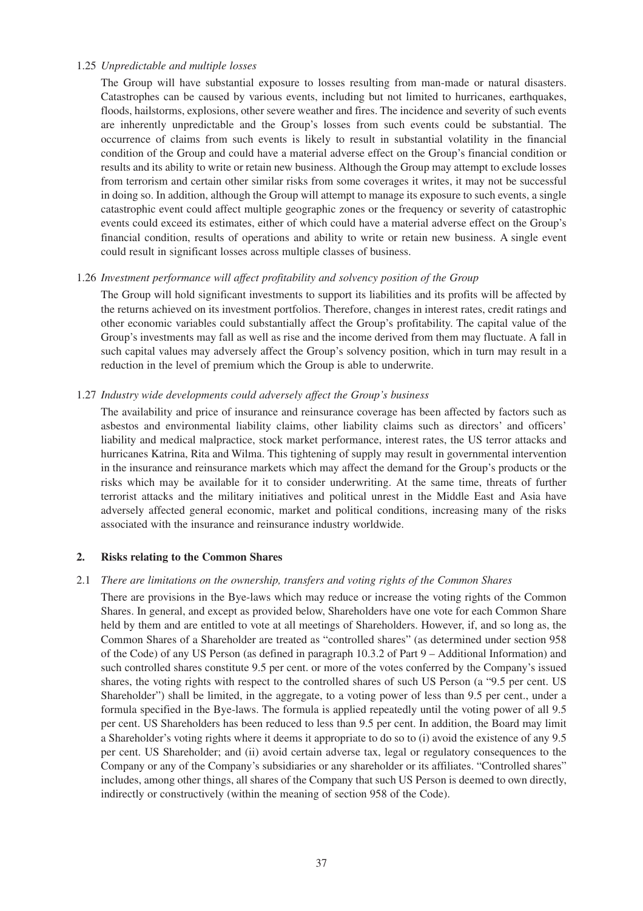1.25 *Unpredictable and multiple losses*

The Group will have substantial exposure to losses resulting from man-made or natural disasters. Catastrophes can be caused by various events, including but not limited to hurricanes, earthquakes, floods, hailstorms, explosions, other severe weather and fires. The incidence and severity of such events are inherently unpredictable and the Group's losses from such events could be substantial. The occurrence of claims from such events is likely to result in substantial volatility in the financial condition of the Group and could have a material adverse effect on the Group's financial condition or results and its ability to write or retain new business. Although the Group may attempt to exclude losses from terrorism and certain other similar risks from some coverages it writes, it may not be successful in doing so. In addition, although the Group will attempt to manage its exposure to such events, a single catastrophic event could affect multiple geographic zones or the frequency or severity of catastrophic events could exceed its estimates, either of which could have a material adverse effect on the Group's financial condition, results of operations and ability to write or retain new business. A single event could result in significant losses across multiple classes of business.

1.26 *Investment performance will affect profitability and solvency position of the Group*

The Group will hold significant investments to support its liabilities and its profits will be affected by the returns achieved on its investment portfolios. Therefore, changes in interest rates, credit ratings and other economic variables could substantially affect the Group's profitability. The capital value of the Group's investments may fall as well as rise and the income derived from them may fluctuate. A fall in such capital values may adversely affect the Group's solvency position, which in turn may result in a reduction in the level of premium which the Group is able to underwrite.

1.27 *Industry wide developments could adversely affect the Group's business*

The availability and price of insurance and reinsurance coverage has been affected by factors such as asbestos and environmental liability claims, other liability claims such as directors' and officers' liability and medical malpractice, stock market performance, interest rates, the US terror attacks and hurricanes Katrina, Rita and Wilma. This tightening of supply may result in governmental intervention in the insurance and reinsurance markets which may affect the demand for the Group's products or the risks which may be available for it to consider underwriting. At the same time, threats of further terrorist attacks and the military initiatives and political unrest in the Middle East and Asia have adversely affected general economic, market and political conditions, increasing many of the risks associated with the insurance and reinsurance industry worldwide.

## 2. Risks relating to the Common Shares

2.1 *There are limitations on the ownership, transfers and voting rights of the Common Shares*

There are provisions in the Bye-laws which may reduce or increase the voting rights of the Common Shares. In general, and except as provided below, Shareholders have one vote for each Common Share held by them and are entitled to vote at all meetings of Shareholders. However, if, and so long as, the Common Shares of a Shareholder are treated as "controlled shares" (as determined under section 958 of the Code) of any US Person (as defined in paragraph 10.3.2 of Part 9 – Additional Information) and such controlled shares constitute 9.5 per cent. or more of the votes conferred by the Company's issued shares, the voting rights with respect to the controlled shares of such US Person (a "9.5 per cent. US Shareholder") shall be limited, in the aggregate, to a voting power of less than 9.5 per cent., under a formula specified in the Bye-laws. The formula is applied repeatedly until the voting power of all 9.5 per cent. US Shareholders has been reduced to less than 9.5 per cent. In addition, the Board may limit a Shareholder's voting rights where it deems it appropriate to do so to (i) avoid the existence of any 9.5 per cent. US Shareholder; and (ii) avoid certain adverse tax, legal or regulatory consequences to the Company or any of the Company's subsidiaries or any shareholder or its affiliates. "Controlled shares" includes, among other things, all shares of the Company that such US Person is deemed to own directly, indirectly or constructively (within the meaning of section 958 of the Code).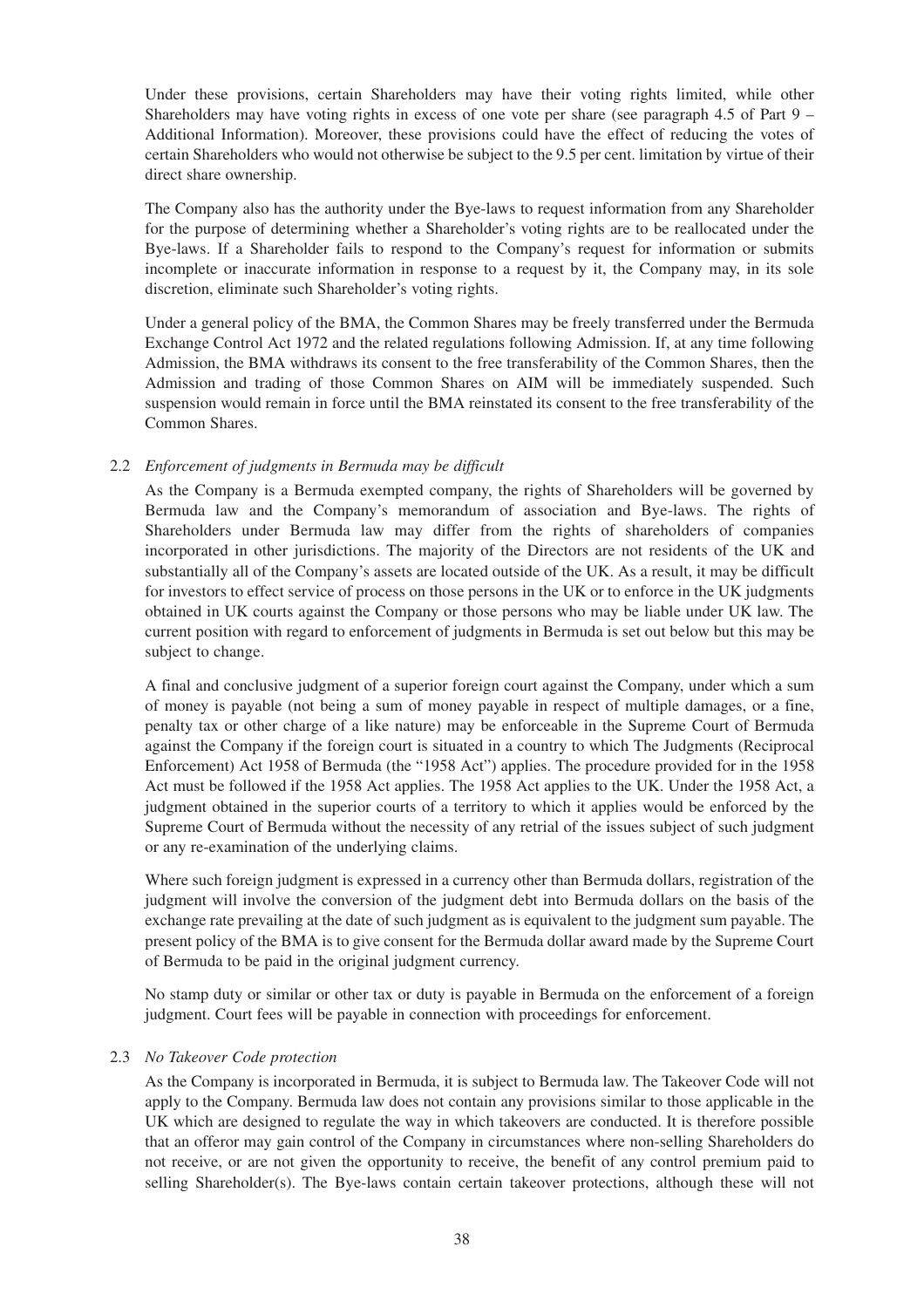Under these provisions, certain Shareholders may have their voting rights limited, while other Shareholders may have voting rights in excess of one vote per share (see paragraph 4.5 of Part 9 – Additional Information). Moreover, these provisions could have the effect of reducing the votes of certain Shareholders who would not otherwise be subject to the 9.5 per cent. limitation by virtue of their direct share ownership.

The Company also has the authority under the Bye-laws to request information from any Shareholder for the purpose of determining whether a Shareholder's voting rights are to be reallocated under the Bye-laws. If a Shareholder fails to respond to the Company's request for information or submits incomplete or inaccurate information in response to a request by it, the Company may, in its sole discretion, eliminate such Shareholder's voting rights.

Under a general policy of the BMA, the Common Shares may be freely transferred under the Bermuda Exchange Control Act 1972 and the related regulations following Admission. If, at any time following Admission, the BMA withdraws its consent to the free transferability of the Common Shares, then the Admission and trading of those Common Shares on AIM will be immediately suspended. Such suspension would remain in force until the BMA reinstated its consent to the free transferability of the Common Shares.

2.2 *Enforcement of judgments in Bermuda may be difficult*

As the Company is a Bermuda exempted company, the rights of Shareholders will be governed by Bermuda law and the Company's memorandum of association and Bye-laws. The rights of Shareholders under Bermuda law may differ from the rights of shareholders of companies incorporated in other jurisdictions. The majority of the Directors are not residents of the UK and substantially all of the Company's assets are located outside of the UK. As a result, it may be difficult for investors to effect service of process on those persons in the UK or to enforce in the UK judgments obtained in UK courts against the Company or those persons who may be liable under UK law. The current position with regard to enforcement of judgments in Bermuda is set out below but this may be subject to change.

A final and conclusive judgment of a superior foreign court against the Company, under which a sum of money is payable (not being a sum of money payable in respect of multiple damages, or a fine, penalty tax or other charge of a like nature) may be enforceable in the Supreme Court of Bermuda against the Company if the foreign court is situated in a country to which The Judgments (Reciprocal Enforcement) Act 1958 of Bermuda (the "1958 Act") applies. The procedure provided for in the 1958 Act must be followed if the 1958 Act applies. The 1958 Act applies to the UK. Under the 1958 Act, a judgment obtained in the superior courts of a territory to which it applies would be enforced by the Supreme Court of Bermuda without the necessity of any retrial of the issues subject of such judgment or any re-examination of the underlying claims.

Where such foreign judgment is expressed in a currency other than Bermuda dollars, registration of the judgment will involve the conversion of the judgment debt into Bermuda dollars on the basis of the exchange rate prevailing at the date of such judgment as is equivalent to the judgment sum payable. The present policy of the BMA is to give consent for the Bermuda dollar award made by the Supreme Court of Bermuda to be paid in the original judgment currency.

No stamp duty or similar or other tax or duty is payable in Bermuda on the enforcement of a foreign judgment. Court fees will be payable in connection with proceedings for enforcement.

2.3 *No Takeover Code protection*

As the Company is incorporated in Bermuda, it is subject to Bermuda law. The Takeover Code will not apply to the Company. Bermuda law does not contain any provisions similar to those applicable in the UK which are designed to regulate the way in which takeovers are conducted. It is therefore possible that an offeror may gain control of the Company in circumstances where non-selling Shareholders do not receive, or are not given the opportunity to receive, the benefit of any control premium paid to selling Shareholder(s). The Bye-laws contain certain takeover protections, although these will not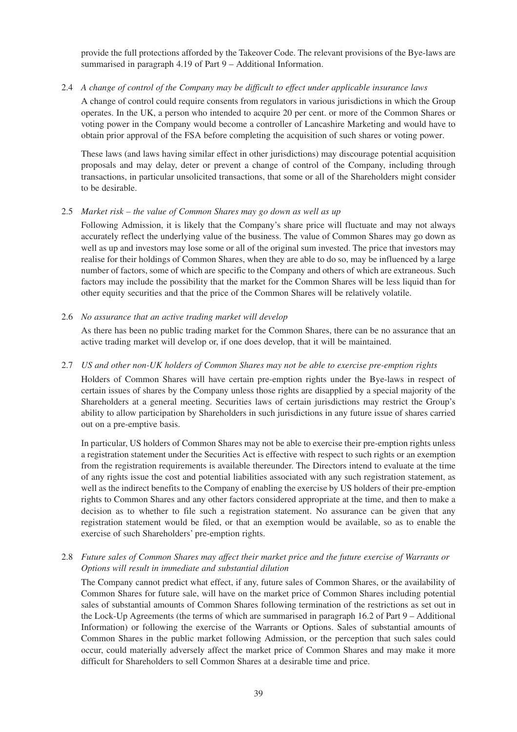provide the full protections afforded by the Takeover Code. The relevant provisions of the Bye-laws are summarised in paragraph 4.19 of Part 9 – Additional Information.

2.4 *A change of control of the Company may be difficult to effect under applicable insurance laws*

A change of control could require consents from regulators in various jurisdictions in which the Group operates. In the UK, a person who intended to acquire 20 per cent. or more of the Common Shares or voting power in the Company would become a controller of Lancashire Marketing and would have to obtain prior approval of the FSA before completing the acquisition of such shares or voting power.

These laws (and laws having similar effect in other jurisdictions) may discourage potential acquisition proposals and may delay, deter or prevent a change of control of the Company, including through transactions, in particular unsolicited transactions, that some or all of the Shareholders might consider to be desirable.

2.5 *Market risk – the value of Common Shares may go down as well as up*

Following Admission, it is likely that the Company's share price will fluctuate and may not always accurately reflect the underlying value of the business. The value of Common Shares may go down as well as up and investors may lose some or all of the original sum invested. The price that investors may realise for their holdings of Common Shares, when they are able to do so, may be influenced by a large number of factors, some of which are specific to the Company and others of which are extraneous. Such factors may include the possibility that the market for the Common Shares will be less liquid than for other equity securities and that the price of the Common Shares will be relatively volatile.

2.6 *No assurance that an active trading market will develop*

As there has been no public trading market for the Common Shares, there can be no assurance that an active trading market will develop or, if one does develop, that it will be maintained.

2.7 *US and other non-UK holders of Common Shares may not be able to exercise pre-emption rights*

Holders of Common Shares will have certain pre-emption rights under the Bye-laws in respect of certain issues of shares by the Company unless those rights are disapplied by a special majority of the Shareholders at a general meeting. Securities laws of certain jurisdictions may restrict the Group's ability to allow participation by Shareholders in such jurisdictions in any future issue of shares carried out on a pre-emptive basis.

In particular, US holders of Common Shares may not be able to exercise their pre-emption rights unless a registration statement under the Securities Act is effective with respect to such rights or an exemption from the registration requirements is available thereunder. The Directors intend to evaluate at the time of any rights issue the cost and potential liabilities associated with any such registration statement, as well as the indirect benefits to the Company of enabling the exercise by US holders of their pre-emption rights to Common Shares and any other factors considered appropriate at the time, and then to make a decision as to whether to file such a registration statement. No assurance can be given that any registration statement would be filed, or that an exemption would be available, so as to enable the exercise of such Shareholders' pre-emption rights.

2.8 *Future sales of Common Shares may affect their market price and the future exercise of Warrants or Options will result in immediate and substantial dilution*

The Company cannot predict what effect, if any, future sales of Common Shares, or the availability of Common Shares for future sale, will have on the market price of Common Shares including potential sales of substantial amounts of Common Shares following termination of the restrictions as set out in the Lock-Up Agreements (the terms of which are summarised in paragraph 16.2 of Part 9 – Additional Information) or following the exercise of the Warrants or Options. Sales of substantial amounts of Common Shares in the public market following Admission, or the perception that such sales could occur, could materially adversely affect the market price of Common Shares and may make it more difficult for Shareholders to sell Common Shares at a desirable time and price.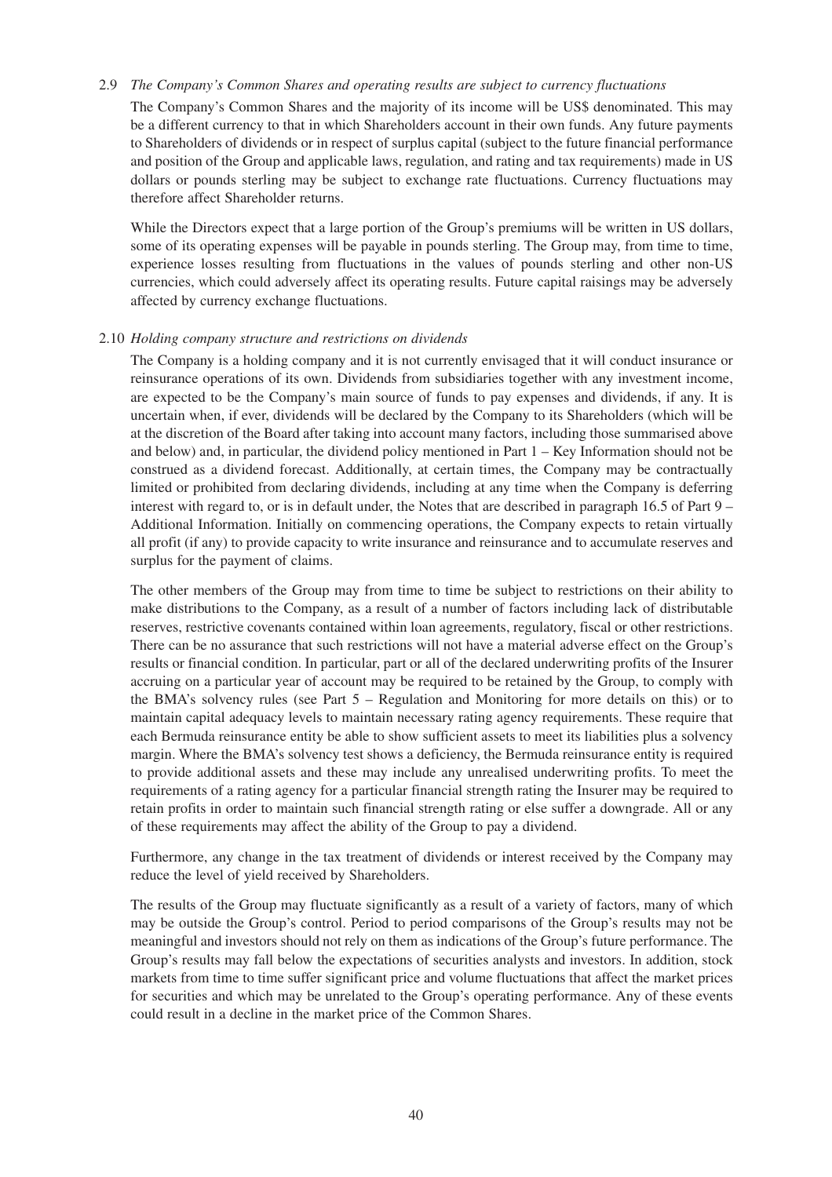2.9 *The Company's Common Shares and operating results are subject to currency fluctuations*

The Company's Common Shares and the majority of its income will be US$ denominated. This may be a different currency to that in which Shareholders account in their own funds. Any future payments to Shareholders of dividends or in respect of surplus capital (subject to the future financial performance and position of the Group and applicable laws, regulation, and rating and tax requirements) made in US dollars or pounds sterling may be subject to exchange rate fluctuations. Currency fluctuations may therefore affect Shareholder returns.

While the Directors expect that a large portion of the Group's premiums will be written in US dollars, some of its operating expenses will be payable in pounds sterling. The Group may, from time to time, experience losses resulting from fluctuations in the values of pounds sterling and other non-US currencies, which could adversely affect its operating results. Future capital raisings may be adversely affected by currency exchange fluctuations.

2.10 *Holding company structure and restrictions on dividends*

The Company is a holding company and it is not currently envisaged that it will conduct insurance or reinsurance operations of its own. Dividends from subsidiaries together with any investment income, are expected to be the Company's main source of funds to pay expenses and dividends, if any. It is uncertain when, if ever, dividends will be declared by the Company to its Shareholders (which will be at the discretion of the Board after taking into account many factors, including those summarised above and below) and, in particular, the dividend policy mentioned in Part 1 – Key Information should not be construed as a dividend forecast. Additionally, at certain times, the Company may be contractually limited or prohibited from declaring dividends, including at any time when the Company is deferring interest with regard to, or is in default under, the Notes that are described in paragraph 16.5 of Part 9 – Additional Information. Initially on commencing operations, the Company expects to retain virtually all profit (if any) to provide capacity to write insurance and reinsurance and to accumulate reserves and surplus for the payment of claims.

The other members of the Group may from time to time be subject to restrictions on their ability to make distributions to the Company, as a result of a number of factors including lack of distributable reserves, restrictive covenants contained within loan agreements, regulatory, fiscal or other restrictions. There can be no assurance that such restrictions will not have a material adverse effect on the Group's results or financial condition. In particular, part or all of the declared underwriting profits of the Insurer accruing on a particular year of account may be required to be retained by the Group, to comply with the BMA's solvency rules (see Part 5 – Regulation and Monitoring for more details on this) or to maintain capital adequacy levels to maintain necessary rating agency requirements. These require that each Bermuda reinsurance entity be able to show sufficient assets to meet its liabilities plus a solvency margin. Where the BMA's solvency test shows a deficiency, the Bermuda reinsurance entity is required to provide additional assets and these may include any unrealised underwriting profits. To meet the requirements of a rating agency for a particular financial strength rating the Insurer may be required to retain profits in order to maintain such financial strength rating or else suffer a downgrade. All or any of these requirements may affect the ability of the Group to pay a dividend.

Furthermore, any change in the tax treatment of dividends or interest received by the Company may reduce the level of yield received by Shareholders.

The results of the Group may fluctuate significantly as a result of a variety of factors, many of which may be outside the Group's control. Period to period comparisons of the Group's results may not be meaningful and investors should not rely on them as indications of the Group's future performance. The Group's results may fall below the expectations of securities analysts and investors. In addition, stock markets from time to time suffer significant price and volume fluctuations that affect the market prices for securities and which may be unrelated to the Group's operating performance. Any of these events could result in a decline in the market price of the Common Shares.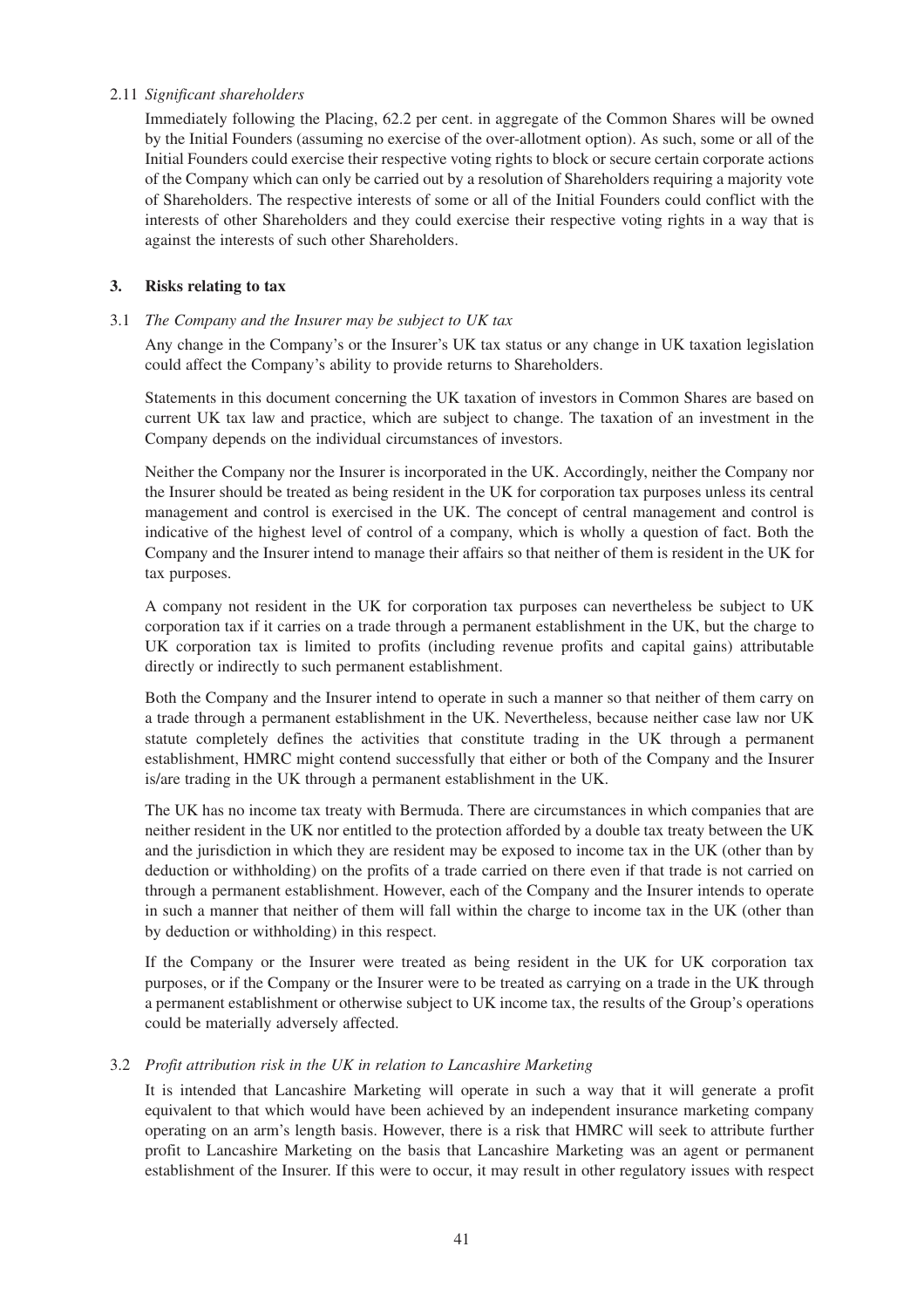2.11 *Significant shareholders*

Immediately following the Placing, 62.2 per cent. in aggregate of the Common Shares will be owned by the Initial Founders (assuming no exercise of the over-allotment option). As such, some or all of the Initial Founders could exercise their respective voting rights to block or secure certain corporate actions of the Company which can only be carried out by a resolution of Shareholders requiring a majority vote of Shareholders. The respective interests of some or all of the Initial Founders could conflict with the interests of other Shareholders and they could exercise their respective voting rights in a way that is against the interests of such other Shareholders.

### 3. Risks relating to tax

3.1 *The Company and the Insurer may be subject to UK tax*

Any change in the Company's or the Insurer's UK tax status or any change in UK taxation legislation could affect the Company's ability to provide returns to Shareholders.

Statements in this document concerning the UK taxation of investors in Common Shares are based on current UK tax law and practice, which are subject to change. The taxation of an investment in the Company depends on the individual circumstances of investors.

Neither the Company nor the Insurer is incorporated in the UK. Accordingly, neither the Company nor the Insurer should be treated as being resident in the UK for corporation tax purposes unless its central management and control is exercised in the UK. The concept of central management and control is indicative of the highest level of control of a company, which is wholly a question of fact. Both the Company and the Insurer intend to manage their affairs so that neither of them is resident in the UK for tax purposes.

A company not resident in the UK for corporation tax purposes can nevertheless be subject to UK corporation tax if it carries on a trade through a permanent establishment in the UK, but the charge to UK corporation tax is limited to profits (including revenue profits and capital gains) attributable directly or indirectly to such permanent establishment.

Both the Company and the Insurer intend to operate in such a manner so that neither of them carry on a trade through a permanent establishment in the UK. Nevertheless, because neither case law nor UK statute completely defines the activities that constitute trading in the UK through a permanent establishment, HMRC might contend successfully that either or both of the Company and the Insurer is/are trading in the UK through a permanent establishment in the UK.

The UK has no income tax treaty with Bermuda. There are circumstances in which companies that are neither resident in the UK nor entitled to the protection afforded by a double tax treaty between the UK and the jurisdiction in which they are resident may be exposed to income tax in the UK (other than by deduction or withholding) on the profits of a trade carried on there even if that trade is not carried on through a permanent establishment. However, each of the Company and the Insurer intends to operate in such a manner that neither of them will fall within the charge to income tax in the UK (other than by deduction or withholding) in this respect.

If the Company or the Insurer were treated as being resident in the UK for UK corporation tax purposes, or if the Company or the Insurer were to be treated as carrying on a trade in the UK through a permanent establishment or otherwise subject to UK income tax, the results of the Group's operations could be materially adversely affected.

3.2 *Profit attribution risk in the UK in relation to Lancashire Marketing*

It is intended that Lancashire Marketing will operate in such a way that it will generate a profit equivalent to that which would have been achieved by an independent insurance marketing company operating on an arm's length basis. However, there is a risk that HMRC will seek to attribute further profit to Lancashire Marketing on the basis that Lancashire Marketing was an agent or permanent establishment of the Insurer. If this were to occur, it may result in other regulatory issues with respect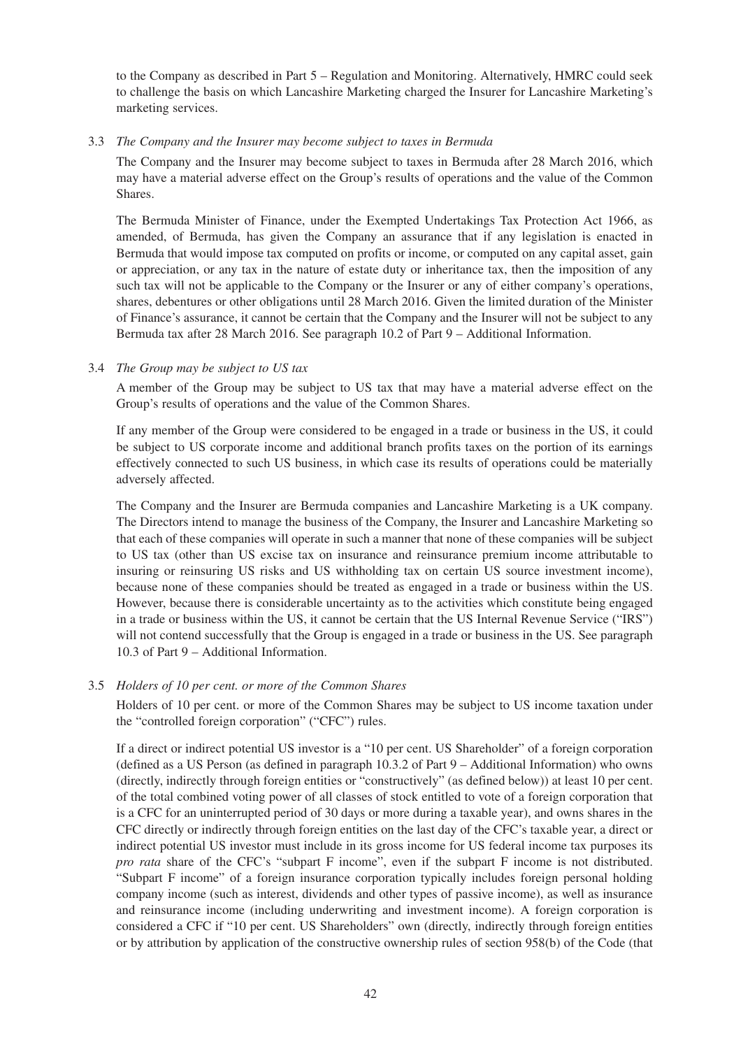to the Company as described in Part 5 – Regulation and Monitoring. Alternatively, HMRC could seek to challenge the basis on which Lancashire Marketing charged the Insurer for Lancashire Marketing's marketing services.

3.3 *The Company and the Insurer may become subject to taxes in Bermuda*

The Company and the Insurer may become subject to taxes in Bermuda after 28 March 2016, which may have a material adverse effect on the Group's results of operations and the value of the Common Shares.

The Bermuda Minister of Finance, under the Exempted Undertakings Tax Protection Act 1966, as amended, of Bermuda, has given the Company an assurance that if any legislation is enacted in Bermuda that would impose tax computed on profits or income, or computed on any capital asset, gain or appreciation, or any tax in the nature of estate duty or inheritance tax, then the imposition of any such tax will not be applicable to the Company or the Insurer or any of either company's operations, shares, debentures or other obligations until 28 March 2016. Given the limited duration of the Minister of Finance's assurance, it cannot be certain that the Company and the Insurer will not be subject to any Bermuda tax after 28 March 2016. See paragraph 10.2 of Part 9 – Additional Information.

3.4 *The Group may be subject to US tax*

A member of the Group may be subject to US tax that may have a material adverse effect on the Group's results of operations and the value of the Common Shares.

If any member of the Group were considered to be engaged in a trade or business in the US, it could be subject to US corporate income and additional branch profits taxes on the portion of its earnings effectively connected to such US business, in which case its results of operations could be materially adversely affected.

The Company and the Insurer are Bermuda companies and Lancashire Marketing is a UK company. The Directors intend to manage the business of the Company, the Insurer and Lancashire Marketing so that each of these companies will operate in such a manner that none of these companies will be subject to US tax (other than US excise tax on insurance and reinsurance premium income attributable to insuring or reinsuring US risks and US withholding tax on certain US source investment income), because none of these companies should be treated as engaged in a trade or business within the US. However, because there is considerable uncertainty as to the activities which constitute being engaged in a trade or business within the US, it cannot be certain that the US Internal Revenue Service ("IRS") will not contend successfully that the Group is engaged in a trade or business in the US. See paragraph 10.3 of Part 9 – Additional Information.

3.5 *Holders of 10 per cent. or more of the Common Shares*

Holders of 10 per cent. or more of the Common Shares may be subject to US income taxation under the "controlled foreign corporation" ("CFC") rules.

If a direct or indirect potential US investor is a "10 per cent. US Shareholder" of a foreign corporation (defined as a US Person (as defined in paragraph 10.3.2 of Part 9 – Additional Information) who owns (directly, indirectly through foreign entities or "constructively" (as defined below)) at least 10 per cent. of the total combined voting power of all classes of stock entitled to vote of a foreign corporation that is a CFC for an uninterrupted period of 30 days or more during a taxable year), and owns shares in the CFC directly or indirectly through foreign entities on the last day of the CFC's taxable year, a direct or indirect potential US investor must include in its gross income for US federal income tax purposes its *pro rata* share of the CFC's "subpart F income", even if the subpart F income is not distributed. "Subpart F income" of a foreign insurance corporation typically includes foreign personal holding company income (such as interest, dividends and other types of passive income), as well as insurance and reinsurance income (including underwriting and investment income). A foreign corporation is considered a CFC if "10 per cent. US Shareholders" own (directly, indirectly through foreign entities or by attribution by application of the constructive ownership rules of section 958(b) of the Code (that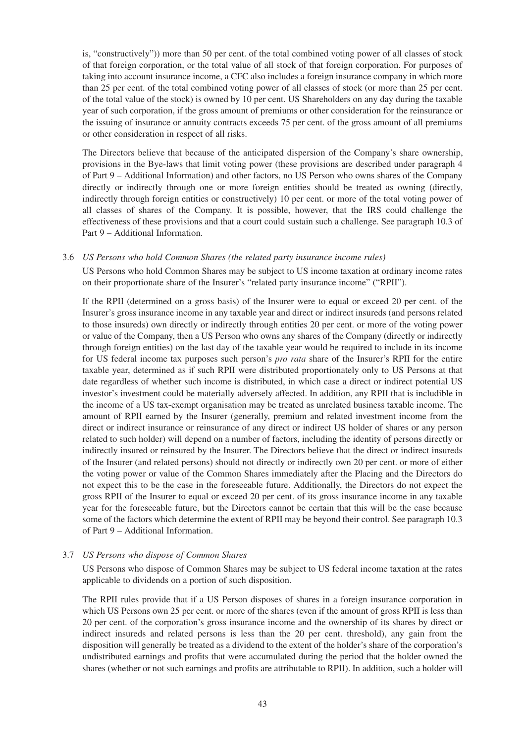is, "constructively")) more than 50 per cent. of the total combined voting power of all classes of stock of that foreign corporation, or the total value of all stock of that foreign corporation. For purposes of taking into account insurance income, a CFC also includes a foreign insurance company in which more than 25 per cent. of the total combined voting power of all classes of stock (or more than 25 per cent. of the total value of the stock) is owned by 10 per cent. US Shareholders on any day during the taxable year of such corporation, if the gross amount of premiums or other consideration for the reinsurance or the issuing of insurance or annuity contracts exceeds 75 per cent. of the gross amount of all premiums or other consideration in respect of all risks.

The Directors believe that because of the anticipated dispersion of the Company's share ownership, provisions in the Bye-laws that limit voting power (these provisions are described under paragraph 4 of Part 9 – Additional Information) and other factors, no US Person who owns shares of the Company directly or indirectly through one or more foreign entities should be treated as owning (directly, indirectly through foreign entities or constructively) 10 per cent. or more of the total voting power of all classes of shares of the Company. It is possible, however, that the IRS could challenge the effectiveness of these provisions and that a court could sustain such a challenge. See paragraph 10.3 of Part 9 – Additional Information.

3.6 *US Persons who hold Common Shares (the related party insurance income rules)*

US Persons who hold Common Shares may be subject to US income taxation at ordinary income rates on their proportionate share of the Insurer's "related party insurance income" ("RPII").

If the RPII (determined on a gross basis) of the Insurer were to equal or exceed 20 per cent. of the Insurer's gross insurance income in any taxable year and direct or indirect insureds (and persons related to those insureds) own directly or indirectly through entities 20 per cent. or more of the voting power or value of the Company, then a US Person who owns any shares of the Company (directly or indirectly through foreign entities) on the last day of the taxable year would be required to include in its income for US federal income tax purposes such person's *pro rata* share of the Insurer's RPII for the entire taxable year, determined as if such RPII were distributed proportionately only to US Persons at that date regardless of whether such income is distributed, in which case a direct or indirect potential US investor's investment could be materially adversely affected. In addition, any RPII that is includible in the income of a US tax-exempt organisation may be treated as unrelated business taxable income. The amount of RPII earned by the Insurer (generally, premium and related investment income from the direct or indirect insurance or reinsurance of any direct or indirect US holder of shares or any person related to such holder) will depend on a number of factors, including the identity of persons directly or indirectly insured or reinsured by the Insurer. The Directors believe that the direct or indirect insureds of the Insurer (and related persons) should not directly or indirectly own 20 per cent. or more of either the voting power or value of the Common Shares immediately after the Placing and the Directors do not expect this to be the case in the foreseeable future. Additionally, the Directors do not expect the gross RPII of the Insurer to equal or exceed 20 per cent. of its gross insurance income in any taxable year for the foreseeable future, but the Directors cannot be certain that this will be the case because some of the factors which determine the extent of RPII may be beyond their control. See paragraph 10.3 of Part 9 – Additional Information.

3.7 *US Persons who dispose of Common Shares*

US Persons who dispose of Common Shares may be subject to US federal income taxation at the rates applicable to dividends on a portion of such disposition.

The RPII rules provide that if a US Person disposes of shares in a foreign insurance corporation in which US Persons own 25 per cent. or more of the shares (even if the amount of gross RPII is less than 20 per cent. of the corporation's gross insurance income and the ownership of its shares by direct or indirect insureds and related persons is less than the 20 per cent. threshold), any gain from the disposition will generally be treated as a dividend to the extent of the holder's share of the corporation's undistributed earnings and profits that were accumulated during the period that the holder owned the shares (whether or not such earnings and profits are attributable to RPII). In addition, such a holder will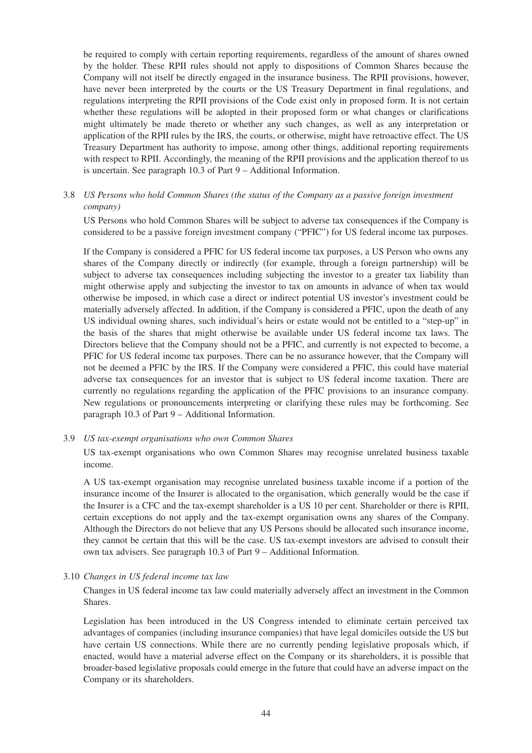be required to comply with certain reporting requirements, regardless of the amount of shares owned by the holder. These RPII rules should not apply to dispositions of Common Shares because the Company will not itself be directly engaged in the insurance business. The RPII provisions, however, have never been interpreted by the courts or the US Treasury Department in final regulations, and regulations interpreting the RPII provisions of the Code exist only in proposed form. It is not certain whether these regulations will be adopted in their proposed form or what changes or clarifications might ultimately be made thereto or whether any such changes, as well as any interpretation or application of the RPII rules by the IRS, the courts, or otherwise, might have retroactive effect. The US Treasury Department has authority to impose, among other things, additional reporting requirements with respect to RPII. Accordingly, the meaning of the RPII provisions and the application thereof to us is uncertain. See paragraph 10.3 of Part 9 – Additional Information.

3.8 *US Persons who hold Common Shares (the status of the Company as a passive foreign investment company)*

US Persons who hold Common Shares will be subject to adverse tax consequences if the Company is considered to be a passive foreign investment company ("PFIC") for US federal income tax purposes.

If the Company is considered a PFIC for US federal income tax purposes, a US Person who owns any shares of the Company directly or indirectly (for example, through a foreign partnership) will be subject to adverse tax consequences including subjecting the investor to a greater tax liability than might otherwise apply and subjecting the investor to tax on amounts in advance of when tax would otherwise be imposed, in which case a direct or indirect potential US investor's investment could be materially adversely affected. In addition, if the Company is considered a PFIC, upon the death of any US individual owning shares, such individual's heirs or estate would not be entitled to a "step-up" in the basis of the shares that might otherwise be available under US federal income tax laws. The Directors believe that the Company should not be a PFIC, and currently is not expected to become, a PFIC for US federal income tax purposes. There can be no assurance however, that the Company will not be deemed a PFIC by the IRS. If the Company were considered a PFIC, this could have material adverse tax consequences for an investor that is subject to US federal income taxation. There are currently no regulations regarding the application of the PFIC provisions to an insurance company. New regulations or pronouncements interpreting or clarifying these rules may be forthcoming. See paragraph 10.3 of Part 9 – Additional Information.

3.9 *US tax-exempt organisations who own Common Shares*

US tax-exempt organisations who own Common Shares may recognise unrelated business taxable income.

A US tax-exempt organisation may recognise unrelated business taxable income if a portion of the insurance income of the Insurer is allocated to the organisation, which generally would be the case if the Insurer is a CFC and the tax-exempt shareholder is a US 10 per cent. Shareholder or there is RPII, certain exceptions do not apply and the tax-exempt organisation owns any shares of the Company. Although the Directors do not believe that any US Persons should be allocated such insurance income, they cannot be certain that this will be the case. US tax-exempt investors are advised to consult their own tax advisers. See paragraph 10.3 of Part 9 – Additional Information.

3.10 *Changes in US federal income tax law*

Changes in US federal income tax law could materially adversely affect an investment in the Common Shares.

Legislation has been introduced in the US Congress intended to eliminate certain perceived tax advantages of companies (including insurance companies) that have legal domiciles outside the US but have certain US connections. While there are no currently pending legislative proposals which, if enacted, would have a material adverse effect on the Company or its shareholders, it is possible that broader-based legislative proposals could emerge in the future that could have an adverse impact on the Company or its shareholders.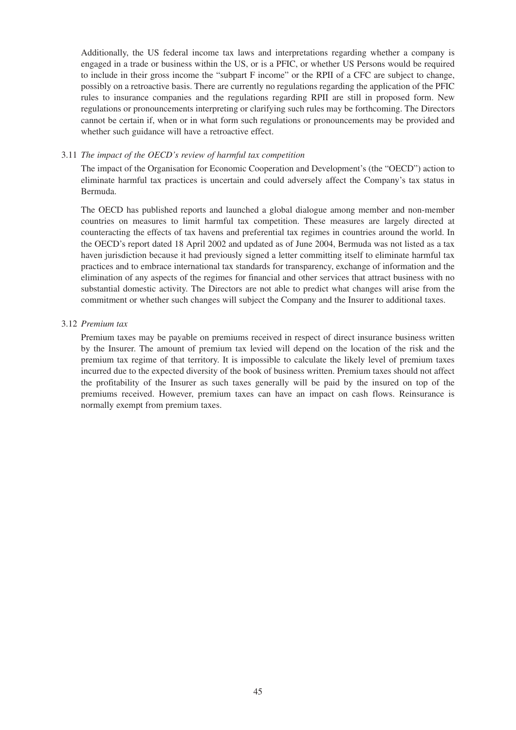Additionally, the US federal income tax laws and interpretations regarding whether a company is engaged in a trade or business within the US, or is a PFIC, or whether US Persons would be required to include in their gross income the "subpart F income" or the RPII of a CFC are subject to change, possibly on a retroactive basis. There are currently no regulations regarding the application of the PFIC rules to insurance companies and the regulations regarding RPII are still in proposed form. New regulations or pronouncements interpreting or clarifying such rules may be forthcoming. The Directors cannot be certain if, when or in what form such regulations or pronouncements may be provided and whether such guidance will have a retroactive effect.

3.11 *The impact of the OECD's review of harmful tax competition*

The impact of the Organisation for Economic Cooperation and Development's (the "OECD") action to eliminate harmful tax practices is uncertain and could adversely affect the Company's tax status in Bermuda.

The OECD has published reports and launched a global dialogue among member and non-member countries on measures to limit harmful tax competition. These measures are largely directed at counteracting the effects of tax havens and preferential tax regimes in countries around the world. In the OECD's report dated 18 April 2002 and updated as of June 2004, Bermuda was not listed as a tax haven jurisdiction because it had previously signed a letter committing itself to eliminate harmful tax practices and to embrace international tax standards for transparency, exchange of information and the elimination of any aspects of the regimes for financial and other services that attract business with no substantial domestic activity. The Directors are not able to predict what changes will arise from the commitment or whether such changes will subject the Company and the Insurer to additional taxes.

3.12 *Premium tax*

Premium taxes may be payable on premiums received in respect of direct insurance business written by the Insurer. The amount of premium tax levied will depend on the location of the risk and the premium tax regime of that territory. It is impossible to calculate the likely level of premium taxes incurred due to the expected diversity of the book of business written. Premium taxes should not affect the profitability of the Insurer as such taxes generally will be paid by the insured on top of the premiums received. However, premium taxes can have an impact on cash flows. Reinsurance is normally exempt from premium taxes.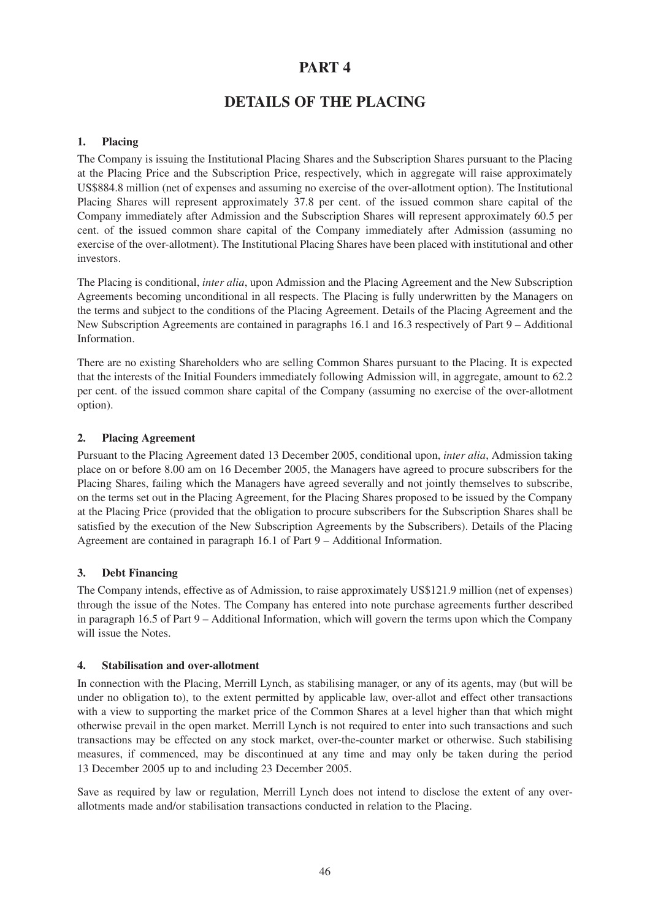# PART 4

## DETAILS OF THE PLACING

### 1. Placing

The Company is issuing the Institutional Placing Shares and the Subscription Shares pursuant to the Placing at the Placing Price and the Subscription Price, respectively, which in aggregate will raise approximately US$884.8 million (net of expenses and assuming no exercise of the over-allotment option). The Institutional Placing Shares will represent approximately 37.8 per cent. of the issued common share capital of the Company immediately after Admission and the Subscription Shares will represent approximately 60.5 per cent. of the issued common share capital of the Company immediately after Admission (assuming no exercise of the over-allotment). The Institutional Placing Shares have been placed with institutional and other investors.

The Placing is conditional, *inter alia*, upon Admission and the Placing Agreement and the New Subscription Agreements becoming unconditional in all respects. The Placing is fully underwritten by the Managers on the terms and subject to the conditions of the Placing Agreement. Details of the Placing Agreement and the New Subscription Agreements are contained in paragraphs 16.1 and 16.3 respectively of Part 9 – Additional Information.

There are no existing Shareholders who are selling Common Shares pursuant to the Placing. It is expected that the interests of the Initial Founders immediately following Admission will, in aggregate, amount to 62.2 per cent. of the issued common share capital of the Company (assuming no exercise of the over-allotment option).

### 2. Placing Agreement

Pursuant to the Placing Agreement dated 13 December 2005, conditional upon, *inter alia*, Admission taking place on or before 8.00 am on 16 December 2005, the Managers have agreed to procure subscribers for the Placing Shares, failing which the Managers have agreed severally and not jointly themselves to subscribe, on the terms set out in the Placing Agreement, for the Placing Shares proposed to be issued by the Company at the Placing Price (provided that the obligation to procure subscribers for the Subscription Shares shall be satisfied by the execution of the New Subscription Agreements by the Subscribers). Details of the Placing Agreement are contained in paragraph 16.1 of Part 9 – Additional Information.

### 3. Debt Financing

The Company intends, effective as of Admission, to raise approximately US$121.9 million (net of expenses) through the issue of the Notes. The Company has entered into note purchase agreements further described in paragraph 16.5 of Part 9 – Additional Information, which will govern the terms upon which the Company will issue the Notes.

### 4. Stabilisation and over-allotment

In connection with the Placing, Merrill Lynch, as stabilising manager, or any of its agents, may (but will be under no obligation to), to the extent permitted by applicable law, over-allot and effect other transactions with a view to supporting the market price of the Common Shares at a level higher than that which might otherwise prevail in the open market. Merrill Lynch is not required to enter into such transactions and such transactions may be effected on any stock market, over-the-counter market or otherwise. Such stabilising measures, if commenced, may be discontinued at any time and may only be taken during the period 13 December 2005 up to and including 23 December 2005.

Save as required by law or regulation, Merrill Lynch does not intend to disclose the extent of any over-allotments made and/or stabilisation transactions conducted in relation to the Placing.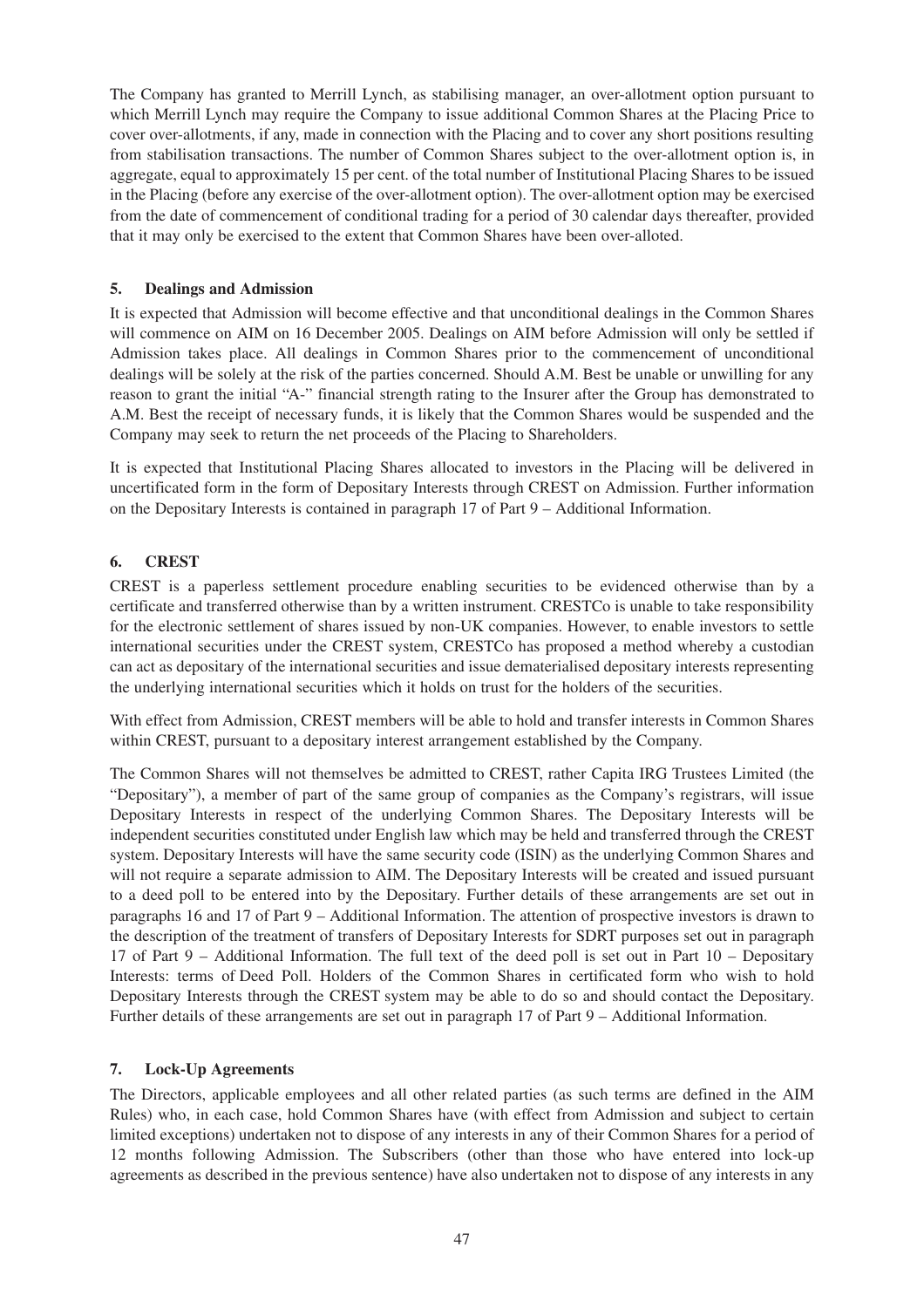The Company has granted to Merrill Lynch, as stabilising manager, an over-allotment option pursuant to which Merrill Lynch may require the Company to issue additional Common Shares at the Placing Price to cover over-allotments, if any, made in connection with the Placing and to cover any short positions resulting from stabilisation transactions. The number of Common Shares subject to the over-allotment option is, in aggregate, equal to approximately 15 per cent. of the total number of Institutional Placing Shares to be issued in the Placing (before any exercise of the over-allotment option). The over-allotment option may be exercised from the date of commencement of conditional trading for a period of 30 calendar days thereafter, provided that it may only be exercised to the extent that Common Shares have been over-alloted.

### 5. Dealings and Admission

It is expected that Admission will become effective and that unconditional dealings in the Common Shares will commence on AIM on 16 December 2005. Dealings on AIM before Admission will only be settled if Admission takes place. All dealings in Common Shares prior to the commencement of unconditional dealings will be solely at the risk of the parties concerned. Should A.M. Best be unable or unwilling for any reason to grant the initial "A-" financial strength rating to the Insurer after the Group has demonstrated to A.M. Best the receipt of necessary funds, it is likely that the Common Shares would be suspended and the Company may seek to return the net proceeds of the Placing to Shareholders.

It is expected that Institutional Placing Shares allocated to investors in the Placing will be delivered in uncertificated form in the form of Depositary Interests through CREST on Admission. Further information on the Depositary Interests is contained in paragraph 17 of Part 9 – Additional Information.

### 6. CREST

CREST is a paperless settlement procedure enabling securities to be evidenced otherwise than by a certificate and transferred otherwise than by a written instrument. CRESTCo is unable to take responsibility for the electronic settlement of shares issued by non-UK companies. However, to enable investors to settle international securities under the CREST system, CRESTCo has proposed a method whereby a custodian can act as depositary of the international securities and issue dematerialised depositary interests representing the underlying international securities which it holds on trust for the holders of the securities.

With effect from Admission, CREST members will be able to hold and transfer interests in Common Shares within CREST, pursuant to a depositary interest arrangement established by the Company.

The Common Shares will not themselves be admitted to CREST, rather Capita IRG Trustees Limited (the "Depositary"), a member of part of the same group of companies as the Company's registrars, will issue Depositary Interests in respect of the underlying Common Shares. The Depositary Interests will be independent securities constituted under English law which may be held and transferred through the CREST system. Depositary Interests will have the same security code (ISIN) as the underlying Common Shares and will not require a separate admission to AIM. The Depositary Interests will be created and issued pursuant to a deed poll to be entered into by the Depositary. Further details of these arrangements are set out in paragraphs 16 and 17 of Part 9 – Additional Information. The attention of prospective investors is drawn to the description of the treatment of transfers of Depositary Interests for SDRT purposes set out in paragraph 17 of Part 9 – Additional Information. The full text of the deed poll is set out in Part 10 – Depositary Interests: terms of Deed Poll. Holders of the Common Shares in certificated form who wish to hold Depositary Interests through the CREST system may be able to do so and should contact the Depositary. Further details of these arrangements are set out in paragraph 17 of Part 9 – Additional Information.

### 7. Lock-Up Agreements

The Directors, applicable employees and all other related parties (as such terms are defined in the AIM Rules) who, in each case, hold Common Shares have (with effect from Admission and subject to certain limited exceptions) undertaken not to dispose of any interests in any of their Common Shares for a period of 12 months following Admission. The Subscribers (other than those who have entered into lock-up agreements as described in the previous sentence) have also undertaken not to dispose of any interests in any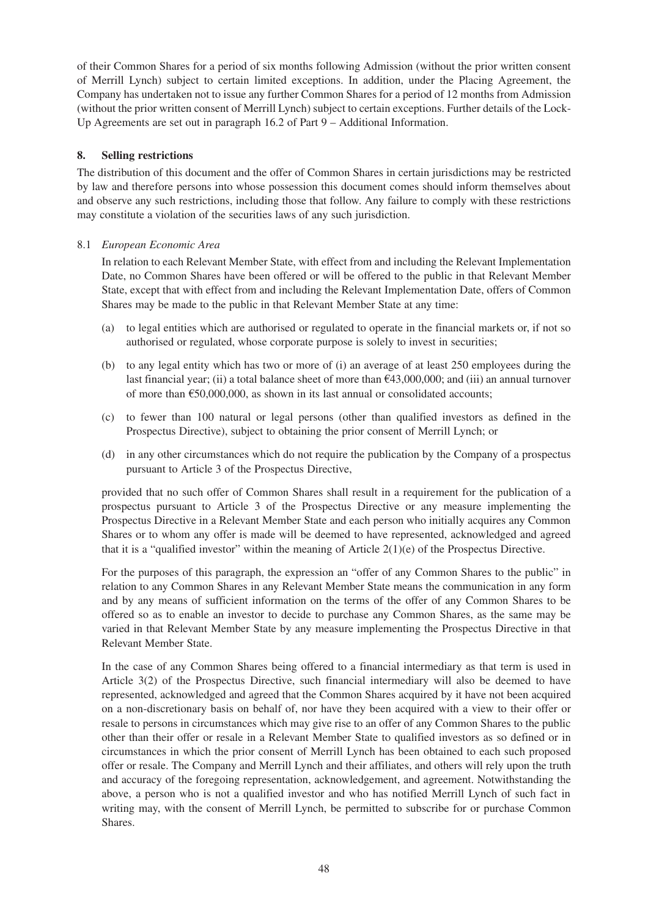of their Common Shares for a period of six months following Admission (without the prior written consent of Merrill Lynch) subject to certain limited exceptions. In addition, under the Placing Agreement, the Company has undertaken not to issue any further Common Shares for a period of 12 months from Admission (without the prior written consent of Merrill Lynch) subject to certain exceptions. Further details of the Lock-Up Agreements are set out in paragraph 16.2 of Part 9 – Additional Information.

## 8. Selling restrictions

The distribution of this document and the offer of Common Shares in certain jurisdictions may be restricted by law and therefore persons into whose possession this document comes should inform themselves about and observe any such restrictions, including those that follow. Any failure to comply with these restrictions may constitute a violation of the securities laws of any such jurisdiction.

8.1 *European Economic Area*

In relation to each Relevant Member State, with effect from and including the Relevant Implementation Date, no Common Shares have been offered or will be offered to the public in that Relevant Member State, except that with effect from and including the Relevant Implementation Date, offers of Common Shares may be made to the public in that Relevant Member State at any time:

(a) to legal entities which are authorised or regulated to operate in the financial markets or, if not so authorised or regulated, whose corporate purpose is solely to invest in securities;

(b) to any legal entity which has two or more of (i) an average of at least 250 employees during the last financial year; (ii) a total balance sheet of more than €43,000,000; and (iii) an annual turnover of more than €50,000,000, as shown in its last annual or consolidated accounts;

(c) to fewer than 100 natural or legal persons (other than qualified investors as defined in the Prospectus Directive), subject to obtaining the prior consent of Merrill Lynch; or

(d) in any other circumstances which do not require the publication by the Company of a prospectus pursuant to Article 3 of the Prospectus Directive,

provided that no such offer of Common Shares shall result in a requirement for the publication of a prospectus pursuant to Article 3 of the Prospectus Directive or any measure implementing the Prospectus Directive in a Relevant Member State and each person who initially acquires any Common Shares or to whom any offer is made will be deemed to have represented, acknowledged and agreed that it is a "qualified investor" within the meaning of Article 2(1)(e) of the Prospectus Directive.

For the purposes of this paragraph, the expression an "offer of any Common Shares to the public" in relation to any Common Shares in any Relevant Member State means the communication in any form and by any means of sufficient information on the terms of the offer of any Common Shares to be offered so as to enable an investor to decide to purchase any Common Shares, as the same may be varied in that Relevant Member State by any measure implementing the Prospectus Directive in that Relevant Member State.

In the case of any Common Shares being offered to a financial intermediary as that term is used in Article 3(2) of the Prospectus Directive, such financial intermediary will also be deemed to have represented, acknowledged and agreed that the Common Shares acquired by it have not been acquired on a non-discretionary basis on behalf of, nor have they been acquired with a view to their offer or resale to persons in circumstances which may give rise to an offer of any Common Shares to the public other than their offer or resale in a Relevant Member State to qualified investors as so defined or in circumstances in which the prior consent of Merrill Lynch has been obtained to each such proposed offer or resale. The Company and Merrill Lynch and their affiliates, and others will rely upon the truth and accuracy of the foregoing representation, acknowledgement, and agreement. Notwithstanding the above, a person who is not a qualified investor and who has notified Merrill Lynch of such fact in writing may, with the consent of Merrill Lynch, be permitted to subscribe for or purchase Common Shares.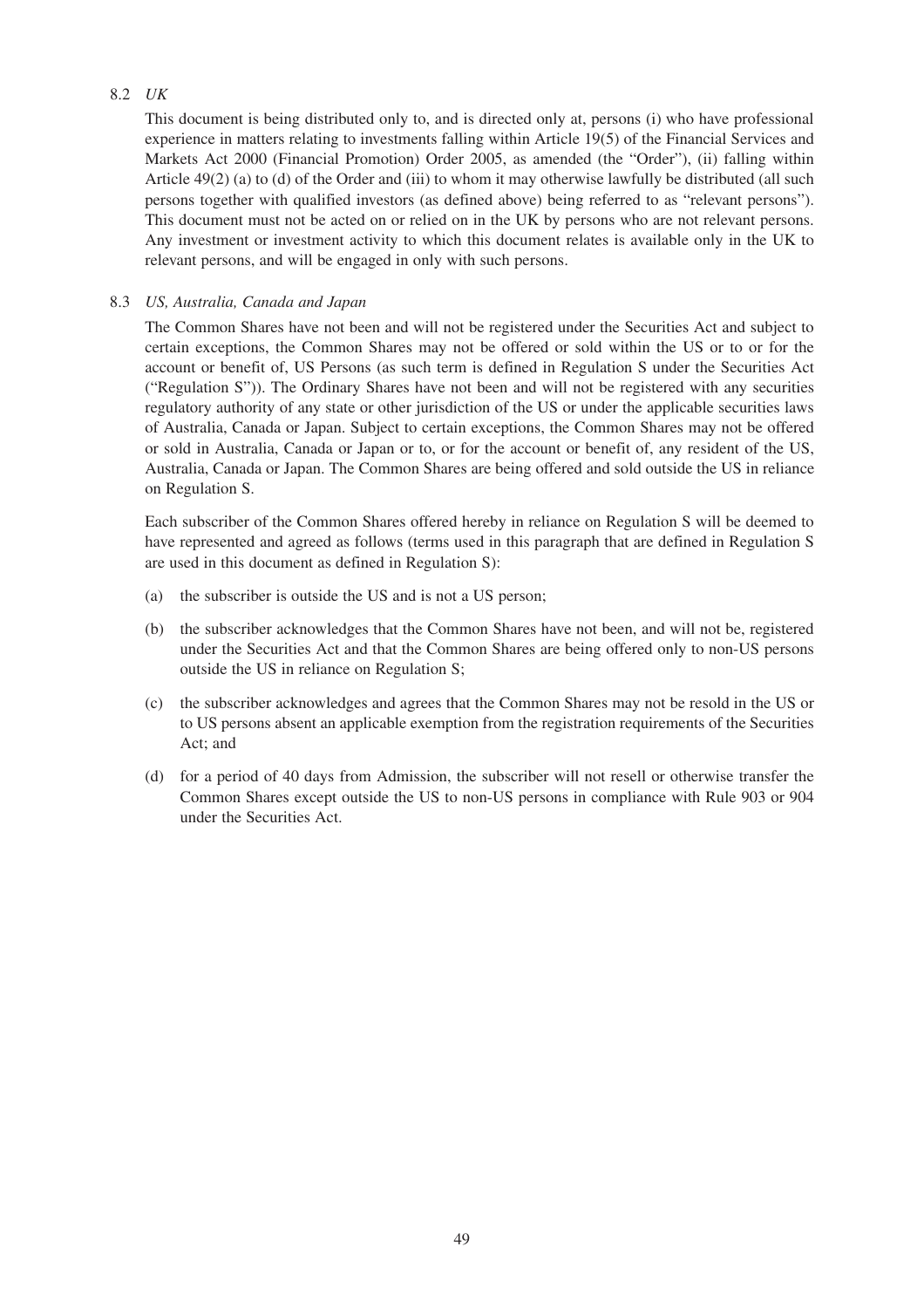8.2 *UK*

This document is being distributed only to, and is directed only at, persons (i) who have professional experience in matters relating to investments falling within Article 19(5) of the Financial Services and Markets Act 2000 (Financial Promotion) Order 2005, as amended (the "Order"), (ii) falling within Article 49(2) (a) to (d) of the Order and (iii) to whom it may otherwise lawfully be distributed (all such persons together with qualified investors (as defined above) being referred to as "relevant persons"). This document must not be acted on or relied on in the UK by persons who are not relevant persons. Any investment or investment activity to which this document relates is available only in the UK to relevant persons, and will be engaged in only with such persons.

8.3 *US, Australia, Canada and Japan*

The Common Shares have not been and will not be registered under the Securities Act and subject to certain exceptions, the Common Shares may not be offered or sold within the US or to or for the account or benefit of, US Persons (as such term is defined in Regulation S under the Securities Act ("Regulation S")). The Ordinary Shares have not been and will not be registered with any securities regulatory authority of any state or other jurisdiction of the US or under the applicable securities laws of Australia, Canada or Japan. Subject to certain exceptions, the Common Shares may not be offered or sold in Australia, Canada or Japan or to, or for the account or benefit of, any resident of the US, Australia, Canada or Japan. The Common Shares are being offered and sold outside the US in reliance on Regulation S.

Each subscriber of the Common Shares offered hereby in reliance on Regulation S will be deemed to have represented and agreed as follows (terms used in this paragraph that are defined in Regulation S are used in this document as defined in Regulation S):

(a) the subscriber is outside the US and is not a US person;

(b) the subscriber acknowledges that the Common Shares have not been, and will not be, registered under the Securities Act and that the Common Shares are being offered only to non-US persons outside the US in reliance on Regulation S;

(c) the subscriber acknowledges and agrees that the Common Shares may not be resold in the US or to US persons absent an applicable exemption from the registration requirements of the Securities Act; and

(d) for a period of 40 days from Admission, the subscriber will not resell or otherwise transfer the Common Shares except outside the US to non-US persons in compliance with Rule 903 or 904 under the Securities Act.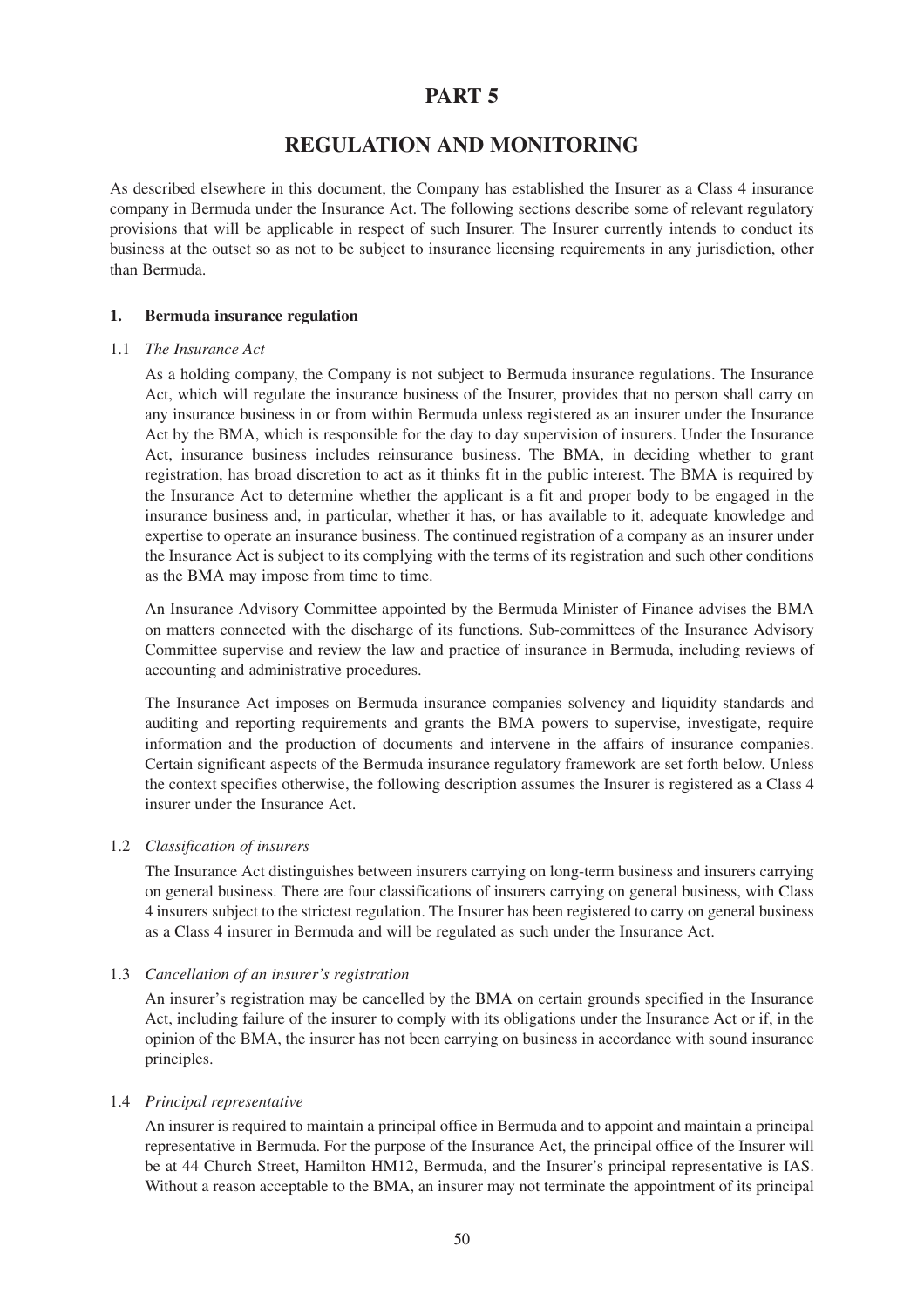# PART 5

# REGULATION AND MONITORING

As described elsewhere in this document, the Company has established the Insurer as a Class 4 insurance company in Bermuda under the Insurance Act. The following sections describe some of relevant regulatory provisions that will be applicable in respect of such Insurer. The Insurer currently intends to conduct its business at the outset so as not to be subject to insurance licensing requirements in any jurisdiction, other than Bermuda.

## 1. Bermuda insurance regulation

### 1.1 *The Insurance Act*

As a holding company, the Company is not subject to Bermuda insurance regulations. The Insurance Act, which will regulate the insurance business of the Insurer, provides that no person shall carry on any insurance business in or from within Bermuda unless registered as an insurer under the Insurance Act by the BMA, which is responsible for the day to day supervision of insurers. Under the Insurance Act, insurance business includes reinsurance business. The BMA, in deciding whether to grant registration, has broad discretion to act as it thinks fit in the public interest. The BMA is required by the Insurance Act to determine whether the applicant is a fit and proper body to be engaged in the insurance business and, in particular, whether it has, or has available to it, adequate knowledge and expertise to operate an insurance business. The continued registration of a company as an insurer under the Insurance Act is subject to its complying with the terms of its registration and such other conditions as the BMA may impose from time to time.

An Insurance Advisory Committee appointed by the Bermuda Minister of Finance advises the BMA on matters connected with the discharge of its functions. Sub-committees of the Insurance Advisory Committee supervise and review the law and practice of insurance in Bermuda, including reviews of accounting and administrative procedures.

The Insurance Act imposes on Bermuda insurance companies solvency and liquidity standards and auditing and reporting requirements and grants the BMA powers to supervise, investigate, require information and the production of documents and intervene in the affairs of insurance companies. Certain significant aspects of the Bermuda insurance regulatory framework are set forth below. Unless the context specifies otherwise, the following description assumes the Insurer is registered as a Class 4 insurer under the Insurance Act.

### 1.2 *Classification of insurers*

The Insurance Act distinguishes between insurers carrying on long-term business and insurers carrying on general business. There are four classifications of insurers carrying on general business, with Class 4 insurers subject to the strictest regulation. The Insurer has been registered to carry on general business as a Class 4 insurer in Bermuda and will be regulated as such under the Insurance Act.

### 1.3 *Cancellation of an insurer's registration*

An insurer's registration may be cancelled by the BMA on certain grounds specified in the Insurance Act, including failure of the insurer to comply with its obligations under the Insurance Act or if, in the opinion of the BMA, the insurer has not been carrying on business in accordance with sound insurance principles.

### 1.4 *Principal representative*

An insurer is required to maintain a principal office in Bermuda and to appoint and maintain a principal representative in Bermuda. For the purpose of the Insurance Act, the principal office of the Insurer will be at 44 Church Street, Hamilton HM12, Bermuda, and the Insurer's principal representative is IAS. Without a reason acceptable to the BMA, an insurer may not terminate the appointment of its principal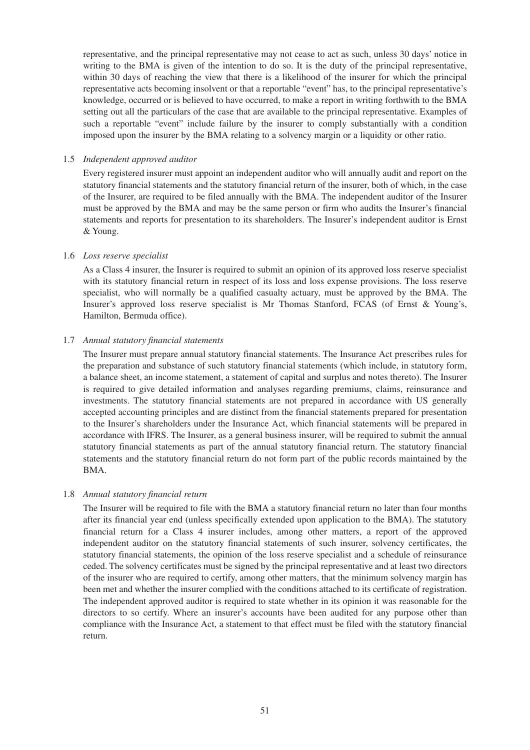representative, and the principal representative may not cease to act as such, unless 30 days' notice in writing to the BMA is given of the intention to do so. It is the duty of the principal representative, within 30 days of reaching the view that there is a likelihood of the insurer for which the principal representative acts becoming insolvent or that a reportable "event" has, to the principal representative's knowledge, occurred or is believed to have occurred, to make a report in writing forthwith to the BMA setting out all the particulars of the case that are available to the principal representative. Examples of such a reportable "event" include failure by the insurer to comply substantially with a condition imposed upon the insurer by the BMA relating to a solvency margin or a liquidity or other ratio.

1.5 *Independent approved auditor*

Every registered insurer must appoint an independent auditor who will annually audit and report on the statutory financial statements and the statutory financial return of the insurer, both of which, in the case of the Insurer, are required to be filed annually with the BMA. The independent auditor of the Insurer must be approved by the BMA and may be the same person or firm who audits the Insurer's financial statements and reports for presentation to its shareholders. The Insurer's independent auditor is Ernst & Young.

1.6 *Loss reserve specialist*

As a Class 4 insurer, the Insurer is required to submit an opinion of its approved loss reserve specialist with its statutory financial return in respect of its loss and loss expense provisions. The loss reserve specialist, who will normally be a qualified casualty actuary, must be approved by the BMA. The Insurer's approved loss reserve specialist is Mr Thomas Stanford, FCAS (of Ernst & Young's, Hamilton, Bermuda office).

1.7 *Annual statutory financial statements*

The Insurer must prepare annual statutory financial statements. The Insurance Act prescribes rules for the preparation and substance of such statutory financial statements (which include, in statutory form, a balance sheet, an income statement, a statement of capital and surplus and notes thereto). The Insurer is required to give detailed information and analyses regarding premiums, claims, reinsurance and investments. The statutory financial statements are not prepared in accordance with US generally accepted accounting principles and are distinct from the financial statements prepared for presentation to the Insurer's shareholders under the Insurance Act, which financial statements will be prepared in accordance with IFRS. The Insurer, as a general business insurer, will be required to submit the annual statutory financial statements as part of the annual statutory financial return. The statutory financial statements and the statutory financial return do not form part of the public records maintained by the BMA.

1.8 *Annual statutory financial return*

The Insurer will be required to file with the BMA a statutory financial return no later than four months after its financial year end (unless specifically extended upon application to the BMA). The statutory financial return for a Class 4 insurer includes, among other matters, a report of the approved independent auditor on the statutory financial statements of such insurer, solvency certificates, the statutory financial statements, the opinion of the loss reserve specialist and a schedule of reinsurance ceded. The solvency certificates must be signed by the principal representative and at least two directors of the insurer who are required to certify, among other matters, that the minimum solvency margin has been met and whether the insurer complied with the conditions attached to its certificate of registration. The independent approved auditor is required to state whether in its opinion it was reasonable for the directors to so certify. Where an insurer's accounts have been audited for any purpose other than compliance with the Insurance Act, a statement to that effect must be filed with the statutory financial return.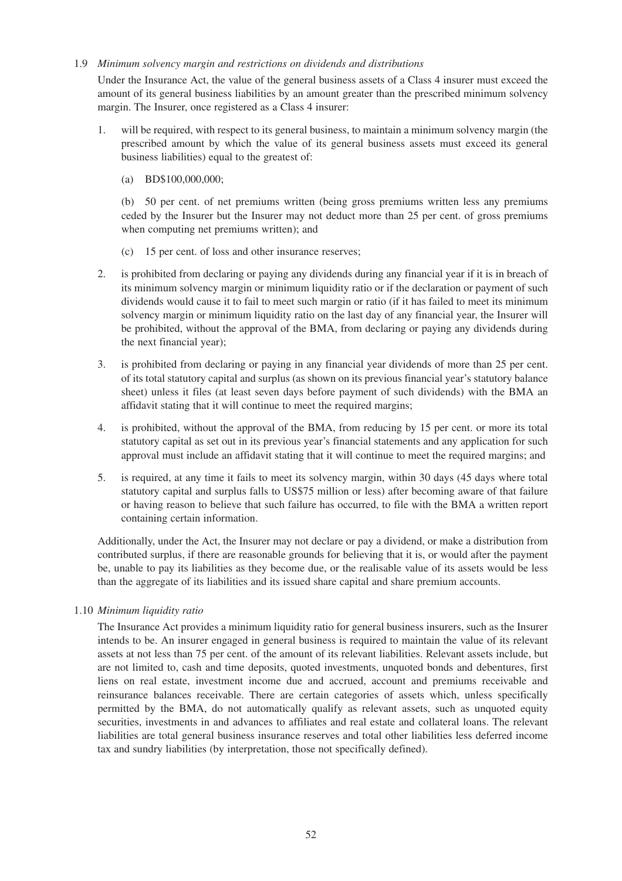1.9 *Minimum solvency margin and restrictions on dividends and distributions*

Under the Insurance Act, the value of the general business assets of a Class 4 insurer must exceed the amount of its general business liabilities by an amount greater than the prescribed minimum solvency margin. The Insurer, once registered as a Class 4 insurer:

1. will be required, with respect to its general business, to maintain a minimum solvency margin (the prescribed amount by which the value of its general business assets must exceed its general business liabilities) equal to the greatest of:

   (a) BD$100,000,000;

   (b) 50 per cent. of net premiums written (being gross premiums written less any premiums ceded by the Insurer but the Insurer may not deduct more than 25 per cent. of gross premiums when computing net premiums written); and

   (c) 15 per cent. of loss and other insurance reserves;

2. is prohibited from declaring or paying any dividends during any financial year if it is in breach of its minimum solvency margin or minimum liquidity ratio or if the declaration or payment of such dividends would cause it to fail to meet such margin or ratio (if it has failed to meet its minimum solvency margin or minimum liquidity ratio on the last day of any financial year, the Insurer will be prohibited, without the approval of the BMA, from declaring or paying any dividends during the next financial year);

3. is prohibited from declaring or paying in any financial year dividends of more than 25 per cent. of its total statutory capital and surplus (as shown on its previous financial year's statutory balance sheet) unless it files (at least seven days before payment of such dividends) with the BMA an affidavit stating that it will continue to meet the required margins;

4. is prohibited, without the approval of the BMA, from reducing by 15 per cent. or more its total statutory capital as set out in its previous year's financial statements and any application for such approval must include an affidavit stating that it will continue to meet the required margins; and

5. is required, at any time it fails to meet its solvency margin, within 30 days (45 days where total statutory capital and surplus falls to US$75 million or less) after becoming aware of that failure or having reason to believe that such failure has occurred, to file with the BMA a written report containing certain information.

Additionally, under the Act, the Insurer may not declare or pay a dividend, or make a distribution from contributed surplus, if there are reasonable grounds for believing that it is, or would after the payment be, unable to pay its liabilities as they become due, or the realisable value of its assets would be less than the aggregate of its liabilities and its issued share capital and share premium accounts.

1.10 *Minimum liquidity ratio*

The Insurance Act provides a minimum liquidity ratio for general business insurers, such as the Insurer intends to be. An insurer engaged in general business is required to maintain the value of its relevant assets at not less than 75 per cent. of the amount of its relevant liabilities. Relevant assets include, but are not limited to, cash and time deposits, quoted investments, unquoted bonds and debentures, first liens on real estate, investment income due and accrued, account and premiums receivable and reinsurance balances receivable. There are certain categories of assets which, unless specifically permitted by the BMA, do not automatically qualify as relevant assets, such as unquoted equity securities, investments in and advances to affiliates and real estate and collateral loans. The relevant liabilities are total general business insurance reserves and total other liabilities less deferred income tax and sundry liabilities (by interpretation, those not specifically defined).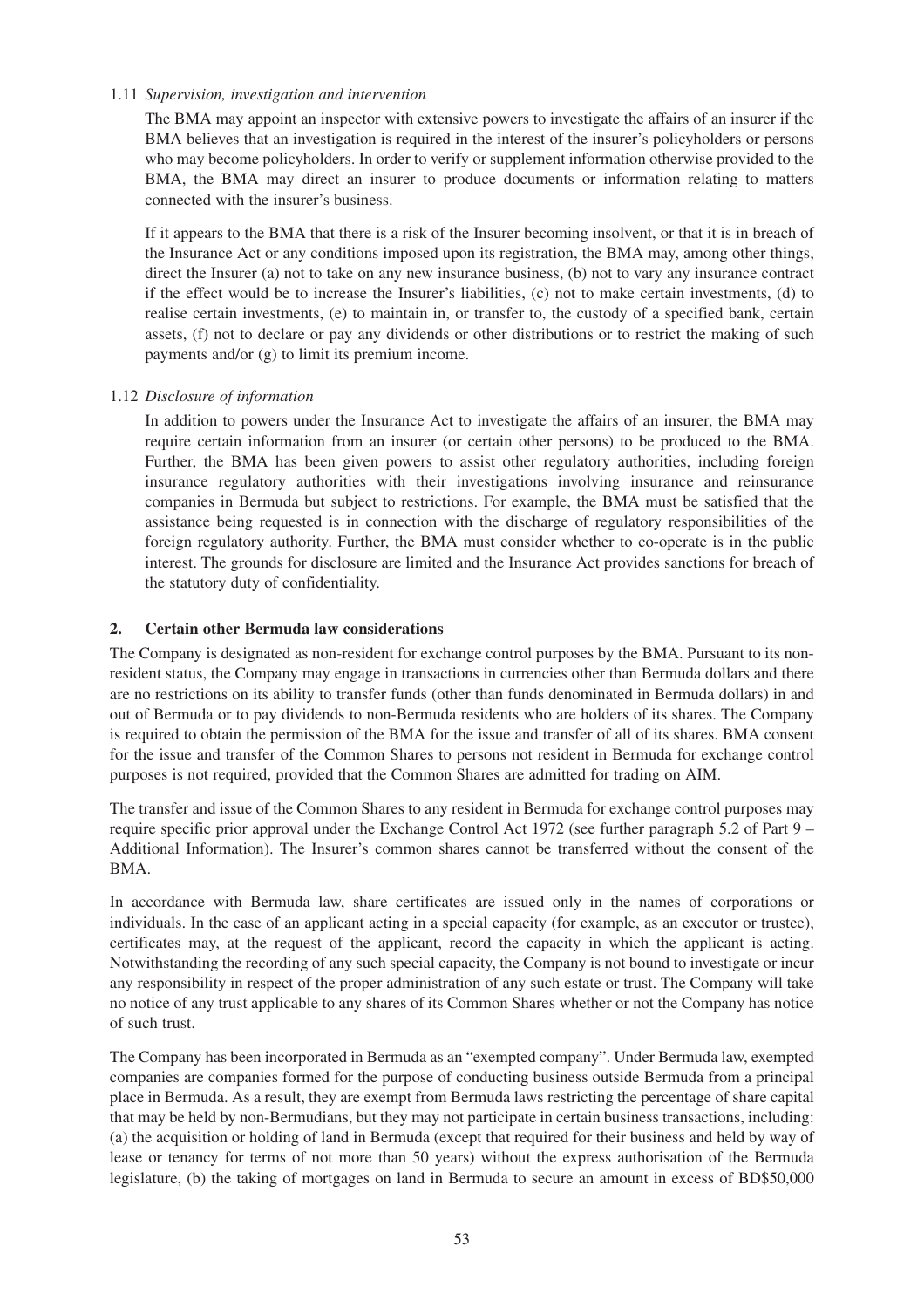1.11 *Supervision, investigation and intervention*

The BMA may appoint an inspector with extensive powers to investigate the affairs of an insurer if the BMA believes that an investigation is required in the interest of the insurer's policyholders or persons who may become policyholders. In order to verify or supplement information otherwise provided to the BMA, the BMA may direct an insurer to produce documents or information relating to matters connected with the insurer's business.

If it appears to the BMA that there is a risk of the Insurer becoming insolvent, or that it is in breach of the Insurance Act or any conditions imposed upon its registration, the BMA may, among other things, direct the Insurer (a) not to take on any new insurance business, (b) not to vary any insurance contract if the effect would be to increase the Insurer's liabilities, (c) not to make certain investments, (d) to realise certain investments, (e) to maintain in, or transfer to, the custody of a specified bank, certain assets, (f) not to declare or pay any dividends or other distributions or to restrict the making of such payments and/or (g) to limit its premium income.

1.12 *Disclosure of information*

In addition to powers under the Insurance Act to investigate the affairs of an insurer, the BMA may require certain information from an insurer (or certain other persons) to be produced to the BMA. Further, the BMA has been given powers to assist other regulatory authorities, including foreign insurance regulatory authorities with their investigations involving insurance and reinsurance companies in Bermuda but subject to restrictions. For example, the BMA must be satisfied that the assistance being requested is in connection with the discharge of regulatory responsibilities of the foreign regulatory authority. Further, the BMA must consider whether to co-operate is in the public interest. The grounds for disclosure are limited and the Insurance Act provides sanctions for breach of the statutory duty of confidentiality.

## 2. Certain other Bermuda law considerations

The Company is designated as non-resident for exchange control purposes by the BMA. Pursuant to its non-resident status, the Company may engage in transactions in currencies other than Bermuda dollars and there are no restrictions on its ability to transfer funds (other than funds denominated in Bermuda dollars) in and out of Bermuda or to pay dividends to non-Bermuda residents who are holders of its shares. The Company is required to obtain the permission of the BMA for the issue and transfer of all of its shares. BMA consent for the issue and transfer of the Common Shares to persons not resident in Bermuda for exchange control purposes is not required, provided that the Common Shares are admitted for trading on AIM.

The transfer and issue of the Common Shares to any resident in Bermuda for exchange control purposes may require specific prior approval under the Exchange Control Act 1972 (see further paragraph 5.2 of Part 9 – Additional Information). The Insurer's common shares cannot be transferred without the consent of the BMA.

In accordance with Bermuda law, share certificates are issued only in the names of corporations or individuals. In the case of an applicant acting in a special capacity (for example, as an executor or trustee), certificates may, at the request of the applicant, record the capacity in which the applicant is acting. Notwithstanding the recording of any such special capacity, the Company is not bound to investigate or incur any responsibility in respect of the proper administration of any such estate or trust. The Company will take no notice of any trust applicable to any shares of its Common Shares whether or not the Company has notice of such trust.

The Company has been incorporated in Bermuda as an "exempted company". Under Bermuda law, exempted companies are companies formed for the purpose of conducting business outside Bermuda from a principal place in Bermuda. As a result, they are exempt from Bermuda laws restricting the percentage of share capital that may be held by non-Bermudians, but they may not participate in certain business transactions, including: (a) the acquisition or holding of land in Bermuda (except that required for their business and held by way of lease or tenancy for terms of not more than 50 years) without the express authorisation of the Bermuda legislature, (b) the taking of mortgages on land in Bermuda to secure an amount in excess of BD$50,000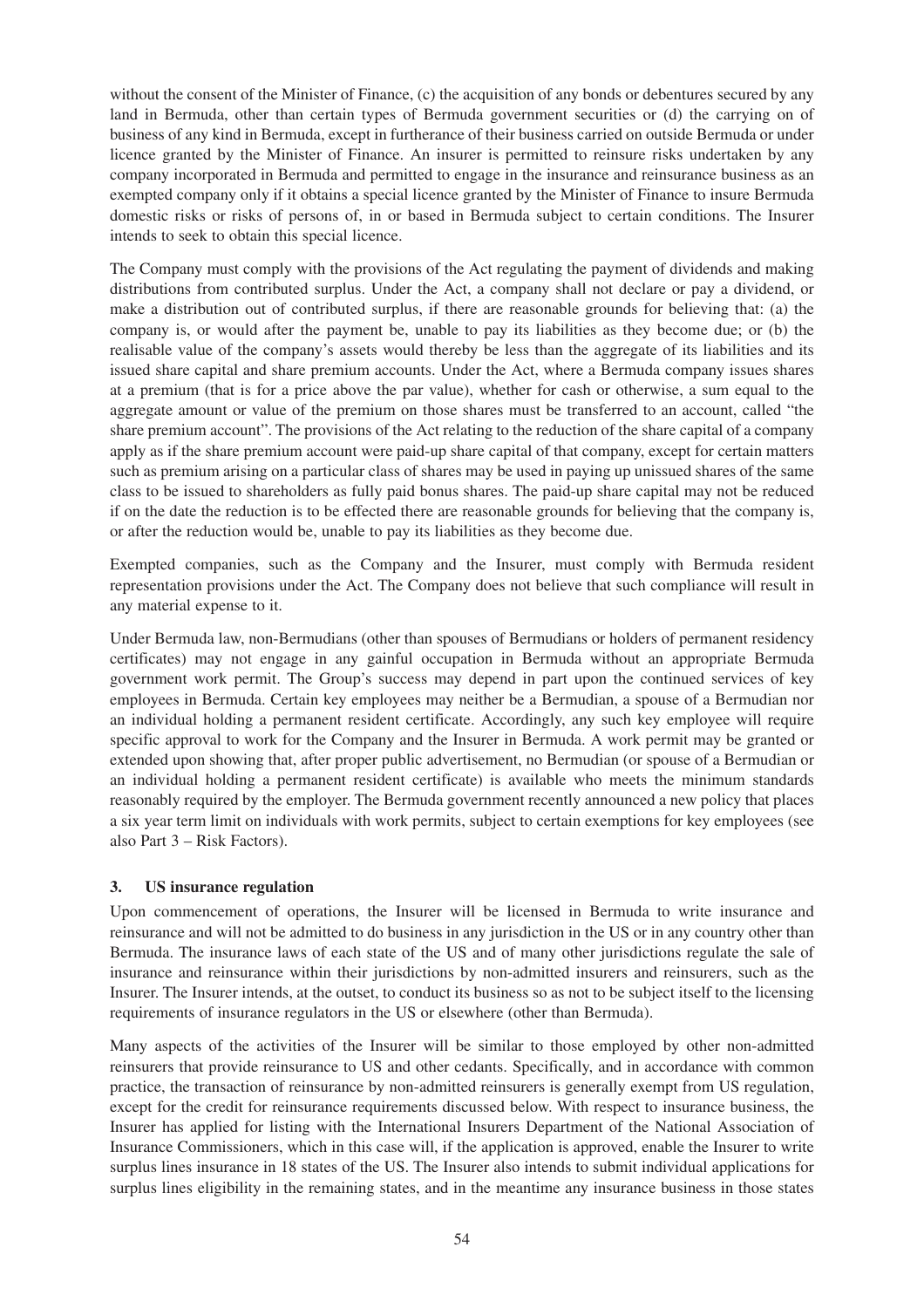without the consent of the Minister of Finance, (c) the acquisition of any bonds or debentures secured by any land in Bermuda, other than certain types of Bermuda government securities or (d) the carrying on of business of any kind in Bermuda, except in furtherance of their business carried on outside Bermuda or under licence granted by the Minister of Finance. An insurer is permitted to reinsure risks undertaken by any company incorporated in Bermuda and permitted to engage in the insurance and reinsurance business as an exempted company only if it obtains a special licence granted by the Minister of Finance to insure Bermuda domestic risks or risks of persons of, in or based in Bermuda subject to certain conditions. The Insurer intends to seek to obtain this special licence.

The Company must comply with the provisions of the Act regulating the payment of dividends and making distributions from contributed surplus. Under the Act, a company shall not declare or pay a dividend, or make a distribution out of contributed surplus, if there are reasonable grounds for believing that: (a) the company is, or would after the payment be, unable to pay its liabilities as they become due; or (b) the realisable value of the company's assets would thereby be less than the aggregate of its liabilities and its issued share capital and share premium accounts. Under the Act, where a Bermuda company issues shares at a premium (that is for a price above the par value), whether for cash or otherwise, a sum equal to the aggregate amount or value of the premium on those shares must be transferred to an account, called "the share premium account". The provisions of the Act relating to the reduction of the share capital of a company apply as if the share premium account were paid-up share capital of that company, except for certain matters such as premium arising on a particular class of shares may be used in paying up unissued shares of the same class to be issued to shareholders as fully paid bonus shares. The paid-up share capital may not be reduced if on the date the reduction is to be effected there are reasonable grounds for believing that the company is, or after the reduction would be, unable to pay its liabilities as they become due.

Exempted companies, such as the Company and the Insurer, must comply with Bermuda resident representation provisions under the Act. The Company does not believe that such compliance will result in any material expense to it.

Under Bermuda law, non-Bermudians (other than spouses of Bermudians or holders of permanent residency certificates) may not engage in any gainful occupation in Bermuda without an appropriate Bermuda government work permit. The Group's success may depend in part upon the continued services of key employees in Bermuda. Certain key employees may neither be a Bermudian, a spouse of a Bermudian nor an individual holding a permanent resident certificate. Accordingly, any such key employee will require specific approval to work for the Company and the Insurer in Bermuda. A work permit may be granted or extended upon showing that, after proper public advertisement, no Bermudian (or spouse of a Bermudian or an individual holding a permanent resident certificate) is available who meets the minimum standards reasonably required by the employer. The Bermuda government recently announced a new policy that places a six year term limit on individuals with work permits, subject to certain exemptions for key employees (see also Part 3 – Risk Factors).

## 3. US insurance regulation

Upon commencement of operations, the Insurer will be licensed in Bermuda to write insurance and reinsurance and will not be admitted to do business in any jurisdiction in the US or in any country other than Bermuda. The insurance laws of each state of the US and of many other jurisdictions regulate the sale of insurance and reinsurance within their jurisdictions by non-admitted insurers and reinsurers, such as the Insurer. The Insurer intends, at the outset, to conduct its business so as not to be subject itself to the licensing requirements of insurance regulators in the US or elsewhere (other than Bermuda).

Many aspects of the activities of the Insurer will be similar to those employed by other non-admitted reinsurers that provide reinsurance to US and other cedants. Specifically, and in accordance with common practice, the transaction of reinsurance by non-admitted reinsurers is generally exempt from US regulation, except for the credit for reinsurance requirements discussed below. With respect to insurance business, the Insurer has applied for listing with the International Insurers Department of the National Association of Insurance Commissioners, which in this case will, if the application is approved, enable the Insurer to write surplus lines insurance in 18 states of the US. The Insurer also intends to submit individual applications for surplus lines eligibility in the remaining states, and in the meantime any insurance business in those states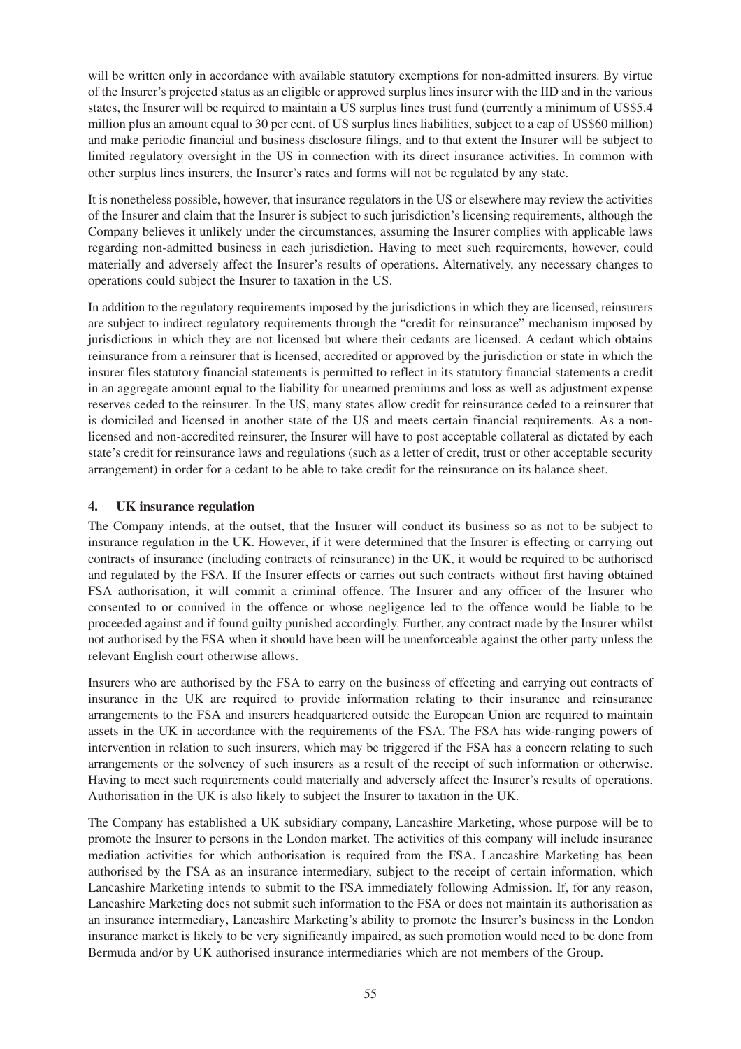will be written only in accordance with available statutory exemptions for non-admitted insurers. By virtue of the Insurer's projected status as an eligible or approved surplus lines insurer with the IID and in the various states, the Insurer will be required to maintain a US surplus lines trust fund (currently a minimum of US$5.4 million plus an amount equal to 30 per cent. of US surplus lines liabilities, subject to a cap of US$60 million) and make periodic financial and business disclosure filings, and to that extent the Insurer will be subject to limited regulatory oversight in the US in connection with its direct insurance activities. In common with other surplus lines insurers, the Insurer's rates and forms will not be regulated by any state.

It is nonetheless possible, however, that insurance regulators in the US or elsewhere may review the activities of the Insurer and claim that the Insurer is subject to such jurisdiction's licensing requirements, although the Company believes it unlikely under the circumstances, assuming the Insurer complies with applicable laws regarding non-admitted business in each jurisdiction. Having to meet such requirements, however, could materially and adversely affect the Insurer's results of operations. Alternatively, any necessary changes to operations could subject the Insurer to taxation in the US.

In addition to the regulatory requirements imposed by the jurisdictions in which they are licensed, reinsurers are subject to indirect regulatory requirements through the "credit for reinsurance" mechanism imposed by jurisdictions in which they are not licensed but where their cedants are licensed. A cedant which obtains reinsurance from a reinsurer that is licensed, accredited or approved by the jurisdiction or state in which the insurer files statutory financial statements is permitted to reflect in its statutory financial statements a credit in an aggregate amount equal to the liability for unearned premiums and loss as well as adjustment expense reserves ceded to the reinsurer. In the US, many states allow credit for reinsurance ceded to a reinsurer that is domiciled and licensed in another state of the US and meets certain financial requirements. As a non-licensed and non-accredited reinsurer, the Insurer will have to post acceptable collateral as dictated by each state's credit for reinsurance laws and regulations (such as a letter of credit, trust or other acceptable security arrangement) in order for a cedant to be able to take credit for the reinsurance on its balance sheet.

## 4. UK insurance regulation

The Company intends, at the outset, that the Insurer will conduct its business so as not to be subject to insurance regulation in the UK. However, if it were determined that the Insurer is effecting or carrying out contracts of insurance (including contracts of reinsurance) in the UK, it would be required to be authorised and regulated by the FSA. If the Insurer effects or carries out such contracts without first having obtained FSA authorisation, it will commit a criminal offence. The Insurer and any officer of the Insurer who consented to or connived in the offence or whose negligence led to the offence would be liable to be proceeded against and if found guilty punished accordingly. Further, any contract made by the Insurer whilst not authorised by the FSA when it should have been will be unenforceable against the other party unless the relevant English court otherwise allows.

Insurers who are authorised by the FSA to carry on the business of effecting and carrying out contracts of insurance in the UK are required to provide information relating to their insurance and reinsurance arrangements to the FSA and insurers headquartered outside the European Union are required to maintain assets in the UK in accordance with the requirements of the FSA. The FSA has wide-ranging powers of intervention in relation to such insurers, which may be triggered if the FSA has a concern relating to such arrangements or the solvency of such insurers as a result of the receipt of such information or otherwise. Having to meet such requirements could materially and adversely affect the Insurer's results of operations. Authorisation in the UK is also likely to subject the Insurer to taxation in the UK.

The Company has established a UK subsidiary company, Lancashire Marketing, whose purpose will be to promote the Insurer to persons in the London market. The activities of this company will include insurance mediation activities for which authorisation is required from the FSA. Lancashire Marketing has been authorised by the FSA as an insurance intermediary, subject to the receipt of certain information, which Lancashire Marketing intends to submit to the FSA immediately following Admission. If, for any reason, Lancashire Marketing does not submit such information to the FSA or does not maintain its authorisation as an insurance intermediary, Lancashire Marketing's ability to promote the Insurer's business in the London insurance market is likely to be very significantly impaired, as such promotion would need to be done from Bermuda and/or by UK authorised insurance intermediaries which are not members of the Group.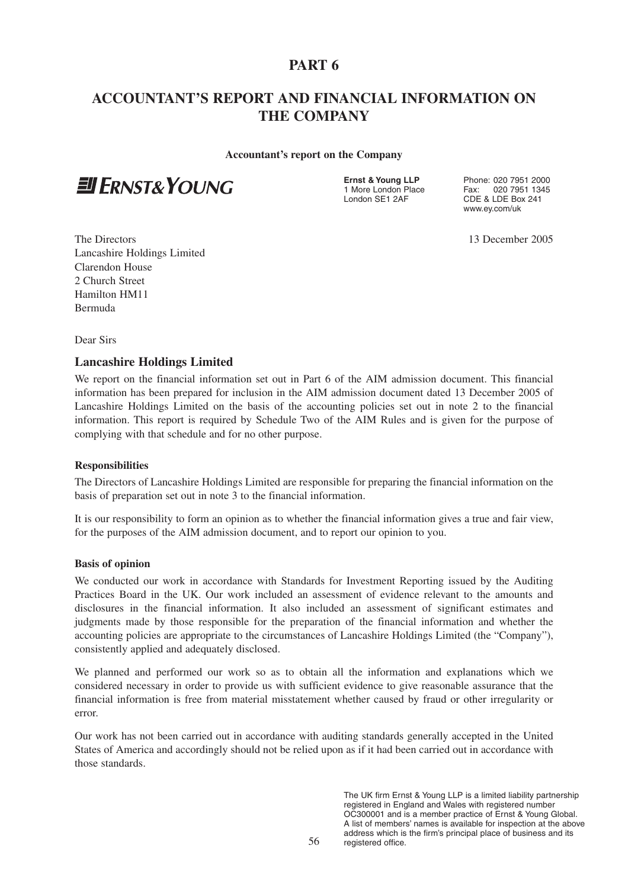# PART 6

# ACCOUNTANT'S REPORT AND FINANCIAL INFORMATION ON THE COMPANY

**Accountant's report on the Company**

ERNST & YOUNG

**Ernst & Young LLP**
1 More London Place
London SE1 2AF

Phone: 020 7951 2000
Fax: 020 7951 1345
CDE & LDE Box 241
www.ey.com/uk

The Directors
Lancashire Holdings Limited
Clarendon House
2 Church Street
Hamilton HM11
Bermuda

13 December 2005

Dear Sirs

## Lancashire Holdings Limited

We report on the financial information set out in Part 6 of the AIM admission document. This financial information has been prepared for inclusion in the AIM admission document dated 13 December 2005 of Lancashire Holdings Limited on the basis of the accounting policies set out in note 2 to the financial information. This report is required by Schedule Two of the AIM Rules and is given for the purpose of complying with that schedule and for no other purpose.

### Responsibilities

The Directors of Lancashire Holdings Limited are responsible for preparing the financial information on the basis of preparation set out in note 3 to the financial information.

It is our responsibility to form an opinion as to whether the financial information gives a true and fair view, for the purposes of the AIM admission document, and to report our opinion to you.

### Basis of opinion

We conducted our work in accordance with Standards for Investment Reporting issued by the Auditing Practices Board in the UK. Our work included an assessment of evidence relevant to the amounts and disclosures in the financial information. It also included an assessment of significant estimates and judgments made by those responsible for the preparation of the financial information and whether the accounting policies are appropriate to the circumstances of Lancashire Holdings Limited (the "Company"), consistently applied and adequately disclosed.

We planned and performed our work so as to obtain all the information and explanations which we considered necessary in order to provide us with sufficient evidence to give reasonable assurance that the financial information is free from material misstatement whether caused by fraud or other irregularity or error.

Our work has not been carried out in accordance with auditing standards generally accepted in the United States of America and accordingly should not be relied upon as if it had been carried out in accordance with those standards.

The UK firm Ernst & Young LLP is a limited liability partnership registered in England and Wales with registered number OC300001 and is a member practice of Ernst & Young Global. A list of members' names is available for inspection at the above address which is the firm's principal place of business and its registered office.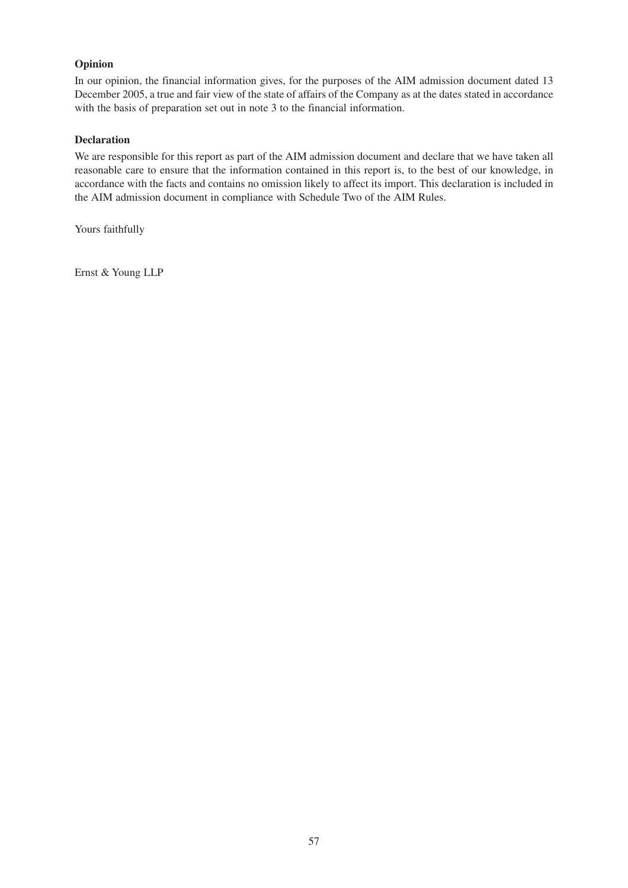**Opinion**

In our opinion, the financial information gives, for the purposes of the AIM admission document dated 13 December 2005, a true and fair view of the state of affairs of the Company as at the dates stated in accordance with the basis of preparation set out in note 3 to the financial information.

**Declaration**

We are responsible for this report as part of the AIM admission document and declare that we have taken all reasonable care to ensure that the information contained in this report is, to the best of our knowledge, in accordance with the facts and contains no omission likely to affect its import. This declaration is included in the AIM admission document in compliance with Schedule Two of the AIM Rules.

Yours faithfully

Ernst & Young LLP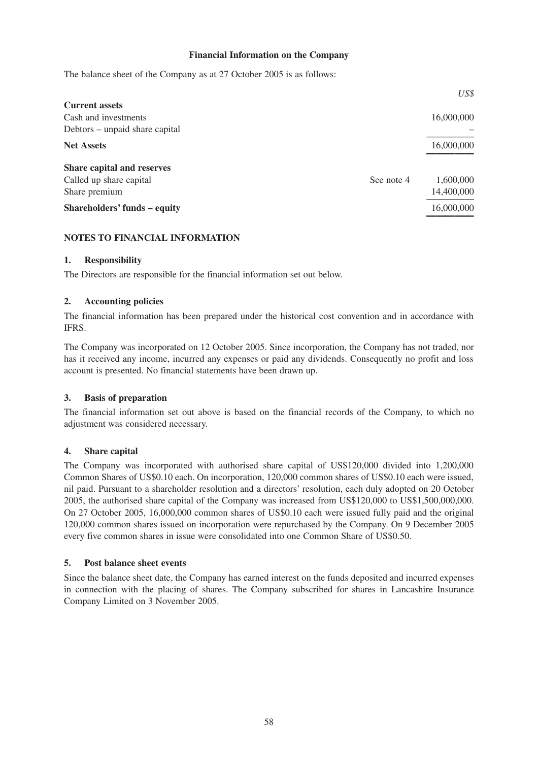**Financial Information on the Company**

The balance sheet of the Company as at 27 October 2005 is as follows:

| | | *US$* |
|---|---|---|
| **Current assets** | | |
| Cash and investments | | 16,000,000 |
| Debtors – unpaid share capital | | – |
| **Net Assets** | | 16,000,000 |
| **Share capital and reserves** | | |
| Called up share capital | See note 4 | 1,600,000 |
| Share premium | | 14,400,000 |
| **Shareholders' funds – equity** | | 16,000,000 |

## NOTES TO FINANCIAL INFORMATION

### 1. Responsibility

The Directors are responsible for the financial information set out below.

### 2. Accounting policies

The financial information has been prepared under the historical cost convention and in accordance with IFRS.

The Company was incorporated on 12 October 2005. Since incorporation, the Company has not traded, nor has it received any income, incurred any expenses or paid any dividends. Consequently no profit and loss account is presented. No financial statements have been drawn up.

### 3. Basis of preparation

The financial information set out above is based on the financial records of the Company, to which no adjustment was considered necessary.

### 4. Share capital

The Company was incorporated with authorised share capital of US$120,000 divided into 1,200,000 Common Shares of US$0.10 each. On incorporation, 120,000 common shares of US$0.10 each were issued, nil paid. Pursuant to a shareholder resolution and a directors' resolution, each duly adopted on 20 October 2005, the authorised share capital of the Company was increased from US$120,000 to US$1,500,000,000. On 27 October 2005, 16,000,000 common shares of US$0.10 each were issued fully paid and the original 120,000 common shares issued on incorporation were repurchased by the Company. On 9 December 2005 every five common shares in issue were consolidated into one Common Share of US$0.50.

### 5. Post balance sheet events

Since the balance sheet date, the Company has earned interest on the funds deposited and incurred expenses in connection with the placing of shares. The Company subscribed for shares in Lancashire Insurance Company Limited on 3 November 2005.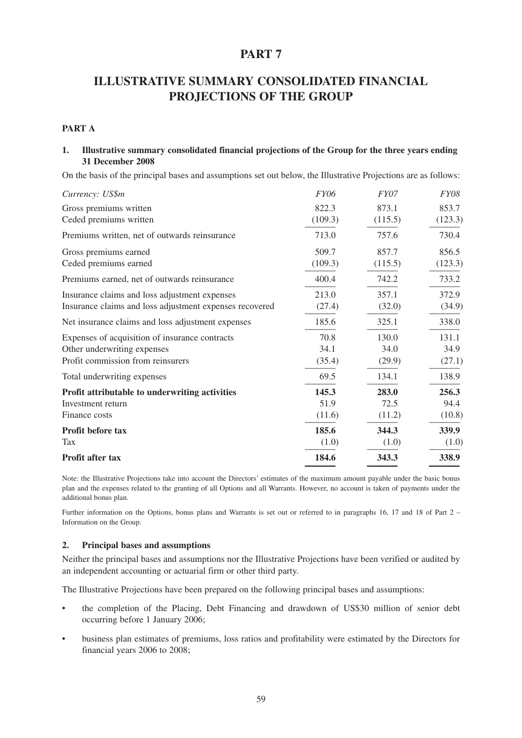# PART 7

# ILLUSTRATIVE SUMMARY CONSOLIDATED FINANCIAL PROJECTIONS OF THE GROUP

## PART A

### 1. Illustrative summary consolidated financial projections of the Group for the three years ending 31 December 2008

On the basis of the principal bases and assumptions set out below, the Illustrative Projections are as follows:

| *Currency: US$m* | *FY06* | *FY07* | *FY08* |
|---|---|---|---|
| Gross premiums written | 822.3 | 873.1 | 853.7 |
| Ceded premiums written | (109.3) | (115.5) | (123.3) |
| Premiums written, net of outwards reinsurance | 713.0 | 757.6 | 730.4 |
| Gross premiums earned | 509.7 | 857.7 | 856.5 |
| Ceded premiums earned | (109.3) | (115.5) | (123.3) |
| Premiums earned, net of outwards reinsurance | 400.4 | 742.2 | 733.2 |
| Insurance claims and loss adjustment expenses | 213.0 | 357.1 | 372.9 |
| Insurance claims and loss adjustment expenses recovered | (27.4) | (32.0) | (34.9) |
| Net insurance claims and loss adjustment expenses | 185.6 | 325.1 | 338.0 |
| Expenses of acquisition of insurance contracts | 70.8 | 130.0 | 131.1 |
| Other underwriting expenses | 34.1 | 34.0 | 34.9 |
| Profit commission from reinsurers | (35.4) | (29.9) | (27.1) |
| Total underwriting expenses | 69.5 | 134.1 | 138.9 |
| **Profit attributable to underwriting activities** | **145.3** | **283.0** | **256.3** |
| Investment return | 51.9 | 72.5 | 94.4 |
| Finance costs | (11.6) | (11.2) | (10.8) |
| **Profit before tax** | **185.6** | **344.3** | **339.9** |
| Tax | (1.0) | (1.0) | (1.0) |
| **Profit after tax** | **184.6** | **343.3** | **338.9** |

Note: the Illustrative Projections take into account the Directors' estimates of the maximum amount payable under the basic bonus plan and the expenses related to the granting of all Options and all Warrants. However, no account is taken of payments under the additional bonus plan.

Further information on the Options, bonus plans and Warrants is set out or referred to in paragraphs 16, 17 and 18 of Part 2 – Information on the Group.

### 2. Principal bases and assumptions

Neither the principal bases and assumptions nor the Illustrative Projections have been verified or audited by an independent accounting or actuarial firm or other third party.

The Illustrative Projections have been prepared on the following principal bases and assumptions:

- the completion of the Placing, Debt Financing and drawdown of US$30 million of senior debt occurring before 1 January 2006;
- business plan estimates of premiums, loss ratios and profitability were estimated by the Directors for financial years 2006 to 2008;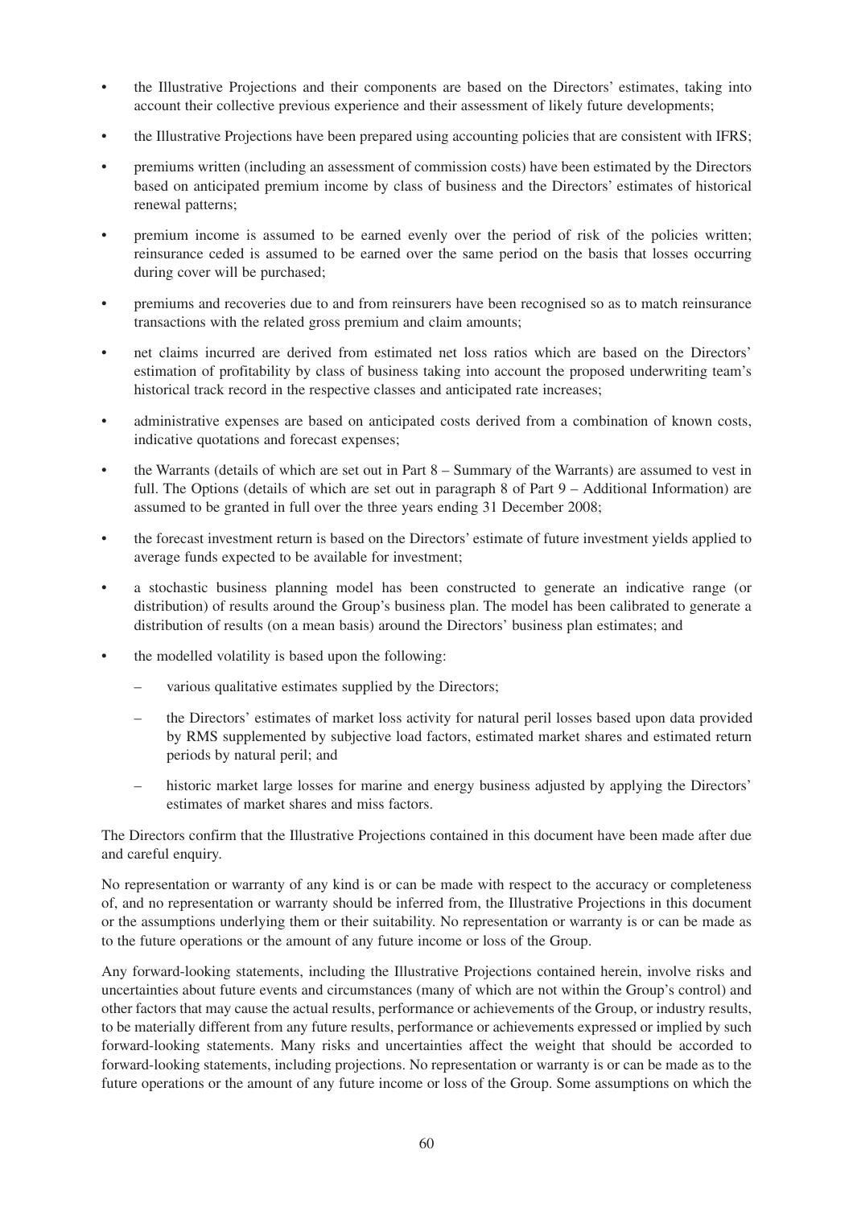- the Illustrative Projections and their components are based on the Directors' estimates, taking into account their collective previous experience and their assessment of likely future developments;
- the Illustrative Projections have been prepared using accounting policies that are consistent with IFRS;
- premiums written (including an assessment of commission costs) have been estimated by the Directors based on anticipated premium income by class of business and the Directors' estimates of historical renewal patterns;
- premium income is assumed to be earned evenly over the period of risk of the policies written; reinsurance ceded is assumed to be earned over the same period on the basis that losses occurring during cover will be purchased;
- premiums and recoveries due to and from reinsurers have been recognised so as to match reinsurance transactions with the related gross premium and claim amounts;
- net claims incurred are derived from estimated net loss ratios which are based on the Directors' estimation of profitability by class of business taking into account the proposed underwriting team's historical track record in the respective classes and anticipated rate increases;
- administrative expenses are based on anticipated costs derived from a combination of known costs, indicative quotations and forecast expenses;
- the Warrants (details of which are set out in Part 8 – Summary of the Warrants) are assumed to vest in full. The Options (details of which are set out in paragraph 8 of Part 9 – Additional Information) are assumed to be granted in full over the three years ending 31 December 2008;
- the forecast investment return is based on the Directors' estimate of future investment yields applied to average funds expected to be available for investment;
- a stochastic business planning model has been constructed to generate an indicative range (or distribution) of results around the Group's business plan. The model has been calibrated to generate a distribution of results (on a mean basis) around the Directors' business plan estimates; and
- the modelled volatility is based upon the following:
  - various qualitative estimates supplied by the Directors;
  - the Directors' estimates of market loss activity for natural peril losses based upon data provided by RMS supplemented by subjective load factors, estimated market shares and estimated return periods by natural peril; and
  - historic market large losses for marine and energy business adjusted by applying the Directors' estimates of market shares and miss factors.

The Directors confirm that the Illustrative Projections contained in this document have been made after due and careful enquiry.

No representation or warranty of any kind is or can be made with respect to the accuracy or completeness of, and no representation or warranty should be inferred from, the Illustrative Projections in this document or the assumptions underlying them or their suitability. No representation or warranty is or can be made as to the future operations or the amount of any future income or loss of the Group.

Any forward-looking statements, including the Illustrative Projections contained herein, involve risks and uncertainties about future events and circumstances (many of which are not within the Group's control) and other factors that may cause the actual results, performance or achievements of the Group, or industry results, to be materially different from any future results, performance or achievements expressed or implied by such forward-looking statements. Many risks and uncertainties affect the weight that should be accorded to forward-looking statements, including projections. No representation or warranty is or can be made as to the future operations or the amount of any future income or loss of the Group. Some assumptions on which the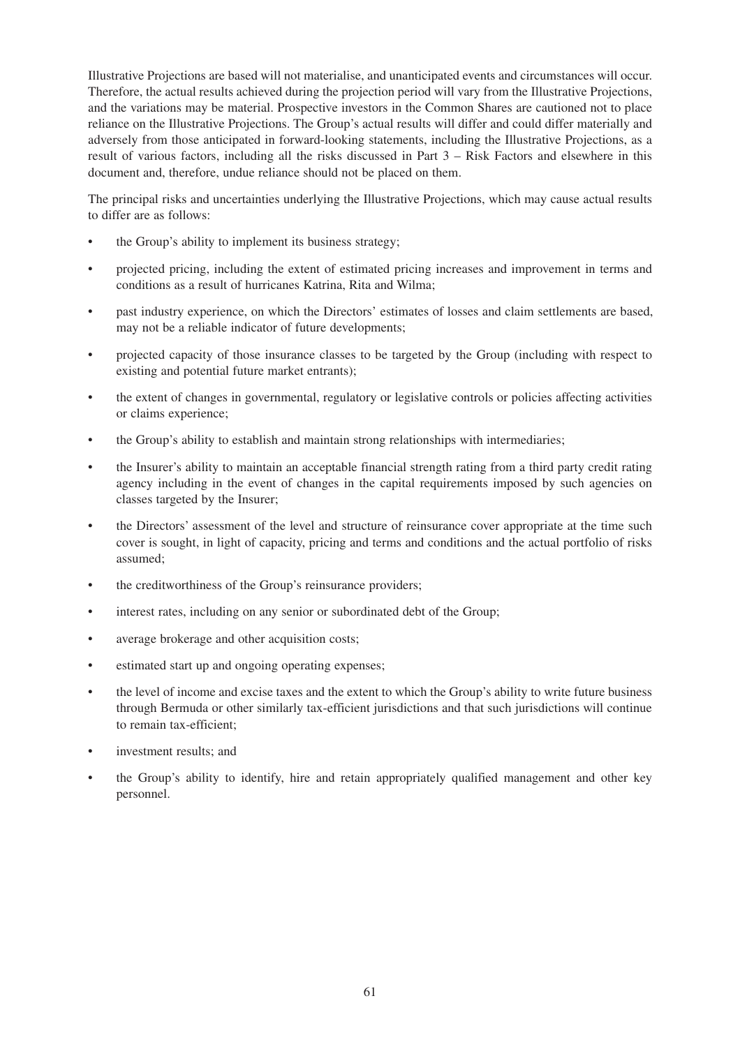Illustrative Projections are based will not materialise, and unanticipated events and circumstances will occur. Therefore, the actual results achieved during the projection period will vary from the Illustrative Projections, and the variations may be material. Prospective investors in the Common Shares are cautioned not to place reliance on the Illustrative Projections. The Group's actual results will differ and could differ materially and adversely from those anticipated in forward-looking statements, including the Illustrative Projections, as a result of various factors, including all the risks discussed in Part 3 – Risk Factors and elsewhere in this document and, therefore, undue reliance should not be placed on them.

The principal risks and uncertainties underlying the Illustrative Projections, which may cause actual results to differ are as follows:

- the Group's ability to implement its business strategy;
- projected pricing, including the extent of estimated pricing increases and improvement in terms and conditions as a result of hurricanes Katrina, Rita and Wilma;
- past industry experience, on which the Directors' estimates of losses and claim settlements are based, may not be a reliable indicator of future developments;
- projected capacity of those insurance classes to be targeted by the Group (including with respect to existing and potential future market entrants);
- the extent of changes in governmental, regulatory or legislative controls or policies affecting activities or claims experience;
- the Group's ability to establish and maintain strong relationships with intermediaries;
- the Insurer's ability to maintain an acceptable financial strength rating from a third party credit rating agency including in the event of changes in the capital requirements imposed by such agencies on classes targeted by the Insurer;
- the Directors' assessment of the level and structure of reinsurance cover appropriate at the time such cover is sought, in light of capacity, pricing and terms and conditions and the actual portfolio of risks assumed;
- the creditworthiness of the Group's reinsurance providers;
- interest rates, including on any senior or subordinated debt of the Group;
- average brokerage and other acquisition costs;
- estimated start up and ongoing operating expenses;
- the level of income and excise taxes and the extent to which the Group's ability to write future business through Bermuda or other similarly tax-efficient jurisdictions and that such jurisdictions will continue to remain tax-efficient;
- investment results; and
- the Group's ability to identify, hire and retain appropriately qualified management and other key personnel.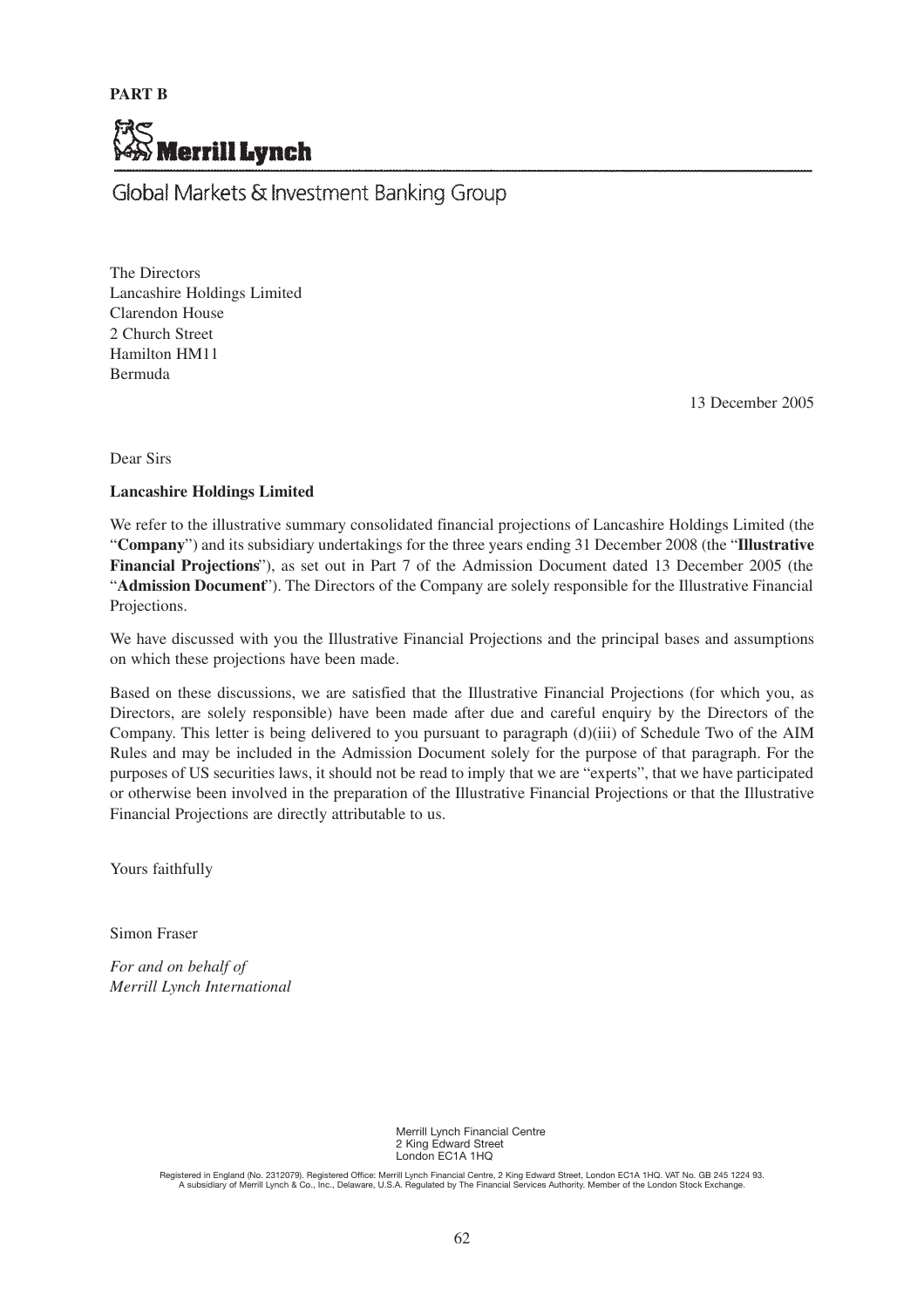**PART B**

**Merrill Lynch**

Global Markets & Investment Banking Group

The Directors
Lancashire Holdings Limited
Clarendon House
2 Church Street
Hamilton HM11
Bermuda

13 December 2005

Dear Sirs

**Lancashire Holdings Limited**

We refer to the illustrative summary consolidated financial projections of Lancashire Holdings Limited (the "**Company**") and its subsidiary undertakings for the three years ending 31 December 2008 (the "**Illustrative Financial Projections**"), as set out in Part 7 of the Admission Document dated 13 December 2005 (the "**Admission Document**"). The Directors of the Company are solely responsible for the Illustrative Financial Projections.

We have discussed with you the Illustrative Financial Projections and the principal bases and assumptions on which these projections have been made.

Based on these discussions, we are satisfied that the Illustrative Financial Projections (for which you, as Directors, are solely responsible) have been made after due and careful enquiry by the Directors of the Company. This letter is being delivered to you pursuant to paragraph (d)(iii) of Schedule Two of the AIM Rules and may be included in the Admission Document solely for the purpose of that paragraph. For the purposes of US securities laws, it should not be read to imply that we are "experts", that we have participated or otherwise been involved in the preparation of the Illustrative Financial Projections or that the Illustrative Financial Projections are directly attributable to us.

Yours faithfully

Simon Fraser

*For and on behalf of*
*Merrill Lynch International*

Merrill Lynch Financial Centre
2 King Edward Street
London EC1A 1HQ

Registered in England (No. 2312079). Registered Office: Merrill Lynch Financial Centre, 2 King Edward Street, London EC1A 1HQ. VAT No. GB 245 1224 93.
A subsidiary of Merrill Lynch & Co., Inc., Delaware, U.S.A. Regulated by The Financial Services Authority. Member of the London Stock Exchange.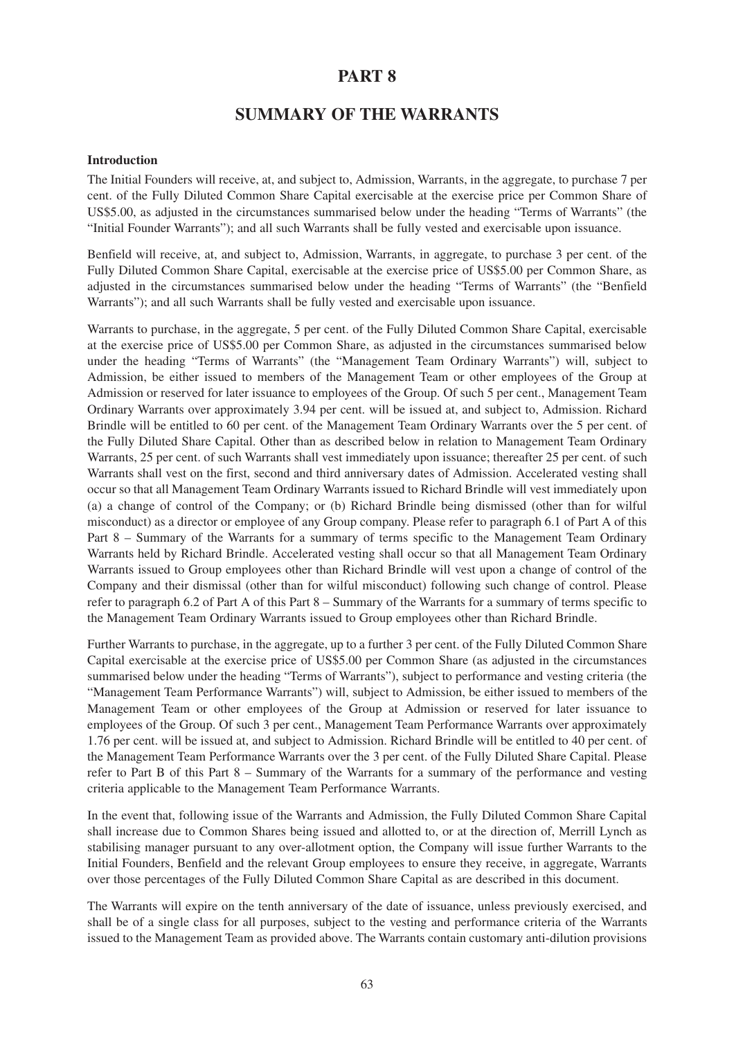# PART 8

## SUMMARY OF THE WARRANTS

**Introduction**

The Initial Founders will receive, at, and subject to, Admission, Warrants, in the aggregate, to purchase 7 per cent. of the Fully Diluted Common Share Capital exercisable at the exercise price per Common Share of US$5.00, as adjusted in the circumstances summarised below under the heading "Terms of Warrants" (the "Initial Founder Warrants"); and all such Warrants shall be fully vested and exercisable upon issuance.

Benfield will receive, at, and subject to, Admission, Warrants, in aggregate, to purchase 3 per cent. of the Fully Diluted Common Share Capital, exercisable at the exercise price of US$5.00 per Common Share, as adjusted in the circumstances summarised below under the heading "Terms of Warrants" (the "Benfield Warrants"); and all such Warrants shall be fully vested and exercisable upon issuance.

Warrants to purchase, in the aggregate, 5 per cent. of the Fully Diluted Common Share Capital, exercisable at the exercise price of US$5.00 per Common Share, as adjusted in the circumstances summarised below under the heading "Terms of Warrants" (the "Management Team Ordinary Warrants") will, subject to Admission, be either issued to members of the Management Team or other employees of the Group at Admission or reserved for later issuance to employees of the Group. Of such 5 per cent., Management Team Ordinary Warrants over approximately 3.94 per cent. will be issued at, and subject to, Admission. Richard Brindle will be entitled to 60 per cent. of the Management Team Ordinary Warrants over the 5 per cent. of the Fully Diluted Share Capital. Other than as described below in relation to Management Team Ordinary Warrants, 25 per cent. of such Warrants shall vest immediately upon issuance; thereafter 25 per cent. of such Warrants shall vest on the first, second and third anniversary dates of Admission. Accelerated vesting shall occur so that all Management Team Ordinary Warrants issued to Richard Brindle will vest immediately upon (a) a change of control of the Company; or (b) Richard Brindle being dismissed (other than for wilful misconduct) as a director or employee of any Group company. Please refer to paragraph 6.1 of Part A of this Part 8 – Summary of the Warrants for a summary of terms specific to the Management Team Ordinary Warrants held by Richard Brindle. Accelerated vesting shall occur so that all Management Team Ordinary Warrants issued to Group employees other than Richard Brindle will vest upon a change of control of the Company and their dismissal (other than for wilful misconduct) following such change of control. Please refer to paragraph 6.2 of Part A of this Part 8 – Summary of the Warrants for a summary of terms specific to the Management Team Ordinary Warrants issued to Group employees other than Richard Brindle.

Further Warrants to purchase, in the aggregate, up to a further 3 per cent. of the Fully Diluted Common Share Capital exercisable at the exercise price of US$5.00 per Common Share (as adjusted in the circumstances summarised below under the heading "Terms of Warrants"), subject to performance and vesting criteria (the "Management Team Performance Warrants") will, subject to Admission, be either issued to members of the Management Team or other employees of the Group at Admission or reserved for later issuance to employees of the Group. Of such 3 per cent., Management Team Performance Warrants over approximately 1.76 per cent. will be issued at, and subject to Admission. Richard Brindle will be entitled to 40 per cent. of the Management Team Performance Warrants over the 3 per cent. of the Fully Diluted Share Capital. Please refer to Part B of this Part 8 – Summary of the Warrants for a summary of the performance and vesting criteria applicable to the Management Team Performance Warrants.

In the event that, following issue of the Warrants and Admission, the Fully Diluted Common Share Capital shall increase due to Common Shares being issued and allotted to, or at the direction of, Merrill Lynch as stabilising manager pursuant to any over-allotment option, the Company will issue further Warrants to the Initial Founders, Benfield and the relevant Group employees to ensure they receive, in aggregate, Warrants over those percentages of the Fully Diluted Common Share Capital as are described in this document.

The Warrants will expire on the tenth anniversary of the date of issuance, unless previously exercised, and shall be of a single class for all purposes, subject to the vesting and performance criteria of the Warrants issued to the Management Team as provided above. The Warrants contain customary anti-dilution provisions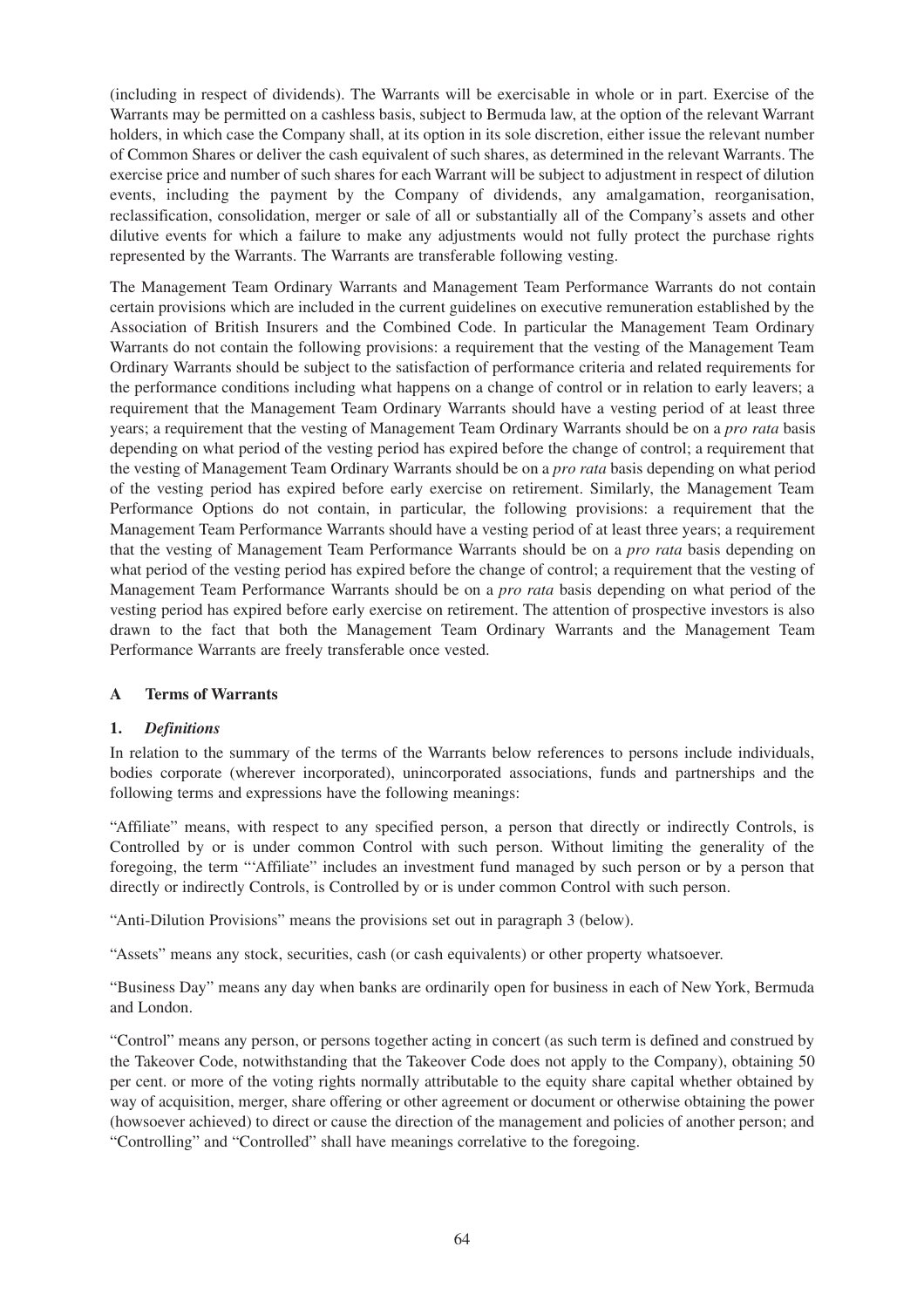(including in respect of dividends). The Warrants will be exercisable in whole or in part. Exercise of the Warrants may be permitted on a cashless basis, subject to Bermuda law, at the option of the relevant Warrant holders, in which case the Company shall, at its option in its sole discretion, either issue the relevant number of Common Shares or deliver the cash equivalent of such shares, as determined in the relevant Warrants. The exercise price and number of such shares for each Warrant will be subject to adjustment in respect of dilution events, including the payment by the Company of dividends, any amalgamation, reorganisation, reclassification, consolidation, merger or sale of all or substantially all of the Company's assets and other dilutive events for which a failure to make any adjustments would not fully protect the purchase rights represented by the Warrants. The Warrants are transferable following vesting.

The Management Team Ordinary Warrants and Management Team Performance Warrants do not contain certain provisions which are included in the current guidelines on executive remuneration established by the Association of British Insurers and the Combined Code. In particular the Management Team Ordinary Warrants do not contain the following provisions: a requirement that the vesting of the Management Team Ordinary Warrants should be subject to the satisfaction of performance criteria and related requirements for the performance conditions including what happens on a change of control or in relation to early leavers; a requirement that the Management Team Ordinary Warrants should have a vesting period of at least three years; a requirement that the vesting of Management Team Ordinary Warrants should be on a *pro rata* basis depending on what period of the vesting period has expired before the change of control; a requirement that the vesting of Management Team Ordinary Warrants should be on a *pro rata* basis depending on what period of the vesting period has expired before early exercise on retirement. Similarly, the Management Team Performance Options do not contain, in particular, the following provisions: a requirement that the Management Team Performance Warrants should have a vesting period of at least three years; a requirement that the vesting of Management Team Performance Warrants should be on a *pro rata* basis depending on what period of the vesting period has expired before the change of control; a requirement that the vesting of Management Team Performance Warrants should be on a *pro rata* basis depending on what period of the vesting period has expired before early exercise on retirement. The attention of prospective investors is also drawn to the fact that both the Management Team Ordinary Warrants and the Management Team Performance Warrants are freely transferable once vested.

## A Terms of Warrants

### 1. *Definitions*

In relation to the summary of the terms of the Warrants below references to persons include individuals, bodies corporate (wherever incorporated), unincorporated associations, funds and partnerships and the following terms and expressions have the following meanings:

"Affiliate" means, with respect to any specified person, a person that directly or indirectly Controls, is Controlled by or is under common Control with such person. Without limiting the generality of the foregoing, the term "'Affiliate" includes an investment fund managed by such person or by a person that directly or indirectly Controls, is Controlled by or is under common Control with such person.

"Anti-Dilution Provisions" means the provisions set out in paragraph 3 (below).

"Assets" means any stock, securities, cash (or cash equivalents) or other property whatsoever.

"Business Day" means any day when banks are ordinarily open for business in each of New York, Bermuda and London.

"Control" means any person, or persons together acting in concert (as such term is defined and construed by the Takeover Code, notwithstanding that the Takeover Code does not apply to the Company), obtaining 50 per cent. or more of the voting rights normally attributable to the equity share capital whether obtained by way of acquisition, merger, share offering or other agreement or document or otherwise obtaining the power (howsoever achieved) to direct or cause the direction of the management and policies of another person; and "Controlling" and "Controlled" shall have meanings correlative to the foregoing.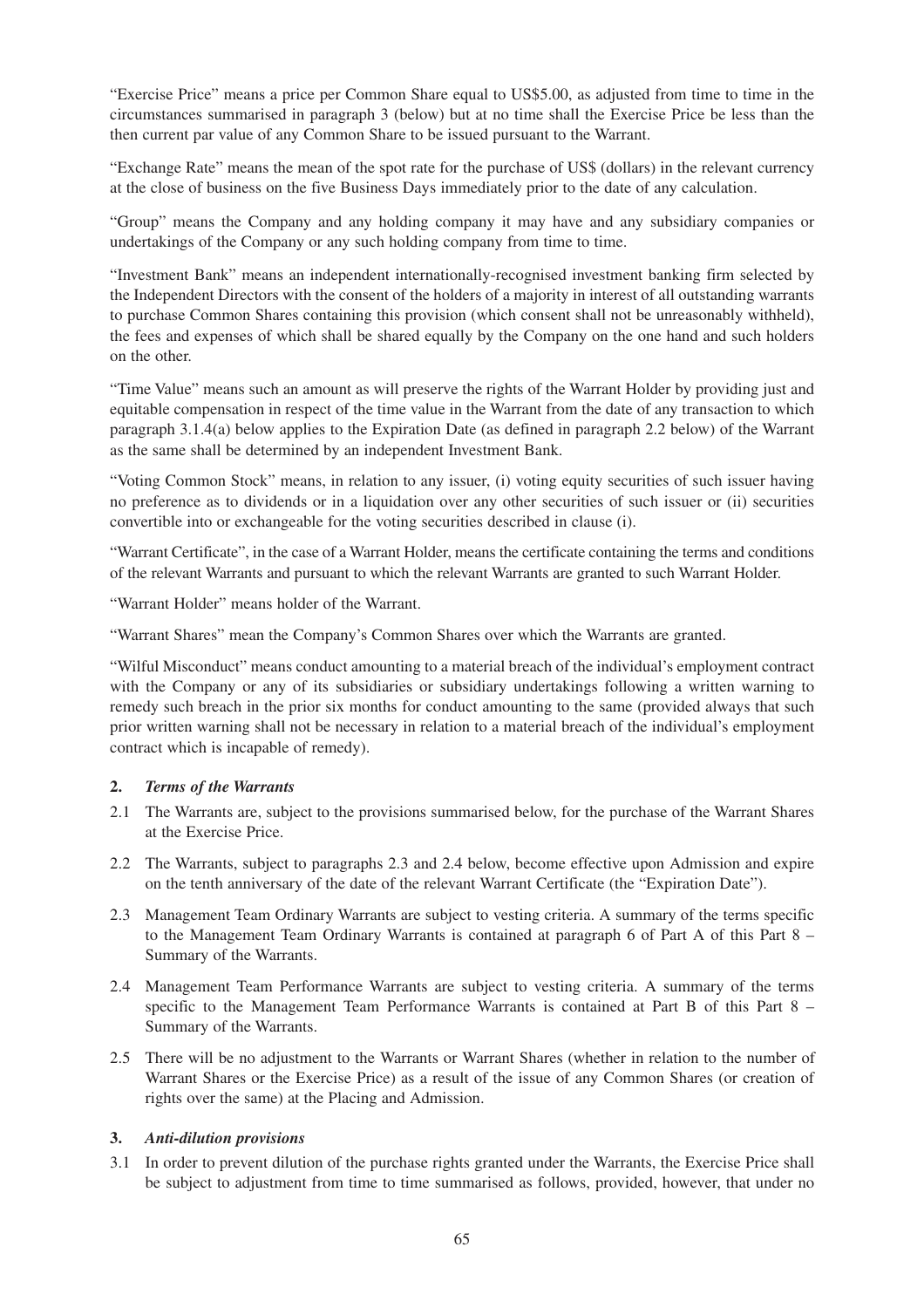"Exercise Price" means a price per Common Share equal to US$5.00, as adjusted from time to time in the circumstances summarised in paragraph 3 (below) but at no time shall the Exercise Price be less than the then current par value of any Common Share to be issued pursuant to the Warrant.

"Exchange Rate" means the mean of the spot rate for the purchase of US$ (dollars) in the relevant currency at the close of business on the five Business Days immediately prior to the date of any calculation.

"Group" means the Company and any holding company it may have and any subsidiary companies or undertakings of the Company or any such holding company from time to time.

"Investment Bank" means an independent internationally-recognised investment banking firm selected by the Independent Directors with the consent of the holders of a majority in interest of all outstanding warrants to purchase Common Shares containing this provision (which consent shall not be unreasonably withheld), the fees and expenses of which shall be shared equally by the Company on the one hand and such holders on the other.

"Time Value" means such an amount as will preserve the rights of the Warrant Holder by providing just and equitable compensation in respect of the time value in the Warrant from the date of any transaction to which paragraph 3.1.4(a) below applies to the Expiration Date (as defined in paragraph 2.2 below) of the Warrant as the same shall be determined by an independent Investment Bank.

"Voting Common Stock" means, in relation to any issuer, (i) voting equity securities of such issuer having no preference as to dividends or in a liquidation over any other securities of such issuer or (ii) securities convertible into or exchangeable for the voting securities described in clause (i).

"Warrant Certificate", in the case of a Warrant Holder, means the certificate containing the terms and conditions of the relevant Warrants and pursuant to which the relevant Warrants are granted to such Warrant Holder.

"Warrant Holder" means holder of the Warrant.

"Warrant Shares" mean the Company's Common Shares over which the Warrants are granted.

"Wilful Misconduct" means conduct amounting to a material breach of the individual's employment contract with the Company or any of its subsidiaries or subsidiary undertakings following a written warning to remedy such breach in the prior six months for conduct amounting to the same (provided always that such prior written warning shall not be necessary in relation to a material breach of the individual's employment contract which is incapable of remedy).

## 2. *Terms of the Warrants*

2.1 The Warrants are, subject to the provisions summarised below, for the purchase of the Warrant Shares at the Exercise Price.

2.2 The Warrants, subject to paragraphs 2.3 and 2.4 below, become effective upon Admission and expire on the tenth anniversary of the date of the relevant Warrant Certificate (the "Expiration Date").

2.3 Management Team Ordinary Warrants are subject to vesting criteria. A summary of the terms specific to the Management Team Ordinary Warrants is contained at paragraph 6 of Part A of this Part 8 – Summary of the Warrants.

2.4 Management Team Performance Warrants are subject to vesting criteria. A summary of the terms specific to the Management Team Performance Warrants is contained at Part B of this Part 8 – Summary of the Warrants.

2.5 There will be no adjustment to the Warrants or Warrant Shares (whether in relation to the number of Warrant Shares or the Exercise Price) as a result of the issue of any Common Shares (or creation of rights over the same) at the Placing and Admission.

## 3. *Anti-dilution provisions*

3.1 In order to prevent dilution of the purchase rights granted under the Warrants, the Exercise Price shall be subject to adjustment from time to time summarised as follows, provided, however, that under no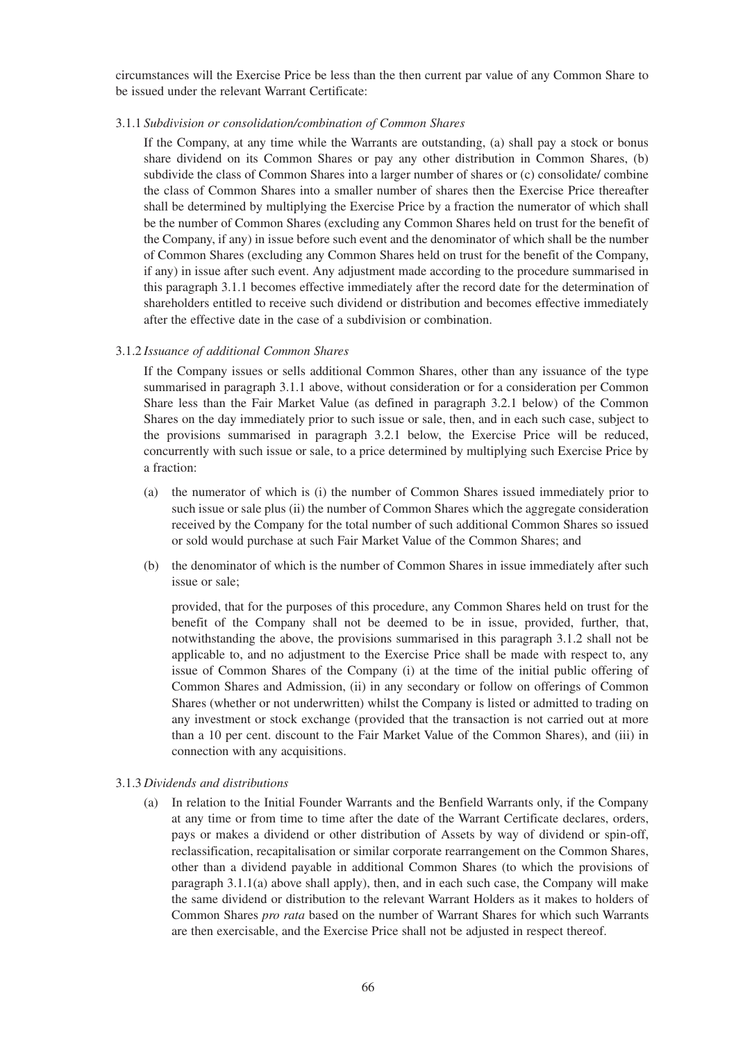circumstances will the Exercise Price be less than the then current par value of any Common Share to be issued under the relevant Warrant Certificate:

3.1.1 *Subdivision or consolidation/combination of Common Shares*

If the Company, at any time while the Warrants are outstanding, (a) shall pay a stock or bonus share dividend on its Common Shares or pay any other distribution in Common Shares, (b) subdivide the class of Common Shares into a larger number of shares or (c) consolidate/ combine the class of Common Shares into a smaller number of shares then the Exercise Price thereafter shall be determined by multiplying the Exercise Price by a fraction the numerator of which shall be the number of Common Shares (excluding any Common Shares held on trust for the benefit of the Company, if any) in issue before such event and the denominator of which shall be the number of Common Shares (excluding any Common Shares held on trust for the benefit of the Company, if any) in issue after such event. Any adjustment made according to the procedure summarised in this paragraph 3.1.1 becomes effective immediately after the record date for the determination of shareholders entitled to receive such dividend or distribution and becomes effective immediately after the effective date in the case of a subdivision or combination.

3.1.2 *Issuance of additional Common Shares*

If the Company issues or sells additional Common Shares, other than any issuance of the type summarised in paragraph 3.1.1 above, without consideration or for a consideration per Common Share less than the Fair Market Value (as defined in paragraph 3.2.1 below) of the Common Shares on the day immediately prior to such issue or sale, then, and in each such case, subject to the provisions summarised in paragraph 3.2.1 below, the Exercise Price will be reduced, concurrently with such issue or sale, to a price determined by multiplying such Exercise Price by a fraction:

(a) the numerator of which is (i) the number of Common Shares issued immediately prior to such issue or sale plus (ii) the number of Common Shares which the aggregate consideration received by the Company for the total number of such additional Common Shares so issued or sold would purchase at such Fair Market Value of the Common Shares; and

(b) the denominator of which is the number of Common Shares in issue immediately after such issue or sale;

provided, that for the purposes of this procedure, any Common Shares held on trust for the benefit of the Company shall not be deemed to be in issue, provided, further, that, notwithstanding the above, the provisions summarised in this paragraph 3.1.2 shall not be applicable to, and no adjustment to the Exercise Price shall be made with respect to, any issue of Common Shares of the Company (i) at the time of the initial public offering of Common Shares and Admission, (ii) in any secondary or follow on offerings of Common Shares (whether or not underwritten) whilst the Company is listed or admitted to trading on any investment or stock exchange (provided that the transaction is not carried out at more than a 10 per cent. discount to the Fair Market Value of the Common Shares), and (iii) in connection with any acquisitions.

3.1.3 *Dividends and distributions*

(a) In relation to the Initial Founder Warrants and the Benfield Warrants only, if the Company at any time or from time to time after the date of the Warrant Certificate declares, orders, pays or makes a dividend or other distribution of Assets by way of dividend or spin-off, reclassification, recapitalisation or similar corporate rearrangement on the Common Shares, other than a dividend payable in additional Common Shares (to which the provisions of paragraph 3.1.1(a) above shall apply), then, and in each such case, the Company will make the same dividend or distribution to the relevant Warrant Holders as it makes to holders of Common Shares *pro rata* based on the number of Warrant Shares for which such Warrants are then exercisable, and the Exercise Price shall not be adjusted in respect thereof.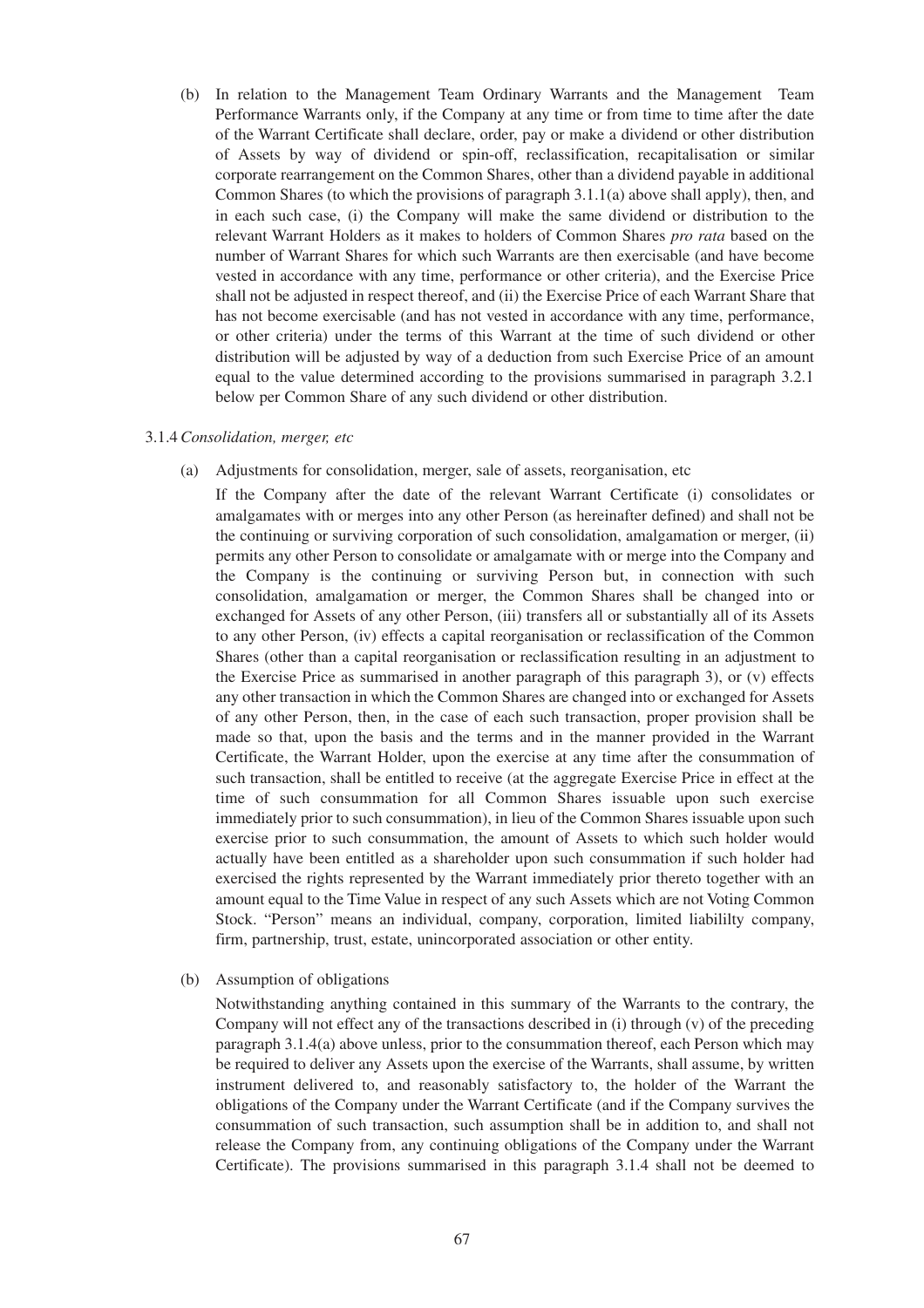(b) In relation to the Management Team Ordinary Warrants and the Management Team Performance Warrants only, if the Company at any time or from time to time after the date of the Warrant Certificate shall declare, order, pay or make a dividend or other distribution of Assets by way of dividend or spin-off, reclassification, recapitalisation or similar corporate rearrangement on the Common Shares, other than a dividend payable in additional Common Shares (to which the provisions of paragraph 3.1.1(a) above shall apply), then, and in each such case, (i) the Company will make the same dividend or distribution to the relevant Warrant Holders as it makes to holders of Common Shares *pro rata* based on the number of Warrant Shares for which such Warrants are then exercisable (and have become vested in accordance with any time, performance or other criteria), and the Exercise Price shall not be adjusted in respect thereof, and (ii) the Exercise Price of each Warrant Share that has not become exercisable (and has not vested in accordance with any time, performance, or other criteria) under the terms of this Warrant at the time of such dividend or other distribution will be adjusted by way of a deduction from such Exercise Price of an amount equal to the value determined according to the provisions summarised in paragraph 3.2.1 below per Common Share of any such dividend or other distribution.

3.1.4 *Consolidation, merger, etc*

(a) Adjustments for consolidation, merger, sale of assets, reorganisation, etc

If the Company after the date of the relevant Warrant Certificate (i) consolidates or amalgamates with or merges into any other Person (as hereinafter defined) and shall not be the continuing or surviving corporation of such consolidation, amalgamation or merger, (ii) permits any other Person to consolidate or amalgamate with or merge into the Company and the Company is the continuing or surviving Person but, in connection with such consolidation, amalgamation or merger, the Common Shares shall be changed into or exchanged for Assets of any other Person, (iii) transfers all or substantially all of its Assets to any other Person, (iv) effects a capital reorganisation or reclassification of the Common Shares (other than a capital reorganisation or reclassification resulting in an adjustment to the Exercise Price as summarised in another paragraph of this paragraph 3), or (v) effects any other transaction in which the Common Shares are changed into or exchanged for Assets of any other Person, then, in the case of each such transaction, proper provision shall be made so that, upon the basis and the terms and in the manner provided in the Warrant Certificate, the Warrant Holder, upon the exercise at any time after the consummation of such transaction, shall be entitled to receive (at the aggregate Exercise Price in effect at the time of such consummation for all Common Shares issuable upon such exercise immediately prior to such consummation), in lieu of the Common Shares issuable upon such exercise prior to such consummation, the amount of Assets to which such holder would actually have been entitled as a shareholder upon such consummation if such holder had exercised the rights represented by the Warrant immediately prior thereto together with an amount equal to the Time Value in respect of any such Assets which are not Voting Common Stock. "Person" means an individual, company, corporation, limited liabililty company, firm, partnership, trust, estate, unincorporated association or other entity.

(b) Assumption of obligations

Notwithstanding anything contained in this summary of the Warrants to the contrary, the Company will not effect any of the transactions described in (i) through (v) of the preceding paragraph 3.1.4(a) above unless, prior to the consummation thereof, each Person which may be required to deliver any Assets upon the exercise of the Warrants, shall assume, by written instrument delivered to, and reasonably satisfactory to, the holder of the Warrant the obligations of the Company under the Warrant Certificate (and if the Company survives the consummation of such transaction, such assumption shall be in addition to, and shall not release the Company from, any continuing obligations of the Company under the Warrant Certificate). The provisions summarised in this paragraph 3.1.4 shall not be deemed to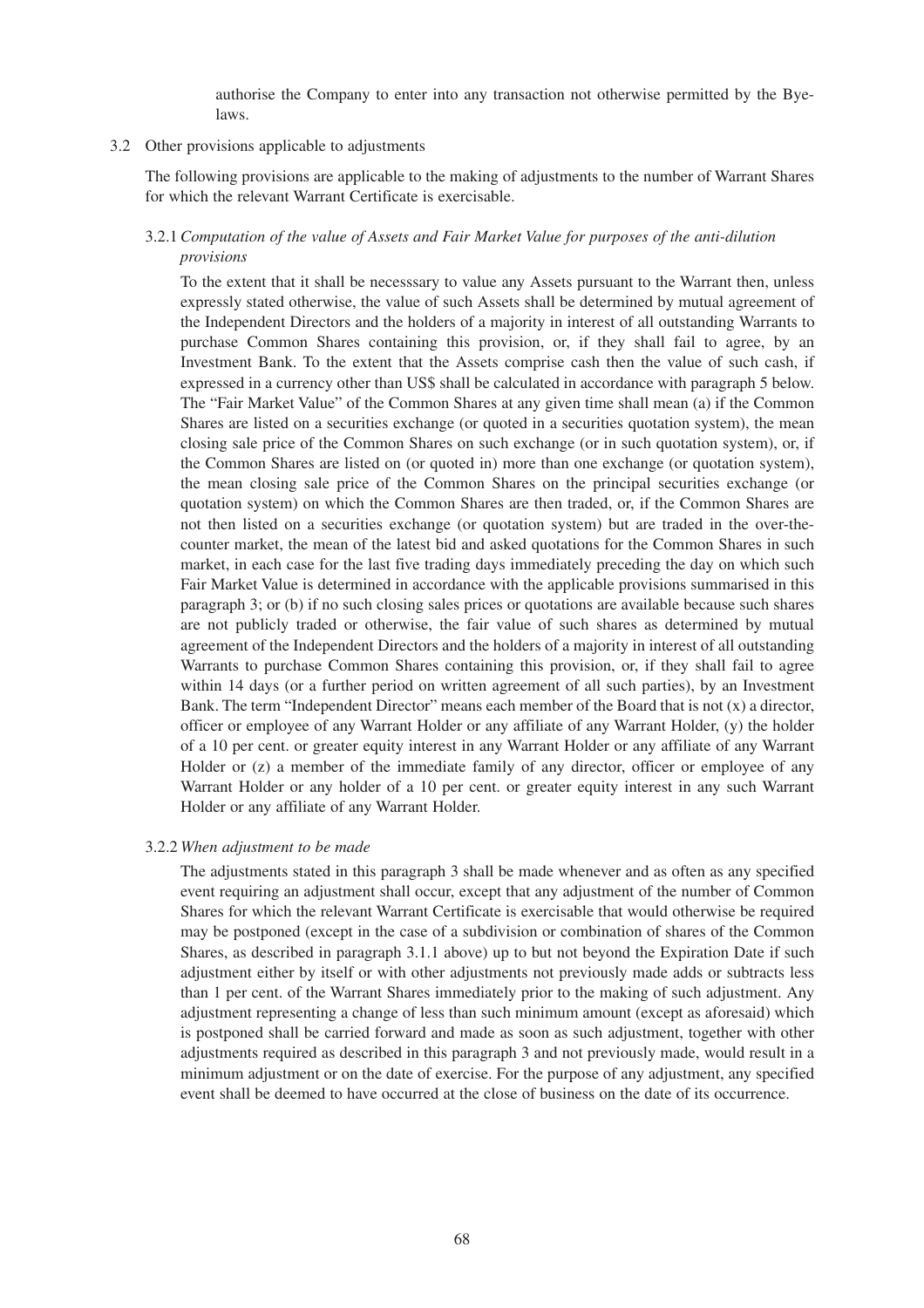authorise the Company to enter into any transaction not otherwise permitted by the Bye-laws.

3.2 Other provisions applicable to adjustments

The following provisions are applicable to the making of adjustments to the number of Warrant Shares for which the relevant Warrant Certificate is exercisable.

3.2.1 *Computation of the value of Assets and Fair Market Value for purposes of the anti-dilution provisions*

To the extent that it shall be necesssary to value any Assets pursuant to the Warrant then, unless expressly stated otherwise, the value of such Assets shall be determined by mutual agreement of the Independent Directors and the holders of a majority in interest of all outstanding Warrants to purchase Common Shares containing this provision, or, if they shall fail to agree, by an Investment Bank. To the extent that the Assets comprise cash then the value of such cash, if expressed in a currency other than US$ shall be calculated in accordance with paragraph 5 below. The "Fair Market Value" of the Common Shares at any given time shall mean (a) if the Common Shares are listed on a securities exchange (or quoted in a securities quotation system), the mean closing sale price of the Common Shares on such exchange (or in such quotation system), or, if the Common Shares are listed on (or quoted in) more than one exchange (or quotation system), the mean closing sale price of the Common Shares on the principal securities exchange (or quotation system) on which the Common Shares are then traded, or, if the Common Shares are not then listed on a securities exchange (or quotation system) but are traded in the over-the-counter market, the mean of the latest bid and asked quotations for the Common Shares in such market, in each case for the last five trading days immediately preceding the day on which such Fair Market Value is determined in accordance with the applicable provisions summarised in this paragraph 3; or (b) if no such closing sales prices or quotations are available because such shares are not publicly traded or otherwise, the fair value of such shares as determined by mutual agreement of the Independent Directors and the holders of a majority in interest of all outstanding Warrants to purchase Common Shares containing this provision, or, if they shall fail to agree within 14 days (or a further period on written agreement of all such parties), by an Investment Bank. The term "Independent Director" means each member of the Board that is not (x) a director, officer or employee of any Warrant Holder or any affiliate of any Warrant Holder, (y) the holder of a 10 per cent. or greater equity interest in any Warrant Holder or any affiliate of any Warrant Holder or (z) a member of the immediate family of any director, officer or employee of any Warrant Holder or any holder of a 10 per cent. or greater equity interest in any such Warrant Holder or any affiliate of any Warrant Holder.

3.2.2 *When adjustment to be made*

The adjustments stated in this paragraph 3 shall be made whenever and as often as any specified event requiring an adjustment shall occur, except that any adjustment of the number of Common Shares for which the relevant Warrant Certificate is exercisable that would otherwise be required may be postponed (except in the case of a subdivision or combination of shares of the Common Shares, as described in paragraph 3.1.1 above) up to but not beyond the Expiration Date if such adjustment either by itself or with other adjustments not previously made adds or subtracts less than 1 per cent. of the Warrant Shares immediately prior to the making of such adjustment. Any adjustment representing a change of less than such minimum amount (except as aforesaid) which is postponed shall be carried forward and made as soon as such adjustment, together with other adjustments required as described in this paragraph 3 and not previously made, would result in a minimum adjustment or on the date of exercise. For the purpose of any adjustment, any specified event shall be deemed to have occurred at the close of business on the date of its occurrence.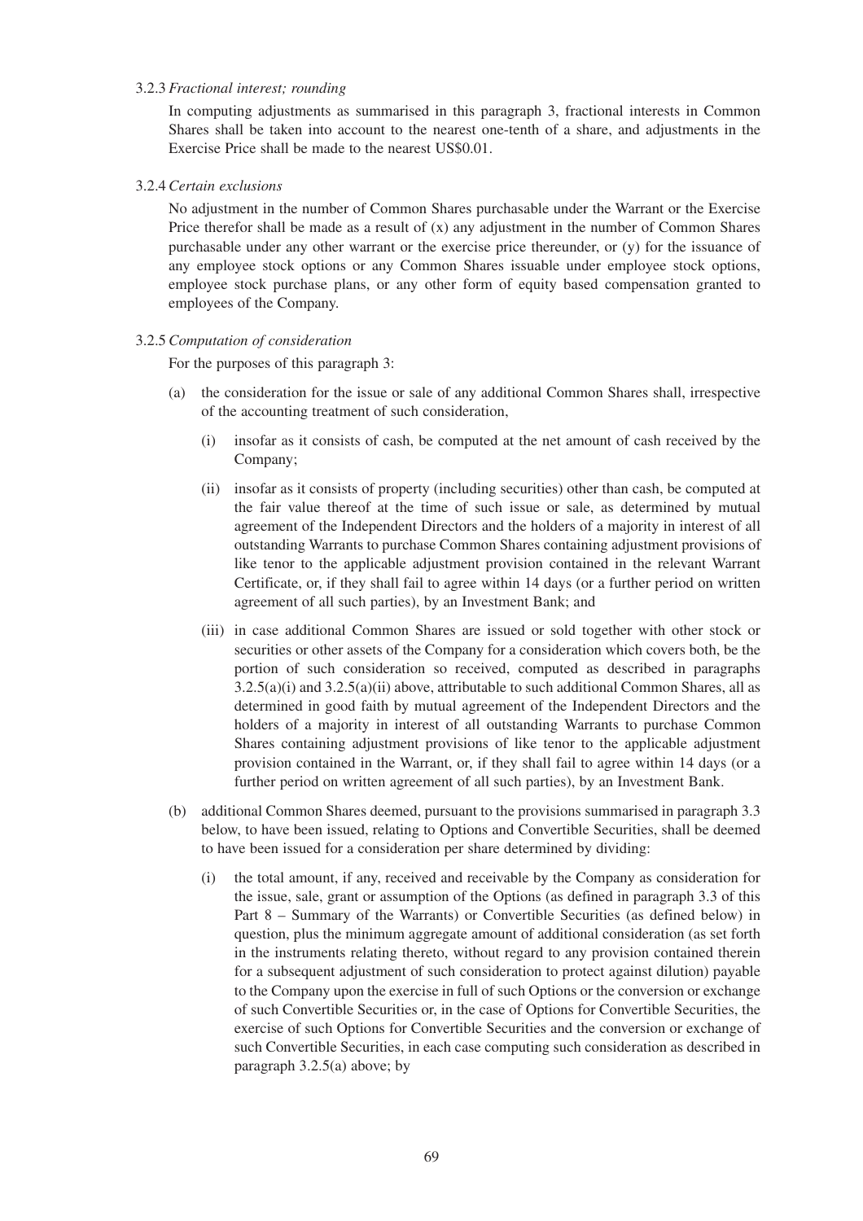3.2.3 *Fractional interest; rounding*

In computing adjustments as summarised in this paragraph 3, fractional interests in Common Shares shall be taken into account to the nearest one-tenth of a share, and adjustments in the Exercise Price shall be made to the nearest US$0.01.

3.2.4 *Certain exclusions*

No adjustment in the number of Common Shares purchasable under the Warrant or the Exercise Price therefor shall be made as a result of (x) any adjustment in the number of Common Shares purchasable under any other warrant or the exercise price thereunder, or (y) for the issuance of any employee stock options or any Common Shares issuable under employee stock options, employee stock purchase plans, or any other form of equity based compensation granted to employees of the Company.

3.2.5 *Computation of consideration*

For the purposes of this paragraph 3:

(a) the consideration for the issue or sale of any additional Common Shares shall, irrespective of the accounting treatment of such consideration,

   (i) insofar as it consists of cash, be computed at the net amount of cash received by the Company;

   (ii) insofar as it consists of property (including securities) other than cash, be computed at the fair value thereof at the time of such issue or sale, as determined by mutual agreement of the Independent Directors and the holders of a majority in interest of all outstanding Warrants to purchase Common Shares containing adjustment provisions of like tenor to the applicable adjustment provision contained in the relevant Warrant Certificate, or, if they shall fail to agree within 14 days (or a further period on written agreement of all such parties), by an Investment Bank; and

   (iii) in case additional Common Shares are issued or sold together with other stock or securities or other assets of the Company for a consideration which covers both, be the portion of such consideration so received, computed as described in paragraphs 3.2.5(a)(i) and 3.2.5(a)(ii) above, attributable to such additional Common Shares, all as determined in good faith by mutual agreement of the Independent Directors and the holders of a majority in interest of all outstanding Warrants to purchase Common Shares containing adjustment provisions of like tenor to the applicable adjustment provision contained in the Warrant, or, if they shall fail to agree within 14 days (or a further period on written agreement of all such parties), by an Investment Bank.

(b) additional Common Shares deemed, pursuant to the provisions summarised in paragraph 3.3 below, to have been issued, relating to Options and Convertible Securities, shall be deemed to have been issued for a consideration per share determined by dividing:

   (i) the total amount, if any, received and receivable by the Company as consideration for the issue, sale, grant or assumption of the Options (as defined in paragraph 3.3 of this Part 8 – Summary of the Warrants) or Convertible Securities (as defined below) in question, plus the minimum aggregate amount of additional consideration (as set forth in the instruments relating thereto, without regard to any provision contained therein for a subsequent adjustment of such consideration to protect against dilution) payable to the Company upon the exercise in full of such Options or the conversion or exchange of such Convertible Securities or, in the case of Options for Convertible Securities, the exercise of such Options for Convertible Securities and the conversion or exchange of such Convertible Securities, in each case computing such consideration as described in paragraph 3.2.5(a) above; by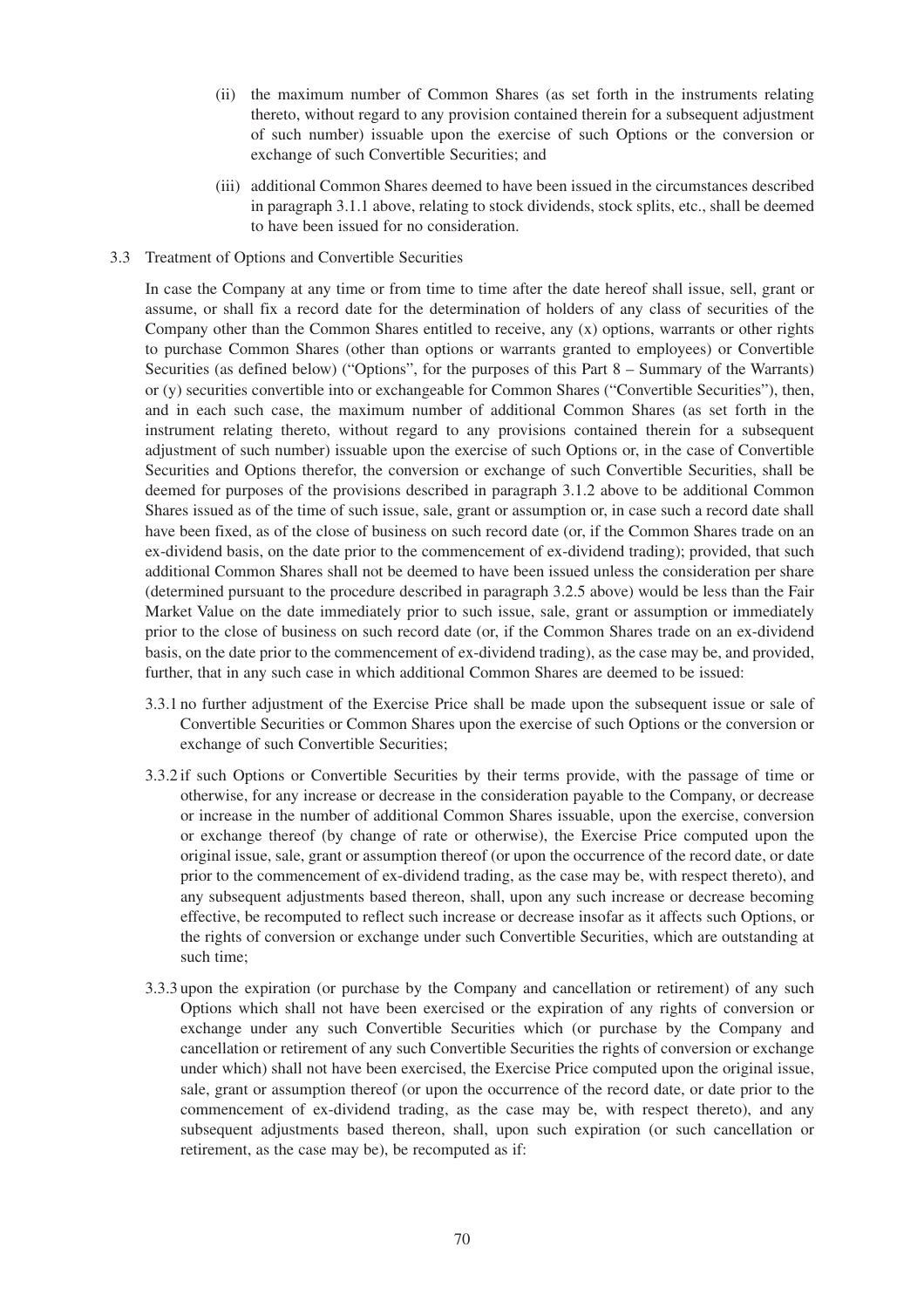(ii) the maximum number of Common Shares (as set forth in the instruments relating thereto, without regard to any provision contained therein for a subsequent adjustment of such number) issuable upon the exercise of such Options or the conversion or exchange of such Convertible Securities; and

(iii) additional Common Shares deemed to have been issued in the circumstances described in paragraph 3.1.1 above, relating to stock dividends, stock splits, etc., shall be deemed to have been issued for no consideration.

3.3 Treatment of Options and Convertible Securities

In case the Company at any time or from time to time after the date hereof shall issue, sell, grant or assume, or shall fix a record date for the determination of holders of any class of securities of the Company other than the Common Shares entitled to receive, any (x) options, warrants or other rights to purchase Common Shares (other than options or warrants granted to employees) or Convertible Securities (as defined below) ("Options", for the purposes of this Part 8 – Summary of the Warrants) or (y) securities convertible into or exchangeable for Common Shares ("Convertible Securities"), then, and in each such case, the maximum number of additional Common Shares (as set forth in the instrument relating thereto, without regard to any provisions contained therein for a subsequent adjustment of such number) issuable upon the exercise of such Options or, in the case of Convertible Securities and Options therefor, the conversion or exchange of such Convertible Securities, shall be deemed for purposes of the provisions described in paragraph 3.1.2 above to be additional Common Shares issued as of the time of such issue, sale, grant or assumption or, in case such a record date shall have been fixed, as of the close of business on such record date (or, if the Common Shares trade on an ex-dividend basis, on the date prior to the commencement of ex-dividend trading); provided, that such additional Common Shares shall not be deemed to have been issued unless the consideration per share (determined pursuant to the procedure described in paragraph 3.2.5 above) would be less than the Fair Market Value on the date immediately prior to such issue, sale, grant or assumption or immediately prior to the close of business on such record date (or, if the Common Shares trade on an ex-dividend basis, on the date prior to the commencement of ex-dividend trading), as the case may be, and provided, further, that in any such case in which additional Common Shares are deemed to be issued:

3.3.1 no further adjustment of the Exercise Price shall be made upon the subsequent issue or sale of Convertible Securities or Common Shares upon the exercise of such Options or the conversion or exchange of such Convertible Securities;

3.3.2 if such Options or Convertible Securities by their terms provide, with the passage of time or otherwise, for any increase or decrease in the consideration payable to the Company, or decrease or increase in the number of additional Common Shares issuable, upon the exercise, conversion or exchange thereof (by change of rate or otherwise), the Exercise Price computed upon the original issue, sale, grant or assumption thereof (or upon the occurrence of the record date, or date prior to the commencement of ex-dividend trading, as the case may be, with respect thereto), and any subsequent adjustments based thereon, shall, upon any such increase or decrease becoming effective, be recomputed to reflect such increase or decrease insofar as it affects such Options, or the rights of conversion or exchange under such Convertible Securities, which are outstanding at such time;

3.3.3 upon the expiration (or purchase by the Company and cancellation or retirement) of any such Options which shall not have been exercised or the expiration of any rights of conversion or exchange under any such Convertible Securities which (or purchase by the Company and cancellation or retirement of any such Convertible Securities the rights of conversion or exchange under which) shall not have been exercised, the Exercise Price computed upon the original issue, sale, grant or assumption thereof (or upon the occurrence of the record date, or date prior to the commencement of ex-dividend trading, as the case may be, with respect thereto), and any subsequent adjustments based thereon, shall, upon such expiration (or such cancellation or retirement, as the case may be), be recomputed as if: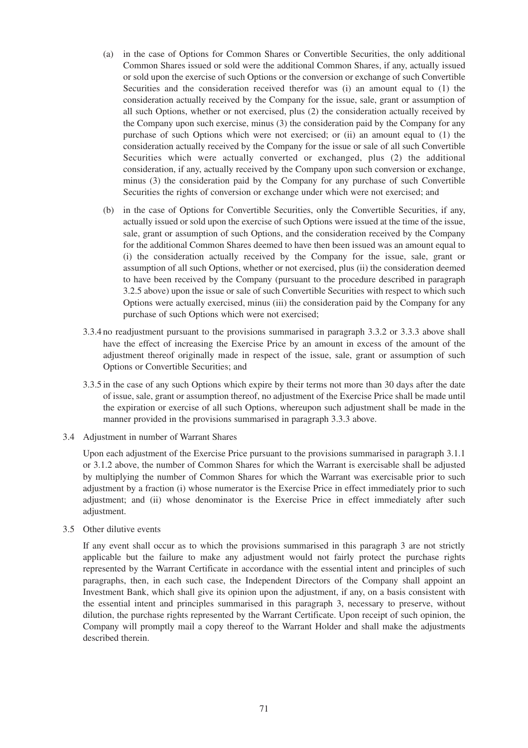(a) in the case of Options for Common Shares or Convertible Securities, the only additional Common Shares issued or sold were the additional Common Shares, if any, actually issued or sold upon the exercise of such Options or the conversion or exchange of such Convertible Securities and the consideration received therefor was (i) an amount equal to (1) the consideration actually received by the Company for the issue, sale, grant or assumption of all such Options, whether or not exercised, plus (2) the consideration actually received by the Company upon such exercise, minus (3) the consideration paid by the Company for any purchase of such Options which were not exercised; or (ii) an amount equal to (1) the consideration actually received by the Company for the issue or sale of all such Convertible Securities which were actually converted or exchanged, plus (2) the additional consideration, if any, actually received by the Company upon such conversion or exchange, minus (3) the consideration paid by the Company for any purchase of such Convertible Securities the rights of conversion or exchange under which were not exercised; and

(b) in the case of Options for Convertible Securities, only the Convertible Securities, if any, actually issued or sold upon the exercise of such Options were issued at the time of the issue, sale, grant or assumption of such Options, and the consideration received by the Company for the additional Common Shares deemed to have then been issued was an amount equal to (i) the consideration actually received by the Company for the issue, sale, grant or assumption of all such Options, whether or not exercised, plus (ii) the consideration deemed to have been received by the Company (pursuant to the procedure described in paragraph 3.2.5 above) upon the issue or sale of such Convertible Securities with respect to which such Options were actually exercised, minus (iii) the consideration paid by the Company for any purchase of such Options which were not exercised;

3.3.4 no readjustment pursuant to the provisions summarised in paragraph 3.3.2 or 3.3.3 above shall have the effect of increasing the Exercise Price by an amount in excess of the amount of the adjustment thereof originally made in respect of the issue, sale, grant or assumption of such Options or Convertible Securities; and

3.3.5 in the case of any such Options which expire by their terms not more than 30 days after the date of issue, sale, grant or assumption thereof, no adjustment of the Exercise Price shall be made until the expiration or exercise of all such Options, whereupon such adjustment shall be made in the manner provided in the provisions summarised in paragraph 3.3.3 above.

3.4 Adjustment in number of Warrant Shares

Upon each adjustment of the Exercise Price pursuant to the provisions summarised in paragraph 3.1.1 or 3.1.2 above, the number of Common Shares for which the Warrant is exercisable shall be adjusted by multiplying the number of Common Shares for which the Warrant was exercisable prior to such adjustment by a fraction (i) whose numerator is the Exercise Price in effect immediately prior to such adjustment; and (ii) whose denominator is the Exercise Price in effect immediately after such adjustment.

3.5 Other dilutive events

If any event shall occur as to which the provisions summarised in this paragraph 3 are not strictly applicable but the failure to make any adjustment would not fairly protect the purchase rights represented by the Warrant Certificate in accordance with the essential intent and principles of such paragraphs, then, in each such case, the Independent Directors of the Company shall appoint an Investment Bank, which shall give its opinion upon the adjustment, if any, on a basis consistent with the essential intent and principles summarised in this paragraph 3, necessary to preserve, without dilution, the purchase rights represented by the Warrant Certificate. Upon receipt of such opinion, the Company will promptly mail a copy thereof to the Warrant Holder and shall make the adjustments described therein.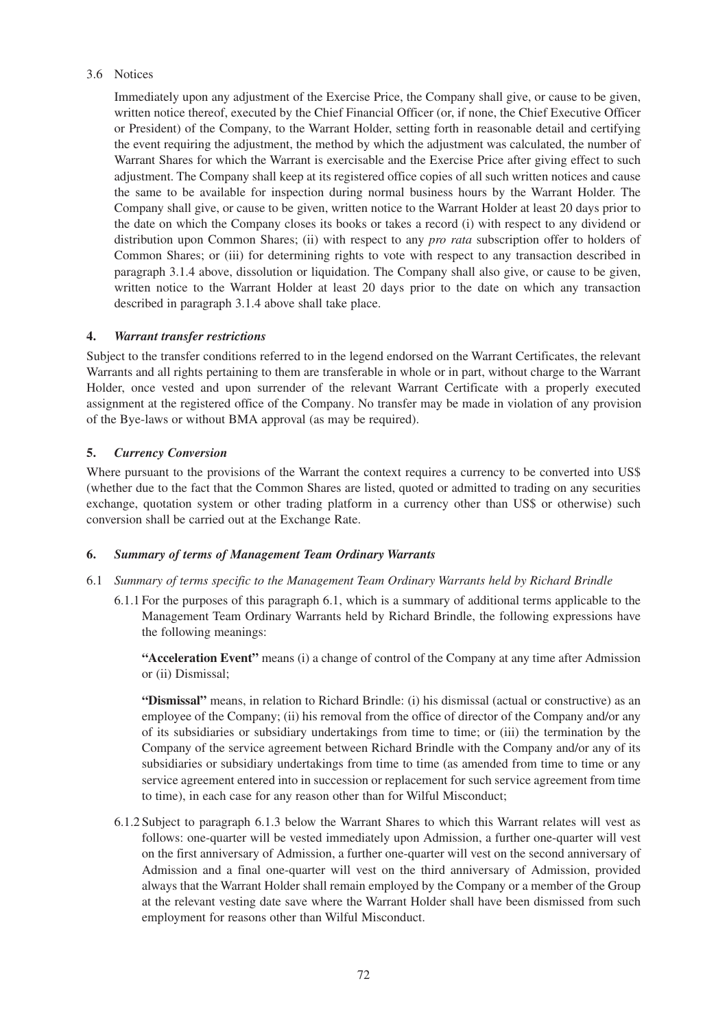3.6 Notices

Immediately upon any adjustment of the Exercise Price, the Company shall give, or cause to be given, written notice thereof, executed by the Chief Financial Officer (or, if none, the Chief Executive Officer or President) of the Company, to the Warrant Holder, setting forth in reasonable detail and certifying the event requiring the adjustment, the method by which the adjustment was calculated, the number of Warrant Shares for which the Warrant is exercisable and the Exercise Price after giving effect to such adjustment. The Company shall keep at its registered office copies of all such written notices and cause the same to be available for inspection during normal business hours by the Warrant Holder. The Company shall give, or cause to be given, written notice to the Warrant Holder at least 20 days prior to the date on which the Company closes its books or takes a record (i) with respect to any dividend or distribution upon Common Shares; (ii) with respect to any *pro rata* subscription offer to holders of Common Shares; or (iii) for determining rights to vote with respect to any transaction described in paragraph 3.1.4 above, dissolution or liquidation. The Company shall also give, or cause to be given, written notice to the Warrant Holder at least 20 days prior to the date on which any transaction described in paragraph 3.1.4 above shall take place.

## 4. *Warrant transfer restrictions*

Subject to the transfer conditions referred to in the legend endorsed on the Warrant Certificates, the relevant Warrants and all rights pertaining to them are transferable in whole or in part, without charge to the Warrant Holder, once vested and upon surrender of the relevant Warrant Certificate with a properly executed assignment at the registered office of the Company. No transfer may be made in violation of any provision of the Bye-laws or without BMA approval (as may be required).

## 5. *Currency Conversion*

Where pursuant to the provisions of the Warrant the context requires a currency to be converted into US$ (whether due to the fact that the Common Shares are listed, quoted or admitted to trading on any securities exchange, quotation system or other trading platform in a currency other than US$ or otherwise) such conversion shall be carried out at the Exchange Rate.

## 6. *Summary of terms of Management Team Ordinary Warrants*

6.1 *Summary of terms specific to the Management Team Ordinary Warrants held by Richard Brindle*

6.1.1 For the purposes of this paragraph 6.1, which is a summary of additional terms applicable to the Management Team Ordinary Warrants held by Richard Brindle, the following expressions have the following meanings:

**"Acceleration Event"** means (i) a change of control of the Company at any time after Admission or (ii) Dismissal;

**"Dismissal"** means, in relation to Richard Brindle: (i) his dismissal (actual or constructive) as an employee of the Company; (ii) his removal from the office of director of the Company and/or any of its subsidiaries or subsidiary undertakings from time to time; or (iii) the termination by the Company of the service agreement between Richard Brindle with the Company and/or any of its subsidiaries or subsidiary undertakings from time to time (as amended from time to time or any service agreement entered into in succession or replacement for such service agreement from time to time), in each case for any reason other than for Wilful Misconduct;

6.1.2 Subject to paragraph 6.1.3 below the Warrant Shares to which this Warrant relates will vest as follows: one-quarter will be vested immediately upon Admission, a further one-quarter will vest on the first anniversary of Admission, a further one-quarter will vest on the second anniversary of Admission and a final one-quarter will vest on the third anniversary of Admission, provided always that the Warrant Holder shall remain employed by the Company or a member of the Group at the relevant vesting date save where the Warrant Holder shall have been dismissed from such employment for reasons other than Wilful Misconduct.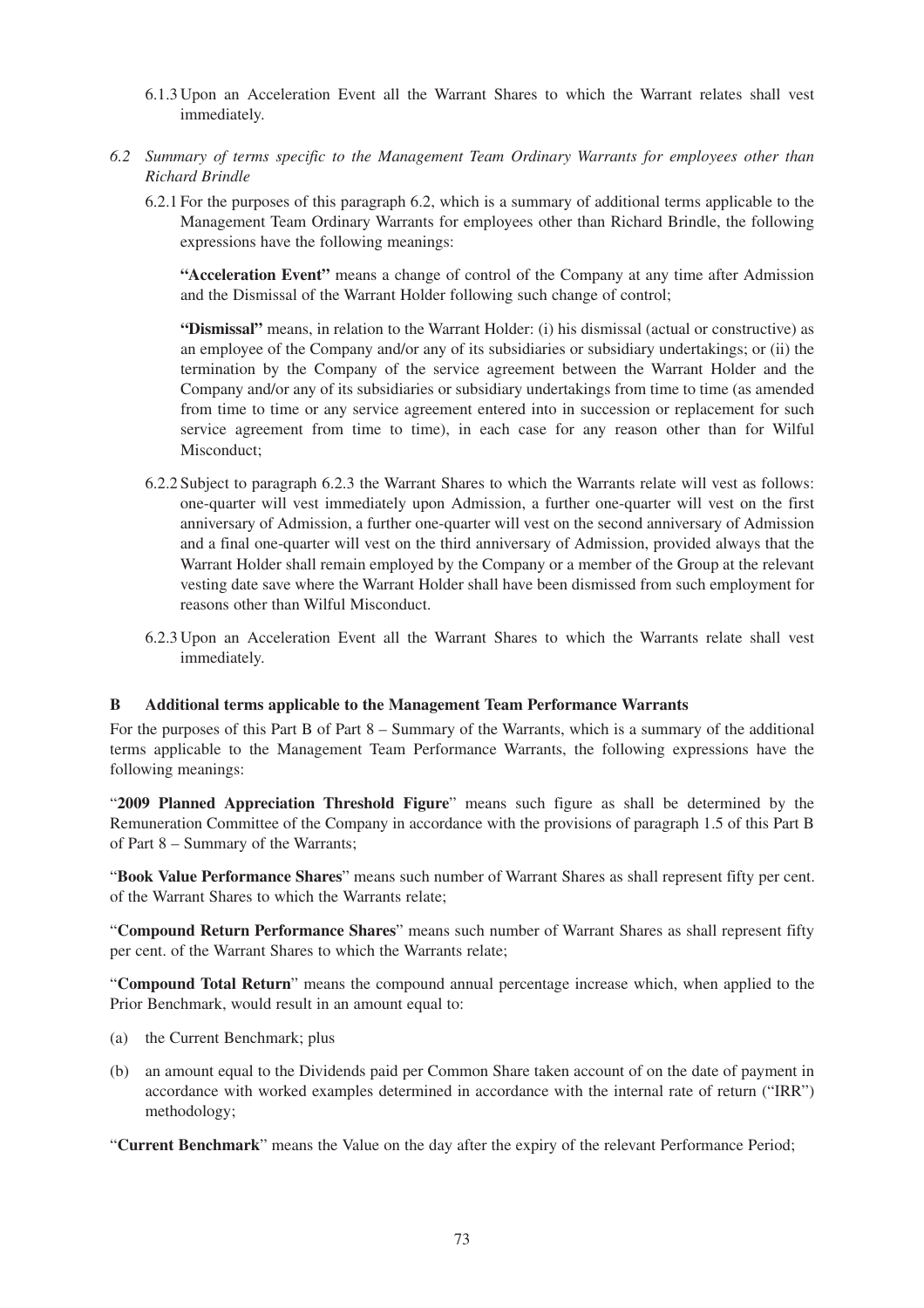6.1.3 Upon an Acceleration Event all the Warrant Shares to which the Warrant relates shall vest immediately.

*6.2 Summary of terms specific to the Management Team Ordinary Warrants for employees other than Richard Brindle*

6.2.1 For the purposes of this paragraph 6.2, which is a summary of additional terms applicable to the Management Team Ordinary Warrants for employees other than Richard Brindle, the following expressions have the following meanings:

**"Acceleration Event"** means a change of control of the Company at any time after Admission and the Dismissal of the Warrant Holder following such change of control;

**"Dismissal"** means, in relation to the Warrant Holder: (i) his dismissal (actual or constructive) as an employee of the Company and/or any of its subsidiaries or subsidiary undertakings; or (ii) the termination by the Company of the service agreement between the Warrant Holder and the Company and/or any of its subsidiaries or subsidiary undertakings from time to time (as amended from time to time or any service agreement entered into in succession or replacement for such service agreement from time to time), in each case for any reason other than for Wilful Misconduct;

6.2.2 Subject to paragraph 6.2.3 the Warrant Shares to which the Warrants relate will vest as follows: one-quarter will vest immediately upon Admission, a further one-quarter will vest on the first anniversary of Admission, a further one-quarter will vest on the second anniversary of Admission and a final one-quarter will vest on the third anniversary of Admission, provided always that the Warrant Holder shall remain employed by the Company or a member of the Group at the relevant vesting date save where the Warrant Holder shall have been dismissed from such employment for reasons other than Wilful Misconduct.

6.2.3 Upon an Acceleration Event all the Warrant Shares to which the Warrants relate shall vest immediately.

### B Additional terms applicable to the Management Team Performance Warrants

For the purposes of this Part B of Part 8 – Summary of the Warrants, which is a summary of the additional terms applicable to the Management Team Performance Warrants, the following expressions have the following meanings:

"**2009 Planned Appreciation Threshold Figure**" means such figure as shall be determined by the Remuneration Committee of the Company in accordance with the provisions of paragraph 1.5 of this Part B of Part 8 – Summary of the Warrants;

"**Book Value Performance Shares**" means such number of Warrant Shares as shall represent fifty per cent. of the Warrant Shares to which the Warrants relate;

"**Compound Return Performance Shares**" means such number of Warrant Shares as shall represent fifty per cent. of the Warrant Shares to which the Warrants relate;

"**Compound Total Return**" means the compound annual percentage increase which, when applied to the Prior Benchmark, would result in an amount equal to:

(a) the Current Benchmark; plus

(b) an amount equal to the Dividends paid per Common Share taken account of on the date of payment in accordance with worked examples determined in accordance with the internal rate of return ("IRR") methodology;

"**Current Benchmark**" means the Value on the day after the expiry of the relevant Performance Period;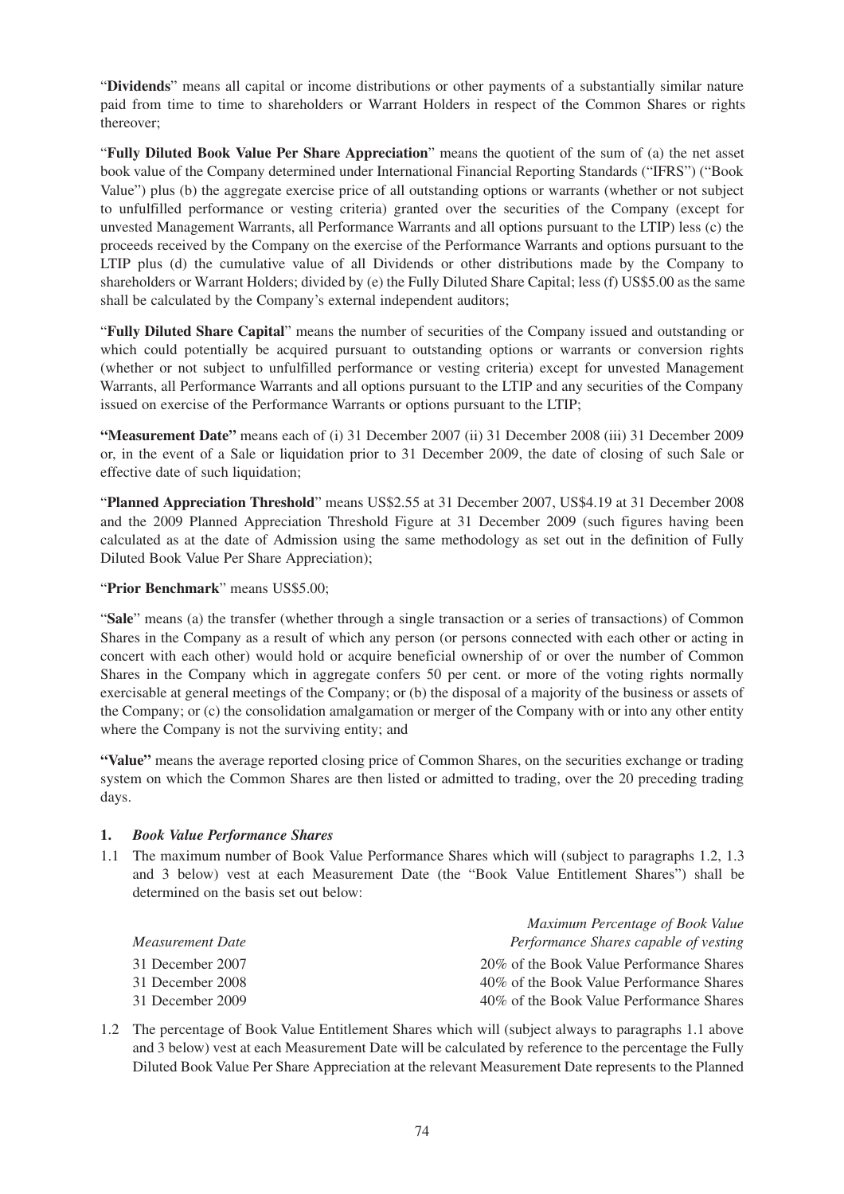"**Dividends**" means all capital or income distributions or other payments of a substantially similar nature paid from time to time to shareholders or Warrant Holders in respect of the Common Shares or rights thereover;

"**Fully Diluted Book Value Per Share Appreciation**" means the quotient of the sum of (a) the net asset book value of the Company determined under International Financial Reporting Standards ("IFRS") ("Book Value") plus (b) the aggregate exercise price of all outstanding options or warrants (whether or not subject to unfulfilled performance or vesting criteria) granted over the securities of the Company (except for unvested Management Warrants, all Performance Warrants and all options pursuant to the LTIP) less (c) the proceeds received by the Company on the exercise of the Performance Warrants and options pursuant to the LTIP plus (d) the cumulative value of all Dividends or other distributions made by the Company to shareholders or Warrant Holders; divided by (e) the Fully Diluted Share Capital; less (f) US$5.00 as the same shall be calculated by the Company's external independent auditors;

"**Fully Diluted Share Capital**" means the number of securities of the Company issued and outstanding or which could potentially be acquired pursuant to outstanding options or warrants or conversion rights (whether or not subject to unfulfilled performance or vesting criteria) except for unvested Management Warrants, all Performance Warrants and all options pursuant to the LTIP and any securities of the Company issued on exercise of the Performance Warrants or options pursuant to the LTIP;

**"Measurement Date"** means each of (i) 31 December 2007 (ii) 31 December 2008 (iii) 31 December 2009 or, in the event of a Sale or liquidation prior to 31 December 2009, the date of closing of such Sale or effective date of such liquidation;

"**Planned Appreciation Threshold**" means US$2.55 at 31 December 2007, US$4.19 at 31 December 2008 and the 2009 Planned Appreciation Threshold Figure at 31 December 2009 (such figures having been calculated as at the date of Admission using the same methodology as set out in the definition of Fully Diluted Book Value Per Share Appreciation);

"**Prior Benchmark**" means US$5.00;

"**Sale**" means (a) the transfer (whether through a single transaction or a series of transactions) of Common Shares in the Company as a result of which any person (or persons connected with each other or acting in concert with each other) would hold or acquire beneficial ownership of or over the number of Common Shares in the Company which in aggregate confers 50 per cent. or more of the voting rights normally exercisable at general meetings of the Company; or (b) the disposal of a majority of the business or assets of the Company; or (c) the consolidation amalgamation or merger of the Company with or into any other entity where the Company is not the surviving entity; and

**"Value"** means the average reported closing price of Common Shares, on the securities exchange or trading system on which the Common Shares are then listed or admitted to trading, over the 20 preceding trading days.

## 1. *Book Value Performance Shares*

1.1 The maximum number of Book Value Performance Shares which will (subject to paragraphs 1.2, 1.3 and 3 below) vest at each Measurement Date (the "Book Value Entitlement Shares") shall be determined on the basis set out below:

| *Measurement Date* | *Maximum Percentage of Book Value Performance Shares capable of vesting* |
|---|---|
| 31 December 2007 | 20% of the Book Value Performance Shares |
| 31 December 2008 | 40% of the Book Value Performance Shares |
| 31 December 2009 | 40% of the Book Value Performance Shares |

1.2 The percentage of Book Value Entitlement Shares which will (subject always to paragraphs 1.1 above and 3 below) vest at each Measurement Date will be calculated by reference to the percentage the Fully Diluted Book Value Per Share Appreciation at the relevant Measurement Date represents to the Planned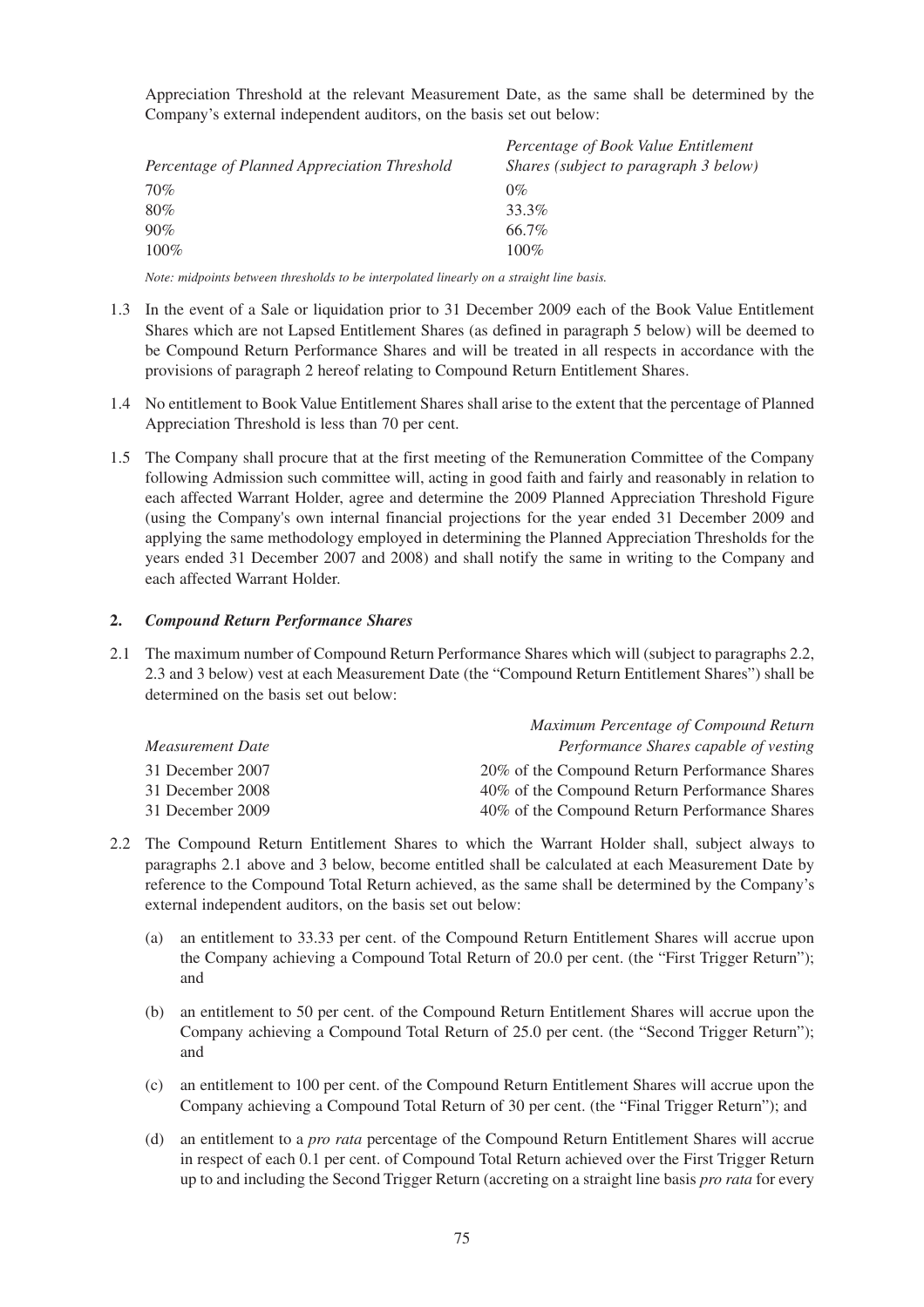Appreciation Threshold at the relevant Measurement Date, as the same shall be determined by the Company's external independent auditors, on the basis set out below:

| *Percentage of Planned Appreciation Threshold* | *Percentage of Book Value Entitlement Shares (subject to paragraph 3 below)* |
|---|---|
| 70% | 0% |
| 80% | 33.3% |
| 90% | 66.7% |
| 100% | 100% |

*Note: midpoints between thresholds to be interpolated linearly on a straight line basis.*

1.3 In the event of a Sale or liquidation prior to 31 December 2009 each of the Book Value Entitlement Shares which are not Lapsed Entitlement Shares (as defined in paragraph 5 below) will be deemed to be Compound Return Performance Shares and will be treated in all respects in accordance with the provisions of paragraph 2 hereof relating to Compound Return Entitlement Shares.

1.4 No entitlement to Book Value Entitlement Shares shall arise to the extent that the percentage of Planned Appreciation Threshold is less than 70 per cent.

1.5 The Company shall procure that at the first meeting of the Remuneration Committee of the Company following Admission such committee will, acting in good faith and fairly and reasonably in relation to each affected Warrant Holder, agree and determine the 2009 Planned Appreciation Threshold Figure (using the Company's own internal financial projections for the year ended 31 December 2009 and applying the same methodology employed in determining the Planned Appreciation Thresholds for the years ended 31 December 2007 and 2008) and shall notify the same in writing to the Company and each affected Warrant Holder.

**2.** ***Compound Return Performance Shares***

2.1 The maximum number of Compound Return Performance Shares which will (subject to paragraphs 2.2, 2.3 and 3 below) vest at each Measurement Date (the "Compound Return Entitlement Shares") shall be determined on the basis set out below:

| *Measurement Date* | *Maximum Percentage of Compound Return Performance Shares capable of vesting* |
|---|---|
| 31 December 2007 | 20% of the Compound Return Performance Shares |
| 31 December 2008 | 40% of the Compound Return Performance Shares |
| 31 December 2009 | 40% of the Compound Return Performance Shares |

2.2 The Compound Return Entitlement Shares to which the Warrant Holder shall, subject always to paragraphs 2.1 above and 3 below, become entitled shall be calculated at each Measurement Date by reference to the Compound Total Return achieved, as the same shall be determined by the Company's external independent auditors, on the basis set out below:

(a) an entitlement to 33.33 per cent. of the Compound Return Entitlement Shares will accrue upon the Company achieving a Compound Total Return of 20.0 per cent. (the "First Trigger Return"); and

(b) an entitlement to 50 per cent. of the Compound Return Entitlement Shares will accrue upon the Company achieving a Compound Total Return of 25.0 per cent. (the "Second Trigger Return"); and

(c) an entitlement to 100 per cent. of the Compound Return Entitlement Shares will accrue upon the Company achieving a Compound Total Return of 30 per cent. (the "Final Trigger Return"); and

(d) an entitlement to a *pro rata* percentage of the Compound Return Entitlement Shares will accrue in respect of each 0.1 per cent. of Compound Total Return achieved over the First Trigger Return up to and including the Second Trigger Return (accreting on a straight line basis *pro rata* for every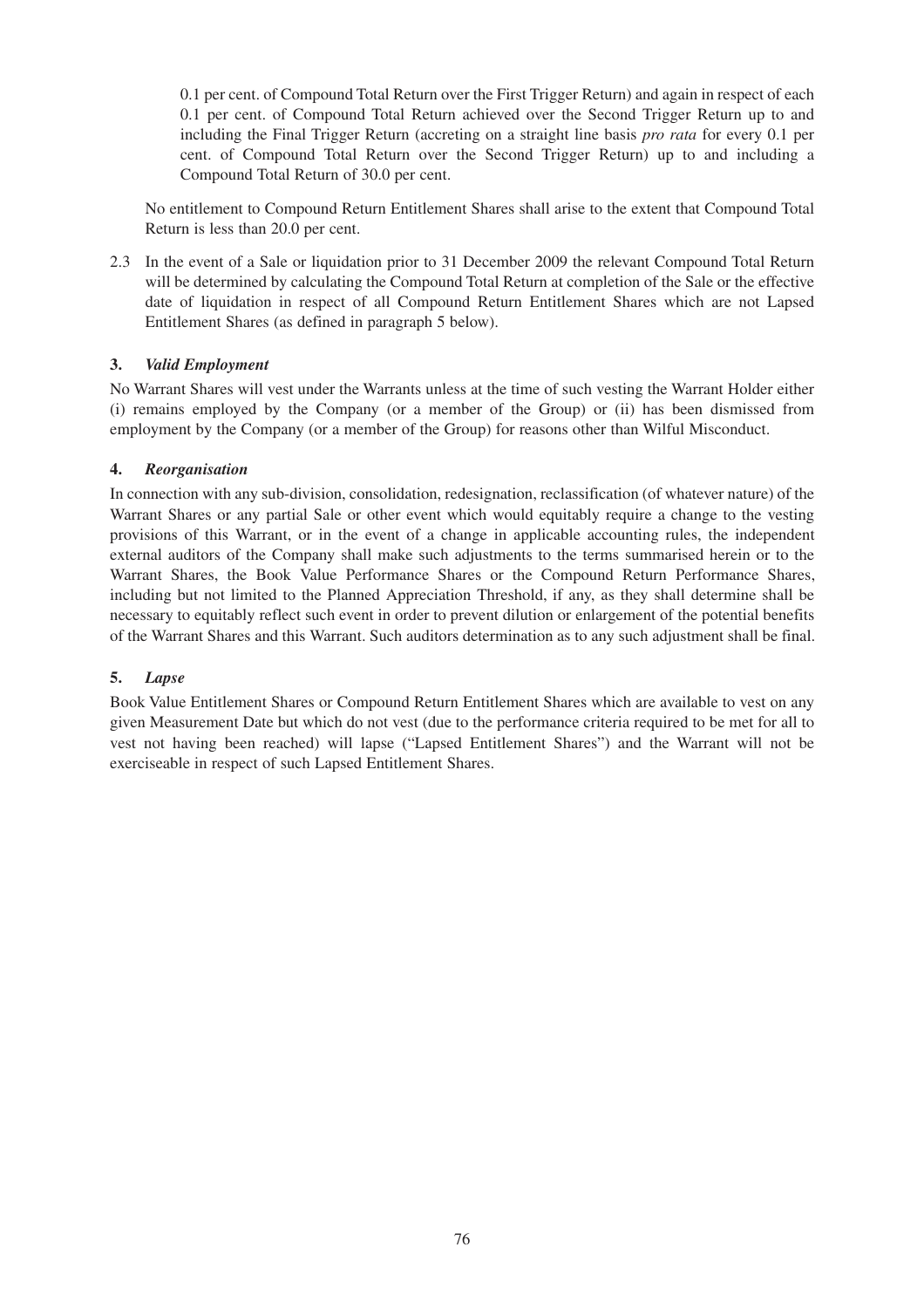0.1 per cent. of Compound Total Return over the First Trigger Return) and again in respect of each 0.1 per cent. of Compound Total Return achieved over the Second Trigger Return up to and including the Final Trigger Return (accreting on a straight line basis *pro rata* for every 0.1 per cent. of Compound Total Return over the Second Trigger Return) up to and including a Compound Total Return of 30.0 per cent.

No entitlement to Compound Return Entitlement Shares shall arise to the extent that Compound Total Return is less than 20.0 per cent.

2.3 In the event of a Sale or liquidation prior to 31 December 2009 the relevant Compound Total Return will be determined by calculating the Compound Total Return at completion of the Sale or the effective date of liquidation in respect of all Compound Return Entitlement Shares which are not Lapsed Entitlement Shares (as defined in paragraph 5 below).

### 3. *Valid Employment*

No Warrant Shares will vest under the Warrants unless at the time of such vesting the Warrant Holder either (i) remains employed by the Company (or a member of the Group) or (ii) has been dismissed from employment by the Company (or a member of the Group) for reasons other than Wilful Misconduct.

### 4. *Reorganisation*

In connection with any sub-division, consolidation, redesignation, reclassification (of whatever nature) of the Warrant Shares or any partial Sale or other event which would equitably require a change to the vesting provisions of this Warrant, or in the event of a change in applicable accounting rules, the independent external auditors of the Company shall make such adjustments to the terms summarised herein or to the Warrant Shares, the Book Value Performance Shares or the Compound Return Performance Shares, including but not limited to the Planned Appreciation Threshold, if any, as they shall determine shall be necessary to equitably reflect such event in order to prevent dilution or enlargement of the potential benefits of the Warrant Shares and this Warrant. Such auditors determination as to any such adjustment shall be final.

### 5. *Lapse*

Book Value Entitlement Shares or Compound Return Entitlement Shares which are available to vest on any given Measurement Date but which do not vest (due to the performance criteria required to be met for all to vest not having been reached) will lapse ("Lapsed Entitlement Shares") and the Warrant will not be exerciseable in respect of such Lapsed Entitlement Shares.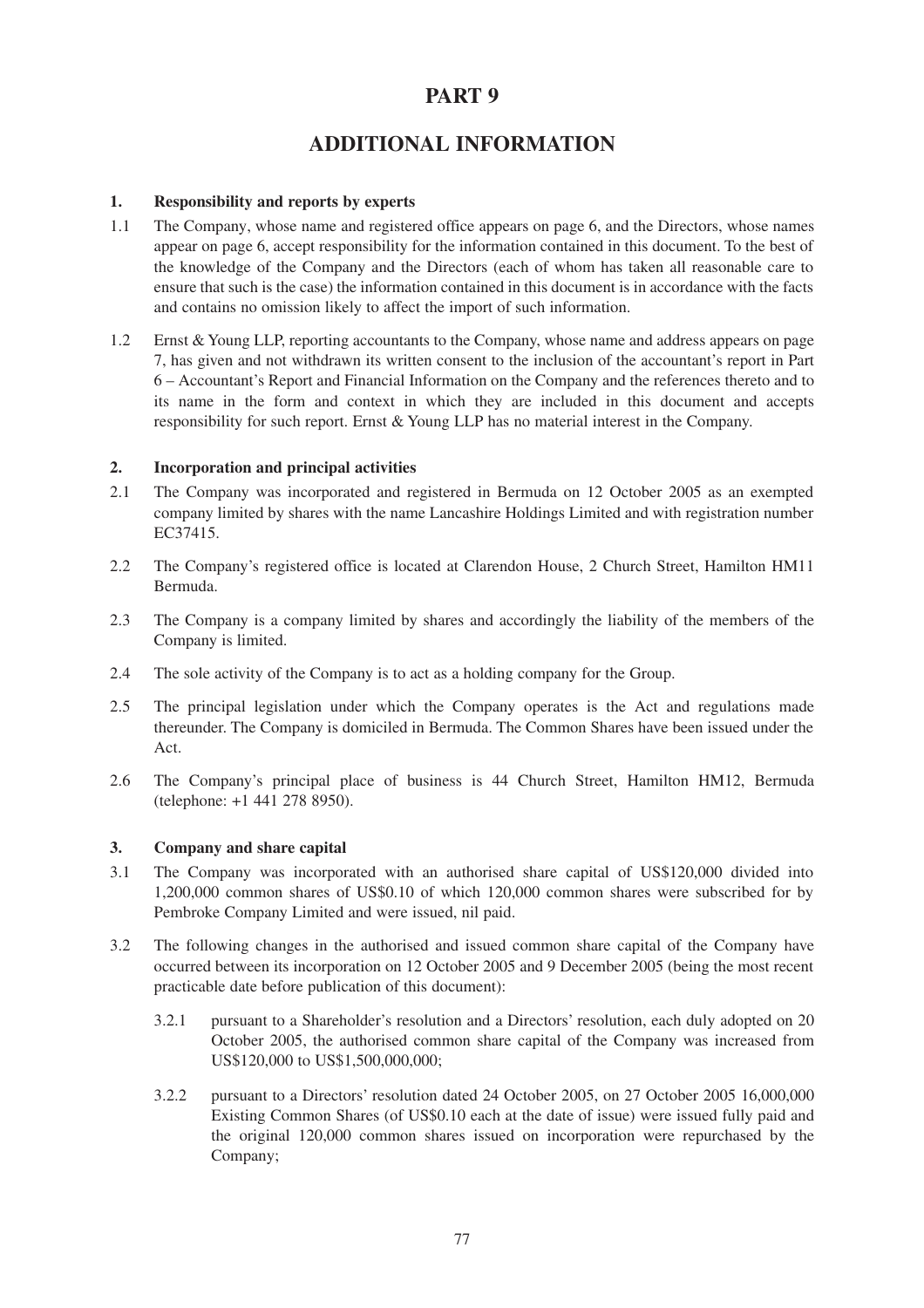# PART 9

# ADDITIONAL INFORMATION

### 1. Responsibility and reports by experts

1.1 The Company, whose name and registered office appears on page 6, and the Directors, whose names appear on page 6, accept responsibility for the information contained in this document. To the best of the knowledge of the Company and the Directors (each of whom has taken all reasonable care to ensure that such is the case) the information contained in this document is in accordance with the facts and contains no omission likely to affect the import of such information.

1.2 Ernst & Young LLP, reporting accountants to the Company, whose name and address appears on page 7, has given and not withdrawn its written consent to the inclusion of the accountant's report in Part 6 – Accountant's Report and Financial Information on the Company and the references thereto and to its name in the form and context in which they are included in this document and accepts responsibility for such report. Ernst & Young LLP has no material interest in the Company.

### 2. Incorporation and principal activities

2.1 The Company was incorporated and registered in Bermuda on 12 October 2005 as an exempted company limited by shares with the name Lancashire Holdings Limited and with registration number EC37415.

2.2 The Company's registered office is located at Clarendon House, 2 Church Street, Hamilton HM11 Bermuda.

2.3 The Company is a company limited by shares and accordingly the liability of the members of the Company is limited.

2.4 The sole activity of the Company is to act as a holding company for the Group.

2.5 The principal legislation under which the Company operates is the Act and regulations made thereunder. The Company is domiciled in Bermuda. The Common Shares have been issued under the Act.

2.6 The Company's principal place of business is 44 Church Street, Hamilton HM12, Bermuda (telephone: +1 441 278 8950).

### 3. Company and share capital

3.1 The Company was incorporated with an authorised share capital of US$120,000 divided into 1,200,000 common shares of US$0.10 of which 120,000 common shares were subscribed for by Pembroke Company Limited and were issued, nil paid.

3.2 The following changes in the authorised and issued common share capital of the Company have occurred between its incorporation on 12 October 2005 and 9 December 2005 (being the most recent practicable date before publication of this document):

3.2.1 pursuant to a Shareholder's resolution and a Directors' resolution, each duly adopted on 20 October 2005, the authorised common share capital of the Company was increased from US$120,000 to US$1,500,000,000;

3.2.2 pursuant to a Directors' resolution dated 24 October 2005, on 27 October 2005 16,000,000 Existing Common Shares (of US$0.10 each at the date of issue) were issued fully paid and the original 120,000 common shares issued on incorporation were repurchased by the Company;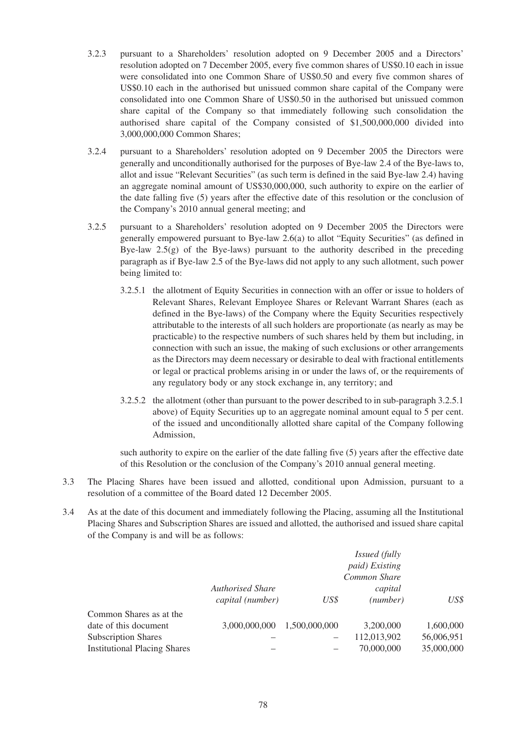3.2.3 pursuant to a Shareholders' resolution adopted on 9 December 2005 and a Directors' resolution adopted on 7 December 2005, every five common shares of US$0.10 each in issue were consolidated into one Common Share of US$0.50 and every five common shares of US$0.10 each in the authorised but unissued common share capital of the Company were consolidated into one Common Share of US$0.50 in the authorised but unissued common share capital of the Company so that immediately following such consolidation the authorised share capital of the Company consisted of $1,500,000,000 divided into 3,000,000,000 Common Shares;

3.2.4 pursuant to a Shareholders' resolution adopted on 9 December 2005 the Directors were generally and unconditionally authorised for the purposes of Bye-law 2.4 of the Bye-laws to, allot and issue "Relevant Securities" (as such term is defined in the said Bye-law 2.4) having an aggregate nominal amount of US$30,000,000, such authority to expire on the earlier of the date falling five (5) years after the effective date of this resolution or the conclusion of the Company's 2010 annual general meeting; and

3.2.5 pursuant to a Shareholders' resolution adopted on 9 December 2005 the Directors were generally empowered pursuant to Bye-law 2.6(a) to allot "Equity Securities" (as defined in Bye-law 2.5(g) of the Bye-laws) pursuant to the authority described in the preceding paragraph as if Bye-law 2.5 of the Bye-laws did not apply to any such allotment, such power being limited to:

3.2.5.1 the allotment of Equity Securities in connection with an offer or issue to holders of Relevant Shares, Relevant Employee Shares or Relevant Warrant Shares (each as defined in the Bye-laws) of the Company where the Equity Securities respectively attributable to the interests of all such holders are proportionate (as nearly as may be practicable) to the respective numbers of such shares held by them but including, in connection with such an issue, the making of such exclusions or other arrangements as the Directors may deem necessary or desirable to deal with fractional entitlements or legal or practical problems arising in or under the laws of, or the requirements of any regulatory body or any stock exchange in, any territory; and

3.2.5.2 the allotment (other than pursuant to the power described to in sub-paragraph 3.2.5.1 above) of Equity Securities up to an aggregate nominal amount equal to 5 per cent. of the issued and unconditionally allotted share capital of the Company following Admission,

such authority to expire on the earlier of the date falling five (5) years after the effective date of this Resolution or the conclusion of the Company's 2010 annual general meeting.

3.3 The Placing Shares have been issued and allotted, conditional upon Admission, pursuant to a resolution of a committee of the Board dated 12 December 2005.

3.4 As at the date of this document and immediately following the Placing, assuming all the Institutional Placing Shares and Subscription Shares are issued and allotted, the authorised and issued share capital of the Company is and will be as follows:

| | *Authorised Share capital (number)* | *US$* | *Issued (fully paid) Existing Common Share capital (number)* | *US$* |
|---|---|---|---|---|
| Common Shares as at the date of this document | 3,000,000,000 | 1,500,000,000 | 3,200,000 | 1,600,000 |
| Subscription Shares | – | – | 112,013,902 | 56,006,951 |
| Institutional Placing Shares | – | – | 70,000,000 | 35,000,000 |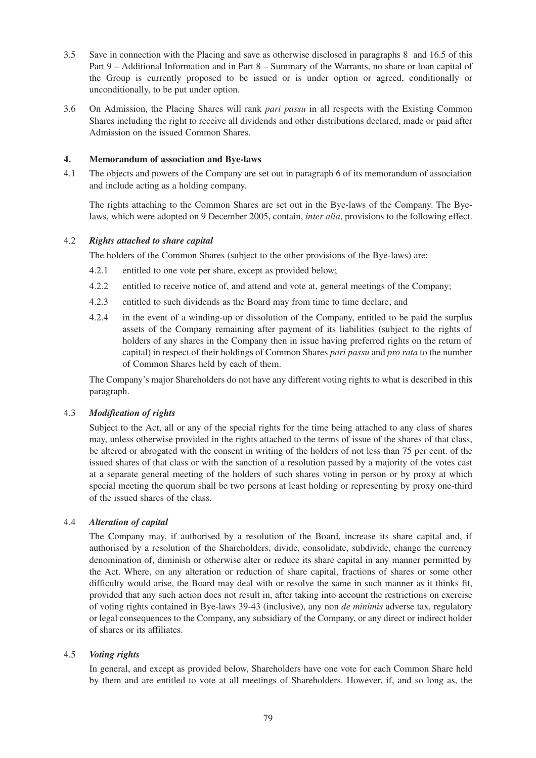3.5 Save in connection with the Placing and save as otherwise disclosed in paragraphs 8 and 16.5 of this Part 9 – Additional Information and in Part 8 – Summary of the Warrants, no share or loan capital of the Group is currently proposed to be issued or is under option or agreed, conditionally or unconditionally, to be put under option.

3.6 On Admission, the Placing Shares will rank *pari passu* in all respects with the Existing Common Shares including the right to receive all dividends and other distributions declared, made or paid after Admission on the issued Common Shares.

## 4. Memorandum of association and Bye-laws

4.1 The objects and powers of the Company are set out in paragraph 6 of its memorandum of association and include acting as a holding company.

The rights attaching to the Common Shares are set out in the Bye-laws of the Company. The Bye-laws, which were adopted on 9 December 2005, contain, *inter alia*, provisions to the following effect.

### 4.2 *Rights attached to share capital*

The holders of the Common Shares (subject to the other provisions of the Bye-laws) are:

4.2.1 entitled to one vote per share, except as provided below;

4.2.2 entitled to receive notice of, and attend and vote at, general meetings of the Company;

4.2.3 entitled to such dividends as the Board may from time to time declare; and

4.2.4 in the event of a winding-up or dissolution of the Company, entitled to be paid the surplus assets of the Company remaining after payment of its liabilities (subject to the rights of holders of any shares in the Company then in issue having preferred rights on the return of capital) in respect of their holdings of Common Shares *pari passu* and *pro rata* to the number of Common Shares held by each of them.

The Company's major Shareholders do not have any different voting rights to what is described in this paragraph.

### 4.3 *Modification of rights*

Subject to the Act, all or any of the special rights for the time being attached to any class of shares may, unless otherwise provided in the rights attached to the terms of issue of the shares of that class, be altered or abrogated with the consent in writing of the holders of not less than 75 per cent. of the issued shares of that class or with the sanction of a resolution passed by a majority of the votes cast at a separate general meeting of the holders of such shares voting in person or by proxy at which special meeting the quorum shall be two persons at least holding or representing by proxy one-third of the issued shares of the class.

### 4.4 *Alteration of capital*

The Company may, if authorised by a resolution of the Board, increase its share capital and, if authorised by a resolution of the Shareholders, divide, consolidate, subdivide, change the currency denomination of, diminish or otherwise alter or reduce its share capital in any manner permitted by the Act. Where, on any alteration or reduction of share capital, fractions of shares or some other difficulty would arise, the Board may deal with or resolve the same in such manner as it thinks fit, provided that any such action does not result in, after taking into account the restrictions on exercise of voting rights contained in Bye-laws 39-43 (inclusive), any non *de minimis* adverse tax, regulatory or legal consequences to the Company, any subsidiary of the Company, or any direct or indirect holder of shares or its affiliates.

### 4.5 *Voting rights*

In general, and except as provided below, Shareholders have one vote for each Common Share held by them and are entitled to vote at all meetings of Shareholders. However, if, and so long as, the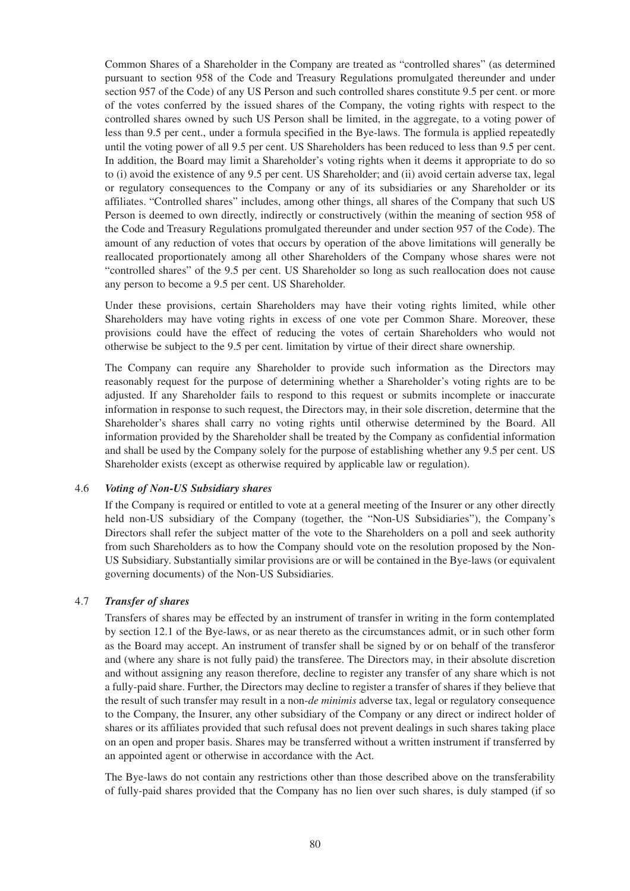Common Shares of a Shareholder in the Company are treated as "controlled shares" (as determined pursuant to section 958 of the Code and Treasury Regulations promulgated thereunder and under section 957 of the Code) of any US Person and such controlled shares constitute 9.5 per cent. or more of the votes conferred by the issued shares of the Company, the voting rights with respect to the controlled shares owned by such US Person shall be limited, in the aggregate, to a voting power of less than 9.5 per cent., under a formula specified in the Bye-laws. The formula is applied repeatedly until the voting power of all 9.5 per cent. US Shareholders has been reduced to less than 9.5 per cent. In addition, the Board may limit a Shareholder's voting rights when it deems it appropriate to do so to (i) avoid the existence of any 9.5 per cent. US Shareholder; and (ii) avoid certain adverse tax, legal or regulatory consequences to the Company or any of its subsidiaries or any Shareholder or its affiliates. "Controlled shares" includes, among other things, all shares of the Company that such US Person is deemed to own directly, indirectly or constructively (within the meaning of section 958 of the Code and Treasury Regulations promulgated thereunder and under section 957 of the Code). The amount of any reduction of votes that occurs by operation of the above limitations will generally be reallocated proportionately among all other Shareholders of the Company whose shares were not "controlled shares" of the 9.5 per cent. US Shareholder so long as such reallocation does not cause any person to become a 9.5 per cent. US Shareholder.

Under these provisions, certain Shareholders may have their voting rights limited, while other Shareholders may have voting rights in excess of one vote per Common Share. Moreover, these provisions could have the effect of reducing the votes of certain Shareholders who would not otherwise be subject to the 9.5 per cent. limitation by virtue of their direct share ownership.

The Company can require any Shareholder to provide such information as the Directors may reasonably request for the purpose of determining whether a Shareholder's voting rights are to be adjusted. If any Shareholder fails to respond to this request or submits incomplete or inaccurate information in response to such request, the Directors may, in their sole discretion, determine that the Shareholder's shares shall carry no voting rights until otherwise determined by the Board. All information provided by the Shareholder shall be treated by the Company as confidential information and shall be used by the Company solely for the purpose of establishing whether any 9.5 per cent. US Shareholder exists (except as otherwise required by applicable law or regulation).

### 4.6 *Voting of Non-US Subsidiary shares*

If the Company is required or entitled to vote at a general meeting of the Insurer or any other directly held non-US subsidiary of the Company (together, the "Non-US Subsidiaries"), the Company's Directors shall refer the subject matter of the vote to the Shareholders on a poll and seek authority from such Shareholders as to how the Company should vote on the resolution proposed by the Non-US Subsidiary. Substantially similar provisions are or will be contained in the Bye-laws (or equivalent governing documents) of the Non-US Subsidiaries.

### 4.7 *Transfer of shares*

Transfers of shares may be effected by an instrument of transfer in writing in the form contemplated by section 12.1 of the Bye-laws, or as near thereto as the circumstances admit, or in such other form as the Board may accept. An instrument of transfer shall be signed by or on behalf of the transferor and (where any share is not fully paid) the transferee. The Directors may, in their absolute discretion and without assigning any reason therefore, decline to register any transfer of any share which is not a fully-paid share. Further, the Directors may decline to register a transfer of shares if they believe that the result of such transfer may result in a non-*de minimis* adverse tax, legal or regulatory consequence to the Company, the Insurer, any other subsidiary of the Company or any direct or indirect holder of shares or its affiliates provided that such refusal does not prevent dealings in such shares taking place on an open and proper basis. Shares may be transferred without a written instrument if transferred by an appointed agent or otherwise in accordance with the Act.

The Bye-laws do not contain any restrictions other than those described above on the transferability of fully-paid shares provided that the Company has no lien over such shares, is duly stamped (if so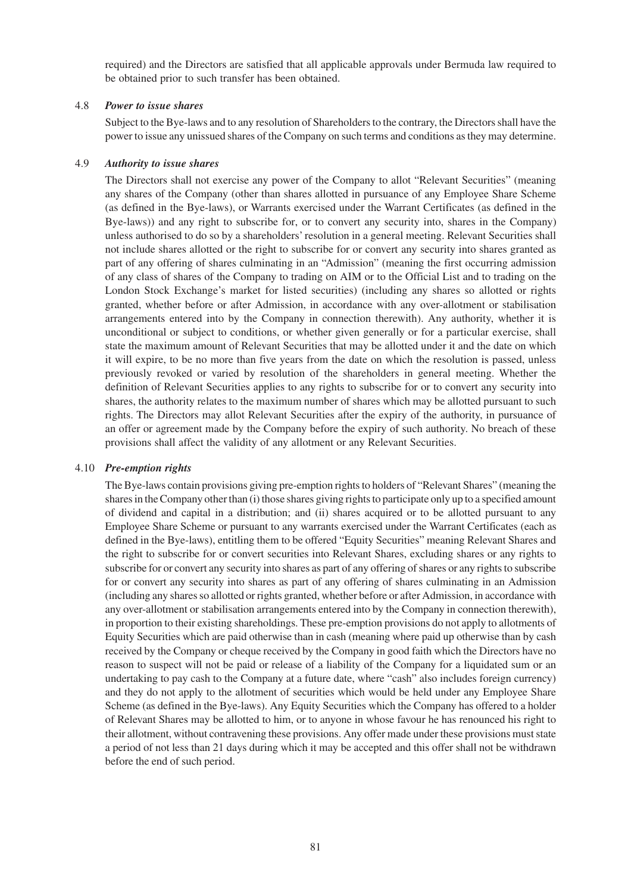required) and the Directors are satisfied that all applicable approvals under Bermuda law required to be obtained prior to such transfer has been obtained.

4.8 ***Power to issue shares***

Subject to the Bye-laws and to any resolution of Shareholders to the contrary, the Directors shall have the power to issue any unissued shares of the Company on such terms and conditions as they may determine.

4.9 ***Authority to issue shares***

The Directors shall not exercise any power of the Company to allot "Relevant Securities" (meaning any shares of the Company (other than shares allotted in pursuance of any Employee Share Scheme (as defined in the Bye-laws), or Warrants exercised under the Warrant Certificates (as defined in the Bye-laws)) and any right to subscribe for, or to convert any security into, shares in the Company) unless authorised to do so by a shareholders' resolution in a general meeting. Relevant Securities shall not include shares allotted or the right to subscribe for or convert any security into shares granted as part of any offering of shares culminating in an "Admission" (meaning the first occurring admission of any class of shares of the Company to trading on AIM or to the Official List and to trading on the London Stock Exchange's market for listed securities) (including any shares so allotted or rights granted, whether before or after Admission, in accordance with any over-allotment or stabilisation arrangements entered into by the Company in connection therewith). Any authority, whether it is unconditional or subject to conditions, or whether given generally or for a particular exercise, shall state the maximum amount of Relevant Securities that may be allotted under it and the date on which it will expire, to be no more than five years from the date on which the resolution is passed, unless previously revoked or varied by resolution of the shareholders in general meeting. Whether the definition of Relevant Securities applies to any rights to subscribe for or to convert any security into shares, the authority relates to the maximum number of shares which may be allotted pursuant to such rights. The Directors may allot Relevant Securities after the expiry of the authority, in pursuance of an offer or agreement made by the Company before the expiry of such authority. No breach of these provisions shall affect the validity of any allotment or any Relevant Securities.

4.10 ***Pre-emption rights***

The Bye-laws contain provisions giving pre-emption rights to holders of "Relevant Shares" (meaning the shares in the Company other than (i) those shares giving rights to participate only up to a specified amount of dividend and capital in a distribution; and (ii) shares acquired or to be allotted pursuant to any Employee Share Scheme or pursuant to any warrants exercised under the Warrant Certificates (each as defined in the Bye-laws), entitling them to be offered "Equity Securities" meaning Relevant Shares and the right to subscribe for or convert securities into Relevant Shares, excluding shares or any rights to subscribe for or convert any security into shares as part of any offering of shares or any rights to subscribe for or convert any security into shares as part of any offering of shares culminating in an Admission (including any shares so allotted or rights granted, whether before or after Admission, in accordance with any over-allotment or stabilisation arrangements entered into by the Company in connection therewith), in proportion to their existing shareholdings. These pre-emption provisions do not apply to allotments of Equity Securities which are paid otherwise than in cash (meaning where paid up otherwise than by cash received by the Company or cheque received by the Company in good faith which the Directors have no reason to suspect will not be paid or release of a liability of the Company for a liquidated sum or an undertaking to pay cash to the Company at a future date, where "cash" also includes foreign currency) and they do not apply to the allotment of securities which would be held under any Employee Share Scheme (as defined in the Bye-laws). Any Equity Securities which the Company has offered to a holder of Relevant Shares may be allotted to him, or to anyone in whose favour he has renounced his right to their allotment, without contravening these provisions. Any offer made under these provisions must state a period of not less than 21 days during which it may be accepted and this offer shall not be withdrawn before the end of such period.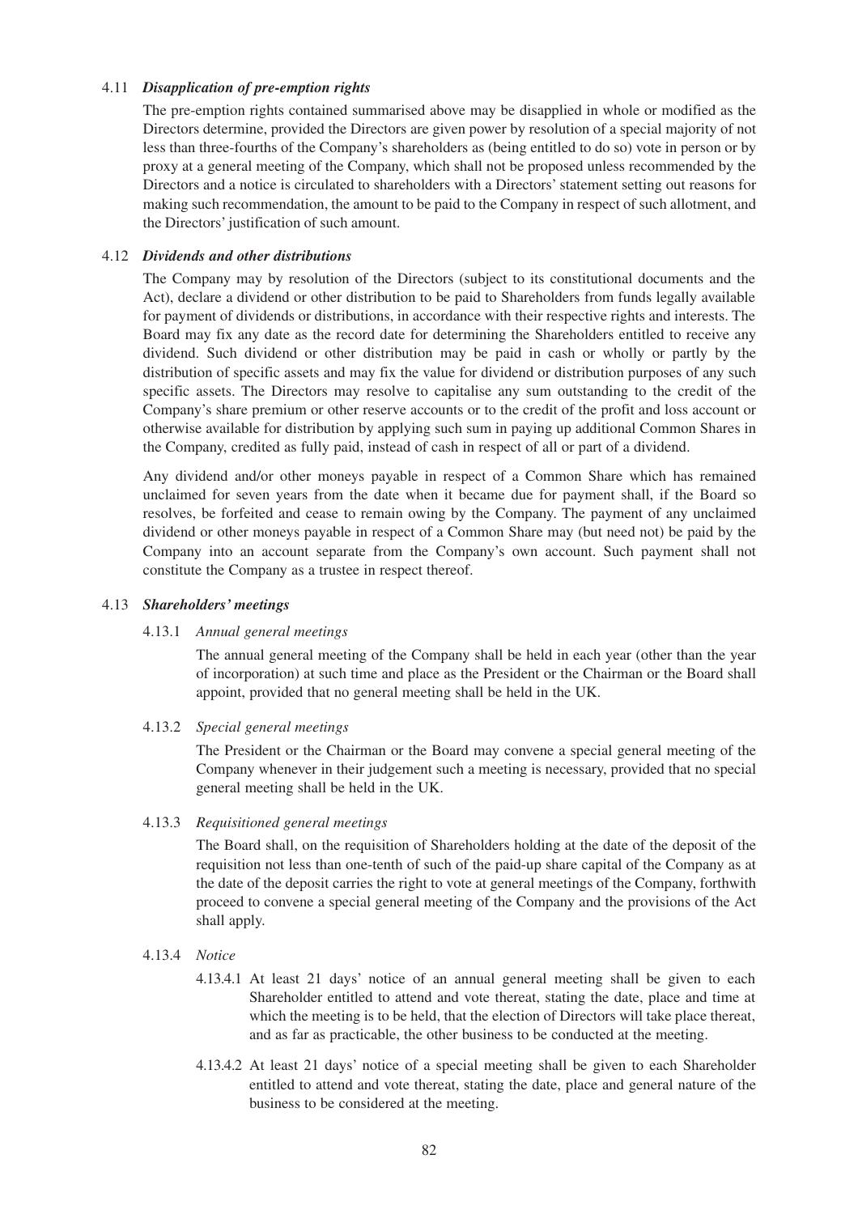### 4.11 *Disapplication of pre-emption rights*

The pre-emption rights contained summarised above may be disapplied in whole or modified as the Directors determine, provided the Directors are given power by resolution of a special majority of not less than three-fourths of the Company's shareholders as (being entitled to do so) vote in person or by proxy at a general meeting of the Company, which shall not be proposed unless recommended by the Directors and a notice is circulated to shareholders with a Directors' statement setting out reasons for making such recommendation, the amount to be paid to the Company in respect of such allotment, and the Directors' justification of such amount.

### 4.12 *Dividends and other distributions*

The Company may by resolution of the Directors (subject to its constitutional documents and the Act), declare a dividend or other distribution to be paid to Shareholders from funds legally available for payment of dividends or distributions, in accordance with their respective rights and interests. The Board may fix any date as the record date for determining the Shareholders entitled to receive any dividend. Such dividend or other distribution may be paid in cash or wholly or partly by the distribution of specific assets and may fix the value for dividend or distribution purposes of any such specific assets. The Directors may resolve to capitalise any sum outstanding to the credit of the Company's share premium or other reserve accounts or to the credit of the profit and loss account or otherwise available for distribution by applying such sum in paying up additional Common Shares in the Company, credited as fully paid, instead of cash in respect of all or part of a dividend.

Any dividend and/or other moneys payable in respect of a Common Share which has remained unclaimed for seven years from the date when it became due for payment shall, if the Board so resolves, be forfeited and cease to remain owing by the Company. The payment of any unclaimed dividend or other moneys payable in respect of a Common Share may (but need not) be paid by the Company into an account separate from the Company's own account. Such payment shall not constitute the Company as a trustee in respect thereof.

### 4.13 *Shareholders' meetings*

#### 4.13.1 *Annual general meetings*

The annual general meeting of the Company shall be held in each year (other than the year of incorporation) at such time and place as the President or the Chairman or the Board shall appoint, provided that no general meeting shall be held in the UK.

#### 4.13.2 *Special general meetings*

The President or the Chairman or the Board may convene a special general meeting of the Company whenever in their judgement such a meeting is necessary, provided that no special general meeting shall be held in the UK.

#### 4.13.3 *Requisitioned general meetings*

The Board shall, on the requisition of Shareholders holding at the date of the deposit of the requisition not less than one-tenth of such of the paid-up share capital of the Company as at the date of the deposit carries the right to vote at general meetings of the Company, forthwith proceed to convene a special general meeting of the Company and the provisions of the Act shall apply.

#### 4.13.4 *Notice*

4.13.4.1 At least 21 days' notice of an annual general meeting shall be given to each Shareholder entitled to attend and vote thereat, stating the date, place and time at which the meeting is to be held, that the election of Directors will take place thereat, and as far as practicable, the other business to be conducted at the meeting.

4.13.4.2 At least 21 days' notice of a special meeting shall be given to each Shareholder entitled to attend and vote thereat, stating the date, place and general nature of the business to be considered at the meeting.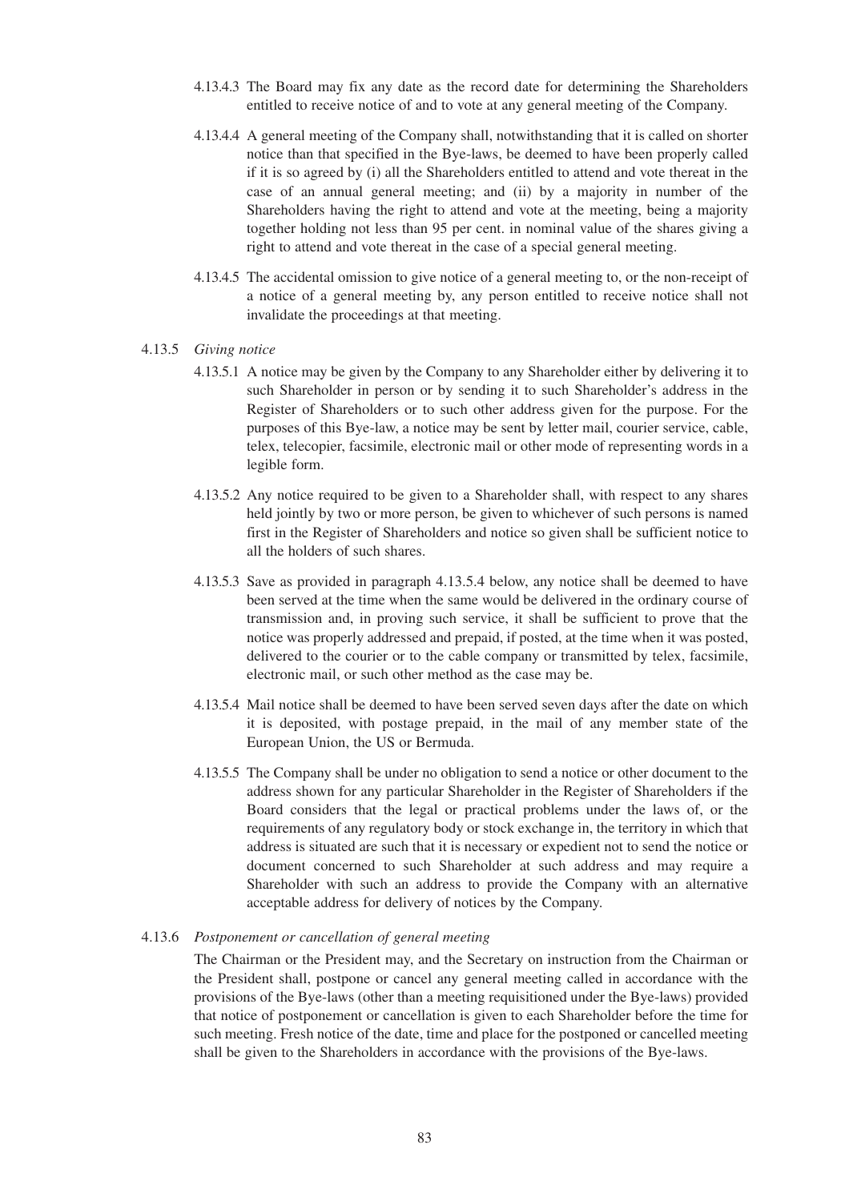4.13.4.3 The Board may fix any date as the record date for determining the Shareholders entitled to receive notice of and to vote at any general meeting of the Company.

4.13.4.4 A general meeting of the Company shall, notwithstanding that it is called on shorter notice than that specified in the Bye-laws, be deemed to have been properly called if it is so agreed by (i) all the Shareholders entitled to attend and vote thereat in the case of an annual general meeting; and (ii) by a majority in number of the Shareholders having the right to attend and vote at the meeting, being a majority together holding not less than 95 per cent. in nominal value of the shares giving a right to attend and vote thereat in the case of a special general meeting.

4.13.4.5 The accidental omission to give notice of a general meeting to, or the non-receipt of a notice of a general meeting by, any person entitled to receive notice shall not invalidate the proceedings at that meeting.

4.13.5 *Giving notice*

4.13.5.1 A notice may be given by the Company to any Shareholder either by delivering it to such Shareholder in person or by sending it to such Shareholder's address in the Register of Shareholders or to such other address given for the purpose. For the purposes of this Bye-law, a notice may be sent by letter mail, courier service, cable, telex, telecopier, facsimile, electronic mail or other mode of representing words in a legible form.

4.13.5.2 Any notice required to be given to a Shareholder shall, with respect to any shares held jointly by two or more person, be given to whichever of such persons is named first in the Register of Shareholders and notice so given shall be sufficient notice to all the holders of such shares.

4.13.5.3 Save as provided in paragraph 4.13.5.4 below, any notice shall be deemed to have been served at the time when the same would be delivered in the ordinary course of transmission and, in proving such service, it shall be sufficient to prove that the notice was properly addressed and prepaid, if posted, at the time when it was posted, delivered to the courier or to the cable company or transmitted by telex, facsimile, electronic mail, or such other method as the case may be.

4.13.5.4 Mail notice shall be deemed to have been served seven days after the date on which it is deposited, with postage prepaid, in the mail of any member state of the European Union, the US or Bermuda.

4.13.5.5 The Company shall be under no obligation to send a notice or other document to the address shown for any particular Shareholder in the Register of Shareholders if the Board considers that the legal or practical problems under the laws of, or the requirements of any regulatory body or stock exchange in, the territory in which that address is situated are such that it is necessary or expedient not to send the notice or document concerned to such Shareholder at such address and may require a Shareholder with such an address to provide the Company with an alternative acceptable address for delivery of notices by the Company.

4.13.6 *Postponement or cancellation of general meeting*

The Chairman or the President may, and the Secretary on instruction from the Chairman or the President shall, postpone or cancel any general meeting called in accordance with the provisions of the Bye-laws (other than a meeting requisitioned under the Bye-laws) provided that notice of postponement or cancellation is given to each Shareholder before the time for such meeting. Fresh notice of the date, time and place for the postponed or cancelled meeting shall be given to the Shareholders in accordance with the provisions of the Bye-laws.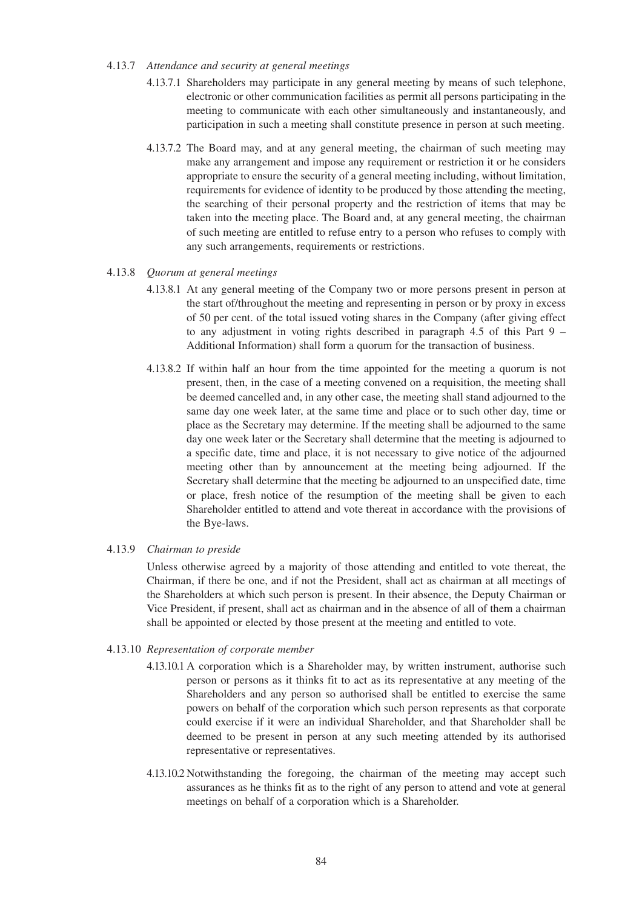4.13.7 *Attendance and security at general meetings*

4.13.7.1 Shareholders may participate in any general meeting by means of such telephone, electronic or other communication facilities as permit all persons participating in the meeting to communicate with each other simultaneously and instantaneously, and participation in such a meeting shall constitute presence in person at such meeting.

4.13.7.2 The Board may, and at any general meeting, the chairman of such meeting may make any arrangement and impose any requirement or restriction it or he considers appropriate to ensure the security of a general meeting including, without limitation, requirements for evidence of identity to be produced by those attending the meeting, the searching of their personal property and the restriction of items that may be taken into the meeting place. The Board and, at any general meeting, the chairman of such meeting are entitled to refuse entry to a person who refuses to comply with any such arrangements, requirements or restrictions.

4.13.8 *Quorum at general meetings*

4.13.8.1 At any general meeting of the Company two or more persons present in person at the start of/throughout the meeting and representing in person or by proxy in excess of 50 per cent. of the total issued voting shares in the Company (after giving effect to any adjustment in voting rights described in paragraph 4.5 of this Part 9 – Additional Information) shall form a quorum for the transaction of business.

4.13.8.2 If within half an hour from the time appointed for the meeting a quorum is not present, then, in the case of a meeting convened on a requisition, the meeting shall be deemed cancelled and, in any other case, the meeting shall stand adjourned to the same day one week later, at the same time and place or to such other day, time or place as the Secretary may determine. If the meeting shall be adjourned to the same day one week later or the Secretary shall determine that the meeting is adjourned to a specific date, time and place, it is not necessary to give notice of the adjourned meeting other than by announcement at the meeting being adjourned. If the Secretary shall determine that the meeting be adjourned to an unspecified date, time or place, fresh notice of the resumption of the meeting shall be given to each Shareholder entitled to attend and vote thereat in accordance with the provisions of the Bye-laws.

4.13.9 *Chairman to preside*

Unless otherwise agreed by a majority of those attending and entitled to vote thereat, the Chairman, if there be one, and if not the President, shall act as chairman at all meetings of the Shareholders at which such person is present. In their absence, the Deputy Chairman or Vice President, if present, shall act as chairman and in the absence of all of them a chairman shall be appointed or elected by those present at the meeting and entitled to vote.

4.13.10 *Representation of corporate member*

4.13.10.1 A corporation which is a Shareholder may, by written instrument, authorise such person or persons as it thinks fit to act as its representative at any meeting of the Shareholders and any person so authorised shall be entitled to exercise the same powers on behalf of the corporation which such person represents as that corporate could exercise if it were an individual Shareholder, and that Shareholder shall be deemed to be present in person at any such meeting attended by its authorised representative or representatives.

4.13.10.2 Notwithstanding the foregoing, the chairman of the meeting may accept such assurances as he thinks fit as to the right of any person to attend and vote at general meetings on behalf of a corporation which is a Shareholder.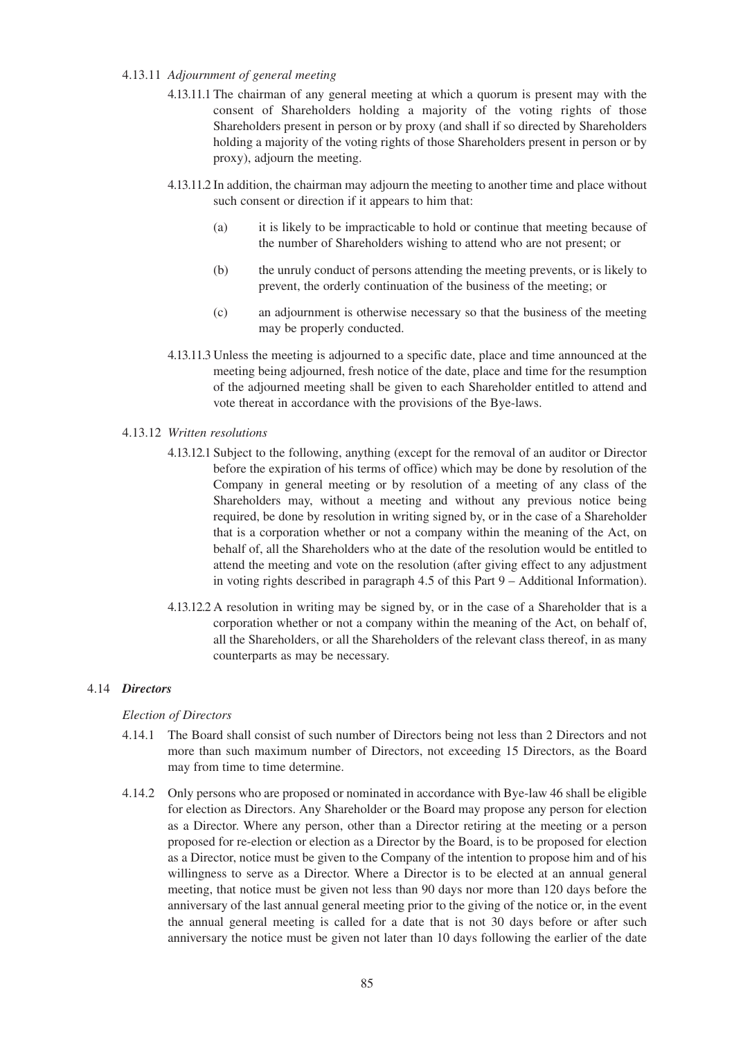4.13.11 *Adjournment of general meeting*

4.13.11.1 The chairman of any general meeting at which a quorum is present may with the consent of Shareholders holding a majority of the voting rights of those Shareholders present in person or by proxy (and shall if so directed by Shareholders holding a majority of the voting rights of those Shareholders present in person or by proxy), adjourn the meeting.

4.13.11.2 In addition, the chairman may adjourn the meeting to another time and place without such consent or direction if it appears to him that:

(a) it is likely to be impracticable to hold or continue that meeting because of the number of Shareholders wishing to attend who are not present; or

(b) the unruly conduct of persons attending the meeting prevents, or is likely to prevent, the orderly continuation of the business of the meeting; or

(c) an adjournment is otherwise necessary so that the business of the meeting may be properly conducted.

4.13.11.3 Unless the meeting is adjourned to a specific date, place and time announced at the meeting being adjourned, fresh notice of the date, place and time for the resumption of the adjourned meeting shall be given to each Shareholder entitled to attend and vote thereat in accordance with the provisions of the Bye-laws.

4.13.12 *Written resolutions*

4.13.12.1 Subject to the following, anything (except for the removal of an auditor or Director before the expiration of his terms of office) which may be done by resolution of the Company in general meeting or by resolution of a meeting of any class of the Shareholders may, without a meeting and without any previous notice being required, be done by resolution in writing signed by, or in the case of a Shareholder that is a corporation whether or not a company within the meaning of the Act, on behalf of, all the Shareholders who at the date of the resolution would be entitled to attend the meeting and vote on the resolution (after giving effect to any adjustment in voting rights described in paragraph 4.5 of this Part 9 – Additional Information).

4.13.12.2 A resolution in writing may be signed by, or in the case of a Shareholder that is a corporation whether or not a company within the meaning of the Act, on behalf of, all the Shareholders, or all the Shareholders of the relevant class thereof, in as many counterparts as may be necessary.

4.14 ***Directors***

*Election of Directors*

4.14.1 The Board shall consist of such number of Directors being not less than 2 Directors and not more than such maximum number of Directors, not exceeding 15 Directors, as the Board may from time to time determine.

4.14.2 Only persons who are proposed or nominated in accordance with Bye-law 46 shall be eligible for election as Directors. Any Shareholder or the Board may propose any person for election as a Director. Where any person, other than a Director retiring at the meeting or a person proposed for re-election or election as a Director by the Board, is to be proposed for election as a Director, notice must be given to the Company of the intention to propose him and of his willingness to serve as a Director. Where a Director is to be elected at an annual general meeting, that notice must be given not less than 90 days nor more than 120 days before the anniversary of the last annual general meeting prior to the giving of the notice or, in the event the annual general meeting is called for a date that is not 30 days before or after such anniversary the notice must be given not later than 10 days following the earlier of the date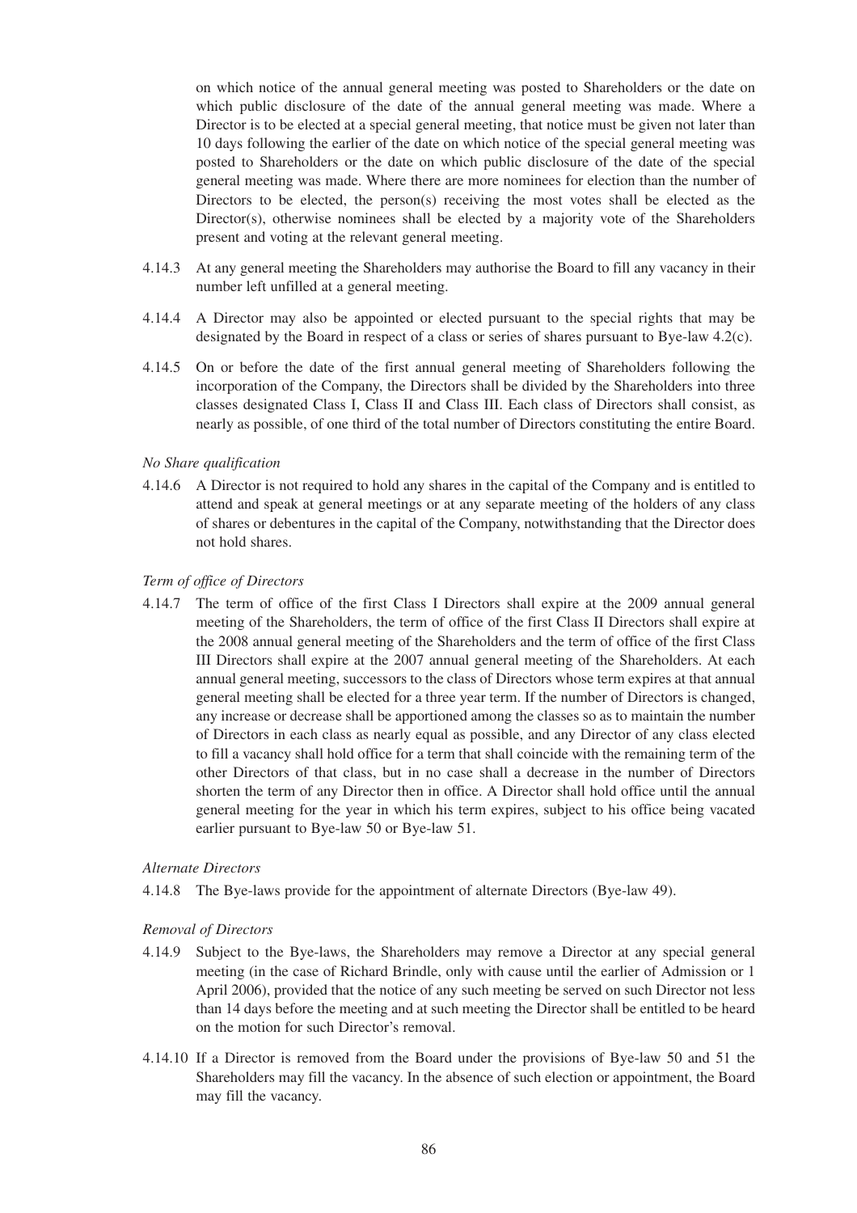on which notice of the annual general meeting was posted to Shareholders or the date on which public disclosure of the date of the annual general meeting was made. Where a Director is to be elected at a special general meeting, that notice must be given not later than 10 days following the earlier of the date on which notice of the special general meeting was posted to Shareholders or the date on which public disclosure of the date of the special general meeting was made. Where there are more nominees for election than the number of Directors to be elected, the person(s) receiving the most votes shall be elected as the Director(s), otherwise nominees shall be elected by a majority vote of the Shareholders present and voting at the relevant general meeting.

4.14.3 At any general meeting the Shareholders may authorise the Board to fill any vacancy in their number left unfilled at a general meeting.

4.14.4 A Director may also be appointed or elected pursuant to the special rights that may be designated by the Board in respect of a class or series of shares pursuant to Bye-law 4.2(c).

4.14.5 On or before the date of the first annual general meeting of Shareholders following the incorporation of the Company, the Directors shall be divided by the Shareholders into three classes designated Class I, Class II and Class III. Each class of Directors shall consist, as nearly as possible, of one third of the total number of Directors constituting the entire Board.

*No Share qualification*

4.14.6 A Director is not required to hold any shares in the capital of the Company and is entitled to attend and speak at general meetings or at any separate meeting of the holders of any class of shares or debentures in the capital of the Company, notwithstanding that the Director does not hold shares.

*Term of office of Directors*

4.14.7 The term of office of the first Class I Directors shall expire at the 2009 annual general meeting of the Shareholders, the term of office of the first Class II Directors shall expire at the 2008 annual general meeting of the Shareholders and the term of office of the first Class III Directors shall expire at the 2007 annual general meeting of the Shareholders. At each annual general meeting, successors to the class of Directors whose term expires at that annual general meeting shall be elected for a three year term. If the number of Directors is changed, any increase or decrease shall be apportioned among the classes so as to maintain the number of Directors in each class as nearly equal as possible, and any Director of any class elected to fill a vacancy shall hold office for a term that shall coincide with the remaining term of the other Directors of that class, but in no case shall a decrease in the number of Directors shorten the term of any Director then in office. A Director shall hold office until the annual general meeting for the year in which his term expires, subject to his office being vacated earlier pursuant to Bye-law 50 or Bye-law 51.

*Alternate Directors*

4.14.8 The Bye-laws provide for the appointment of alternate Directors (Bye-law 49).

*Removal of Directors*

4.14.9 Subject to the Bye-laws, the Shareholders may remove a Director at any special general meeting (in the case of Richard Brindle, only with cause until the earlier of Admission or 1 April 2006), provided that the notice of any such meeting be served on such Director not less than 14 days before the meeting and at such meeting the Director shall be entitled to be heard on the motion for such Director's removal.

4.14.10 If a Director is removed from the Board under the provisions of Bye-law 50 and 51 the Shareholders may fill the vacancy. In the absence of such election or appointment, the Board may fill the vacancy.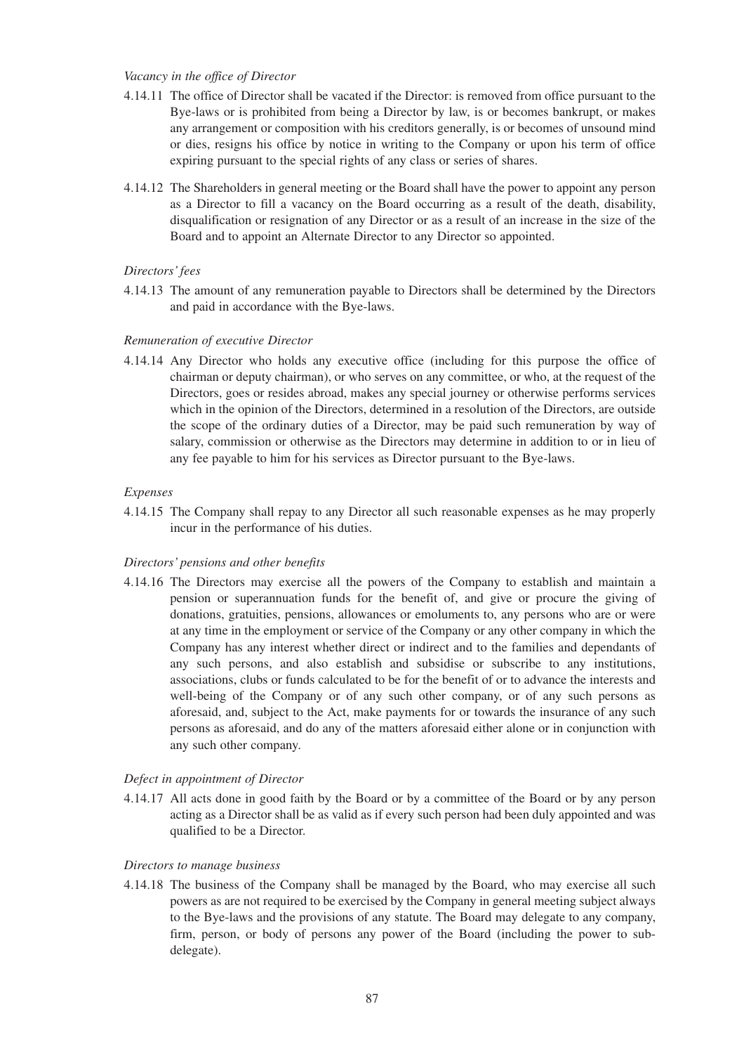*Vacancy in the office of Director*

4.14.11 The office of Director shall be vacated if the Director: is removed from office pursuant to the Bye-laws or is prohibited from being a Director by law, is or becomes bankrupt, or makes any arrangement or composition with his creditors generally, is or becomes of unsound mind or dies, resigns his office by notice in writing to the Company or upon his term of office expiring pursuant to the special rights of any class or series of shares.

4.14.12 The Shareholders in general meeting or the Board shall have the power to appoint any person as a Director to fill a vacancy on the Board occurring as a result of the death, disability, disqualification or resignation of any Director or as a result of an increase in the size of the Board and to appoint an Alternate Director to any Director so appointed.

*Directors' fees*

4.14.13 The amount of any remuneration payable to Directors shall be determined by the Directors and paid in accordance with the Bye-laws.

*Remuneration of executive Director*

4.14.14 Any Director who holds any executive office (including for this purpose the office of chairman or deputy chairman), or who serves on any committee, or who, at the request of the Directors, goes or resides abroad, makes any special journey or otherwise performs services which in the opinion of the Directors, determined in a resolution of the Directors, are outside the scope of the ordinary duties of a Director, may be paid such remuneration by way of salary, commission or otherwise as the Directors may determine in addition to or in lieu of any fee payable to him for his services as Director pursuant to the Bye-laws.

*Expenses*

4.14.15 The Company shall repay to any Director all such reasonable expenses as he may properly incur in the performance of his duties.

*Directors' pensions and other benefits*

4.14.16 The Directors may exercise all the powers of the Company to establish and maintain a pension or superannuation funds for the benefit of, and give or procure the giving of donations, gratuities, pensions, allowances or emoluments to, any persons who are or were at any time in the employment or service of the Company or any other company in which the Company has any interest whether direct or indirect and to the families and dependants of any such persons, and also establish and subsidise or subscribe to any institutions, associations, clubs or funds calculated to be for the benefit of or to advance the interests and well-being of the Company or of any such other company, or of any such persons as aforesaid, and, subject to the Act, make payments for or towards the insurance of any such persons as aforesaid, and do any of the matters aforesaid either alone or in conjunction with any such other company.

*Defect in appointment of Director*

4.14.17 All acts done in good faith by the Board or by a committee of the Board or by any person acting as a Director shall be as valid as if every such person had been duly appointed and was qualified to be a Director.

*Directors to manage business*

4.14.18 The business of the Company shall be managed by the Board, who may exercise all such powers as are not required to be exercised by the Company in general meeting subject always to the Bye-laws and the provisions of any statute. The Board may delegate to any company, firm, person, or body of persons any power of the Board (including the power to sub-delegate).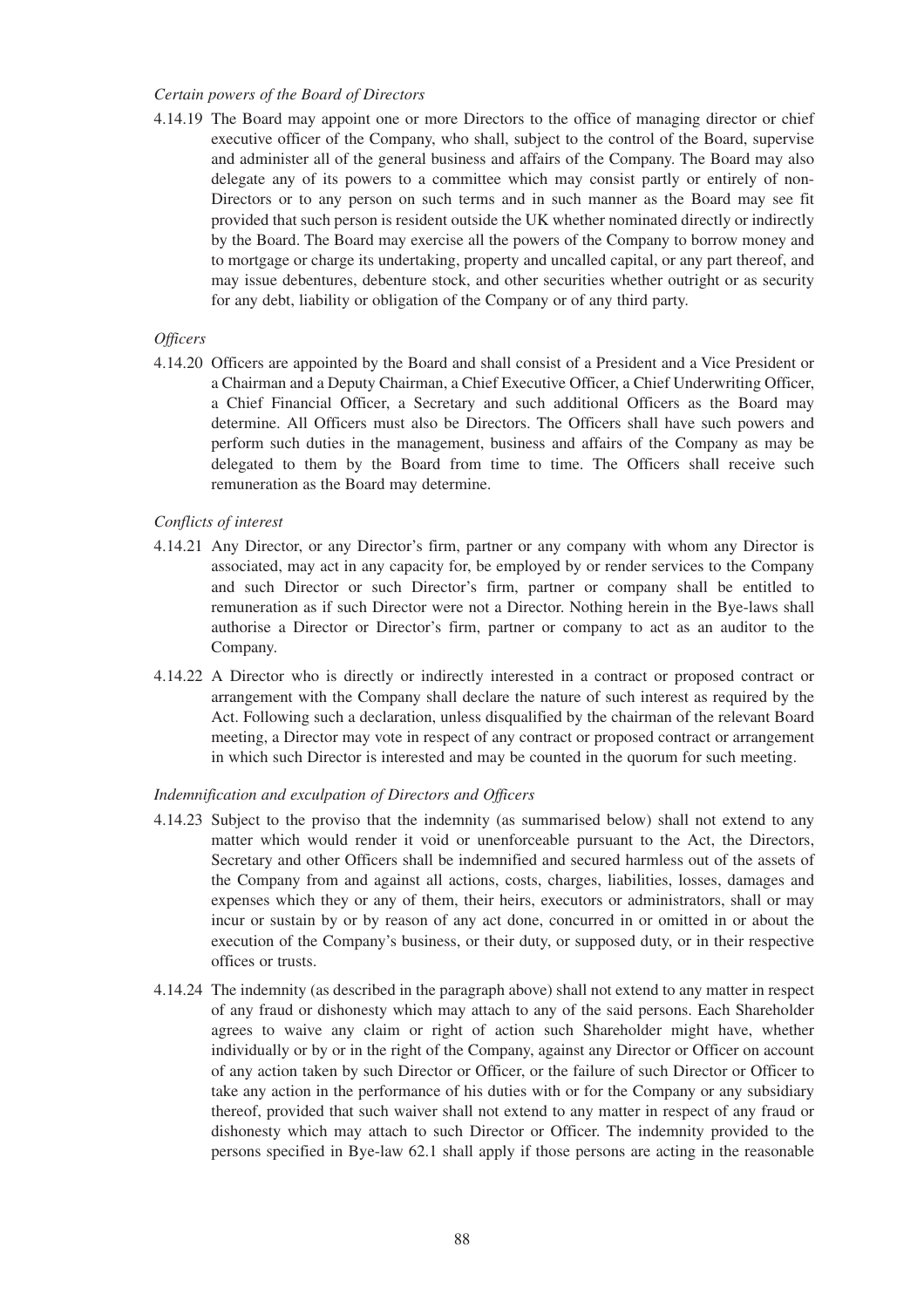*Certain powers of the Board of Directors*

4.14.19 The Board may appoint one or more Directors to the office of managing director or chief executive officer of the Company, who shall, subject to the control of the Board, supervise and administer all of the general business and affairs of the Company. The Board may also delegate any of its powers to a committee which may consist partly or entirely of non-Directors or to any person on such terms and in such manner as the Board may see fit provided that such person is resident outside the UK whether nominated directly or indirectly by the Board. The Board may exercise all the powers of the Company to borrow money and to mortgage or charge its undertaking, property and uncalled capital, or any part thereof, and may issue debentures, debenture stock, and other securities whether outright or as security for any debt, liability or obligation of the Company or of any third party.

*Officers*

4.14.20 Officers are appointed by the Board and shall consist of a President and a Vice President or a Chairman and a Deputy Chairman, a Chief Executive Officer, a Chief Underwriting Officer, a Chief Financial Officer, a Secretary and such additional Officers as the Board may determine. All Officers must also be Directors. The Officers shall have such powers and perform such duties in the management, business and affairs of the Company as may be delegated to them by the Board from time to time. The Officers shall receive such remuneration as the Board may determine.

*Conflicts of interest*

4.14.21 Any Director, or any Director's firm, partner or any company with whom any Director is associated, may act in any capacity for, be employed by or render services to the Company and such Director or such Director's firm, partner or company shall be entitled to remuneration as if such Director were not a Director. Nothing herein in the Bye-laws shall authorise a Director or Director's firm, partner or company to act as an auditor to the Company.

4.14.22 A Director who is directly or indirectly interested in a contract or proposed contract or arrangement with the Company shall declare the nature of such interest as required by the Act. Following such a declaration, unless disqualified by the chairman of the relevant Board meeting, a Director may vote in respect of any contract or proposed contract or arrangement in which such Director is interested and may be counted in the quorum for such meeting.

*Indemnification and exculpation of Directors and Officers*

4.14.23 Subject to the proviso that the indemnity (as summarised below) shall not extend to any matter which would render it void or unenforceable pursuant to the Act, the Directors, Secretary and other Officers shall be indemnified and secured harmless out of the assets of the Company from and against all actions, costs, charges, liabilities, losses, damages and expenses which they or any of them, their heirs, executors or administrators, shall or may incur or sustain by or by reason of any act done, concurred in or omitted in or about the execution of the Company's business, or their duty, or supposed duty, or in their respective offices or trusts.

4.14.24 The indemnity (as described in the paragraph above) shall not extend to any matter in respect of any fraud or dishonesty which may attach to any of the said persons. Each Shareholder agrees to waive any claim or right of action such Shareholder might have, whether individually or by or in the right of the Company, against any Director or Officer on account of any action taken by such Director or Officer, or the failure of such Director or Officer to take any action in the performance of his duties with or for the Company or any subsidiary thereof, provided that such waiver shall not extend to any matter in respect of any fraud or dishonesty which may attach to such Director or Officer. The indemnity provided to the persons specified in Bye-law 62.1 shall apply if those persons are acting in the reasonable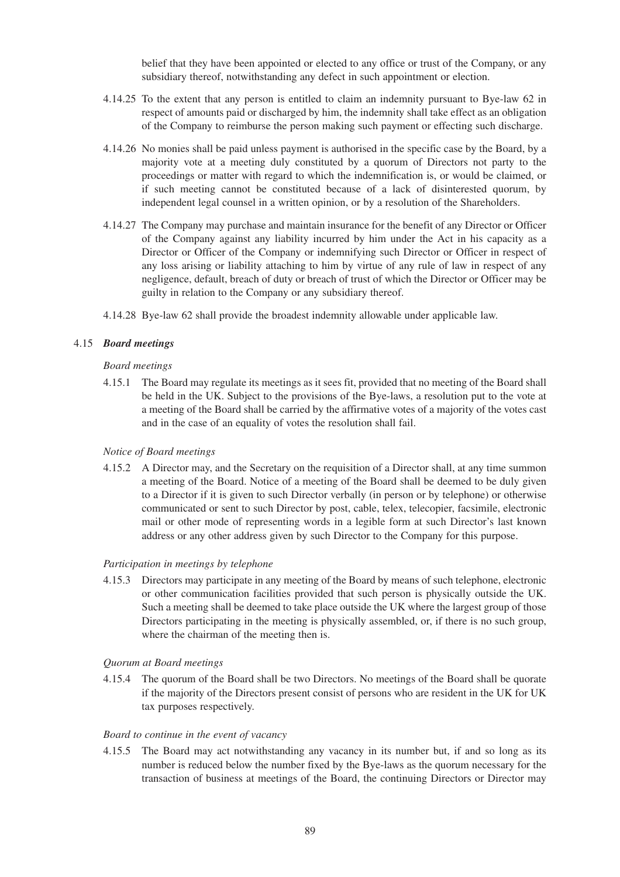belief that they have been appointed or elected to any office or trust of the Company, or any subsidiary thereof, notwithstanding any defect in such appointment or election.

4.14.25 To the extent that any person is entitled to claim an indemnity pursuant to Bye-law 62 in respect of amounts paid or discharged by him, the indemnity shall take effect as an obligation of the Company to reimburse the person making such payment or effecting such discharge.

4.14.26 No monies shall be paid unless payment is authorised in the specific case by the Board, by a majority vote at a meeting duly constituted by a quorum of Directors not party to the proceedings or matter with regard to which the indemnification is, or would be claimed, or if such meeting cannot be constituted because of a lack of disinterested quorum, by independent legal counsel in a written opinion, or by a resolution of the Shareholders.

4.14.27 The Company may purchase and maintain insurance for the benefit of any Director or Officer of the Company against any liability incurred by him under the Act in his capacity as a Director or Officer of the Company or indemnifying such Director or Officer in respect of any loss arising or liability attaching to him by virtue of any rule of law in respect of any negligence, default, breach of duty or breach of trust of which the Director or Officer may be guilty in relation to the Company or any subsidiary thereof.

4.14.28 Bye-law 62 shall provide the broadest indemnity allowable under applicable law.

### 4.15 *Board meetings*

*Board meetings*

4.15.1 The Board may regulate its meetings as it sees fit, provided that no meeting of the Board shall be held in the UK. Subject to the provisions of the Bye-laws, a resolution put to the vote at a meeting of the Board shall be carried by the affirmative votes of a majority of the votes cast and in the case of an equality of votes the resolution shall fail.

*Notice of Board meetings*

4.15.2 A Director may, and the Secretary on the requisition of a Director shall, at any time summon a meeting of the Board. Notice of a meeting of the Board shall be deemed to be duly given to a Director if it is given to such Director verbally (in person or by telephone) or otherwise communicated or sent to such Director by post, cable, telex, telecopier, facsimile, electronic mail or other mode of representing words in a legible form at such Director's last known address or any other address given by such Director to the Company for this purpose.

*Participation in meetings by telephone*

4.15.3 Directors may participate in any meeting of the Board by means of such telephone, electronic or other communication facilities provided that such person is physically outside the UK. Such a meeting shall be deemed to take place outside the UK where the largest group of those Directors participating in the meeting is physically assembled, or, if there is no such group, where the chairman of the meeting then is.

*Quorum at Board meetings*

4.15.4 The quorum of the Board shall be two Directors. No meetings of the Board shall be quorate if the majority of the Directors present consist of persons who are resident in the UK for UK tax purposes respectively.

*Board to continue in the event of vacancy*

4.15.5 The Board may act notwithstanding any vacancy in its number but, if and so long as its number is reduced below the number fixed by the Bye-laws as the quorum necessary for the transaction of business at meetings of the Board, the continuing Directors or Director may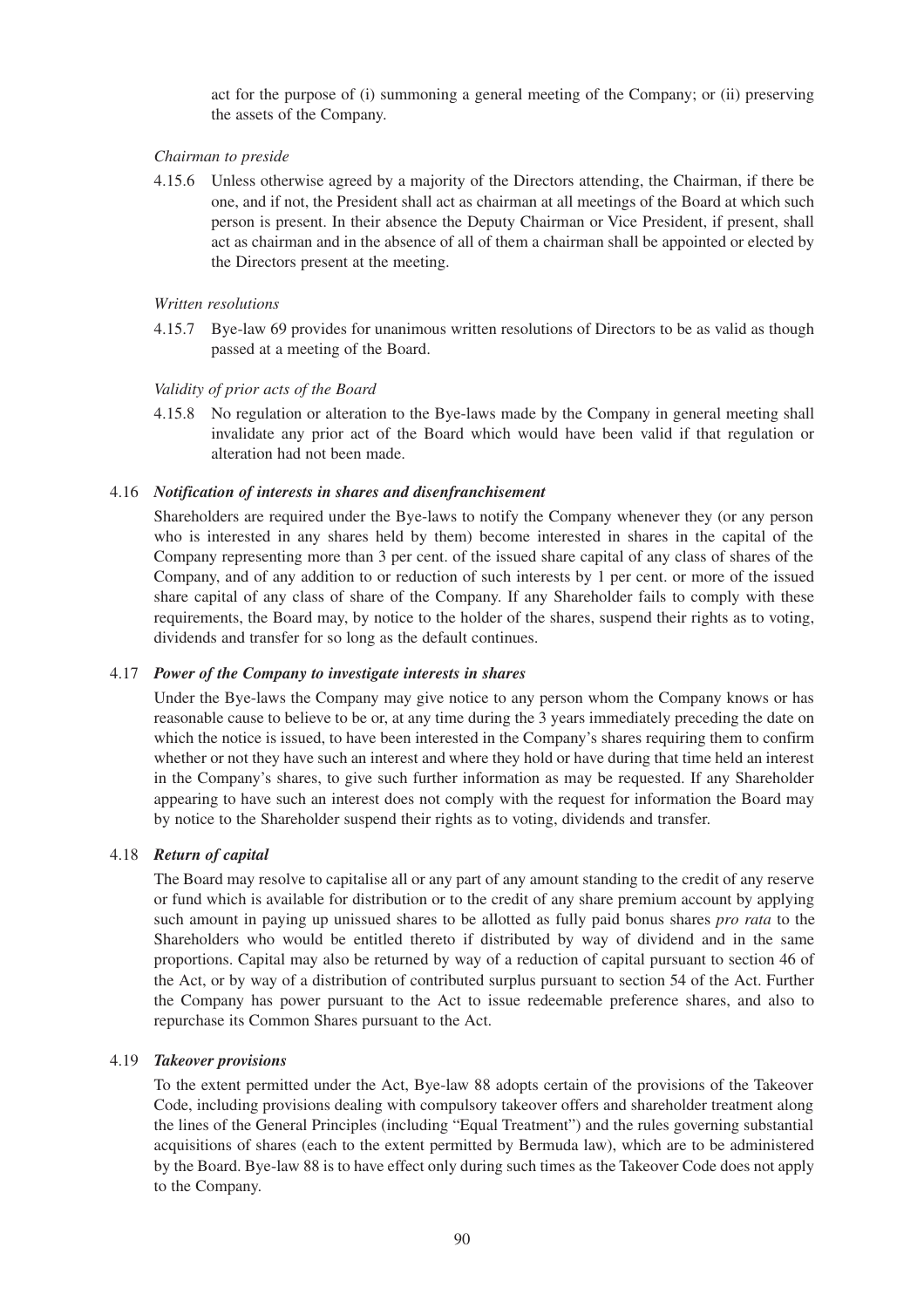act for the purpose of (i) summoning a general meeting of the Company; or (ii) preserving the assets of the Company.

*Chairman to preside*

4.15.6 Unless otherwise agreed by a majority of the Directors attending, the Chairman, if there be one, and if not, the President shall act as chairman at all meetings of the Board at which such person is present. In their absence the Deputy Chairman or Vice President, if present, shall act as chairman and in the absence of all of them a chairman shall be appointed or elected by the Directors present at the meeting.

*Written resolutions*

4.15.7 Bye-law 69 provides for unanimous written resolutions of Directors to be as valid as though passed at a meeting of the Board.

*Validity of prior acts of the Board*

4.15.8 No regulation or alteration to the Bye-laws made by the Company in general meeting shall invalidate any prior act of the Board which would have been valid if that regulation or alteration had not been made.

4.16 ***Notification of interests in shares and disenfranchisement***

Shareholders are required under the Bye-laws to notify the Company whenever they (or any person who is interested in any shares held by them) become interested in shares in the capital of the Company representing more than 3 per cent. of the issued share capital of any class of shares of the Company, and of any addition to or reduction of such interests by 1 per cent. or more of the issued share capital of any class of share of the Company. If any Shareholder fails to comply with these requirements, the Board may, by notice to the holder of the shares, suspend their rights as to voting, dividends and transfer for so long as the default continues.

4.17 ***Power of the Company to investigate interests in shares***

Under the Bye-laws the Company may give notice to any person whom the Company knows or has reasonable cause to believe to be or, at any time during the 3 years immediately preceding the date on which the notice is issued, to have been interested in the Company's shares requiring them to confirm whether or not they have such an interest and where they hold or have during that time held an interest in the Company's shares, to give such further information as may be requested. If any Shareholder appearing to have such an interest does not comply with the request for information the Board may by notice to the Shareholder suspend their rights as to voting, dividends and transfer.

4.18 ***Return of capital***

The Board may resolve to capitalise all or any part of any amount standing to the credit of any reserve or fund which is available for distribution or to the credit of any share premium account by applying such amount in paying up unissued shares to be allotted as fully paid bonus shares *pro rata* to the Shareholders who would be entitled thereto if distributed by way of dividend and in the same proportions. Capital may also be returned by way of a reduction of capital pursuant to section 46 of the Act, or by way of a distribution of contributed surplus pursuant to section 54 of the Act. Further the Company has power pursuant to the Act to issue redeemable preference shares, and also to repurchase its Common Shares pursuant to the Act.

4.19 ***Takeover provisions***

To the extent permitted under the Act, Bye-law 88 adopts certain of the provisions of the Takeover Code, including provisions dealing with compulsory takeover offers and shareholder treatment along the lines of the General Principles (including "Equal Treatment") and the rules governing substantial acquisitions of shares (each to the extent permitted by Bermuda law), which are to be administered by the Board. Bye-law 88 is to have effect only during such times as the Takeover Code does not apply to the Company.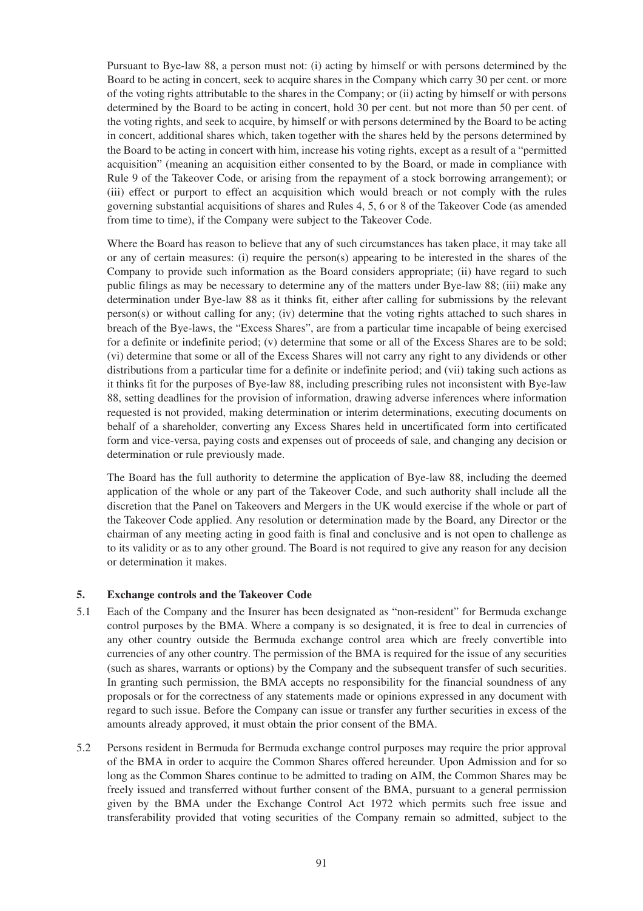Pursuant to Bye-law 88, a person must not: (i) acting by himself or with persons determined by the Board to be acting in concert, seek to acquire shares in the Company which carry 30 per cent. or more of the voting rights attributable to the shares in the Company; or (ii) acting by himself or with persons determined by the Board to be acting in concert, hold 30 per cent. but not more than 50 per cent. of the voting rights, and seek to acquire, by himself or with persons determined by the Board to be acting in concert, additional shares which, taken together with the shares held by the persons determined by the Board to be acting in concert with him, increase his voting rights, except as a result of a "permitted acquisition" (meaning an acquisition either consented to by the Board, or made in compliance with Rule 9 of the Takeover Code, or arising from the repayment of a stock borrowing arrangement); or (iii) effect or purport to effect an acquisition which would breach or not comply with the rules governing substantial acquisitions of shares and Rules 4, 5, 6 or 8 of the Takeover Code (as amended from time to time), if the Company were subject to the Takeover Code.

Where the Board has reason to believe that any of such circumstances has taken place, it may take all or any of certain measures: (i) require the person(s) appearing to be interested in the shares of the Company to provide such information as the Board considers appropriate; (ii) have regard to such public filings as may be necessary to determine any of the matters under Bye-law 88; (iii) make any determination under Bye-law 88 as it thinks fit, either after calling for submissions by the relevant person(s) or without calling for any; (iv) determine that the voting rights attached to such shares in breach of the Bye-laws, the "Excess Shares", are from a particular time incapable of being exercised for a definite or indefinite period; (v) determine that some or all of the Excess Shares are to be sold; (vi) determine that some or all of the Excess Shares will not carry any right to any dividends or other distributions from a particular time for a definite or indefinite period; and (vii) taking such actions as it thinks fit for the purposes of Bye-law 88, including prescribing rules not inconsistent with Bye-law 88, setting deadlines for the provision of information, drawing adverse inferences where information requested is not provided, making determination or interim determinations, executing documents on behalf of a shareholder, converting any Excess Shares held in uncertificated form into certificated form and vice-versa, paying costs and expenses out of proceeds of sale, and changing any decision or determination or rule previously made.

The Board has the full authority to determine the application of Bye-law 88, including the deemed application of the whole or any part of the Takeover Code, and such authority shall include all the discretion that the Panel on Takeovers and Mergers in the UK would exercise if the whole or part of the Takeover Code applied. Any resolution or determination made by the Board, any Director or the chairman of any meeting acting in good faith is final and conclusive and is not open to challenge as to its validity or as to any other ground. The Board is not required to give any reason for any decision or determination it makes.

## 5. Exchange controls and the Takeover Code

5.1 Each of the Company and the Insurer has been designated as "non-resident" for Bermuda exchange control purposes by the BMA. Where a company is so designated, it is free to deal in currencies of any other country outside the Bermuda exchange control area which are freely convertible into currencies of any other country. The permission of the BMA is required for the issue of any securities (such as shares, warrants or options) by the Company and the subsequent transfer of such securities. In granting such permission, the BMA accepts no responsibility for the financial soundness of any proposals or for the correctness of any statements made or opinions expressed in any document with regard to such issue. Before the Company can issue or transfer any further securities in excess of the amounts already approved, it must obtain the prior consent of the BMA.

5.2 Persons resident in Bermuda for Bermuda exchange control purposes may require the prior approval of the BMA in order to acquire the Common Shares offered hereunder. Upon Admission and for so long as the Common Shares continue to be admitted to trading on AIM, the Common Shares may be freely issued and transferred without further consent of the BMA, pursuant to a general permission given by the BMA under the Exchange Control Act 1972 which permits such free issue and transferability provided that voting securities of the Company remain so admitted, subject to the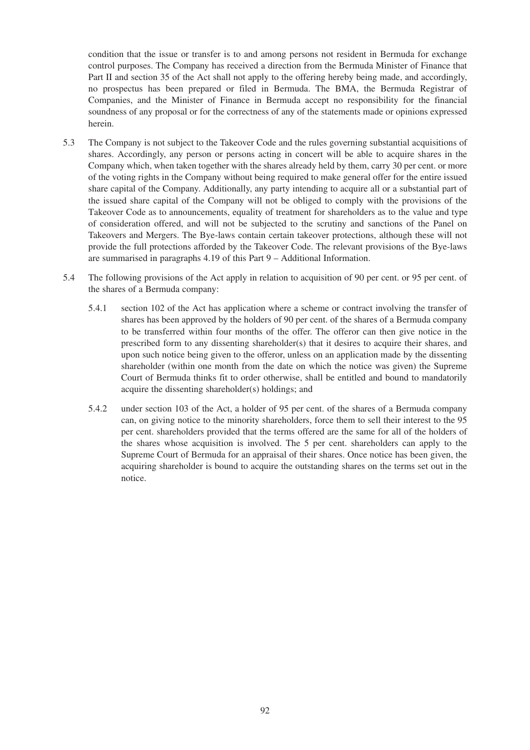condition that the issue or transfer is to and among persons not resident in Bermuda for exchange control purposes. The Company has received a direction from the Bermuda Minister of Finance that Part II and section 35 of the Act shall not apply to the offering hereby being made, and accordingly, no prospectus has been prepared or filed in Bermuda. The BMA, the Bermuda Registrar of Companies, and the Minister of Finance in Bermuda accept no responsibility for the financial soundness of any proposal or for the correctness of any of the statements made or opinions expressed herein.

5.3 The Company is not subject to the Takeover Code and the rules governing substantial acquisitions of shares. Accordingly, any person or persons acting in concert will be able to acquire shares in the Company which, when taken together with the shares already held by them, carry 30 per cent. or more of the voting rights in the Company without being required to make general offer for the entire issued share capital of the Company. Additionally, any party intending to acquire all or a substantial part of the issued share capital of the Company will not be obliged to comply with the provisions of the Takeover Code as to announcements, equality of treatment for shareholders as to the value and type of consideration offered, and will not be subjected to the scrutiny and sanctions of the Panel on Takeovers and Mergers. The Bye-laws contain certain takeover protections, although these will not provide the full protections afforded by the Takeover Code. The relevant provisions of the Bye-laws are summarised in paragraphs 4.19 of this Part 9 – Additional Information.

5.4 The following provisions of the Act apply in relation to acquisition of 90 per cent. or 95 per cent. of the shares of a Bermuda company:

5.4.1 section 102 of the Act has application where a scheme or contract involving the transfer of shares has been approved by the holders of 90 per cent. of the shares of a Bermuda company to be transferred within four months of the offer. The offeror can then give notice in the prescribed form to any dissenting shareholder(s) that it desires to acquire their shares, and upon such notice being given to the offeror, unless on an application made by the dissenting shareholder (within one month from the date on which the notice was given) the Supreme Court of Bermuda thinks fit to order otherwise, shall be entitled and bound to mandatorily acquire the dissenting shareholder(s) holdings; and

5.4.2 under section 103 of the Act, a holder of 95 per cent. of the shares of a Bermuda company can, on giving notice to the minority shareholders, force them to sell their interest to the 95 per cent. shareholders provided that the terms offered are the same for all of the holders of the shares whose acquisition is involved. The 5 per cent. shareholders can apply to the Supreme Court of Bermuda for an appraisal of their shares. Once notice has been given, the acquiring shareholder is bound to acquire the outstanding shares on the terms set out in the notice.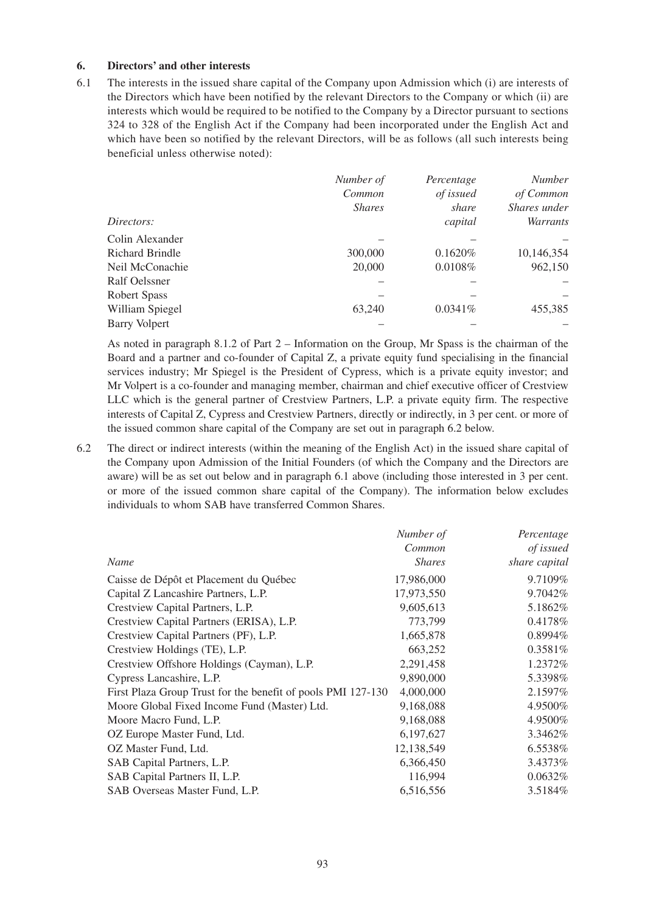**6. Directors' and other interests**

6.1 The interests in the issued share capital of the Company upon Admission which (i) are interests of the Directors which have been notified by the relevant Directors to the Company or which (ii) are interests which would be required to be notified to the Company by a Director pursuant to sections 324 to 328 of the English Act if the Company had been incorporated under the English Act and which have been so notified by the relevant Directors, will be as follows (all such interests being beneficial unless otherwise noted):

| *Directors:* | *Number of Common Shares* | *Percentage of issued share capital* | *Number of Common Shares under Warrants* |
|---|---|---|---|
| Colin Alexander | – | – | – |
| Richard Brindle | 300,000 | 0.1620% | 10,146,354 |
| Neil McConachie | 20,000 | 0.0108% | 962,150 |
| Ralf Oelssner | – | – | – |
| Robert Spass | – | – | – |
| William Spiegel | 63,240 | 0.0341% | 455,385 |
| Barry Volpert | – | – | – |

As noted in paragraph 8.1.2 of Part 2 – Information on the Group, Mr Spass is the chairman of the Board and a partner and co-founder of Capital Z, a private equity fund specialising in the financial services industry; Mr Spiegel is the President of Cypress, which is a private equity investor; and Mr Volpert is a co-founder and managing member, chairman and chief executive officer of Crestview LLC which is the general partner of Crestview Partners, L.P. a private equity firm. The respective interests of Capital Z, Cypress and Crestview Partners, directly or indirectly, in 3 per cent. or more of the issued common share capital of the Company are set out in paragraph 6.2 below.

6.2 The direct or indirect interests (within the meaning of the English Act) in the issued share capital of the Company upon Admission of the Initial Founders (of which the Company and the Directors are aware) will be as set out below and in paragraph 6.1 above (including those interested in 3 per cent. or more of the issued common share capital of the Company). The information below excludes individuals to whom SAB have transferred Common Shares.

| *Name* | *Number of Common Shares* | *Percentage of issued share capital* |
|---|---|---|
| Caisse de Dépôt et Placement du Québec | 17,986,000 | 9.7109% |
| Capital Z Lancashire Partners, L.P. | 17,973,550 | 9.7042% |
| Crestview Capital Partners, L.P. | 9,605,613 | 5.1862% |
| Crestview Capital Partners (ERISA), L.P. | 773,799 | 0.4178% |
| Crestview Capital Partners (PF), L.P. | 1,665,878 | 0.8994% |
| Crestview Holdings (TE), L.P. | 663,252 | 0.3581% |
| Crestview Offshore Holdings (Cayman), L.P. | 2,291,458 | 1.2372% |
| Cypress Lancashire, L.P. | 9,890,000 | 5.3398% |
| First Plaza Group Trust for the benefit of pools PMI 127-130 | 4,000,000 | 2.1597% |
| Moore Global Fixed Income Fund (Master) Ltd. | 9,168,088 | 4.9500% |
| Moore Macro Fund, L.P. | 9,168,088 | 4.9500% |
| OZ Europe Master Fund, Ltd. | 6,197,627 | 3.3462% |
| OZ Master Fund, Ltd. | 12,138,549 | 6.5538% |
| SAB Capital Partners, L.P. | 6,366,450 | 3.4373% |
| SAB Capital Partners II, L.P. | 116,994 | 0.0632% |
| SAB Overseas Master Fund, L.P. | 6,516,556 | 3.5184% |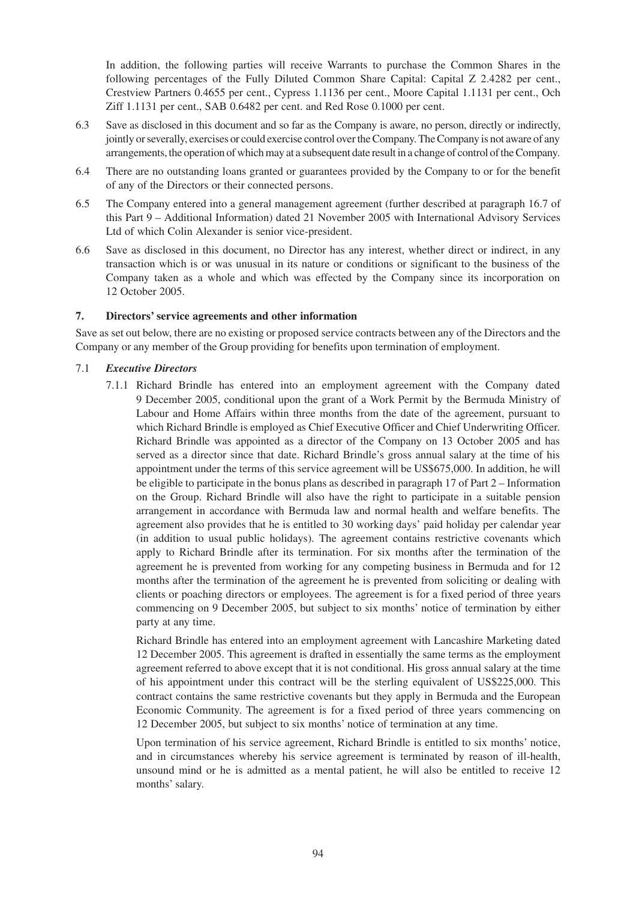In addition, the following parties will receive Warrants to purchase the Common Shares in the following percentages of the Fully Diluted Common Share Capital: Capital Z 2.4282 per cent., Crestview Partners 0.4655 per cent., Cypress 1.1136 per cent., Moore Capital 1.1131 per cent., Och Ziff 1.1131 per cent., SAB 0.6482 per cent. and Red Rose 0.1000 per cent.

6.3 Save as disclosed in this document and so far as the Company is aware, no person, directly or indirectly, jointly or severally, exercises or could exercise control over the Company. The Company is not aware of any arrangements, the operation of which may at a subsequent date result in a change of control of the Company.

6.4 There are no outstanding loans granted or guarantees provided by the Company to or for the benefit of any of the Directors or their connected persons.

6.5 The Company entered into a general management agreement (further described at paragraph 16.7 of this Part 9 – Additional Information) dated 21 November 2005 with International Advisory Services Ltd of which Colin Alexander is senior vice-president.

6.6 Save as disclosed in this document, no Director has any interest, whether direct or indirect, in any transaction which is or was unusual in its nature or conditions or significant to the business of the Company taken as a whole and which was effected by the Company since its incorporation on 12 October 2005.

## 7. Directors' service agreements and other information

Save as set out below, there are no existing or proposed service contracts between any of the Directors and the Company or any member of the Group providing for benefits upon termination of employment.

7.1 ***Executive Directors***

7.1.1 Richard Brindle has entered into an employment agreement with the Company dated 9 December 2005, conditional upon the grant of a Work Permit by the Bermuda Ministry of Labour and Home Affairs within three months from the date of the agreement, pursuant to which Richard Brindle is employed as Chief Executive Officer and Chief Underwriting Officer. Richard Brindle was appointed as a director of the Company on 13 October 2005 and has served as a director since that date. Richard Brindle's gross annual salary at the time of his appointment under the terms of this service agreement will be US$675,000. In addition, he will be eligible to participate in the bonus plans as described in paragraph 17 of Part 2 – Information on the Group. Richard Brindle will also have the right to participate in a suitable pension arrangement in accordance with Bermuda law and normal health and welfare benefits. The agreement also provides that he is entitled to 30 working days' paid holiday per calendar year (in addition to usual public holidays). The agreement contains restrictive covenants which apply to Richard Brindle after its termination. For six months after the termination of the agreement he is prevented from working for any competing business in Bermuda and for 12 months after the termination of the agreement he is prevented from soliciting or dealing with clients or poaching directors or employees. The agreement is for a fixed period of three years commencing on 9 December 2005, but subject to six months' notice of termination by either party at any time.

Richard Brindle has entered into an employment agreement with Lancashire Marketing dated 12 December 2005. This agreement is drafted in essentially the same terms as the employment agreement referred to above except that it is not conditional. His gross annual salary at the time of his appointment under this contract will be the sterling equivalent of US$225,000. This contract contains the same restrictive covenants but they apply in Bermuda and the European Economic Community. The agreement is for a fixed period of three years commencing on 12 December 2005, but subject to six months' notice of termination at any time.

Upon termination of his service agreement, Richard Brindle is entitled to six months' notice, and in circumstances whereby his service agreement is terminated by reason of ill-health, unsound mind or he is admitted as a mental patient, he will also be entitled to receive 12 months' salary.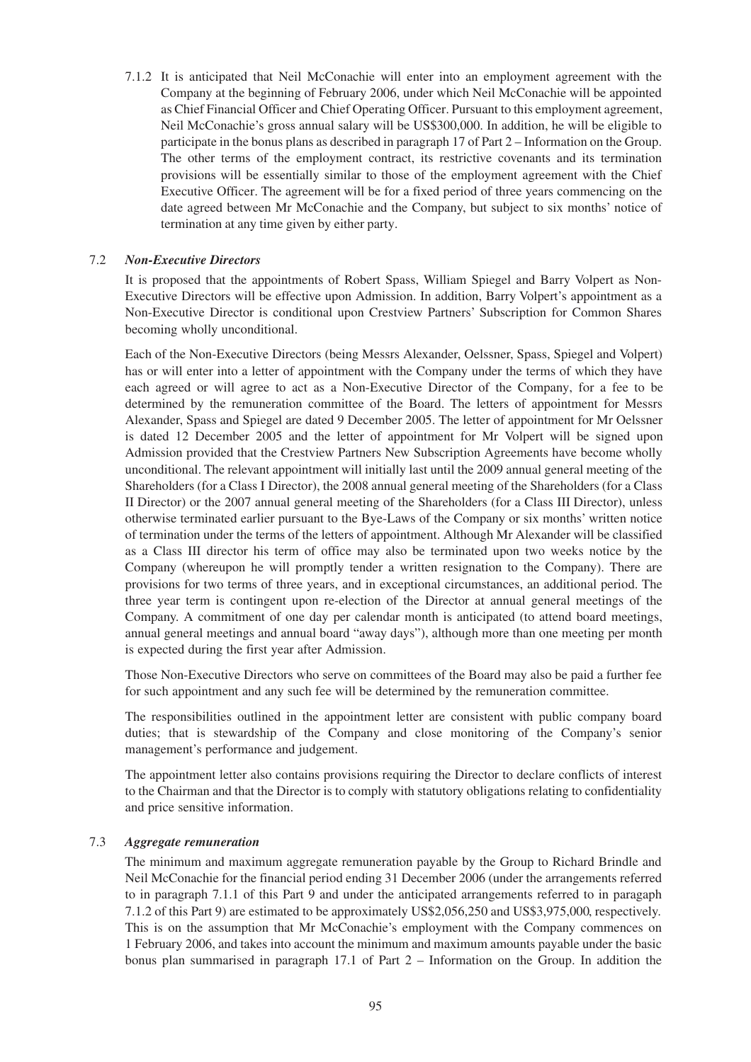7.1.2 It is anticipated that Neil McConachie will enter into an employment agreement with the Company at the beginning of February 2006, under which Neil McConachie will be appointed as Chief Financial Officer and Chief Operating Officer. Pursuant to this employment agreement, Neil McConachie's gross annual salary will be US$300,000. In addition, he will be eligible to participate in the bonus plans as described in paragraph 17 of Part 2 – Information on the Group. The other terms of the employment contract, its restrictive covenants and its termination provisions will be essentially similar to those of the employment agreement with the Chief Executive Officer. The agreement will be for a fixed period of three years commencing on the date agreed between Mr McConachie and the Company, but subject to six months' notice of termination at any time given by either party.

7.2 ***Non-Executive Directors***

It is proposed that the appointments of Robert Spass, William Spiegel and Barry Volpert as Non-Executive Directors will be effective upon Admission. In addition, Barry Volpert's appointment as a Non-Executive Director is conditional upon Crestview Partners' Subscription for Common Shares becoming wholly unconditional.

Each of the Non-Executive Directors (being Messrs Alexander, Oelssner, Spass, Spiegel and Volpert) has or will enter into a letter of appointment with the Company under the terms of which they have each agreed or will agree to act as a Non-Executive Director of the Company, for a fee to be determined by the remuneration committee of the Board. The letters of appointment for Messrs Alexander, Spass and Spiegel are dated 9 December 2005. The letter of appointment for Mr Oelssner is dated 12 December 2005 and the letter of appointment for Mr Volpert will be signed upon Admission provided that the Crestview Partners New Subscription Agreements have become wholly unconditional. The relevant appointment will initially last until the 2009 annual general meeting of the Shareholders (for a Class I Director), the 2008 annual general meeting of the Shareholders (for a Class II Director) or the 2007 annual general meeting of the Shareholders (for a Class III Director), unless otherwise terminated earlier pursuant to the Bye-Laws of the Company or six months' written notice of termination under the terms of the letters of appointment. Although Mr Alexander will be classified as a Class III director his term of office may also be terminated upon two weeks notice by the Company (whereupon he will promptly tender a written resignation to the Company). There are provisions for two terms of three years, and in exceptional circumstances, an additional period. The three year term is contingent upon re-election of the Director at annual general meetings of the Company. A commitment of one day per calendar month is anticipated (to attend board meetings, annual general meetings and annual board "away days"), although more than one meeting per month is expected during the first year after Admission.

Those Non-Executive Directors who serve on committees of the Board may also be paid a further fee for such appointment and any such fee will be determined by the remuneration committee.

The responsibilities outlined in the appointment letter are consistent with public company board duties; that is stewardship of the Company and close monitoring of the Company's senior management's performance and judgement.

The appointment letter also contains provisions requiring the Director to declare conflicts of interest to the Chairman and that the Director is to comply with statutory obligations relating to confidentiality and price sensitive information.

7.3 ***Aggregate remuneration***

The minimum and maximum aggregate remuneration payable by the Group to Richard Brindle and Neil McConachie for the financial period ending 31 December 2006 (under the arrangements referred to in paragraph 7.1.1 of this Part 9 and under the anticipated arrangements referred to in paragaph 7.1.2 of this Part 9) are estimated to be approximately US$2,056,250 and US$3,975,000, respectively. This is on the assumption that Mr McConachie's employment with the Company commences on 1 February 2006, and takes into account the minimum and maximum amounts payable under the basic bonus plan summarised in paragraph 17.1 of Part 2 – Information on the Group. In addition the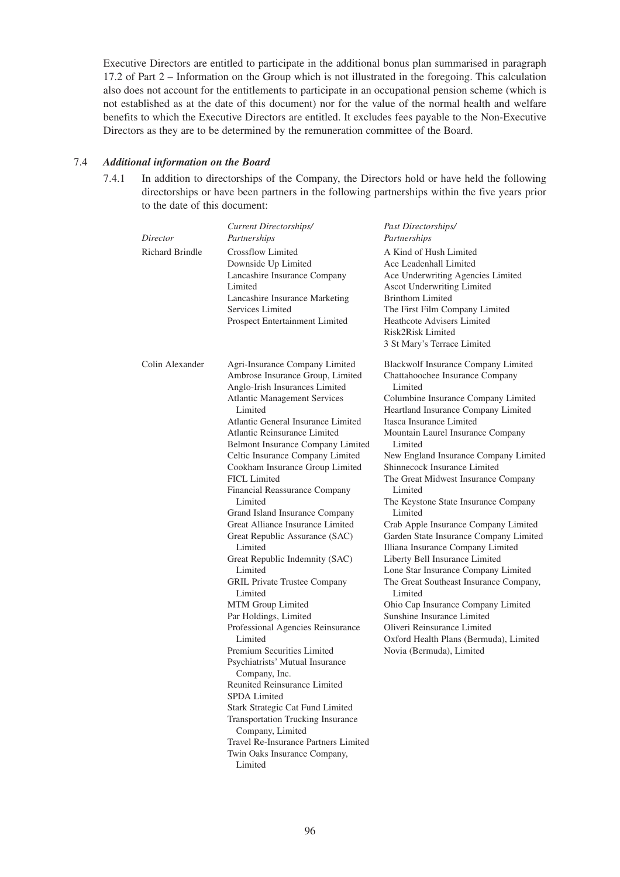Executive Directors are entitled to participate in the additional bonus plan summarised in paragraph 17.2 of Part 2 – Information on the Group which is not illustrated in the foregoing. This calculation also does not account for the entitlements to participate in an occupational pension scheme (which is not established as at the date of this document) nor for the value of the normal health and welfare benefits to which the Executive Directors are entitled. It excludes fees payable to the Non-Executive Directors as they are to be determined by the remuneration committee of the Board.

7.4 ***Additional information on the Board***

7.4.1 In addition to directorships of the Company, the Directors hold or have held the following directorships or have been partners in the following partnerships within the five years prior to the date of this document:

| *Director* | *Current Directorships/ Partnerships* | *Past Directorships/ Partnerships* |
|---|---|---|
| Richard Brindle | Crossflow Limited<br>Downside Up Limited<br>Lancashire Insurance Company Limited<br>Lancashire Insurance Marketing Services Limited<br>Prospect Entertainment Limited | A Kind of Hush Limited<br>Ace Leadenhall Limited<br>Ace Underwriting Agencies Limited<br>Ascot Underwriting Limited<br>Brinthom Limited<br>The First Film Company Limited<br>Heathcote Advisers Limited<br>Risk2Risk Limited<br>3 St Mary's Terrace Limited |
| Colin Alexander | Agri-Insurance Company Limited<br>Ambrose Insurance Group, Limited<br>Anglo-Irish Insurances Limited<br>Atlantic Management Services Limited<br>Atlantic General Insurance Limited<br>Atlantic Reinsurance Limited<br>Belmont Insurance Company Limited<br>Celtic Insurance Company Limited<br>Cookham Insurance Group Limited<br>FICL Limited<br>Financial Reassurance Company Limited<br>Grand Island Insurance Company<br>Great Alliance Insurance Limited<br>Great Republic Assurance (SAC) Limited<br>Great Republic Indemnity (SAC) Limited<br>GRIL Private Trustee Company Limited<br>MTM Group Limited<br>Par Holdings, Limited<br>Professional Agencies Reinsurance Limited<br>Premium Securities Limited<br>Psychiatrists' Mutual Insurance Company, Inc.<br>Reunited Reinsurance Limited<br>SPDA Limited<br>Stark Strategic Cat Fund Limited<br>Transportation Trucking Insurance Company, Limited<br>Travel Re-Insurance Partners Limited<br>Twin Oaks Insurance Company, Limited | Blackwolf Insurance Company Limited<br>Chattahoochee Insurance Company Limited<br>Columbine Insurance Company Limited<br>Heartland Insurance Company Limited<br>Itasca Insurance Limited<br>Mountain Laurel Insurance Company Limited<br>New England Insurance Company Limited<br>Shinnecock Insurance Limited<br>The Great Midwest Insurance Company Limited<br>The Keystone State Insurance Company Limited<br>Crab Apple Insurance Company Limited<br>Garden State Insurance Company Limited<br>Illiana Insurance Company Limited<br>Liberty Bell Insurance Limited<br>Lone Star Insurance Company Limited<br>The Great Southeast Insurance Company, Limited<br>Ohio Cap Insurance Company Limited<br>Sunshine Insurance Limited<br>Oliveri Reinsurance Limited<br>Oxford Health Plans (Bermuda), Limited<br>Novia (Bermuda), Limited |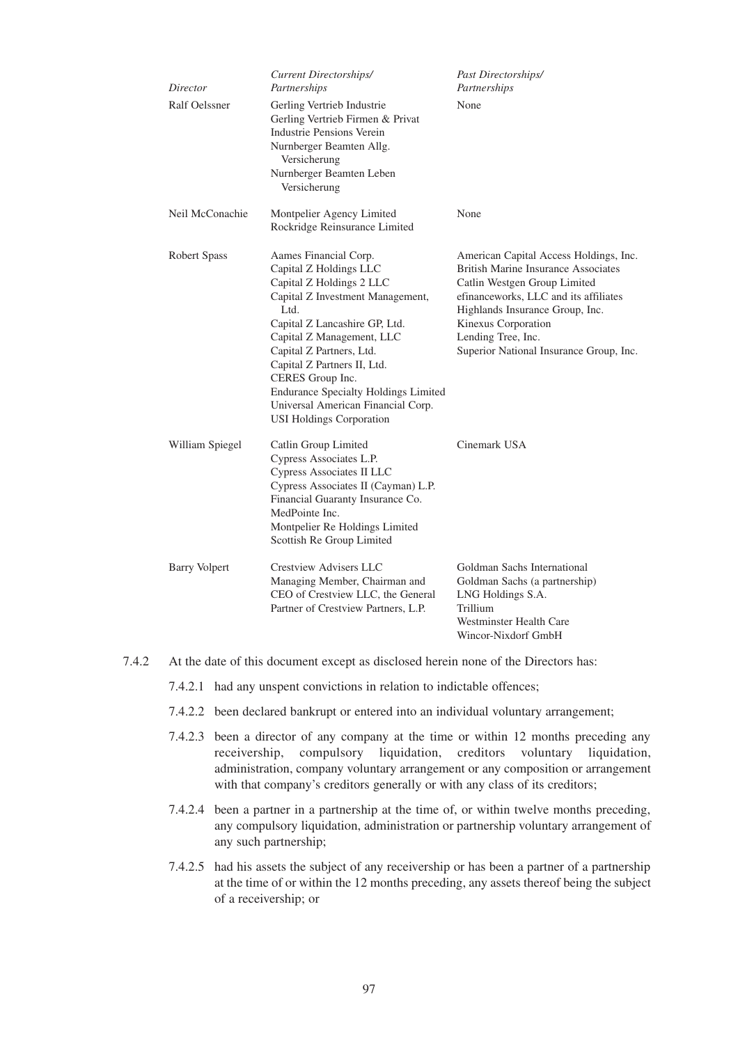| *Director* | *Current Directorships/ Partnerships* | *Past Directorships/ Partnerships* |
|---|---|---|
| Ralf Oelssner | Gerling Vertrieb Industrie<br>Gerling Vertrieb Firmen & Privat<br>Industrie Pensions Verein<br>Nurnberger Beamten Allg. Versicherung<br>Nurnberger Beamten Leben Versicherung | None |
| Neil McConachie | Montpelier Agency Limited<br>Rockridge Reinsurance Limited | None |
| Robert Spass | Aames Financial Corp.<br>Capital Z Holdings LLC<br>Capital Z Holdings 2 LLC<br>Capital Z Investment Management, Ltd.<br>Capital Z Lancashire GP, Ltd.<br>Capital Z Management, LLC<br>Capital Z Partners, Ltd.<br>Capital Z Partners II, Ltd.<br>CERES Group Inc.<br>Endurance Specialty Holdings Limited<br>Universal American Financial Corp.<br>USI Holdings Corporation | American Capital Access Holdings, Inc.<br>British Marine Insurance Associates<br>Catlin Westgen Group Limited<br>efinanceworks, LLC and its affiliates<br>Highlands Insurance Group, Inc.<br>Kinexus Corporation<br>Lending Tree, Inc.<br>Superior National Insurance Group, Inc. |
| William Spiegel | Catlin Group Limited<br>Cypress Associates L.P.<br>Cypress Associates II LLC<br>Cypress Associates II (Cayman) L.P.<br>Financial Guaranty Insurance Co.<br>MedPointe Inc.<br>Montpelier Re Holdings Limited<br>Scottish Re Group Limited | Cinemark USA |
| Barry Volpert | Crestview Advisers LLC<br>Managing Member, Chairman and CEO of Crestview LLC, the General Partner of Crestview Partners, L.P. | Goldman Sachs International<br>Goldman Sachs (a partnership)<br>LNG Holdings S.A.<br>Trillium<br>Westminster Health Care<br>Wincor-Nixdorf GmbH |

7.4.2 At the date of this document except as disclosed herein none of the Directors has:

7.4.2.1 had any unspent convictions in relation to indictable offences;

7.4.2.2 been declared bankrupt or entered into an individual voluntary arrangement;

7.4.2.3 been a director of any company at the time or within 12 months preceding any receivership, compulsory liquidation, creditors voluntary liquidation, administration, company voluntary arrangement or any composition or arrangement with that company's creditors generally or with any class of its creditors;

7.4.2.4 been a partner in a partnership at the time of, or within twelve months preceding, any compulsory liquidation, administration or partnership voluntary arrangement of any such partnership;

7.4.2.5 had his assets the subject of any receivership or has been a partner of a partnership at the time of or within the 12 months preceding, any assets thereof being the subject of a receivership; or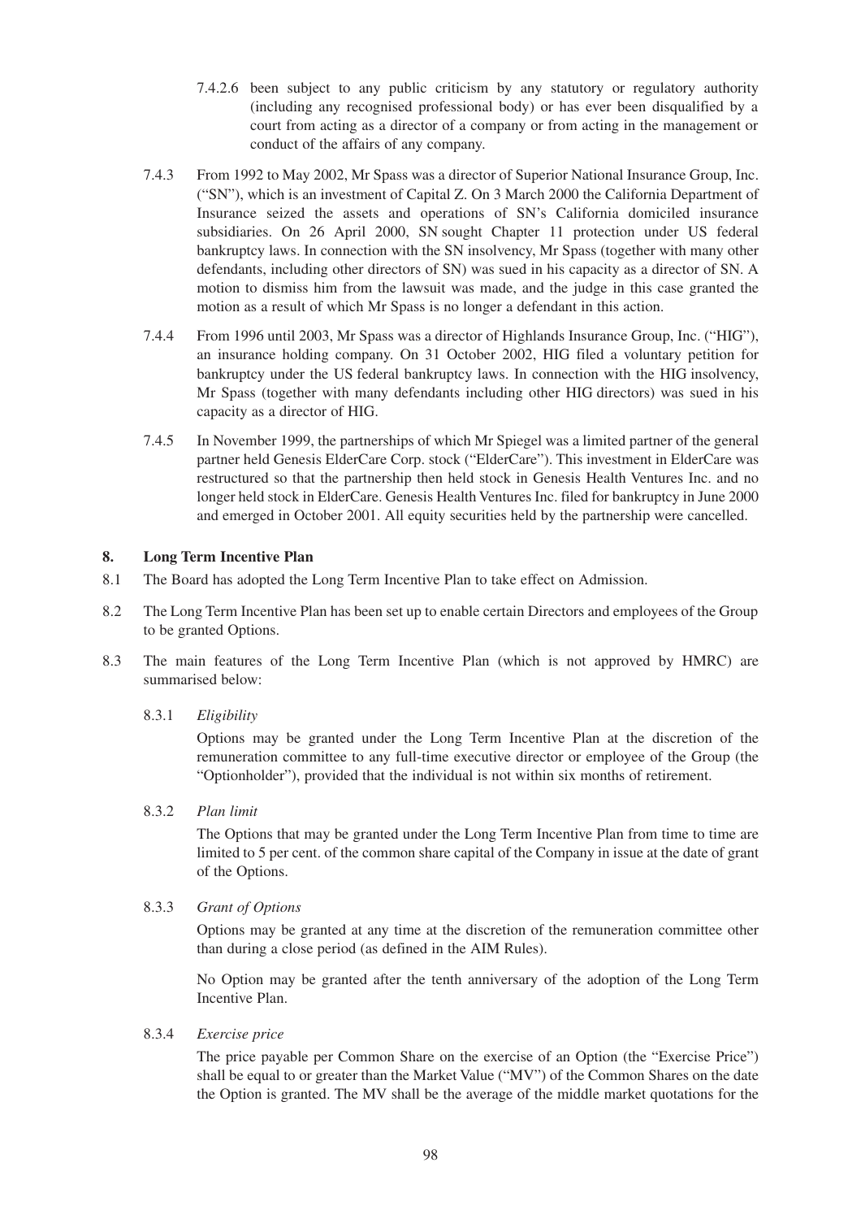7.4.2.6 been subject to any public criticism by any statutory or regulatory authority (including any recognised professional body) or has ever been disqualified by a court from acting as a director of a company or from acting in the management or conduct of the affairs of any company.

7.4.3 From 1992 to May 2002, Mr Spass was a director of Superior National Insurance Group, Inc. ("SN"), which is an investment of Capital Z. On 3 March 2000 the California Department of Insurance seized the assets and operations of SN's California domiciled insurance subsidiaries. On 26 April 2000, SN sought Chapter 11 protection under US federal bankruptcy laws. In connection with the SN insolvency, Mr Spass (together with many other defendants, including other directors of SN) was sued in his capacity as a director of SN. A motion to dismiss him from the lawsuit was made, and the judge in this case granted the motion as a result of which Mr Spass is no longer a defendant in this action.

7.4.4 From 1996 until 2003, Mr Spass was a director of Highlands Insurance Group, Inc. ("HIG"), an insurance holding company. On 31 October 2002, HIG filed a voluntary petition for bankruptcy under the US federal bankruptcy laws. In connection with the HIG insolvency, Mr Spass (together with many defendants including other HIG directors) was sued in his capacity as a director of HIG.

7.4.5 In November 1999, the partnerships of which Mr Spiegel was a limited partner of the general partner held Genesis ElderCare Corp. stock ("ElderCare"). This investment in ElderCare was restructured so that the partnership then held stock in Genesis Health Ventures Inc. and no longer held stock in ElderCare. Genesis Health Ventures Inc. filed for bankruptcy in June 2000 and emerged in October 2001. All equity securities held by the partnership were cancelled.

## 8. Long Term Incentive Plan

8.1 The Board has adopted the Long Term Incentive Plan to take effect on Admission.

8.2 The Long Term Incentive Plan has been set up to enable certain Directors and employees of the Group to be granted Options.

8.3 The main features of the Long Term Incentive Plan (which is not approved by HMRC) are summarised below:

8.3.1 *Eligibility*

Options may be granted under the Long Term Incentive Plan at the discretion of the remuneration committee to any full-time executive director or employee of the Group (the "Optionholder"), provided that the individual is not within six months of retirement.

8.3.2 *Plan limit*

The Options that may be granted under the Long Term Incentive Plan from time to time are limited to 5 per cent. of the common share capital of the Company in issue at the date of grant of the Options.

8.3.3 *Grant of Options*

Options may be granted at any time at the discretion of the remuneration committee other than during a close period (as defined in the AIM Rules).

No Option may be granted after the tenth anniversary of the adoption of the Long Term Incentive Plan.

8.3.4 *Exercise price*

The price payable per Common Share on the exercise of an Option (the "Exercise Price") shall be equal to or greater than the Market Value ("MV") of the Common Shares on the date the Option is granted. The MV shall be the average of the middle market quotations for the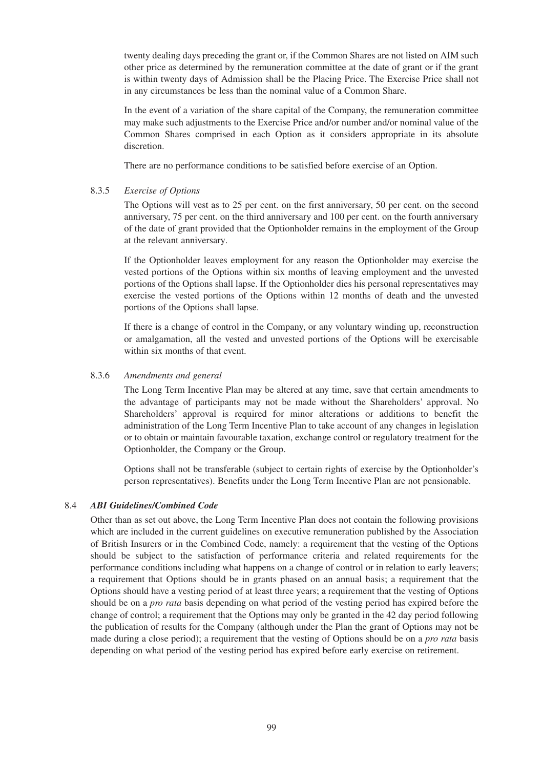twenty dealing days preceding the grant or, if the Common Shares are not listed on AIM such other price as determined by the remuneration committee at the date of grant or if the grant is within twenty days of Admission shall be the Placing Price. The Exercise Price shall not in any circumstances be less than the nominal value of a Common Share.

In the event of a variation of the share capital of the Company, the remuneration committee may make such adjustments to the Exercise Price and/or number and/or nominal value of the Common Shares comprised in each Option as it considers appropriate in its absolute discretion.

There are no performance conditions to be satisfied before exercise of an Option.

8.3.5 *Exercise of Options*

The Options will vest as to 25 per cent. on the first anniversary, 50 per cent. on the second anniversary, 75 per cent. on the third anniversary and 100 per cent. on the fourth anniversary of the date of grant provided that the Optionholder remains in the employment of the Group at the relevant anniversary.

If the Optionholder leaves employment for any reason the Optionholder may exercise the vested portions of the Options within six months of leaving employment and the unvested portions of the Options shall lapse. If the Optionholder dies his personal representatives may exercise the vested portions of the Options within 12 months of death and the unvested portions of the Options shall lapse.

If there is a change of control in the Company, or any voluntary winding up, reconstruction or amalgamation, all the vested and unvested portions of the Options will be exercisable within six months of that event.

8.3.6 *Amendments and general*

The Long Term Incentive Plan may be altered at any time, save that certain amendments to the advantage of participants may not be made without the Shareholders' approval. No Shareholders' approval is required for minor alterations or additions to benefit the administration of the Long Term Incentive Plan to take account of any changes in legislation or to obtain or maintain favourable taxation, exchange control or regulatory treatment for the Optionholder, the Company or the Group.

Options shall not be transferable (subject to certain rights of exercise by the Optionholder's person representatives). Benefits under the Long Term Incentive Plan are not pensionable.

8.4 ***ABI Guidelines/Combined Code***

Other than as set out above, the Long Term Incentive Plan does not contain the following provisions which are included in the current guidelines on executive remuneration published by the Association of British Insurers or in the Combined Code, namely: a requirement that the vesting of the Options should be subject to the satisfaction of performance criteria and related requirements for the performance conditions including what happens on a change of control or in relation to early leavers; a requirement that Options should be in grants phased on an annual basis; a requirement that the Options should have a vesting period of at least three years; a requirement that the vesting of Options should be on a *pro rata* basis depending on what period of the vesting period has expired before the change of control; a requirement that the Options may only be granted in the 42 day period following the publication of results for the Company (although under the Plan the grant of Options may not be made during a close period); a requirement that the vesting of Options should be on a *pro rata* basis depending on what period of the vesting period has expired before early exercise on retirement.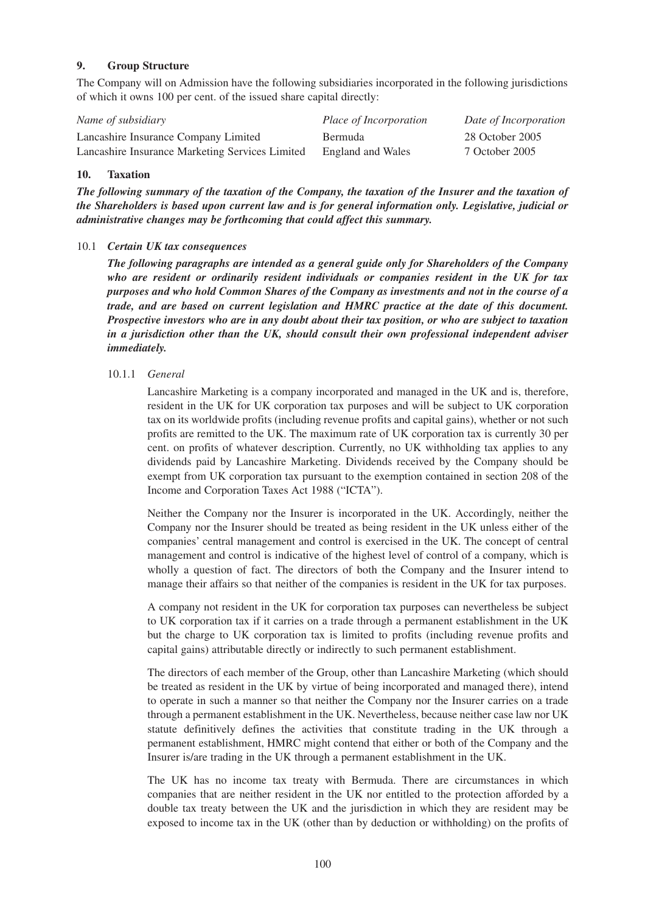## 9. Group Structure

The Company will on Admission have the following subsidiaries incorporated in the following jurisdictions of which it owns 100 per cent. of the issued share capital directly:

| *Name of subsidiary* | *Place of Incorporation* | *Date of Incorporation* |
|---|---|---|
| Lancashire Insurance Company Limited | Bermuda | 28 October 2005 |
| Lancashire Insurance Marketing Services Limited | England and Wales | 7 October 2005 |

## 10. Taxation

***The following summary of the taxation of the Company, the taxation of the Insurer and the taxation of the Shareholders is based upon current law and is for general information only. Legislative, judicial or administrative changes may be forthcoming that could affect this summary.***

### 10.1 *Certain UK tax consequences*

***The following paragraphs are intended as a general guide only for Shareholders of the Company who are resident or ordinarily resident individuals or companies resident in the UK for tax purposes and who hold Common Shares of the Company as investments and not in the course of a trade, and are based on current legislation and HMRC practice at the date of this document. Prospective investors who are in any doubt about their tax position, or who are subject to taxation in a jurisdiction other than the UK, should consult their own professional independent adviser immediately.***

#### 10.1.1 *General*

Lancashire Marketing is a company incorporated and managed in the UK and is, therefore, resident in the UK for UK corporation tax purposes and will be subject to UK corporation tax on its worldwide profits (including revenue profits and capital gains), whether or not such profits are remitted to the UK. The maximum rate of UK corporation tax is currently 30 per cent. on profits of whatever description. Currently, no UK withholding tax applies to any dividends paid by Lancashire Marketing. Dividends received by the Company should be exempt from UK corporation tax pursuant to the exemption contained in section 208 of the Income and Corporation Taxes Act 1988 ("ICTA").

Neither the Company nor the Insurer is incorporated in the UK. Accordingly, neither the Company nor the Insurer should be treated as being resident in the UK unless either of the companies' central management and control is exercised in the UK. The concept of central management and control is indicative of the highest level of control of a company, which is wholly a question of fact. The directors of both the Company and the Insurer intend to manage their affairs so that neither of the companies is resident in the UK for tax purposes.

A company not resident in the UK for corporation tax purposes can nevertheless be subject to UK corporation tax if it carries on a trade through a permanent establishment in the UK but the charge to UK corporation tax is limited to profits (including revenue profits and capital gains) attributable directly or indirectly to such permanent establishment.

The directors of each member of the Group, other than Lancashire Marketing (which should be treated as resident in the UK by virtue of being incorporated and managed there), intend to operate in such a manner so that neither the Company nor the Insurer carries on a trade through a permanent establishment in the UK. Nevertheless, because neither case law nor UK statute definitively defines the activities that constitute trading in the UK through a permanent establishment, HMRC might contend that either or both of the Company and the Insurer is/are trading in the UK through a permanent establishment in the UK.

The UK has no income tax treaty with Bermuda. There are circumstances in which companies that are neither resident in the UK nor entitled to the protection afforded by a double tax treaty between the UK and the jurisdiction in which they are resident may be exposed to income tax in the UK (other than by deduction or withholding) on the profits of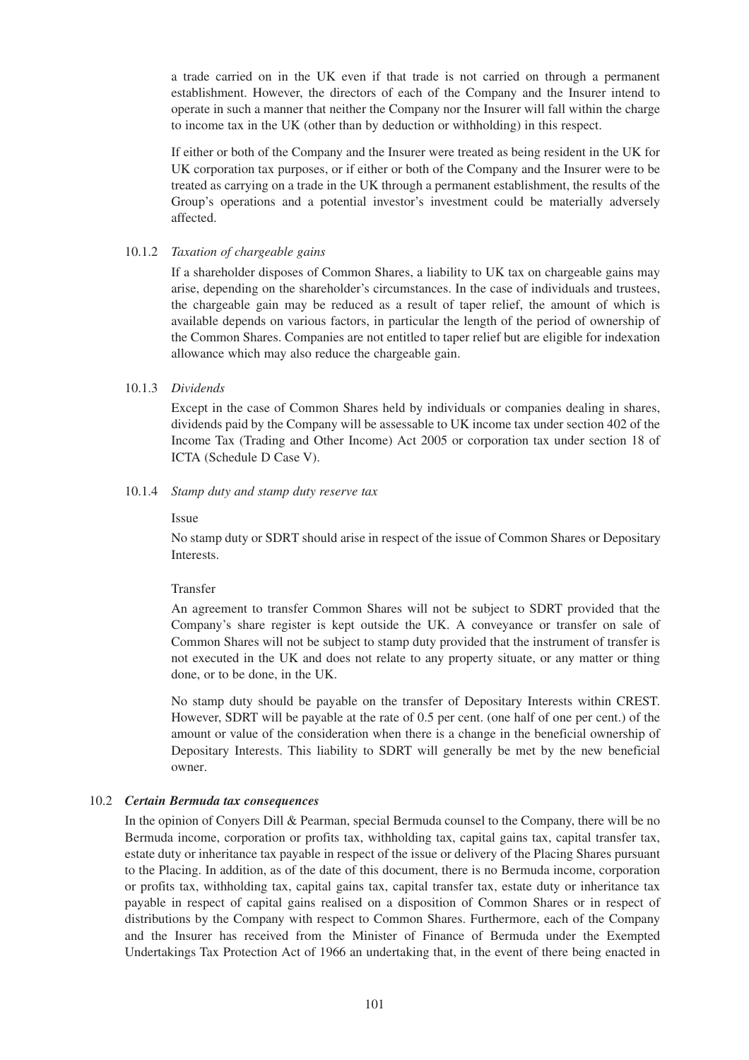a trade carried on in the UK even if that trade is not carried on through a permanent establishment. However, the directors of each of the Company and the Insurer intend to operate in such a manner that neither the Company nor the Insurer will fall within the charge to income tax in the UK (other than by deduction or withholding) in this respect.

If either or both of the Company and the Insurer were treated as being resident in the UK for UK corporation tax purposes, or if either or both of the Company and the Insurer were to be treated as carrying on a trade in the UK through a permanent establishment, the results of the Group's operations and a potential investor's investment could be materially adversely affected.

#### 10.1.2 *Taxation of chargeable gains*

If a shareholder disposes of Common Shares, a liability to UK tax on chargeable gains may arise, depending on the shareholder's circumstances. In the case of individuals and trustees, the chargeable gain may be reduced as a result of taper relief, the amount of which is available depends on various factors, in particular the length of the period of ownership of the Common Shares. Companies are not entitled to taper relief but are eligible for indexation allowance which may also reduce the chargeable gain.

#### 10.1.3 *Dividends*

Except in the case of Common Shares held by individuals or companies dealing in shares, dividends paid by the Company will be assessable to UK income tax under section 402 of the Income Tax (Trading and Other Income) Act 2005 or corporation tax under section 18 of ICTA (Schedule D Case V).

#### 10.1.4 *Stamp duty and stamp duty reserve tax*

Issue

No stamp duty or SDRT should arise in respect of the issue of Common Shares or Depositary Interests.

Transfer

An agreement to transfer Common Shares will not be subject to SDRT provided that the Company's share register is kept outside the UK. A conveyance or transfer on sale of Common Shares will not be subject to stamp duty provided that the instrument of transfer is not executed in the UK and does not relate to any property situate, or any matter or thing done, or to be done, in the UK.

No stamp duty should be payable on the transfer of Depositary Interests within CREST. However, SDRT will be payable at the rate of 0.5 per cent. (one half of one per cent.) of the amount or value of the consideration when there is a change in the beneficial ownership of Depositary Interests. This liability to SDRT will generally be met by the new beneficial owner.

### 10.2 *Certain Bermuda tax consequences*

In the opinion of Conyers Dill & Pearman, special Bermuda counsel to the Company, there will be no Bermuda income, corporation or profits tax, withholding tax, capital gains tax, capital transfer tax, estate duty or inheritance tax payable in respect of the issue or delivery of the Placing Shares pursuant to the Placing. In addition, as of the date of this document, there is no Bermuda income, corporation or profits tax, withholding tax, capital gains tax, capital transfer tax, estate duty or inheritance tax payable in respect of capital gains realised on a disposition of Common Shares or in respect of distributions by the Company with respect to Common Shares. Furthermore, each of the Company and the Insurer has received from the Minister of Finance of Bermuda under the Exempted Undertakings Tax Protection Act of 1966 an undertaking that, in the event of there being enacted in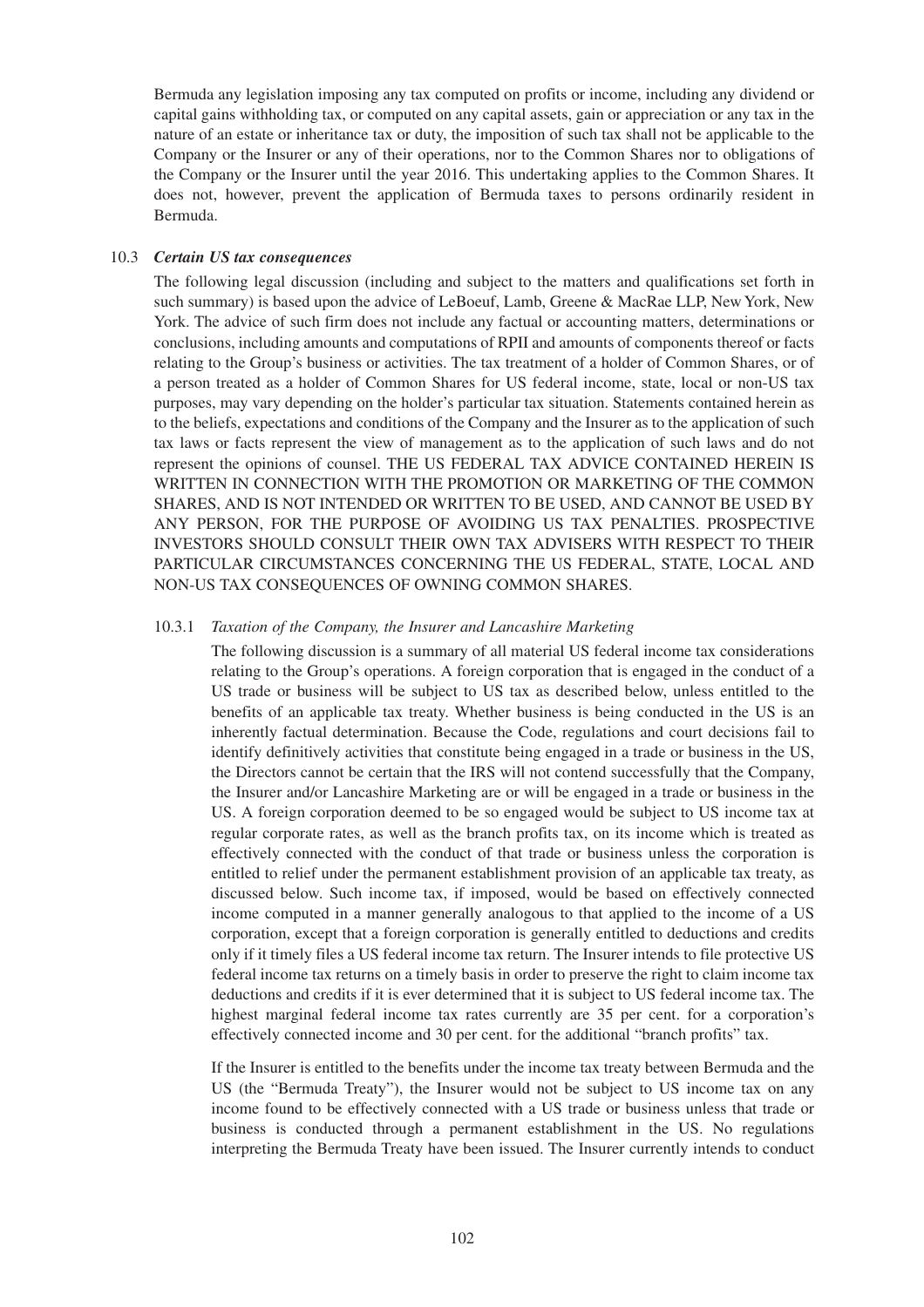Bermuda any legislation imposing any tax computed on profits or income, including any dividend or capital gains withholding tax, or computed on any capital assets, gain or appreciation or any tax in the nature of an estate or inheritance tax or duty, the imposition of such tax shall not be applicable to the Company or the Insurer or any of their operations, nor to the Common Shares nor to obligations of the Company or the Insurer until the year 2016. This undertaking applies to the Common Shares. It does not, however, prevent the application of Bermuda taxes to persons ordinarily resident in Bermuda.

### 10.3 *Certain US tax consequences*

The following legal discussion (including and subject to the matters and qualifications set forth in such summary) is based upon the advice of LeBoeuf, Lamb, Greene & MacRae LLP, New York, New York. The advice of such firm does not include any factual or accounting matters, determinations or conclusions, including amounts and computations of RPII and amounts of components thereof or facts relating to the Group's business or activities. The tax treatment of a holder of Common Shares, or of a person treated as a holder of Common Shares for US federal income, state, local or non-US tax purposes, may vary depending on the holder's particular tax situation. Statements contained herein as to the beliefs, expectations and conditions of the Company and the Insurer as to the application of such tax laws or facts represent the view of management as to the application of such laws and do not represent the opinions of counsel. THE US FEDERAL TAX ADVICE CONTAINED HEREIN IS WRITTEN IN CONNECTION WITH THE PROMOTION OR MARKETING OF THE COMMON SHARES, AND IS NOT INTENDED OR WRITTEN TO BE USED, AND CANNOT BE USED BY ANY PERSON, FOR THE PURPOSE OF AVOIDING US TAX PENALTIES. PROSPECTIVE INVESTORS SHOULD CONSULT THEIR OWN TAX ADVISERS WITH RESPECT TO THEIR PARTICULAR CIRCUMSTANCES CONCERNING THE US FEDERAL, STATE, LOCAL AND NON-US TAX CONSEQUENCES OF OWNING COMMON SHARES.

#### 10.3.1 *Taxation of the Company, the Insurer and Lancashire Marketing*

The following discussion is a summary of all material US federal income tax considerations relating to the Group's operations. A foreign corporation that is engaged in the conduct of a US trade or business will be subject to US tax as described below, unless entitled to the benefits of an applicable tax treaty. Whether business is being conducted in the US is an inherently factual determination. Because the Code, regulations and court decisions fail to identify definitively activities that constitute being engaged in a trade or business in the US, the Directors cannot be certain that the IRS will not contend successfully that the Company, the Insurer and/or Lancashire Marketing are or will be engaged in a trade or business in the US. A foreign corporation deemed to be so engaged would be subject to US income tax at regular corporate rates, as well as the branch profits tax, on its income which is treated as effectively connected with the conduct of that trade or business unless the corporation is entitled to relief under the permanent establishment provision of an applicable tax treaty, as discussed below. Such income tax, if imposed, would be based on effectively connected income computed in a manner generally analogous to that applied to the income of a US corporation, except that a foreign corporation is generally entitled to deductions and credits only if it timely files a US federal income tax return. The Insurer intends to file protective US federal income tax returns on a timely basis in order to preserve the right to claim income tax deductions and credits if it is ever determined that it is subject to US federal income tax. The highest marginal federal income tax rates currently are 35 per cent. for a corporation's effectively connected income and 30 per cent. for the additional "branch profits" tax.

If the Insurer is entitled to the benefits under the income tax treaty between Bermuda and the US (the "Bermuda Treaty"), the Insurer would not be subject to US income tax on any income found to be effectively connected with a US trade or business unless that trade or business is conducted through a permanent establishment in the US. No regulations interpreting the Bermuda Treaty have been issued. The Insurer currently intends to conduct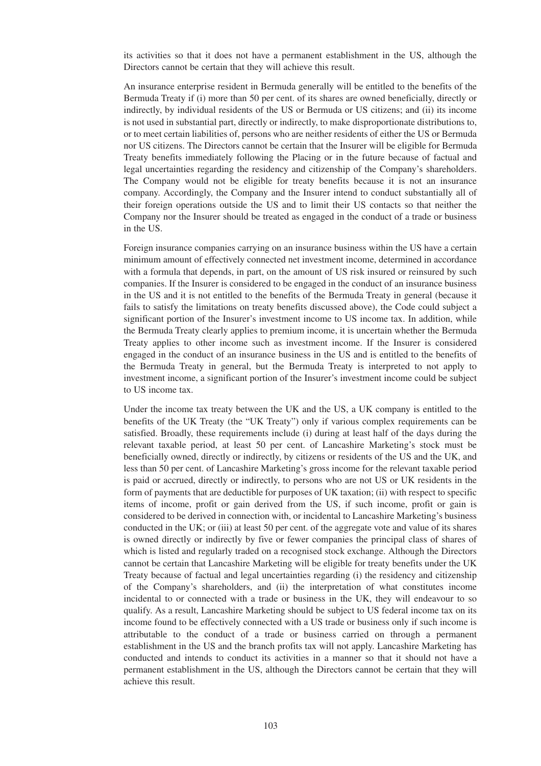its activities so that it does not have a permanent establishment in the US, although the Directors cannot be certain that they will achieve this result.

An insurance enterprise resident in Bermuda generally will be entitled to the benefits of the Bermuda Treaty if (i) more than 50 per cent. of its shares are owned beneficially, directly or indirectly, by individual residents of the US or Bermuda or US citizens; and (ii) its income is not used in substantial part, directly or indirectly, to make disproportionate distributions to, or to meet certain liabilities of, persons who are neither residents of either the US or Bermuda nor US citizens. The Directors cannot be certain that the Insurer will be eligible for Bermuda Treaty benefits immediately following the Placing or in the future because of factual and legal uncertainties regarding the residency and citizenship of the Company's shareholders. The Company would not be eligible for treaty benefits because it is not an insurance company. Accordingly, the Company and the Insurer intend to conduct substantially all of their foreign operations outside the US and to limit their US contacts so that neither the Company nor the Insurer should be treated as engaged in the conduct of a trade or business in the US.

Foreign insurance companies carrying on an insurance business within the US have a certain minimum amount of effectively connected net investment income, determined in accordance with a formula that depends, in part, on the amount of US risk insured or reinsured by such companies. If the Insurer is considered to be engaged in the conduct of an insurance business in the US and it is not entitled to the benefits of the Bermuda Treaty in general (because it fails to satisfy the limitations on treaty benefits discussed above), the Code could subject a significant portion of the Insurer's investment income to US income tax. In addition, while the Bermuda Treaty clearly applies to premium income, it is uncertain whether the Bermuda Treaty applies to other income such as investment income. If the Insurer is considered engaged in the conduct of an insurance business in the US and is entitled to the benefits of the Bermuda Treaty in general, but the Bermuda Treaty is interpreted to not apply to investment income, a significant portion of the Insurer's investment income could be subject to US income tax.

Under the income tax treaty between the UK and the US, a UK company is entitled to the benefits of the UK Treaty (the "UK Treaty") only if various complex requirements can be satisfied. Broadly, these requirements include (i) during at least half of the days during the relevant taxable period, at least 50 per cent. of Lancashire Marketing's stock must be beneficially owned, directly or indirectly, by citizens or residents of the US and the UK, and less than 50 per cent. of Lancashire Marketing's gross income for the relevant taxable period is paid or accrued, directly or indirectly, to persons who are not US or UK residents in the form of payments that are deductible for purposes of UK taxation; (ii) with respect to specific items of income, profit or gain derived from the US, if such income, profit or gain is considered to be derived in connection with, or incidental to Lancashire Marketing's business conducted in the UK; or (iii) at least 50 per cent. of the aggregate vote and value of its shares is owned directly or indirectly by five or fewer companies the principal class of shares of which is listed and regularly traded on a recognised stock exchange. Although the Directors cannot be certain that Lancashire Marketing will be eligible for treaty benefits under the UK Treaty because of factual and legal uncertainties regarding (i) the residency and citizenship of the Company's shareholders, and (ii) the interpretation of what constitutes income incidental to or connected with a trade or business in the UK, they will endeavour to so qualify. As a result, Lancashire Marketing should be subject to US federal income tax on its income found to be effectively connected with a US trade or business only if such income is attributable to the conduct of a trade or business carried on through a permanent establishment in the US and the branch profits tax will not apply. Lancashire Marketing has conducted and intends to conduct its activities in a manner so that it should not have a permanent establishment in the US, although the Directors cannot be certain that they will achieve this result.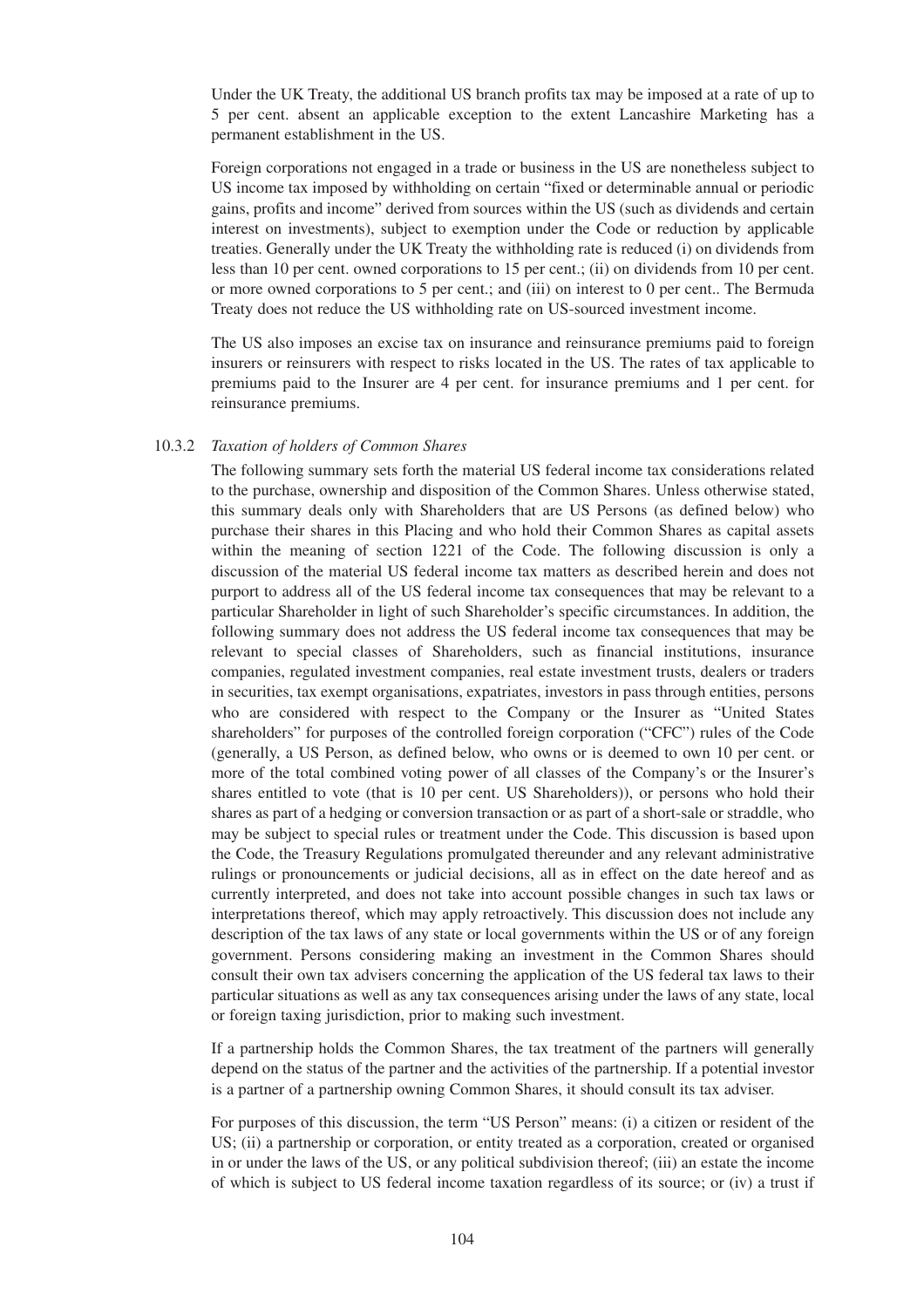Under the UK Treaty, the additional US branch profits tax may be imposed at a rate of up to 5 per cent. absent an applicable exception to the extent Lancashire Marketing has a permanent establishment in the US.

Foreign corporations not engaged in a trade or business in the US are nonetheless subject to US income tax imposed by withholding on certain "fixed or determinable annual or periodic gains, profits and income" derived from sources within the US (such as dividends and certain interest on investments), subject to exemption under the Code or reduction by applicable treaties. Generally under the UK Treaty the withholding rate is reduced (i) on dividends from less than 10 per cent. owned corporations to 15 per cent.; (ii) on dividends from 10 per cent. or more owned corporations to 5 per cent.; and (iii) on interest to 0 per cent.. The Bermuda Treaty does not reduce the US withholding rate on US-sourced investment income.

The US also imposes an excise tax on insurance and reinsurance premiums paid to foreign insurers or reinsurers with respect to risks located in the US. The rates of tax applicable to premiums paid to the Insurer are 4 per cent. for insurance premiums and 1 per cent. for reinsurance premiums.

10.3.2 *Taxation of holders of Common Shares*

The following summary sets forth the material US federal income tax considerations related to the purchase, ownership and disposition of the Common Shares. Unless otherwise stated, this summary deals only with Shareholders that are US Persons (as defined below) who purchase their shares in this Placing and who hold their Common Shares as capital assets within the meaning of section 1221 of the Code. The following discussion is only a discussion of the material US federal income tax matters as described herein and does not purport to address all of the US federal income tax consequences that may be relevant to a particular Shareholder in light of such Shareholder's specific circumstances. In addition, the following summary does not address the US federal income tax consequences that may be relevant to special classes of Shareholders, such as financial institutions, insurance companies, regulated investment companies, real estate investment trusts, dealers or traders in securities, tax exempt organisations, expatriates, investors in pass through entities, persons who are considered with respect to the Company or the Insurer as "United States shareholders" for purposes of the controlled foreign corporation ("CFC") rules of the Code (generally, a US Person, as defined below, who owns or is deemed to own 10 per cent. or more of the total combined voting power of all classes of the Company's or the Insurer's shares entitled to vote (that is 10 per cent. US Shareholders)), or persons who hold their shares as part of a hedging or conversion transaction or as part of a short-sale or straddle, who may be subject to special rules or treatment under the Code. This discussion is based upon the Code, the Treasury Regulations promulgated thereunder and any relevant administrative rulings or pronouncements or judicial decisions, all as in effect on the date hereof and as currently interpreted, and does not take into account possible changes in such tax laws or interpretations thereof, which may apply retroactively. This discussion does not include any description of the tax laws of any state or local governments within the US or of any foreign government. Persons considering making an investment in the Common Shares should consult their own tax advisers concerning the application of the US federal tax laws to their particular situations as well as any tax consequences arising under the laws of any state, local or foreign taxing jurisdiction, prior to making such investment.

If a partnership holds the Common Shares, the tax treatment of the partners will generally depend on the status of the partner and the activities of the partnership. If a potential investor is a partner of a partnership owning Common Shares, it should consult its tax adviser.

For purposes of this discussion, the term "US Person" means: (i) a citizen or resident of the US; (ii) a partnership or corporation, or entity treated as a corporation, created or organised in or under the laws of the US, or any political subdivision thereof; (iii) an estate the income of which is subject to US federal income taxation regardless of its source; or (iv) a trust if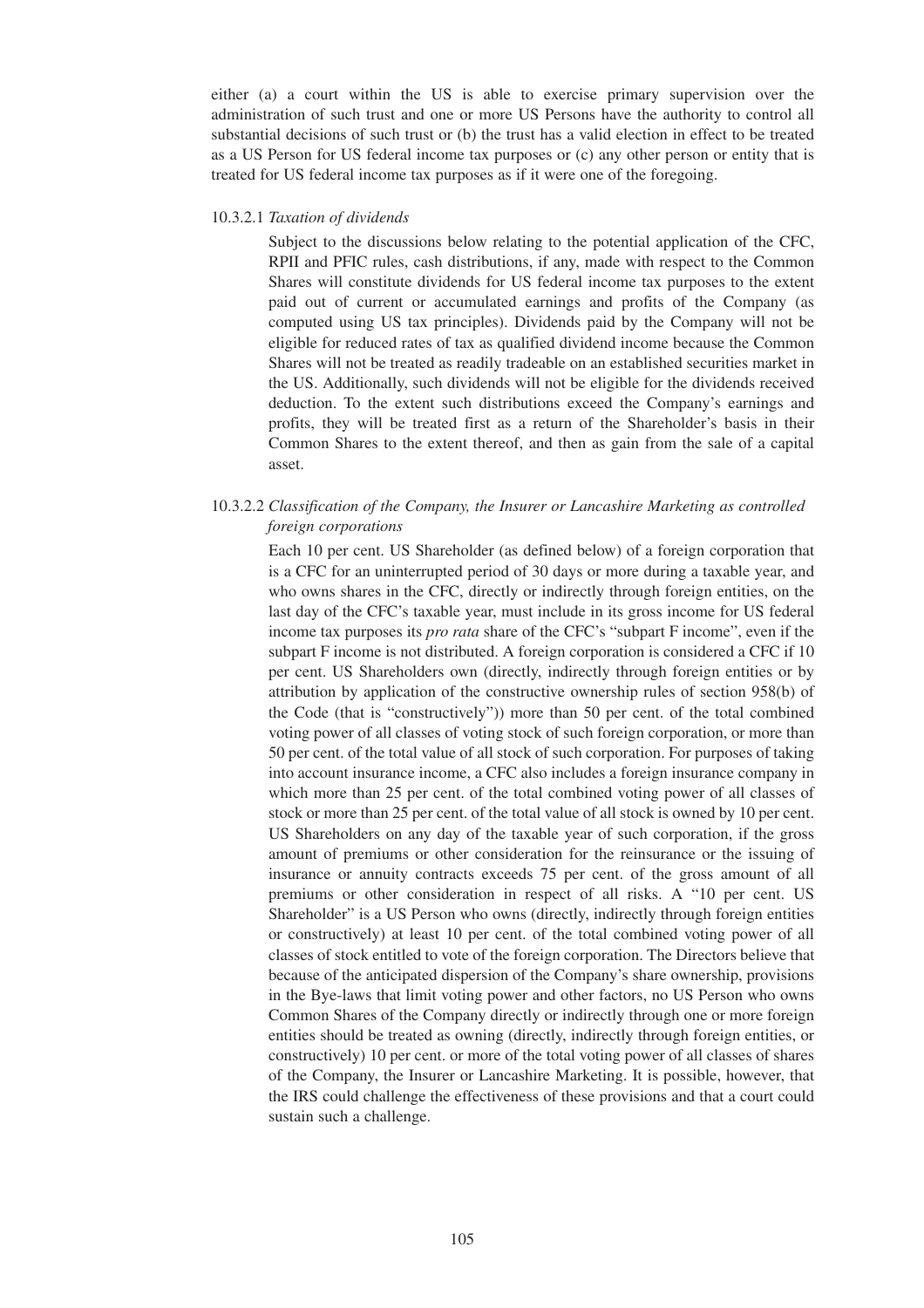either (a) a court within the US is able to exercise primary supervision over the administration of such trust and one or more US Persons have the authority to control all substantial decisions of such trust or (b) the trust has a valid election in effect to be treated as a US Person for US federal income tax purposes or (c) any other person or entity that is treated for US federal income tax purposes as if it were one of the foregoing.

#### 10.3.2.1 *Taxation of dividends*

Subject to the discussions below relating to the potential application of the CFC, RPII and PFIC rules, cash distributions, if any, made with respect to the Common Shares will constitute dividends for US federal income tax purposes to the extent paid out of current or accumulated earnings and profits of the Company (as computed using US tax principles). Dividends paid by the Company will not be eligible for reduced rates of tax as qualified dividend income because the Common Shares will not be treated as readily tradeable on an established securities market in the US. Additionally, such dividends will not be eligible for the dividends received deduction. To the extent such distributions exceed the Company's earnings and profits, they will be treated first as a return of the Shareholder's basis in their Common Shares to the extent thereof, and then as gain from the sale of a capital asset.

#### 10.3.2.2 *Classification of the Company, the Insurer or Lancashire Marketing as controlled foreign corporations*

Each 10 per cent. US Shareholder (as defined below) of a foreign corporation that is a CFC for an uninterrupted period of 30 days or more during a taxable year, and who owns shares in the CFC, directly or indirectly through foreign entities, on the last day of the CFC's taxable year, must include in its gross income for US federal income tax purposes its *pro rata* share of the CFC's "subpart F income", even if the subpart F income is not distributed. A foreign corporation is considered a CFC if 10 per cent. US Shareholders own (directly, indirectly through foreign entities or by attribution by application of the constructive ownership rules of section 958(b) of the Code (that is "constructively")) more than 50 per cent. of the total combined voting power of all classes of voting stock of such foreign corporation, or more than 50 per cent. of the total value of all stock of such corporation. For purposes of taking into account insurance income, a CFC also includes a foreign insurance company in which more than 25 per cent. of the total combined voting power of all classes of stock or more than 25 per cent. of the total value of all stock is owned by 10 per cent. US Shareholders on any day of the taxable year of such corporation, if the gross amount of premiums or other consideration for the reinsurance or the issuing of insurance or annuity contracts exceeds 75 per cent. of the gross amount of all premiums or other consideration in respect of all risks. A "10 per cent. US Shareholder" is a US Person who owns (directly, indirectly through foreign entities or constructively) at least 10 per cent. of the total combined voting power of all classes of stock entitled to vote of the foreign corporation. The Directors believe that because of the anticipated dispersion of the Company's share ownership, provisions in the Bye-laws that limit voting power and other factors, no US Person who owns Common Shares of the Company directly or indirectly through one or more foreign entities should be treated as owning (directly, indirectly through foreign entities, or constructively) 10 per cent. or more of the total voting power of all classes of shares of the Company, the Insurer or Lancashire Marketing. It is possible, however, that the IRS could challenge the effectiveness of these provisions and that a court could sustain such a challenge.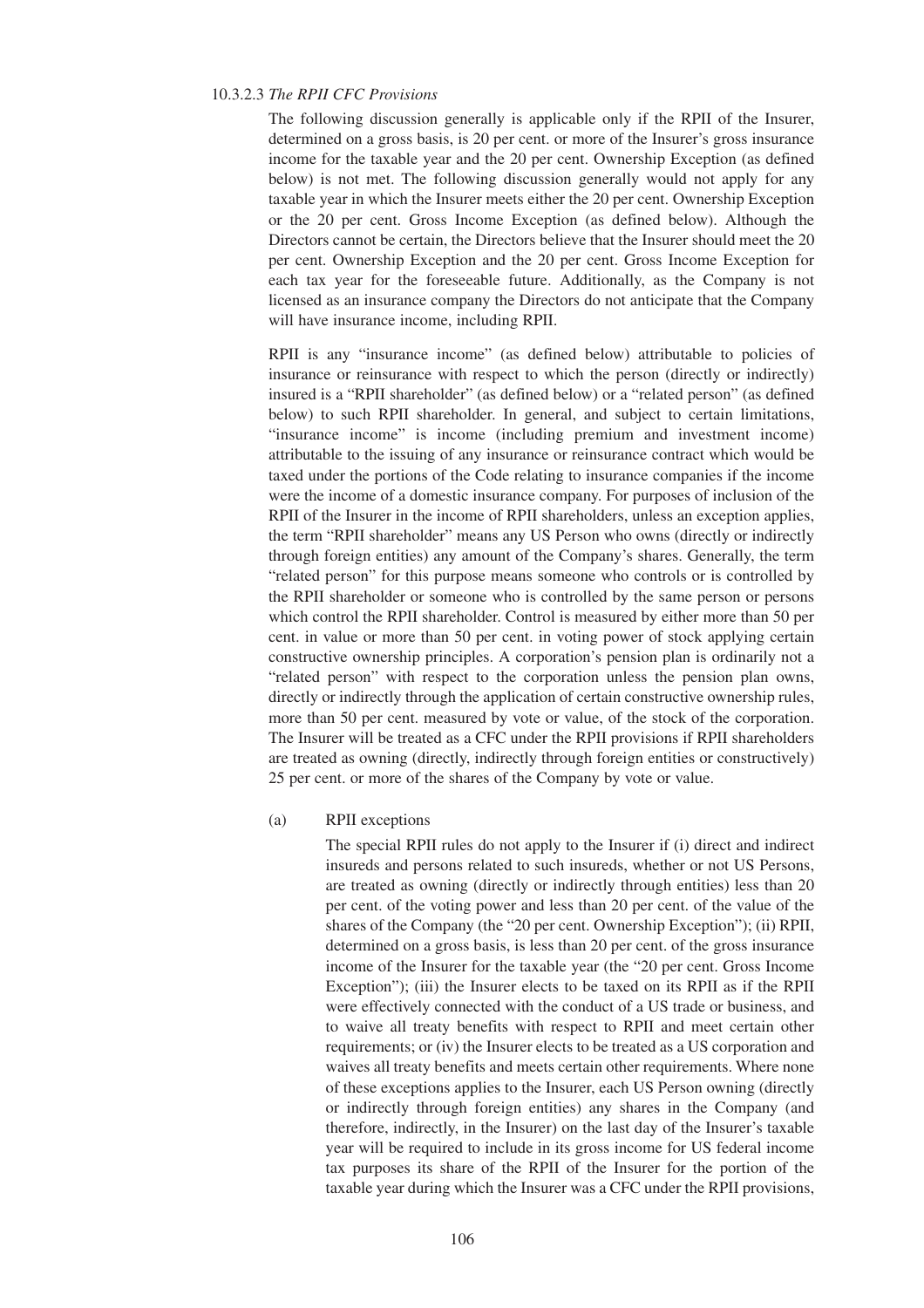### 10.3.2.3 *The RPII CFC Provisions*

The following discussion generally is applicable only if the RPII of the Insurer, determined on a gross basis, is 20 per cent. or more of the Insurer's gross insurance income for the taxable year and the 20 per cent. Ownership Exception (as defined below) is not met. The following discussion generally would not apply for any taxable year in which the Insurer meets either the 20 per cent. Ownership Exception or the 20 per cent. Gross Income Exception (as defined below). Although the Directors cannot be certain, the Directors believe that the Insurer should meet the 20 per cent. Ownership Exception and the 20 per cent. Gross Income Exception for each tax year for the foreseeable future. Additionally, as the Company is not licensed as an insurance company the Directors do not anticipate that the Company will have insurance income, including RPII.

RPII is any "insurance income" (as defined below) attributable to policies of insurance or reinsurance with respect to which the person (directly or indirectly) insured is a "RPII shareholder" (as defined below) or a "related person" (as defined below) to such RPII shareholder. In general, and subject to certain limitations, "insurance income" is income (including premium and investment income) attributable to the issuing of any insurance or reinsurance contract which would be taxed under the portions of the Code relating to insurance companies if the income were the income of a domestic insurance company. For purposes of inclusion of the RPII of the Insurer in the income of RPII shareholders, unless an exception applies, the term "RPII shareholder" means any US Person who owns (directly or indirectly through foreign entities) any amount of the Company's shares. Generally, the term "related person" for this purpose means someone who controls or is controlled by the RPII shareholder or someone who is controlled by the same person or persons which control the RPII shareholder. Control is measured by either more than 50 per cent. in value or more than 50 per cent. in voting power of stock applying certain constructive ownership principles. A corporation's pension plan is ordinarily not a "related person" with respect to the corporation unless the pension plan owns, directly or indirectly through the application of certain constructive ownership rules, more than 50 per cent. measured by vote or value, of the stock of the corporation. The Insurer will be treated as a CFC under the RPII provisions if RPII shareholders are treated as owning (directly, indirectly through foreign entities or constructively) 25 per cent. or more of the shares of the Company by vote or value.

(a) RPII exceptions

The special RPII rules do not apply to the Insurer if (i) direct and indirect insureds and persons related to such insureds, whether or not US Persons, are treated as owning (directly or indirectly through entities) less than 20 per cent. of the voting power and less than 20 per cent. of the value of the shares of the Company (the "20 per cent. Ownership Exception"); (ii) RPII, determined on a gross basis, is less than 20 per cent. of the gross insurance income of the Insurer for the taxable year (the "20 per cent. Gross Income Exception"); (iii) the Insurer elects to be taxed on its RPII as if the RPII were effectively connected with the conduct of a US trade or business, and to waive all treaty benefits with respect to RPII and meet certain other requirements; or (iv) the Insurer elects to be treated as a US corporation and waives all treaty benefits and meets certain other requirements. Where none of these exceptions applies to the Insurer, each US Person owning (directly or indirectly through foreign entities) any shares in the Company (and therefore, indirectly, in the Insurer) on the last day of the Insurer's taxable year will be required to include in its gross income for US federal income tax purposes its share of the RPII of the Insurer for the portion of the taxable year during which the Insurer was a CFC under the RPII provisions,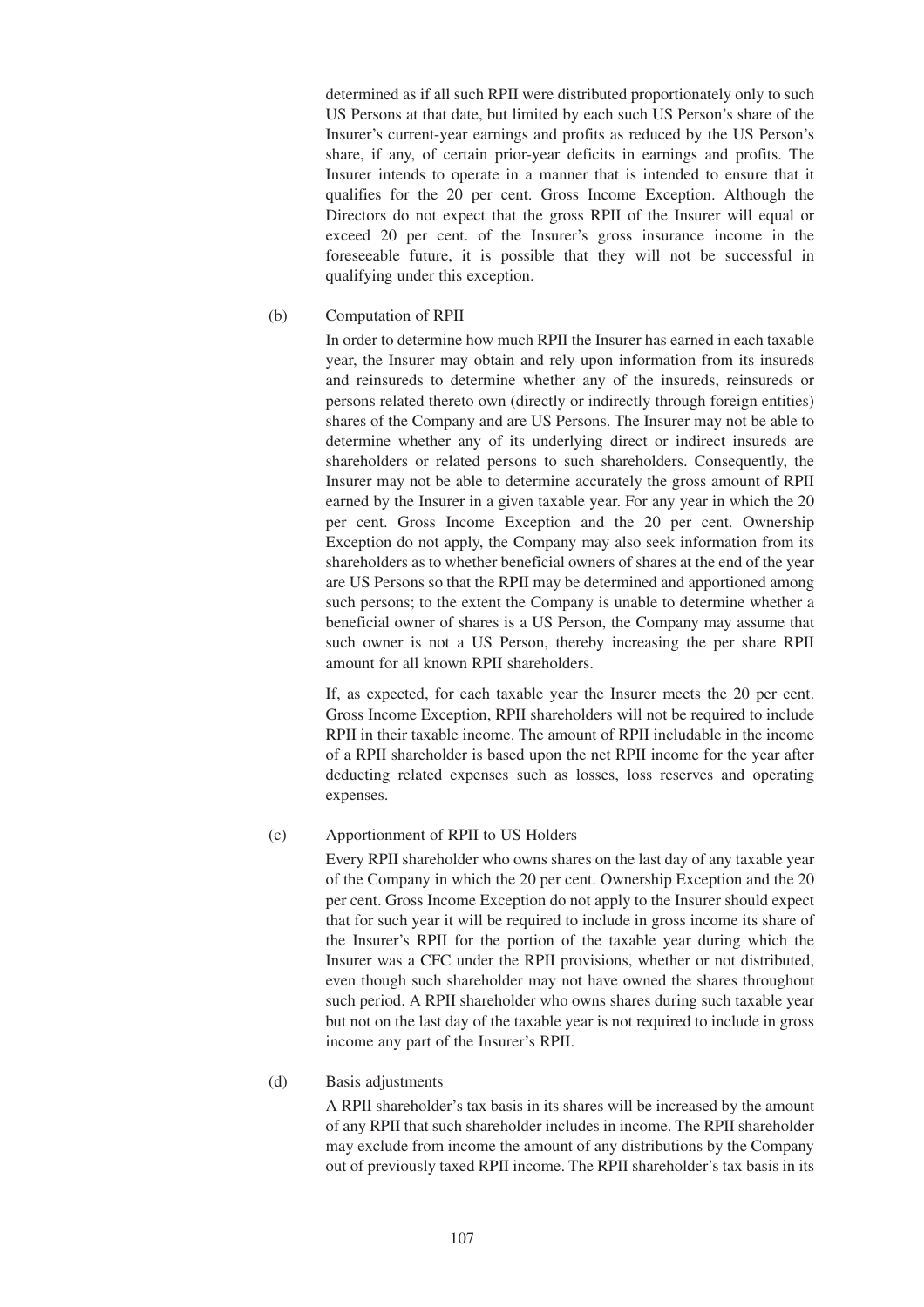determined as if all such RPII were distributed proportionately only to such US Persons at that date, but limited by each such US Person's share of the Insurer's current-year earnings and profits as reduced by the US Person's share, if any, of certain prior-year deficits in earnings and profits. The Insurer intends to operate in a manner that is intended to ensure that it qualifies for the 20 per cent. Gross Income Exception. Although the Directors do not expect that the gross RPII of the Insurer will equal or exceed 20 per cent. of the Insurer's gross insurance income in the foreseeable future, it is possible that they will not be successful in qualifying under this exception.

(b) Computation of RPII

In order to determine how much RPII the Insurer has earned in each taxable year, the Insurer may obtain and rely upon information from its insureds and reinsureds to determine whether any of the insureds, reinsureds or persons related thereto own (directly or indirectly through foreign entities) shares of the Company and are US Persons. The Insurer may not be able to determine whether any of its underlying direct or indirect insureds are shareholders or related persons to such shareholders. Consequently, the Insurer may not be able to determine accurately the gross amount of RPII earned by the Insurer in a given taxable year. For any year in which the 20 per cent. Gross Income Exception and the 20 per cent. Ownership Exception do not apply, the Company may also seek information from its shareholders as to whether beneficial owners of shares at the end of the year are US Persons so that the RPII may be determined and apportioned among such persons; to the extent the Company is unable to determine whether a beneficial owner of shares is a US Person, the Company may assume that such owner is not a US Person, thereby increasing the per share RPII amount for all known RPII shareholders.

If, as expected, for each taxable year the Insurer meets the 20 per cent. Gross Income Exception, RPII shareholders will not be required to include RPII in their taxable income. The amount of RPII includable in the income of a RPII shareholder is based upon the net RPII income for the year after deducting related expenses such as losses, loss reserves and operating expenses.

(c) Apportionment of RPII to US Holders

Every RPII shareholder who owns shares on the last day of any taxable year of the Company in which the 20 per cent. Ownership Exception and the 20 per cent. Gross Income Exception do not apply to the Insurer should expect that for such year it will be required to include in gross income its share of the Insurer's RPII for the portion of the taxable year during which the Insurer was a CFC under the RPII provisions, whether or not distributed, even though such shareholder may not have owned the shares throughout such period. A RPII shareholder who owns shares during such taxable year but not on the last day of the taxable year is not required to include in gross income any part of the Insurer's RPII.

(d) Basis adjustments

A RPII shareholder's tax basis in its shares will be increased by the amount of any RPII that such shareholder includes in income. The RPII shareholder may exclude from income the amount of any distributions by the Company out of previously taxed RPII income. The RPII shareholder's tax basis in its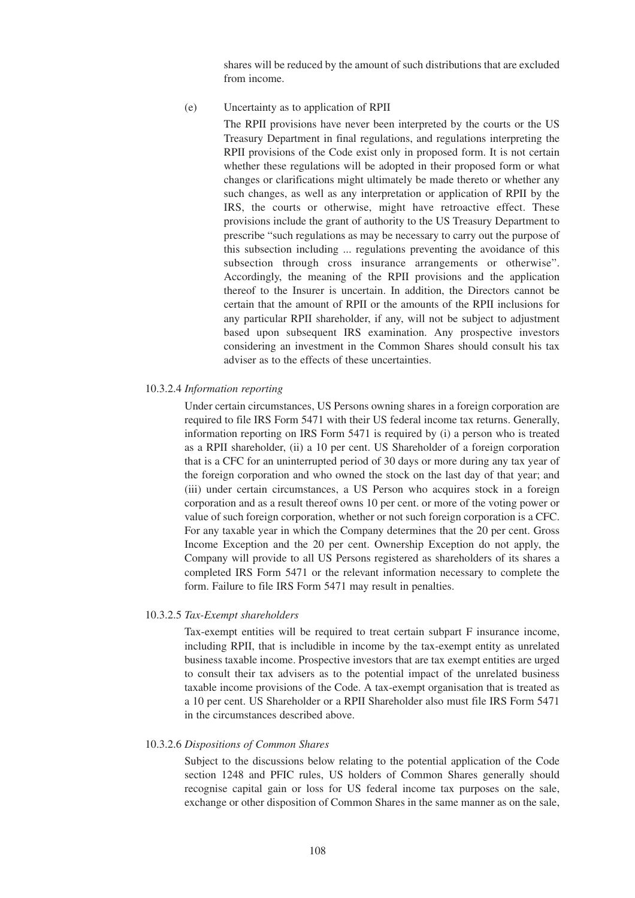shares will be reduced by the amount of such distributions that are excluded from income.

(e) Uncertainty as to application of RPII

The RPII provisions have never been interpreted by the courts or the US Treasury Department in final regulations, and regulations interpreting the RPII provisions of the Code exist only in proposed form. It is not certain whether these regulations will be adopted in their proposed form or what changes or clarifications might ultimately be made thereto or whether any such changes, as well as any interpretation or application of RPII by the IRS, the courts or otherwise, might have retroactive effect. These provisions include the grant of authority to the US Treasury Department to prescribe "such regulations as may be necessary to carry out the purpose of this subsection including ... regulations preventing the avoidance of this subsection through cross insurance arrangements or otherwise". Accordingly, the meaning of the RPII provisions and the application thereof to the Insurer is uncertain. In addition, the Directors cannot be certain that the amount of RPII or the amounts of the RPII inclusions for any particular RPII shareholder, if any, will not be subject to adjustment based upon subsequent IRS examination. Any prospective investors considering an investment in the Common Shares should consult his tax adviser as to the effects of these uncertainties.

10.3.2.4 *Information reporting*

Under certain circumstances, US Persons owning shares in a foreign corporation are required to file IRS Form 5471 with their US federal income tax returns. Generally, information reporting on IRS Form 5471 is required by (i) a person who is treated as a RPII shareholder, (ii) a 10 per cent. US Shareholder of a foreign corporation that is a CFC for an uninterrupted period of 30 days or more during any tax year of the foreign corporation and who owned the stock on the last day of that year; and (iii) under certain circumstances, a US Person who acquires stock in a foreign corporation and as a result thereof owns 10 per cent. or more of the voting power or value of such foreign corporation, whether or not such foreign corporation is a CFC. For any taxable year in which the Company determines that the 20 per cent. Gross Income Exception and the 20 per cent. Ownership Exception do not apply, the Company will provide to all US Persons registered as shareholders of its shares a completed IRS Form 5471 or the relevant information necessary to complete the form. Failure to file IRS Form 5471 may result in penalties.

10.3.2.5 *Tax-Exempt shareholders*

Tax-exempt entities will be required to treat certain subpart F insurance income, including RPII, that is includible in income by the tax-exempt entity as unrelated business taxable income. Prospective investors that are tax exempt entities are urged to consult their tax advisers as to the potential impact of the unrelated business taxable income provisions of the Code. A tax-exempt organisation that is treated as a 10 per cent. US Shareholder or a RPII Shareholder also must file IRS Form 5471 in the circumstances described above.

10.3.2.6 *Dispositions of Common Shares*

Subject to the discussions below relating to the potential application of the Code section 1248 and PFIC rules, US holders of Common Shares generally should recognise capital gain or loss for US federal income tax purposes on the sale, exchange or other disposition of Common Shares in the same manner as on the sale,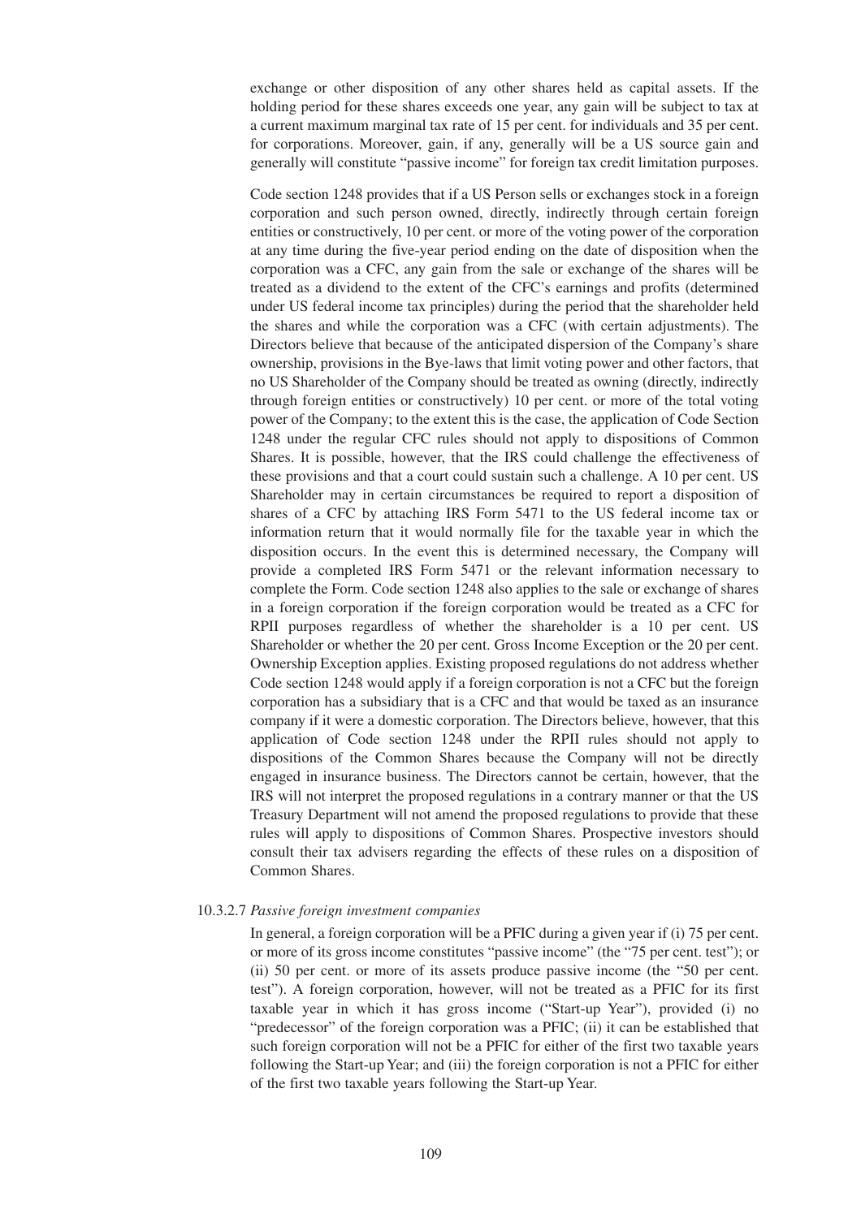exchange or other disposition of any other shares held as capital assets. If the holding period for these shares exceeds one year, any gain will be subject to tax at a current maximum marginal tax rate of 15 per cent. for individuals and 35 per cent. for corporations. Moreover, gain, if any, generally will be a US source gain and generally will constitute "passive income" for foreign tax credit limitation purposes.

Code section 1248 provides that if a US Person sells or exchanges stock in a foreign corporation and such person owned, directly, indirectly through certain foreign entities or constructively, 10 per cent. or more of the voting power of the corporation at any time during the five-year period ending on the date of disposition when the corporation was a CFC, any gain from the sale or exchange of the shares will be treated as a dividend to the extent of the CFC's earnings and profits (determined under US federal income tax principles) during the period that the shareholder held the shares and while the corporation was a CFC (with certain adjustments). The Directors believe that because of the anticipated dispersion of the Company's share ownership, provisions in the Bye-laws that limit voting power and other factors, that no US Shareholder of the Company should be treated as owning (directly, indirectly through foreign entities or constructively) 10 per cent. or more of the total voting power of the Company; to the extent this is the case, the application of Code Section 1248 under the regular CFC rules should not apply to dispositions of Common Shares. It is possible, however, that the IRS could challenge the effectiveness of these provisions and that a court could sustain such a challenge. A 10 per cent. US Shareholder may in certain circumstances be required to report a disposition of shares of a CFC by attaching IRS Form 5471 to the US federal income tax or information return that it would normally file for the taxable year in which the disposition occurs. In the event this is determined necessary, the Company will provide a completed IRS Form 5471 or the relevant information necessary to complete the Form. Code section 1248 also applies to the sale or exchange of shares in a foreign corporation if the foreign corporation would be treated as a CFC for RPII purposes regardless of whether the shareholder is a 10 per cent. US Shareholder or whether the 20 per cent. Gross Income Exception or the 20 per cent. Ownership Exception applies. Existing proposed regulations do not address whether Code section 1248 would apply if a foreign corporation is not a CFC but the foreign corporation has a subsidiary that is a CFC and that would be taxed as an insurance company if it were a domestic corporation. The Directors believe, however, that this application of Code section 1248 under the RPII rules should not apply to dispositions of the Common Shares because the Company will not be directly engaged in insurance business. The Directors cannot be certain, however, that the IRS will not interpret the proposed regulations in a contrary manner or that the US Treasury Department will not amend the proposed regulations to provide that these rules will apply to dispositions of Common Shares. Prospective investors should consult their tax advisers regarding the effects of these rules on a disposition of Common Shares.

10.3.2.7 *Passive foreign investment companies*

In general, a foreign corporation will be a PFIC during a given year if (i) 75 per cent. or more of its gross income constitutes "passive income" (the "75 per cent. test"); or (ii) 50 per cent. or more of its assets produce passive income (the "50 per cent. test"). A foreign corporation, however, will not be treated as a PFIC for its first taxable year in which it has gross income ("Start-up Year"), provided (i) no "predecessor" of the foreign corporation was a PFIC; (ii) it can be established that such foreign corporation will not be a PFIC for either of the first two taxable years following the Start-up Year; and (iii) the foreign corporation is not a PFIC for either of the first two taxable years following the Start-up Year.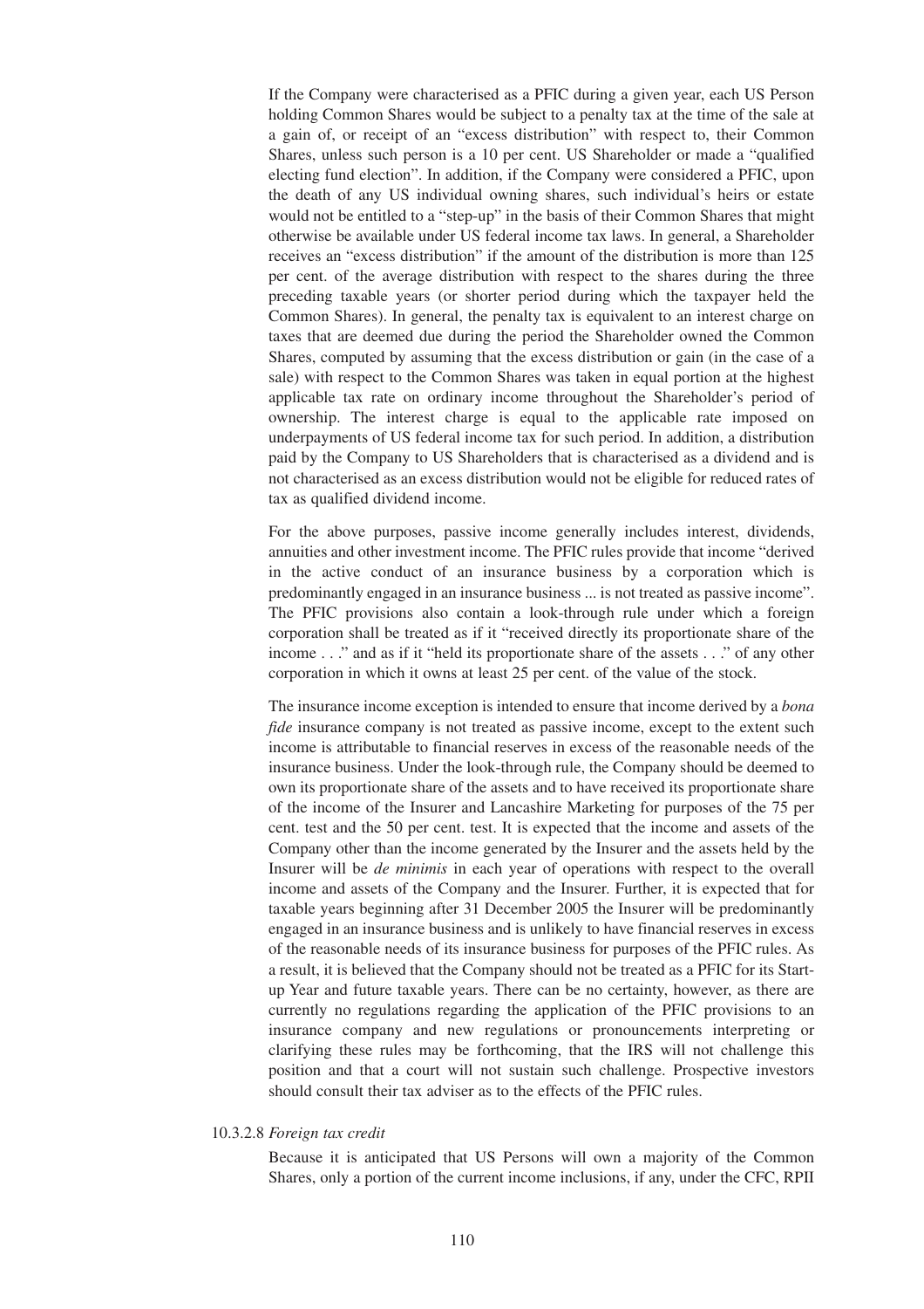If the Company were characterised as a PFIC during a given year, each US Person holding Common Shares would be subject to a penalty tax at the time of the sale at a gain of, or receipt of an "excess distribution" with respect to, their Common Shares, unless such person is a 10 per cent. US Shareholder or made a "qualified electing fund election". In addition, if the Company were considered a PFIC, upon the death of any US individual owning shares, such individual's heirs or estate would not be entitled to a "step-up" in the basis of their Common Shares that might otherwise be available under US federal income tax laws. In general, a Shareholder receives an "excess distribution" if the amount of the distribution is more than 125 per cent. of the average distribution with respect to the shares during the three preceding taxable years (or shorter period during which the taxpayer held the Common Shares). In general, the penalty tax is equivalent to an interest charge on taxes that are deemed due during the period the Shareholder owned the Common Shares, computed by assuming that the excess distribution or gain (in the case of a sale) with respect to the Common Shares was taken in equal portion at the highest applicable tax rate on ordinary income throughout the Shareholder's period of ownership. The interest charge is equal to the applicable rate imposed on underpayments of US federal income tax for such period. In addition, a distribution paid by the Company to US Shareholders that is characterised as a dividend and is not characterised as an excess distribution would not be eligible for reduced rates of tax as qualified dividend income.

For the above purposes, passive income generally includes interest, dividends, annuities and other investment income. The PFIC rules provide that income "derived in the active conduct of an insurance business by a corporation which is predominantly engaged in an insurance business ... is not treated as passive income". The PFIC provisions also contain a look-through rule under which a foreign corporation shall be treated as if it "received directly its proportionate share of the income . . ." and as if it "held its proportionate share of the assets . . ." of any other corporation in which it owns at least 25 per cent. of the value of the stock.

The insurance income exception is intended to ensure that income derived by a *bona fide* insurance company is not treated as passive income, except to the extent such income is attributable to financial reserves in excess of the reasonable needs of the insurance business. Under the look-through rule, the Company should be deemed to own its proportionate share of the assets and to have received its proportionate share of the income of the Insurer and Lancashire Marketing for purposes of the 75 per cent. test and the 50 per cent. test. It is expected that the income and assets of the Company other than the income generated by the Insurer and the assets held by the Insurer will be *de minimis* in each year of operations with respect to the overall income and assets of the Company and the Insurer. Further, it is expected that for taxable years beginning after 31 December 2005 the Insurer will be predominantly engaged in an insurance business and is unlikely to have financial reserves in excess of the reasonable needs of its insurance business for purposes of the PFIC rules. As a result, it is believed that the Company should not be treated as a PFIC for its Start-up Year and future taxable years. There can be no certainty, however, as there are currently no regulations regarding the application of the PFIC provisions to an insurance company and new regulations or pronouncements interpreting or clarifying these rules may be forthcoming, that the IRS will not challenge this position and that a court will not sustain such challenge. Prospective investors should consult their tax adviser as to the effects of the PFIC rules.

10.3.2.8 *Foreign tax credit*

Because it is anticipated that US Persons will own a majority of the Common Shares, only a portion of the current income inclusions, if any, under the CFC, RPII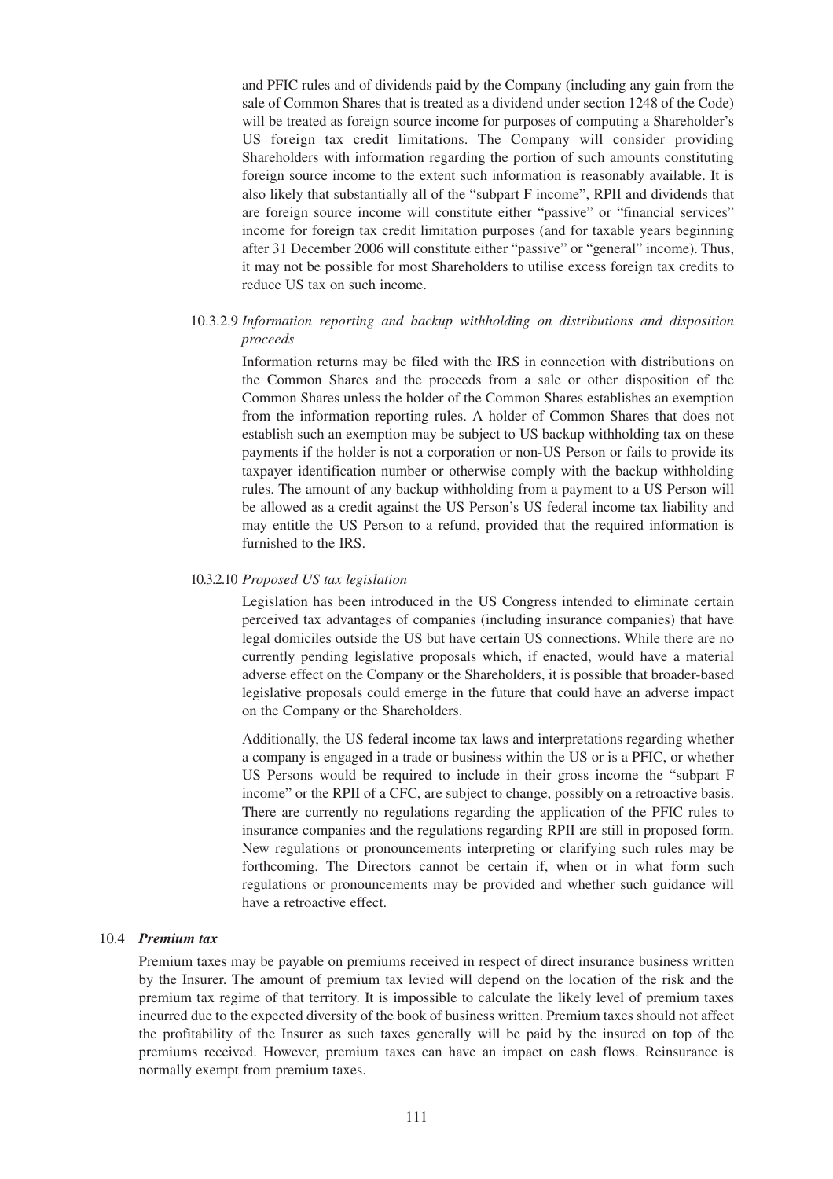and PFIC rules and of dividends paid by the Company (including any gain from the sale of Common Shares that is treated as a dividend under section 1248 of the Code) will be treated as foreign source income for purposes of computing a Shareholder's US foreign tax credit limitations. The Company will consider providing Shareholders with information regarding the portion of such amounts constituting foreign source income to the extent such information is reasonably available. It is also likely that substantially all of the "subpart F income", RPII and dividends that are foreign source income will constitute either "passive" or "financial services" income for foreign tax credit limitation purposes (and for taxable years beginning after 31 December 2006 will constitute either "passive" or "general" income). Thus, it may not be possible for most Shareholders to utilise excess foreign tax credits to reduce US tax on such income.

10.3.2.9 *Information reporting and backup withholding on distributions and disposition proceeds*

Information returns may be filed with the IRS in connection with distributions on the Common Shares and the proceeds from a sale or other disposition of the Common Shares unless the holder of the Common Shares establishes an exemption from the information reporting rules. A holder of Common Shares that does not establish such an exemption may be subject to US backup withholding tax on these payments if the holder is not a corporation or non-US Person or fails to provide its taxpayer identification number or otherwise comply with the backup withholding rules. The amount of any backup withholding from a payment to a US Person will be allowed as a credit against the US Person's US federal income tax liability and may entitle the US Person to a refund, provided that the required information is furnished to the IRS.

10.3.2.10 *Proposed US tax legislation*

Legislation has been introduced in the US Congress intended to eliminate certain perceived tax advantages of companies (including insurance companies) that have legal domiciles outside the US but have certain US connections. While there are no currently pending legislative proposals which, if enacted, would have a material adverse effect on the Company or the Shareholders, it is possible that broader-based legislative proposals could emerge in the future that could have an adverse impact on the Company or the Shareholders.

Additionally, the US federal income tax laws and interpretations regarding whether a company is engaged in a trade or business within the US or is a PFIC, or whether US Persons would be required to include in their gross income the "subpart F income" or the RPII of a CFC, are subject to change, possibly on a retroactive basis. There are currently no regulations regarding the application of the PFIC rules to insurance companies and the regulations regarding RPII are still in proposed form. New regulations or pronouncements interpreting or clarifying such rules may be forthcoming. The Directors cannot be certain if, when or in what form such regulations or pronouncements may be provided and whether such guidance will have a retroactive effect.

10.4 ***Premium tax***

Premium taxes may be payable on premiums received in respect of direct insurance business written by the Insurer. The amount of premium tax levied will depend on the location of the risk and the premium tax regime of that territory. It is impossible to calculate the likely level of premium taxes incurred due to the expected diversity of the book of business written. Premium taxes should not affect the profitability of the Insurer as such taxes generally will be paid by the insured on top of the premiums received. However, premium taxes can have an impact on cash flows. Reinsurance is normally exempt from premium taxes.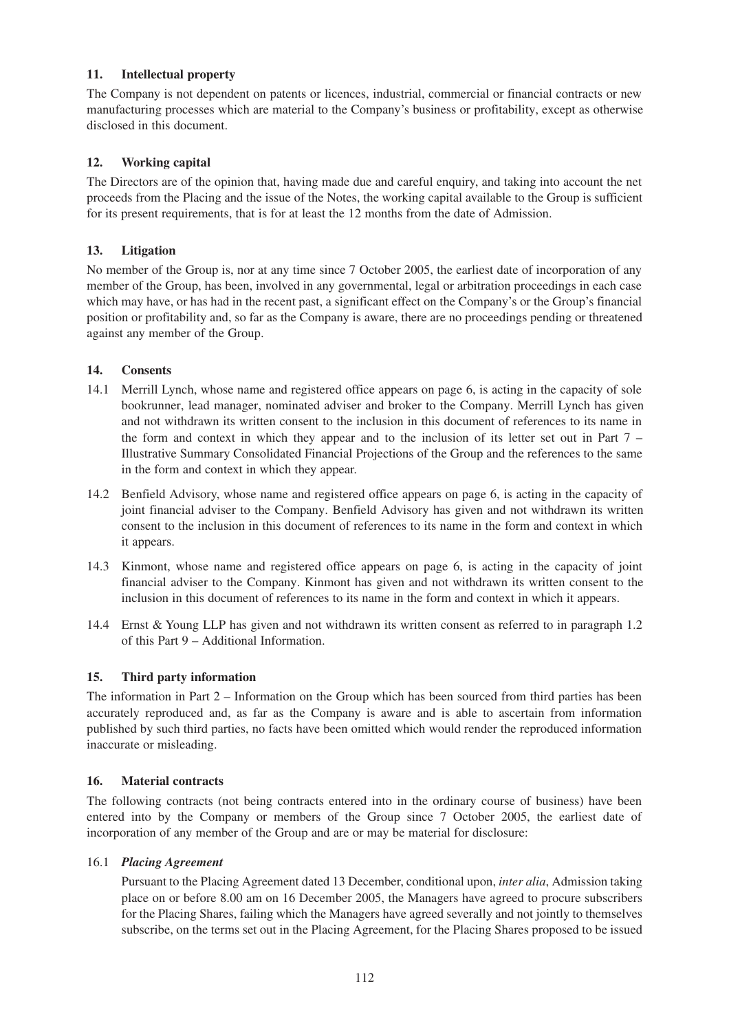## 11. Intellectual property

The Company is not dependent on patents or licences, industrial, commercial or financial contracts or new manufacturing processes which are material to the Company's business or profitability, except as otherwise disclosed in this document.

## 12. Working capital

The Directors are of the opinion that, having made due and careful enquiry, and taking into account the net proceeds from the Placing and the issue of the Notes, the working capital available to the Group is sufficient for its present requirements, that is for at least the 12 months from the date of Admission.

## 13. Litigation

No member of the Group is, nor at any time since 7 October 2005, the earliest date of incorporation of any member of the Group, has been, involved in any governmental, legal or arbitration proceedings in each case which may have, or has had in the recent past, a significant effect on the Company's or the Group's financial position or profitability and, so far as the Company is aware, there are no proceedings pending or threatened against any member of the Group.

## 14. Consents

14.1 Merrill Lynch, whose name and registered office appears on page 6, is acting in the capacity of sole bookrunner, lead manager, nominated adviser and broker to the Company. Merrill Lynch has given and not withdrawn its written consent to the inclusion in this document of references to its name in the form and context in which they appear and to the inclusion of its letter set out in Part 7 – Illustrative Summary Consolidated Financial Projections of the Group and the references to the same in the form and context in which they appear.

14.2 Benfield Advisory, whose name and registered office appears on page 6, is acting in the capacity of joint financial adviser to the Company. Benfield Advisory has given and not withdrawn its written consent to the inclusion in this document of references to its name in the form and context in which it appears.

14.3 Kinmont, whose name and registered office appears on page 6, is acting in the capacity of joint financial adviser to the Company. Kinmont has given and not withdrawn its written consent to the inclusion in this document of references to its name in the form and context in which it appears.

14.4 Ernst & Young LLP has given and not withdrawn its written consent as referred to in paragraph 1.2 of this Part 9 – Additional Information.

## 15. Third party information

The information in Part 2 – Information on the Group which has been sourced from third parties has been accurately reproduced and, as far as the Company is aware and is able to ascertain from information published by such third parties, no facts have been omitted which would render the reproduced information inaccurate or misleading.

## 16. Material contracts

The following contracts (not being contracts entered into in the ordinary course of business) have been entered into by the Company or members of the Group since 7 October 2005, the earliest date of incorporation of any member of the Group and are or may be material for disclosure:

16.1 ***Placing Agreement***

Pursuant to the Placing Agreement dated 13 December, conditional upon, *inter alia*, Admission taking place on or before 8.00 am on 16 December 2005, the Managers have agreed to procure subscribers for the Placing Shares, failing which the Managers have agreed severally and not jointly to themselves subscribe, on the terms set out in the Placing Agreement, for the Placing Shares proposed to be issued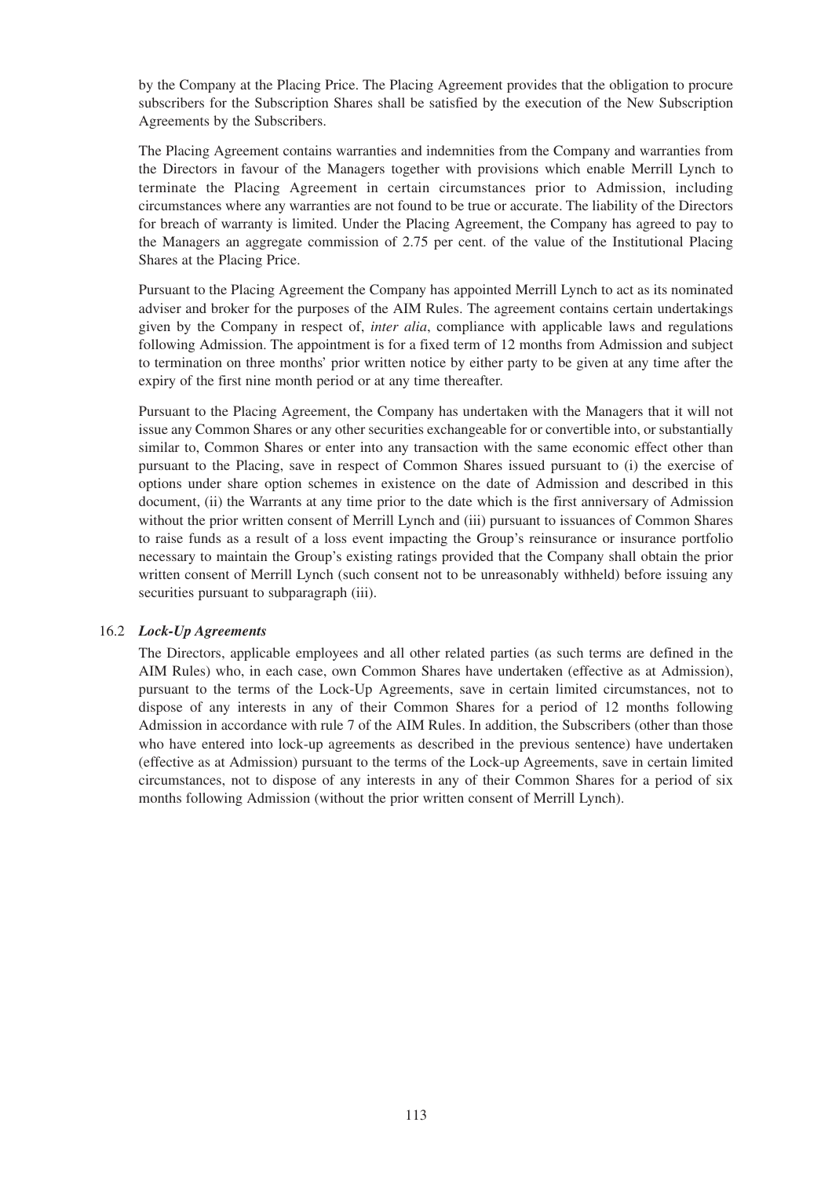by the Company at the Placing Price. The Placing Agreement provides that the obligation to procure subscribers for the Subscription Shares shall be satisfied by the execution of the New Subscription Agreements by the Subscribers.

The Placing Agreement contains warranties and indemnities from the Company and warranties from the Directors in favour of the Managers together with provisions which enable Merrill Lynch to terminate the Placing Agreement in certain circumstances prior to Admission, including circumstances where any warranties are not found to be true or accurate. The liability of the Directors for breach of warranty is limited. Under the Placing Agreement, the Company has agreed to pay to the Managers an aggregate commission of 2.75 per cent. of the value of the Institutional Placing Shares at the Placing Price.

Pursuant to the Placing Agreement the Company has appointed Merrill Lynch to act as its nominated adviser and broker for the purposes of the AIM Rules. The agreement contains certain undertakings given by the Company in respect of, *inter alia*, compliance with applicable laws and regulations following Admission. The appointment is for a fixed term of 12 months from Admission and subject to termination on three months' prior written notice by either party to be given at any time after the expiry of the first nine month period or at any time thereafter.

Pursuant to the Placing Agreement, the Company has undertaken with the Managers that it will not issue any Common Shares or any other securities exchangeable for or convertible into, or substantially similar to, Common Shares or enter into any transaction with the same economic effect other than pursuant to the Placing, save in respect of Common Shares issued pursuant to (i) the exercise of options under share option schemes in existence on the date of Admission and described in this document, (ii) the Warrants at any time prior to the date which is the first anniversary of Admission without the prior written consent of Merrill Lynch and (iii) pursuant to issuances of Common Shares to raise funds as a result of a loss event impacting the Group's reinsurance or insurance portfolio necessary to maintain the Group's existing ratings provided that the Company shall obtain the prior written consent of Merrill Lynch (such consent not to be unreasonably withheld) before issuing any securities pursuant to subparagraph (iii).

### 16.2 *Lock-Up Agreements*

The Directors, applicable employees and all other related parties (as such terms are defined in the AIM Rules) who, in each case, own Common Shares have undertaken (effective as at Admission), pursuant to the terms of the Lock-Up Agreements, save in certain limited circumstances, not to dispose of any interests in any of their Common Shares for a period of 12 months following Admission in accordance with rule 7 of the AIM Rules. In addition, the Subscribers (other than those who have entered into lock-up agreements as described in the previous sentence) have undertaken (effective as at Admission) pursuant to the terms of the Lock-up Agreements, save in certain limited circumstances, not to dispose of any interests in any of their Common Shares for a period of six months following Admission (without the prior written consent of Merrill Lynch).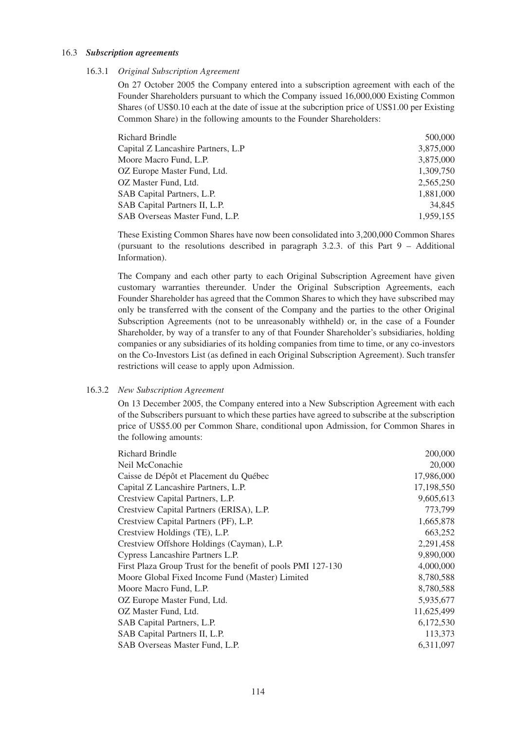### 16.3 *Subscription agreements*

#### 16.3.1 *Original Subscription Agreement*

On 27 October 2005 the Company entered into a subscription agreement with each of the Founder Shareholders pursuant to which the Company issued 16,000,000 Existing Common Shares (of US$0.10 each at the date of issue at the subcription price of US$1.00 per Existing Common Share) in the following amounts to the Founder Shareholders:

| | |
|---|---:|
| Richard Brindle | 500,000 |
| Capital Z Lancashire Partners, L.P | 3,875,000 |
| Moore Macro Fund, L.P. | 3,875,000 |
| OZ Europe Master Fund, Ltd. | 1,309,750 |
| OZ Master Fund, Ltd. | 2,565,250 |
| SAB Capital Partners, L.P. | 1,881,000 |
| SAB Capital Partners II, L.P. | 34,845 |
| SAB Overseas Master Fund, L.P. | 1,959,155 |

These Existing Common Shares have now been consolidated into 3,200,000 Common Shares (pursuant to the resolutions described in paragraph 3.2.3. of this Part 9 – Additional Information).

The Company and each other party to each Original Subscription Agreement have given customary warranties thereunder. Under the Original Subscription Agreements, each Founder Shareholder has agreed that the Common Shares to which they have subscribed may only be transferred with the consent of the Company and the parties to the other Original Subscription Agreements (not to be unreasonably withheld) or, in the case of a Founder Shareholder, by way of a transfer to any of that Founder Shareholder's subsidiaries, holding companies or any subsidiaries of its holding companies from time to time, or any co-investors on the Co-Investors List (as defined in each Original Subscription Agreement). Such transfer restrictions will cease to apply upon Admission.

#### 16.3.2 *New Subscription Agreement*

On 13 December 2005, the Company entered into a New Subscription Agreement with each of the Subscribers pursuant to which these parties have agreed to subscribe at the subscription price of US$5.00 per Common Share, conditional upon Admission, for Common Shares in the following amounts:

| | |
|---|---:|
| Richard Brindle | 200,000 |
| Neil McConachie | 20,000 |
| Caisse de Dépôt et Placement du Québec | 17,986,000 |
| Capital Z Lancashire Partners, L.P. | 17,198,550 |
| Crestview Capital Partners, L.P. | 9,605,613 |
| Crestview Capital Partners (ERISA), L.P. | 773,799 |
| Crestview Capital Partners (PF), L.P. | 1,665,878 |
| Crestview Holdings (TE), L.P. | 663,252 |
| Crestview Offshore Holdings (Cayman), L.P. | 2,291,458 |
| Cypress Lancashire Partners L.P. | 9,890,000 |
| First Plaza Group Trust for the benefit of pools PMI 127-130 | 4,000,000 |
| Moore Global Fixed Income Fund (Master) Limited | 8,780,588 |
| Moore Macro Fund, L.P. | 8,780,588 |
| OZ Europe Master Fund, Ltd. | 5,935,677 |
| OZ Master Fund, Ltd. | 11,625,499 |
| SAB Capital Partners, L.P. | 6,172,530 |
| SAB Capital Partners II, L.P. | 113,373 |
| SAB Overseas Master Fund, L.P. | 6,311,097 |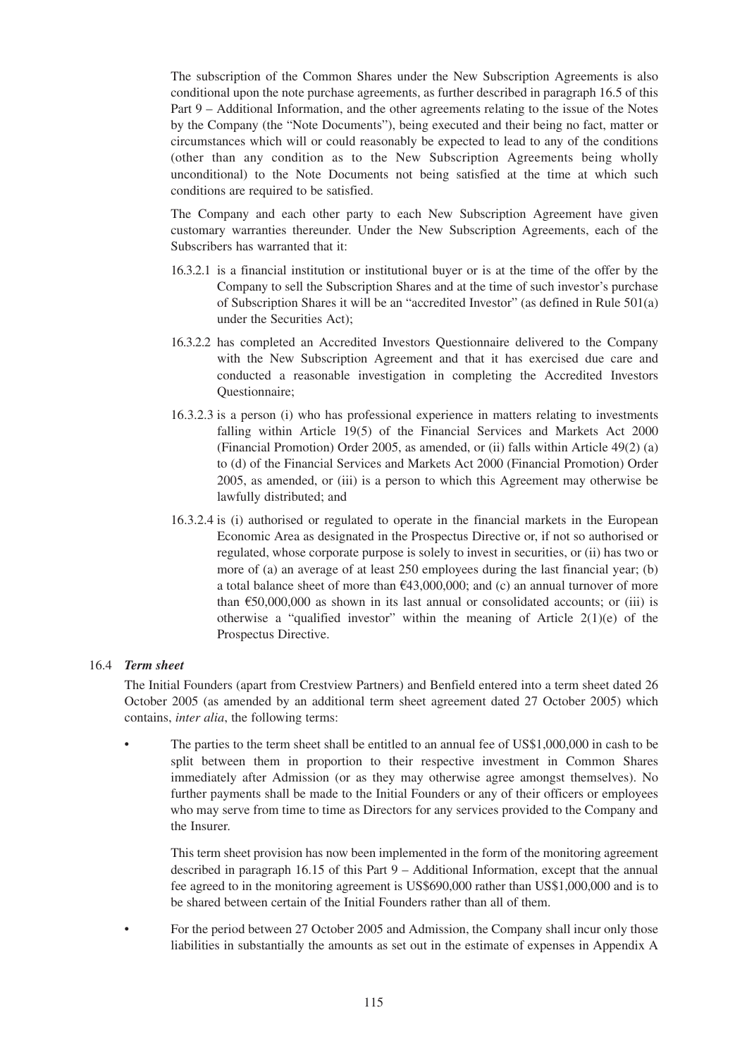The subscription of the Common Shares under the New Subscription Agreements is also conditional upon the note purchase agreements, as further described in paragraph 16.5 of this Part 9 – Additional Information, and the other agreements relating to the issue of the Notes by the Company (the "Note Documents"), being executed and their being no fact, matter or circumstances which will or could reasonably be expected to lead to any of the conditions (other than any condition as to the New Subscription Agreements being wholly unconditional) to the Note Documents not being satisfied at the time at which such conditions are required to be satisfied.

The Company and each other party to each New Subscription Agreement have given customary warranties thereunder. Under the New Subscription Agreements, each of the Subscribers has warranted that it:

16.3.2.1 is a financial institution or institutional buyer or is at the time of the offer by the Company to sell the Subscription Shares and at the time of such investor's purchase of Subscription Shares it will be an "accredited Investor" (as defined in Rule 501(a) under the Securities Act);

16.3.2.2 has completed an Accredited Investors Questionnaire delivered to the Company with the New Subscription Agreement and that it has exercised due care and conducted a reasonable investigation in completing the Accredited Investors Questionnaire;

16.3.2.3 is a person (i) who has professional experience in matters relating to investments falling within Article 19(5) of the Financial Services and Markets Act 2000 (Financial Promotion) Order 2005, as amended, or (ii) falls within Article 49(2) (a) to (d) of the Financial Services and Markets Act 2000 (Financial Promotion) Order 2005, as amended, or (iii) is a person to which this Agreement may otherwise be lawfully distributed; and

16.3.2.4 is (i) authorised or regulated to operate in the financial markets in the European Economic Area as designated in the Prospectus Directive or, if not so authorised or regulated, whose corporate purpose is solely to invest in securities, or (ii) has two or more of (a) an average of at least 250 employees during the last financial year; (b) a total balance sheet of more than €43,000,000; and (c) an annual turnover of more than €50,000,000 as shown in its last annual or consolidated accounts; or (iii) is otherwise a "qualified investor" within the meaning of Article 2(1)(e) of the Prospectus Directive.

### 16.4 *Term sheet*

The Initial Founders (apart from Crestview Partners) and Benfield entered into a term sheet dated 26 October 2005 (as amended by an additional term sheet agreement dated 27 October 2005) which contains, *inter alia*, the following terms:

- The parties to the term sheet shall be entitled to an annual fee of US$1,000,000 in cash to be split between them in proportion to their respective investment in Common Shares immediately after Admission (or as they may otherwise agree amongst themselves). No further payments shall be made to the Initial Founders or any of their officers or employees who may serve from time to time as Directors for any services provided to the Company and the Insurer.

  This term sheet provision has now been implemented in the form of the monitoring agreement described in paragraph 16.15 of this Part 9 – Additional Information, except that the annual fee agreed to in the monitoring agreement is US$690,000 rather than US$1,000,000 and is to be shared between certain of the Initial Founders rather than all of them.

- For the period between 27 October 2005 and Admission, the Company shall incur only those liabilities in substantially the amounts as set out in the estimate of expenses in Appendix A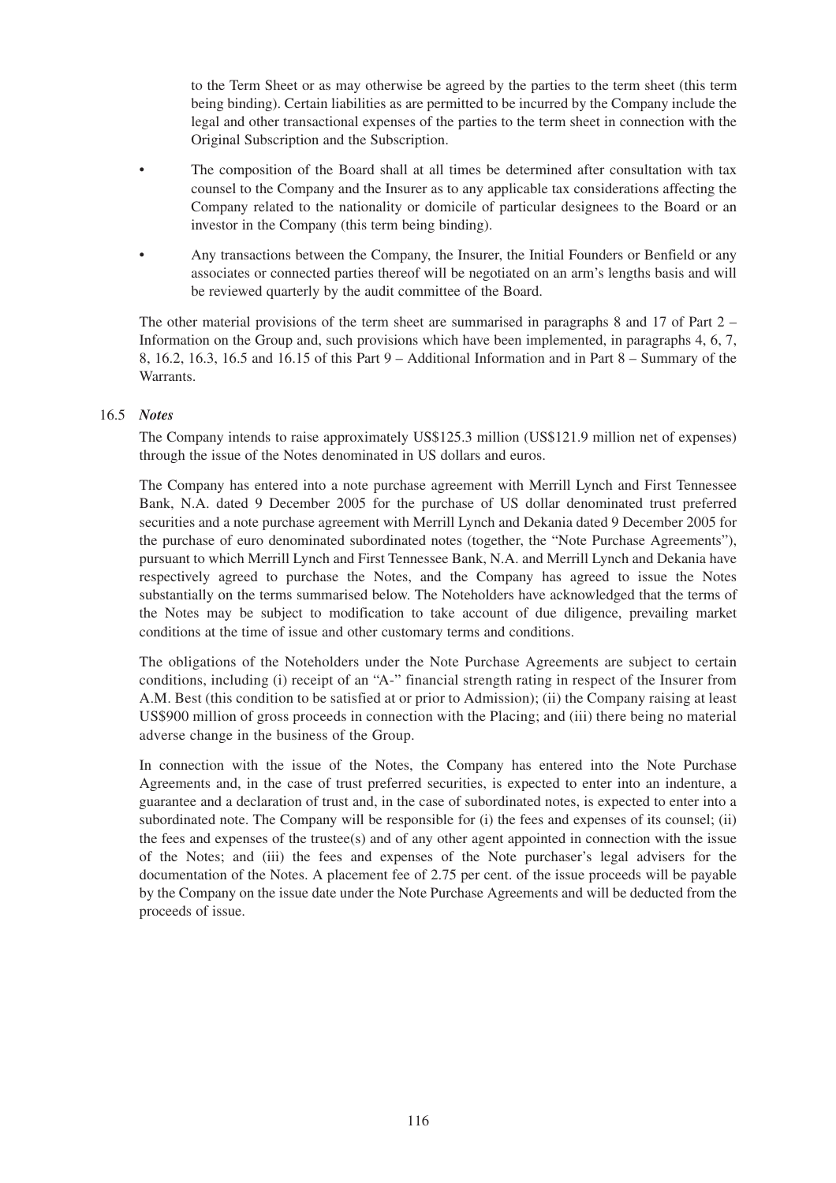to the Term Sheet or as may otherwise be agreed by the parties to the term sheet (this term being binding). Certain liabilities as are permitted to be incurred by the Company include the legal and other transactional expenses of the parties to the term sheet in connection with the Original Subscription and the Subscription.

- The composition of the Board shall at all times be determined after consultation with tax counsel to the Company and the Insurer as to any applicable tax considerations affecting the Company related to the nationality or domicile of particular designees to the Board or an investor in the Company (this term being binding).
- Any transactions between the Company, the Insurer, the Initial Founders or Benfield or any associates or connected parties thereof will be negotiated on an arm's lengths basis and will be reviewed quarterly by the audit committee of the Board.

The other material provisions of the term sheet are summarised in paragraphs 8 and 17 of Part 2 – Information on the Group and, such provisions which have been implemented, in paragraphs 4, 6, 7, 8, 16.2, 16.3, 16.5 and 16.15 of this Part 9 – Additional Information and in Part 8 – Summary of the Warrants.

### 16.5 *Notes*

The Company intends to raise approximately US$125.3 million (US$121.9 million net of expenses) through the issue of the Notes denominated in US dollars and euros.

The Company has entered into a note purchase agreement with Merrill Lynch and First Tennessee Bank, N.A. dated 9 December 2005 for the purchase of US dollar denominated trust preferred securities and a note purchase agreement with Merrill Lynch and Dekania dated 9 December 2005 for the purchase of euro denominated subordinated notes (together, the "Note Purchase Agreements"), pursuant to which Merrill Lynch and First Tennessee Bank, N.A. and Merrill Lynch and Dekania have respectively agreed to purchase the Notes, and the Company has agreed to issue the Notes substantially on the terms summarised below. The Noteholders have acknowledged that the terms of the Notes may be subject to modification to take account of due diligence, prevailing market conditions at the time of issue and other customary terms and conditions.

The obligations of the Noteholders under the Note Purchase Agreements are subject to certain conditions, including (i) receipt of an "A-" financial strength rating in respect of the Insurer from A.M. Best (this condition to be satisfied at or prior to Admission); (ii) the Company raising at least US$900 million of gross proceeds in connection with the Placing; and (iii) there being no material adverse change in the business of the Group.

In connection with the issue of the Notes, the Company has entered into the Note Purchase Agreements and, in the case of trust preferred securities, is expected to enter into an indenture, a guarantee and a declaration of trust and, in the case of subordinated notes, is expected to enter into a subordinated note. The Company will be responsible for (i) the fees and expenses of its counsel; (ii) the fees and expenses of the trustee(s) and of any other agent appointed in connection with the issue of the Notes; and (iii) the fees and expenses of the Note purchaser's legal advisers for the documentation of the Notes. A placement fee of 2.75 per cent. of the issue proceeds will be payable by the Company on the issue date under the Note Purchase Agreements and will be deducted from the proceeds of issue.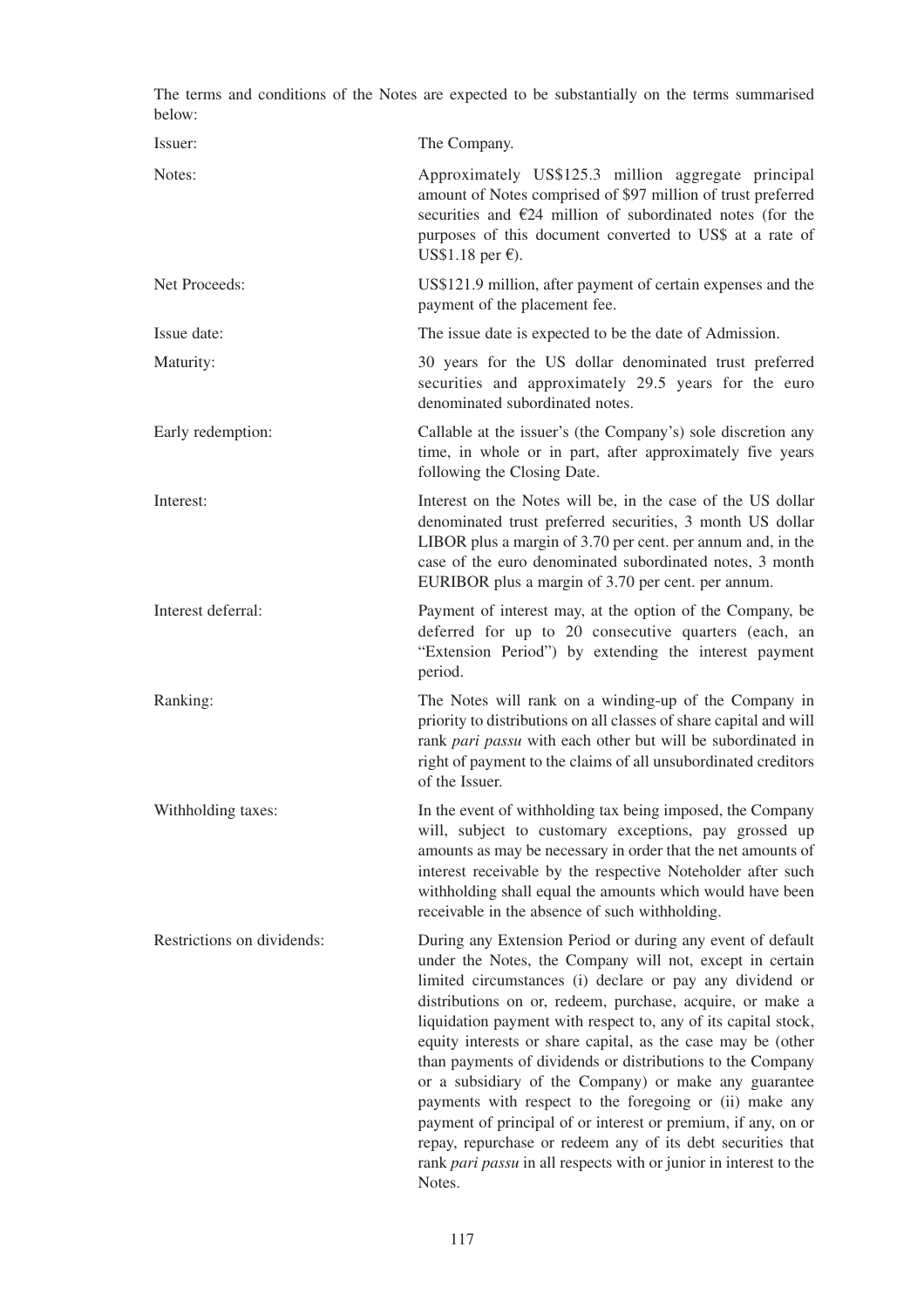The terms and conditions of the Notes are expected to be substantially on the terms summarised below:

| | |
|---|---|
| Issuer: | The Company. |
| Notes: | Approximately US$125.3 million aggregate principal amount of Notes comprised of $97 million of trust preferred securities and €24 million of subordinated notes (for the purposes of this document converted to US$ at a rate of US$1.18 per €). |
| Net Proceeds: | US$121.9 million, after payment of certain expenses and the payment of the placement fee. |
| Issue date: | The issue date is expected to be the date of Admission. |
| Maturity: | 30 years for the US dollar denominated trust preferred securities and approximately 29.5 years for the euro denominated subordinated notes. |
| Early redemption: | Callable at the issuer's (the Company's) sole discretion any time, in whole or in part, after approximately five years following the Closing Date. |
| Interest: | Interest on the Notes will be, in the case of the US dollar denominated trust preferred securities, 3 month US dollar LIBOR plus a margin of 3.70 per cent. per annum and, in the case of the euro denominated subordinated notes, 3 month EURIBOR plus a margin of 3.70 per cent. per annum. |
| Interest deferral: | Payment of interest may, at the option of the Company, be deferred for up to 20 consecutive quarters (each, an "Extension Period") by extending the interest payment period. |
| Ranking: | The Notes will rank on a winding-up of the Company in priority to distributions on all classes of share capital and will rank *pari passu* with each other but will be subordinated in right of payment to the claims of all unsubordinated creditors of the Issuer. |
| Withholding taxes: | In the event of withholding tax being imposed, the Company will, subject to customary exceptions, pay grossed up amounts as may be necessary in order that the net amounts of interest receivable by the respective Noteholder after such withholding shall equal the amounts which would have been receivable in the absence of such withholding. |
| Restrictions on dividends: | During any Extension Period or during any event of default under the Notes, the Company will not, except in certain limited circumstances (i) declare or pay any dividend or distributions on or, redeem, purchase, acquire, or make a liquidation payment with respect to, any of its capital stock, equity interests or share capital, as the case may be (other than payments of dividends or distributions to the Company or a subsidiary of the Company) or make any guarantee payments with respect to the foregoing or (ii) make any payment of principal of or interest or premium, if any, on or repay, repurchase or redeem any of its debt securities that rank *pari passu* in all respects with or junior in interest to the Notes. |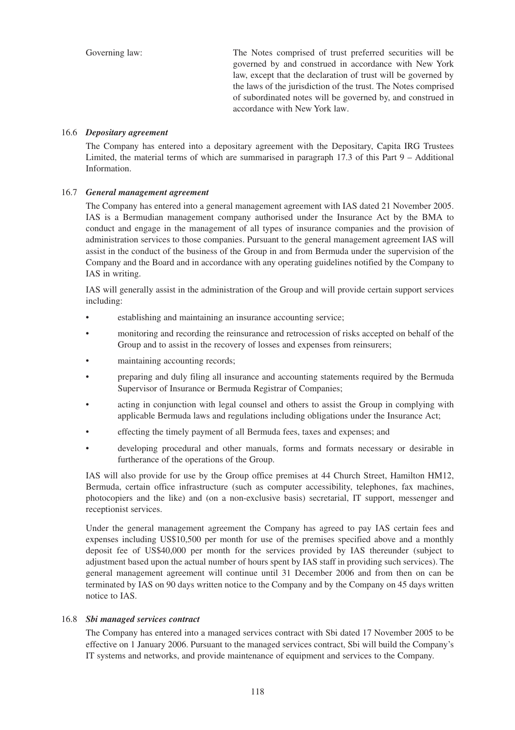Governing law: The Notes comprised of trust preferred securities will be governed by and construed in accordance with New York law, except that the declaration of trust will be governed by the laws of the jurisdiction of the trust. The Notes comprised of subordinated notes will be governed by, and construed in accordance with New York law.

16.6 ***Depositary agreement***

The Company has entered into a depositary agreement with the Depositary, Capita IRG Trustees Limited, the material terms of which are summarised in paragraph 17.3 of this Part 9 – Additional Information.

16.7 ***General management agreement***

The Company has entered into a general management agreement with IAS dated 21 November 2005. IAS is a Bermudian management company authorised under the Insurance Act by the BMA to conduct and engage in the management of all types of insurance companies and the provision of administration services to those companies. Pursuant to the general management agreement IAS will assist in the conduct of the business of the Group in and from Bermuda under the supervision of the Company and the Board and in accordance with any operating guidelines notified by the Company to IAS in writing.

IAS will generally assist in the administration of the Group and will provide certain support services including:

- establishing and maintaining an insurance accounting service;
- monitoring and recording the reinsurance and retrocession of risks accepted on behalf of the Group and to assist in the recovery of losses and expenses from reinsurers;
- maintaining accounting records;
- preparing and duly filing all insurance and accounting statements required by the Bermuda Supervisor of Insurance or Bermuda Registrar of Companies;
- acting in conjunction with legal counsel and others to assist the Group in complying with applicable Bermuda laws and regulations including obligations under the Insurance Act;
- effecting the timely payment of all Bermuda fees, taxes and expenses; and
- developing procedural and other manuals, forms and formats necessary or desirable in furtherance of the operations of the Group.

IAS will also provide for use by the Group office premises at 44 Church Street, Hamilton HM12, Bermuda, certain office infrastructure (such as computer accessibility, telephones, fax machines, photocopiers and the like) and (on a non-exclusive basis) secretarial, IT support, messenger and receptionist services.

Under the general management agreement the Company has agreed to pay IAS certain fees and expenses including US$10,500 per month for use of the premises specified above and a monthly deposit fee of US$40,000 per month for the services provided by IAS thereunder (subject to adjustment based upon the actual number of hours spent by IAS staff in providing such services). The general management agreement will continue until 31 December 2006 and from then on can be terminated by IAS on 90 days written notice to the Company and by the Company on 45 days written notice to IAS.

16.8 ***Sbi managed services contract***

The Company has entered into a managed services contract with Sbi dated 17 November 2005 to be effective on 1 January 2006. Pursuant to the managed services contract, Sbi will build the Company's IT systems and networks, and provide maintenance of equipment and services to the Company.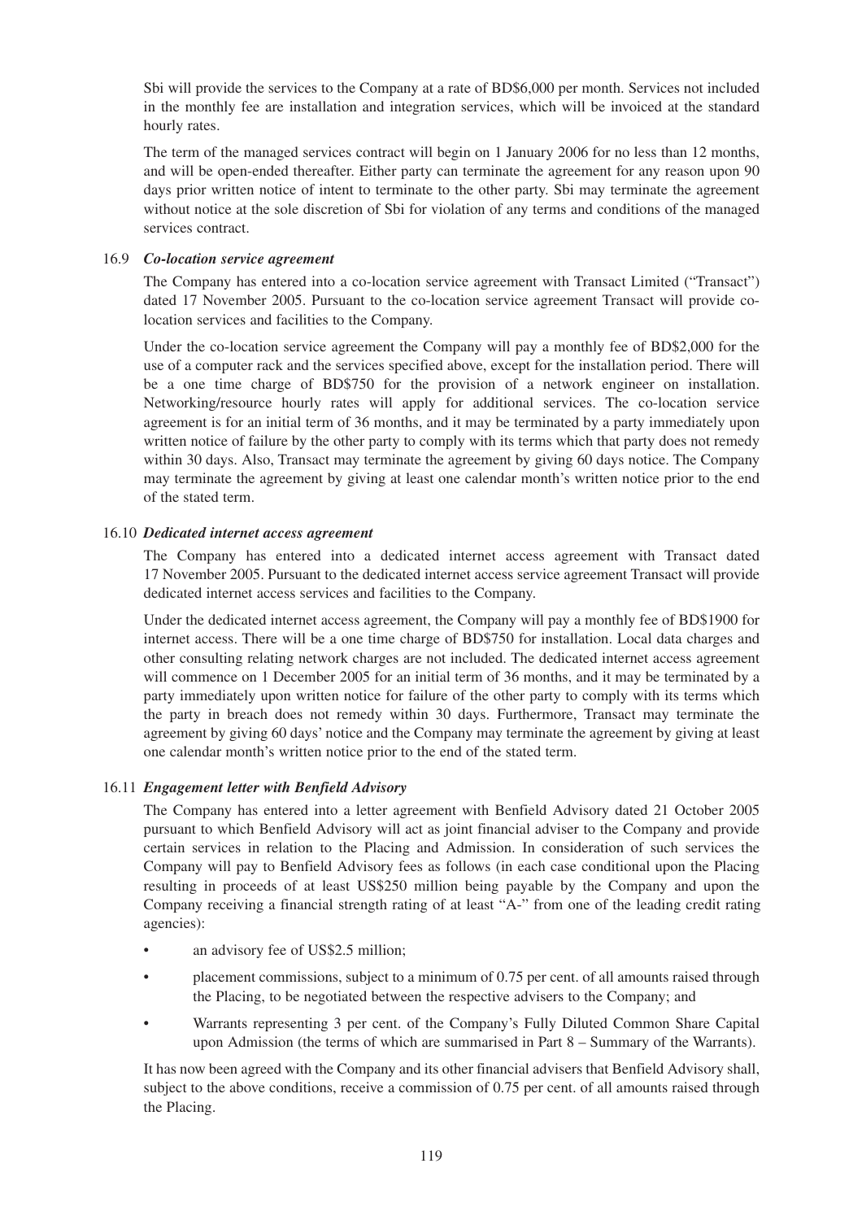Sbi will provide the services to the Company at a rate of BD$6,000 per month. Services not included in the monthly fee are installation and integration services, which will be invoiced at the standard hourly rates.

The term of the managed services contract will begin on 1 January 2006 for no less than 12 months, and will be open-ended thereafter. Either party can terminate the agreement for any reason upon 90 days prior written notice of intent to terminate to the other party. Sbi may terminate the agreement without notice at the sole discretion of Sbi for violation of any terms and conditions of the managed services contract.

### 16.9 *Co-location service agreement*

The Company has entered into a co-location service agreement with Transact Limited ("Transact") dated 17 November 2005. Pursuant to the co-location service agreement Transact will provide co-location services and facilities to the Company.

Under the co-location service agreement the Company will pay a monthly fee of BD$2,000 for the use of a computer rack and the services specified above, except for the installation period. There will be a one time charge of BD$750 for the provision of a network engineer on installation. Networking/resource hourly rates will apply for additional services. The co-location service agreement is for an initial term of 36 months, and it may be terminated by a party immediately upon written notice of failure by the other party to comply with its terms which that party does not remedy within 30 days. Also, Transact may terminate the agreement by giving 60 days notice. The Company may terminate the agreement by giving at least one calendar month's written notice prior to the end of the stated term.

### 16.10 *Dedicated internet access agreement*

The Company has entered into a dedicated internet access agreement with Transact dated 17 November 2005. Pursuant to the dedicated internet access service agreement Transact will provide dedicated internet access services and facilities to the Company.

Under the dedicated internet access agreement, the Company will pay a monthly fee of BD$1900 for internet access. There will be a one time charge of BD$750 for installation. Local data charges and other consulting relating network charges are not included. The dedicated internet access agreement will commence on 1 December 2005 for an initial term of 36 months, and it may be terminated by a party immediately upon written notice for failure of the other party to comply with its terms which the party in breach does not remedy within 30 days. Furthermore, Transact may terminate the agreement by giving 60 days' notice and the Company may terminate the agreement by giving at least one calendar month's written notice prior to the end of the stated term.

### 16.11 *Engagement letter with Benfield Advisory*

The Company has entered into a letter agreement with Benfield Advisory dated 21 October 2005 pursuant to which Benfield Advisory will act as joint financial adviser to the Company and provide certain services in relation to the Placing and Admission. In consideration of such services the Company will pay to Benfield Advisory fees as follows (in each case conditional upon the Placing resulting in proceeds of at least US$250 million being payable by the Company and upon the Company receiving a financial strength rating of at least "A-" from one of the leading credit rating agencies):

- an advisory fee of US$2.5 million;
- placement commissions, subject to a minimum of 0.75 per cent. of all amounts raised through the Placing, to be negotiated between the respective advisers to the Company; and
- Warrants representing 3 per cent. of the Company's Fully Diluted Common Share Capital upon Admission (the terms of which are summarised in Part 8 – Summary of the Warrants).

It has now been agreed with the Company and its other financial advisers that Benfield Advisory shall, subject to the above conditions, receive a commission of 0.75 per cent. of all amounts raised through the Placing.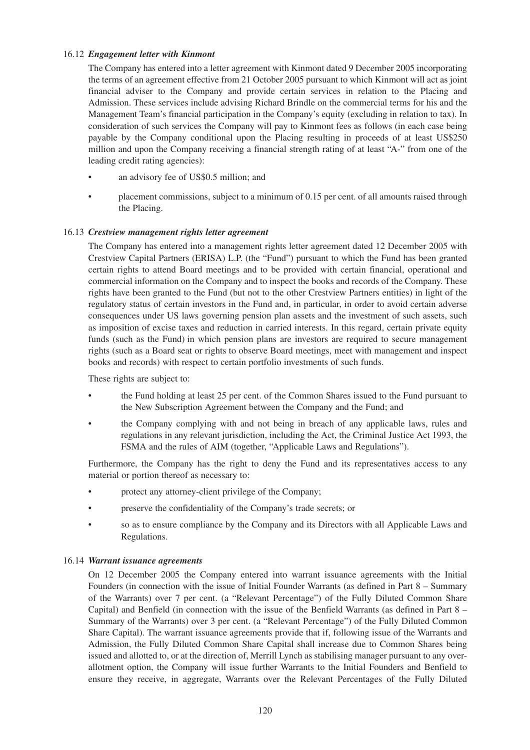### 16.12 *Engagement letter with Kinmont*

The Company has entered into a letter agreement with Kinmont dated 9 December 2005 incorporating the terms of an agreement effective from 21 October 2005 pursuant to which Kinmont will act as joint financial adviser to the Company and provide certain services in relation to the Placing and Admission. These services include advising Richard Brindle on the commercial terms for his and the Management Team's financial participation in the Company's equity (excluding in relation to tax). In consideration of such services the Company will pay to Kinmont fees as follows (in each case being payable by the Company conditional upon the Placing resulting in proceeds of at least US$250 million and upon the Company receiving a financial strength rating of at least "A-" from one of the leading credit rating agencies):

- an advisory fee of US$0.5 million; and
- placement commissions, subject to a minimum of 0.15 per cent. of all amounts raised through the Placing.

### 16.13 *Crestview management rights letter agreement*

The Company has entered into a management rights letter agreement dated 12 December 2005 with Crestview Capital Partners (ERISA) L.P. (the "Fund") pursuant to which the Fund has been granted certain rights to attend Board meetings and to be provided with certain financial, operational and commercial information on the Company and to inspect the books and records of the Company. These rights have been granted to the Fund (but not to the other Crestview Partners entities) in light of the regulatory status of certain investors in the Fund and, in particular, in order to avoid certain adverse consequences under US laws governing pension plan assets and the investment of such assets, such as imposition of excise taxes and reduction in carried interests. In this regard, certain private equity funds (such as the Fund) in which pension plans are investors are required to secure management rights (such as a Board seat or rights to observe Board meetings, meet with management and inspect books and records) with respect to certain portfolio investments of such funds.

These rights are subject to:

- the Fund holding at least 25 per cent. of the Common Shares issued to the Fund pursuant to the New Subscription Agreement between the Company and the Fund; and
- the Company complying with and not being in breach of any applicable laws, rules and regulations in any relevant jurisdiction, including the Act, the Criminal Justice Act 1993, the FSMA and the rules of AIM (together, "Applicable Laws and Regulations").

Furthermore, the Company has the right to deny the Fund and its representatives access to any material or portion thereof as necessary to:

- protect any attorney-client privilege of the Company;
- preserve the confidentiality of the Company's trade secrets; or
- so as to ensure compliance by the Company and its Directors with all Applicable Laws and Regulations.

### 16.14 *Warrant issuance agreements*

On 12 December 2005 the Company entered into warrant issuance agreements with the Initial Founders (in connection with the issue of Initial Founder Warrants (as defined in Part 8 – Summary of the Warrants) over 7 per cent. (a "Relevant Percentage") of the Fully Diluted Common Share Capital) and Benfield (in connection with the issue of the Benfield Warrants (as defined in Part 8 – Summary of the Warrants) over 3 per cent. (a "Relevant Percentage") of the Fully Diluted Common Share Capital). The warrant issuance agreements provide that if, following issue of the Warrants and Admission, the Fully Diluted Common Share Capital shall increase due to Common Shares being issued and allotted to, or at the direction of, Merrill Lynch as stabilising manager pursuant to any over-allotment option, the Company will issue further Warrants to the Initial Founders and Benfield to ensure they receive, in aggregate, Warrants over the Relevant Percentages of the Fully Diluted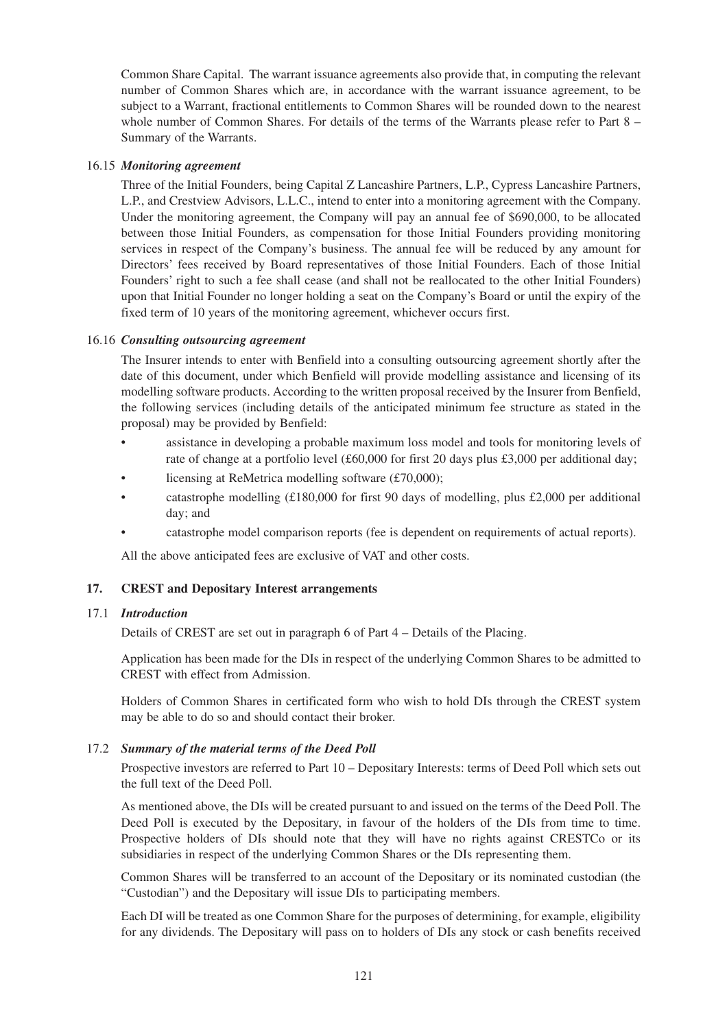Common Share Capital. The warrant issuance agreements also provide that, in computing the relevant number of Common Shares which are, in accordance with the warrant issuance agreement, to be subject to a Warrant, fractional entitlements to Common Shares will be rounded down to the nearest whole number of Common Shares. For details of the terms of the Warrants please refer to Part 8 – Summary of the Warrants.

16.15 ***Monitoring agreement***

Three of the Initial Founders, being Capital Z Lancashire Partners, L.P., Cypress Lancashire Partners, L.P., and Crestview Advisors, L.L.C., intend to enter into a monitoring agreement with the Company. Under the monitoring agreement, the Company will pay an annual fee of $690,000, to be allocated between those Initial Founders, as compensation for those Initial Founders providing monitoring services in respect of the Company's business. The annual fee will be reduced by any amount for Directors' fees received by Board representatives of those Initial Founders. Each of those Initial Founders' right to such a fee shall cease (and shall not be reallocated to the other Initial Founders) upon that Initial Founder no longer holding a seat on the Company's Board or until the expiry of the fixed term of 10 years of the monitoring agreement, whichever occurs first.

16.16 ***Consulting outsourcing agreement***

The Insurer intends to enter with Benfield into a consulting outsourcing agreement shortly after the date of this document, under which Benfield will provide modelling assistance and licensing of its modelling software products. According to the written proposal received by the Insurer from Benfield, the following services (including details of the anticipated minimum fee structure as stated in the proposal) may be provided by Benfield:

- assistance in developing a probable maximum loss model and tools for monitoring levels of rate of change at a portfolio level (£60,000 for first 20 days plus £3,000 per additional day;
- licensing at ReMetrica modelling software (£70,000);
- catastrophe modelling (£180,000 for first 90 days of modelling, plus £2,000 per additional day; and
- catastrophe model comparison reports (fee is dependent on requirements of actual reports).

All the above anticipated fees are exclusive of VAT and other costs.

## 17. CREST and Depositary Interest arrangements

17.1 ***Introduction***

Details of CREST are set out in paragraph 6 of Part 4 – Details of the Placing.

Application has been made for the DIs in respect of the underlying Common Shares to be admitted to CREST with effect from Admission.

Holders of Common Shares in certificated form who wish to hold DIs through the CREST system may be able to do so and should contact their broker.

17.2 ***Summary of the material terms of the Deed Poll***

Prospective investors are referred to Part 10 – Depositary Interests: terms of Deed Poll which sets out the full text of the Deed Poll.

As mentioned above, the DIs will be created pursuant to and issued on the terms of the Deed Poll. The Deed Poll is executed by the Depositary, in favour of the holders of the DIs from time to time. Prospective holders of DIs should note that they will have no rights against CRESTCo or its subsidiaries in respect of the underlying Common Shares or the DIs representing them.

Common Shares will be transferred to an account of the Depositary or its nominated custodian (the "Custodian") and the Depositary will issue DIs to participating members.

Each DI will be treated as one Common Share for the purposes of determining, for example, eligibility for any dividends. The Depositary will pass on to holders of DIs any stock or cash benefits received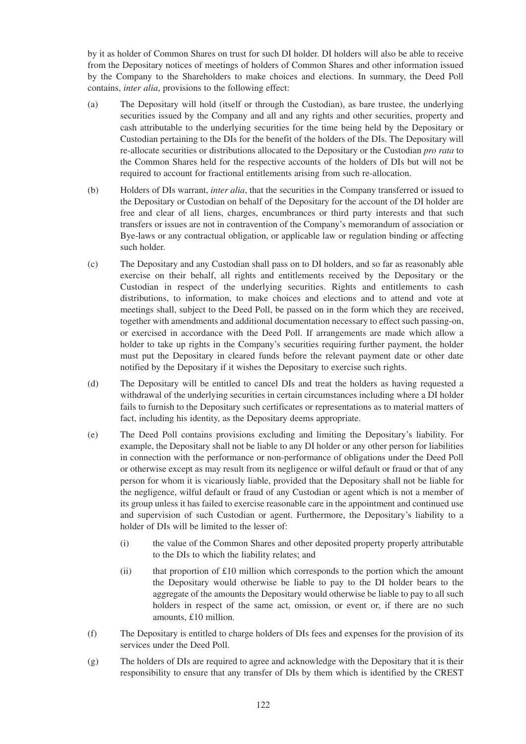by it as holder of Common Shares on trust for such DI holder. DI holders will also be able to receive from the Depositary notices of meetings of holders of Common Shares and other information issued by the Company to the Shareholders to make choices and elections. In summary, the Deed Poll contains, *inter alia*, provisions to the following effect:

(a) The Depositary will hold (itself or through the Custodian), as bare trustee, the underlying securities issued by the Company and all and any rights and other securities, property and cash attributable to the underlying securities for the time being held by the Depositary or Custodian pertaining to the DIs for the benefit of the holders of the DIs. The Depositary will re-allocate securities or distributions allocated to the Depositary or the Custodian *pro rata* to the Common Shares held for the respective accounts of the holders of DIs but will not be required to account for fractional entitlements arising from such re-allocation.

(b) Holders of DIs warrant, *inter alia*, that the securities in the Company transferred or issued to the Depositary or Custodian on behalf of the Depositary for the account of the DI holder are free and clear of all liens, charges, encumbrances or third party interests and that such transfers or issues are not in contravention of the Company's memorandum of association or Bye-laws or any contractual obligation, or applicable law or regulation binding or affecting such holder.

(c) The Depositary and any Custodian shall pass on to DI holders, and so far as reasonably able exercise on their behalf, all rights and entitlements received by the Depositary or the Custodian in respect of the underlying securities. Rights and entitlements to cash distributions, to information, to make choices and elections and to attend and vote at meetings shall, subject to the Deed Poll, be passed on in the form which they are received, together with amendments and additional documentation necessary to effect such passing-on, or exercised in accordance with the Deed Poll. If arrangements are made which allow a holder to take up rights in the Company's securities requiring further payment, the holder must put the Depositary in cleared funds before the relevant payment date or other date notified by the Depositary if it wishes the Depositary to exercise such rights.

(d) The Depositary will be entitled to cancel DIs and treat the holders as having requested a withdrawal of the underlying securities in certain circumstances including where a DI holder fails to furnish to the Depositary such certificates or representations as to material matters of fact, including his identity, as the Depositary deems appropriate.

(e) The Deed Poll contains provisions excluding and limiting the Depositary's liability. For example, the Depositary shall not be liable to any DI holder or any other person for liabilities in connection with the performance or non-performance of obligations under the Deed Poll or otherwise except as may result from its negligence or wilful default or fraud or that of any person for whom it is vicariously liable, provided that the Depositary shall not be liable for the negligence, wilful default or fraud of any Custodian or agent which is not a member of its group unless it has failed to exercise reasonable care in the appointment and continued use and supervision of such Custodian or agent. Furthermore, the Depositary's liability to a holder of DIs will be limited to the lesser of:

    (i) the value of the Common Shares and other deposited property properly attributable to the DIs to which the liability relates; and

    (ii) that proportion of £10 million which corresponds to the portion which the amount the Depositary would otherwise be liable to pay to the DI holder bears to the aggregate of the amounts the Depositary would otherwise be liable to pay to all such holders in respect of the same act, omission, or event or, if there are no such amounts, £10 million.

(f) The Depositary is entitled to charge holders of DIs fees and expenses for the provision of its services under the Deed Poll.

(g) The holders of DIs are required to agree and acknowledge with the Depositary that it is their responsibility to ensure that any transfer of DIs by them which is identified by the CREST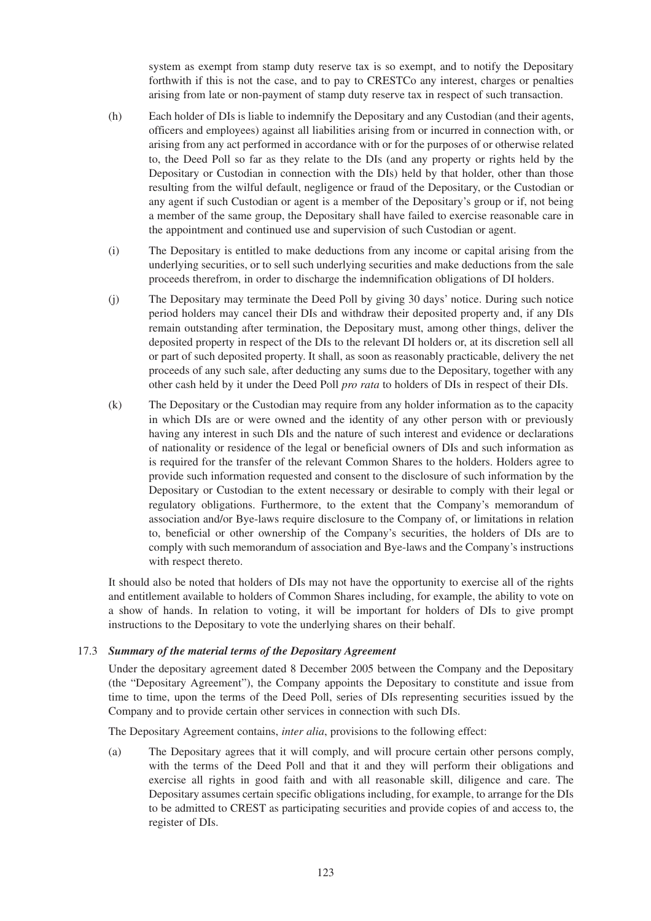system as exempt from stamp duty reserve tax is so exempt, and to notify the Depositary forthwith if this is not the case, and to pay to CRESTCo any interest, charges or penalties arising from late or non-payment of stamp duty reserve tax in respect of such transaction.

(h) Each holder of DIs is liable to indemnify the Depositary and any Custodian (and their agents, officers and employees) against all liabilities arising from or incurred in connection with, or arising from any act performed in accordance with or for the purposes of or otherwise related to, the Deed Poll so far as they relate to the DIs (and any property or rights held by the Depositary or Custodian in connection with the DIs) held by that holder, other than those resulting from the wilful default, negligence or fraud of the Depositary, or the Custodian or any agent if such Custodian or agent is a member of the Depositary's group or if, not being a member of the same group, the Depositary shall have failed to exercise reasonable care in the appointment and continued use and supervision of such Custodian or agent.

(i) The Depositary is entitled to make deductions from any income or capital arising from the underlying securities, or to sell such underlying securities and make deductions from the sale proceeds therefrom, in order to discharge the indemnification obligations of DI holders.

(j) The Depositary may terminate the Deed Poll by giving 30 days' notice. During such notice period holders may cancel their DIs and withdraw their deposited property and, if any DIs remain outstanding after termination, the Depositary must, among other things, deliver the deposited property in respect of the DIs to the relevant DI holders or, at its discretion sell all or part of such deposited property. It shall, as soon as reasonably practicable, delivery the net proceeds of any such sale, after deducting any sums due to the Depositary, together with any other cash held by it under the Deed Poll *pro rata* to holders of DIs in respect of their DIs.

(k) The Depositary or the Custodian may require from any holder information as to the capacity in which DIs are or were owned and the identity of any other person with or previously having any interest in such DIs and the nature of such interest and evidence or declarations of nationality or residence of the legal or beneficial owners of DIs and such information as is required for the transfer of the relevant Common Shares to the holders. Holders agree to provide such information requested and consent to the disclosure of such information by the Depositary or Custodian to the extent necessary or desirable to comply with their legal or regulatory obligations. Furthermore, to the extent that the Company's memorandum of association and/or Bye-laws require disclosure to the Company of, or limitations in relation to, beneficial or other ownership of the Company's securities, the holders of DIs are to comply with such memorandum of association and Bye-laws and the Company's instructions with respect thereto.

It should also be noted that holders of DIs may not have the opportunity to exercise all of the rights and entitlement available to holders of Common Shares including, for example, the ability to vote on a show of hands. In relation to voting, it will be important for holders of DIs to give prompt instructions to the Depositary to vote the underlying shares on their behalf.

### 17.3 *Summary of the material terms of the Depositary Agreement*

Under the depositary agreement dated 8 December 2005 between the Company and the Depositary (the "Depositary Agreement"), the Company appoints the Depositary to constitute and issue from time to time, upon the terms of the Deed Poll, series of DIs representing securities issued by the Company and to provide certain other services in connection with such DIs.

The Depositary Agreement contains, *inter alia*, provisions to the following effect:

(a) The Depositary agrees that it will comply, and will procure certain other persons comply, with the terms of the Deed Poll and that it and they will perform their obligations and exercise all rights in good faith and with all reasonable skill, diligence and care. The Depositary assumes certain specific obligations including, for example, to arrange for the DIs to be admitted to CREST as participating securities and provide copies of and access to, the register of DIs.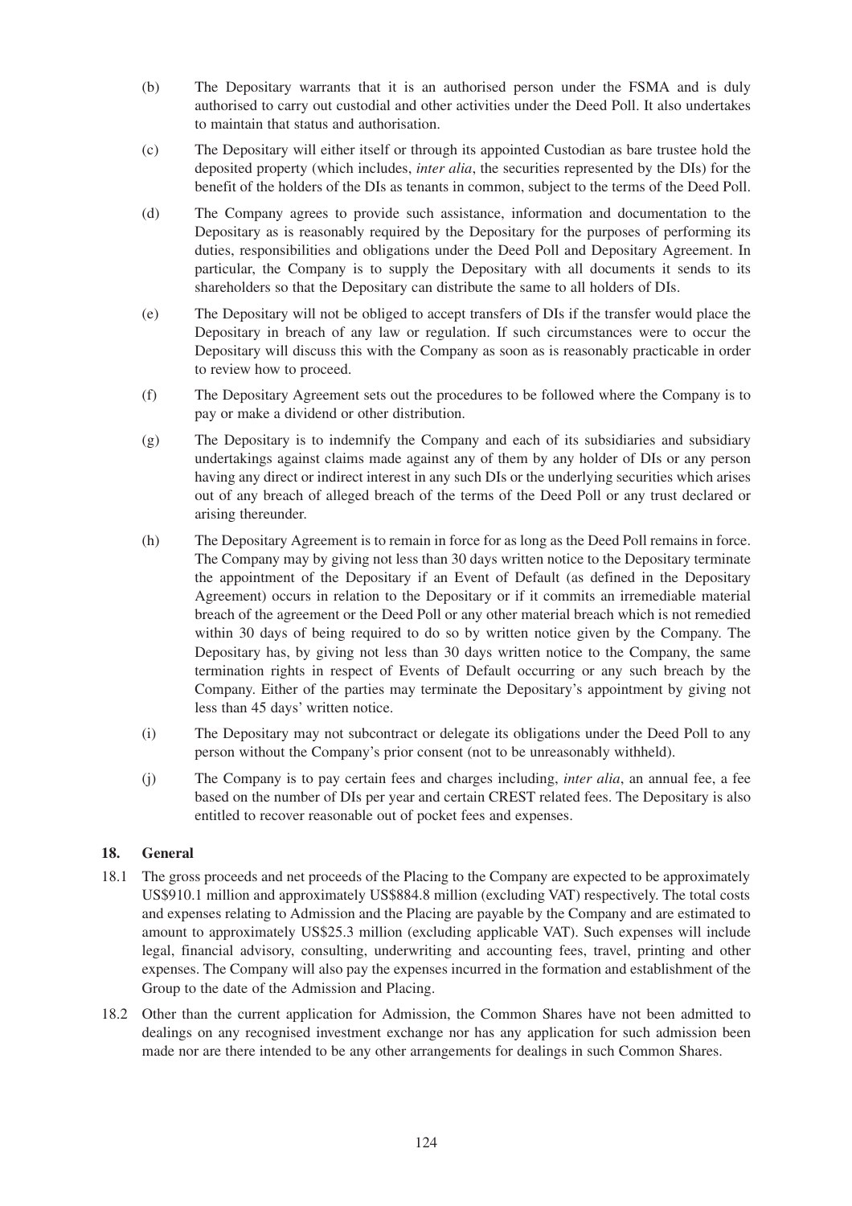(b) The Depositary warrants that it is an authorised person under the FSMA and is duly authorised to carry out custodial and other activities under the Deed Poll. It also undertakes to maintain that status and authorisation.

(c) The Depositary will either itself or through its appointed Custodian as bare trustee hold the deposited property (which includes, *inter alia*, the securities represented by the DIs) for the benefit of the holders of the DIs as tenants in common, subject to the terms of the Deed Poll.

(d) The Company agrees to provide such assistance, information and documentation to the Depositary as is reasonably required by the Depositary for the purposes of performing its duties, responsibilities and obligations under the Deed Poll and Depositary Agreement. In particular, the Company is to supply the Depositary with all documents it sends to its shareholders so that the Depositary can distribute the same to all holders of DIs.

(e) The Depositary will not be obliged to accept transfers of DIs if the transfer would place the Depositary in breach of any law or regulation. If such circumstances were to occur the Depositary will discuss this with the Company as soon as is reasonably practicable in order to review how to proceed.

(f) The Depositary Agreement sets out the procedures to be followed where the Company is to pay or make a dividend or other distribution.

(g) The Depositary is to indemnify the Company and each of its subsidiaries and subsidiary undertakings against claims made against any of them by any holder of DIs or any person having any direct or indirect interest in any such DIs or the underlying securities which arises out of any breach of alleged breach of the terms of the Deed Poll or any trust declared or arising thereunder.

(h) The Depositary Agreement is to remain in force for as long as the Deed Poll remains in force. The Company may by giving not less than 30 days written notice to the Depositary terminate the appointment of the Depositary if an Event of Default (as defined in the Depositary Agreement) occurs in relation to the Depositary or if it commits an irremediable material breach of the agreement or the Deed Poll or any other material breach which is not remedied within 30 days of being required to do so by written notice given by the Company. The Depositary has, by giving not less than 30 days written notice to the Company, the same termination rights in respect of Events of Default occurring or any such breach by the Company. Either of the parties may terminate the Depositary's appointment by giving not less than 45 days' written notice.

(i) The Depositary may not subcontract or delegate its obligations under the Deed Poll to any person without the Company's prior consent (not to be unreasonably withheld).

(j) The Company is to pay certain fees and charges including, *inter alia*, an annual fee, a fee based on the number of DIs per year and certain CREST related fees. The Depositary is also entitled to recover reasonable out of pocket fees and expenses.

## 18. General

18.1 The gross proceeds and net proceeds of the Placing to the Company are expected to be approximately US$910.1 million and approximately US$884.8 million (excluding VAT) respectively. The total costs and expenses relating to Admission and the Placing are payable by the Company and are estimated to amount to approximately US$25.3 million (excluding applicable VAT). Such expenses will include legal, financial advisory, consulting, underwriting and accounting fees, travel, printing and other expenses. The Company will also pay the expenses incurred in the formation and establishment of the Group to the date of the Admission and Placing.

18.2 Other than the current application for Admission, the Common Shares have not been admitted to dealings on any recognised investment exchange nor has any application for such admission been made nor are there intended to be any other arrangements for dealings in such Common Shares.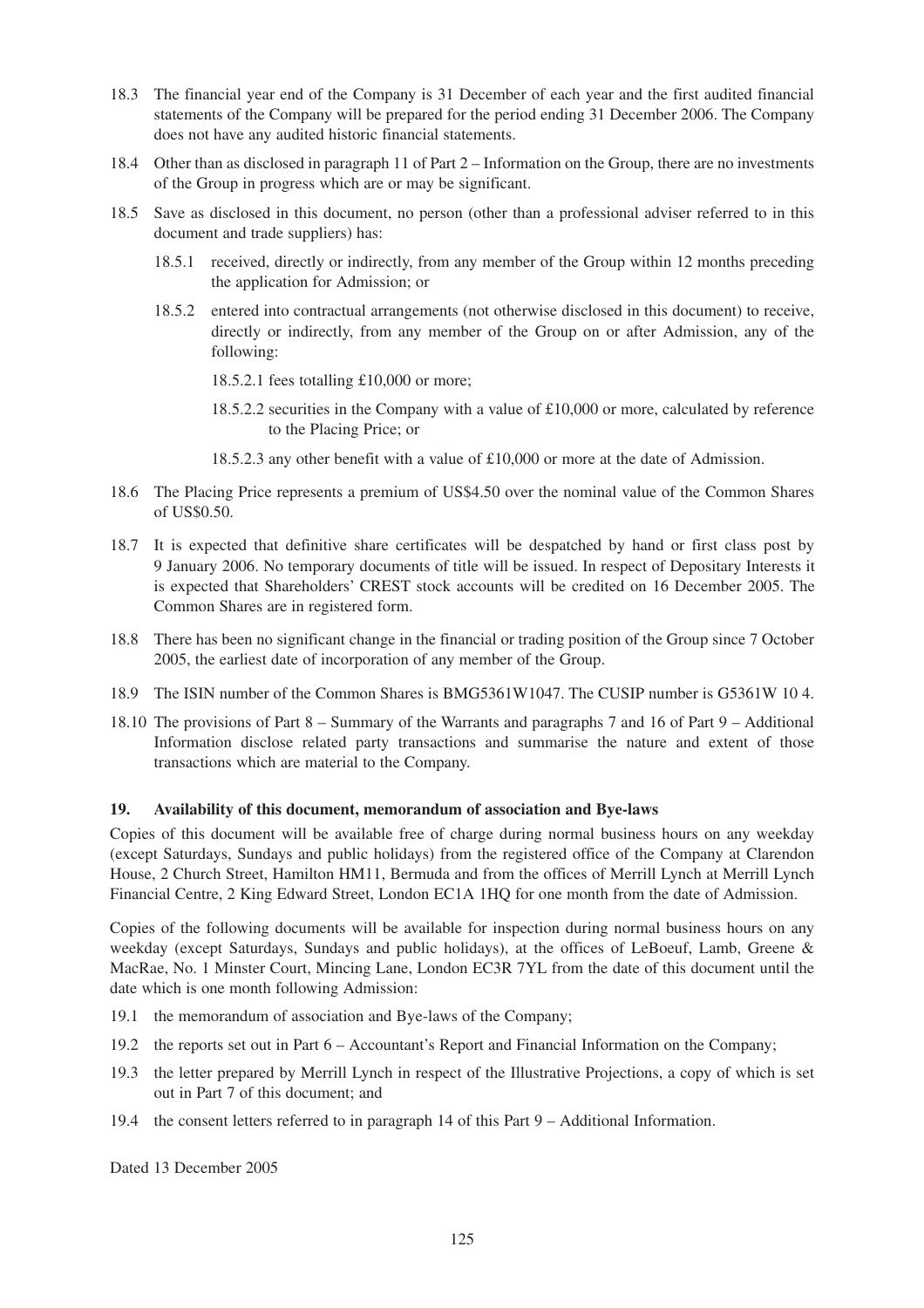18.3 The financial year end of the Company is 31 December of each year and the first audited financial statements of the Company will be prepared for the period ending 31 December 2006. The Company does not have any audited historic financial statements.

18.4 Other than as disclosed in paragraph 11 of Part 2 – Information on the Group, there are no investments of the Group in progress which are or may be significant.

18.5 Save as disclosed in this document, no person (other than a professional adviser referred to in this document and trade suppliers) has:

- 18.5.1 received, directly or indirectly, from any member of the Group within 12 months preceding the application for Admission; or
- 18.5.2 entered into contractual arrangements (not otherwise disclosed in this document) to receive, directly or indirectly, from any member of the Group on or after Admission, any of the following:
  - 18.5.2.1 fees totalling £10,000 or more;
  - 18.5.2.2 securities in the Company with a value of £10,000 or more, calculated by reference to the Placing Price; or
  - 18.5.2.3 any other benefit with a value of £10,000 or more at the date of Admission.

18.6 The Placing Price represents a premium of US$4.50 over the nominal value of the Common Shares of US$0.50.

18.7 It is expected that definitive share certificates will be despatched by hand or first class post by 9 January 2006. No temporary documents of title will be issued. In respect of Depositary Interests it is expected that Shareholders' CREST stock accounts will be credited on 16 December 2005. The Common Shares are in registered form.

18.8 There has been no significant change in the financial or trading position of the Group since 7 October 2005, the earliest date of incorporation of any member of the Group.

18.9 The ISIN number of the Common Shares is BMG5361W1047. The CUSIP number is G5361W 10 4.

18.10 The provisions of Part 8 – Summary of the Warrants and paragraphs 7 and 16 of Part 9 – Additional Information disclose related party transactions and summarise the nature and extent of those transactions which are material to the Company.

## 19. Availability of this document, memorandum of association and Bye-laws

Copies of this document will be available free of charge during normal business hours on any weekday (except Saturdays, Sundays and public holidays) from the registered office of the Company at Clarendon House, 2 Church Street, Hamilton HM11, Bermuda and from the offices of Merrill Lynch at Merrill Lynch Financial Centre, 2 King Edward Street, London EC1A 1HQ for one month from the date of Admission.

Copies of the following documents will be available for inspection during normal business hours on any weekday (except Saturdays, Sundays and public holidays), at the offices of LeBoeuf, Lamb, Greene & MacRae, No. 1 Minster Court, Mincing Lane, London EC3R 7YL from the date of this document until the date which is one month following Admission:

19.1 the memorandum of association and Bye-laws of the Company;

19.2 the reports set out in Part 6 – Accountant's Report and Financial Information on the Company;

19.3 the letter prepared by Merrill Lynch in respect of the Illustrative Projections, a copy of which is set out in Part 7 of this document; and

19.4 the consent letters referred to in paragraph 14 of this Part 9 – Additional Information.

Dated 13 December 2005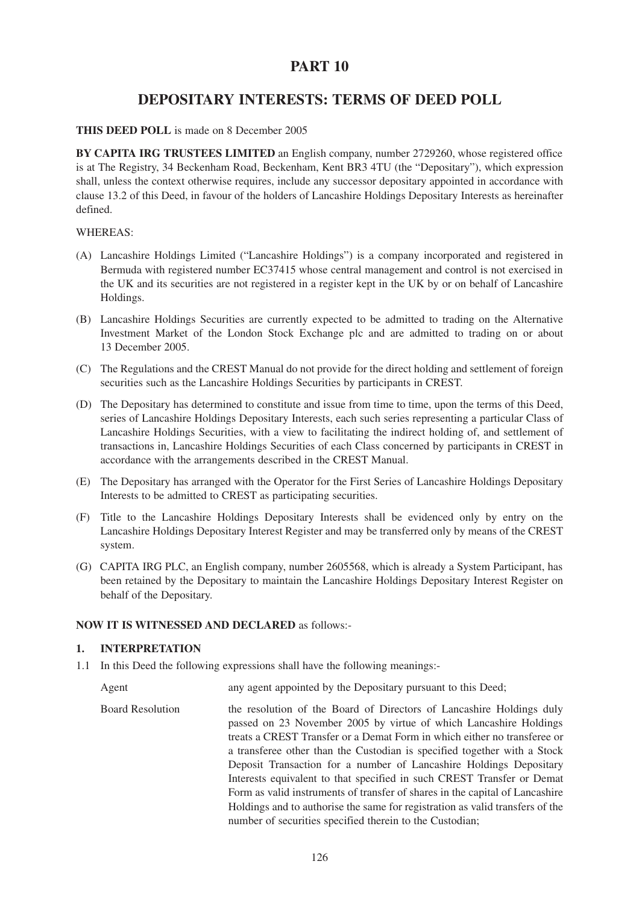# PART 10

## DEPOSITARY INTERESTS: TERMS OF DEED POLL

**THIS DEED POLL** is made on 8 December 2005

**BY CAPITA IRG TRUSTEES LIMITED** an English company, number 2729260, whose registered office is at The Registry, 34 Beckenham Road, Beckenham, Kent BR3 4TU (the "Depositary"), which expression shall, unless the context otherwise requires, include any successor depositary appointed in accordance with clause 13.2 of this Deed, in favour of the holders of Lancashire Holdings Depositary Interests as hereinafter defined.

WHEREAS:

(A) Lancashire Holdings Limited ("Lancashire Holdings") is a company incorporated and registered in Bermuda with registered number EC37415 whose central management and control is not exercised in the UK and its securities are not registered in a register kept in the UK by or on behalf of Lancashire Holdings.

(B) Lancashire Holdings Securities are currently expected to be admitted to trading on the Alternative Investment Market of the London Stock Exchange plc and are admitted to trading on or about 13 December 2005.

(C) The Regulations and the CREST Manual do not provide for the direct holding and settlement of foreign securities such as the Lancashire Holdings Securities by participants in CREST.

(D) The Depositary has determined to constitute and issue from time to time, upon the terms of this Deed, series of Lancashire Holdings Depositary Interests, each such series representing a particular Class of Lancashire Holdings Securities, with a view to facilitating the indirect holding of, and settlement of transactions in, Lancashire Holdings Securities of each Class concerned by participants in CREST in accordance with the arrangements described in the CREST Manual.

(E) The Depositary has arranged with the Operator for the First Series of Lancashire Holdings Depositary Interests to be admitted to CREST as participating securities.

(F) Title to the Lancashire Holdings Depositary Interests shall be evidenced only by entry on the Lancashire Holdings Depositary Interest Register and may be transferred only by means of the CREST system.

(G) CAPITA IRG PLC, an English company, number 2605568, which is already a System Participant, has been retained by the Depositary to maintain the Lancashire Holdings Depositary Interest Register on behalf of the Depositary.

**NOW IT IS WITNESSED AND DECLARED** as follows:-

### 1. INTERPRETATION

1.1 In this Deed the following expressions shall have the following meanings:-

| | |
|---|---|
| Agent | any agent appointed by the Depositary pursuant to this Deed; |
| Board Resolution | the resolution of the Board of Directors of Lancashire Holdings duly passed on 23 November 2005 by virtue of which Lancashire Holdings treats a CREST Transfer or a Demat Form in which either no transferee or a transferee other than the Custodian is specified together with a Stock Deposit Transaction for a number of Lancashire Holdings Depositary Interests equivalent to that specified in such CREST Transfer or Demat Form as valid instruments of transfer of shares in the capital of Lancashire Holdings and to authorise the same for registration as valid transfers of the number of securities specified therein to the Custodian; |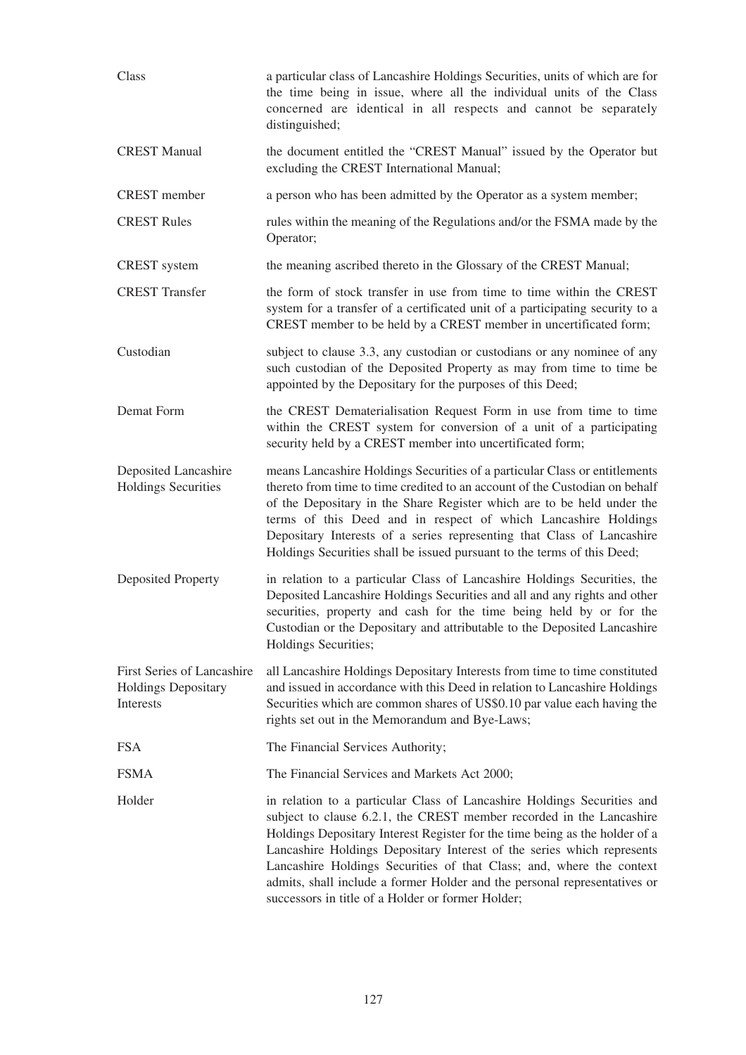| | |
|---|---|
| Class | a particular class of Lancashire Holdings Securities, units of which are for the time being in issue, where all the individual units of the Class concerned are identical in all respects and cannot be separately distinguished; |
| CREST Manual | the document entitled the "CREST Manual" issued by the Operator but excluding the CREST International Manual; |
| CREST member | a person who has been admitted by the Operator as a system member; |
| CREST Rules | rules within the meaning of the Regulations and/or the FSMA made by the Operator; |
| CREST system | the meaning ascribed thereto in the Glossary of the CREST Manual; |
| CREST Transfer | the form of stock transfer in use from time to time within the CREST system for a transfer of a certificated unit of a participating security to a CREST member to be held by a CREST member in uncertificated form; |
| Custodian | subject to clause 3.3, any custodian or custodians or any nominee of any such custodian of the Deposited Property as may from time to time be appointed by the Depositary for the purposes of this Deed; |
| Demat Form | the CREST Dematerialisation Request Form in use from time to time within the CREST system for conversion of a unit of a participating security held by a CREST member into uncertificated form; |
| Deposited Lancashire Holdings Securities | means Lancashire Holdings Securities of a particular Class or entitlements thereto from time to time credited to an account of the Custodian on behalf of the Depositary in the Share Register which are to be held under the terms of this Deed and in respect of which Lancashire Holdings Depositary Interests of a series representing that Class of Lancashire Holdings Securities shall be issued pursuant to the terms of this Deed; |
| Deposited Property | in relation to a particular Class of Lancashire Holdings Securities, the Deposited Lancashire Holdings Securities and all and any rights and other securities, property and cash for the time being held by or for the Custodian or the Depositary and attributable to the Deposited Lancashire Holdings Securities; |
| First Series of Lancashire Holdings Depositary Interests | all Lancashire Holdings Depositary Interests from time to time constituted and issued in accordance with this Deed in relation to Lancashire Holdings Securities which are common shares of US$0.10 par value each having the rights set out in the Memorandum and Bye-Laws; |
| FSA | The Financial Services Authority; |
| FSMA | The Financial Services and Markets Act 2000; |
| Holder | in relation to a particular Class of Lancashire Holdings Securities and subject to clause 6.2.1, the CREST member recorded in the Lancashire Holdings Depositary Interest Register for the time being as the holder of a Lancashire Holdings Depositary Interest of the series which represents Lancashire Holdings Securities of that Class; and, where the context admits, shall include a former Holder and the personal representatives or successors in title of a Holder or former Holder; |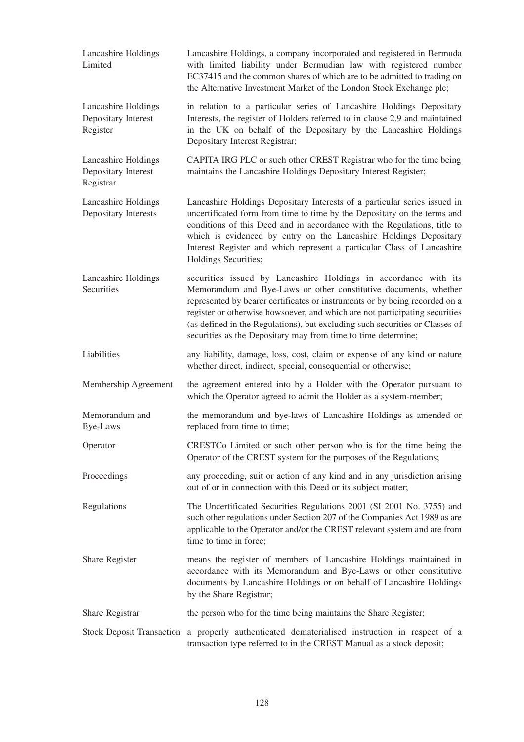| | |
|---|---|
| Lancashire Holdings Limited | Lancashire Holdings, a company incorporated and registered in Bermuda with limited liability under Bermudian law with registered number EC37415 and the common shares of which are to be admitted to trading on the Alternative Investment Market of the London Stock Exchange plc; |
| Lancashire Holdings Depositary Interest Register | in relation to a particular series of Lancashire Holdings Depositary Interests, the register of Holders referred to in clause 2.9 and maintained in the UK on behalf of the Depositary by the Lancashire Holdings Depositary Interest Registrar; |
| Lancashire Holdings Depositary Interest Registrar | CAPITA IRG PLC or such other CREST Registrar who for the time being maintains the Lancashire Holdings Depositary Interest Register; |
| Lancashire Holdings Depositary Interests | Lancashire Holdings Depositary Interests of a particular series issued in uncertificated form from time to time by the Depositary on the terms and conditions of this Deed and in accordance with the Regulations, title to which is evidenced by entry on the Lancashire Holdings Depositary Interest Register and which represent a particular Class of Lancashire Holdings Securities; |
| Lancashire Holdings Securities | securities issued by Lancashire Holdings in accordance with its Memorandum and Bye-Laws or other constitutive documents, whether represented by bearer certificates or instruments or by being recorded on a register or otherwise howsoever, and which are not participating securities (as defined in the Regulations), but excluding such securities or Classes of securities as the Depositary may from time to time determine; |
| Liabilities | any liability, damage, loss, cost, claim or expense of any kind or nature whether direct, indirect, special, consequential or otherwise; |
| Membership Agreement | the agreement entered into by a Holder with the Operator pursuant to which the Operator agreed to admit the Holder as a system-member; |
| Memorandum and Bye-Laws | the memorandum and bye-laws of Lancashire Holdings as amended or replaced from time to time; |
| Operator | CRESTCo Limited or such other person who is for the time being the Operator of the CREST system for the purposes of the Regulations; |
| Proceedings | any proceeding, suit or action of any kind and in any jurisdiction arising out of or in connection with this Deed or its subject matter; |
| Regulations | The Uncertificated Securities Regulations 2001 (SI 2001 No. 3755) and such other regulations under Section 207 of the Companies Act 1989 as are applicable to the Operator and/or the CREST relevant system and are from time to time in force; |
| Share Register | means the register of members of Lancashire Holdings maintained in accordance with its Memorandum and Bye-Laws or other constitutive documents by Lancashire Holdings or on behalf of Lancashire Holdings by the Share Registrar; |
| Share Registrar | the person who for the time being maintains the Share Register; |
| Stock Deposit Transaction | a properly authenticated dematerialised instruction in respect of a transaction type referred to in the CREST Manual as a stock deposit; |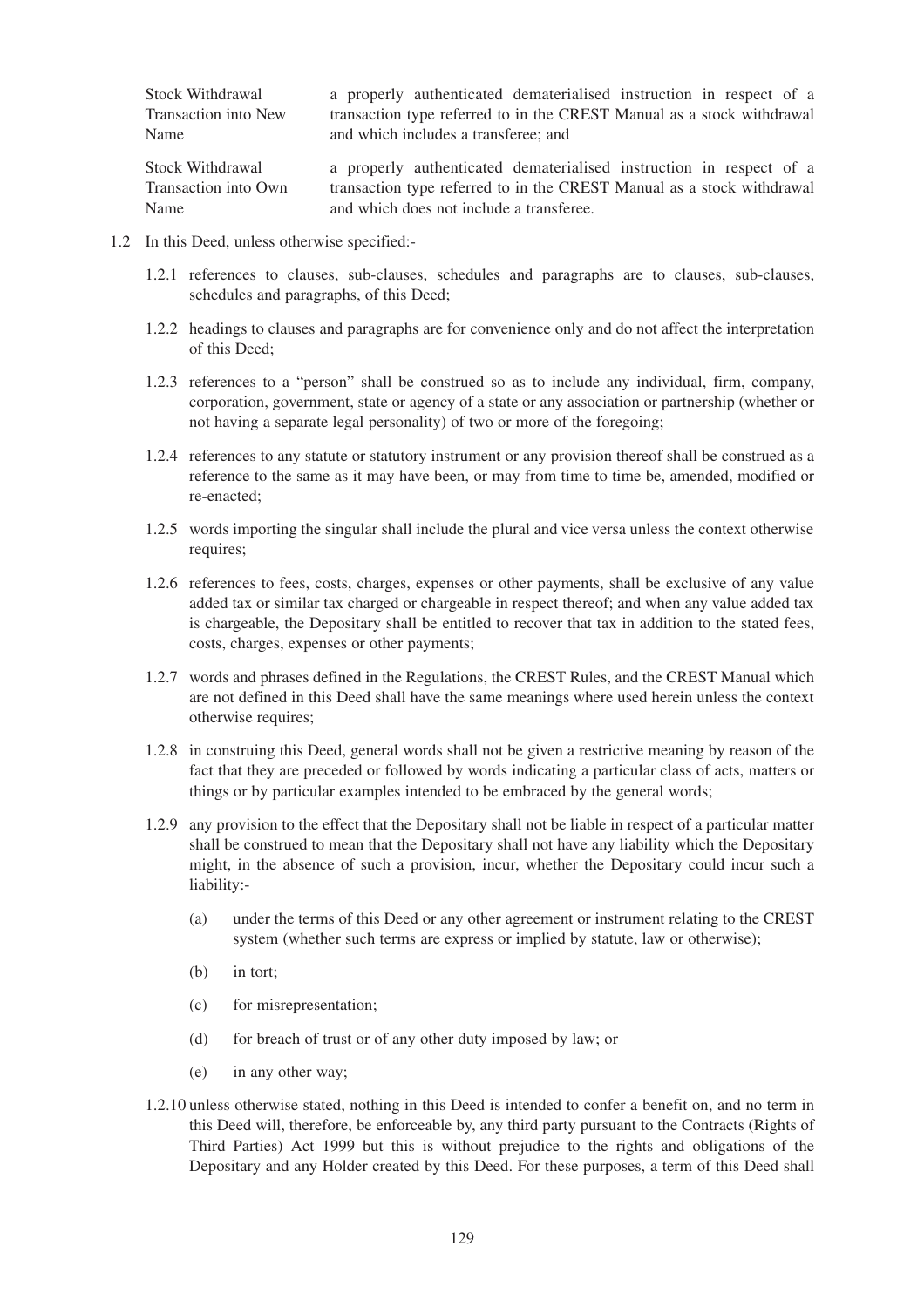| | |
|---|---|
| Stock Withdrawal Transaction into New Name | a properly authenticated dematerialised instruction in respect of a transaction type referred to in the CREST Manual as a stock withdrawal and which includes a transferee; and |
| Stock Withdrawal Transaction into Own Name | a properly authenticated dematerialised instruction in respect of a transaction type referred to in the CREST Manual as a stock withdrawal and which does not include a transferee. |

1.2 In this Deed, unless otherwise specified:-

1.2.1 references to clauses, sub-clauses, schedules and paragraphs are to clauses, sub-clauses, schedules and paragraphs, of this Deed;

1.2.2 headings to clauses and paragraphs are for convenience only and do not affect the interpretation of this Deed;

1.2.3 references to a "person" shall be construed so as to include any individual, firm, company, corporation, government, state or agency of a state or any association or partnership (whether or not having a separate legal personality) of two or more of the foregoing;

1.2.4 references to any statute or statutory instrument or any provision thereof shall be construed as a reference to the same as it may have been, or may from time to time be, amended, modified or re-enacted;

1.2.5 words importing the singular shall include the plural and vice versa unless the context otherwise requires;

1.2.6 references to fees, costs, charges, expenses or other payments, shall be exclusive of any value added tax or similar tax charged or chargeable in respect thereof; and when any value added tax is chargeable, the Depositary shall be entitled to recover that tax in addition to the stated fees, costs, charges, expenses or other payments;

1.2.7 words and phrases defined in the Regulations, the CREST Rules, and the CREST Manual which are not defined in this Deed shall have the same meanings where used herein unless the context otherwise requires;

1.2.8 in construing this Deed, general words shall not be given a restrictive meaning by reason of the fact that they are preceded or followed by words indicating a particular class of acts, matters or things or by particular examples intended to be embraced by the general words;

1.2.9 any provision to the effect that the Depositary shall not be liable in respect of a particular matter shall be construed to mean that the Depositary shall not have any liability which the Depositary might, in the absence of such a provision, incur, whether the Depositary could incur such a liability:-

(a) under the terms of this Deed or any other agreement or instrument relating to the CREST system (whether such terms are express or implied by statute, law or otherwise);

(b) in tort;

(c) for misrepresentation;

(d) for breach of trust or of any other duty imposed by law; or

(e) in any other way;

1.2.10 unless otherwise stated, nothing in this Deed is intended to confer a benefit on, and no term in this Deed will, therefore, be enforceable by, any third party pursuant to the Contracts (Rights of Third Parties) Act 1999 but this is without prejudice to the rights and obligations of the Depositary and any Holder created by this Deed. For these purposes, a term of this Deed shall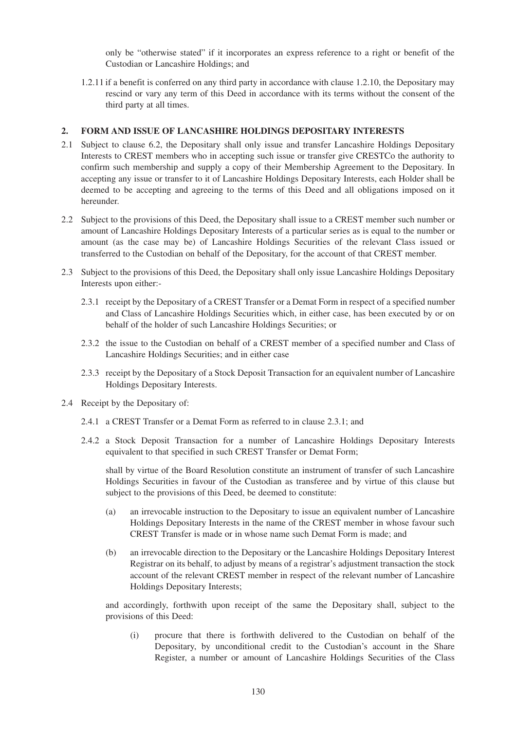only be "otherwise stated" if it incorporates an express reference to a right or benefit of the Custodian or Lancashire Holdings; and

1.2.11 if a benefit is conferred on any third party in accordance with clause 1.2.10, the Depositary may rescind or vary any term of this Deed in accordance with its terms without the consent of the third party at all times.

## 2. FORM AND ISSUE OF LANCASHIRE HOLDINGS DEPOSITARY INTERESTS

2.1 Subject to clause 6.2, the Depositary shall only issue and transfer Lancashire Holdings Depositary Interests to CREST members who in accepting such issue or transfer give CRESTCo the authority to confirm such membership and supply a copy of their Membership Agreement to the Depositary. In accepting any issue or transfer to it of Lancashire Holdings Depositary Interests, each Holder shall be deemed to be accepting and agreeing to the terms of this Deed and all obligations imposed on it hereunder.

2.2 Subject to the provisions of this Deed, the Depositary shall issue to a CREST member such number or amount of Lancashire Holdings Depositary Interests of a particular series as is equal to the number or amount (as the case may be) of Lancashire Holdings Securities of the relevant Class issued or transferred to the Custodian on behalf of the Depositary, for the account of that CREST member.

2.3 Subject to the provisions of this Deed, the Depositary shall only issue Lancashire Holdings Depositary Interests upon either:-

2.3.1 receipt by the Depositary of a CREST Transfer or a Demat Form in respect of a specified number and Class of Lancashire Holdings Securities which, in either case, has been executed by or on behalf of the holder of such Lancashire Holdings Securities; or

2.3.2 the issue to the Custodian on behalf of a CREST member of a specified number and Class of Lancashire Holdings Securities; and in either case

2.3.3 receipt by the Depositary of a Stock Deposit Transaction for an equivalent number of Lancashire Holdings Depositary Interests.

2.4 Receipt by the Depositary of:

2.4.1 a CREST Transfer or a Demat Form as referred to in clause 2.3.1; and

2.4.2 a Stock Deposit Transaction for a number of Lancashire Holdings Depositary Interests equivalent to that specified in such CREST Transfer or Demat Form;

shall by virtue of the Board Resolution constitute an instrument of transfer of such Lancashire Holdings Securities in favour of the Custodian as transferee and by virtue of this clause but subject to the provisions of this Deed, be deemed to constitute:

(a) an irrevocable instruction to the Depositary to issue an equivalent number of Lancashire Holdings Depositary Interests in the name of the CREST member in whose favour such CREST Transfer is made or in whose name such Demat Form is made; and

(b) an irrevocable direction to the Depositary or the Lancashire Holdings Depositary Interest Registrar on its behalf, to adjust by means of a registrar's adjustment transaction the stock account of the relevant CREST member in respect of the relevant number of Lancashire Holdings Depositary Interests;

and accordingly, forthwith upon receipt of the same the Depositary shall, subject to the provisions of this Deed:

(i) procure that there is forthwith delivered to the Custodian on behalf of the Depositary, by unconditional credit to the Custodian's account in the Share Register, a number or amount of Lancashire Holdings Securities of the Class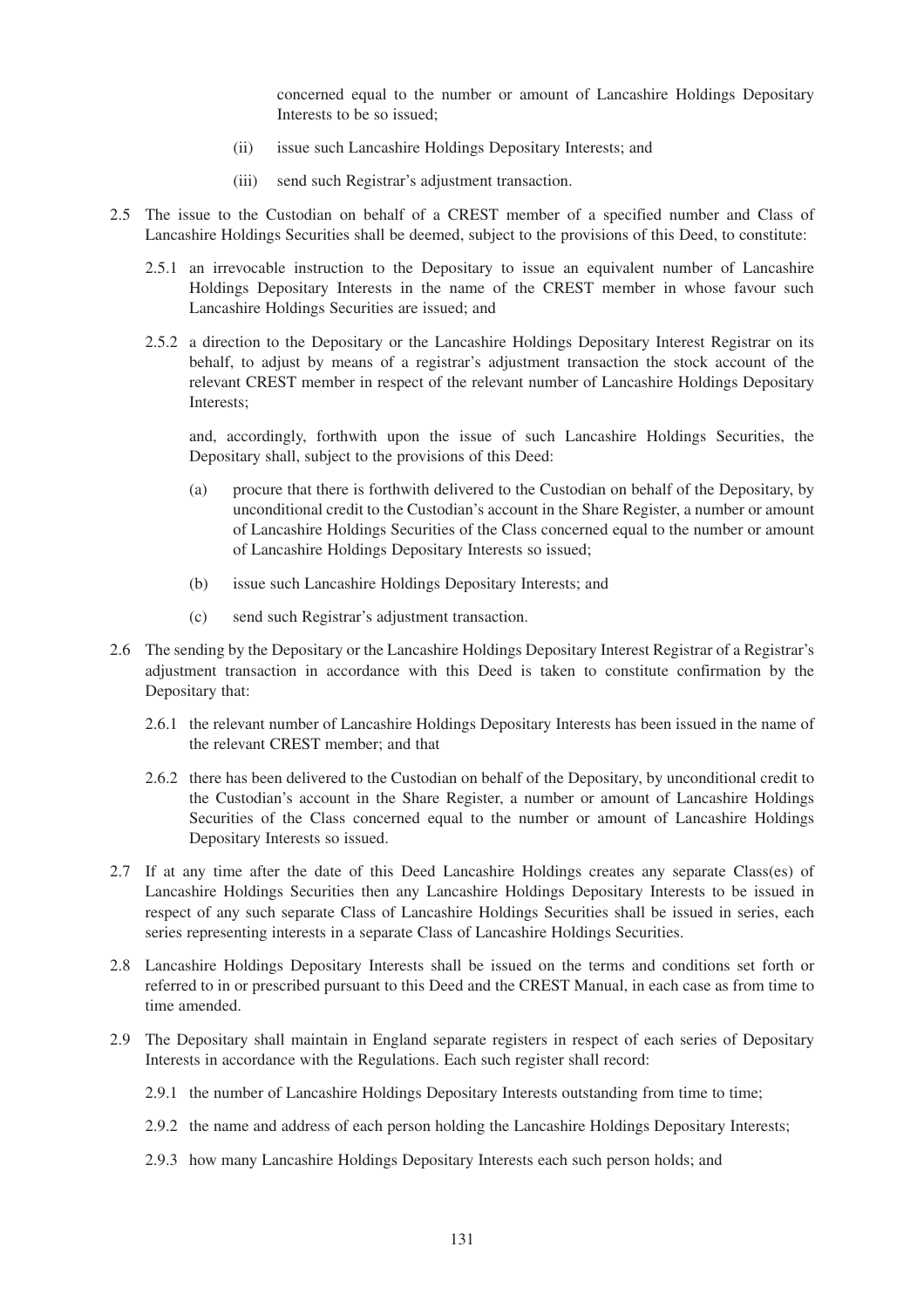concerned equal to the number or amount of Lancashire Holdings Depositary Interests to be so issued;

(ii) issue such Lancashire Holdings Depositary Interests; and

(iii) send such Registrar's adjustment transaction.

2.5 The issue to the Custodian on behalf of a CREST member of a specified number and Class of Lancashire Holdings Securities shall be deemed, subject to the provisions of this Deed, to constitute:

2.5.1 an irrevocable instruction to the Depositary to issue an equivalent number of Lancashire Holdings Depositary Interests in the name of the CREST member in whose favour such Lancashire Holdings Securities are issued; and

2.5.2 a direction to the Depositary or the Lancashire Holdings Depositary Interest Registrar on its behalf, to adjust by means of a registrar's adjustment transaction the stock account of the relevant CREST member in respect of the relevant number of Lancashire Holdings Depositary Interests;

and, accordingly, forthwith upon the issue of such Lancashire Holdings Securities, the Depositary shall, subject to the provisions of this Deed:

(a) procure that there is forthwith delivered to the Custodian on behalf of the Depositary, by unconditional credit to the Custodian's account in the Share Register, a number or amount of Lancashire Holdings Securities of the Class concerned equal to the number or amount of Lancashire Holdings Depositary Interests so issued;

(b) issue such Lancashire Holdings Depositary Interests; and

(c) send such Registrar's adjustment transaction.

2.6 The sending by the Depositary or the Lancashire Holdings Depositary Interest Registrar of a Registrar's adjustment transaction in accordance with this Deed is taken to constitute confirmation by the Depositary that:

2.6.1 the relevant number of Lancashire Holdings Depositary Interests has been issued in the name of the relevant CREST member; and that

2.6.2 there has been delivered to the Custodian on behalf of the Depositary, by unconditional credit to the Custodian's account in the Share Register, a number or amount of Lancashire Holdings Securities of the Class concerned equal to the number or amount of Lancashire Holdings Depositary Interests so issued.

2.7 If at any time after the date of this Deed Lancashire Holdings creates any separate Class(es) of Lancashire Holdings Securities then any Lancashire Holdings Depositary Interests to be issued in respect of any such separate Class of Lancashire Holdings Securities shall be issued in series, each series representing interests in a separate Class of Lancashire Holdings Securities.

2.8 Lancashire Holdings Depositary Interests shall be issued on the terms and conditions set forth or referred to in or prescribed pursuant to this Deed and the CREST Manual, in each case as from time to time amended.

2.9 The Depositary shall maintain in England separate registers in respect of each series of Depositary Interests in accordance with the Regulations. Each such register shall record:

2.9.1 the number of Lancashire Holdings Depositary Interests outstanding from time to time;

2.9.2 the name and address of each person holding the Lancashire Holdings Depositary Interests;

2.9.3 how many Lancashire Holdings Depositary Interests each such person holds; and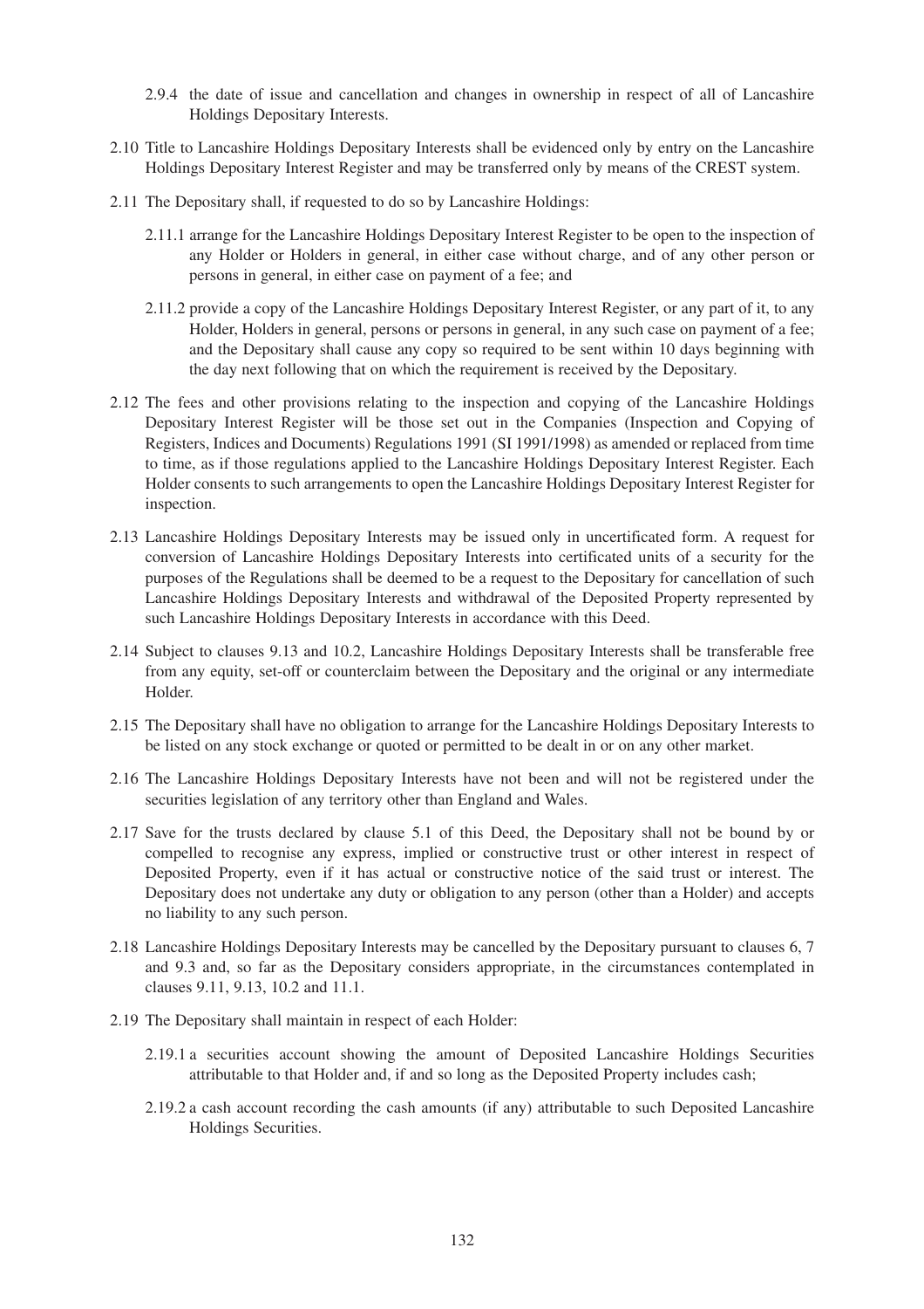2.9.4 the date of issue and cancellation and changes in ownership in respect of all of Lancashire Holdings Depositary Interests.

2.10 Title to Lancashire Holdings Depositary Interests shall be evidenced only by entry on the Lancashire Holdings Depositary Interest Register and may be transferred only by means of the CREST system.

2.11 The Depositary shall, if requested to do so by Lancashire Holdings:

2.11.1 arrange for the Lancashire Holdings Depositary Interest Register to be open to the inspection of any Holder or Holders in general, in either case without charge, and of any other person or persons in general, in either case on payment of a fee; and

2.11.2 provide a copy of the Lancashire Holdings Depositary Interest Register, or any part of it, to any Holder, Holders in general, persons or persons in general, in any such case on payment of a fee; and the Depositary shall cause any copy so required to be sent within 10 days beginning with the day next following that on which the requirement is received by the Depositary.

2.12 The fees and other provisions relating to the inspection and copying of the Lancashire Holdings Depositary Interest Register will be those set out in the Companies (Inspection and Copying of Registers, Indices and Documents) Regulations 1991 (SI 1991/1998) as amended or replaced from time to time, as if those regulations applied to the Lancashire Holdings Depositary Interest Register. Each Holder consents to such arrangements to open the Lancashire Holdings Depositary Interest Register for inspection.

2.13 Lancashire Holdings Depositary Interests may be issued only in uncertificated form. A request for conversion of Lancashire Holdings Depositary Interests into certificated units of a security for the purposes of the Regulations shall be deemed to be a request to the Depositary for cancellation of such Lancashire Holdings Depositary Interests and withdrawal of the Deposited Property represented by such Lancashire Holdings Depositary Interests in accordance with this Deed.

2.14 Subject to clauses 9.13 and 10.2, Lancashire Holdings Depositary Interests shall be transferable free from any equity, set-off or counterclaim between the Depositary and the original or any intermediate Holder.

2.15 The Depositary shall have no obligation to arrange for the Lancashire Holdings Depositary Interests to be listed on any stock exchange or quoted or permitted to be dealt in or on any other market.

2.16 The Lancashire Holdings Depositary Interests have not been and will not be registered under the securities legislation of any territory other than England and Wales.

2.17 Save for the trusts declared by clause 5.1 of this Deed, the Depositary shall not be bound by or compelled to recognise any express, implied or constructive trust or other interest in respect of Deposited Property, even if it has actual or constructive notice of the said trust or interest. The Depositary does not undertake any duty or obligation to any person (other than a Holder) and accepts no liability to any such person.

2.18 Lancashire Holdings Depositary Interests may be cancelled by the Depositary pursuant to clauses 6, 7 and 9.3 and, so far as the Depositary considers appropriate, in the circumstances contemplated in clauses 9.11, 9.13, 10.2 and 11.1.

2.19 The Depositary shall maintain in respect of each Holder:

2.19.1 a securities account showing the amount of Deposited Lancashire Holdings Securities attributable to that Holder and, if and so long as the Deposited Property includes cash;

2.19.2 a cash account recording the cash amounts (if any) attributable to such Deposited Lancashire Holdings Securities.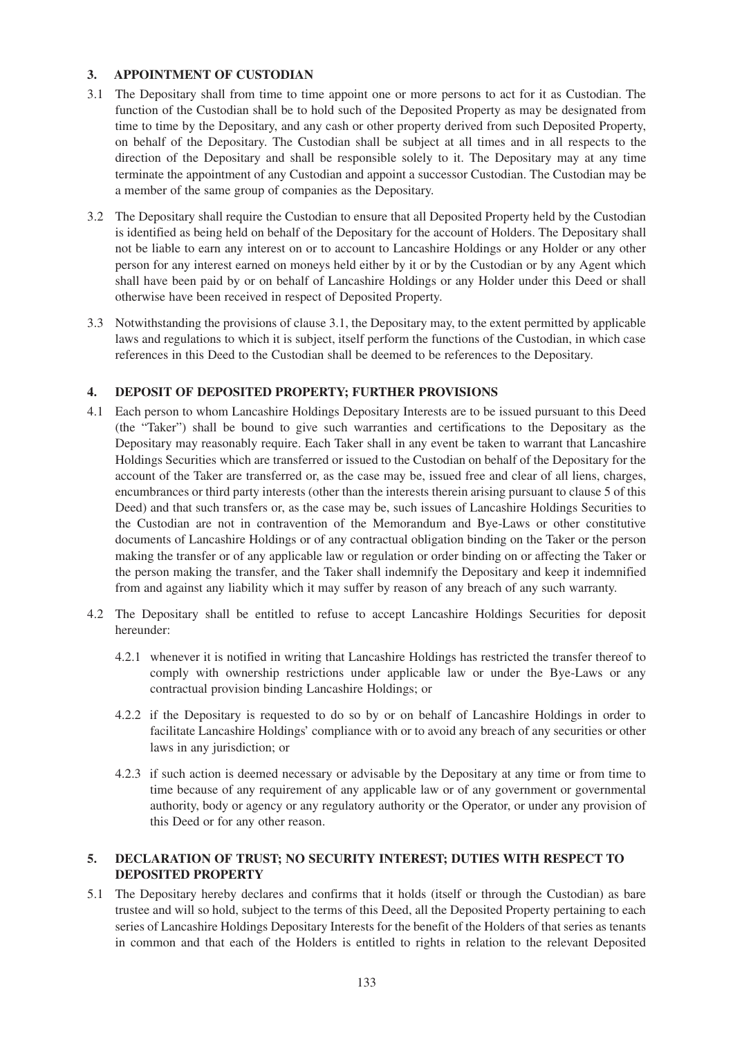### 3. APPOINTMENT OF CUSTODIAN

3.1 The Depositary shall from time to time appoint one or more persons to act for it as Custodian. The function of the Custodian shall be to hold such of the Deposited Property as may be designated from time to time by the Depositary, and any cash or other property derived from such Deposited Property, on behalf of the Depositary. The Custodian shall be subject at all times and in all respects to the direction of the Depositary and shall be responsible solely to it. The Depositary may at any time terminate the appointment of any Custodian and appoint a successor Custodian. The Custodian may be a member of the same group of companies as the Depositary.

3.2 The Depositary shall require the Custodian to ensure that all Deposited Property held by the Custodian is identified as being held on behalf of the Depositary for the account of Holders. The Depositary shall not be liable to earn any interest on or to account to Lancashire Holdings or any Holder or any other person for any interest earned on moneys held either by it or by the Custodian or by any Agent which shall have been paid by or on behalf of Lancashire Holdings or any Holder under this Deed or shall otherwise have been received in respect of Deposited Property.

3.3 Notwithstanding the provisions of clause 3.1, the Depositary may, to the extent permitted by applicable laws and regulations to which it is subject, itself perform the functions of the Custodian, in which case references in this Deed to the Custodian shall be deemed to be references to the Depositary.

### 4. DEPOSIT OF DEPOSITED PROPERTY; FURTHER PROVISIONS

4.1 Each person to whom Lancashire Holdings Depositary Interests are to be issued pursuant to this Deed (the "Taker") shall be bound to give such warranties and certifications to the Depositary as the Depositary may reasonably require. Each Taker shall in any event be taken to warrant that Lancashire Holdings Securities which are transferred or issued to the Custodian on behalf of the Depositary for the account of the Taker are transferred or, as the case may be, issued free and clear of all liens, charges, encumbrances or third party interests (other than the interests therein arising pursuant to clause 5 of this Deed) and that such transfers or, as the case may be, such issues of Lancashire Holdings Securities to the Custodian are not in contravention of the Memorandum and Bye-Laws or other constitutive documents of Lancashire Holdings or of any contractual obligation binding on the Taker or the person making the transfer or of any applicable law or regulation or order binding on or affecting the Taker or the person making the transfer, and the Taker shall indemnify the Depositary and keep it indemnified from and against any liability which it may suffer by reason of any breach of any such warranty.

4.2 The Depositary shall be entitled to refuse to accept Lancashire Holdings Securities for deposit hereunder:

4.2.1 whenever it is notified in writing that Lancashire Holdings has restricted the transfer thereof to comply with ownership restrictions under applicable law or under the Bye-Laws or any contractual provision binding Lancashire Holdings; or

4.2.2 if the Depositary is requested to do so by or on behalf of Lancashire Holdings in order to facilitate Lancashire Holdings' compliance with or to avoid any breach of any securities or other laws in any jurisdiction; or

4.2.3 if such action is deemed necessary or advisable by the Depositary at any time or from time to time because of any requirement of any applicable law or of any government or governmental authority, body or agency or any regulatory authority or the Operator, or under any provision of this Deed or for any other reason.

### 5. DECLARATION OF TRUST; NO SECURITY INTEREST; DUTIES WITH RESPECT TO DEPOSITED PROPERTY

5.1 The Depositary hereby declares and confirms that it holds (itself or through the Custodian) as bare trustee and will so hold, subject to the terms of this Deed, all the Deposited Property pertaining to each series of Lancashire Holdings Depositary Interests for the benefit of the Holders of that series as tenants in common and that each of the Holders is entitled to rights in relation to the relevant Deposited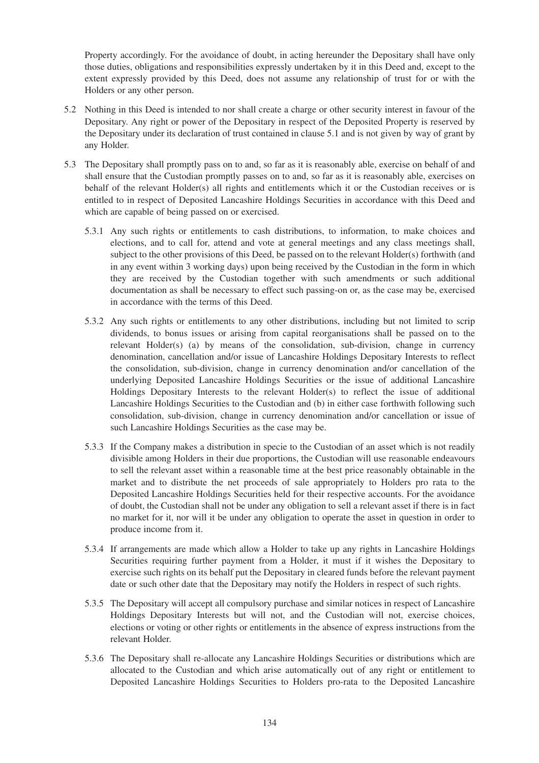Property accordingly. For the avoidance of doubt, in acting hereunder the Depositary shall have only those duties, obligations and responsibilities expressly undertaken by it in this Deed and, except to the extent expressly provided by this Deed, does not assume any relationship of trust for or with the Holders or any other person.

5.2 Nothing in this Deed is intended to nor shall create a charge or other security interest in favour of the Depositary. Any right or power of the Depositary in respect of the Deposited Property is reserved by the Depositary under its declaration of trust contained in clause 5.1 and is not given by way of grant by any Holder.

5.3 The Depositary shall promptly pass on to and, so far as it is reasonably able, exercise on behalf of and shall ensure that the Custodian promptly passes on to and, so far as it is reasonably able, exercises on behalf of the relevant Holder(s) all rights and entitlements which it or the Custodian receives or is entitled to in respect of Deposited Lancashire Holdings Securities in accordance with this Deed and which are capable of being passed on or exercised.

5.3.1 Any such rights or entitlements to cash distributions, to information, to make choices and elections, and to call for, attend and vote at general meetings and any class meetings shall, subject to the other provisions of this Deed, be passed on to the relevant Holder(s) forthwith (and in any event within 3 working days) upon being received by the Custodian in the form in which they are received by the Custodian together with such amendments or such additional documentation as shall be necessary to effect such passing-on or, as the case may be, exercised in accordance with the terms of this Deed.

5.3.2 Any such rights or entitlements to any other distributions, including but not limited to scrip dividends, to bonus issues or arising from capital reorganisations shall be passed on to the relevant Holder(s) (a) by means of the consolidation, sub-division, change in currency denomination, cancellation and/or issue of Lancashire Holdings Depositary Interests to reflect the consolidation, sub-division, change in currency denomination and/or cancellation of the underlying Deposited Lancashire Holdings Securities or the issue of additional Lancashire Holdings Depositary Interests to the relevant Holder(s) to reflect the issue of additional Lancashire Holdings Securities to the Custodian and (b) in either case forthwith following such consolidation, sub-division, change in currency denomination and/or cancellation or issue of such Lancashire Holdings Securities as the case may be.

5.3.3 If the Company makes a distribution in specie to the Custodian of an asset which is not readily divisible among Holders in their due proportions, the Custodian will use reasonable endeavours to sell the relevant asset within a reasonable time at the best price reasonably obtainable in the market and to distribute the net proceeds of sale appropriately to Holders pro rata to the Deposited Lancashire Holdings Securities held for their respective accounts. For the avoidance of doubt, the Custodian shall not be under any obligation to sell a relevant asset if there is in fact no market for it, nor will it be under any obligation to operate the asset in question in order to produce income from it.

5.3.4 If arrangements are made which allow a Holder to take up any rights in Lancashire Holdings Securities requiring further payment from a Holder, it must if it wishes the Depositary to exercise such rights on its behalf put the Depositary in cleared funds before the relevant payment date or such other date that the Depositary may notify the Holders in respect of such rights.

5.3.5 The Depositary will accept all compulsory purchase and similar notices in respect of Lancashire Holdings Depositary Interests but will not, and the Custodian will not, exercise choices, elections or voting or other rights or entitlements in the absence of express instructions from the relevant Holder.

5.3.6 The Depositary shall re-allocate any Lancashire Holdings Securities or distributions which are allocated to the Custodian and which arise automatically out of any right or entitlement to Deposited Lancashire Holdings Securities to Holders pro-rata to the Deposited Lancashire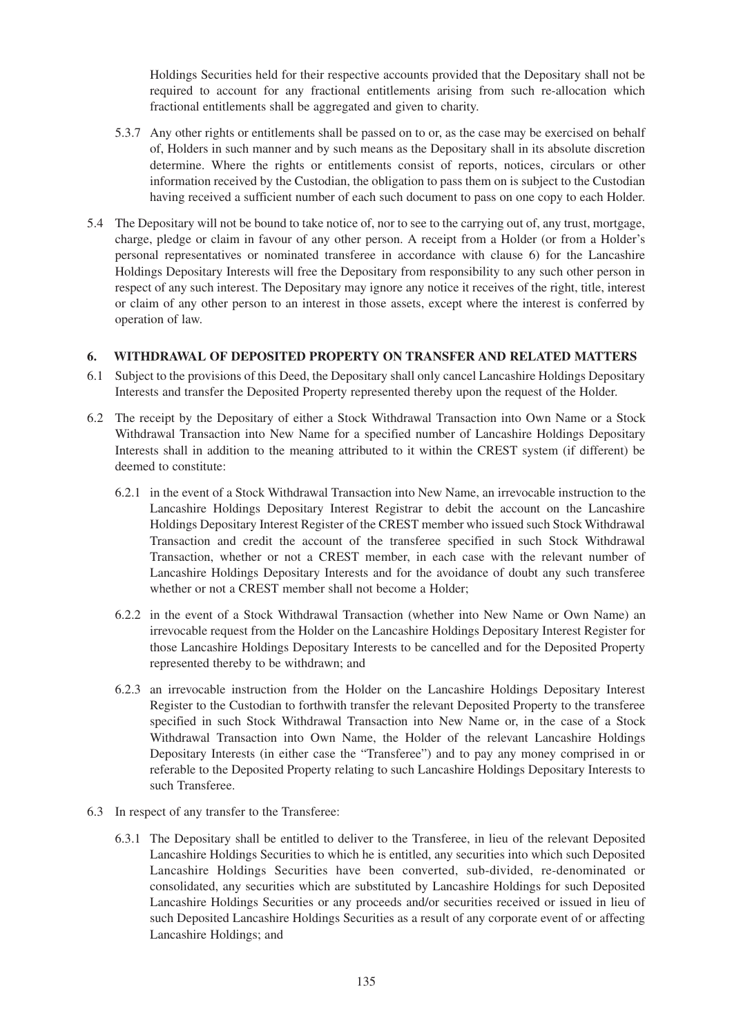Holdings Securities held for their respective accounts provided that the Depositary shall not be required to account for any fractional entitlements arising from such re-allocation which fractional entitlements shall be aggregated and given to charity.

5.3.7 Any other rights or entitlements shall be passed on to or, as the case may be exercised on behalf of, Holders in such manner and by such means as the Depositary shall in its absolute discretion determine. Where the rights or entitlements consist of reports, notices, circulars or other information received by the Custodian, the obligation to pass them on is subject to the Custodian having received a sufficient number of each such document to pass on one copy to each Holder.

5.4 The Depositary will not be bound to take notice of, nor to see to the carrying out of, any trust, mortgage, charge, pledge or claim in favour of any other person. A receipt from a Holder (or from a Holder's personal representatives or nominated transferee in accordance with clause 6) for the Lancashire Holdings Depositary Interests will free the Depositary from responsibility to any such other person in respect of any such interest. The Depositary may ignore any notice it receives of the right, title, interest or claim of any other person to an interest in those assets, except where the interest is conferred by operation of law.

## 6. WITHDRAWAL OF DEPOSITED PROPERTY ON TRANSFER AND RELATED MATTERS

6.1 Subject to the provisions of this Deed, the Depositary shall only cancel Lancashire Holdings Depositary Interests and transfer the Deposited Property represented thereby upon the request of the Holder.

6.2 The receipt by the Depositary of either a Stock Withdrawal Transaction into Own Name or a Stock Withdrawal Transaction into New Name for a specified number of Lancashire Holdings Depositary Interests shall in addition to the meaning attributed to it within the CREST system (if different) be deemed to constitute:

6.2.1 in the event of a Stock Withdrawal Transaction into New Name, an irrevocable instruction to the Lancashire Holdings Depositary Interest Registrar to debit the account on the Lancashire Holdings Depositary Interest Register of the CREST member who issued such Stock Withdrawal Transaction and credit the account of the transferee specified in such Stock Withdrawal Transaction, whether or not a CREST member, in each case with the relevant number of Lancashire Holdings Depositary Interests and for the avoidance of doubt any such transferee whether or not a CREST member shall not become a Holder;

6.2.2 in the event of a Stock Withdrawal Transaction (whether into New Name or Own Name) an irrevocable request from the Holder on the Lancashire Holdings Depositary Interest Register for those Lancashire Holdings Depositary Interests to be cancelled and for the Deposited Property represented thereby to be withdrawn; and

6.2.3 an irrevocable instruction from the Holder on the Lancashire Holdings Depositary Interest Register to the Custodian to forthwith transfer the relevant Deposited Property to the transferee specified in such Stock Withdrawal Transaction into New Name or, in the case of a Stock Withdrawal Transaction into Own Name, the Holder of the relevant Lancashire Holdings Depositary Interests (in either case the "Transferee") and to pay any money comprised in or referable to the Deposited Property relating to such Lancashire Holdings Depositary Interests to such Transferee.

6.3 In respect of any transfer to the Transferee:

6.3.1 The Depositary shall be entitled to deliver to the Transferee, in lieu of the relevant Deposited Lancashire Holdings Securities to which he is entitled, any securities into which such Deposited Lancashire Holdings Securities have been converted, sub-divided, re-denominated or consolidated, any securities which are substituted by Lancashire Holdings for such Deposited Lancashire Holdings Securities or any proceeds and/or securities received or issued in lieu of such Deposited Lancashire Holdings Securities as a result of any corporate event of or affecting Lancashire Holdings; and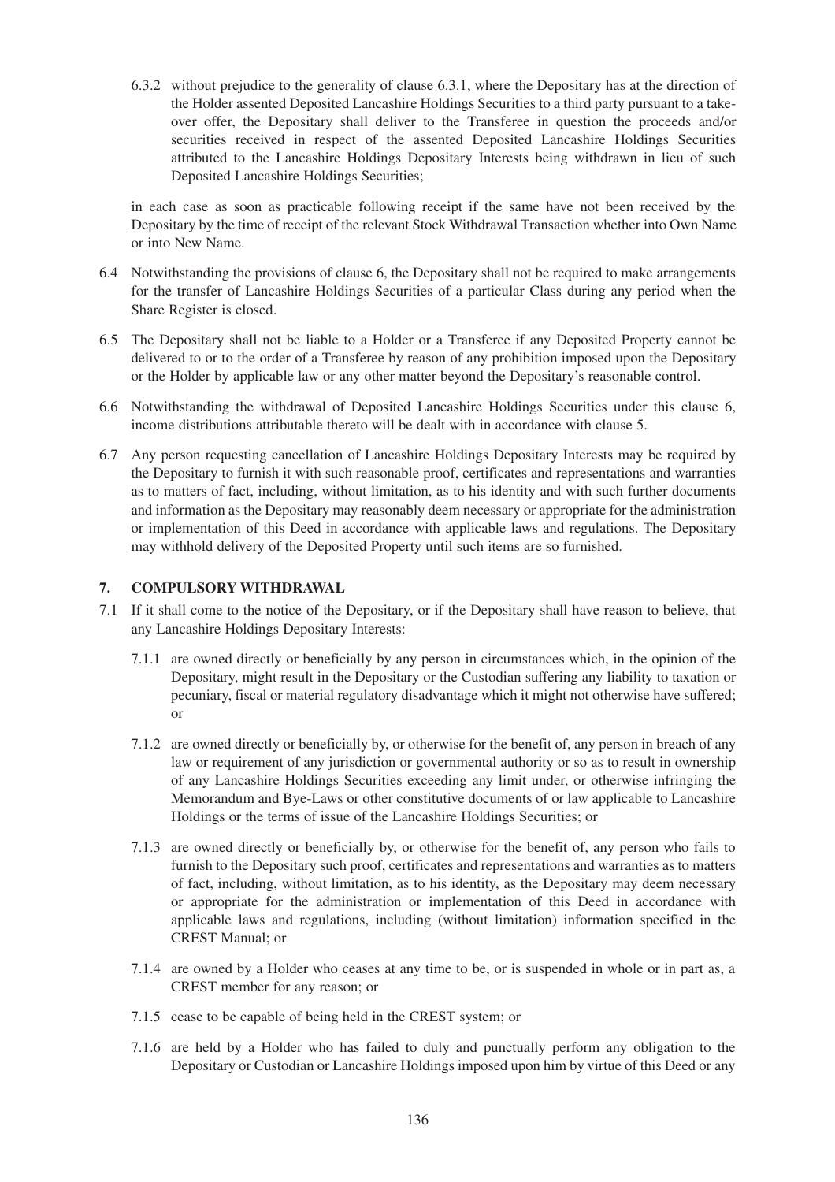6.3.2 without prejudice to the generality of clause 6.3.1, where the Depositary has at the direction of the Holder assented Deposited Lancashire Holdings Securities to a third party pursuant to a takeover offer, the Depositary shall deliver to the Transferee in question the proceeds and/or securities received in respect of the assented Deposited Lancashire Holdings Securities attributed to the Lancashire Holdings Depositary Interests being withdrawn in lieu of such Deposited Lancashire Holdings Securities;

in each case as soon as practicable following receipt if the same have not been received by the Depositary by the time of receipt of the relevant Stock Withdrawal Transaction whether into Own Name or into New Name.

6.4 Notwithstanding the provisions of clause 6, the Depositary shall not be required to make arrangements for the transfer of Lancashire Holdings Securities of a particular Class during any period when the Share Register is closed.

6.5 The Depositary shall not be liable to a Holder or a Transferee if any Deposited Property cannot be delivered to or to the order of a Transferee by reason of any prohibition imposed upon the Depositary or the Holder by applicable law or any other matter beyond the Depositary's reasonable control.

6.6 Notwithstanding the withdrawal of Deposited Lancashire Holdings Securities under this clause 6, income distributions attributable thereto will be dealt with in accordance with clause 5.

6.7 Any person requesting cancellation of Lancashire Holdings Depositary Interests may be required by the Depositary to furnish it with such reasonable proof, certificates and representations and warranties as to matters of fact, including, without limitation, as to his identity and with such further documents and information as the Depositary may reasonably deem necessary or appropriate for the administration or implementation of this Deed in accordance with applicable laws and regulations. The Depositary may withhold delivery of the Deposited Property until such items are so furnished.

## 7. COMPULSORY WITHDRAWAL

7.1 If it shall come to the notice of the Depositary, or if the Depositary shall have reason to believe, that any Lancashire Holdings Depositary Interests:

7.1.1 are owned directly or beneficially by any person in circumstances which, in the opinion of the Depositary, might result in the Depositary or the Custodian suffering any liability to taxation or pecuniary, fiscal or material regulatory disadvantage which it might not otherwise have suffered; or

7.1.2 are owned directly or beneficially by, or otherwise for the benefit of, any person in breach of any law or requirement of any jurisdiction or governmental authority or so as to result in ownership of any Lancashire Holdings Securities exceeding any limit under, or otherwise infringing the Memorandum and Bye-Laws or other constitutive documents of or law applicable to Lancashire Holdings or the terms of issue of the Lancashire Holdings Securities; or

7.1.3 are owned directly or beneficially by, or otherwise for the benefit of, any person who fails to furnish to the Depositary such proof, certificates and representations and warranties as to matters of fact, including, without limitation, as to his identity, as the Depositary may deem necessary or appropriate for the administration or implementation of this Deed in accordance with applicable laws and regulations, including (without limitation) information specified in the CREST Manual; or

7.1.4 are owned by a Holder who ceases at any time to be, or is suspended in whole or in part as, a CREST member for any reason; or

7.1.5 cease to be capable of being held in the CREST system; or

7.1.6 are held by a Holder who has failed to duly and punctually perform any obligation to the Depositary or Custodian or Lancashire Holdings imposed upon him by virtue of this Deed or any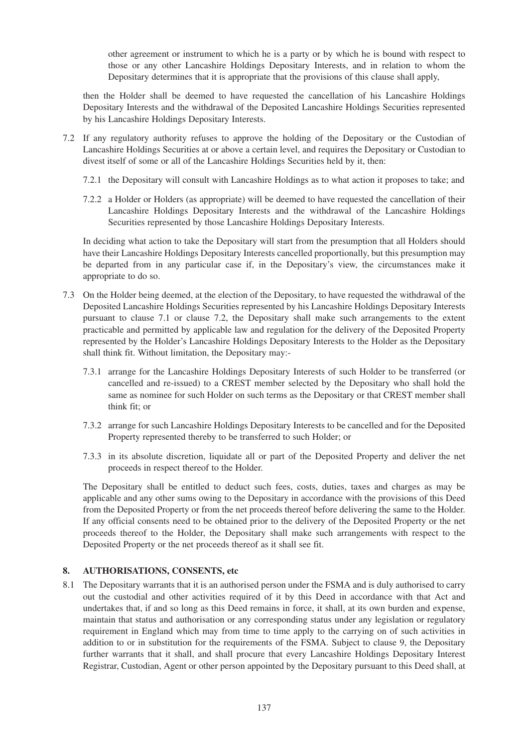other agreement or instrument to which he is a party or by which he is bound with respect to those or any other Lancashire Holdings Depositary Interests, and in relation to whom the Depositary determines that it is appropriate that the provisions of this clause shall apply,

then the Holder shall be deemed to have requested the cancellation of his Lancashire Holdings Depositary Interests and the withdrawal of the Deposited Lancashire Holdings Securities represented by his Lancashire Holdings Depositary Interests.

7.2 If any regulatory authority refuses to approve the holding of the Depositary or the Custodian of Lancashire Holdings Securities at or above a certain level, and requires the Depositary or Custodian to divest itself of some or all of the Lancashire Holdings Securities held by it, then:

7.2.1 the Depositary will consult with Lancashire Holdings as to what action it proposes to take; and

7.2.2 a Holder or Holders (as appropriate) will be deemed to have requested the cancellation of their Lancashire Holdings Depositary Interests and the withdrawal of the Lancashire Holdings Securities represented by those Lancashire Holdings Depositary Interests.

In deciding what action to take the Depositary will start from the presumption that all Holders should have their Lancashire Holdings Depositary Interests cancelled proportionally, but this presumption may be departed from in any particular case if, in the Depositary's view, the circumstances make it appropriate to do so.

7.3 On the Holder being deemed, at the election of the Depositary, to have requested the withdrawal of the Deposited Lancashire Holdings Securities represented by his Lancashire Holdings Depositary Interests pursuant to clause 7.1 or clause 7.2, the Depositary shall make such arrangements to the extent practicable and permitted by applicable law and regulation for the delivery of the Deposited Property represented by the Holder's Lancashire Holdings Depositary Interests to the Holder as the Depositary shall think fit. Without limitation, the Depositary may:-

7.3.1 arrange for the Lancashire Holdings Depositary Interests of such Holder to be transferred (or cancelled and re-issued) to a CREST member selected by the Depositary who shall hold the same as nominee for such Holder on such terms as the Depositary or that CREST member shall think fit; or

7.3.2 arrange for such Lancashire Holdings Depositary Interests to be cancelled and for the Deposited Property represented thereby to be transferred to such Holder; or

7.3.3 in its absolute discretion, liquidate all or part of the Deposited Property and deliver the net proceeds in respect thereof to the Holder.

The Depositary shall be entitled to deduct such fees, costs, duties, taxes and charges as may be applicable and any other sums owing to the Depositary in accordance with the provisions of this Deed from the Deposited Property or from the net proceeds thereof before delivering the same to the Holder. If any official consents need to be obtained prior to the delivery of the Deposited Property or the net proceeds thereof to the Holder, the Depositary shall make such arrangements with respect to the Deposited Property or the net proceeds thereof as it shall see fit.

## 8. AUTHORISATIONS, CONSENTS, etc

8.1 The Depositary warrants that it is an authorised person under the FSMA and is duly authorised to carry out the custodial and other activities required of it by this Deed in accordance with that Act and undertakes that, if and so long as this Deed remains in force, it shall, at its own burden and expense, maintain that status and authorisation or any corresponding status under any legislation or regulatory requirement in England which may from time to time apply to the carrying on of such activities in addition to or in substitution for the requirements of the FSMA. Subject to clause 9, the Depositary further warrants that it shall, and shall procure that every Lancashire Holdings Depositary Interest Registrar, Custodian, Agent or other person appointed by the Depositary pursuant to this Deed shall, at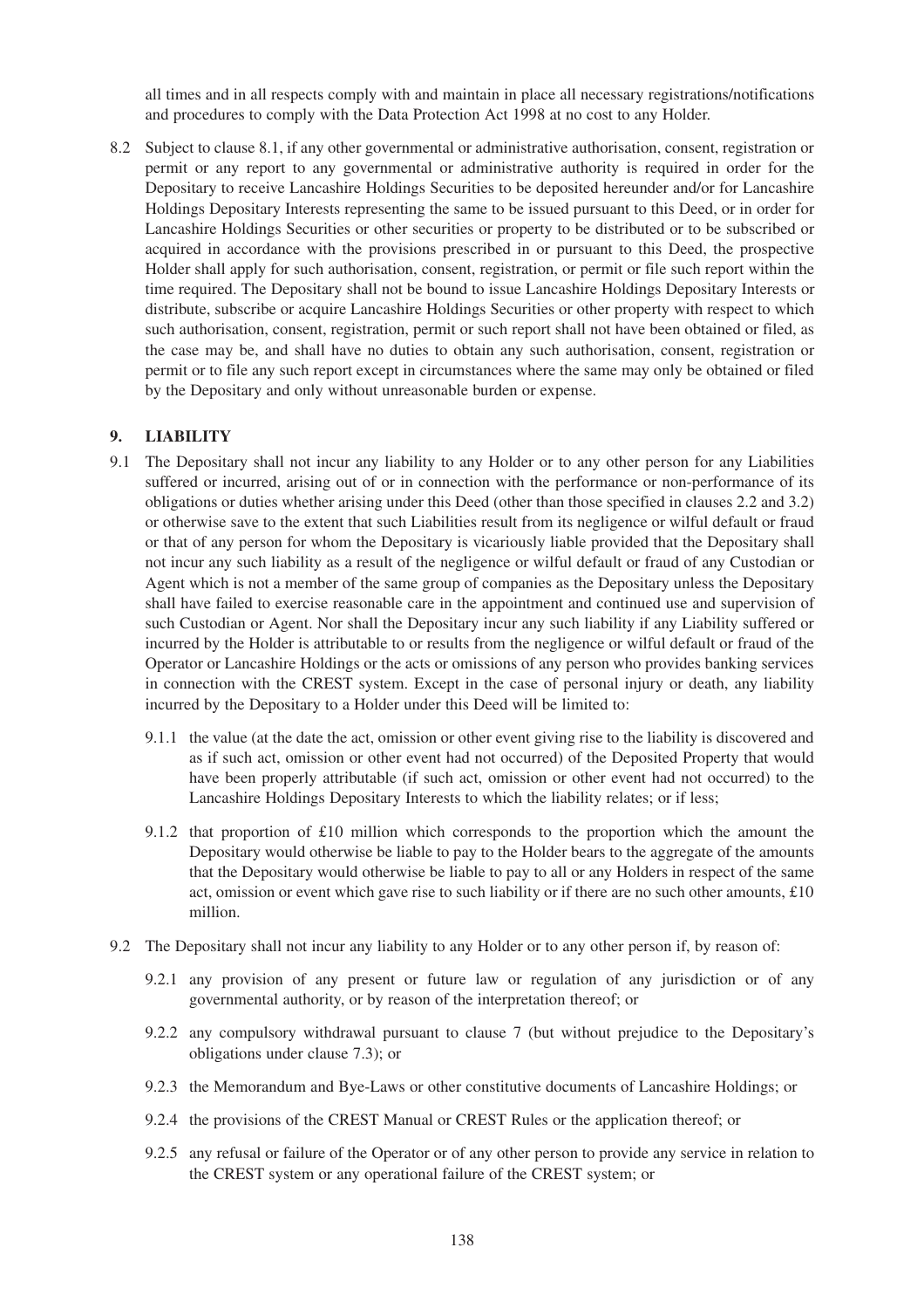all times and in all respects comply with and maintain in place all necessary registrations/notifications and procedures to comply with the Data Protection Act 1998 at no cost to any Holder.

8.2 Subject to clause 8.1, if any other governmental or administrative authorisation, consent, registration or permit or any report to any governmental or administrative authority is required in order for the Depositary to receive Lancashire Holdings Securities to be deposited hereunder and/or for Lancashire Holdings Depositary Interests representing the same to be issued pursuant to this Deed, or in order for Lancashire Holdings Securities or other securities or property to be distributed or to be subscribed or acquired in accordance with the provisions prescribed in or pursuant to this Deed, the prospective Holder shall apply for such authorisation, consent, registration, or permit or file such report within the time required. The Depositary shall not be bound to issue Lancashire Holdings Depositary Interests or distribute, subscribe or acquire Lancashire Holdings Securities or other property with respect to which such authorisation, consent, registration, permit or such report shall not have been obtained or filed, as the case may be, and shall have no duties to obtain any such authorisation, consent, registration or permit or to file any such report except in circumstances where the same may only be obtained or filed by the Depositary and only without unreasonable burden or expense.

## 9. LIABILITY

9.1 The Depositary shall not incur any liability to any Holder or to any other person for any Liabilities suffered or incurred, arising out of or in connection with the performance or non-performance of its obligations or duties whether arising under this Deed (other than those specified in clauses 2.2 and 3.2) or otherwise save to the extent that such Liabilities result from its negligence or wilful default or fraud or that of any person for whom the Depositary is vicariously liable provided that the Depositary shall not incur any such liability as a result of the negligence or wilful default or fraud of any Custodian or Agent which is not a member of the same group of companies as the Depositary unless the Depositary shall have failed to exercise reasonable care in the appointment and continued use and supervision of such Custodian or Agent. Nor shall the Depositary incur any such liability if any Liability suffered or incurred by the Holder is attributable to or results from the negligence or wilful default or fraud of the Operator or Lancashire Holdings or the acts or omissions of any person who provides banking services in connection with the CREST system. Except in the case of personal injury or death, any liability incurred by the Depositary to a Holder under this Deed will be limited to:

9.1.1 the value (at the date the act, omission or other event giving rise to the liability is discovered and as if such act, omission or other event had not occurred) of the Deposited Property that would have been properly attributable (if such act, omission or other event had not occurred) to the Lancashire Holdings Depositary Interests to which the liability relates; or if less;

9.1.2 that proportion of £10 million which corresponds to the proportion which the amount the Depositary would otherwise be liable to pay to the Holder bears to the aggregate of the amounts that the Depositary would otherwise be liable to pay to all or any Holders in respect of the same act, omission or event which gave rise to such liability or if there are no such other amounts, £10 million.

9.2 The Depositary shall not incur any liability to any Holder or to any other person if, by reason of:

9.2.1 any provision of any present or future law or regulation of any jurisdiction or of any governmental authority, or by reason of the interpretation thereof; or

9.2.2 any compulsory withdrawal pursuant to clause 7 (but without prejudice to the Depositary's obligations under clause 7.3); or

9.2.3 the Memorandum and Bye-Laws or other constitutive documents of Lancashire Holdings; or

9.2.4 the provisions of the CREST Manual or CREST Rules or the application thereof; or

9.2.5 any refusal or failure of the Operator or of any other person to provide any service in relation to the CREST system or any operational failure of the CREST system; or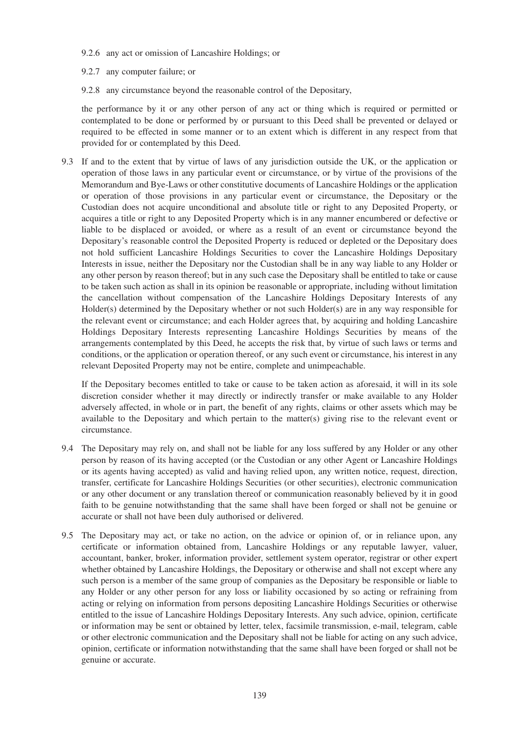9.2.6 any act or omission of Lancashire Holdings; or

9.2.7 any computer failure; or

9.2.8 any circumstance beyond the reasonable control of the Depositary,

the performance by it or any other person of any act or thing which is required or permitted or contemplated to be done or performed by or pursuant to this Deed shall be prevented or delayed or required to be effected in some manner or to an extent which is different in any respect from that provided for or contemplated by this Deed.

9.3 If and to the extent that by virtue of laws of any jurisdiction outside the UK, or the application or operation of those laws in any particular event or circumstance, or by virtue of the provisions of the Memorandum and Bye-Laws or other constitutive documents of Lancashire Holdings or the application or operation of those provisions in any particular event or circumstance, the Depositary or the Custodian does not acquire unconditional and absolute title or right to any Deposited Property, or acquires a title or right to any Deposited Property which is in any manner encumbered or defective or liable to be displaced or avoided, or where as a result of an event or circumstance beyond the Depositary's reasonable control the Deposited Property is reduced or depleted or the Depositary does not hold sufficient Lancashire Holdings Securities to cover the Lancashire Holdings Depositary Interests in issue, neither the Depositary nor the Custodian shall be in any way liable to any Holder or any other person by reason thereof; but in any such case the Depositary shall be entitled to take or cause to be taken such action as shall in its opinion be reasonable or appropriate, including without limitation the cancellation without compensation of the Lancashire Holdings Depositary Interests of any Holder(s) determined by the Depositary whether or not such Holder(s) are in any way responsible for the relevant event or circumstance; and each Holder agrees that, by acquiring and holding Lancashire Holdings Depositary Interests representing Lancashire Holdings Securities by means of the arrangements contemplated by this Deed, he accepts the risk that, by virtue of such laws or terms and conditions, or the application or operation thereof, or any such event or circumstance, his interest in any relevant Deposited Property may not be entire, complete and unimpeachable.

If the Depositary becomes entitled to take or cause to be taken action as aforesaid, it will in its sole discretion consider whether it may directly or indirectly transfer or make available to any Holder adversely affected, in whole or in part, the benefit of any rights, claims or other assets which may be available to the Depositary and which pertain to the matter(s) giving rise to the relevant event or circumstance.

9.4 The Depositary may rely on, and shall not be liable for any loss suffered by any Holder or any other person by reason of its having accepted (or the Custodian or any other Agent or Lancashire Holdings or its agents having accepted) as valid and having relied upon, any written notice, request, direction, transfer, certificate for Lancashire Holdings Securities (or other securities), electronic communication or any other document or any translation thereof or communication reasonably believed by it in good faith to be genuine notwithstanding that the same shall have been forged or shall not be genuine or accurate or shall not have been duly authorised or delivered.

9.5 The Depositary may act, or take no action, on the advice or opinion of, or in reliance upon, any certificate or information obtained from, Lancashire Holdings or any reputable lawyer, valuer, accountant, banker, broker, information provider, settlement system operator, registrar or other expert whether obtained by Lancashire Holdings, the Depositary or otherwise and shall not except where any such person is a member of the same group of companies as the Depositary be responsible or liable to any Holder or any other person for any loss or liability occasioned by so acting or refraining from acting or relying on information from persons depositing Lancashire Holdings Securities or otherwise entitled to the issue of Lancashire Holdings Depositary Interests. Any such advice, opinion, certificate or information may be sent or obtained by letter, telex, facsimile transmission, e-mail, telegram, cable or other electronic communication and the Depositary shall not be liable for acting on any such advice, opinion, certificate or information notwithstanding that the same shall have been forged or shall not be genuine or accurate.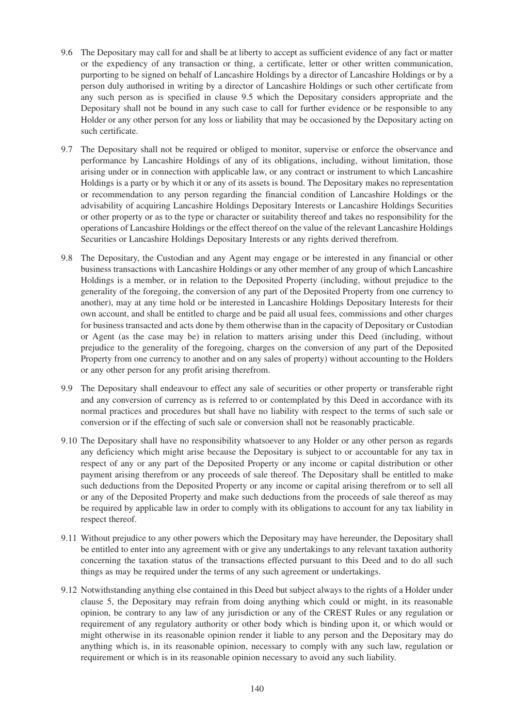9.6 The Depositary may call for and shall be at liberty to accept as sufficient evidence of any fact or matter or the expediency of any transaction or thing, a certificate, letter or other written communication, purporting to be signed on behalf of Lancashire Holdings by a director of Lancashire Holdings or by a person duly authorised in writing by a director of Lancashire Holdings or such other certificate from any such person as is specified in clause 9.5 which the Depositary considers appropriate and the Depositary shall not be bound in any such case to call for further evidence or be responsible to any Holder or any other person for any loss or liability that may be occasioned by the Depositary acting on such certificate.

9.7 The Depositary shall not be required or obliged to monitor, supervise or enforce the observance and performance by Lancashire Holdings of any of its obligations, including, without limitation, those arising under or in connection with applicable law, or any contract or instrument to which Lancashire Holdings is a party or by which it or any of its assets is bound. The Depositary makes no representation or recommendation to any person regarding the financial condition of Lancashire Holdings or the advisability of acquiring Lancashire Holdings Depositary Interests or Lancashire Holdings Securities or other property or as to the type or character or suitability thereof and takes no responsibility for the operations of Lancashire Holdings or the effect thereof on the value of the relevant Lancashire Holdings Securities or Lancashire Holdings Depositary Interests or any rights derived therefrom.

9.8 The Depositary, the Custodian and any Agent may engage or be interested in any financial or other business transactions with Lancashire Holdings or any other member of any group of which Lancashire Holdings is a member, or in relation to the Deposited Property (including, without prejudice to the generality of the foregoing, the conversion of any part of the Deposited Property from one currency to another), may at any time hold or be interested in Lancashire Holdings Depositary Interests for their own account, and shall be entitled to charge and be paid all usual fees, commissions and other charges for business transacted and acts done by them otherwise than in the capacity of Depositary or Custodian or Agent (as the case may be) in relation to matters arising under this Deed (including, without prejudice to the generality of the foregoing, charges on the conversion of any part of the Deposited Property from one currency to another and on any sales of property) without accounting to the Holders or any other person for any profit arising therefrom.

9.9 The Depositary shall endeavour to effect any sale of securities or other property or transferable right and any conversion of currency as is referred to or contemplated by this Deed in accordance with its normal practices and procedures but shall have no liability with respect to the terms of such sale or conversion or if the effecting of such sale or conversion shall not be reasonably practicable.

9.10 The Depositary shall have no responsibility whatsoever to any Holder or any other person as regards any deficiency which might arise because the Depositary is subject to or accountable for any tax in respect of any or any part of the Deposited Property or any income or capital distribution or other payment arising therefrom or any proceeds of sale thereof. The Depositary shall be entitled to make such deductions from the Deposited Property or any income or capital arising therefrom or to sell all or any of the Deposited Property and make such deductions from the proceeds of sale thereof as may be required by applicable law in order to comply with its obligations to account for any tax liability in respect thereof.

9.11 Without prejudice to any other powers which the Depositary may have hereunder, the Depositary shall be entitled to enter into any agreement with or give any undertakings to any relevant taxation authority concerning the taxation status of the transactions effected pursuant to this Deed and to do all such things as may be required under the terms of any such agreement or undertakings.

9.12 Notwithstanding anything else contained in this Deed but subject always to the rights of a Holder under clause 5, the Depositary may refrain from doing anything which could or might, in its reasonable opinion, be contrary to any law of any jurisdiction or any of the CREST Rules or any regulation or requirement of any regulatory authority or other body which is binding upon it, or which would or might otherwise in its reasonable opinion render it liable to any person and the Depositary may do anything which is, in its reasonable opinion, necessary to comply with any such law, regulation or requirement or which is in its reasonable opinion necessary to avoid any such liability.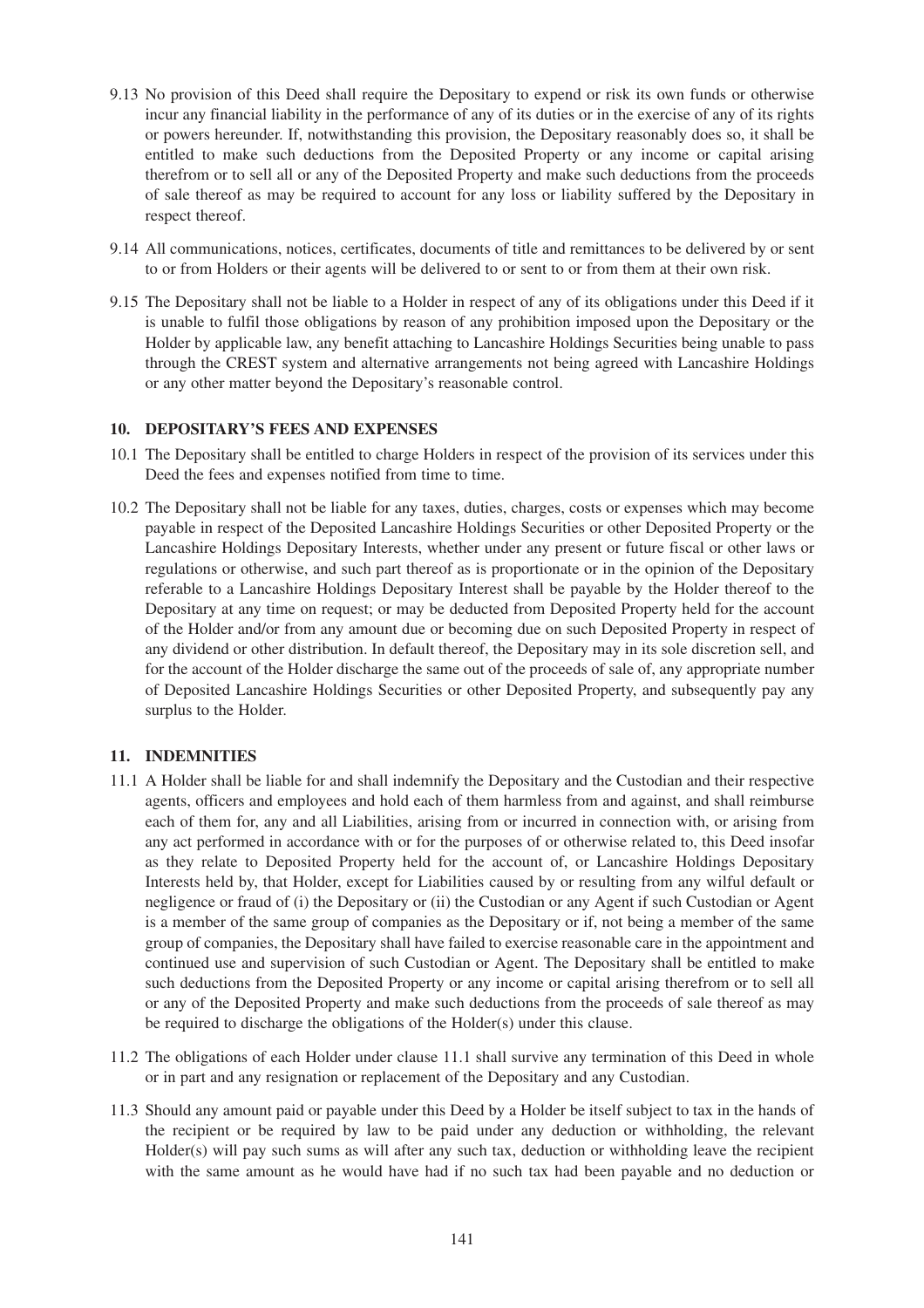9.13 No provision of this Deed shall require the Depositary to expend or risk its own funds or otherwise incur any financial liability in the performance of any of its duties or in the exercise of any of its rights or powers hereunder. If, notwithstanding this provision, the Depositary reasonably does so, it shall be entitled to make such deductions from the Deposited Property or any income or capital arising therefrom or to sell all or any of the Deposited Property and make such deductions from the proceeds of sale thereof as may be required to account for any loss or liability suffered by the Depositary in respect thereof.

9.14 All communications, notices, certificates, documents of title and remittances to be delivered by or sent to or from Holders or their agents will be delivered to or sent to or from them at their own risk.

9.15 The Depositary shall not be liable to a Holder in respect of any of its obligations under this Deed if it is unable to fulfil those obligations by reason of any prohibition imposed upon the Depositary or the Holder by applicable law, any benefit attaching to Lancashire Holdings Securities being unable to pass through the CREST system and alternative arrangements not being agreed with Lancashire Holdings or any other matter beyond the Depositary's reasonable control.

## 10. DEPOSITARY'S FEES AND EXPENSES

10.1 The Depositary shall be entitled to charge Holders in respect of the provision of its services under this Deed the fees and expenses notified from time to time.

10.2 The Depositary shall not be liable for any taxes, duties, charges, costs or expenses which may become payable in respect of the Deposited Lancashire Holdings Securities or other Deposited Property or the Lancashire Holdings Depositary Interests, whether under any present or future fiscal or other laws or regulations or otherwise, and such part thereof as is proportionate or in the opinion of the Depositary referable to a Lancashire Holdings Depositary Interest shall be payable by the Holder thereof to the Depositary at any time on request; or may be deducted from Deposited Property held for the account of the Holder and/or from any amount due or becoming due on such Deposited Property in respect of any dividend or other distribution. In default thereof, the Depositary may in its sole discretion sell, and for the account of the Holder discharge the same out of the proceeds of sale of, any appropriate number of Deposited Lancashire Holdings Securities or other Deposited Property, and subsequently pay any surplus to the Holder.

## 11. INDEMNITIES

11.1 A Holder shall be liable for and shall indemnify the Depositary and the Custodian and their respective agents, officers and employees and hold each of them harmless from and against, and shall reimburse each of them for, any and all Liabilities, arising from or incurred in connection with, or arising from any act performed in accordance with or for the purposes of or otherwise related to, this Deed insofar as they relate to Deposited Property held for the account of, or Lancashire Holdings Depositary Interests held by, that Holder, except for Liabilities caused by or resulting from any wilful default or negligence or fraud of (i) the Depositary or (ii) the Custodian or any Agent if such Custodian or Agent is a member of the same group of companies as the Depositary or if, not being a member of the same group of companies, the Depositary shall have failed to exercise reasonable care in the appointment and continued use and supervision of such Custodian or Agent. The Depositary shall be entitled to make such deductions from the Deposited Property or any income or capital arising therefrom or to sell all or any of the Deposited Property and make such deductions from the proceeds of sale thereof as may be required to discharge the obligations of the Holder(s) under this clause.

11.2 The obligations of each Holder under clause 11.1 shall survive any termination of this Deed in whole or in part and any resignation or replacement of the Depositary and any Custodian.

11.3 Should any amount paid or payable under this Deed by a Holder be itself subject to tax in the hands of the recipient or be required by law to be paid under any deduction or withholding, the relevant Holder(s) will pay such sums as will after any such tax, deduction or withholding leave the recipient with the same amount as he would have had if no such tax had been payable and no deduction or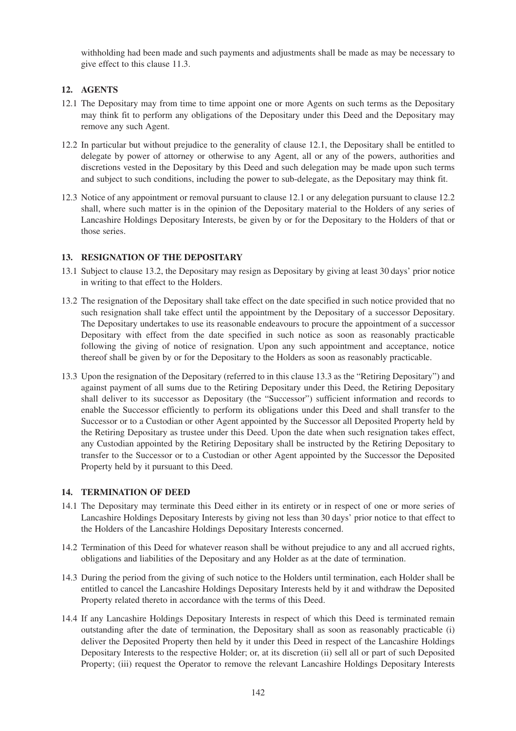withholding had been made and such payments and adjustments shall be made as may be necessary to give effect to this clause 11.3.

## 12. AGENTS

12.1 The Depositary may from time to time appoint one or more Agents on such terms as the Depositary may think fit to perform any obligations of the Depositary under this Deed and the Depositary may remove any such Agent.

12.2 In particular but without prejudice to the generality of clause 12.1, the Depositary shall be entitled to delegate by power of attorney or otherwise to any Agent, all or any of the powers, authorities and discretions vested in the Depositary by this Deed and such delegation may be made upon such terms and subject to such conditions, including the power to sub-delegate, as the Depositary may think fit.

12.3 Notice of any appointment or removal pursuant to clause 12.1 or any delegation pursuant to clause 12.2 shall, where such matter is in the opinion of the Depositary material to the Holders of any series of Lancashire Holdings Depositary Interests, be given by or for the Depositary to the Holders of that or those series.

## 13. RESIGNATION OF THE DEPOSITARY

13.1 Subject to clause 13.2, the Depositary may resign as Depositary by giving at least 30 days' prior notice in writing to that effect to the Holders.

13.2 The resignation of the Depositary shall take effect on the date specified in such notice provided that no such resignation shall take effect until the appointment by the Depositary of a successor Depositary. The Depositary undertakes to use its reasonable endeavours to procure the appointment of a successor Depositary with effect from the date specified in such notice as soon as reasonably practicable following the giving of notice of resignation. Upon any such appointment and acceptance, notice thereof shall be given by or for the Depositary to the Holders as soon as reasonably practicable.

13.3 Upon the resignation of the Depositary (referred to in this clause 13.3 as the "Retiring Depositary") and against payment of all sums due to the Retiring Depositary under this Deed, the Retiring Depositary shall deliver to its successor as Depositary (the "Successor") sufficient information and records to enable the Successor efficiently to perform its obligations under this Deed and shall transfer to the Successor or to a Custodian or other Agent appointed by the Successor all Deposited Property held by the Retiring Depositary as trustee under this Deed. Upon the date when such resignation takes effect, any Custodian appointed by the Retiring Depositary shall be instructed by the Retiring Depositary to transfer to the Successor or to a Custodian or other Agent appointed by the Successor the Deposited Property held by it pursuant to this Deed.

## 14. TERMINATION OF DEED

14.1 The Depositary may terminate this Deed either in its entirety or in respect of one or more series of Lancashire Holdings Depositary Interests by giving not less than 30 days' prior notice to that effect to the Holders of the Lancashire Holdings Depositary Interests concerned.

14.2 Termination of this Deed for whatever reason shall be without prejudice to any and all accrued rights, obligations and liabilities of the Depositary and any Holder as at the date of termination.

14.3 During the period from the giving of such notice to the Holders until termination, each Holder shall be entitled to cancel the Lancashire Holdings Depositary Interests held by it and withdraw the Deposited Property related thereto in accordance with the terms of this Deed.

14.4 If any Lancashire Holdings Depositary Interests in respect of which this Deed is terminated remain outstanding after the date of termination, the Depositary shall as soon as reasonably practicable (i) deliver the Deposited Property then held by it under this Deed in respect of the Lancashire Holdings Depositary Interests to the respective Holder; or, at its discretion (ii) sell all or part of such Deposited Property; (iii) request the Operator to remove the relevant Lancashire Holdings Depositary Interests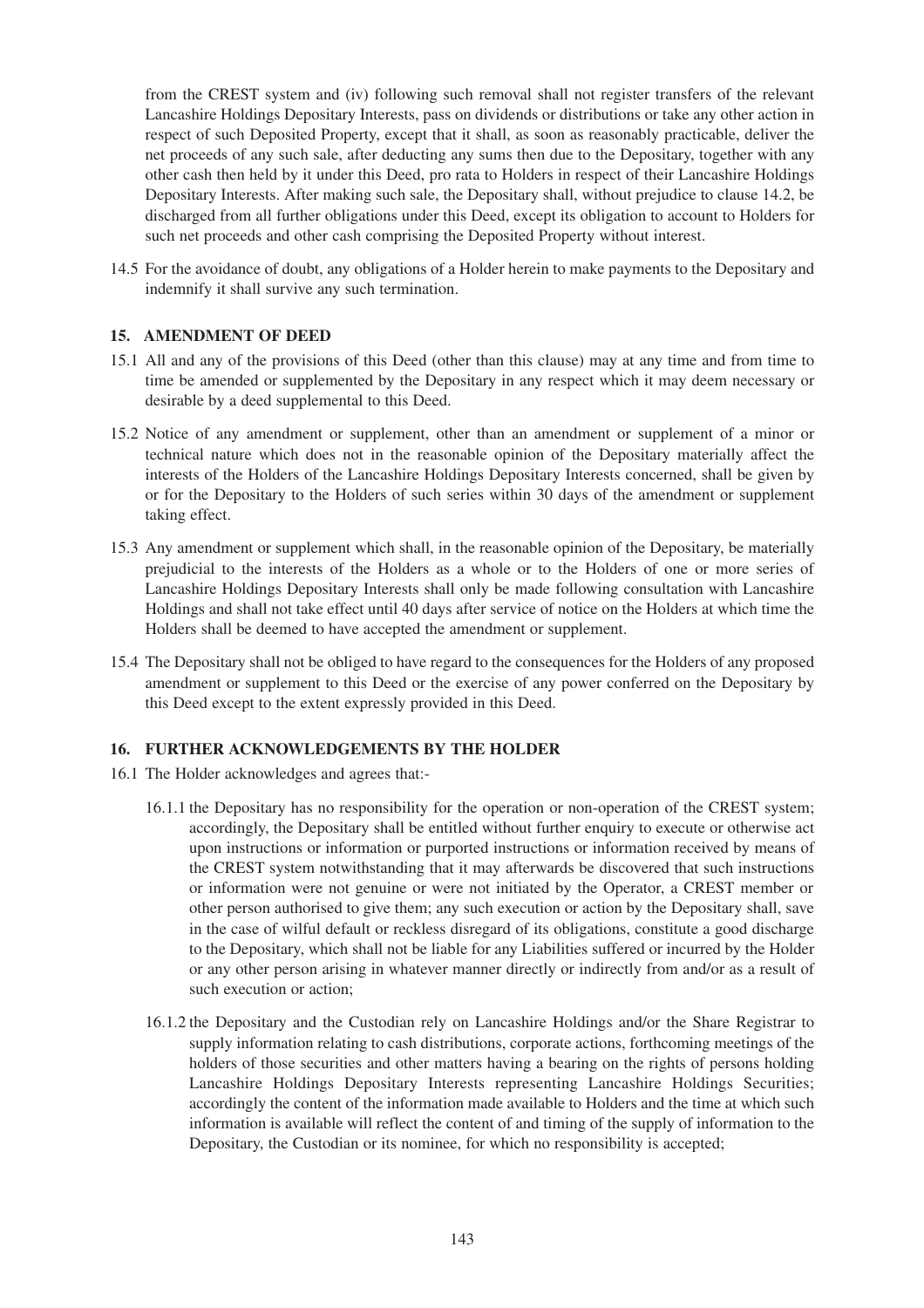from the CREST system and (iv) following such removal shall not register transfers of the relevant Lancashire Holdings Depositary Interests, pass on dividends or distributions or take any other action in respect of such Deposited Property, except that it shall, as soon as reasonably practicable, deliver the net proceeds of any such sale, after deducting any sums then due to the Depositary, together with any other cash then held by it under this Deed, pro rata to Holders in respect of their Lancashire Holdings Depositary Interests. After making such sale, the Depositary shall, without prejudice to clause 14.2, be discharged from all further obligations under this Deed, except its obligation to account to Holders for such net proceeds and other cash comprising the Deposited Property without interest.

14.5 For the avoidance of doubt, any obligations of a Holder herein to make payments to the Depositary and indemnify it shall survive any such termination.

## 15. AMENDMENT OF DEED

15.1 All and any of the provisions of this Deed (other than this clause) may at any time and from time to time be amended or supplemented by the Depositary in any respect which it may deem necessary or desirable by a deed supplemental to this Deed.

15.2 Notice of any amendment or supplement, other than an amendment or supplement of a minor or technical nature which does not in the reasonable opinion of the Depositary materially affect the interests of the Holders of the Lancashire Holdings Depositary Interests concerned, shall be given by or for the Depositary to the Holders of such series within 30 days of the amendment or supplement taking effect.

15.3 Any amendment or supplement which shall, in the reasonable opinion of the Depositary, be materially prejudicial to the interests of the Holders as a whole or to the Holders of one or more series of Lancashire Holdings Depositary Interests shall only be made following consultation with Lancashire Holdings and shall not take effect until 40 days after service of notice on the Holders at which time the Holders shall be deemed to have accepted the amendment or supplement.

15.4 The Depositary shall not be obliged to have regard to the consequences for the Holders of any proposed amendment or supplement to this Deed or the exercise of any power conferred on the Depositary by this Deed except to the extent expressly provided in this Deed.

## 16. FURTHER ACKNOWLEDGEMENTS BY THE HOLDER

16.1 The Holder acknowledges and agrees that:-

16.1.1 the Depositary has no responsibility for the operation or non-operation of the CREST system; accordingly, the Depositary shall be entitled without further enquiry to execute or otherwise act upon instructions or information or purported instructions or information received by means of the CREST system notwithstanding that it may afterwards be discovered that such instructions or information were not genuine or were not initiated by the Operator, a CREST member or other person authorised to give them; any such execution or action by the Depositary shall, save in the case of wilful default or reckless disregard of its obligations, constitute a good discharge to the Depositary, which shall not be liable for any Liabilities suffered or incurred by the Holder or any other person arising in whatever manner directly or indirectly from and/or as a result of such execution or action;

16.1.2 the Depositary and the Custodian rely on Lancashire Holdings and/or the Share Registrar to supply information relating to cash distributions, corporate actions, forthcoming meetings of the holders of those securities and other matters having a bearing on the rights of persons holding Lancashire Holdings Depositary Interests representing Lancashire Holdings Securities; accordingly the content of the information made available to Holders and the time at which such information is available will reflect the content of and timing of the supply of information to the Depositary, the Custodian or its nominee, for which no responsibility is accepted;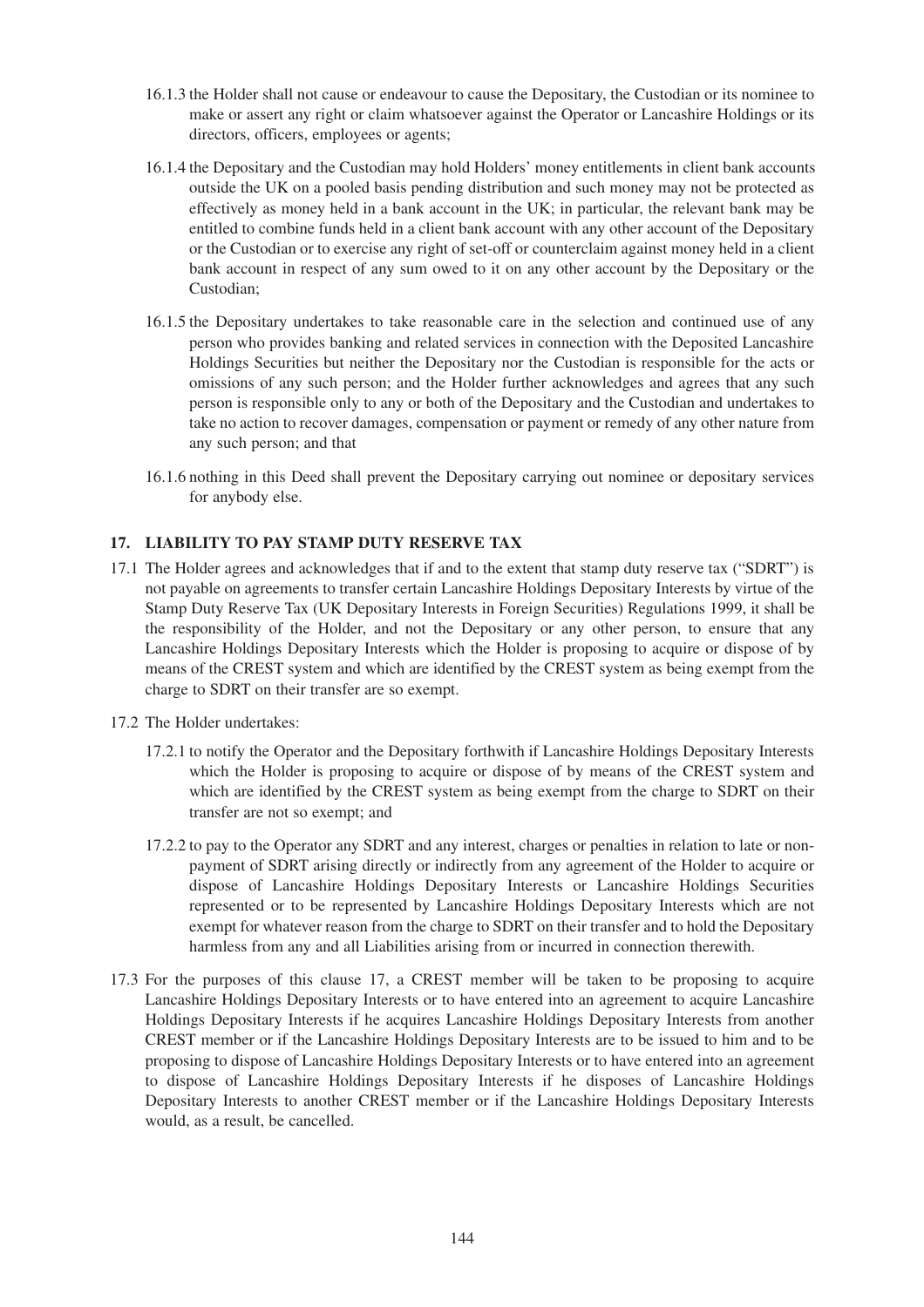16.1.3 the Holder shall not cause or endeavour to cause the Depositary, the Custodian or its nominee to make or assert any right or claim whatsoever against the Operator or Lancashire Holdings or its directors, officers, employees or agents;

16.1.4 the Depositary and the Custodian may hold Holders' money entitlements in client bank accounts outside the UK on a pooled basis pending distribution and such money may not be protected as effectively as money held in a bank account in the UK; in particular, the relevant bank may be entitled to combine funds held in a client bank account with any other account of the Depositary or the Custodian or to exercise any right of set-off or counterclaim against money held in a client bank account in respect of any sum owed to it on any other account by the Depositary or the Custodian;

16.1.5 the Depositary undertakes to take reasonable care in the selection and continued use of any person who provides banking and related services in connection with the Deposited Lancashire Holdings Securities but neither the Depositary nor the Custodian is responsible for the acts or omissions of any such person; and the Holder further acknowledges and agrees that any such person is responsible only to any or both of the Depositary and the Custodian and undertakes to take no action to recover damages, compensation or payment or remedy of any other nature from any such person; and that

16.1.6 nothing in this Deed shall prevent the Depositary carrying out nominee or depositary services for anybody else.

**17. LIABILITY TO PAY STAMP DUTY RESERVE TAX**

17.1 The Holder agrees and acknowledges that if and to the extent that stamp duty reserve tax ("SDRT") is not payable on agreements to transfer certain Lancashire Holdings Depositary Interests by virtue of the Stamp Duty Reserve Tax (UK Depositary Interests in Foreign Securities) Regulations 1999, it shall be the responsibility of the Holder, and not the Depositary or any other person, to ensure that any Lancashire Holdings Depositary Interests which the Holder is proposing to acquire or dispose of by means of the CREST system and which are identified by the CREST system as being exempt from the charge to SDRT on their transfer are so exempt.

17.2 The Holder undertakes:

17.2.1 to notify the Operator and the Depositary forthwith if Lancashire Holdings Depositary Interests which the Holder is proposing to acquire or dispose of by means of the CREST system and which are identified by the CREST system as being exempt from the charge to SDRT on their transfer are not so exempt; and

17.2.2 to pay to the Operator any SDRT and any interest, charges or penalties in relation to late or non-payment of SDRT arising directly or indirectly from any agreement of the Holder to acquire or dispose of Lancashire Holdings Depositary Interests or Lancashire Holdings Securities represented or to be represented by Lancashire Holdings Depositary Interests which are not exempt for whatever reason from the charge to SDRT on their transfer and to hold the Depositary harmless from any and all Liabilities arising from or incurred in connection therewith.

17.3 For the purposes of this clause 17, a CREST member will be taken to be proposing to acquire Lancashire Holdings Depositary Interests or to have entered into an agreement to acquire Lancashire Holdings Depositary Interests if he acquires Lancashire Holdings Depositary Interests from another CREST member or if the Lancashire Holdings Depositary Interests are to be issued to him and to be proposing to dispose of Lancashire Holdings Depositary Interests or to have entered into an agreement to dispose of Lancashire Holdings Depositary Interests if he disposes of Lancashire Holdings Depositary Interests to another CREST member or if the Lancashire Holdings Depositary Interests would, as a result, be cancelled.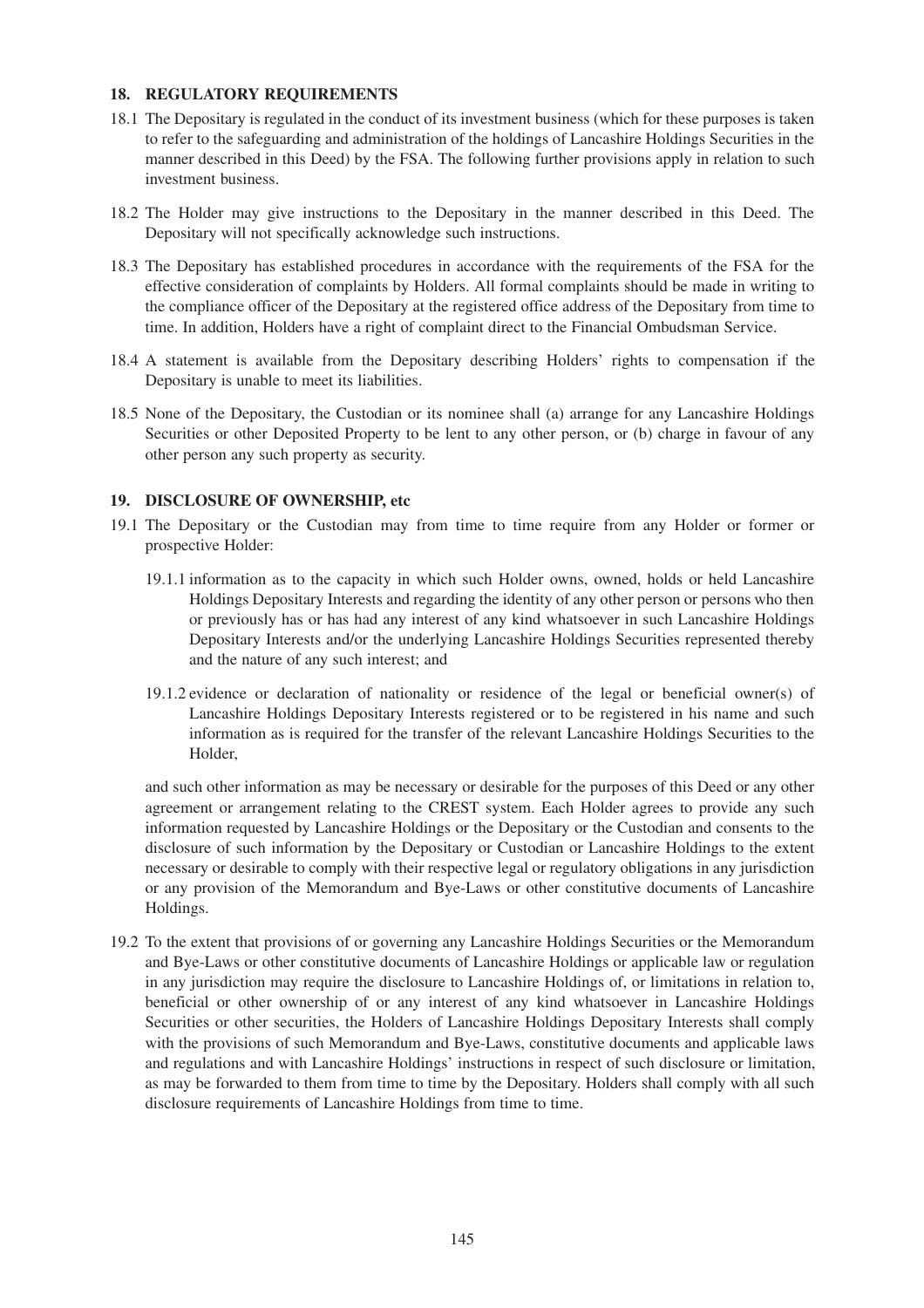## 18. REGULATORY REQUIREMENTS

18.1 The Depositary is regulated in the conduct of its investment business (which for these purposes is taken to refer to the safeguarding and administration of the holdings of Lancashire Holdings Securities in the manner described in this Deed) by the FSA. The following further provisions apply in relation to such investment business.

18.2 The Holder may give instructions to the Depositary in the manner described in this Deed. The Depositary will not specifically acknowledge such instructions.

18.3 The Depositary has established procedures in accordance with the requirements of the FSA for the effective consideration of complaints by Holders. All formal complaints should be made in writing to the compliance officer of the Depositary at the registered office address of the Depositary from time to time. In addition, Holders have a right of complaint direct to the Financial Ombudsman Service.

18.4 A statement is available from the Depositary describing Holders' rights to compensation if the Depositary is unable to meet its liabilities.

18.5 None of the Depositary, the Custodian or its nominee shall (a) arrange for any Lancashire Holdings Securities or other Deposited Property to be lent to any other person, or (b) charge in favour of any other person any such property as security.

## 19. DISCLOSURE OF OWNERSHIP, etc

19.1 The Depositary or the Custodian may from time to time require from any Holder or former or prospective Holder:

19.1.1 information as to the capacity in which such Holder owns, owned, holds or held Lancashire Holdings Depositary Interests and regarding the identity of any other person or persons who then or previously has or has had any interest of any kind whatsoever in such Lancashire Holdings Depositary Interests and/or the underlying Lancashire Holdings Securities represented thereby and the nature of any such interest; and

19.1.2 evidence or declaration of nationality or residence of the legal or beneficial owner(s) of Lancashire Holdings Depositary Interests registered or to be registered in his name and such information as is required for the transfer of the relevant Lancashire Holdings Securities to the Holder,

and such other information as may be necessary or desirable for the purposes of this Deed or any other agreement or arrangement relating to the CREST system. Each Holder agrees to provide any such information requested by Lancashire Holdings or the Depositary or the Custodian and consents to the disclosure of such information by the Depositary or Custodian or Lancashire Holdings to the extent necessary or desirable to comply with their respective legal or regulatory obligations in any jurisdiction or any provision of the Memorandum and Bye-Laws or other constitutive documents of Lancashire Holdings.

19.2 To the extent that provisions of or governing any Lancashire Holdings Securities or the Memorandum and Bye-Laws or other constitutive documents of Lancashire Holdings or applicable law or regulation in any jurisdiction may require the disclosure to Lancashire Holdings of, or limitations in relation to, beneficial or other ownership of or any interest of any kind whatsoever in Lancashire Holdings Securities or other securities, the Holders of Lancashire Holdings Depositary Interests shall comply with the provisions of such Memorandum and Bye-Laws, constitutive documents and applicable laws and regulations and with Lancashire Holdings' instructions in respect of such disclosure or limitation, as may be forwarded to them from time to time by the Depositary. Holders shall comply with all such disclosure requirements of Lancashire Holdings from time to time.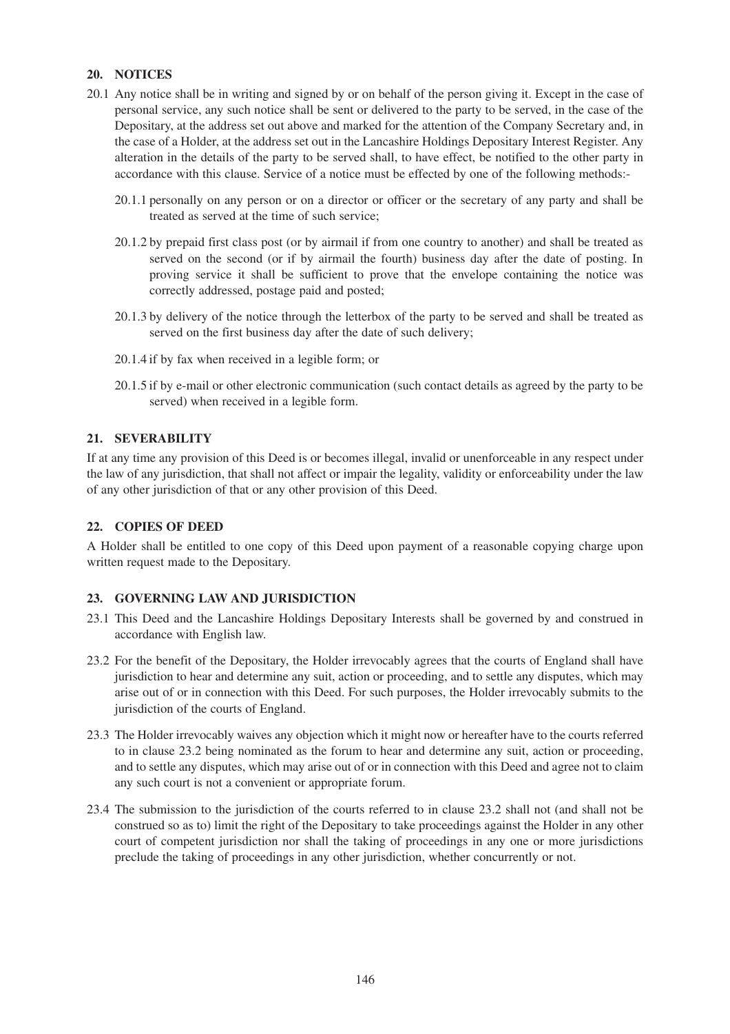## 20. NOTICES

20.1 Any notice shall be in writing and signed by or on behalf of the person giving it. Except in the case of personal service, any such notice shall be sent or delivered to the party to be served, in the case of the Depositary, at the address set out above and marked for the attention of the Company Secretary and, in the case of a Holder, at the address set out in the Lancashire Holdings Depositary Interest Register. Any alteration in the details of the party to be served shall, to have effect, be notified to the other party in accordance with this clause. Service of a notice must be effected by one of the following methods:-

20.1.1 personally on any person or on a director or officer or the secretary of any party and shall be treated as served at the time of such service;

20.1.2 by prepaid first class post (or by airmail if from one country to another) and shall be treated as served on the second (or if by airmail the fourth) business day after the date of posting. In proving service it shall be sufficient to prove that the envelope containing the notice was correctly addressed, postage paid and posted;

20.1.3 by delivery of the notice through the letterbox of the party to be served and shall be treated as served on the first business day after the date of such delivery;

20.1.4 if by fax when received in a legible form; or

20.1.5 if by e-mail or other electronic communication (such contact details as agreed by the party to be served) when received in a legible form.

## 21. SEVERABILITY

If at any time any provision of this Deed is or becomes illegal, invalid or unenforceable in any respect under the law of any jurisdiction, that shall not affect or impair the legality, validity or enforceability under the law of any other jurisdiction of that or any other provision of this Deed.

## 22. COPIES OF DEED

A Holder shall be entitled to one copy of this Deed upon payment of a reasonable copying charge upon written request made to the Depositary.

## 23. GOVERNING LAW AND JURISDICTION

23.1 This Deed and the Lancashire Holdings Depositary Interests shall be governed by and construed in accordance with English law.

23.2 For the benefit of the Depositary, the Holder irrevocably agrees that the courts of England shall have jurisdiction to hear and determine any suit, action or proceeding, and to settle any disputes, which may arise out of or in connection with this Deed. For such purposes, the Holder irrevocably submits to the jurisdiction of the courts of England.

23.3 The Holder irrevocably waives any objection which it might now or hereafter have to the courts referred to in clause 23.2 being nominated as the forum to hear and determine any suit, action or proceeding, and to settle any disputes, which may arise out of or in connection with this Deed and agree not to claim any such court is not a convenient or appropriate forum.

23.4 The submission to the jurisdiction of the courts referred to in clause 23.2 shall not (and shall not be construed so as to) limit the right of the Depositary to take proceedings against the Holder in any other court of competent jurisdiction nor shall the taking of proceedings in any one or more jurisdictions preclude the taking of proceedings in any other jurisdiction, whether concurrently or not.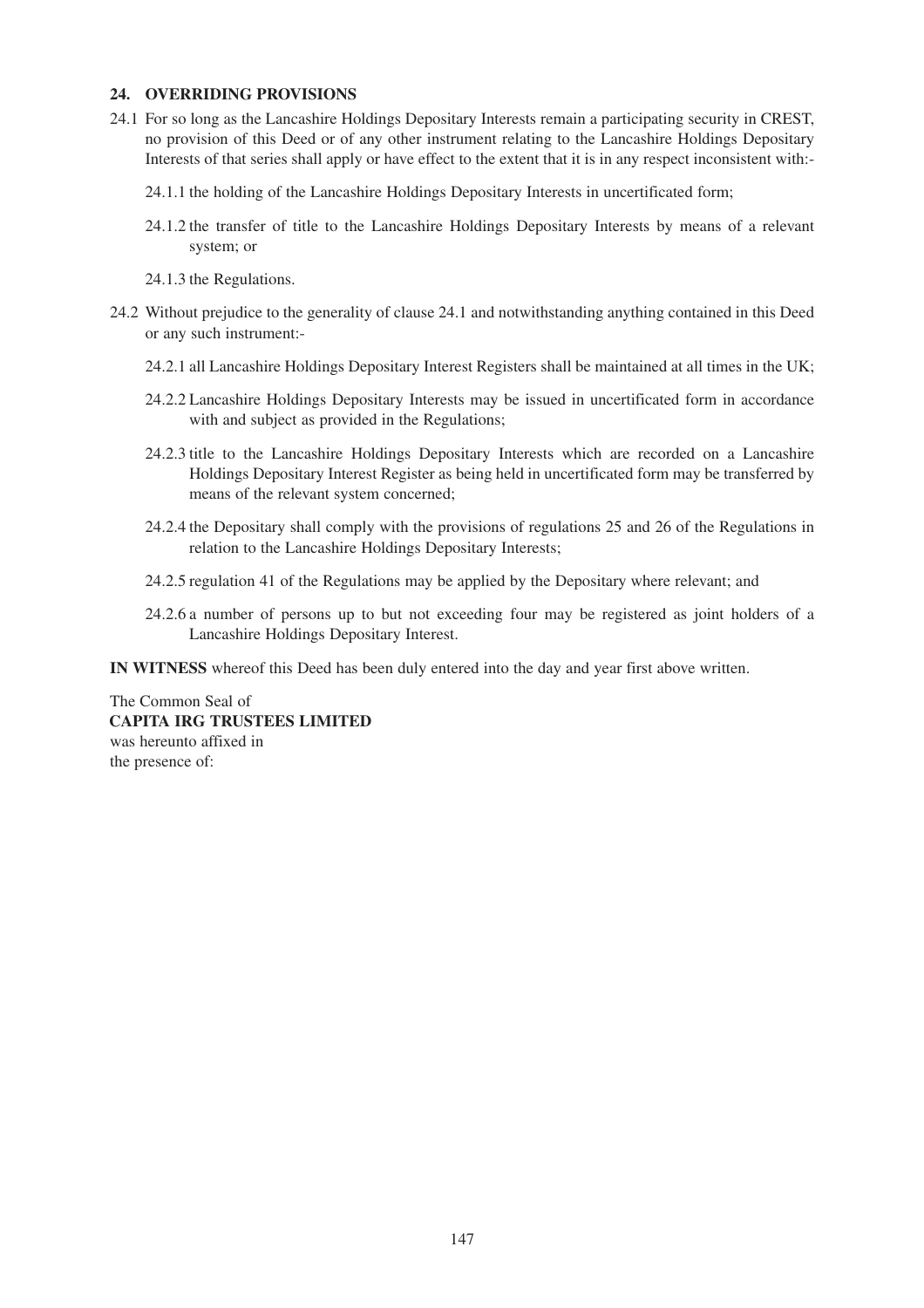## 24. OVERRIDING PROVISIONS

24.1 For so long as the Lancashire Holdings Depositary Interests remain a participating security in CREST, no provision of this Deed or of any other instrument relating to the Lancashire Holdings Depositary Interests of that series shall apply or have effect to the extent that it is in any respect inconsistent with:-

24.1.1 the holding of the Lancashire Holdings Depositary Interests in uncertificated form;

24.1.2 the transfer of title to the Lancashire Holdings Depositary Interests by means of a relevant system; or

24.1.3 the Regulations.

24.2 Without prejudice to the generality of clause 24.1 and notwithstanding anything contained in this Deed or any such instrument:-

24.2.1 all Lancashire Holdings Depositary Interest Registers shall be maintained at all times in the UK;

24.2.2 Lancashire Holdings Depositary Interests may be issued in uncertificated form in accordance with and subject as provided in the Regulations;

24.2.3 title to the Lancashire Holdings Depositary Interests which are recorded on a Lancashire Holdings Depositary Interest Register as being held in uncertificated form may be transferred by means of the relevant system concerned;

24.2.4 the Depositary shall comply with the provisions of regulations 25 and 26 of the Regulations in relation to the Lancashire Holdings Depositary Interests;

24.2.5 regulation 41 of the Regulations may be applied by the Depositary where relevant; and

24.2.6 a number of persons up to but not exceeding four may be registered as joint holders of a Lancashire Holdings Depositary Interest.

**IN WITNESS** whereof this Deed has been duly entered into the day and year first above written.

The Common Seal of
**CAPITA IRG TRUSTEES LIMITED**
was hereunto affixed in
the presence of: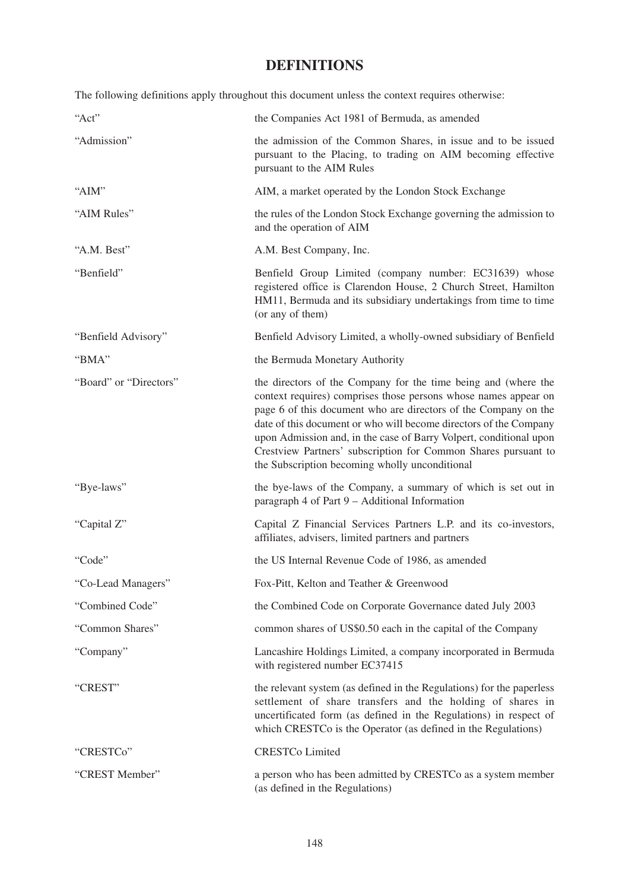# DEFINITIONS

The following definitions apply throughout this document unless the context requires otherwise:

| | |
|---|---|
| "Act" | the Companies Act 1981 of Bermuda, as amended |
| "Admission" | the admission of the Common Shares, in issue and to be issued pursuant to the Placing, to trading on AIM becoming effective pursuant to the AIM Rules |
| "AIM" | AIM, a market operated by the London Stock Exchange |
| "AIM Rules" | the rules of the London Stock Exchange governing the admission to and the operation of AIM |
| "A.M. Best" | A.M. Best Company, Inc. |
| "Benfield" | Benfield Group Limited (company number: EC31639) whose registered office is Clarendon House, 2 Church Street, Hamilton HM11, Bermuda and its subsidiary undertakings from time to time (or any of them) |
| "Benfield Advisory" | Benfield Advisory Limited, a wholly-owned subsidiary of Benfield |
| "BMA" | the Bermuda Monetary Authority |
| "Board" or "Directors" | the directors of the Company for the time being and (where the context requires) comprises those persons whose names appear on page 6 of this document who are directors of the Company on the date of this document or who will become directors of the Company upon Admission and, in the case of Barry Volpert, conditional upon Crestview Partners' subscription for Common Shares pursuant to the Subscription becoming wholly unconditional |
| "Bye-laws" | the bye-laws of the Company, a summary of which is set out in paragraph 4 of Part 9 – Additional Information |
| "Capital Z" | Capital Z Financial Services Partners L.P. and its co-investors, affiliates, advisers, limited partners and partners |
| "Code" | the US Internal Revenue Code of 1986, as amended |
| "Co-Lead Managers" | Fox-Pitt, Kelton and Teather & Greenwood |
| "Combined Code" | the Combined Code on Corporate Governance dated July 2003 |
| "Common Shares" | common shares of US$0.50 each in the capital of the Company |
| "Company" | Lancashire Holdings Limited, a company incorporated in Bermuda with registered number EC37415 |
| "CREST" | the relevant system (as defined in the Regulations) for the paperless settlement of share transfers and the holding of shares in uncertificated form (as defined in the Regulations) in respect of which CRESTCo is the Operator (as defined in the Regulations) |
| "CRESTCo" | CRESTCo Limited |
| "CREST Member" | a person who has been admitted by CRESTCo as a system member (as defined in the Regulations) |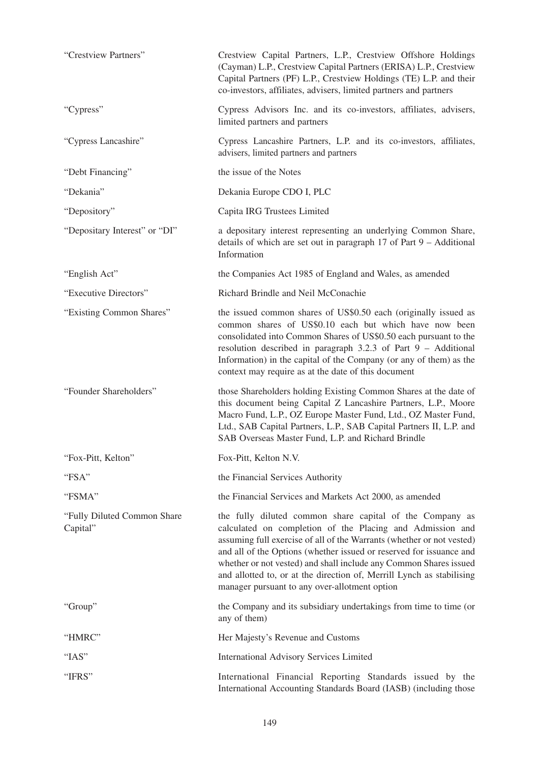| | |
|---|---|
| "Crestview Partners" | Crestview Capital Partners, L.P., Crestview Offshore Holdings (Cayman) L.P., Crestview Capital Partners (ERISA) L.P., Crestview Capital Partners (PF) L.P., Crestview Holdings (TE) L.P. and their co-investors, affiliates, advisers, limited partners and partners |
| "Cypress" | Cypress Advisors Inc. and its co-investors, affiliates, advisers, limited partners and partners |
| "Cypress Lancashire" | Cypress Lancashire Partners, L.P. and its co-investors, affiliates, advisers, limited partners and partners |
| "Debt Financing" | the issue of the Notes |
| "Dekania" | Dekania Europe CDO I, PLC |
| "Depository" | Capita IRG Trustees Limited |
| "Depositary Interest" or "DI" | a depositary interest representing an underlying Common Share, details of which are set out in paragraph 17 of Part 9 – Additional Information |
| "English Act" | the Companies Act 1985 of England and Wales, as amended |
| "Executive Directors" | Richard Brindle and Neil McConachie |
| "Existing Common Shares" | the issued common shares of US$0.50 each (originally issued as common shares of US$0.10 each but which have now been consolidated into Common Shares of US$0.50 each pursuant to the resolution described in paragraph 3.2.3 of Part 9 – Additional Information) in the capital of the Company (or any of them) as the context may require as at the date of this document |
| "Founder Shareholders" | those Shareholders holding Existing Common Shares at the date of this document being Capital Z Lancashire Partners, L.P., Moore Macro Fund, L.P., OZ Europe Master Fund, Ltd., OZ Master Fund, Ltd., SAB Capital Partners, L.P., SAB Capital Partners II, L.P. and SAB Overseas Master Fund, L.P. and Richard Brindle |
| "Fox-Pitt, Kelton" | Fox-Pitt, Kelton N.V. |
| "FSA" | the Financial Services Authority |
| "FSMA" | the Financial Services and Markets Act 2000, as amended |
| "Fully Diluted Common Share Capital" | the fully diluted common share capital of the Company as calculated on completion of the Placing and Admission and assuming full exercise of all of the Warrants (whether or not vested) and all of the Options (whether issued or reserved for issuance and whether or not vested) and shall include any Common Shares issued and allotted to, or at the direction of, Merrill Lynch as stabilising manager pursuant to any over-allotment option |
| "Group" | the Company and its subsidiary undertakings from time to time (or any of them) |
| "HMRC" | Her Majesty's Revenue and Customs |
| "IAS" | International Advisory Services Limited |
| "IFRS" | International Financial Reporting Standards issued by the International Accounting Standards Board (IASB) (including those |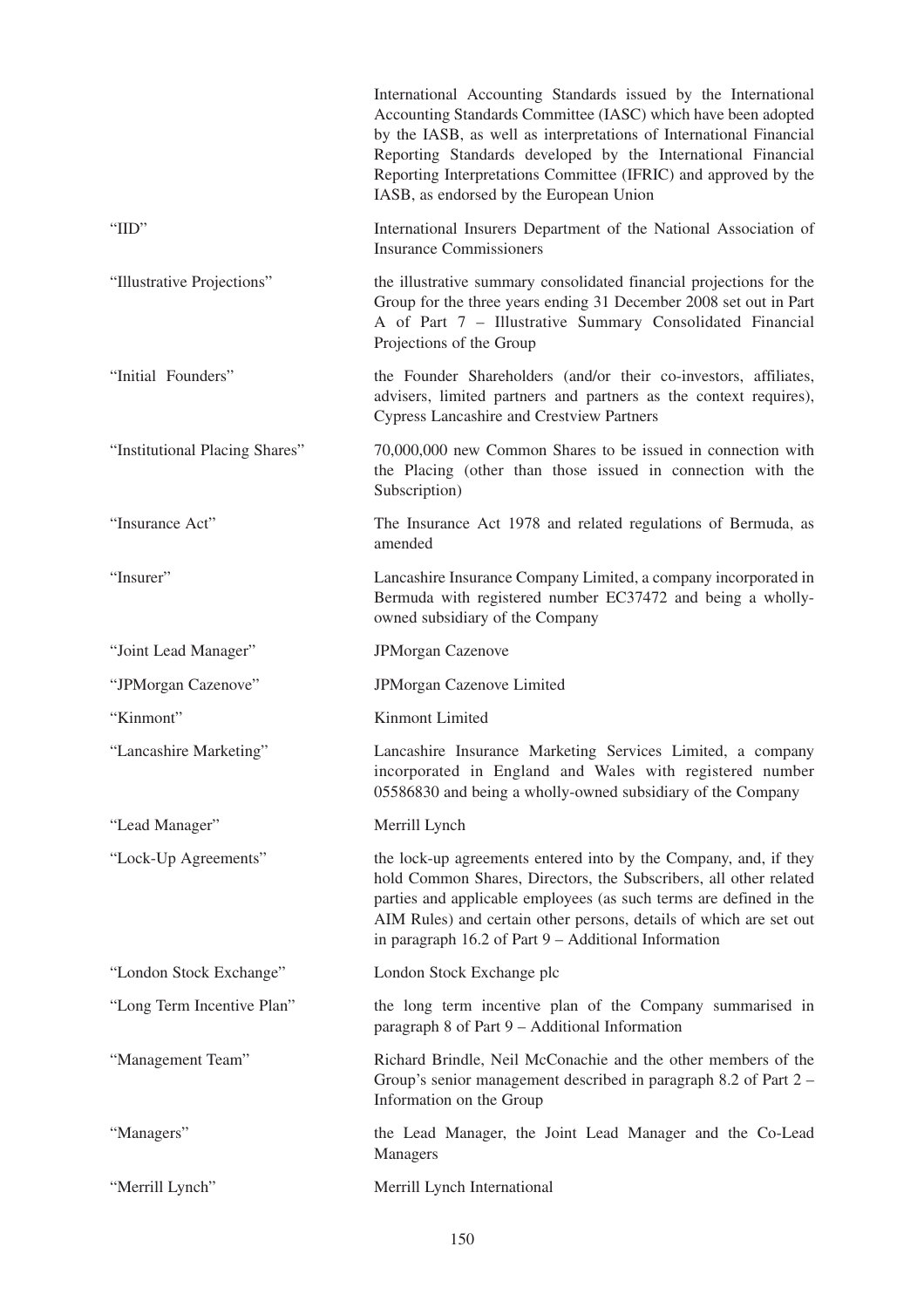| | |
|---|---|
| | International Accounting Standards issued by the International Accounting Standards Committee (IASC) which have been adopted by the IASB, as well as interpretations of International Financial Reporting Standards developed by the International Financial Reporting Interpretations Committee (IFRIC) and approved by the IASB, as endorsed by the European Union |
| "IID" | International Insurers Department of the National Association of Insurance Commissioners |
| "Illustrative Projections" | the illustrative summary consolidated financial projections for the Group for the three years ending 31 December 2008 set out in Part A of Part 7 – Illustrative Summary Consolidated Financial Projections of the Group |
| "Initial Founders" | the Founder Shareholders (and/or their co-investors, affiliates, advisers, limited partners and partners as the context requires), Cypress Lancashire and Crestview Partners |
| "Institutional Placing Shares" | 70,000,000 new Common Shares to be issued in connection with the Placing (other than those issued in connection with the Subscription) |
| "Insurance Act" | The Insurance Act 1978 and related regulations of Bermuda, as amended |
| "Insurer" | Lancashire Insurance Company Limited, a company incorporated in Bermuda with registered number EC37472 and being a wholly-owned subsidiary of the Company |
| "Joint Lead Manager" | JPMorgan Cazenove |
| "JPMorgan Cazenove" | JPMorgan Cazenove Limited |
| "Kinmont" | Kinmont Limited |
| "Lancashire Marketing" | Lancashire Insurance Marketing Services Limited, a company incorporated in England and Wales with registered number 05586830 and being a wholly-owned subsidiary of the Company |
| "Lead Manager" | Merrill Lynch |
| "Lock-Up Agreements" | the lock-up agreements entered into by the Company, and, if they hold Common Shares, Directors, the Subscribers, all other related parties and applicable employees (as such terms are defined in the AIM Rules) and certain other persons, details of which are set out in paragraph 16.2 of Part 9 – Additional Information |
| "London Stock Exchange" | London Stock Exchange plc |
| "Long Term Incentive Plan" | the long term incentive plan of the Company summarised in paragraph 8 of Part 9 – Additional Information |
| "Management Team" | Richard Brindle, Neil McConachie and the other members of the Group's senior management described in paragraph 8.2 of Part 2 – Information on the Group |
| "Managers" | the Lead Manager, the Joint Lead Manager and the Co-Lead Managers |
| "Merrill Lynch" | Merrill Lynch International |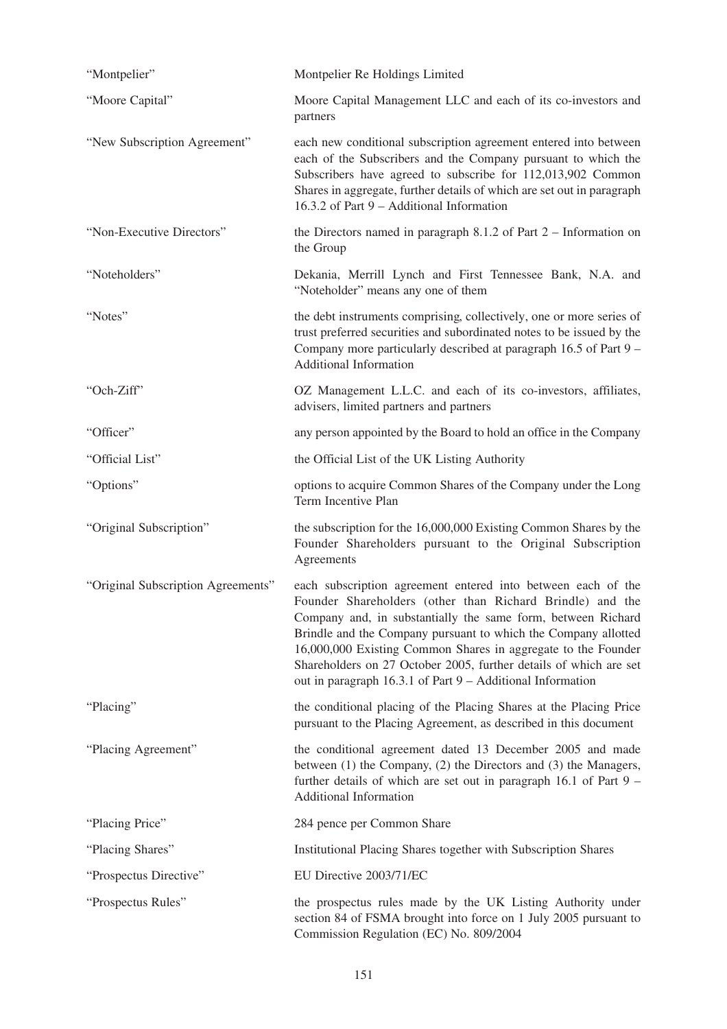| | |
|---|---|
| "Montpelier" | Montpelier Re Holdings Limited |
| "Moore Capital" | Moore Capital Management LLC and each of its co-investors and partners |
| "New Subscription Agreement" | each new conditional subscription agreement entered into between each of the Subscribers and the Company pursuant to which the Subscribers have agreed to subscribe for 112,013,902 Common Shares in aggregate, further details of which are set out in paragraph 16.3.2 of Part 9 – Additional Information |
| "Non-Executive Directors" | the Directors named in paragraph 8.1.2 of Part 2 – Information on the Group |
| "Noteholders" | Dekania, Merrill Lynch and First Tennessee Bank, N.A. and "Noteholder" means any one of them |
| "Notes" | the debt instruments comprising, collectively, one or more series of trust preferred securities and subordinated notes to be issued by the Company more particularly described at paragraph 16.5 of Part 9 – Additional Information |
| "Och-Ziff" | OZ Management L.L.C. and each of its co-investors, affiliates, advisers, limited partners and partners |
| "Officer" | any person appointed by the Board to hold an office in the Company |
| "Official List" | the Official List of the UK Listing Authority |
| "Options" | options to acquire Common Shares of the Company under the Long Term Incentive Plan |
| "Original Subscription" | the subscription for the 16,000,000 Existing Common Shares by the Founder Shareholders pursuant to the Original Subscription Agreements |
| "Original Subscription Agreements" | each subscription agreement entered into between each of the Founder Shareholders (other than Richard Brindle) and the Company and, in substantially the same form, between Richard Brindle and the Company pursuant to which the Company allotted 16,000,000 Existing Common Shares in aggregate to the Founder Shareholders on 27 October 2005, further details of which are set out in paragraph 16.3.1 of Part 9 – Additional Information |
| "Placing" | the conditional placing of the Placing Shares at the Placing Price pursuant to the Placing Agreement, as described in this document |
| "Placing Agreement" | the conditional agreement dated 13 December 2005 and made between (1) the Company, (2) the Directors and (3) the Managers, further details of which are set out in paragraph 16.1 of Part 9 – Additional Information |
| "Placing Price" | 284 pence per Common Share |
| "Placing Shares" | Institutional Placing Shares together with Subscription Shares |
| "Prospectus Directive" | EU Directive 2003/71/EC |
| "Prospectus Rules" | the prospectus rules made by the UK Listing Authority under section 84 of FSMA brought into force on 1 July 2005 pursuant to Commission Regulation (EC) No. 809/2004 |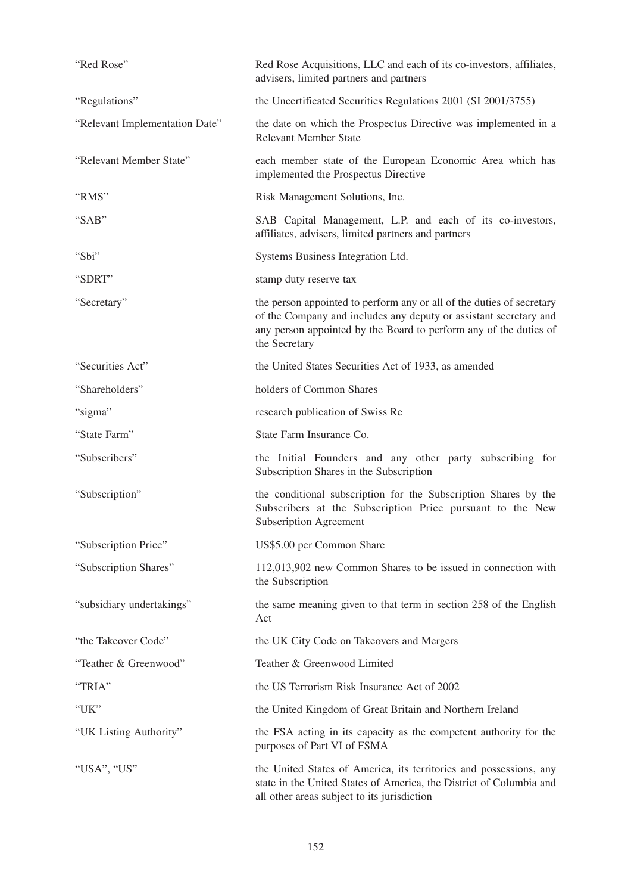| | |
|---|---|
| "Red Rose" | Red Rose Acquisitions, LLC and each of its co-investors, affiliates, advisers, limited partners and partners |
| "Regulations" | the Uncertificated Securities Regulations 2001 (SI 2001/3755) |
| "Relevant Implementation Date" | the date on which the Prospectus Directive was implemented in a Relevant Member State |
| "Relevant Member State" | each member state of the European Economic Area which has implemented the Prospectus Directive |
| "RMS" | Risk Management Solutions, Inc. |
| "SAB" | SAB Capital Management, L.P. and each of its co-investors, affiliates, advisers, limited partners and partners |
| "Sbi" | Systems Business Integration Ltd. |
| "SDRT" | stamp duty reserve tax |
| "Secretary" | the person appointed to perform any or all of the duties of secretary of the Company and includes any deputy or assistant secretary and any person appointed by the Board to perform any of the duties of the Secretary |
| "Securities Act" | the United States Securities Act of 1933, as amended |
| "Shareholders" | holders of Common Shares |
| "sigma" | research publication of Swiss Re |
| "State Farm" | State Farm Insurance Co. |
| "Subscribers" | the Initial Founders and any other party subscribing for Subscription Shares in the Subscription |
| "Subscription" | the conditional subscription for the Subscription Shares by the Subscribers at the Subscription Price pursuant to the New Subscription Agreement |
| "Subscription Price" | US$5.00 per Common Share |
| "Subscription Shares" | 112,013,902 new Common Shares to be issued in connection with the Subscription |
| "subsidiary undertakings" | the same meaning given to that term in section 258 of the English Act |
| "the Takeover Code" | the UK City Code on Takeovers and Mergers |
| "Teather & Greenwood" | Teather & Greenwood Limited |
| "TRIA" | the US Terrorism Risk Insurance Act of 2002 |
| "UK" | the United Kingdom of Great Britain and Northern Ireland |
| "UK Listing Authority" | the FSA acting in its capacity as the competent authority for the purposes of Part VI of FSMA |
| "USA", "US" | the United States of America, its territories and possessions, any state in the United States of America, the District of Columbia and all other areas subject to its jurisdiction |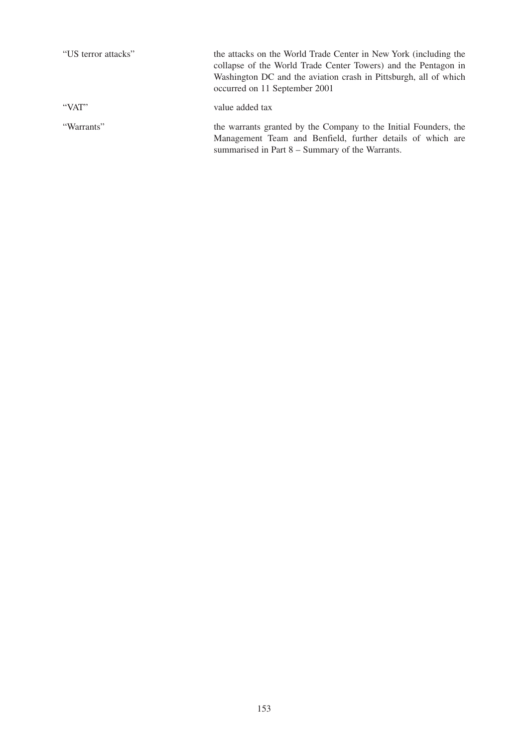| | |
|---|---|
| "US terror attacks" | the attacks on the World Trade Center in New York (including the collapse of the World Trade Center Towers) and the Pentagon in Washington DC and the aviation crash in Pittsburgh, all of which occurred on 11 September 2001 |
| "VAT" | value added tax |
| "Warrants" | the warrants granted by the Company to the Initial Founders, the Management Team and Benfield, further details of which are summarised in Part 8 – Summary of the Warrants. |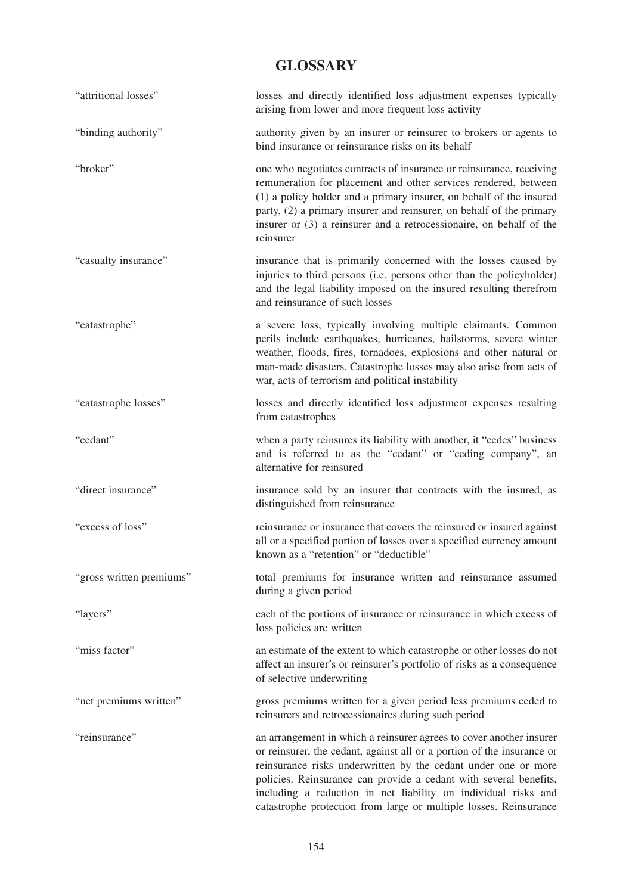# GLOSSARY

| | |
|---|---|
| "attritional losses" | losses and directly identified loss adjustment expenses typically arising from lower and more frequent loss activity |
| "binding authority" | authority given by an insurer or reinsurer to brokers or agents to bind insurance or reinsurance risks on its behalf |
| "broker" | one who negotiates contracts of insurance or reinsurance, receiving remuneration for placement and other services rendered, between (1) a policy holder and a primary insurer, on behalf of the insured party, (2) a primary insurer and reinsurer, on behalf of the primary insurer or (3) a reinsurer and a retrocessionaire, on behalf of the reinsurer |
| "casualty insurance" | insurance that is primarily concerned with the losses caused by injuries to third persons (i.e. persons other than the policyholder) and the legal liability imposed on the insured resulting therefrom and reinsurance of such losses |
| "catastrophe" | a severe loss, typically involving multiple claimants. Common perils include earthquakes, hurricanes, hailstorms, severe winter weather, floods, fires, tornadoes, explosions and other natural or man-made disasters. Catastrophe losses may also arise from acts of war, acts of terrorism and political instability |
| "catastrophe losses" | losses and directly identified loss adjustment expenses resulting from catastrophes |
| "cedant" | when a party reinsures its liability with another, it "cedes" business and is referred to as the "cedant" or "ceding company", an alternative for reinsured |
| "direct insurance" | insurance sold by an insurer that contracts with the insured, as distinguished from reinsurance |
| "excess of loss" | reinsurance or insurance that covers the reinsured or insured against all or a specified portion of losses over a specified currency amount known as a "retention" or "deductible" |
| "gross written premiums" | total premiums for insurance written and reinsurance assumed during a given period |
| "layers" | each of the portions of insurance or reinsurance in which excess of loss policies are written |
| "miss factor" | an estimate of the extent to which catastrophe or other losses do not affect an insurer's or reinsurer's portfolio of risks as a consequence of selective underwriting |
| "net premiums written" | gross premiums written for a given period less premiums ceded to reinsurers and retrocessionaires during such period |
| "reinsurance" | an arrangement in which a reinsurer agrees to cover another insurer or reinsurer, the cedant, against all or a portion of the insurance or reinsurance risks underwritten by the cedant under one or more policies. Reinsurance can provide a cedant with several benefits, including a reduction in net liability on individual risks and catastrophe protection from large or multiple losses. Reinsurance |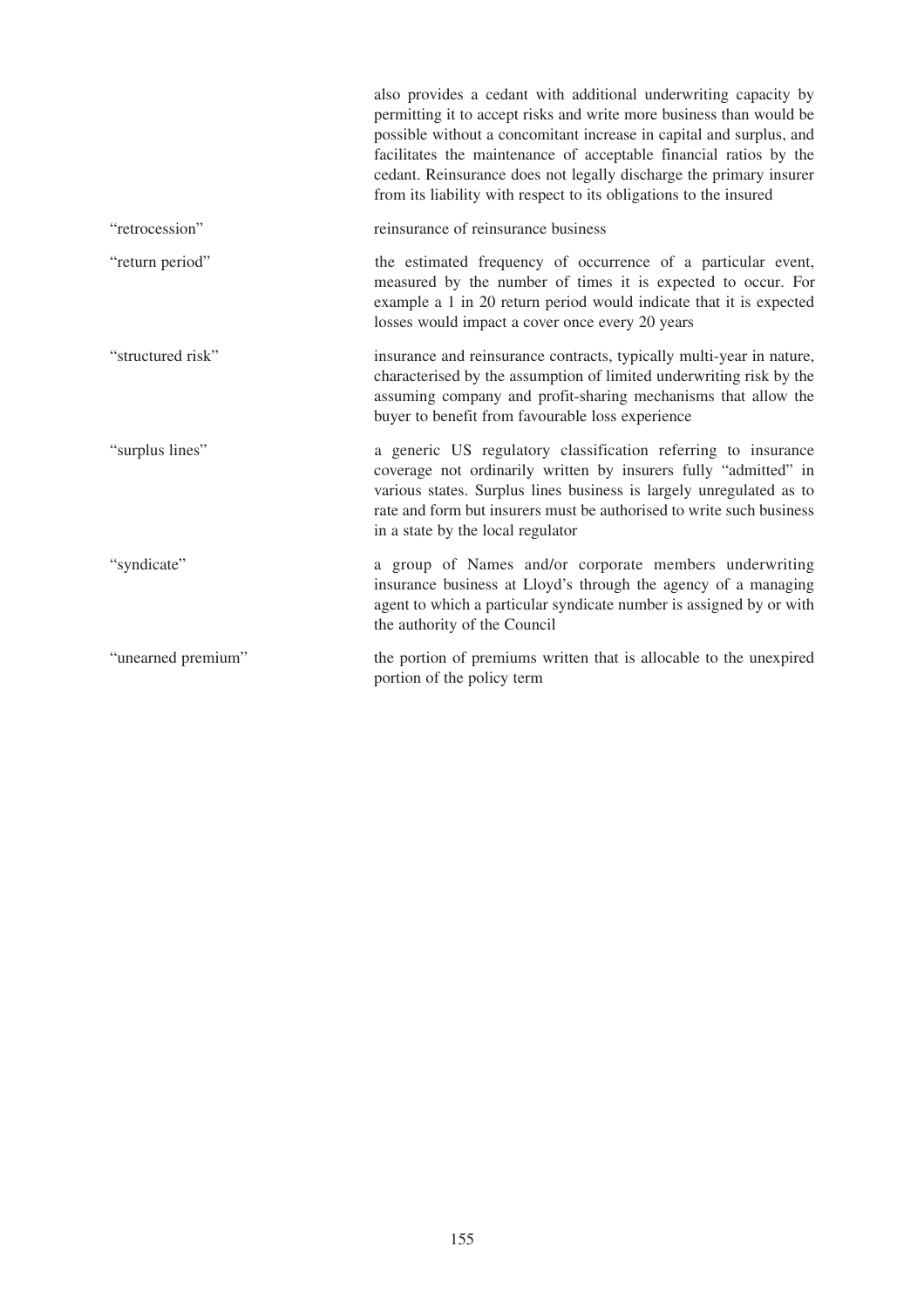| | |
|---|---|
| | also provides a cedant with additional underwriting capacity by permitting it to accept risks and write more business than would be possible without a concomitant increase in capital and surplus, and facilitates the maintenance of acceptable financial ratios by the cedant. Reinsurance does not legally discharge the primary insurer from its liability with respect to its obligations to the insured |
| "retrocession" | reinsurance of reinsurance business |
| "return period" | the estimated frequency of occurrence of a particular event, measured by the number of times it is expected to occur. For example a 1 in 20 return period would indicate that it is expected losses would impact a cover once every 20 years |
| "structured risk" | insurance and reinsurance contracts, typically multi-year in nature, characterised by the assumption of limited underwriting risk by the assuming company and profit-sharing mechanisms that allow the buyer to benefit from favourable loss experience |
| "surplus lines" | a generic US regulatory classification referring to insurance coverage not ordinarily written by insurers fully "admitted" in various states. Surplus lines business is largely unregulated as to rate and form but insurers must be authorised to write such business in a state by the local regulator |
| "syndicate" | a group of Names and/or corporate members underwriting insurance business at Lloyd's through the agency of a managing agent to which a particular syndicate number is assigned by or with the authority of the Council |
| "unearned premium" | the portion of premiums written that is allocable to the unexpired portion of the policy term |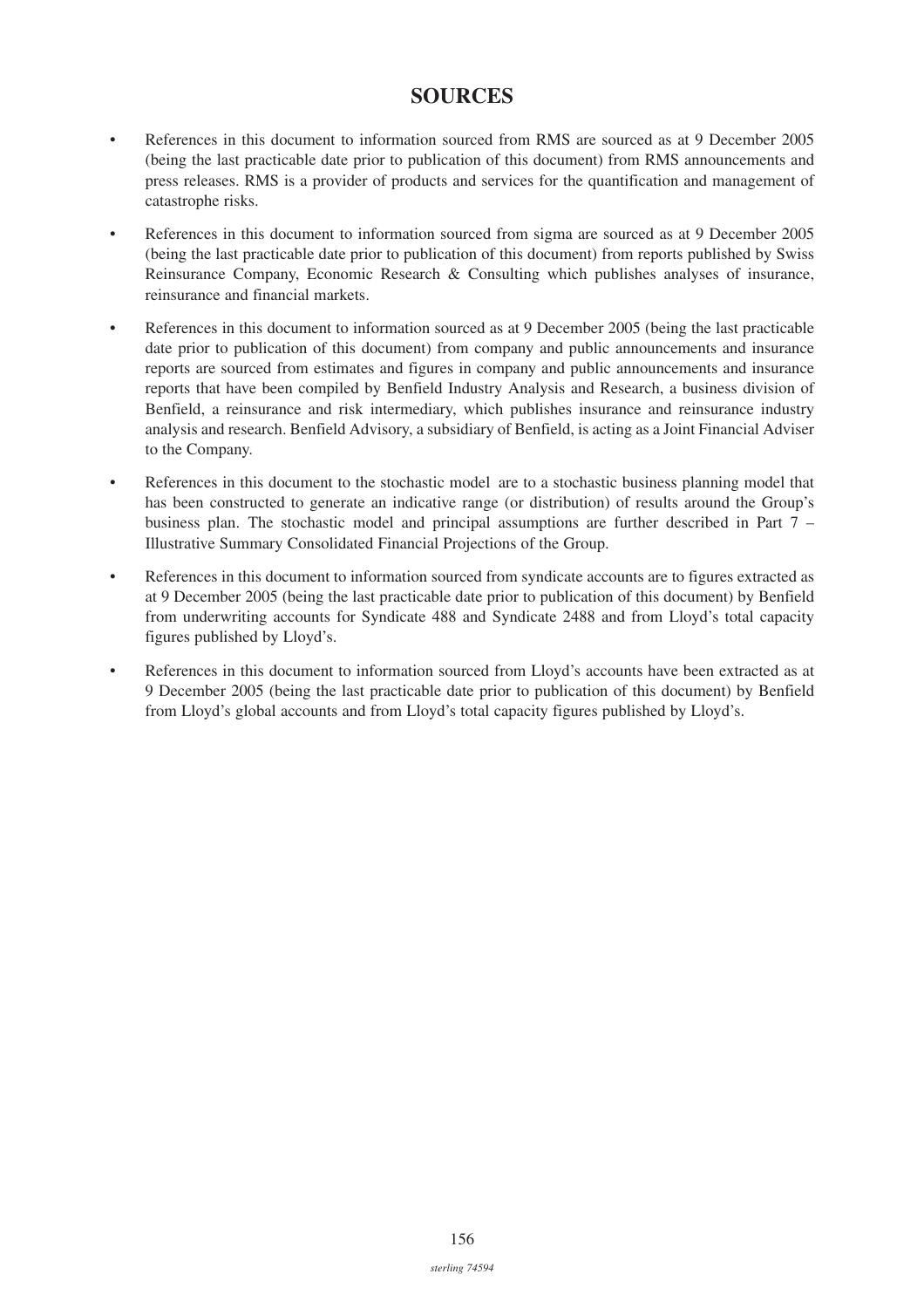# SOURCES

- References in this document to information sourced from RMS are sourced as at 9 December 2005 (being the last practicable date prior to publication of this document) from RMS announcements and press releases. RMS is a provider of products and services for the quantification and management of catastrophe risks.
- References in this document to information sourced from sigma are sourced as at 9 December 2005 (being the last practicable date prior to publication of this document) from reports published by Swiss Reinsurance Company, Economic Research & Consulting which publishes analyses of insurance, reinsurance and financial markets.
- References in this document to information sourced as at 9 December 2005 (being the last practicable date prior to publication of this document) from company and public announcements and insurance reports are sourced from estimates and figures in company and public announcements and insurance reports that have been compiled by Benfield Industry Analysis and Research, a business division of Benfield, a reinsurance and risk intermediary, which publishes insurance and reinsurance industry analysis and research. Benfield Advisory, a subsidiary of Benfield, is acting as a Joint Financial Adviser to the Company.
- References in this document to the stochastic model are to a stochastic business planning model that has been constructed to generate an indicative range (or distribution) of results around the Group's business plan. The stochastic model and principal assumptions are further described in Part 7 – Illustrative Summary Consolidated Financial Projections of the Group.
- References in this document to information sourced from syndicate accounts are to figures extracted as at 9 December 2005 (being the last practicable date prior to publication of this document) by Benfield from underwriting accounts for Syndicate 488 and Syndicate 2488 and from Lloyd's total capacity figures published by Lloyd's.
- References in this document to information sourced from Lloyd's accounts have been extracted as at 9 December 2005 (being the last practicable date prior to publication of this document) by Benfield from Lloyd's global accounts and from Lloyd's total capacity figures published by Lloyd's.